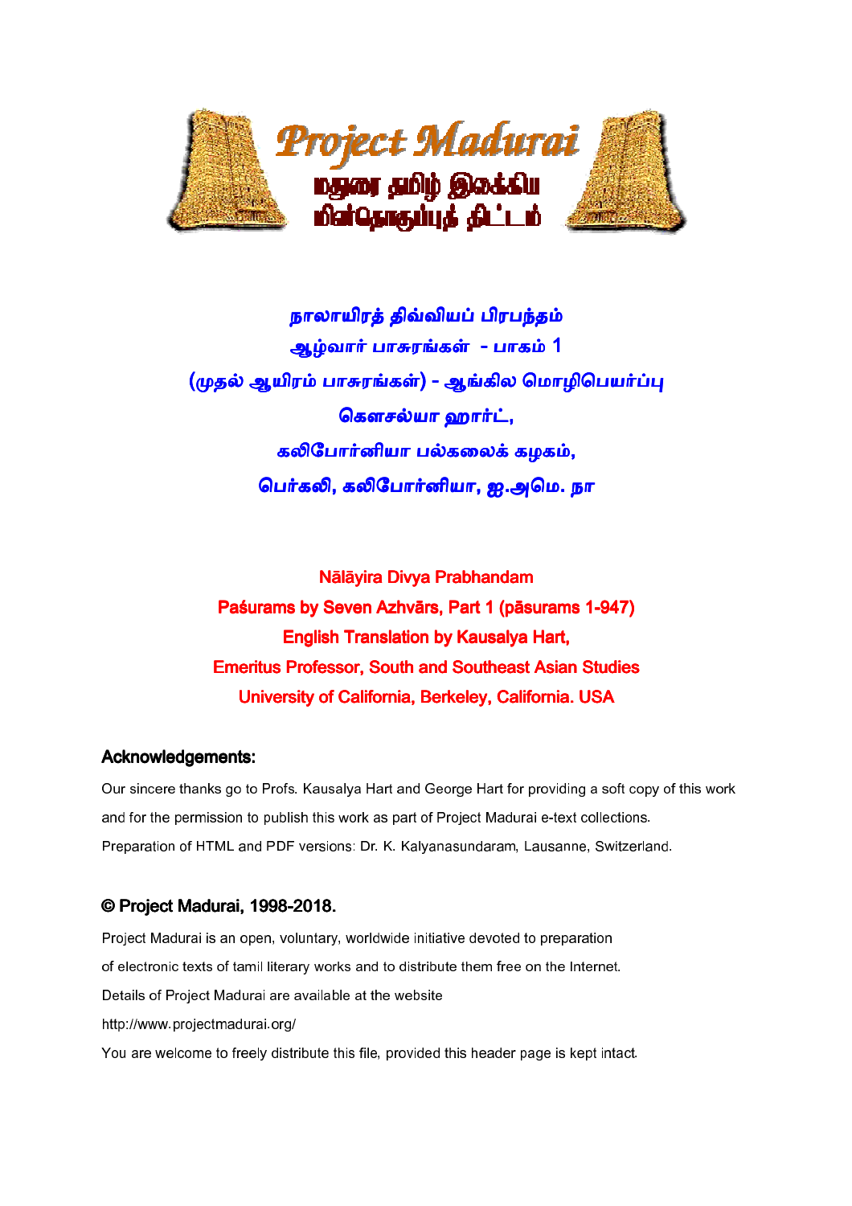Project Madurai

மதுரை தமிழ் இலக்கிய மின்தொகுப்புத் திட்டம்

நாலாயிரத் திவ்வியப் பிரபந்தம்
ஆழ்வார் பாசுரங்கள் - பாகம் 1
(முதல் ஆயிரம் பாசுரங்கள்) - ஆங்கில மொழிபெயர்ப்பு
கௌசல்யா ஹார்ட்,
கலிபோர்னியா பல்கலைக் கழகம்,
பெர்கலி, கலிபோர்னியா, ஐ.அமெ. நா

Nālāyira Divya Prabhandam
Paśurams by Seven Azhvārs, Part 1 (pāsurams 1-947)
English Translation by Kausalya Hart,
Emeritus Professor, South and Southeast Asian Studies
University of California, Berkeley, California. USA

## Acknowledgements:

Our sincere thanks go to Profs. Kausalya Hart and George Hart for providing a soft copy of this work and for the permission to publish this work as part of Project Madurai e-text collections.
Preparation of HTML and PDF versions: Dr. K. Kalyanasundaram, Lausanne, Switzerland.

## © Project Madurai, 1998-2018.

Project Madurai is an open, voluntary, worldwide initiative devoted to preparation of electronic texts of tamil literary works and to distribute them free on the Internet.
Details of Project Madurai are available at the website
http://www.projectmadurai.org/
You are welcome to freely distribute this file, provided this header page is kept intact.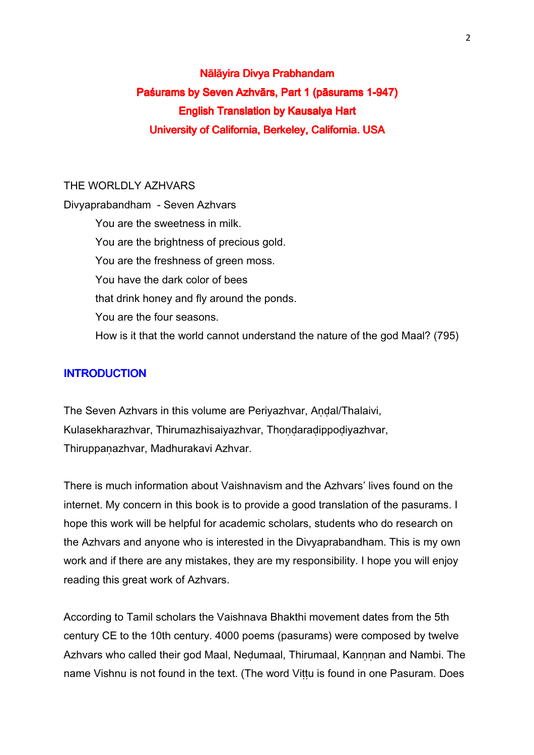# Nālāyira Divya Prabhandam
# Paśurams by Seven Azhvārs, Part 1 (pāsurams 1-947)
# English Translation by Kausalya Hart
# University of California, Berkeley, California. USA

THE WORLDLY AZHVARS

Divyaprabandham - Seven Azhvars

> You are the sweetness in milk.
> You are the brightness of precious gold.
> You are the freshness of green moss.
> You have the dark color of bees
> that drink honey and fly around the ponds.
> You are the four seasons.
> How is it that the world cannot understand the nature of the god Maal? (795)

## INTRODUCTION

The Seven Azhvars in this volume are Periyazhvar, Aṇḍal/Thalaivi, Kulasekharazhvar, Thirumazhisaiyazhvar, Thoṇḍaraḍippoḍiyazhvar, Thiruppaṇazhvar, Madhurakavi Azhvar.

There is much information about Vaishnavism and the Azhvars' lives found on the internet. My concern in this book is to provide a good translation of the pasurams. I hope this work will be helpful for academic scholars, students who do research on the Azhvars and anyone who is interested in the Divyaprabandham. This is my own work and if there are any mistakes, they are my responsibility. I hope you will enjoy reading this great work of Azhvars.

According to Tamil scholars the Vaishnava Bhakthi movement dates from the 5th century CE to the 10th century. 4000 poems (pasurams) were composed by twelve Azhvars who called their god Maal, Neḍumaal, Thirumaal, Kaṇṇan and Nambi. The name Vishnu is not found in the text. (The word Viṭṭu is found in one Pasuram. Does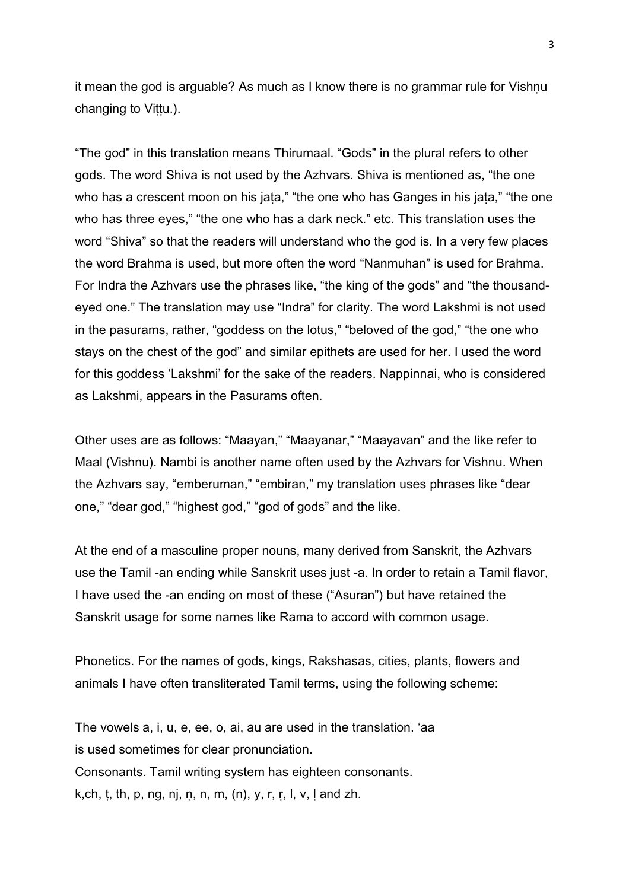it mean the god is arguable? As much as I know there is no grammar rule for Vishṇu changing to Viṭṭu.).

“The god” in this translation means Thirumaal. “Gods” in the plural refers to other gods. The word Shiva is not used by the Azhvars. Shiva is mentioned as, “the one who has a crescent moon on his jaṭa,” “the one who has Ganges in his jaṭa,” “the one who has three eyes,” “the one who has a dark neck.” etc. This translation uses the word “Shiva” so that the readers will understand who the god is. In a very few places the word Brahma is used, but more often the word “Nanmuhan” is used for Brahma. For Indra the Azhvars use the phrases like, “the king of the gods” and “the thousand-eyed one.” The translation may use “Indra” for clarity. The word Lakshmi is not used in the pasurams, rather, “goddess on the lotus,” “beloved of the god,” “the one who stays on the chest of the god” and similar epithets are used for her. I used the word for this goddess ‘Lakshmi’ for the sake of the readers. Nappinnai, who is considered as Lakshmi, appears in the Pasurams often.

Other uses are as follows: “Maayan,” “Maayanar,” “Maayavan” and the like refer to Maal (Vishnu). Nambi is another name often used by the Azhvars for Vishnu. When the Azhvars say, “emberuman,” “embiran,” my translation uses phrases like “dear one,” “dear god,” “highest god,” “god of gods” and the like.

At the end of a masculine proper nouns, many derived from Sanskrit, the Azhvars use the Tamil -an ending while Sanskrit uses just -a. In order to retain a Tamil flavor, I have used the -an ending on most of these (“Asuran”) but have retained the Sanskrit usage for some names like Rama to accord with common usage.

Phonetics. For the names of gods, kings, Rakshasas, cities, plants, flowers and animals I have often transliterated Tamil terms, using the following scheme:

The vowels a, i, u, e, ee, o, ai, au are used in the translation. ‘aa
is used sometimes for clear pronunciation.
Consonants. Tamil writing system has eighteen consonants.
k,ch, ṭ, th, p, ng, nj, ṇ, n, m, (n), y, r, ṛ, l, v, ḷ and zh.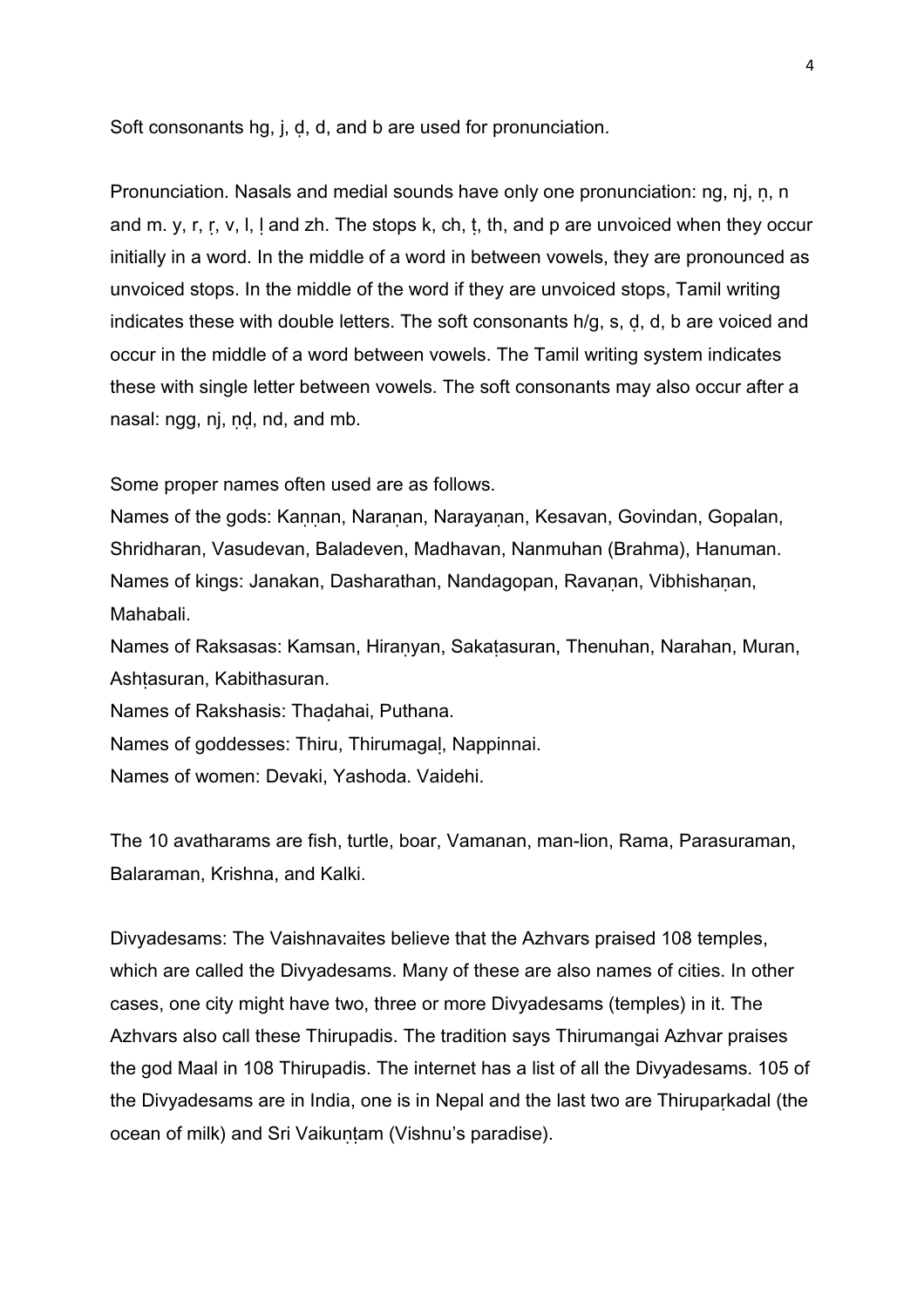Soft consonants hg, j, ḍ, d, and b are used for pronunciation.

Pronunciation. Nasals and medial sounds have only one pronunciation: ng, nj, ṇ, n and m. y, r, ṛ, v, l, ḷ and zh. The stops k, ch, ṭ, th, and p are unvoiced when they occur initially in a word. In the middle of a word in between vowels, they are pronounced as unvoiced stops. In the middle of the word if they are unvoiced stops, Tamil writing indicates these with double letters. The soft consonants h/g, s, ḍ, d, b are voiced and occur in the middle of a word between vowels. The Tamil writing system indicates these with single letter between vowels. The soft consonants may also occur after a nasal: ngg, nj, ṇḍ, nd, and mb.

Some proper names often used are as follows.
Names of the gods: Kaṇṇan, Naraṇan, Narayaṇan, Kesavan, Govindan, Gopalan, Shridharan, Vasudevan, Baladeven, Madhavan, Nanmuhan (Brahma), Hanuman.
Names of kings: Janakan, Dasharathan, Nandagopan, Ravaṇan, Vibhishaṇan, Mahabali.
Names of Raksasas: Kamsan, Hiraṇyan, Sakaṭasuran, Thenuhan, Narahan, Muran, Ashṭasuran, Kabithasuran.
Names of Rakshasis: Thaḍahai, Puthana.
Names of goddesses: Thiru, Thirumagaḷ, Nappinnai.
Names of women: Devaki, Yashoda. Vaidehi.

The 10 avatharams are fish, turtle, boar, Vamanan, man-lion, Rama, Parasuraman, Balaraman, Krishna, and Kalki.

Divyadesams: The Vaishnavaites believe that the Azhvars praised 108 temples, which are called the Divyadesams. Many of these are also names of cities. In other cases, one city might have two, three or more Divyadesams (temples) in it. The Azhvars also call these Thirupadis. The tradition says Thirumangai Azhvar praises the god Maal in 108 Thirupadis. The internet has a list of all the Divyadesams. 105 of the Divyadesams are in India, one is in Nepal and the last two are Thirupaṛkadal (the ocean of milk) and Sri Vaikuṇṭam (Vishnu's paradise).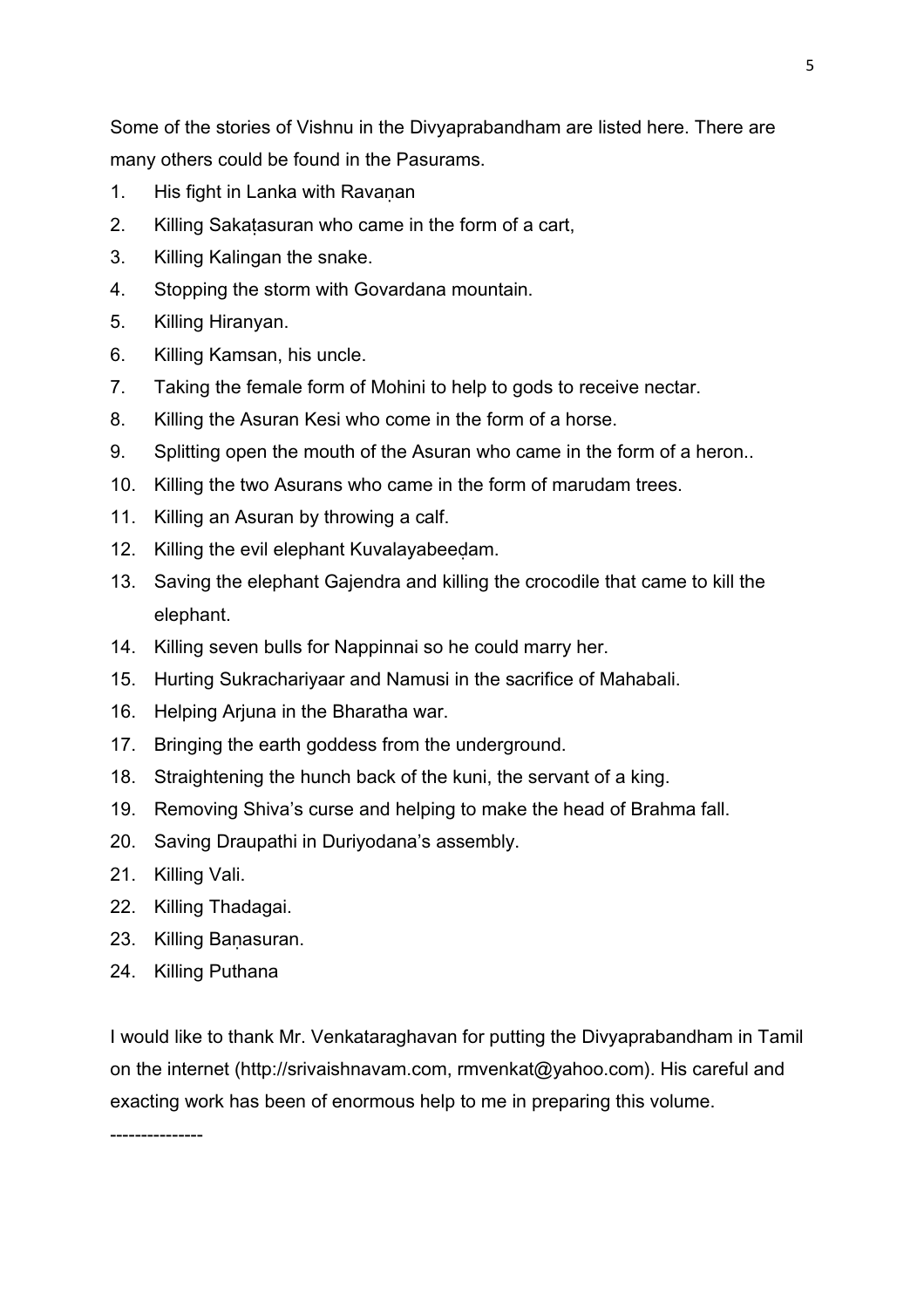Some of the stories of Vishnu in the Divyaprabandham are listed here. There are many others could be found in the Pasurams.

1. His fight in Lanka with Ravaṇan
2. Killing Sakaṭasuran who came in the form of a cart,
3. Killing Kalingan the snake.
4. Stopping the storm with Govardana mountain.
5. Killing Hiranyan.
6. Killing Kamsan, his uncle.
7. Taking the female form of Mohini to help to gods to receive nectar.
8. Killing the Asuran Kesi who come in the form of a horse.
9. Splitting open the mouth of the Asuran who came in the form of a heron..
10. Killing the two Asurans who came in the form of marudam trees.
11. Killing an Asuran by throwing a calf.
12. Killing the evil elephant Kuvalayabeeḍam.
13. Saving the elephant Gajendra and killing the crocodile that came to kill the elephant.
14. Killing seven bulls for Nappinnai so he could marry her.
15. Hurting Sukrachariyaar and Namusi in the sacrifice of Mahabali.
16. Helping Arjuna in the Bharatha war.
17. Bringing the earth goddess from the underground.
18. Straightening the hunch back of the kuni, the servant of a king.
19. Removing Shiva's curse and helping to make the head of Brahma fall.
20. Saving Draupathi in Duriyodana's assembly.
21. Killing Vali.
22. Killing Thadagai.
23. Killing Baṇasuran.
24. Killing Puthana

I would like to thank Mr. Venkataraghavan for putting the Divyaprabandham in Tamil on the internet (http://srivaishnavam.com, rmvenkat@yahoo.com). His careful and exacting work has been of enormous help to me in preparing this volume.

---------------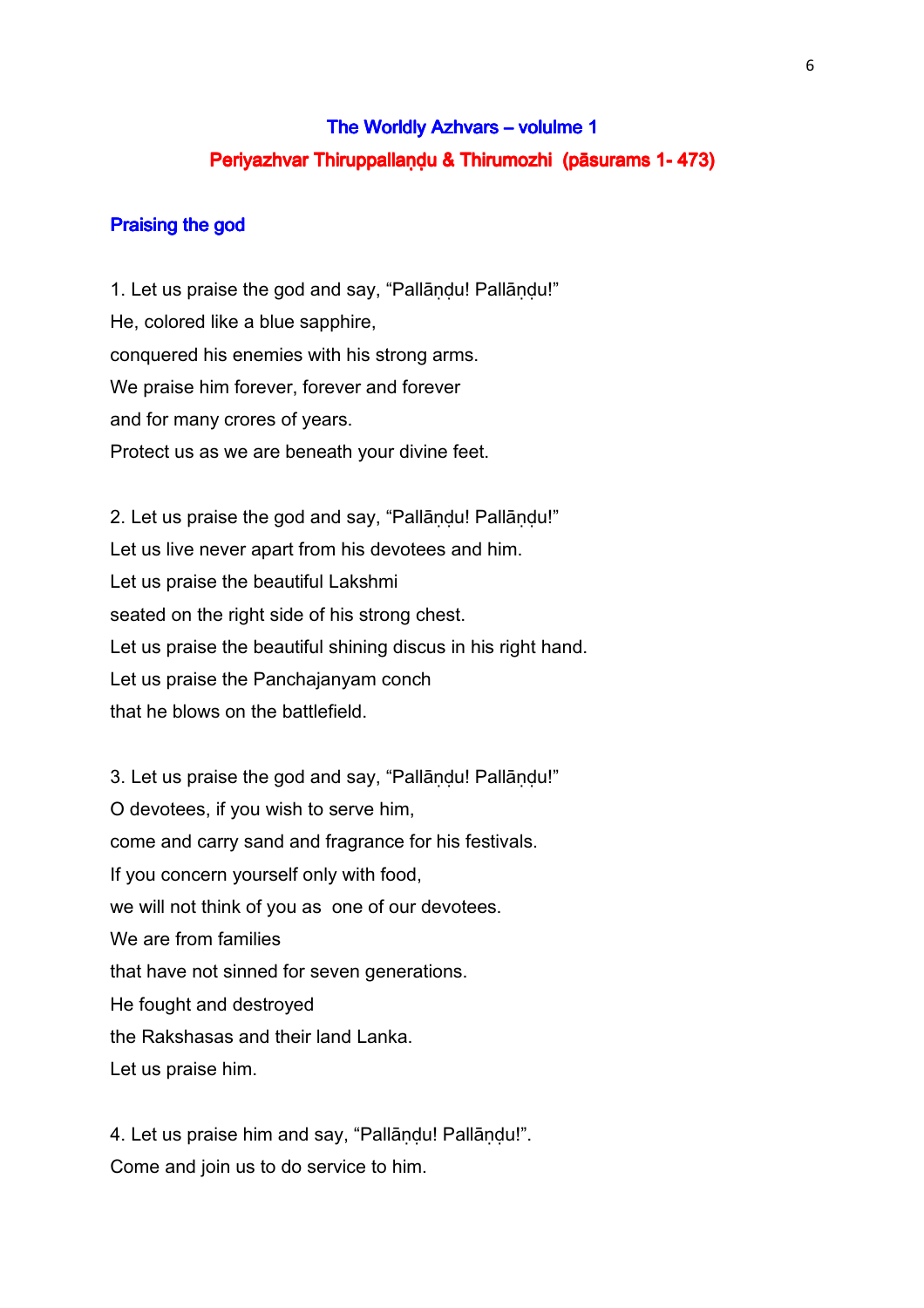## The Worldly Azhvars – volulme 1

## Periyazhvar Thiruppallaṇḍu & Thirumozhi (pāsurams 1- 473)

### Praising the god

1. Let us praise the god and say, "Pallāṇḍu! Pallāṇḍu!"
He, colored like a blue sapphire,
conquered his enemies with his strong arms.
We praise him forever, forever and forever
and for many crores of years.
Protect us as we are beneath your divine feet.

2. Let us praise the god and say, "Pallāṇḍu! Pallāṇḍu!"
Let us live never apart from his devotees and him.
Let us praise the beautiful Lakshmi
seated on the right side of his strong chest.
Let us praise the beautiful shining discus in his right hand.
Let us praise the Panchajanyam conch
that he blows on the battlefield.

3. Let us praise the god and say, "Pallāṇḍu! Pallāṇḍu!"
O devotees, if you wish to serve him,
come and carry sand and fragrance for his festivals.
If you concern yourself only with food,
we will not think of you as one of our devotees.
We are from families
that have not sinned for seven generations.
He fought and destroyed
the Rakshasas and their land Lanka.
Let us praise him.

4. Let us praise him and say, "Pallāṇḍu! Pallāṇḍu!".
Come and join us to do service to him.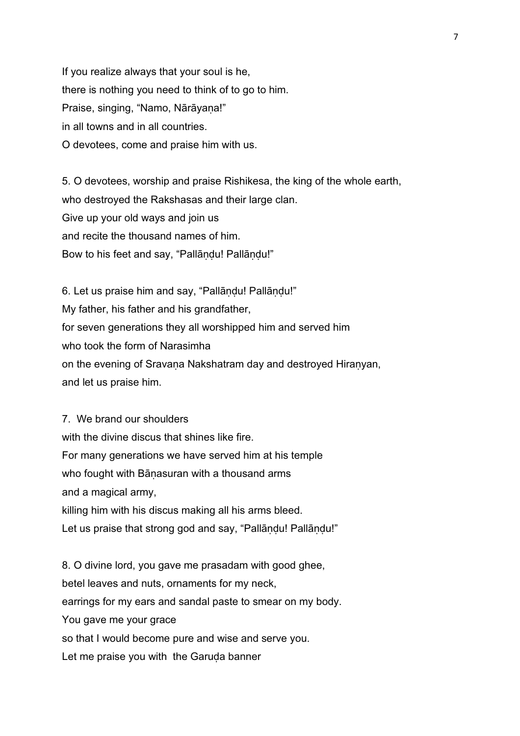If you realize always that your soul is he,  
there is nothing you need to think of to go to him.  
Praise, singing, “Namo, Nārāyaṇa!”  
in all towns and in all countries.  
O devotees, come and praise him with us.

5. O devotees, worship and praise Rishikesa, the king of the whole earth,  
who destroyed the Rakshasas and their large clan.  
Give up your old ways and join us  
and recite the thousand names of him.  
Bow to his feet and say, “Pallāṇḍu! Pallāṇḍu!”

6. Let us praise him and say, “Pallāṇḍu! Pallāṇḍu!”  
My father, his father and his grandfather,  
for seven generations they all worshipped him and served him  
who took the form of Narasimha  
on the evening of Sravaṇa Nakshatram day and destroyed Hiraṇyan,  
and let us praise him.

7. We brand our shoulders  
with the divine discus that shines like fire.  
For many generations we have served him at his temple  
who fought with Bāṇasuran with a thousand arms  
and a magical army,  
killing him with his discus making all his arms bleed.  
Let us praise that strong god and say, “Pallāṇḍu! Pallāṇḍu!”

8. O divine lord, you gave me prasadam with good ghee,  
betel leaves and nuts, ornaments for my neck,  
earrings for my ears and sandal paste to smear on my body.  
You gave me your grace  
so that I would become pure and wise and serve you.  
Let me praise you with the Garuḍa banner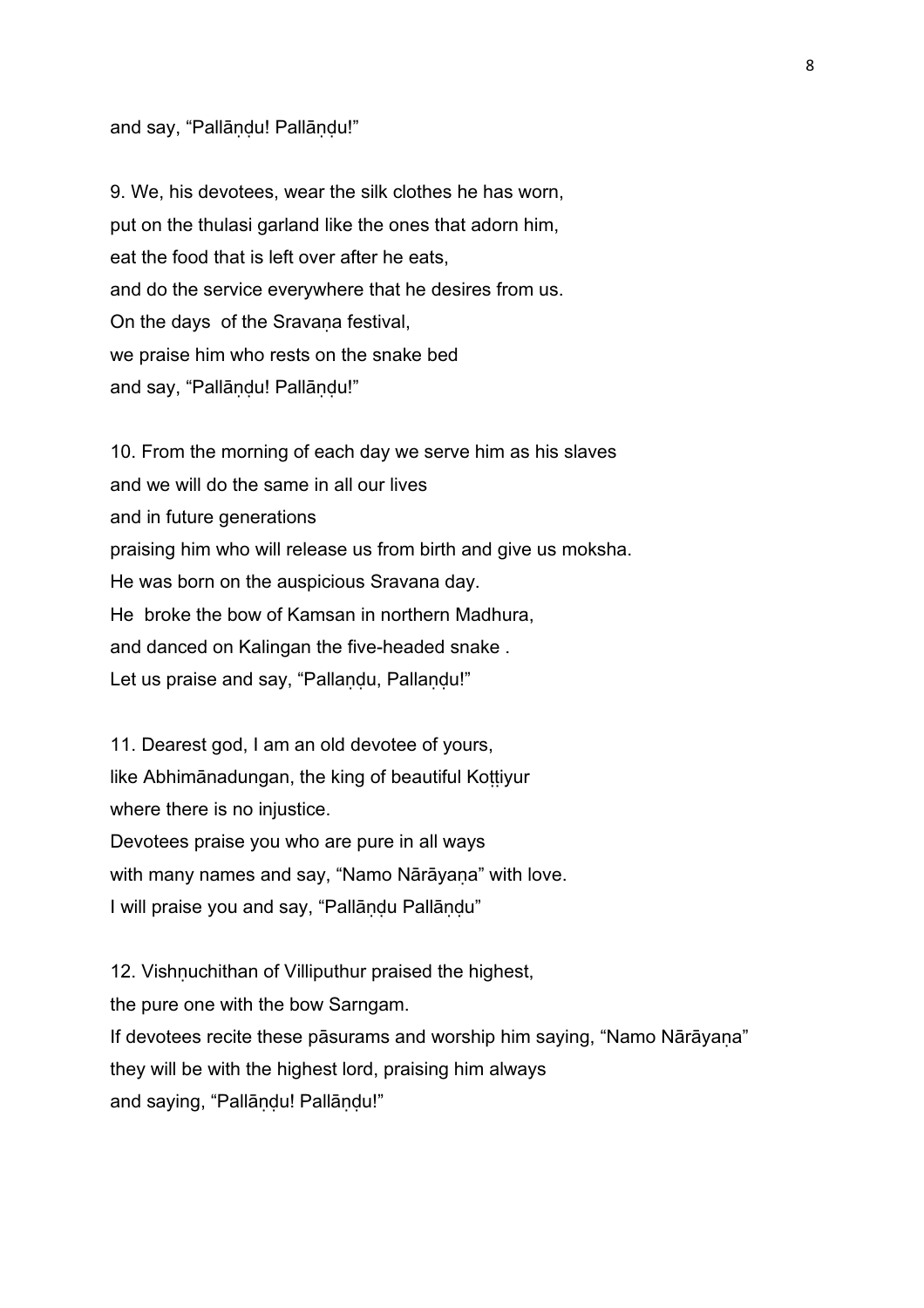and say, “Pallāṇḍu! Pallāṇḍu!”

9. We, his devotees, wear the silk clothes he has worn,
put on the thulasi garland like the ones that adorn him,
eat the food that is left over after he eats,
and do the service everywhere that he desires from us.
On the days of the Sravaṇa festival,
we praise him who rests on the snake bed
and say, “Pallāṇḍu! Pallāṇḍu!”

10. From the morning of each day we serve him as his slaves
and we will do the same in all our lives
and in future generations
praising him who will release us from birth and give us moksha.
He was born on the auspicious Sravana day.
He broke the bow of Kamsan in northern Madhura,
and danced on Kalingan the five-headed snake .
Let us praise and say, “Pallaṇḍu, Pallaṇḍu!”

11. Dearest god, I am an old devotee of yours,
like Abhimānadungan, the king of beautiful Koṭṭiyur
where there is no injustice.
Devotees praise you who are pure in all ways
with many names and say, “Namo Nārāyaṇa” with love.
I will praise you and say, “Pallāṇḍu Pallāṇḍu”

12. Vishṇuchithan of Villiputhur praised the highest,
the pure one with the bow Sarngam.
If devotees recite these pāsurams and worship him saying, “Namo Nārāyaṇa”
they will be with the highest lord, praising him always
and saying, “Pallāṇḍu! Pallāṇḍu!”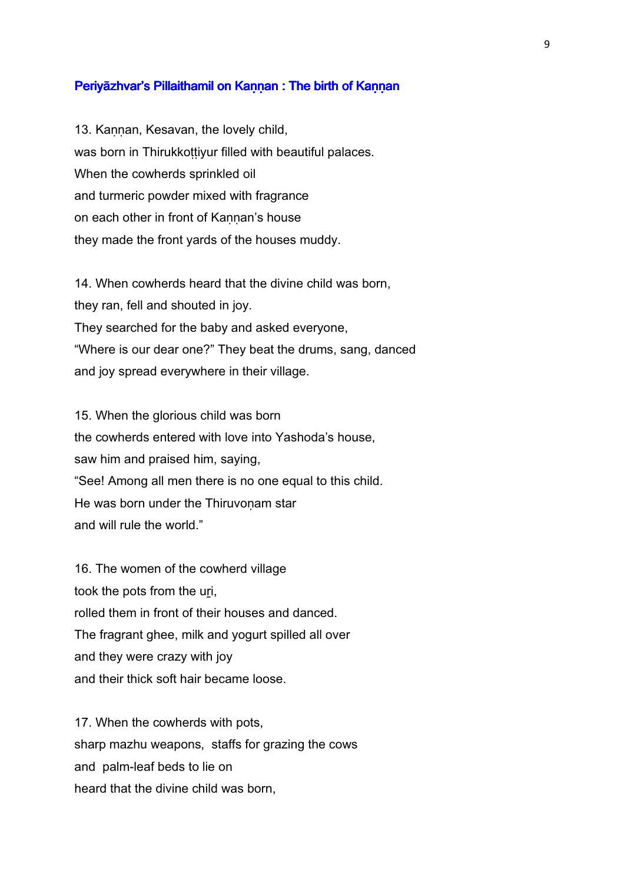## Periyāzhvar's Pillaithamil on Kaṇṇan : The birth of Kaṇṇan

13. Kaṇṇan, Kesavan, the lovely child,
was born in Thirukkoṭṭiyur filled with beautiful palaces.
When the cowherds sprinkled oil
and turmeric powder mixed with fragrance
on each other in front of Kaṇṇan's house
they made the front yards of the houses muddy.

14. When cowherds heard that the divine child was born,
they ran, fell and shouted in joy.
They searched for the baby and asked everyone,
"Where is our dear one?" They beat the drums, sang, danced
and joy spread everywhere in their village.

15. When the glorious child was born
the cowherds entered with love into Yashoda's house,
saw him and praised him, saying,
"See! Among all men there is no one equal to this child.
He was born under the Thiruvoṇam star
and will rule the world."

16. The women of the cowherd village
took the pots from the uṟi,
rolled them in front of their houses and danced.
The fragrant ghee, milk and yogurt spilled all over
and they were crazy with joy
and their thick soft hair became loose.

17. When the cowherds with pots,
sharp mazhu weapons, staffs for grazing the cows
and palm-leaf beds to lie on
heard that the divine child was born,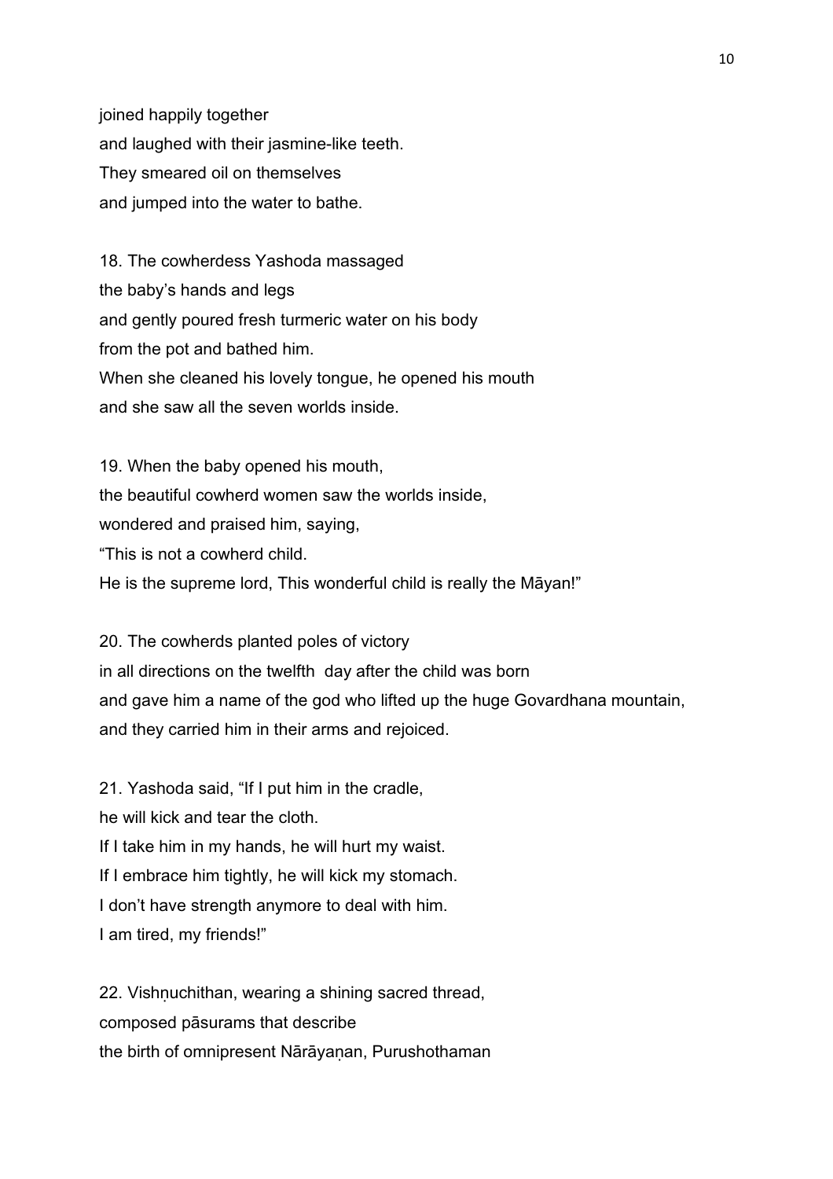joined happily together
and laughed with their jasmine-like teeth.
They smeared oil on themselves
and jumped into the water to bathe.

18. The cowherdess Yashoda massaged
the baby's hands and legs
and gently poured fresh turmeric water on his body
from the pot and bathed him.
When she cleaned his lovely tongue, he opened his mouth
and she saw all the seven worlds inside.

19. When the baby opened his mouth,
the beautiful cowherd women saw the worlds inside,
wondered and praised him, saying,
"This is not a cowherd child.
He is the supreme lord, This wonderful child is really the Māyan!"

20. The cowherds planted poles of victory
in all directions on the twelfth day after the child was born
and gave him a name of the god who lifted up the huge Govardhana mountain,
and they carried him in their arms and rejoiced.

21. Yashoda said, "If I put him in the cradle,
he will kick and tear the cloth.
If I take him in my hands, he will hurt my waist.
If I embrace him tightly, he will kick my stomach.
I don't have strength anymore to deal with him.
I am tired, my friends!"

22. Vishṇuchithan, wearing a shining sacred thread,
composed pāsurams that describe
the birth of omnipresent Nārāyaṇan, Purushothaman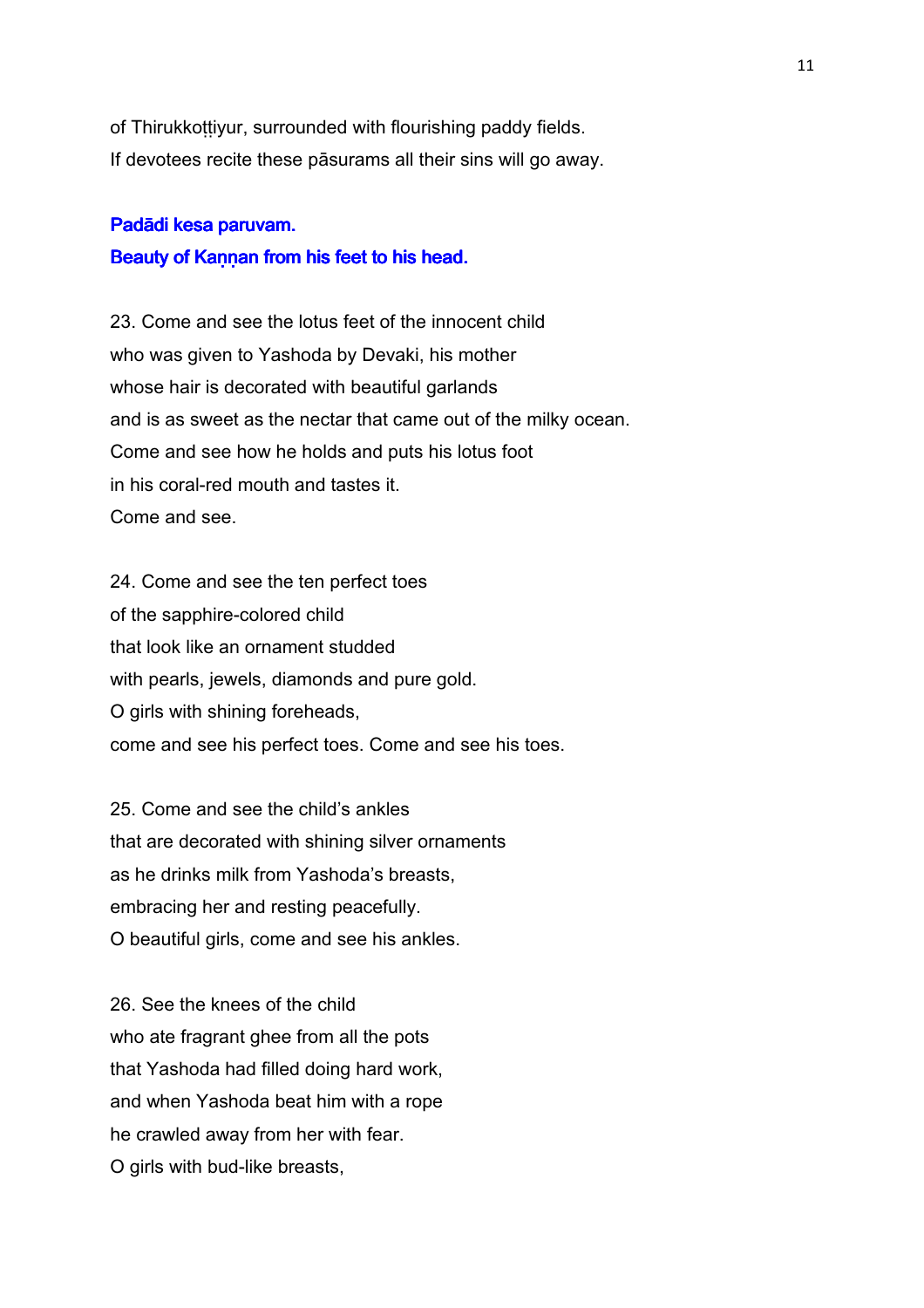of Thirukkoṭṭiyur, surrounded with flourishing paddy fields.
If devotees recite these pāsurams all their sins will go away.

### Padādi kesa paruvam.
### Beauty of Kaṇṇan from his feet to his head.

23. Come and see the lotus feet of the innocent child
who was given to Yashoda by Devaki, his mother
whose hair is decorated with beautiful garlands
and is as sweet as the nectar that came out of the milky ocean.
Come and see how he holds and puts his lotus foot
in his coral-red mouth and tastes it.
Come and see.

24. Come and see the ten perfect toes
of the sapphire-colored child
that look like an ornament studded
with pearls, jewels, diamonds and pure gold.
O girls with shining foreheads,
come and see his perfect toes. Come and see his toes.

25. Come and see the child's ankles
that are decorated with shining silver ornaments
as he drinks milk from Yashoda's breasts,
embracing her and resting peacefully.
O beautiful girls, come and see his ankles.

26. See the knees of the child
who ate fragrant ghee from all the pots
that Yashoda had filled doing hard work,
and when Yashoda beat him with a rope
he crawled away from her with fear.
O girls with bud-like breasts,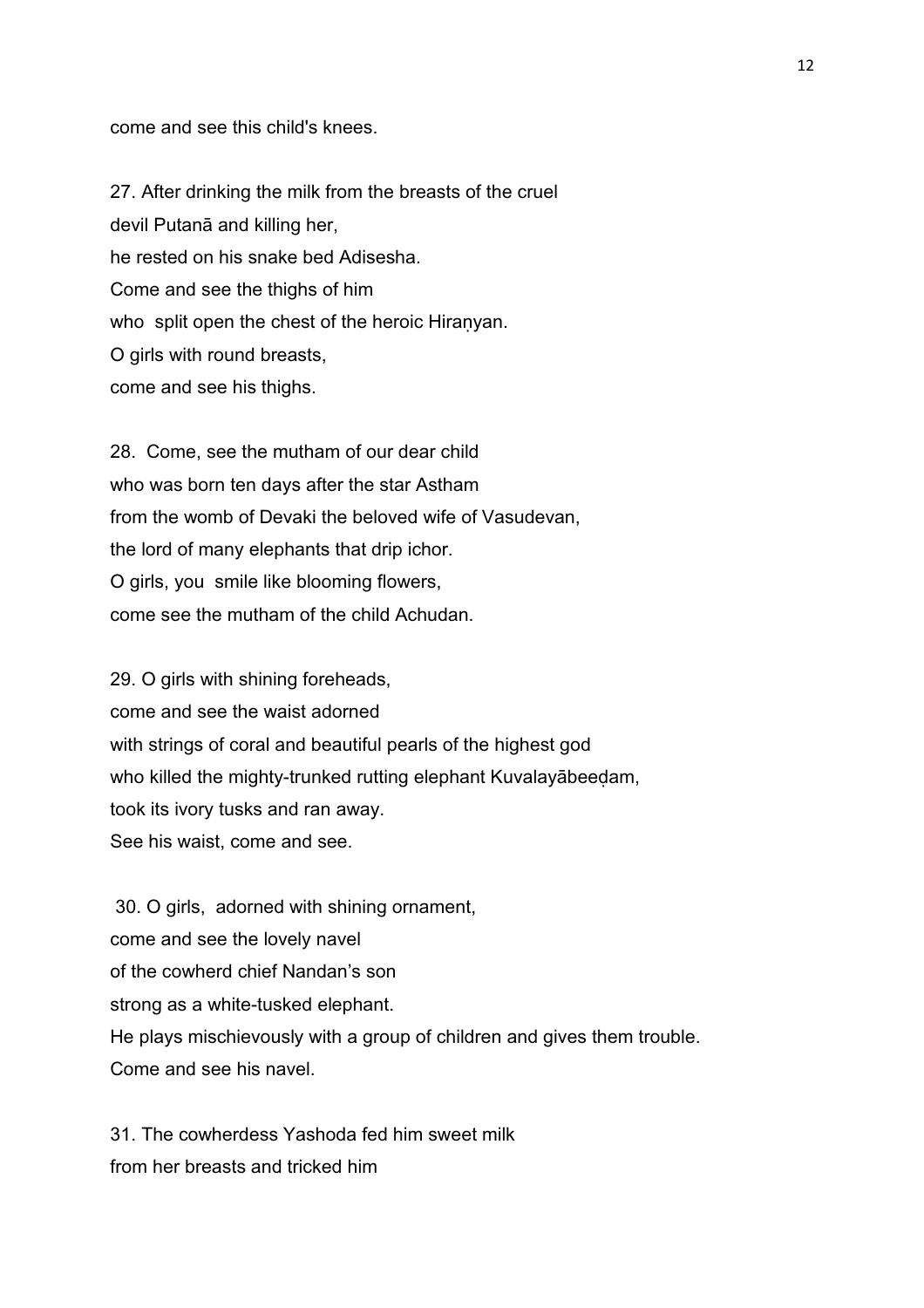come and see this child's knees.

27. After drinking the milk from the breasts of the cruel
devil Putanā and killing her,
he rested on his snake bed Adisesha.
Come and see the thighs of him
who split open the chest of the heroic Hiraṇyan.
O girls with round breasts,
come and see his thighs.

28. Come, see the mutham of our dear child
who was born ten days after the star Astham
from the womb of Devaki the beloved wife of Vasudevan,
the lord of many elephants that drip ichor.
O girls, you smile like blooming flowers,
come see the mutham of the child Achudan.

29. O girls with shining foreheads,
come and see the waist adorned
with strings of coral and beautiful pearls of the highest god
who killed the mighty-trunked rutting elephant Kuvalayābeeḍam,
took its ivory tusks and ran away.
See his waist, come and see.

30. O girls, adorned with shining ornament,
come and see the lovely navel
of the cowherd chief Nandan's son
strong as a white-tusked elephant.
He plays mischievously with a group of children and gives them trouble.
Come and see his navel.

31. The cowherdess Yashoda fed him sweet milk
from her breasts and tricked him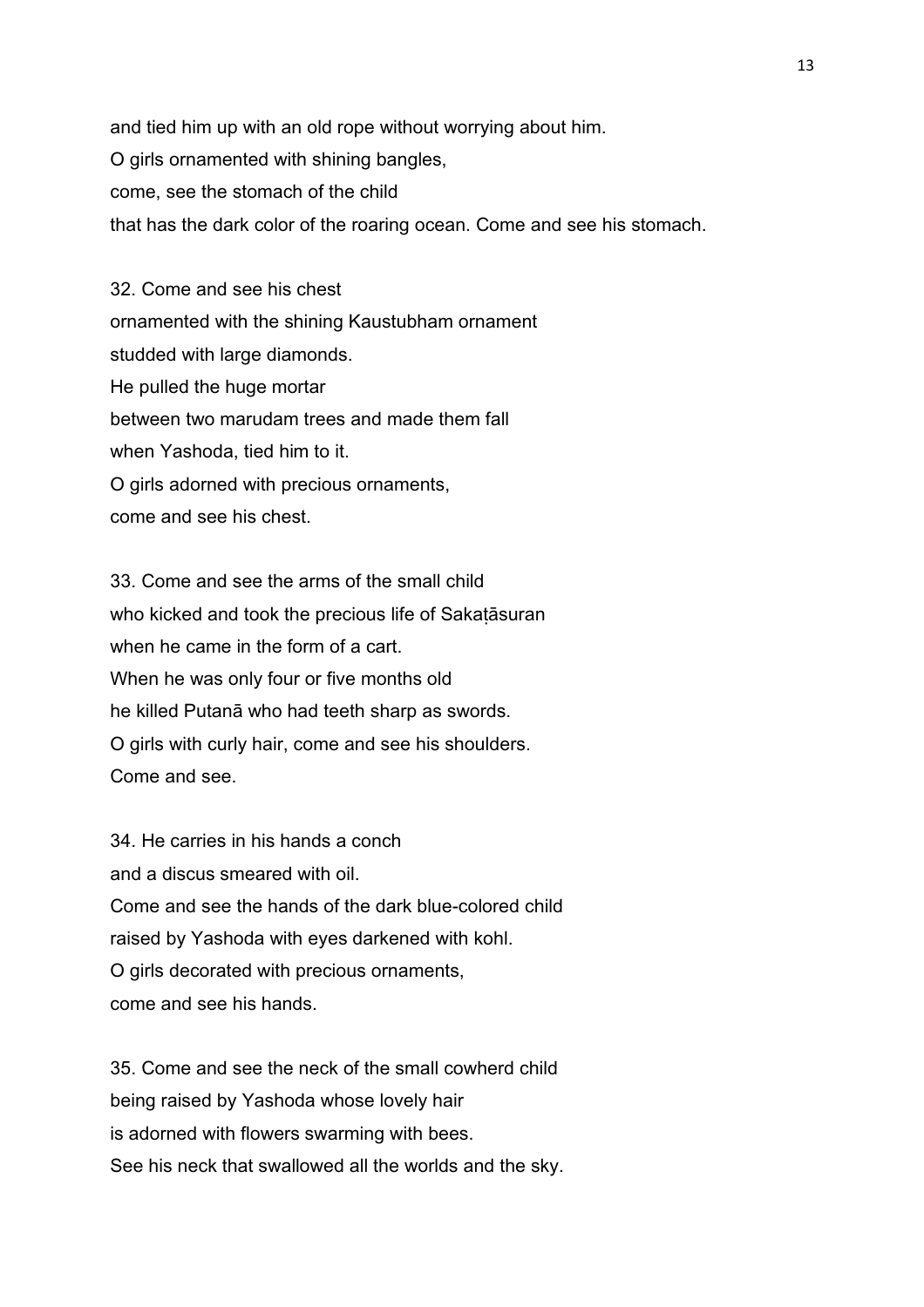and tied him up with an old rope without worrying about him.
O girls ornamented with shining bangles,
come, see the stomach of the child
that has the dark color of the roaring ocean. Come and see his stomach.

32. Come and see his chest
ornamented with the shining Kaustubham ornament
studded with large diamonds.
He pulled the huge mortar
between two marudam trees and made them fall
when Yashoda, tied him to it.
O girls adorned with precious ornaments,
come and see his chest.

33. Come and see the arms of the small child
who kicked and took the precious life of Sakaṭāsuran
when he came in the form of a cart.
When he was only four or five months old
he killed Putanā who had teeth sharp as swords.
O girls with curly hair, come and see his shoulders.
Come and see.

34. He carries in his hands a conch
and a discus smeared with oil.
Come and see the hands of the dark blue-colored child
raised by Yashoda with eyes darkened with kohl.
O girls decorated with precious ornaments,
come and see his hands.

35. Come and see the neck of the small cowherd child
being raised by Yashoda whose lovely hair
is adorned with flowers swarming with bees.
See his neck that swallowed all the worlds and the sky.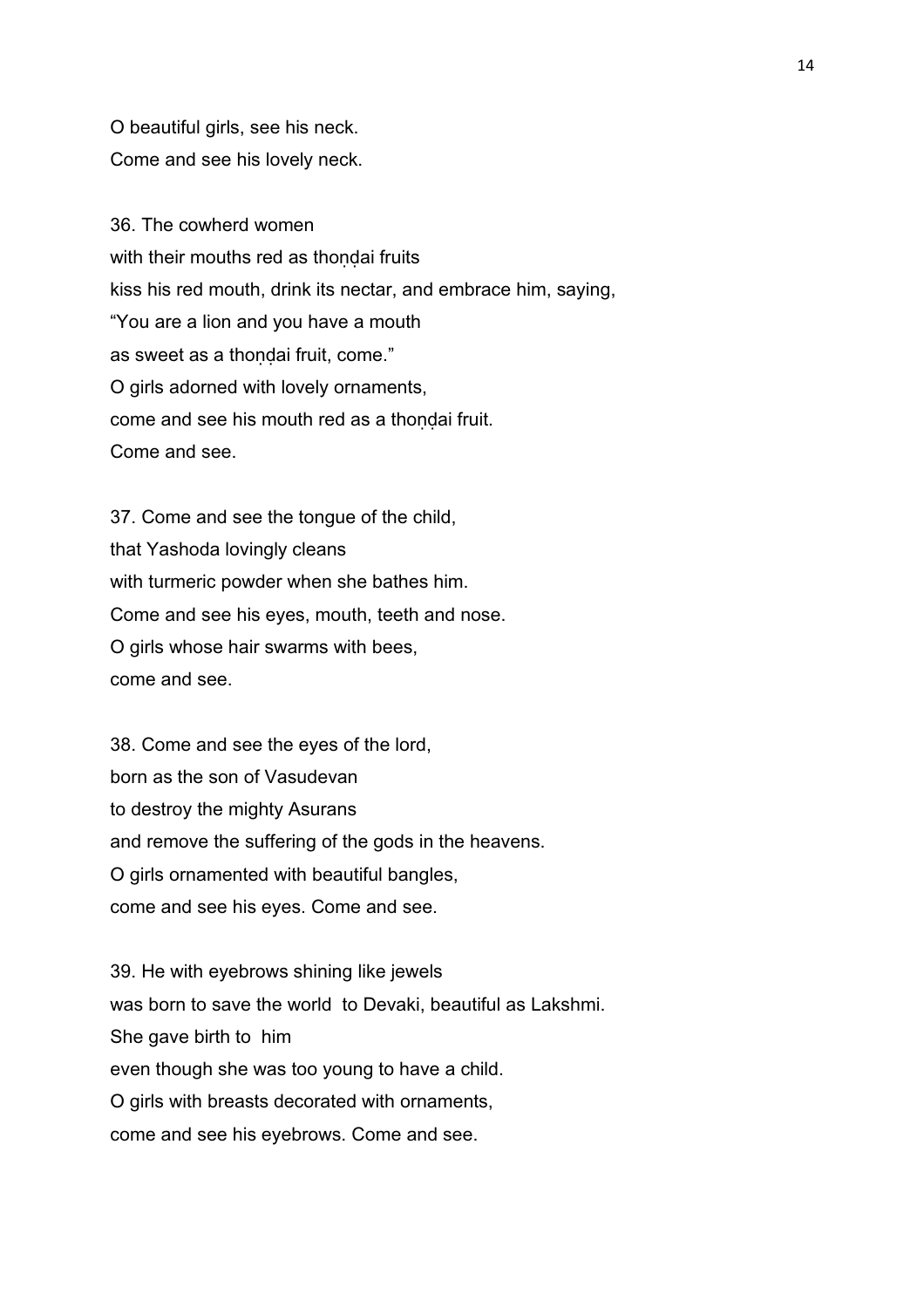O beautiful girls, see his neck.
Come and see his lovely neck.

36. The cowherd women
with their mouths red as thoṇḍai fruits
kiss his red mouth, drink its nectar, and embrace him, saying,
“You are a lion and you have a mouth
as sweet as a thoṇḍai fruit, come.”
O girls adorned with lovely ornaments,
come and see his mouth red as a thoṇḍai fruit.
Come and see.

37. Come and see the tongue of the child,
that Yashoda lovingly cleans
with turmeric powder when she bathes him.
Come and see his eyes, mouth, teeth and nose.
O girls whose hair swarms with bees,
come and see.

38. Come and see the eyes of the lord,
born as the son of Vasudevan
to destroy the mighty Asurans
and remove the suffering of the gods in the heavens.
O girls ornamented with beautiful bangles,
come and see his eyes. Come and see.

39. He with eyebrows shining like jewels
was born to save the world to Devaki, beautiful as Lakshmi.
She gave birth to him
even though she was too young to have a child.
O girls with breasts decorated with ornaments,
come and see his eyebrows. Come and see.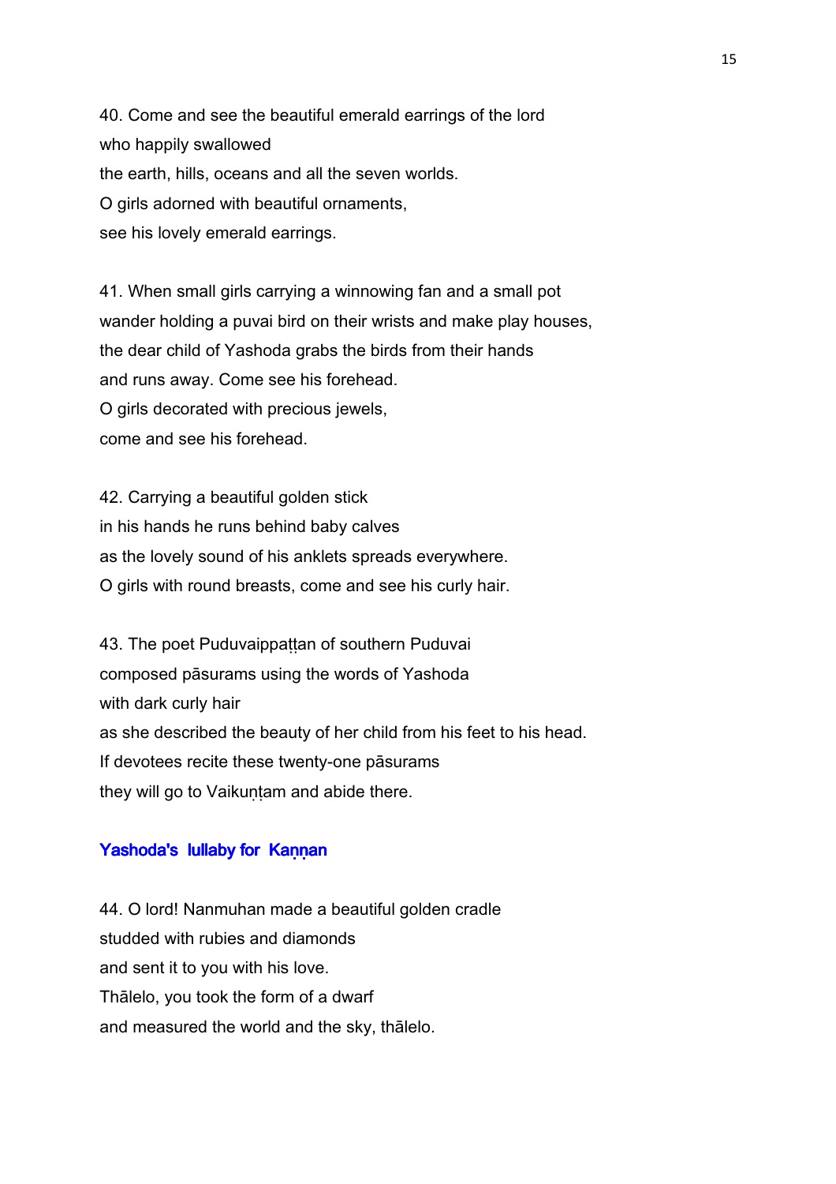40. Come and see the beautiful emerald earrings of the lord
who happily swallowed
the earth, hills, oceans and all the seven worlds.
O girls adorned with beautiful ornaments,
see his lovely emerald earrings.

41. When small girls carrying a winnowing fan and a small pot
wander holding a puvai bird on their wrists and make play houses,
the dear child of Yashoda grabs the birds from their hands
and runs away. Come see his forehead.
O girls decorated with precious jewels,
come and see his forehead.

42. Carrying a beautiful golden stick
in his hands he runs behind baby calves
as the lovely sound of his anklets spreads everywhere.
O girls with round breasts, come and see his curly hair.

43. The poet Puduvaippaṭṭan of southern Puduvai
composed pāsurams using the words of Yashoda
with dark curly hair
as she described the beauty of her child from his feet to his head.
If devotees recite these twenty-one pāsurams
they will go to Vaikuṇṭam and abide there.

### Yashoda's lullaby for Kaṇṇan

44. O lord! Nanmuhan made a beautiful golden cradle
studded with rubies and diamonds
and sent it to you with his love.
Thālelo, you took the form of a dwarf
and measured the world and the sky, thālelo.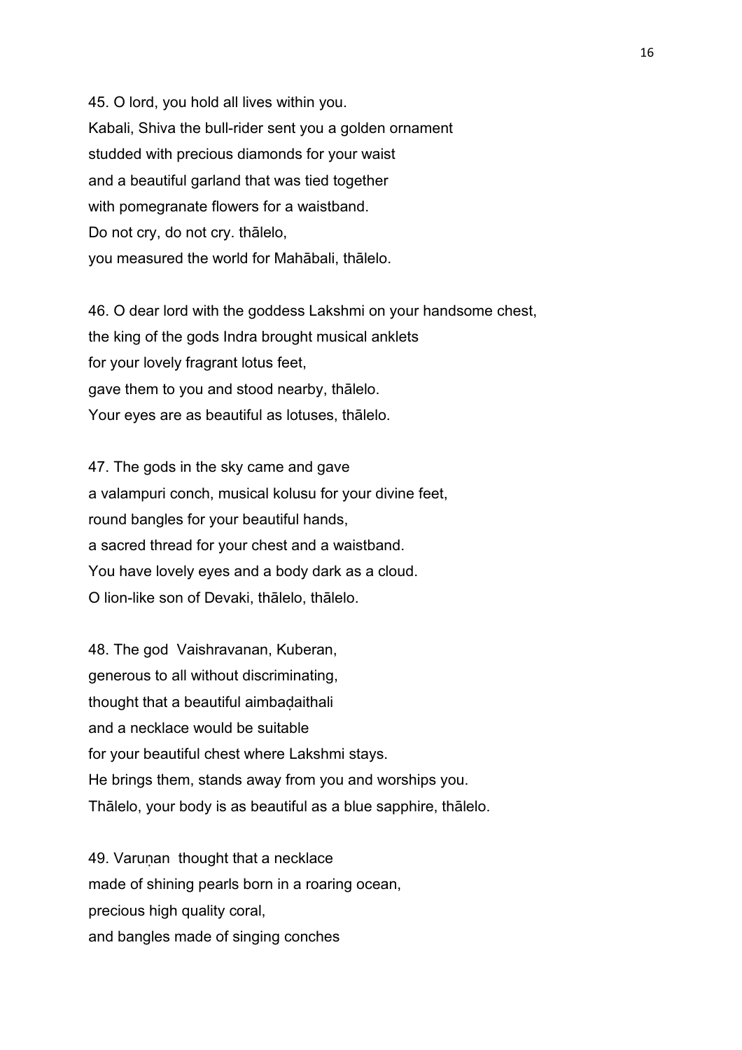45. O lord, you hold all lives within you.
Kabali, Shiva the bull-rider sent you a golden ornament
studded with precious diamonds for your waist
and a beautiful garland that was tied together
with pomegranate flowers for a waistband.
Do not cry, do not cry. thālelo,
you measured the world for Mahābali, thālelo.

46. O dear lord with the goddess Lakshmi on your handsome chest,
the king of the gods Indra brought musical anklets
for your lovely fragrant lotus feet,
gave them to you and stood nearby, thālelo.
Your eyes are as beautiful as lotuses, thālelo.

47. The gods in the sky came and gave
a valampuri conch, musical kolusu for your divine feet,
round bangles for your beautiful hands,
a sacred thread for your chest and a waistband.
You have lovely eyes and a body dark as a cloud.
O lion-like son of Devaki, thālelo, thālelo.

48. The god Vaishravanan, Kuberan,
generous to all without discriminating,
thought that a beautiful aimbaḍaithali
and a necklace would be suitable
for your beautiful chest where Lakshmi stays.
He brings them, stands away from you and worships you.
Thālelo, your body is as beautiful as a blue sapphire, thālelo.

49. Varuṇan thought that a necklace
made of shining pearls born in a roaring ocean,
precious high quality coral,
and bangles made of singing conches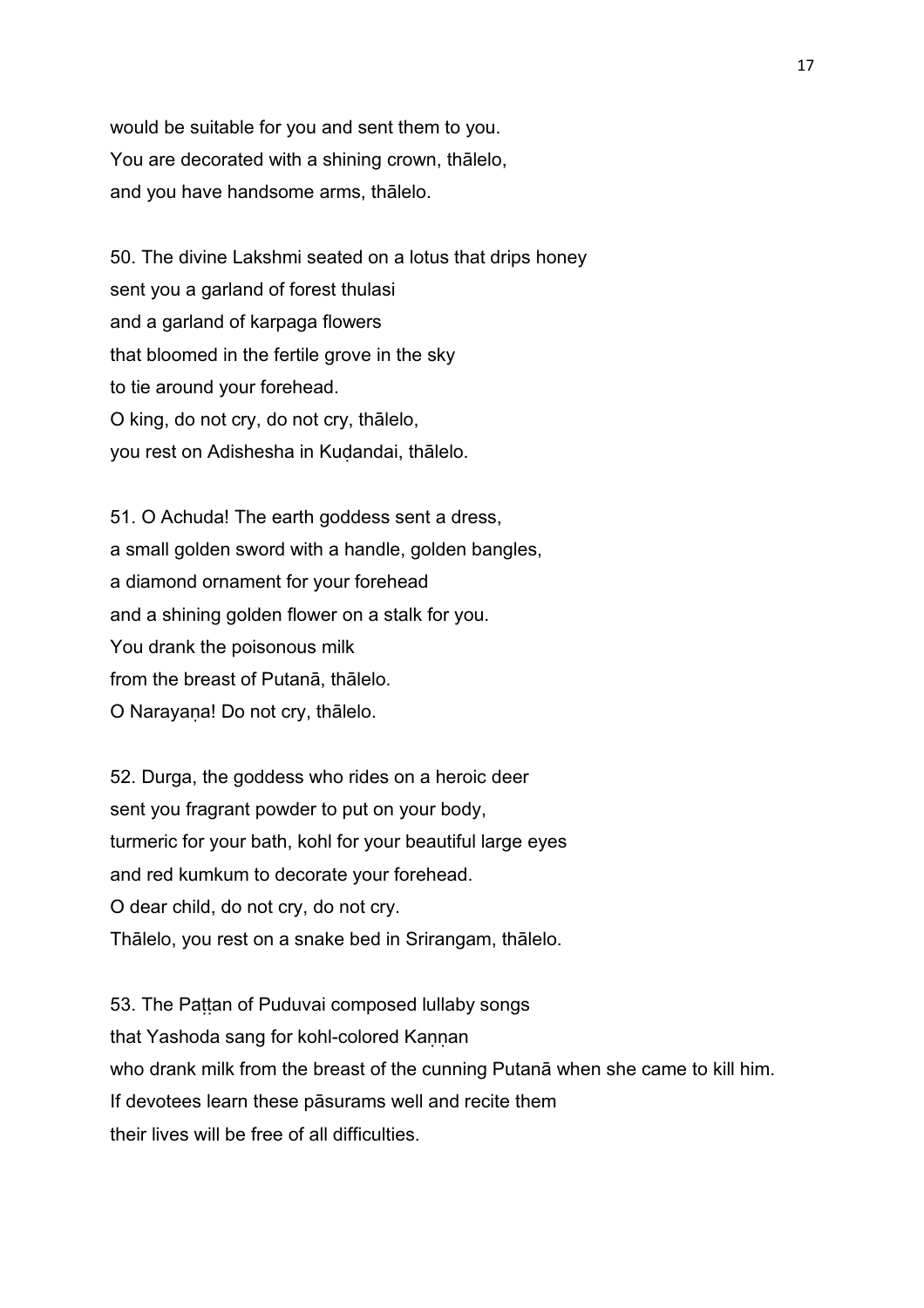would be suitable for you and sent them to you.
You are decorated with a shining crown, thālelo,
and you have handsome arms, thālelo.

50. The divine Lakshmi seated on a lotus that drips honey
sent you a garland of forest thulasi
and a garland of karpaga flowers
that bloomed in the fertile grove in the sky
to tie around your forehead.
O king, do not cry, do not cry, thālelo,
you rest on Adishesha in Kuḍandai, thālelo.

51. O Achuda! The earth goddess sent a dress,
a small golden sword with a handle, golden bangles,
a diamond ornament for your forehead
and a shining golden flower on a stalk for you.
You drank the poisonous milk
from the breast of Putanā, thālelo.
O Narayaṇa! Do not cry, thālelo.

52. Durga, the goddess who rides on a heroic deer
sent you fragrant powder to put on your body,
turmeric for your bath, kohl for your beautiful large eyes
and red kumkum to decorate your forehead.
O dear child, do not cry, do not cry.
Thālelo, you rest on a snake bed in Srirangam, thālelo.

53. The Paṭṭan of Puduvai composed lullaby songs
that Yashoda sang for kohl-colored Kaṇṇan
who drank milk from the breast of the cunning Putanā when she came to kill him.
If devotees learn these pāsurams well and recite them
their lives will be free of all difficulties.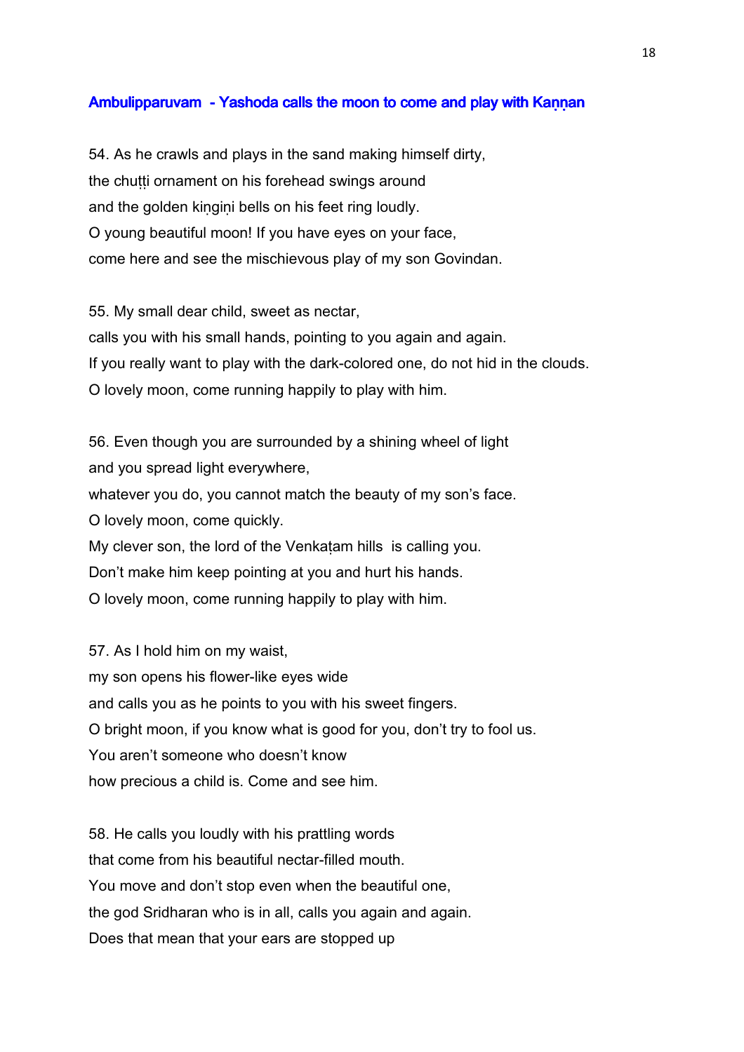## Ambulipparuvam - Yashoda calls the moon to come and play with Kaṇṇan

54. As he crawls and plays in the sand making himself dirty,
the chuṭṭi ornament on his forehead swings around
and the golden kiṇgiṇi bells on his feet ring loudly.
O young beautiful moon! If you have eyes on your face,
come here and see the mischievous play of my son Govindan.

55. My small dear child, sweet as nectar,
calls you with his small hands, pointing to you again and again.
If you really want to play with the dark-colored one, do not hid in the clouds.
O lovely moon, come running happily to play with him.

56. Even though you are surrounded by a shining wheel of light
and you spread light everywhere,
whatever you do, you cannot match the beauty of my son's face.
O lovely moon, come quickly.
My clever son, the lord of the Venkaṭam hills is calling you.
Don't make him keep pointing at you and hurt his hands.
O lovely moon, come running happily to play with him.

57. As I hold him on my waist,
my son opens his flower-like eyes wide
and calls you as he points to you with his sweet fingers.
O bright moon, if you know what is good for you, don't try to fool us.
You aren't someone who doesn't know
how precious a child is. Come and see him.

58. He calls you loudly with his prattling words
that come from his beautiful nectar-filled mouth.
You move and don't stop even when the beautiful one,
the god Sridharan who is in all, calls you again and again.
Does that mean that your ears are stopped up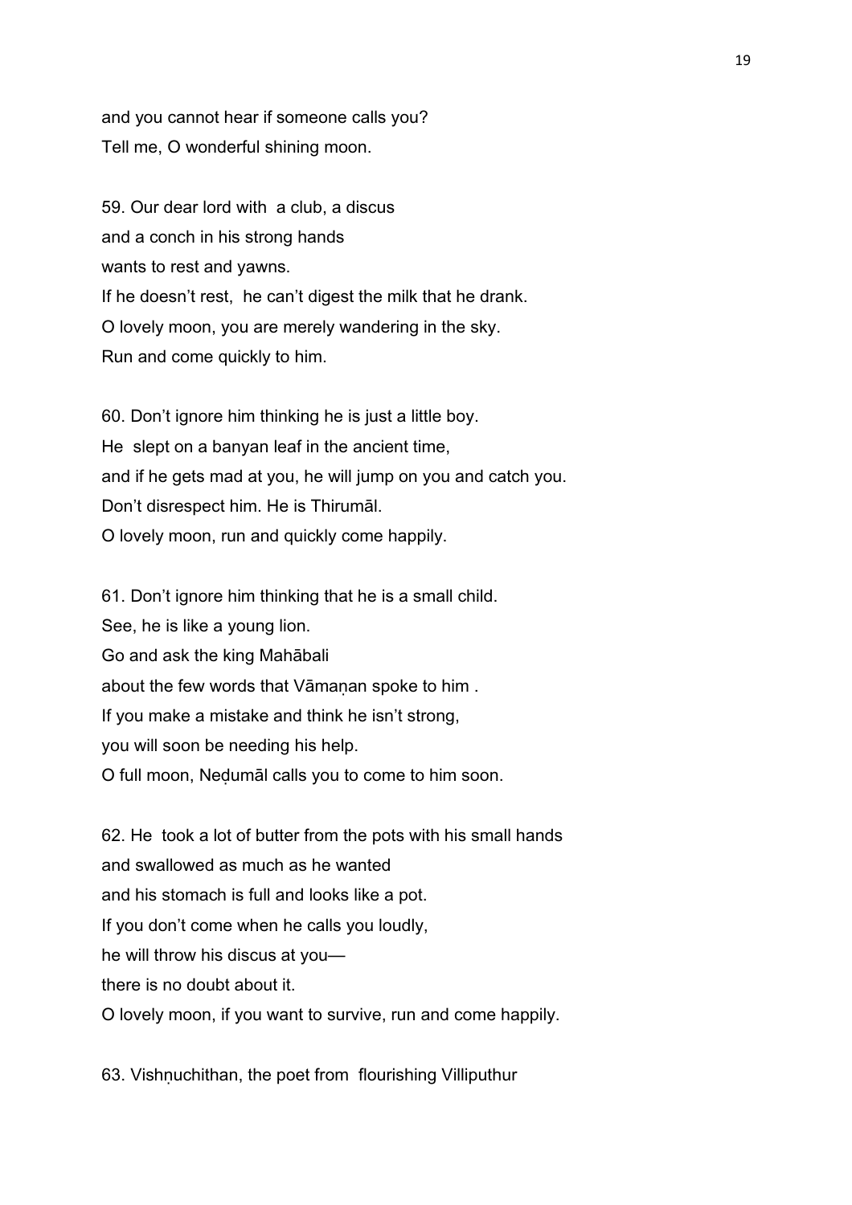and you cannot hear if someone calls you?
Tell me, O wonderful shining moon.

59. Our dear lord with  a club, a discus
and a conch in his strong hands
wants to rest and yawns.
If he doesn't rest,  he can't digest the milk that he drank.
O lovely moon, you are merely wandering in the sky.
Run and come quickly to him.

60. Don't ignore him thinking he is just a little boy.
He  slept on a banyan leaf in the ancient time,
and if he gets mad at you, he will jump on you and catch you.
Don't disrespect him. He is Thirumāl.
O lovely moon, run and quickly come happily.

61. Don't ignore him thinking that he is a small child.
See, he is like a young lion.
Go and ask the king Mahābali
about the few words that Vāmaṇan spoke to him .
If you make a mistake and think he isn't strong,
you will soon be needing his help.
O full moon, Neḍumāl calls you to come to him soon.

62. He  took a lot of butter from the pots with his small hands
and swallowed as much as he wanted
and his stomach is full and looks like a pot.
If you don't come when he calls you loudly,
he will throw his discus at you—
there is no doubt about it.
O lovely moon, if you want to survive, run and come happily.

63. Vishṇuchithan, the poet from  flourishing Villiputhur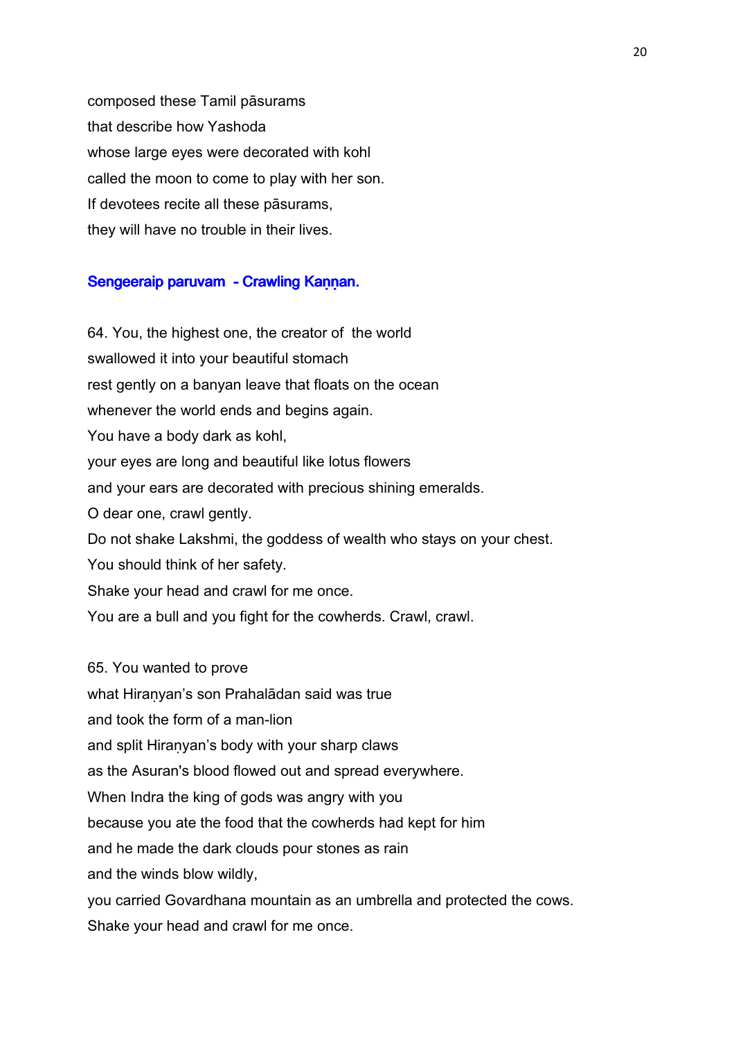composed these Tamil pāsurams
that describe how Yashoda
whose large eyes were decorated with kohl
called the moon to come to play with her son.
If devotees recite all these pāsurams,
they will have no trouble in their lives.

### Sengeeraip paruvam - Crawling Kaṇṇan.

64. You, the highest one, the creator of the world
swallowed it into your beautiful stomach
rest gently on a banyan leave that floats on the ocean
whenever the world ends and begins again.
You have a body dark as kohl,
your eyes are long and beautiful like lotus flowers
and your ears are decorated with precious shining emeralds.
O dear one, crawl gently.
Do not shake Lakshmi, the goddess of wealth who stays on your chest.
You should think of her safety.
Shake your head and crawl for me once.
You are a bull and you fight for the cowherds. Crawl, crawl.

65. You wanted to prove
what Hiraṇyan's son Prahalādan said was true
and took the form of a man-lion
and split Hiraṇyan's body with your sharp claws
as the Asuran's blood flowed out and spread everywhere.
When Indra the king of gods was angry with you
because you ate the food that the cowherds had kept for him
and he made the dark clouds pour stones as rain
and the winds blow wildly,
you carried Govardhana mountain as an umbrella and protected the cows.
Shake your head and crawl for me once.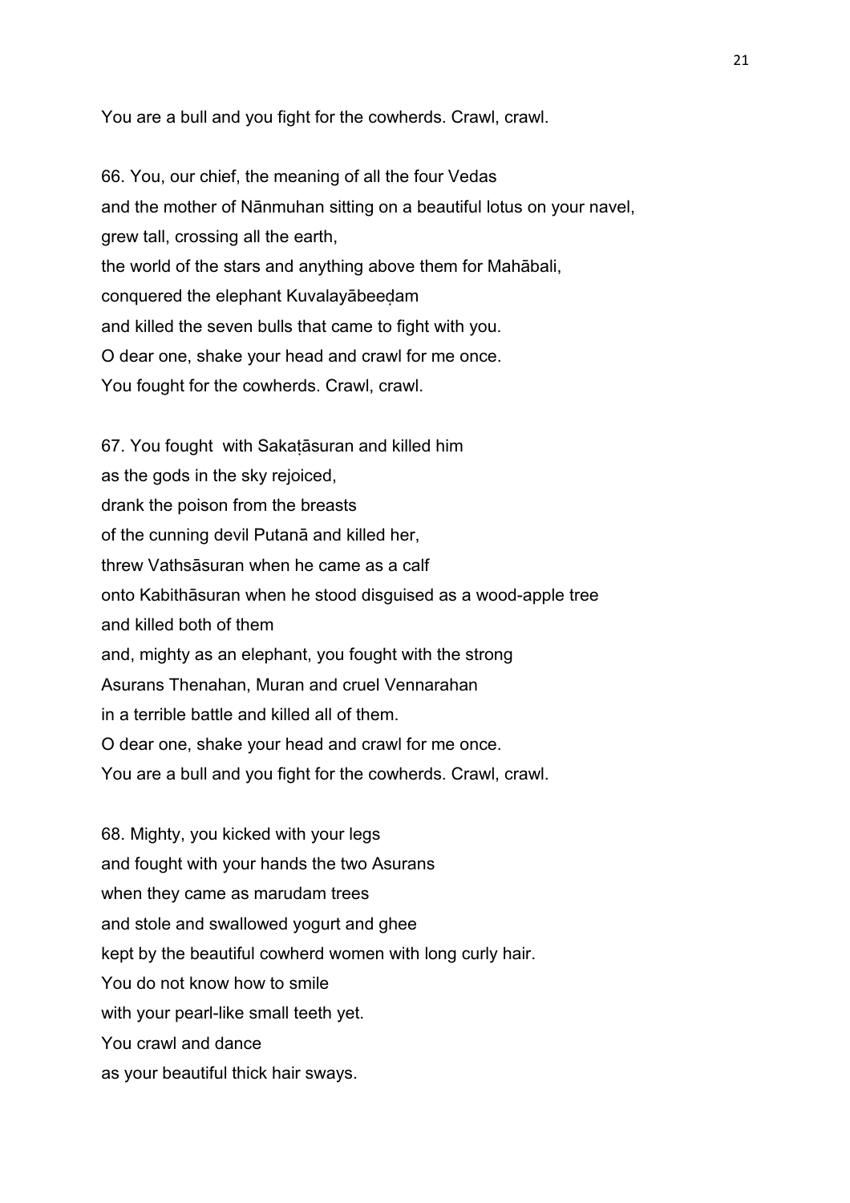You are a bull and you fight for the cowherds. Crawl, crawl.

66. You, our chief, the meaning of all the four Vedas
and the mother of Nānmuhan sitting on a beautiful lotus on your navel,
grew tall, crossing all the earth,
the world of the stars and anything above them for Mahābali,
conquered the elephant Kuvalayābeeḍam
and killed the seven bulls that came to fight with you.
O dear one, shake your head and crawl for me once.
You fought for the cowherds. Crawl, crawl.

67. You fought with Sakaṭāsuran and killed him
as the gods in the sky rejoiced,
drank the poison from the breasts
of the cunning devil Putanā and killed her,
threw Vathsāsuran when he came as a calf
onto Kabithāsuran when he stood disguised as a wood-apple tree
and killed both of them
and, mighty as an elephant, you fought with the strong
Asurans Thenahan, Muran and cruel Vennarahan
in a terrible battle and killed all of them.
O dear one, shake your head and crawl for me once.
You are a bull and you fight for the cowherds. Crawl, crawl.

68. Mighty, you kicked with your legs
and fought with your hands the two Asurans
when they came as marudam trees
and stole and swallowed yogurt and ghee
kept by the beautiful cowherd women with long curly hair.
You do not know how to smile
with your pearl-like small teeth yet.
You crawl and dance
as your beautiful thick hair sways.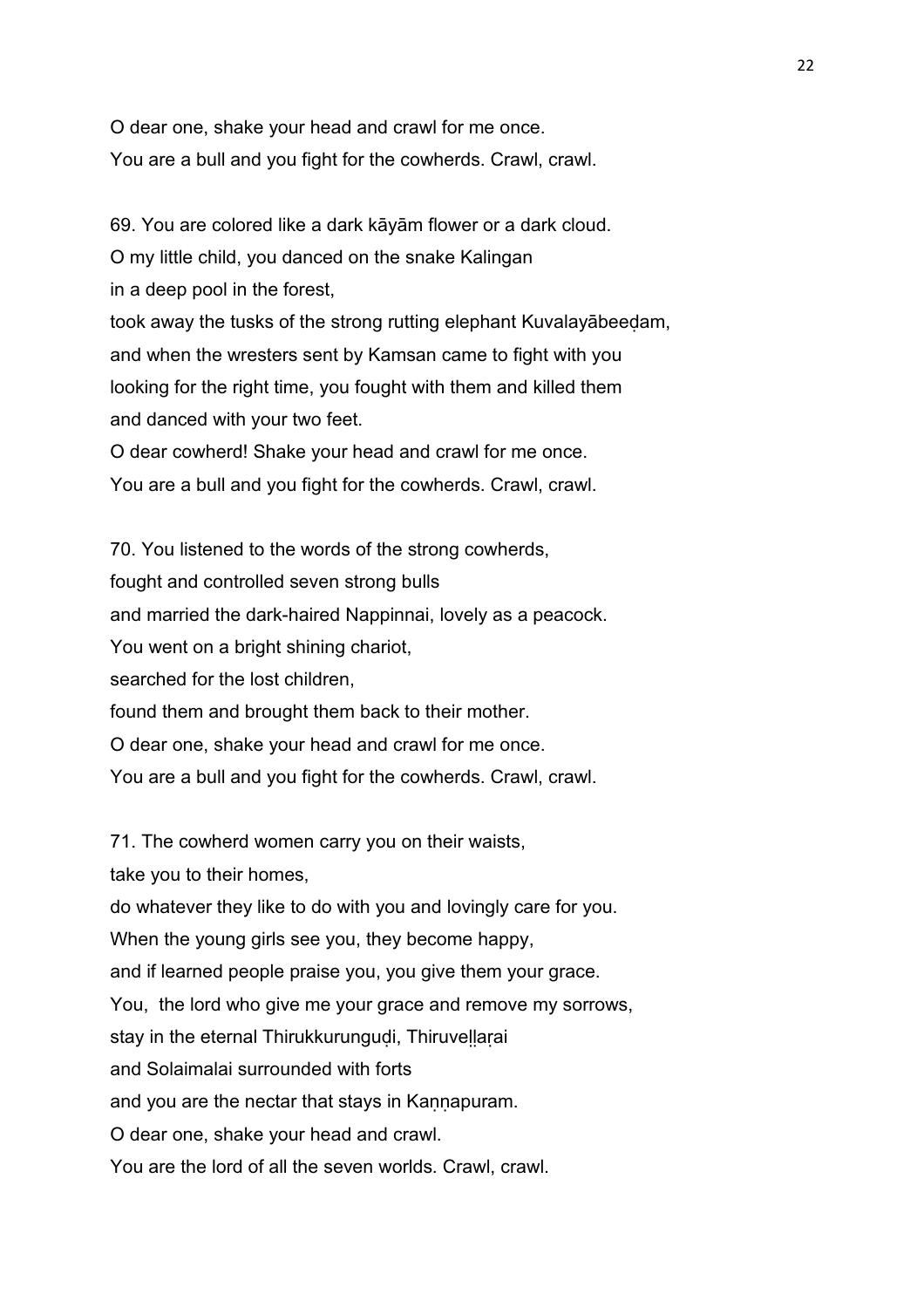O dear one, shake your head and crawl for me once.
You are a bull and you fight for the cowherds. Crawl, crawl.

69. You are colored like a dark kāyām flower or a dark cloud.
O my little child, you danced on the snake Kalingan
in a deep pool in the forest,
took away the tusks of the strong rutting elephant Kuvalayābeeḍam,
and when the wresters sent by Kamsan came to fight with you
looking for the right time, you fought with them and killed them
and danced with your two feet.
O dear cowherd! Shake your head and crawl for me once.
You are a bull and you fight for the cowherds. Crawl, crawl.

70. You listened to the words of the strong cowherds,
fought and controlled seven strong bulls
and married the dark-haired Nappinnai, lovely as a peacock.
You went on a bright shining chariot,
searched for the lost children,
found them and brought them back to their mother.
O dear one, shake your head and crawl for me once.
You are a bull and you fight for the cowherds. Crawl, crawl.

71. The cowherd women carry you on their waists,
take you to their homes,
do whatever they like to do with you and lovingly care for you.
When the young girls see you, they become happy,
and if learned people praise you, you give them your grace.
You, the lord who give me your grace and remove my sorrows,
stay in the eternal Thirukkurunguḍi, Thiruveḷḷaṛai
and Solaimalai surrounded with forts
and you are the nectar that stays in Kaṇṇapuram.
O dear one, shake your head and crawl.
You are the lord of all the seven worlds. Crawl, crawl.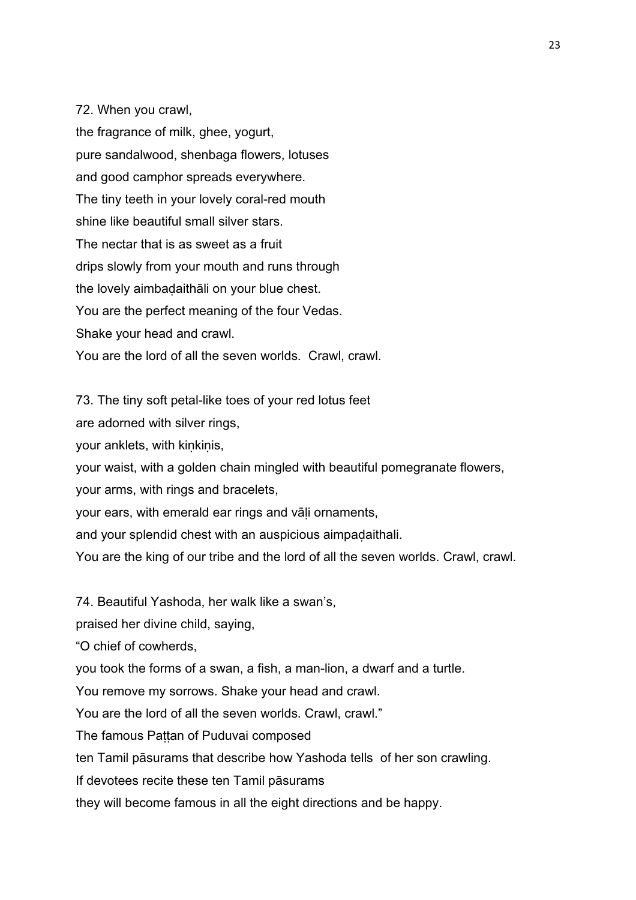72. When you crawl,
the fragrance of milk, ghee, yogurt,
pure sandalwood, shenbaga flowers, lotuses
and good camphor spreads everywhere.
The tiny teeth in your lovely coral-red mouth
shine like beautiful small silver stars.
The nectar that is as sweet as a fruit
drips slowly from your mouth and runs through
the lovely aimbaḍaithāli on your blue chest.
You are the perfect meaning of the four Vedas.
Shake your head and crawl.
You are the lord of all the seven worlds. Crawl, crawl.

73. The tiny soft petal-like toes of your red lotus feet
are adorned with silver rings,
your anklets, with kiṇkiṇis,
your waist, with a golden chain mingled with beautiful pomegranate flowers,
your arms, with rings and bracelets,
your ears, with emerald ear rings and vāḷi ornaments,
and your splendid chest with an auspicious aimpaḍaithali.
You are the king of our tribe and the lord of all the seven worlds. Crawl, crawl.

74. Beautiful Yashoda, her walk like a swan's,
praised her divine child, saying,
"O chief of cowherds,
you took the forms of a swan, a fish, a man-lion, a dwarf and a turtle.
You remove my sorrows. Shake your head and crawl.
You are the lord of all the seven worlds. Crawl, crawl."
The famous Paṭṭan of Puduvai composed
ten Tamil pāsurams that describe how Yashoda tells of her son crawling.
If devotees recite these ten Tamil pāsurams
they will become famous in all the eight directions and be happy.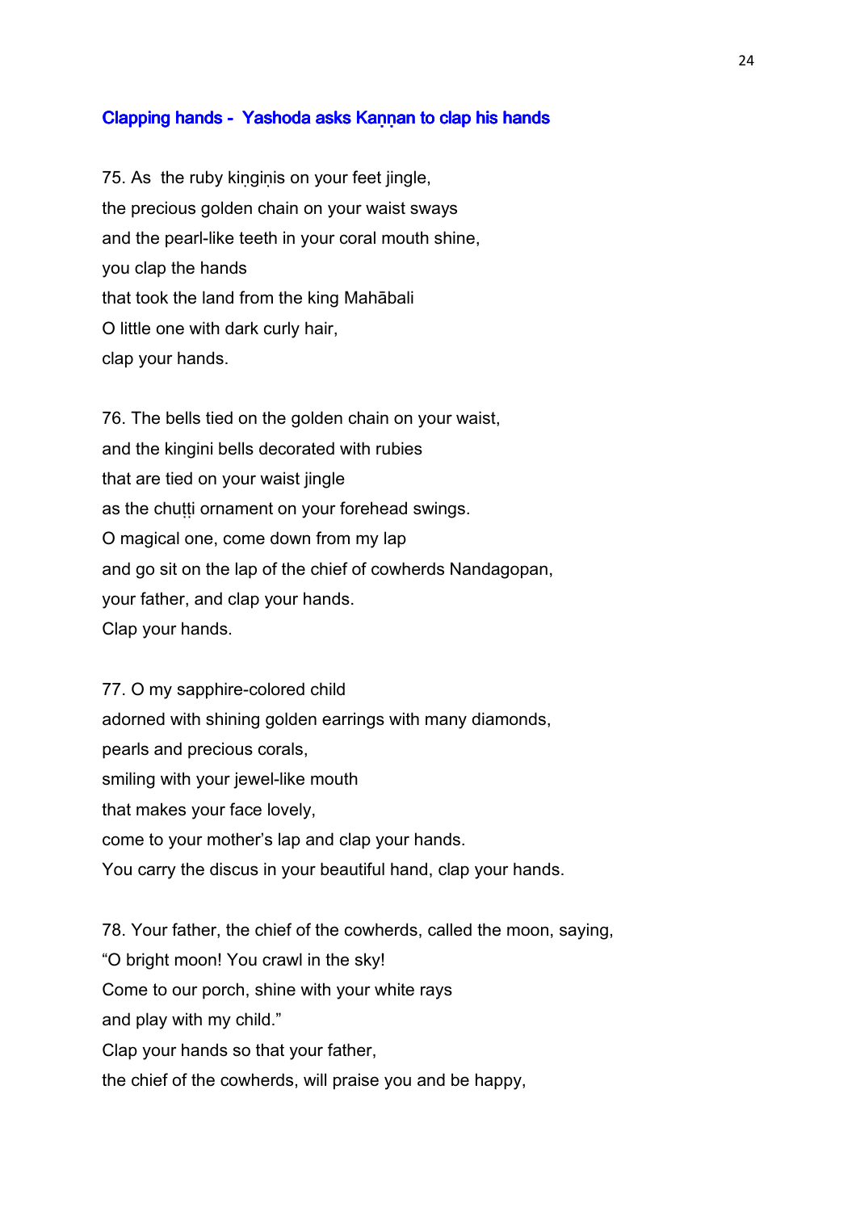### Clapping hands - Yashoda asks Kaṇṇan to clap his hands

75. As the ruby kiṇgiṇis on your feet jingle,
the precious golden chain on your waist sways
and the pearl-like teeth in your coral mouth shine,
you clap the hands
that took the land from the king Mahābali
O little one with dark curly hair,
clap your hands.

76. The bells tied on the golden chain on your waist,
and the kingini bells decorated with rubies
that are tied on your waist jingle
as the chuṭṭi ornament on your forehead swings.
O magical one, come down from my lap
and go sit on the lap of the chief of cowherds Nandagopan,
your father, and clap your hands.
Clap your hands.

77. O my sapphire-colored child
adorned with shining golden earrings with many diamonds,
pearls and precious corals,
smiling with your jewel-like mouth
that makes your face lovely,
come to your mother's lap and clap your hands.
You carry the discus in your beautiful hand, clap your hands.

78. Your father, the chief of the cowherds, called the moon, saying,
"O bright moon! You crawl in the sky!
Come to our porch, shine with your white rays
and play with my child."
Clap your hands so that your father,
the chief of the cowherds, will praise you and be happy,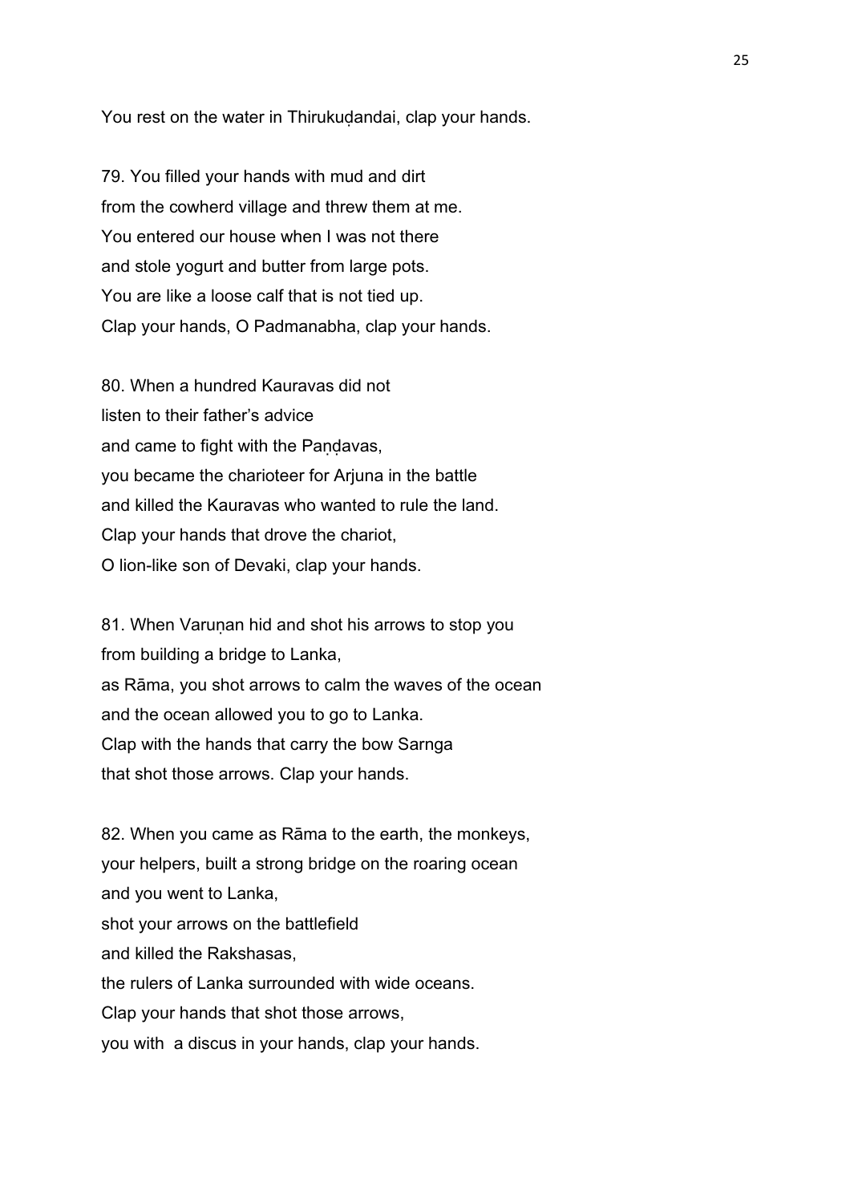You rest on the water in Thirukuḍandai, clap your hands.

79. You filled your hands with mud and dirt
from the cowherd village and threw them at me.
You entered our house when I was not there
and stole yogurt and butter from large pots.
You are like a loose calf that is not tied up.
Clap your hands, O Padmanabha, clap your hands.

80. When a hundred Kauravas did not
listen to their father's advice
and came to fight with the Paṇḍavas,
you became the charioteer for Arjuna in the battle
and killed the Kauravas who wanted to rule the land.
Clap your hands that drove the chariot,
O lion-like son of Devaki, clap your hands.

81. When Varuṇan hid and shot his arrows to stop you
from building a bridge to Lanka,
as Rāma, you shot arrows to calm the waves of the ocean
and the ocean allowed you to go to Lanka.
Clap with the hands that carry the bow Sarnga
that shot those arrows. Clap your hands.

82. When you came as Rāma to the earth, the monkeys,
your helpers, built a strong bridge on the roaring ocean
and you went to Lanka,
shot your arrows on the battlefield
and killed the Rakshasas,
the rulers of Lanka surrounded with wide oceans.
Clap your hands that shot those arrows,
you with a discus in your hands, clap your hands.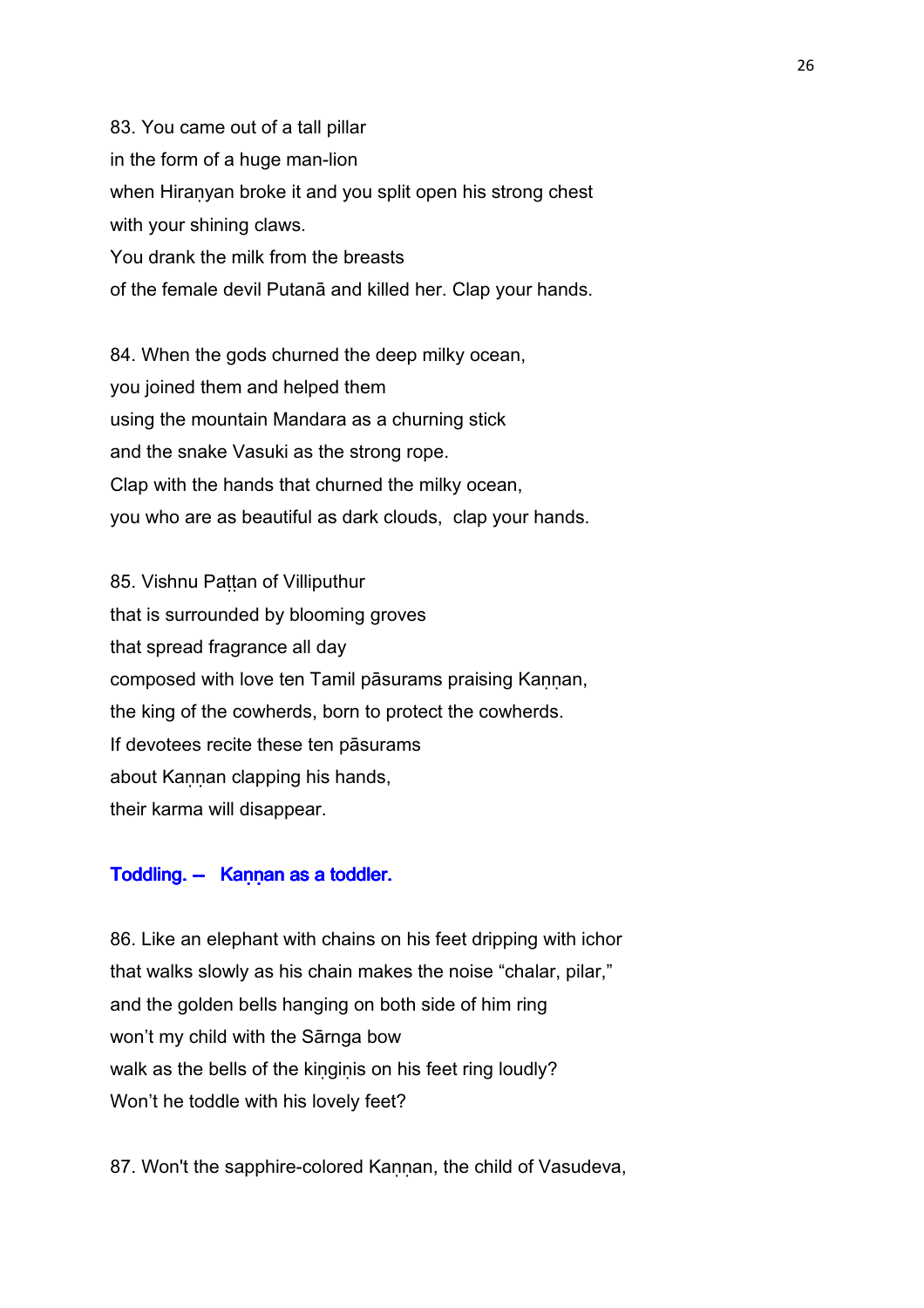83. You came out of a tall pillar
in the form of a huge man-lion
when Hiraṇyan broke it and you split open his strong chest
with your shining claws.
You drank the milk from the breasts
of the female devil Putanā and killed her. Clap your hands.

84. When the gods churned the deep milky ocean,
you joined them and helped them
using the mountain Mandara as a churning stick
and the snake Vasuki as the strong rope.
Clap with the hands that churned the milky ocean,
you who are as beautiful as dark clouds,  clap your hands.

85. Vishnu Paṭṭan of Villiputhur
that is surrounded by blooming groves
that spread fragrance all day
composed with love ten Tamil pāsurams praising Kaṇṇan,
the king of the cowherds, born to protect the cowherds.
If devotees recite these ten pāsurams
about Kaṇṇan clapping his hands,
their karma will disappear.

### Toddling. --  Kaṇṇan as a toddler.

86. Like an elephant with chains on his feet dripping with ichor
that walks slowly as his chain makes the noise "chalar, pilar,"
and the golden bells hanging on both side of him ring
won't my child with the Sārnga bow
walk as the bells of the kiṇgiṇis on his feet ring loudly?
Won't he toddle with his lovely feet?

87. Won't the sapphire-colored Kaṇṇan, the child of Vasudeva,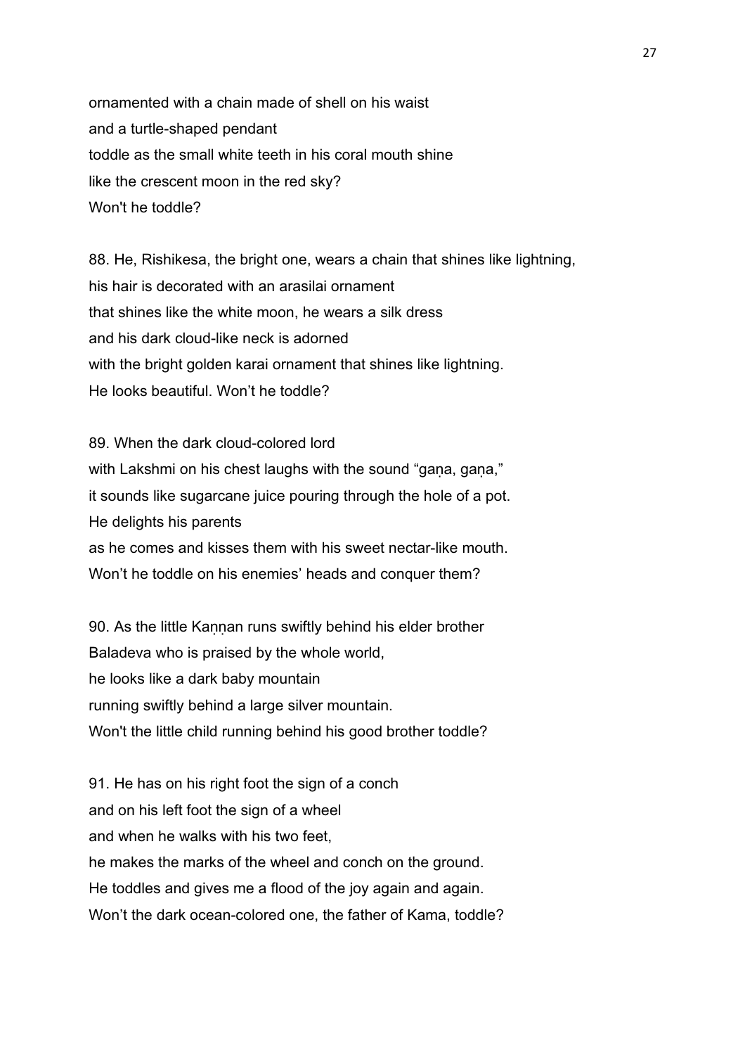ornamented with a chain made of shell on his waist
and a turtle-shaped pendant
toddle as the small white teeth in his coral mouth shine
like the crescent moon in the red sky?
Won't he toddle?

88. He, Rishikesa, the bright one, wears a chain that shines like lightning,
his hair is decorated with an arasilai ornament
that shines like the white moon, he wears a silk dress
and his dark cloud-like neck is adorned
with the bright golden karai ornament that shines like lightning.
He looks beautiful. Won't he toddle?

89. When the dark cloud-colored lord
with Lakshmi on his chest laughs with the sound "gaṇa, gaṇa,"
it sounds like sugarcane juice pouring through the hole of a pot.
He delights his parents
as he comes and kisses them with his sweet nectar-like mouth.
Won't he toddle on his enemies' heads and conquer them?

90. As the little Kaṇṇan runs swiftly behind his elder brother
Baladeva who is praised by the whole world,
he looks like a dark baby mountain
running swiftly behind a large silver mountain.
Won't the little child running behind his good brother toddle?

91. He has on his right foot the sign of a conch
and on his left foot the sign of a wheel
and when he walks with his two feet,
he makes the marks of the wheel and conch on the ground.
He toddles and gives me a flood of the joy again and again.
Won't the dark ocean-colored one, the father of Kama, toddle?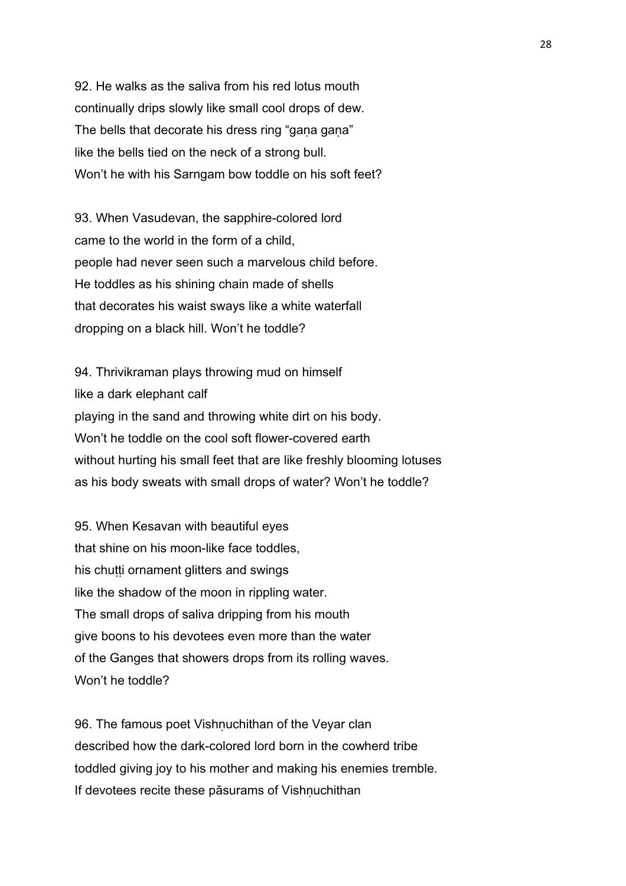92. He walks as the saliva from his red lotus mouth
continually drips slowly like small cool drops of dew.
The bells that decorate his dress ring “gaṇa gaṇa”
like the bells tied on the neck of a strong bull.
Won’t he with his Sarngam bow toddle on his soft feet?

93. When Vasudevan, the sapphire-colored lord
came to the world in the form of a child,
people had never seen such a marvelous child before.
He toddles as his shining chain made of shells
that decorates his waist sways like a white waterfall
dropping on a black hill. Won’t he toddle?

94. Thrivikraman plays throwing mud on himself
like a dark elephant calf
playing in the sand and throwing white dirt on his body.
Won’t he toddle on the cool soft flower-covered earth
without hurting his small feet that are like freshly blooming lotuses
as his body sweats with small drops of water? Won’t he toddle?

95. When Kesavan with beautiful eyes
that shine on his moon-like face toddles,
his chuṭṭi ornament glitters and swings
like the shadow of the moon in rippling water.
The small drops of saliva dripping from his mouth
give boons to his devotees even more than the water
of the Ganges that showers drops from its rolling waves.
Won’t he toddle?

96. The famous poet Vishṇuchithan of the Veyar clan
described how the dark-colored lord born in the cowherd tribe
toddled giving joy to his mother and making his enemies tremble.
If devotees recite these pāsurams of Vishṇuchithan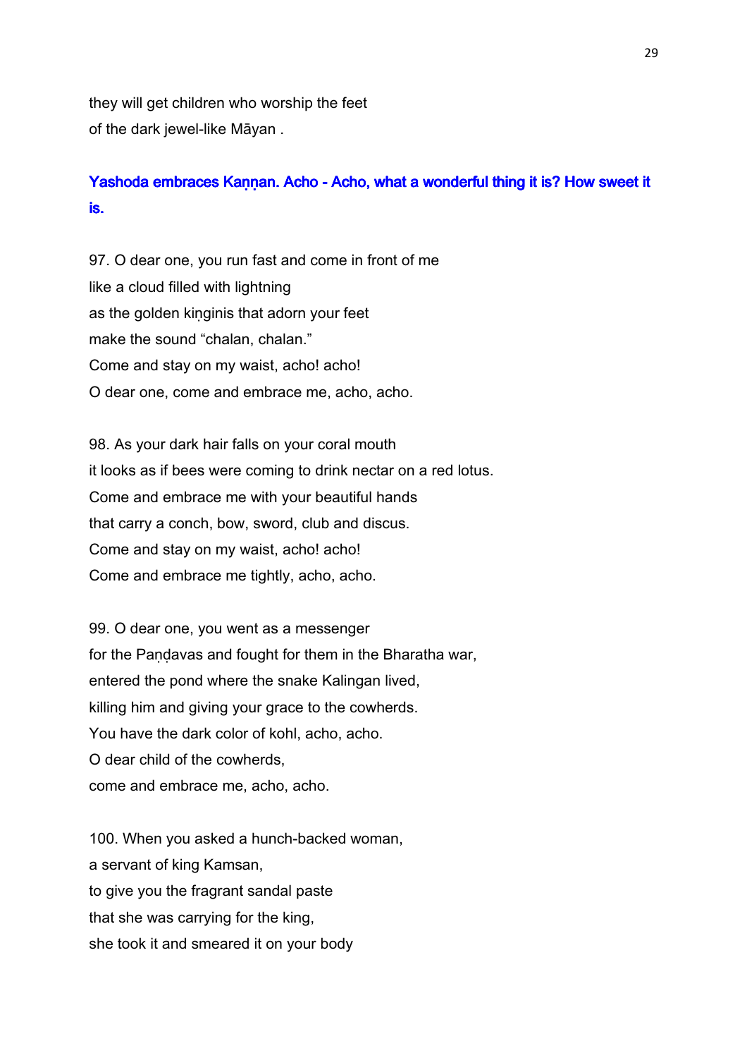they will get children who worship the feet
of the dark jewel-like Māyan .

**Yashoda embraces Kaṇṇan. Acho - Acho, what a wonderful thing it is? How sweet it is.**

97. O dear one, you run fast and come in front of me
like a cloud filled with lightning
as the golden kiṇginis that adorn your feet
make the sound “chalan, chalan.”
Come and stay on my waist, acho! acho!
O dear one, come and embrace me, acho, acho.

98. As your dark hair falls on your coral mouth
it looks as if bees were coming to drink nectar on a red lotus.
Come and embrace me with your beautiful hands
that carry a conch, bow, sword, club and discus.
Come and stay on my waist, acho! acho!
Come and embrace me tightly, acho, acho.

99. O dear one, you went as a messenger
for the Paṇḍavas and fought for them in the Bharatha war,
entered the pond where the snake Kalingan lived,
killing him and giving your grace to the cowherds.
You have the dark color of kohl, acho, acho.
O dear child of the cowherds,
come and embrace me, acho, acho.

100. When you asked a hunch-backed woman,
a servant of king Kamsan,
to give you the fragrant sandal paste
that she was carrying for the king,
she took it and smeared it on your body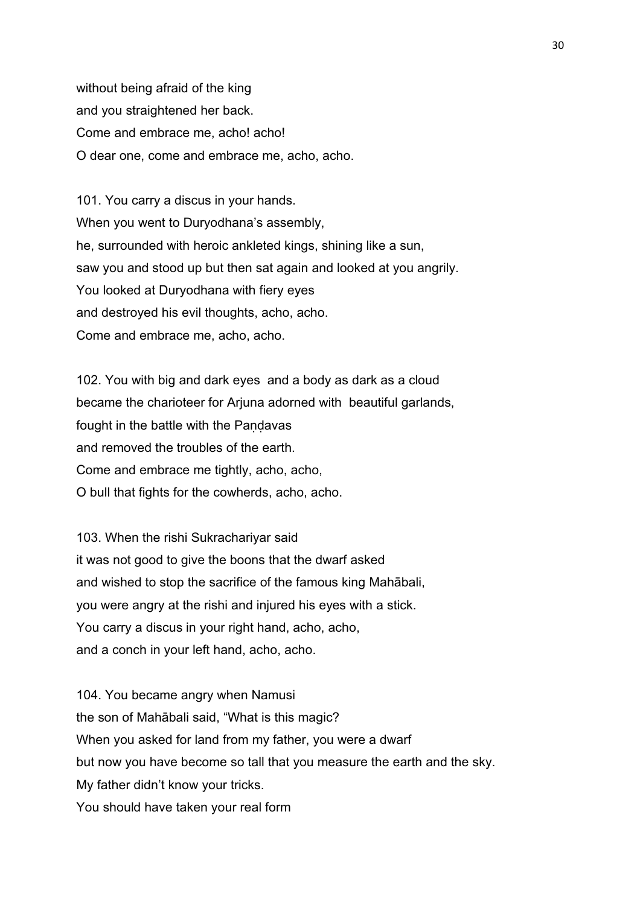without being afraid of the king
and you straightened her back.
Come and embrace me, acho! acho!
O dear one, come and embrace me, acho, acho.

101. You carry a discus in your hands.
When you went to Duryodhana's assembly,
he, surrounded with heroic ankleted kings, shining like a sun,
saw you and stood up but then sat again and looked at you angrily.
You looked at Duryodhana with fiery eyes
and destroyed his evil thoughts, acho, acho.
Come and embrace me, acho, acho.

102. You with big and dark eyes and a body as dark as a cloud
became the charioteer for Arjuna adorned with beautiful garlands,
fought in the battle with the Paṇḍavas
and removed the troubles of the earth.
Come and embrace me tightly, acho, acho,
O bull that fights for the cowherds, acho, acho.

103. When the rishi Sukrachariyar said
it was not good to give the boons that the dwarf asked
and wished to stop the sacrifice of the famous king Mahābali,
you were angry at the rishi and injured his eyes with a stick.
You carry a discus in your right hand, acho, acho,
and a conch in your left hand, acho, acho.

104. You became angry when Namusi
the son of Mahābali said, "What is this magic?
When you asked for land from my father, you were a dwarf
but now you have become so tall that you measure the earth and the sky.
My father didn't know your tricks.
You should have taken your real form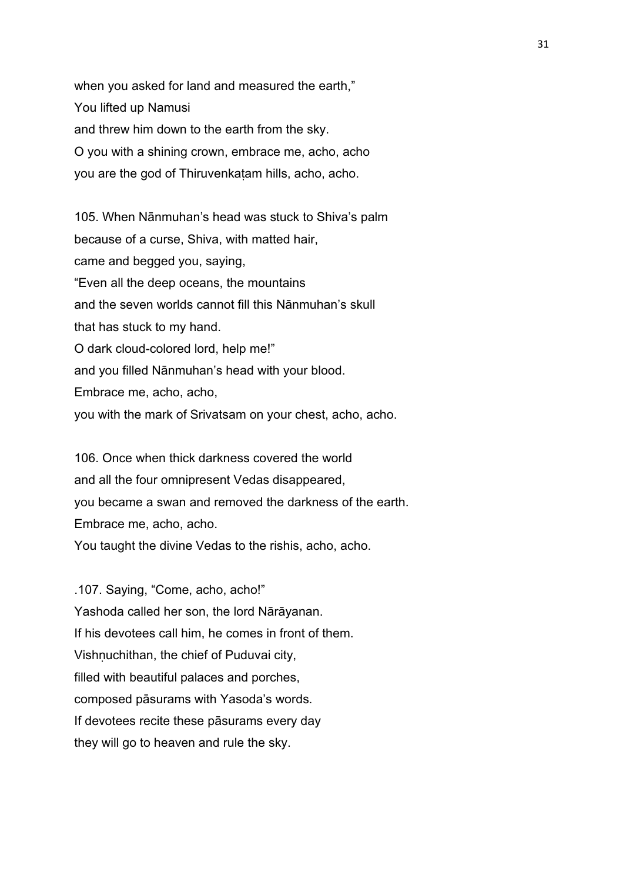when you asked for land and measured the earth,"
You lifted up Namusi
and threw him down to the earth from the sky.
O you with a shining crown, embrace me, acho, acho
you are the god of Thiruvenkaṭam hills, acho, acho.

105. When Nānmuhan's head was stuck to Shiva's palm
because of a curse, Shiva, with matted hair,
came and begged you, saying,
"Even all the deep oceans, the mountains
and the seven worlds cannot fill this Nānmuhan's skull
that has stuck to my hand.
O dark cloud-colored lord, help me!"
and you filled Nānmuhan's head with your blood.
Embrace me, acho, acho,
you with the mark of Srivatsam on your chest, acho, acho.

106. Once when thick darkness covered the world
and all the four omnipresent Vedas disappeared,
you became a swan and removed the darkness of the earth.
Embrace me, acho, acho.
You taught the divine Vedas to the rishis, acho, acho.

.107. Saying, "Come, acho, acho!"
Yashoda called her son, the lord Nārāyanan.
If his devotees call him, he comes in front of them.
Vishṇuchithan, the chief of Puduvai city,
filled with beautiful palaces and porches,
composed pāsurams with Yasoda's words.
If devotees recite these pāsurams every day
they will go to heaven and rule the sky.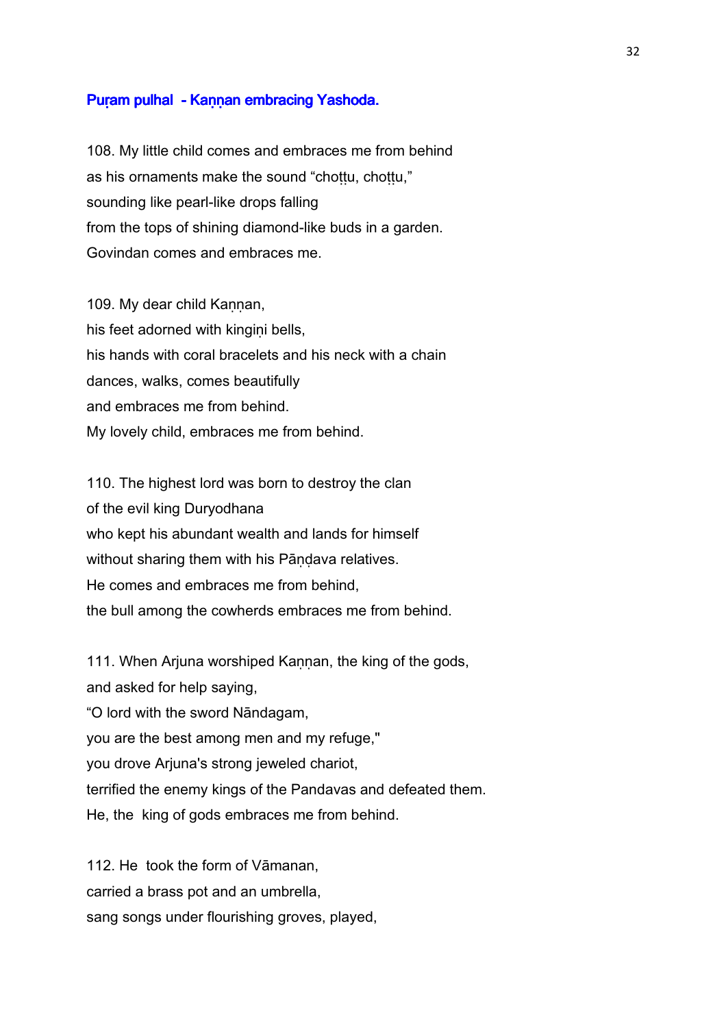### Puṛam pulhal - Kaṇṇan embracing Yashoda.

108. My little child comes and embraces me from behind
as his ornaments make the sound "choṭṭu, choṭṭu,"
sounding like pearl-like drops falling
from the tops of shining diamond-like buds in a garden.
Govindan comes and embraces me.

109. My dear child Kaṇṇan,
his feet adorned with kingiṇi bells,
his hands with coral bracelets and his neck with a chain
dances, walks, comes beautifully
and embraces me from behind.
My lovely child, embraces me from behind.

110. The highest lord was born to destroy the clan
of the evil king Duryodhana
who kept his abundant wealth and lands for himself
without sharing them with his Pāṇḍava relatives.
He comes and embraces me from behind,
the bull among the cowherds embraces me from behind.

111. When Arjuna worshiped Kaṇṇan, the king of the gods,
and asked for help saying,
"O lord with the sword Nāndagam,
you are the best among men and my refuge,"
you drove Arjuna's strong jeweled chariot,
terrified the enemy kings of the Pandavas and defeated them.
He, the king of gods embraces me from behind.

112. He took the form of Vāmanan,
carried a brass pot and an umbrella,
sang songs under flourishing groves, played,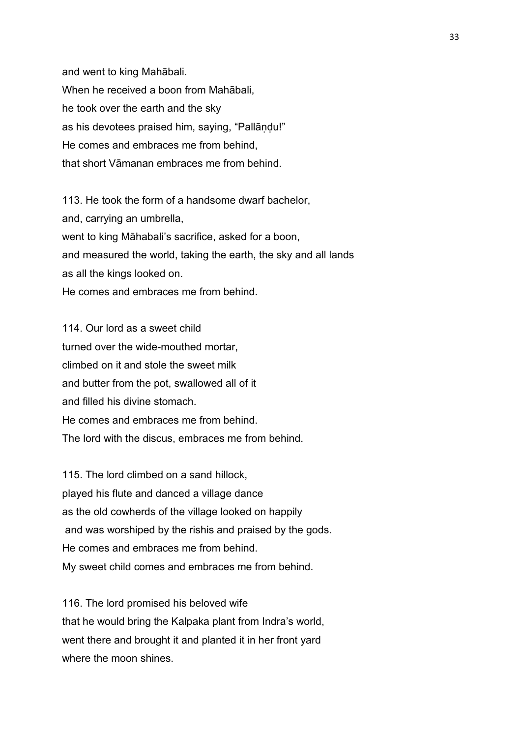and went to king Mahābali.
When he received a boon from Mahābali,
he took over the earth and the sky
as his devotees praised him, saying, "Pallāṇḍu!"
He comes and embraces me from behind,
that short Vāmanan embraces me from behind.

113. He took the form of a handsome dwarf bachelor,
and, carrying an umbrella,
went to king Māhabali's sacrifice, asked for a boon,
and measured the world, taking the earth, the sky and all lands
as all the kings looked on.
He comes and embraces me from behind.

114. Our lord as a sweet child
turned over the wide-mouthed mortar,
climbed on it and stole the sweet milk
and butter from the pot, swallowed all of it
and filled his divine stomach.
He comes and embraces me from behind.
The lord with the discus, embraces me from behind.

115. The lord climbed on a sand hillock,
played his flute and danced a village dance
as the old cowherds of the village looked on happily
and was worshiped by the rishis and praised by the gods.
He comes and embraces me from behind.
My sweet child comes and embraces me from behind.

116. The lord promised his beloved wife
that he would bring the Kalpaka plant from Indra's world,
went there and brought it and planted it in her front yard
where the moon shines.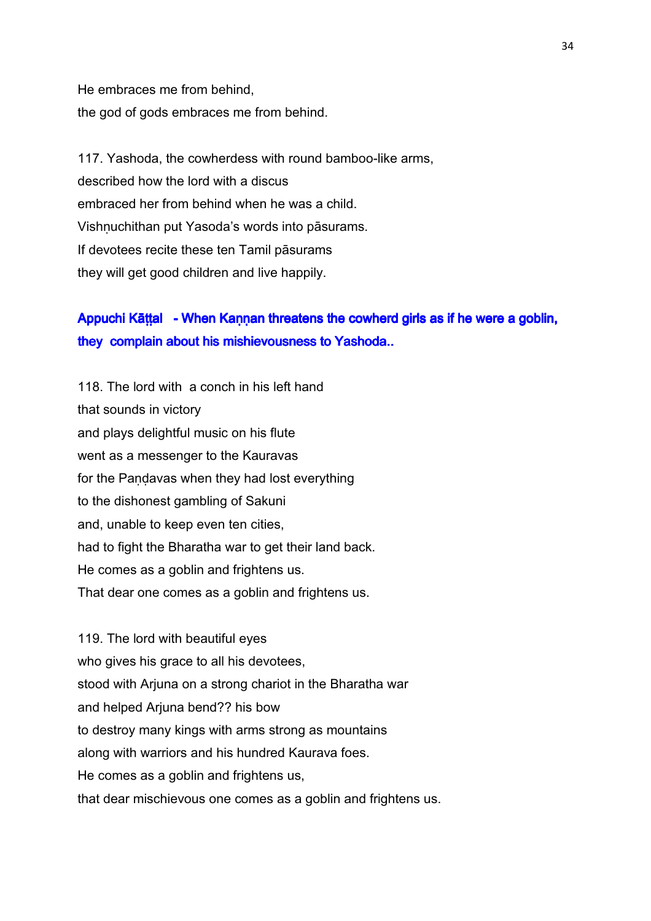He embraces me from behind,
the god of gods embraces me from behind.

117. Yashoda, the cowherdess with round bamboo-like arms,
described how the lord with a discus
embraced her from behind when he was a child.
Vishṇuchithan put Yasoda's words into pāsurams.
If devotees recite these ten Tamil pāsurams
they will get good children and live happily.

### Appuchi Kāṭṭal - When Kaṇṇan threatens the cowherd girls as if he were a goblin, they complain about his mishievousness to Yashoda..

118. The lord with a conch in his left hand
that sounds in victory
and plays delightful music on his flute
went as a messenger to the Kauravas
for the Paṇḍavas when they had lost everything
to the dishonest gambling of Sakuni
and, unable to keep even ten cities,
had to fight the Bharatha war to get their land back.
He comes as a goblin and frightens us.
That dear one comes as a goblin and frightens us.

119. The lord with beautiful eyes
who gives his grace to all his devotees,
stood with Arjuna on a strong chariot in the Bharatha war
and helped Arjuna bend?? his bow
to destroy many kings with arms strong as mountains
along with warriors and his hundred Kaurava foes.
He comes as a goblin and frightens us,
that dear mischievous one comes as a goblin and frightens us.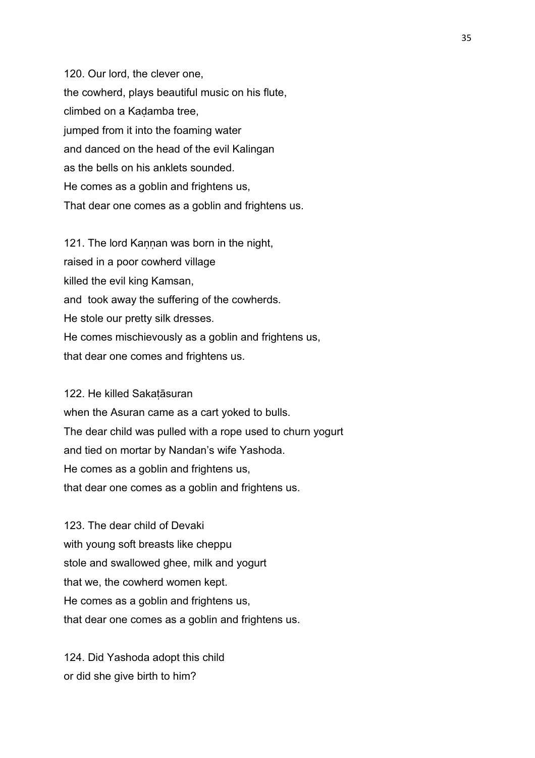120. Our lord, the clever one,  
the cowherd, plays beautiful music on his flute,  
climbed on a Kaḍamba tree,  
jumped from it into the foaming water  
and danced on the head of the evil Kalingan  
as the bells on his anklets sounded.  
He comes as a goblin and frightens us,  
That dear one comes as a goblin and frightens us.

121. The lord Kaṇṇan was born in the night,  
raised in a poor cowherd village  
killed the evil king Kamsan,  
and took away the suffering of the cowherds.  
He stole our pretty silk dresses.  
He comes mischievously as a goblin and frightens us,  
that dear one comes and frightens us.

122. He killed Sakaṭāsuran  
when the Asuran came as a cart yoked to bulls.  
The dear child was pulled with a rope used to churn yogurt  
and tied on mortar by Nandan's wife Yashoda.  
He comes as a goblin and frightens us,  
that dear one comes as a goblin and frightens us.

123. The dear child of Devaki  
with young soft breasts like cheppu  
stole and swallowed ghee, milk and yogurt  
that we, the cowherd women kept.  
He comes as a goblin and frightens us,  
that dear one comes as a goblin and frightens us.

124. Did Yashoda adopt this child  
or did she give birth to him?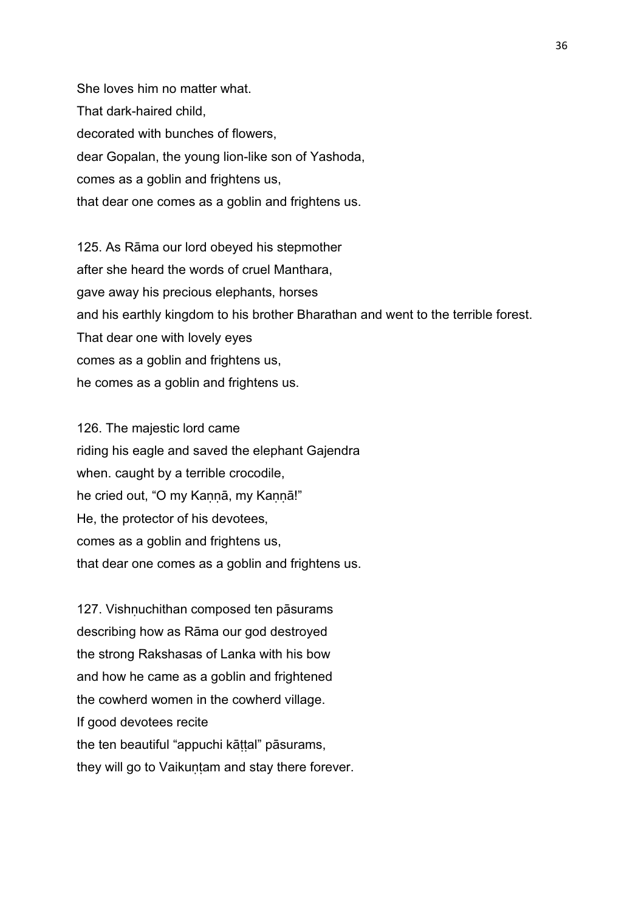She loves him no matter what.
That dark-haired child,
decorated with bunches of flowers,
dear Gopalan, the young lion-like son of Yashoda,
comes as a goblin and frightens us,
that dear one comes as a goblin and frightens us.

125. As Rāma our lord obeyed his stepmother
after she heard the words of cruel Manthara,
gave away his precious elephants, horses
and his earthly kingdom to his brother Bharathan and went to the terrible forest.
That dear one with lovely eyes
comes as a goblin and frightens us,
he comes as a goblin and frightens us.

126. The majestic lord came
riding his eagle and saved the elephant Gajendra
when. caught by a terrible crocodile,
he cried out, “O my Kaṇṇā, my Kaṇṇā!”
He, the protector of his devotees,
comes as a goblin and frightens us,
that dear one comes as a goblin and frightens us.

127. Vishṇuchithan composed ten pāsurams
describing how as Rāma our god destroyed
the strong Rakshasas of Lanka with his bow
and how he came as a goblin and frightened
the cowherd women in the cowherd village.
If good devotees recite
the ten beautiful “appuchi kāṭṭal” pāsurams,
they will go to Vaikuṇṭam and stay there forever.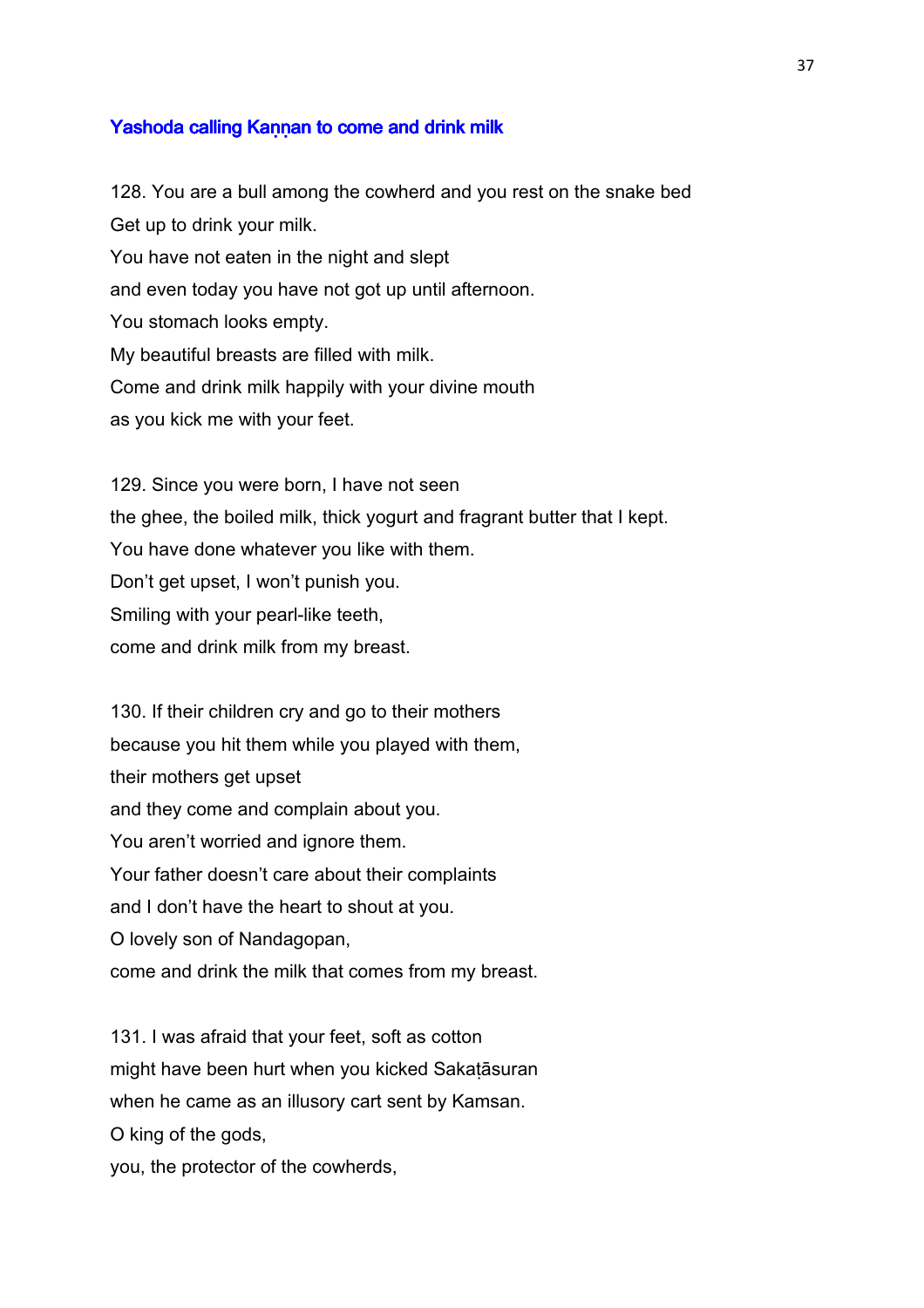### Yashoda calling Kaṇṇan to come and drink milk

128. You are a bull among the cowherd and you rest on the snake bed
Get up to drink your milk.
You have not eaten in the night and slept
and even today you have not got up until afternoon.
You stomach looks empty.
My beautiful breasts are filled with milk.
Come and drink milk happily with your divine mouth
as you kick me with your feet.

129. Since you were born, I have not seen
the ghee, the boiled milk, thick yogurt and fragrant butter that I kept.
You have done whatever you like with them.
Don't get upset, I won't punish you.
Smiling with your pearl-like teeth,
come and drink milk from my breast.

130. If their children cry and go to their mothers
because you hit them while you played with them,
their mothers get upset
and they come and complain about you.
You aren't worried and ignore them.
Your father doesn't care about their complaints
and I don't have the heart to shout at you.
O lovely son of Nandagopan,
come and drink the milk that comes from my breast.

131. I was afraid that your feet, soft as cotton
might have been hurt when you kicked Sakaṭāsuran
when he came as an illusory cart sent by Kamsan.
O king of the gods,
you, the protector of the cowherds,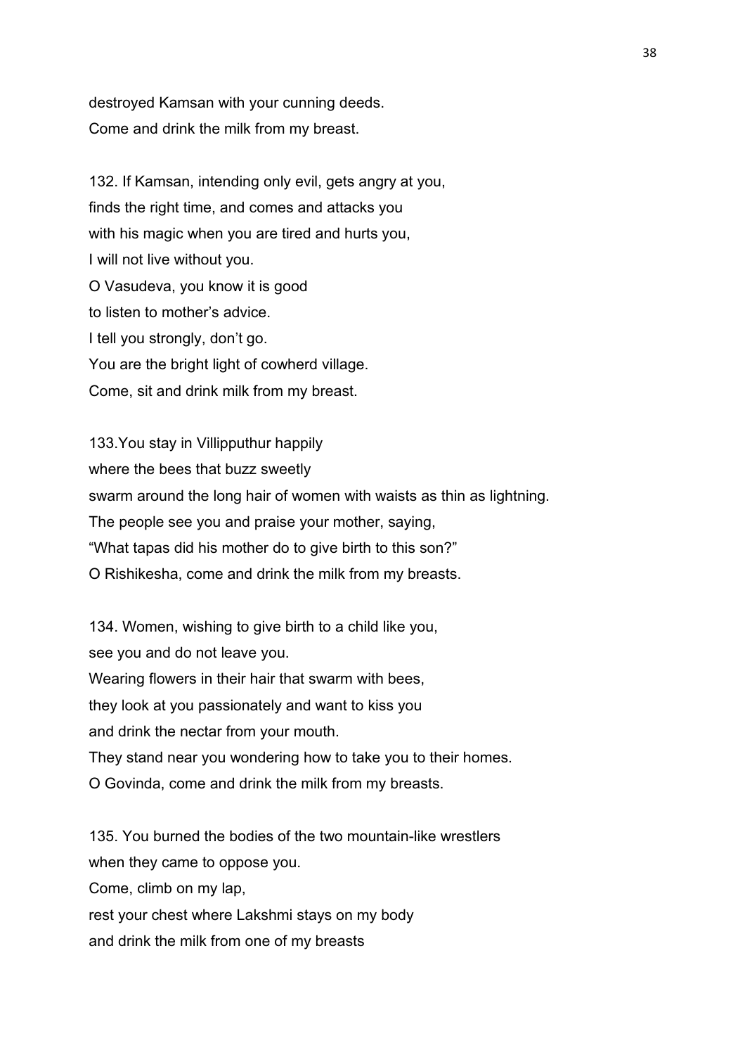destroyed Kamsan with your cunning deeds.
Come and drink the milk from my breast.

132. If Kamsan, intending only evil, gets angry at you,
finds the right time, and comes and attacks you
with his magic when you are tired and hurts you,
I will not live without you.
O Vasudeva, you know it is good
to listen to mother's advice.
I tell you strongly, don't go.
You are the bright light of cowherd village.
Come, sit and drink milk from my breast.

133.You stay in Villipputhur happily
where the bees that buzz sweetly
swarm around the long hair of women with waists as thin as lightning.
The people see you and praise your mother, saying,
"What tapas did his mother do to give birth to this son?"
O Rishikesha, come and drink the milk from my breasts.

134. Women, wishing to give birth to a child like you,
see you and do not leave you.
Wearing flowers in their hair that swarm with bees,
they look at you passionately and want to kiss you
and drink the nectar from your mouth.
They stand near you wondering how to take you to their homes.
O Govinda, come and drink the milk from my breasts.

135. You burned the bodies of the two mountain-like wrestlers
when they came to oppose you.
Come, climb on my lap,
rest your chest where Lakshmi stays on my body
and drink the milk from one of my breasts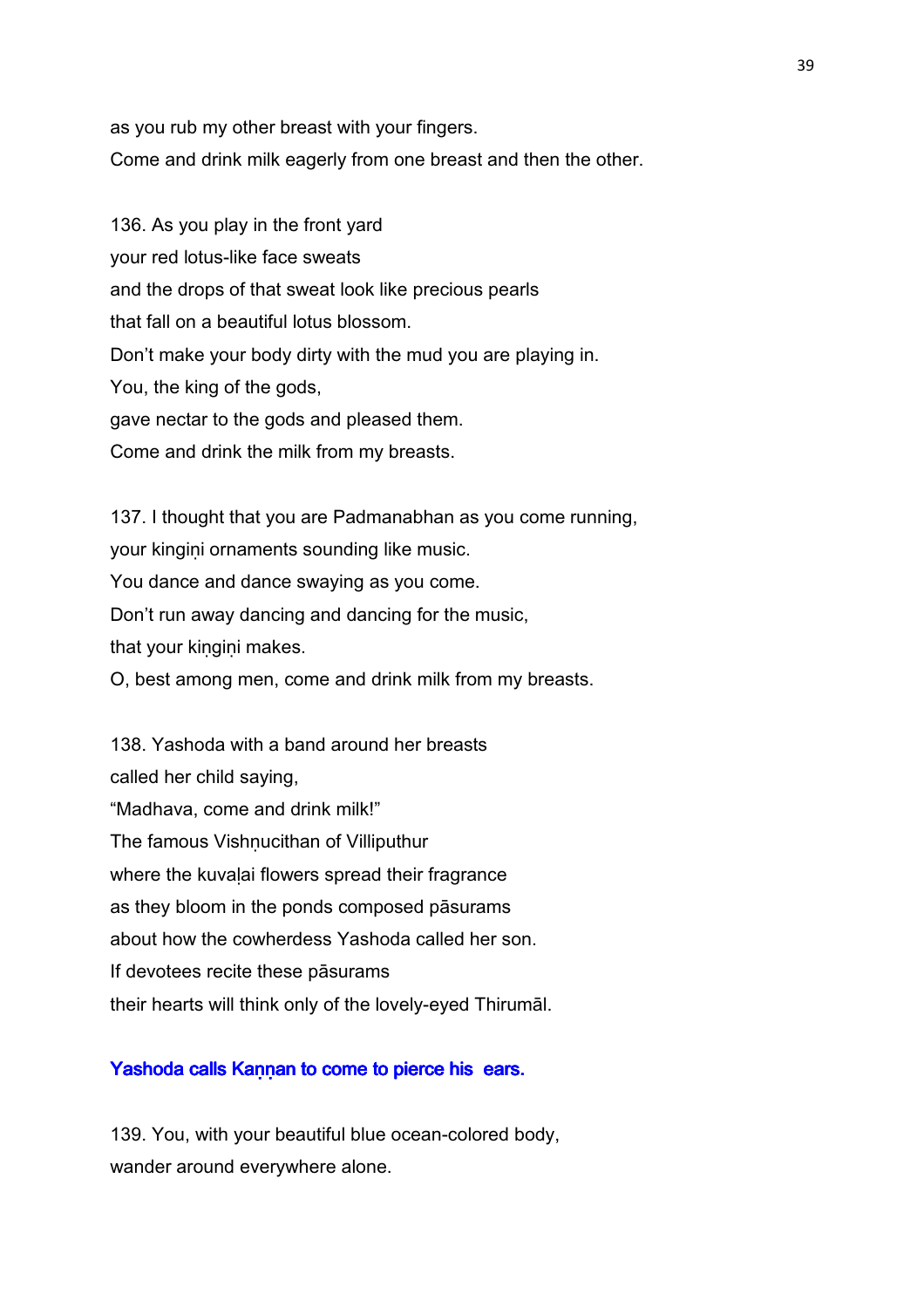as you rub my other breast with your fingers.
Come and drink milk eagerly from one breast and then the other.

136. As you play in the front yard
your red lotus-like face sweats
and the drops of that sweat look like precious pearls
that fall on a beautiful lotus blossom.
Don't make your body dirty with the mud you are playing in.
You, the king of the gods,
gave nectar to the gods and pleased them.
Come and drink the milk from my breasts.

137. I thought that you are Padmanabhan as you come running,
your kingiṇi ornaments sounding like music.
You dance and dance swaying as you come.
Don't run away dancing and dancing for the music,
that your kiṇgiṇi makes.
O, best among men, come and drink milk from my breasts.

138. Yashoda with a band around her breasts
called her child saying,
"Madhava, come and drink milk!"
The famous Vishṇucithan of Villiputhur
where the kuvaḷai flowers spread their fragrance
as they bloom in the ponds composed pāsurams
about how the cowherdess Yashoda called her son.
If devotees recite these pāsurams
their hearts will think only of the lovely-eyed Thirumāl.

**Yashoda calls Kaṇṇan to come to pierce his ears.**

139. You, with your beautiful blue ocean-colored body,
wander around everywhere alone.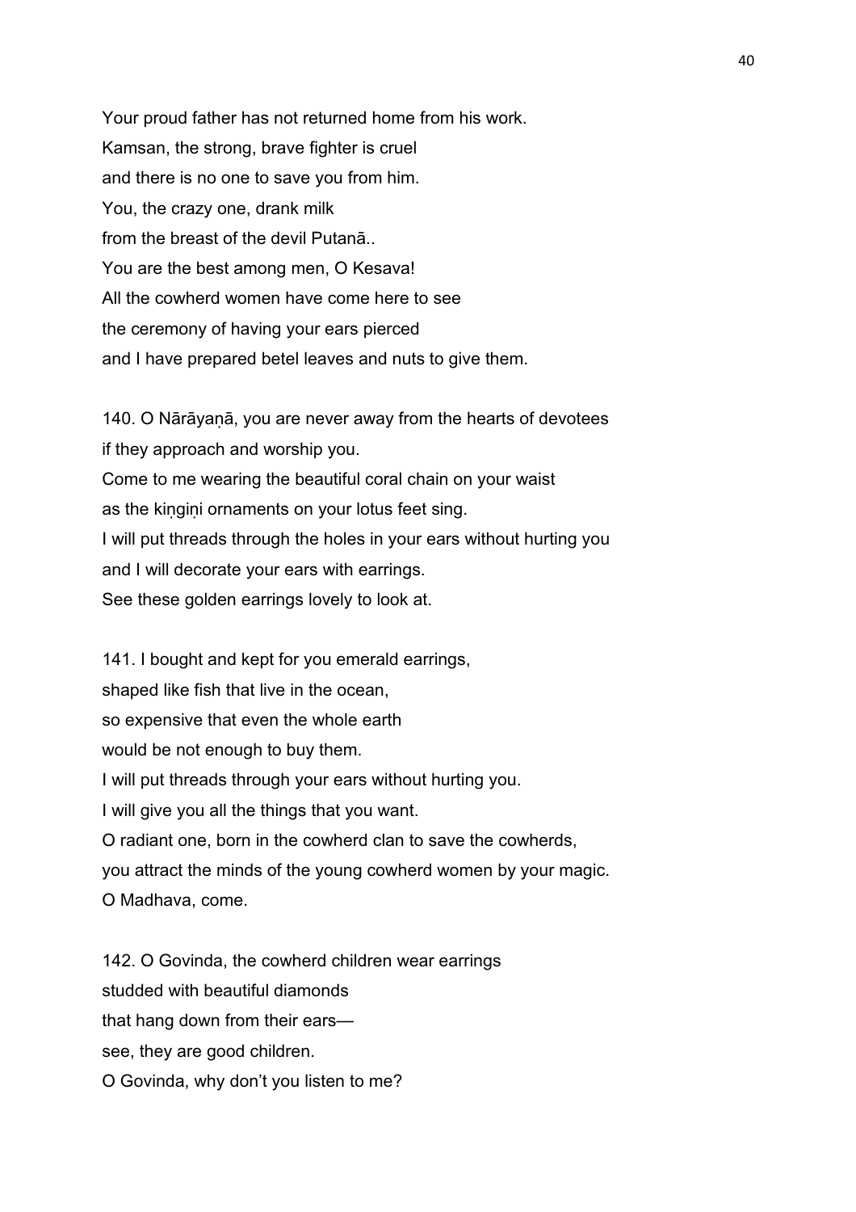Your proud father has not returned home from his work.
Kamsan, the strong, brave fighter is cruel
and there is no one to save you from him.
You, the crazy one, drank milk
from the breast of the devil Putanā..
You are the best among men, O Kesava!
All the cowherd women have come here to see
the ceremony of having your ears pierced
and I have prepared betel leaves and nuts to give them.

140. O Nārāyaṇā, you are never away from the hearts of devotees
if they approach and worship you.
Come to me wearing the beautiful coral chain on your waist
as the kiṇgiṇi ornaments on your lotus feet sing.
I will put threads through the holes in your ears without hurting you
and I will decorate your ears with earrings.
See these golden earrings lovely to look at.

141. I bought and kept for you emerald earrings,
shaped like fish that live in the ocean,
so expensive that even the whole earth
would be not enough to buy them.
I will put threads through your ears without hurting you.
I will give you all the things that you want.
O radiant one, born in the cowherd clan to save the cowherds,
you attract the minds of the young cowherd women by your magic.
O Madhava, come.

142. O Govinda, the cowherd children wear earrings
studded with beautiful diamonds
that hang down from their ears—
see, they are good children.
O Govinda, why don't you listen to me?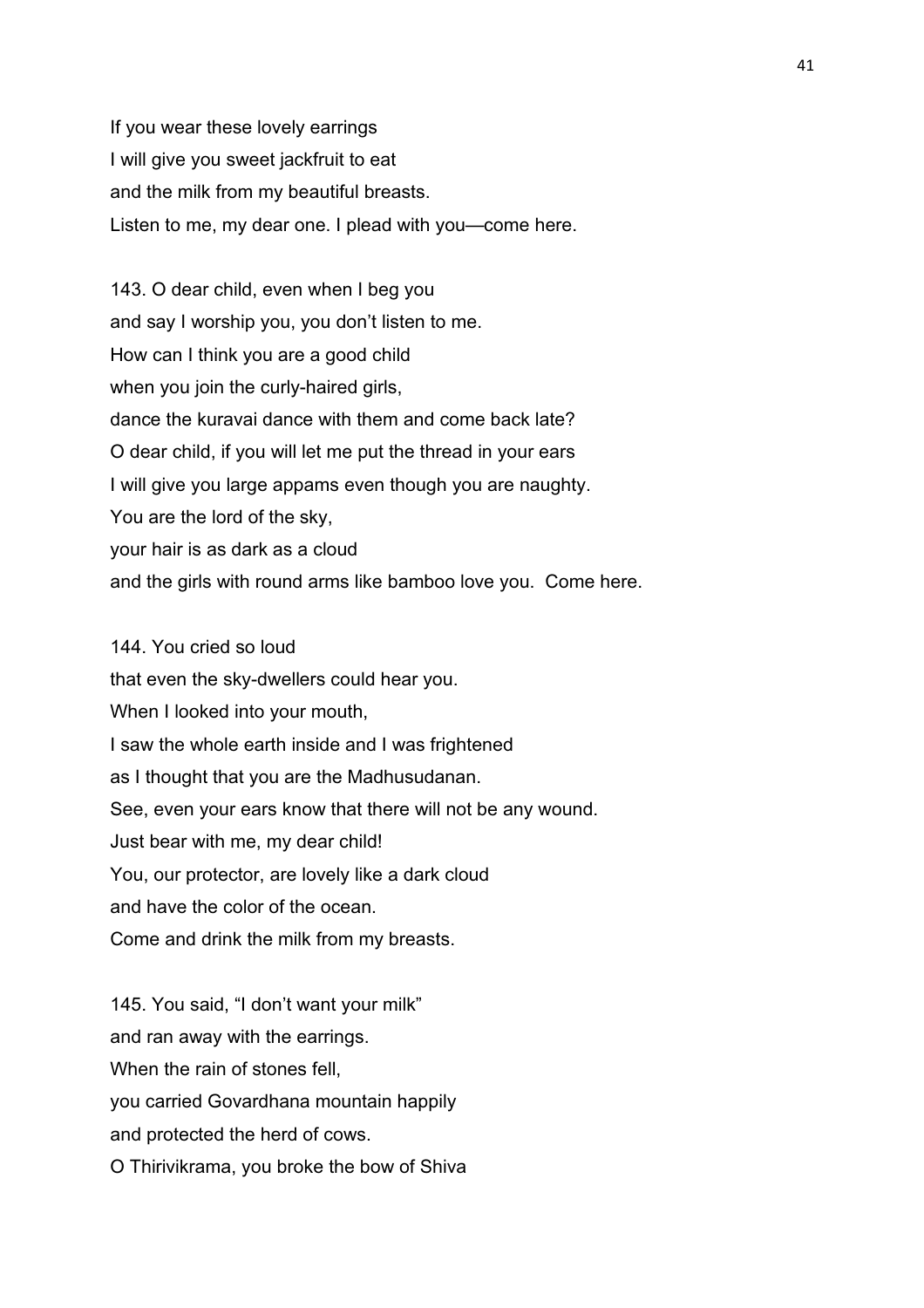If you wear these lovely earrings
I will give you sweet jackfruit to eat
and the milk from my beautiful breasts.
Listen to me, my dear one. I plead with you—come here.

143. O dear child, even when I beg you
and say I worship you, you don't listen to me.
How can I think you are a good child
when you join the curly-haired girls,
dance the kuravai dance with them and come back late?
O dear child, if you will let me put the thread in your ears
I will give you large appams even though you are naughty.
You are the lord of the sky,
your hair is as dark as a cloud
and the girls with round arms like bamboo love you. Come here.

144. You cried so loud
that even the sky-dwellers could hear you.
When I looked into your mouth,
I saw the whole earth inside and I was frightened
as I thought that you are the Madhusudanan.
See, even your ears know that there will not be any wound.
Just bear with me, my dear child!
You, our protector, are lovely like a dark cloud
and have the color of the ocean.
Come and drink the milk from my breasts.

145. You said, "I don't want your milk"
and ran away with the earrings.
When the rain of stones fell,
you carried Govardhana mountain happily
and protected the herd of cows.
O Thirivikrama, you broke the bow of Shiva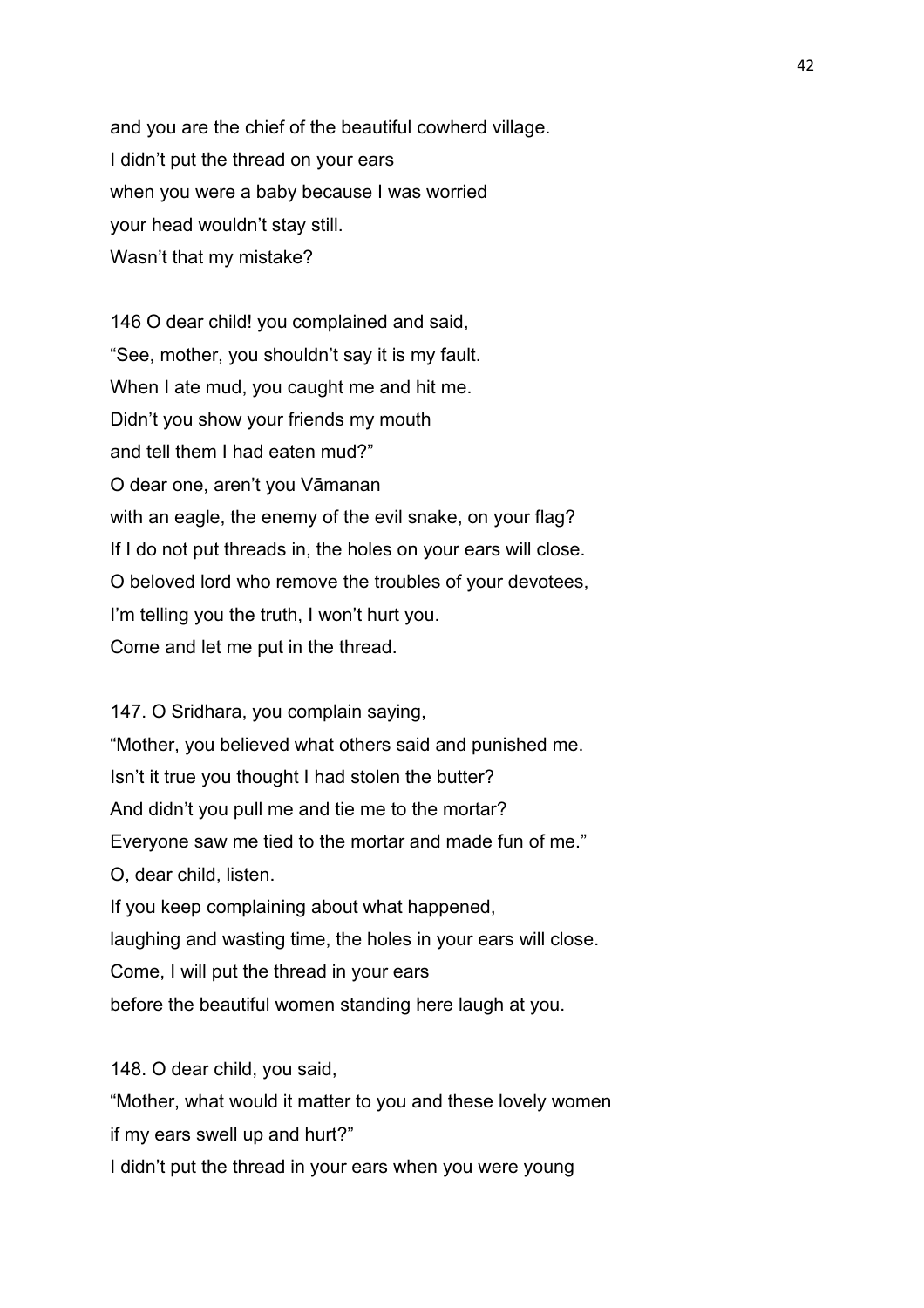and you are the chief of the beautiful cowherd village.
I didn't put the thread on your ears
when you were a baby because I was worried
your head wouldn't stay still.
Wasn't that my mistake?

146 O dear child! you complained and said,
"See, mother, you shouldn't say it is my fault.
When I ate mud, you caught me and hit me.
Didn't you show your friends my mouth
and tell them I had eaten mud?"
O dear one, aren't you Vāmanan
with an eagle, the enemy of the evil snake, on your flag?
If I do not put threads in, the holes on your ears will close.
O beloved lord who remove the troubles of your devotees,
I'm telling you the truth, I won't hurt you.
Come and let me put in the thread.

147. O Sridhara, you complain saying,
"Mother, you believed what others said and punished me.
Isn't it true you thought I had stolen the butter?
And didn't you pull me and tie me to the mortar?
Everyone saw me tied to the mortar and made fun of me."
O, dear child, listen.
If you keep complaining about what happened,
laughing and wasting time, the holes in your ears will close.
Come, I will put the thread in your ears
before the beautiful women standing here laugh at you.

148. O dear child, you said,
"Mother, what would it matter to you and these lovely women
if my ears swell up and hurt?"
I didn't put the thread in your ears when you were young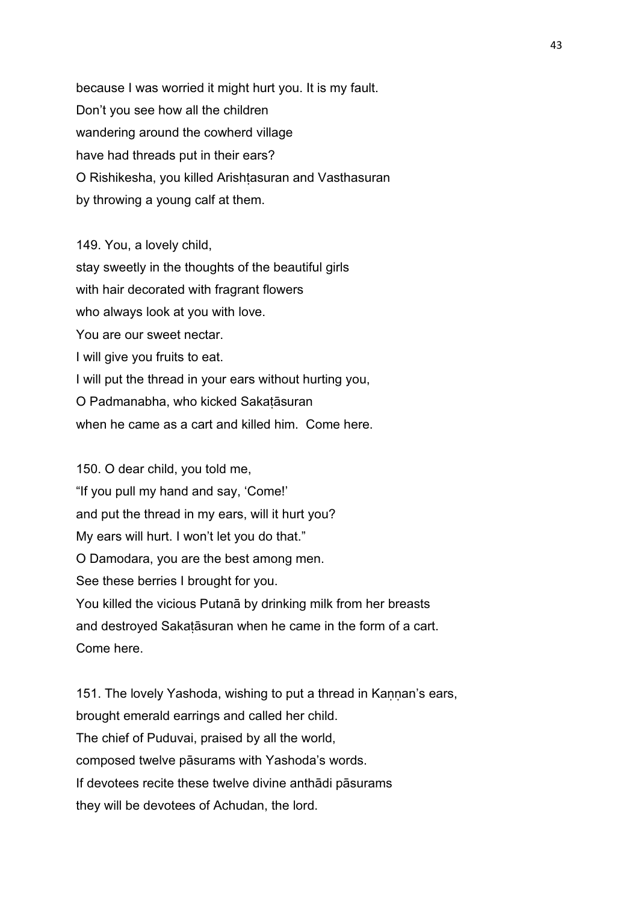because I was worried it might hurt you. It is my fault.
Don't you see how all the children
wandering around the cowherd village
have had threads put in their ears?
O Rishikesha, you killed Arishṭasuran and Vasthasuran
by throwing a young calf at them.

149. You, a lovely child,
stay sweetly in the thoughts of the beautiful girls
with hair decorated with fragrant flowers
who always look at you with love.
You are our sweet nectar.
I will give you fruits to eat.
I will put the thread in your ears without hurting you,
O Padmanabha, who kicked Sakaṭāsuran
when he came as a cart and killed him.  Come here.

150. O dear child, you told me,
"If you pull my hand and say, 'Come!'
and put the thread in my ears, will it hurt you?
My ears will hurt. I won't let you do that."
O Damodara, you are the best among men.
See these berries I brought for you.
You killed the vicious Putanā by drinking milk from her breasts
and destroyed Sakaṭāsuran when he came in the form of a cart.
Come here.

151. The lovely Yashoda, wishing to put a thread in Kaṇṇan's ears,
brought emerald earrings and called her child.
The chief of Puduvai, praised by all the world,
composed twelve pāsurams with Yashoda's words.
If devotees recite these twelve divine anthādi pāsurams
they will be devotees of Achudan, the lord.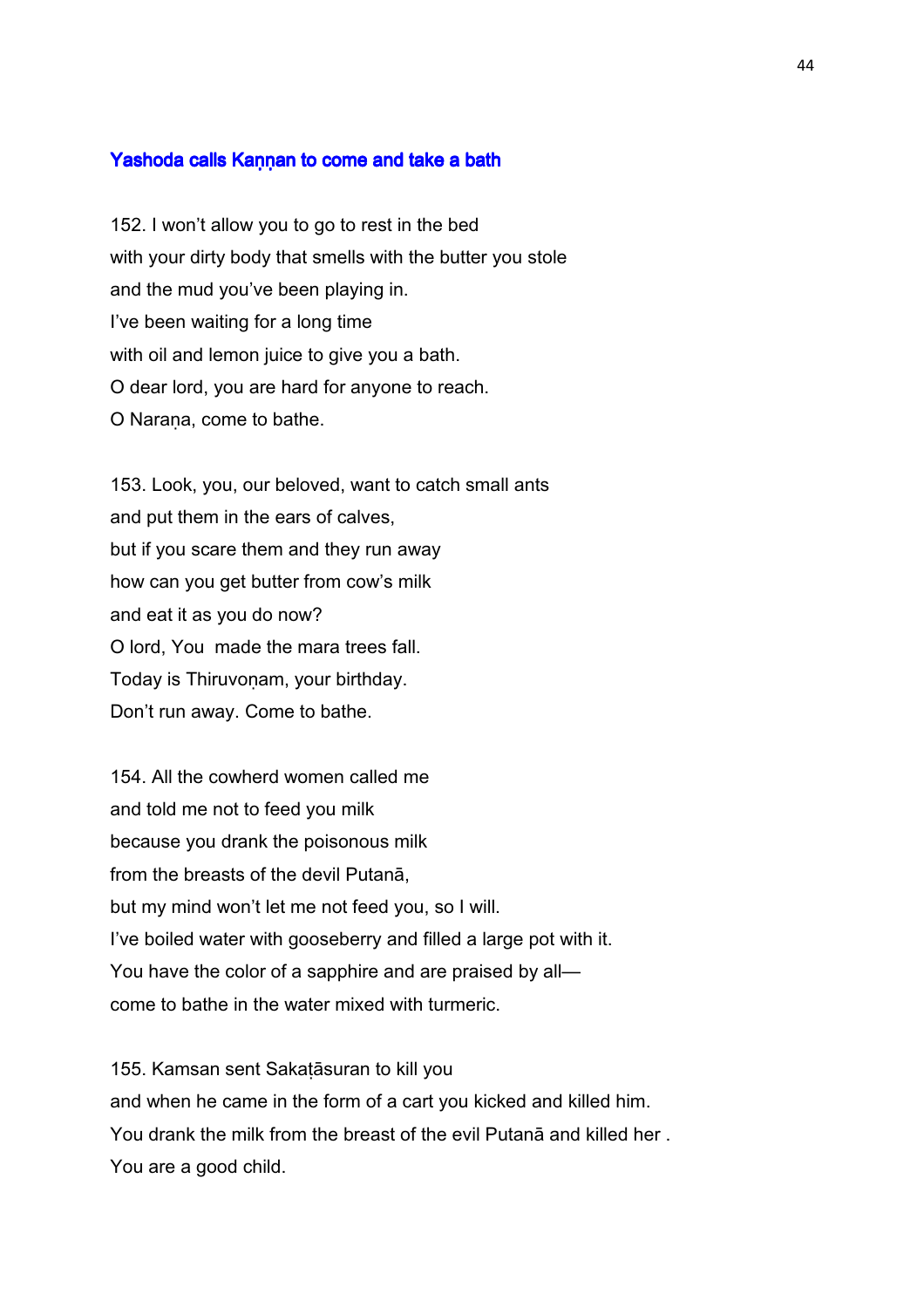### Yashoda calls Kaṇṇan to come and take a bath

152. I won't allow you to go to rest in the bed
with your dirty body that smells with the butter you stole
and the mud you've been playing in.
I've been waiting for a long time
with oil and lemon juice to give you a bath.
O dear lord, you are hard for anyone to reach.
O Naraṇa, come to bathe.

153. Look, you, our beloved, want to catch small ants
and put them in the ears of calves,
but if you scare them and they run away
how can you get butter from cow's milk
and eat it as you do now?
O lord, You made the mara trees fall.
Today is Thiruvoṇam, your birthday.
Don't run away. Come to bathe.

154. All the cowherd women called me
and told me not to feed you milk
because you drank the poisonous milk
from the breasts of the devil Putanā,
but my mind won't let me not feed you, so I will.
I've boiled water with gooseberry and filled a large pot with it.
You have the color of a sapphire and are praised by all—
come to bathe in the water mixed with turmeric.

155. Kamsan sent Sakaṭāsuran to kill you
and when he came in the form of a cart you kicked and killed him.
You drank the milk from the breast of the evil Putanā and killed her .
You are a good child.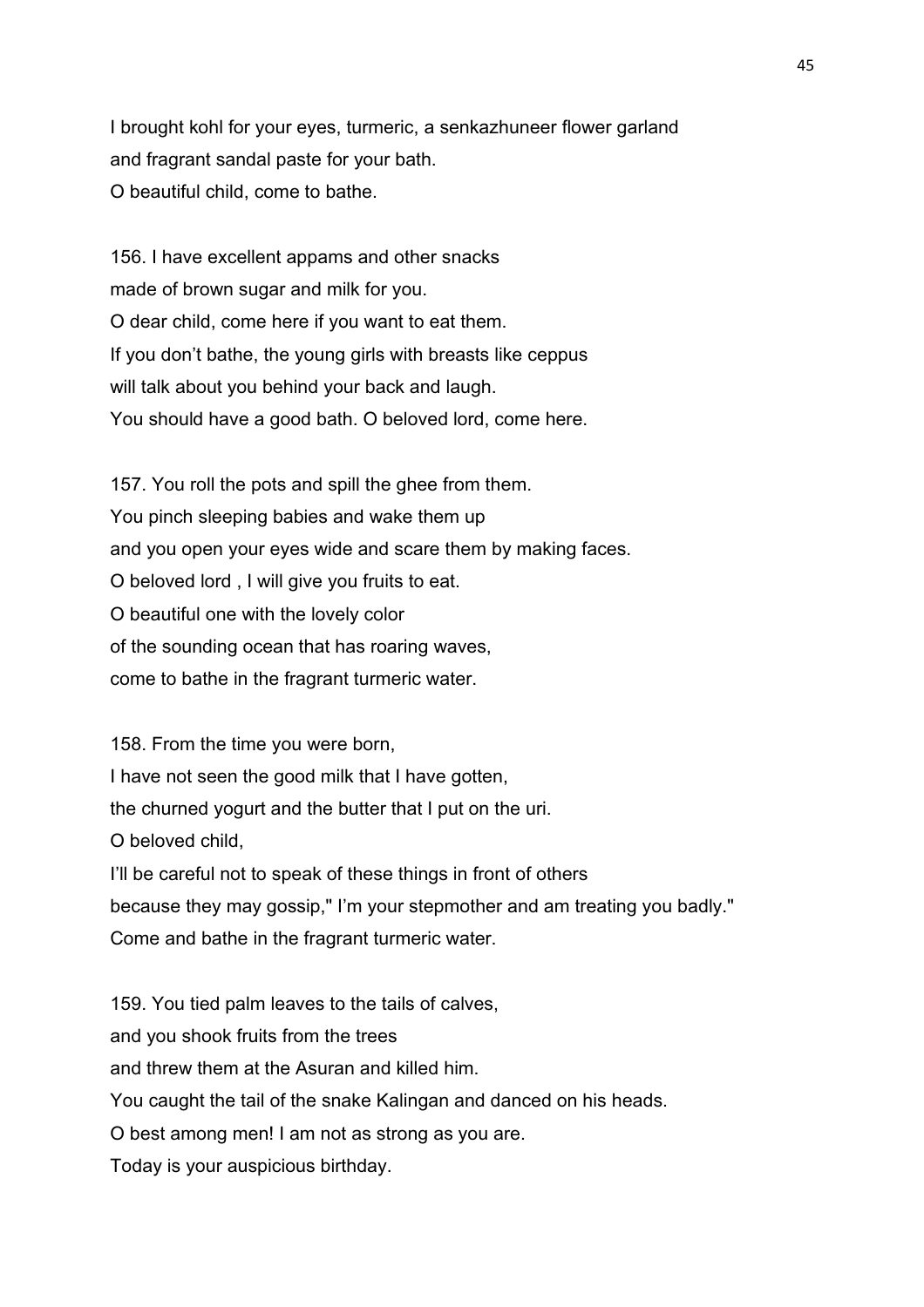I brought kohl for your eyes, turmeric, a senkazhuneer flower garland
and fragrant sandal paste for your bath.
O beautiful child, come to bathe.

156. I have excellent appams and other snacks
made of brown sugar and milk for you.
O dear child, come here if you want to eat them.
If you don't bathe, the young girls with breasts like ceppus
will talk about you behind your back and laugh.
You should have a good bath. O beloved lord, come here.

157. You roll the pots and spill the ghee from them.
You pinch sleeping babies and wake them up
and you open your eyes wide and scare them by making faces.
O beloved lord , I will give you fruits to eat.
O beautiful one with the lovely color
of the sounding ocean that has roaring waves,
come to bathe in the fragrant turmeric water.

158. From the time you were born,
I have not seen the good milk that I have gotten,
the churned yogurt and the butter that I put on the uri.
O beloved child,
I'll be careful not to speak of these things in front of others
because they may gossip," I'm your stepmother and am treating you badly."
Come and bathe in the fragrant turmeric water.

159. You tied palm leaves to the tails of calves,
and you shook fruits from the trees
and threw them at the Asuran and killed him.
You caught the tail of the snake Kalingan and danced on his heads.
O best among men! I am not as strong as you are.
Today is your auspicious birthday.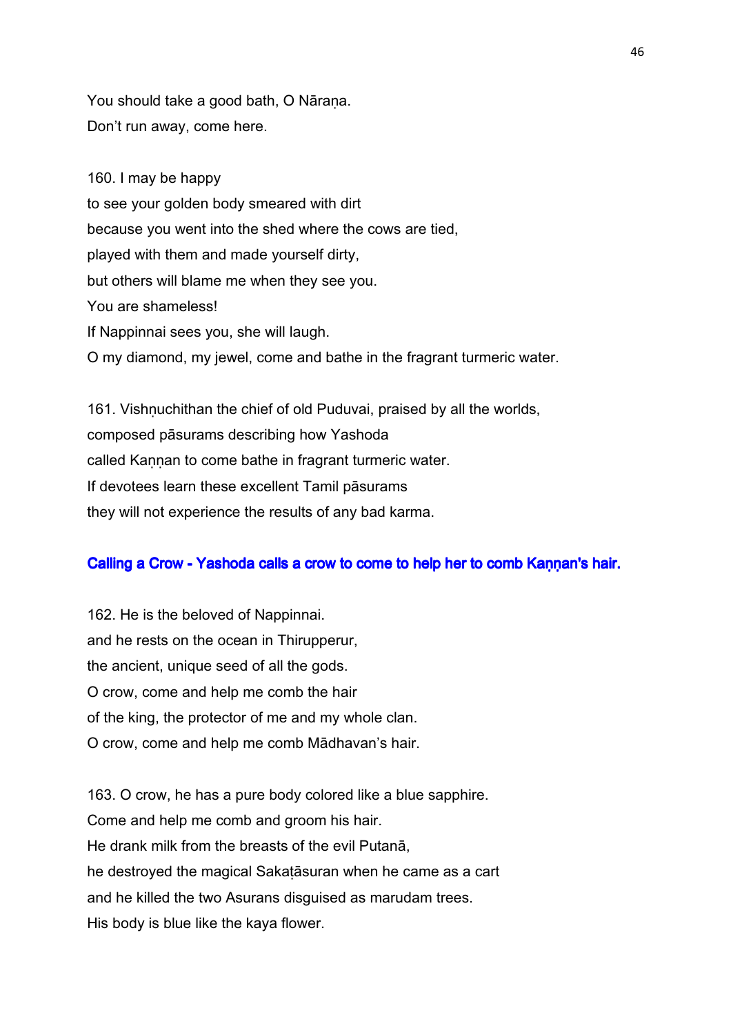You should take a good bath, O Nāraṇa.
Don't run away, come here.

160. I may be happy
to see your golden body smeared with dirt
because you went into the shed where the cows are tied,
played with them and made yourself dirty,
but others will blame me when they see you.
You are shameless!
If Nappinnai sees you, she will laugh.
O my diamond, my jewel, come and bathe in the fragrant turmeric water.

161. Vishṇuchithan the chief of old Puduvai, praised by all the worlds,
composed pāsurams describing how Yashoda
called Kaṇṇan to come bathe in fragrant turmeric water.
If devotees learn these excellent Tamil pāsurams
they will not experience the results of any bad karma.

## Calling a Crow - Yashoda calls a crow to come to help her to comb Kaṇṇan's hair.

162. He is the beloved of Nappinnai.
and he rests on the ocean in Thirupperur,
the ancient, unique seed of all the gods.
O crow, come and help me comb the hair
of the king, the protector of me and my whole clan.
O crow, come and help me comb Mādhavan's hair.

163. O crow, he has a pure body colored like a blue sapphire.
Come and help me comb and groom his hair.
He drank milk from the breasts of the evil Putanā,
he destroyed the magical Sakaṭāsuran when he came as a cart
and he killed the two Asurans disguised as marudam trees.
His body is blue like the kaya flower.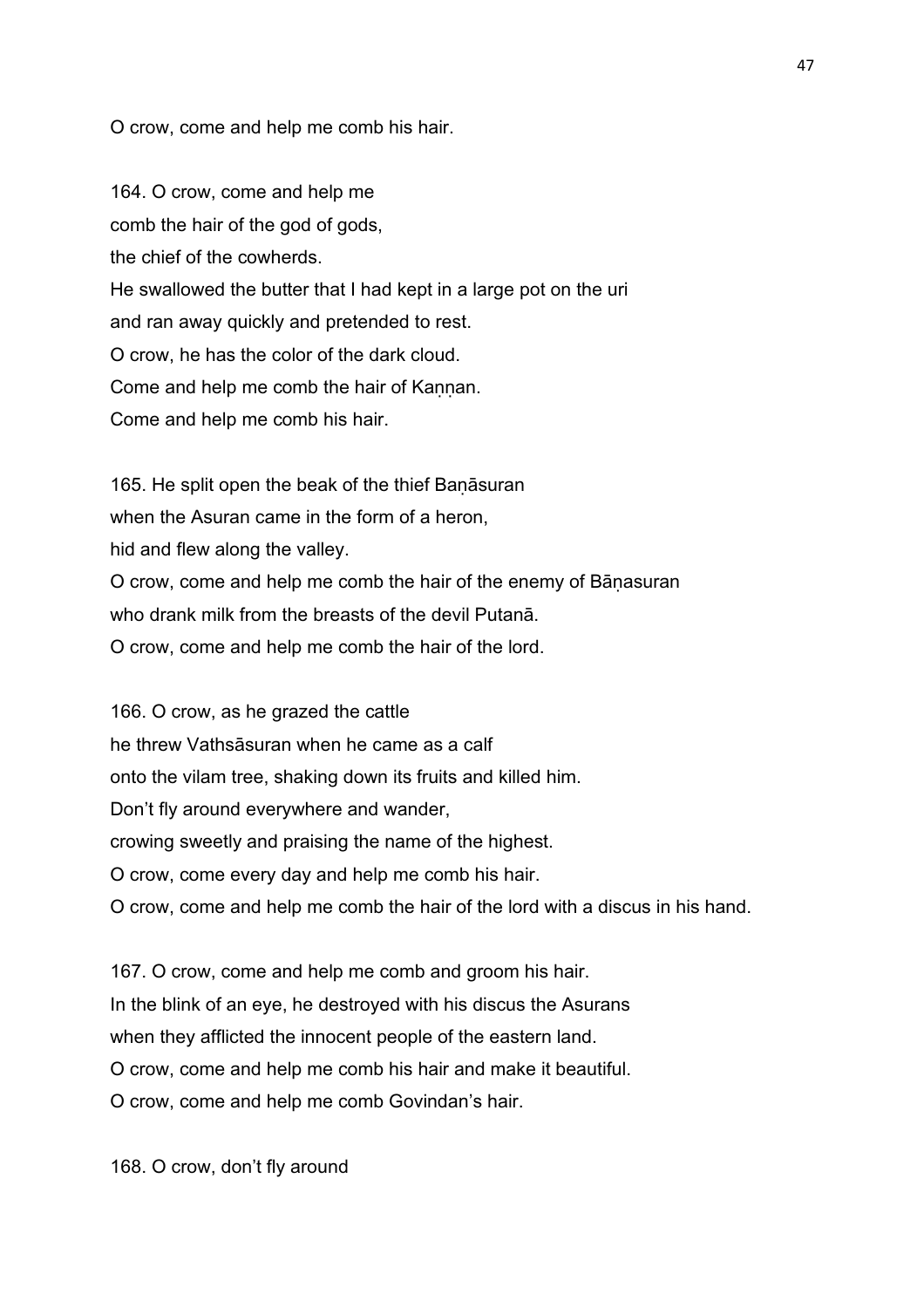O crow, come and help me comb his hair.

164. O crow, come and help me
comb the hair of the god of gods,
the chief of the cowherds.
He swallowed the butter that I had kept in a large pot on the uri
and ran away quickly and pretended to rest.
O crow, he has the color of the dark cloud.
Come and help me comb the hair of Kaṇṇan.
Come and help me comb his hair.

165. He split open the beak of the thief Baṇāsuran
when the Asuran came in the form of a heron,
hid and flew along the valley.
O crow, come and help me comb the hair of the enemy of Bāṇasuran
who drank milk from the breasts of the devil Putanā.
O crow, come and help me comb the hair of the lord.

166. O crow, as he grazed the cattle
he threw Vathsāsuran when he came as a calf
onto the vilam tree, shaking down its fruits and killed him.
Don't fly around everywhere and wander,
crowing sweetly and praising the name of the highest.
O crow, come every day and help me comb his hair.
O crow, come and help me comb the hair of the lord with a discus in his hand.

167. O crow, come and help me comb and groom his hair.
In the blink of an eye, he destroyed with his discus the Asurans
when they afflicted the innocent people of the eastern land.
O crow, come and help me comb his hair and make it beautiful.
O crow, come and help me comb Govindan's hair.

168. O crow, don't fly around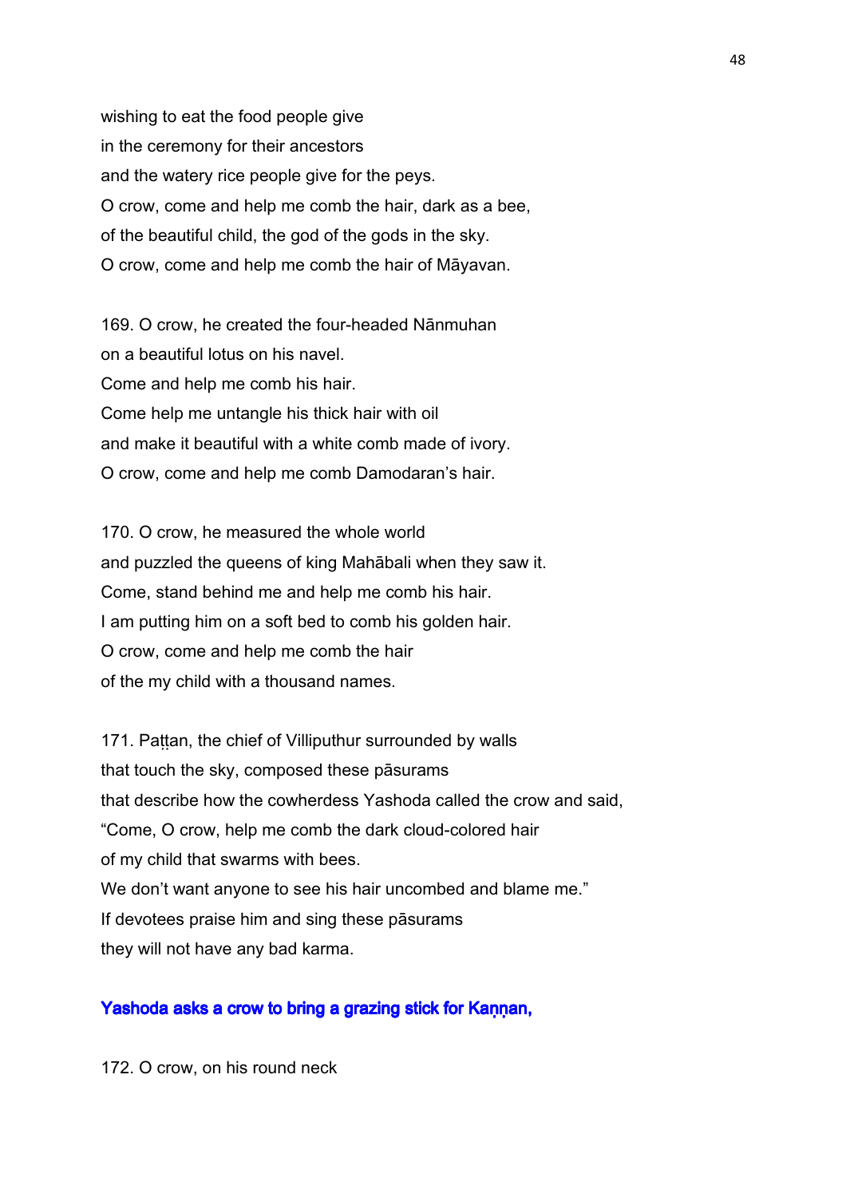wishing to eat the food people give
in the ceremony for their ancestors
and the watery rice people give for the peys.
O crow, come and help me comb the hair, dark as a bee,
of the beautiful child, the god of the gods in the sky.
O crow, come and help me comb the hair of Māyavan.

169. O crow, he created the four-headed Nānmuhan
on a beautiful lotus on his navel.
Come and help me comb his hair.
Come help me untangle his thick hair with oil
and make it beautiful with a white comb made of ivory.
O crow, come and help me comb Damodaran's hair.

170. O crow, he measured the whole world
and puzzled the queens of king Mahābali when they saw it.
Come, stand behind me and help me comb his hair.
I am putting him on a soft bed to comb his golden hair.
O crow, come and help me comb the hair
of the my child with a thousand names.

171. Paṭṭan, the chief of Villiputhur surrounded by walls
that touch the sky, composed these pāsurams
that describe how the cowherdess Yashoda called the crow and said,
"Come, O crow, help me comb the dark cloud-colored hair
of my child that swarms with bees.
We don't want anyone to see his hair uncombed and blame me."
If devotees praise him and sing these pāsurams
they will not have any bad karma.

### Yashoda asks a crow to bring a grazing stick for Kaṇṇan,

172. O crow, on his round neck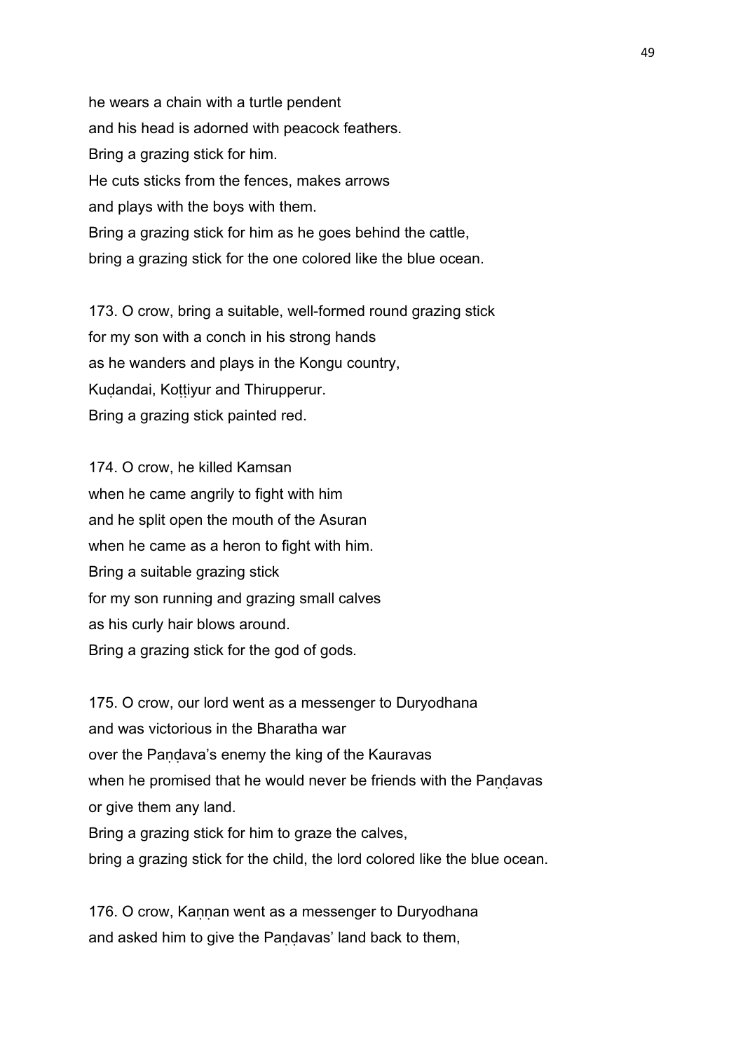he wears a chain with a turtle pendent
and his head is adorned with peacock feathers.
Bring a grazing stick for him.
He cuts sticks from the fences, makes arrows
and plays with the boys with them.
Bring a grazing stick for him as he goes behind the cattle,
bring a grazing stick for the one colored like the blue ocean.

173. O crow, bring a suitable, well-formed round grazing stick
for my son with a conch in his strong hands
as he wanders and plays in the Kongu country,
Kuḍandai, Koṭṭiyur and Thirupperur.
Bring a grazing stick painted red.

174. O crow, he killed Kamsan
when he came angrily to fight with him
and he split open the mouth of the Asuran
when he came as a heron to fight with him.
Bring a suitable grazing stick
for my son running and grazing small calves
as his curly hair blows around.
Bring a grazing stick for the god of gods.

175. O crow, our lord went as a messenger to Duryodhana
and was victorious in the Bharatha war
over the Paṇḍava's enemy the king of the Kauravas
when he promised that he would never be friends with the Paṇḍavas
or give them any land.
Bring a grazing stick for him to graze the calves,
bring a grazing stick for the child, the lord colored like the blue ocean.

176. O crow, Kaṇṇan went as a messenger to Duryodhana
and asked him to give the Paṇḍavas' land back to them,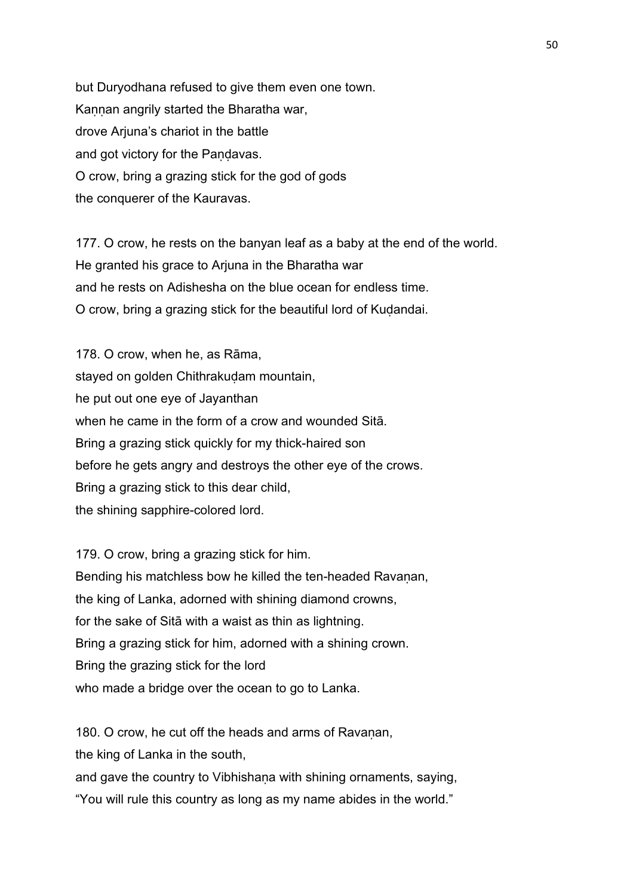but Duryodhana refused to give them even one town.
Kaṇṇan angrily started the Bharatha war,
drove Arjuna's chariot in the battle
and got victory for the Paṇḍavas.
O crow, bring a grazing stick for the god of gods
the conquerer of the Kauravas.

177. O crow, he rests on the banyan leaf as a baby at the end of the world.
He granted his grace to Arjuna in the Bharatha war
and he rests on Adishesha on the blue ocean for endless time.
O crow, bring a grazing stick for the beautiful lord of Kuḍandai.

178. O crow, when he, as Rāma,
stayed on golden Chithrakuḍam mountain,
he put out one eye of Jayanthan
when he came in the form of a crow and wounded Sitā.
Bring a grazing stick quickly for my thick-haired son
before he gets angry and destroys the other eye of the crows.
Bring a grazing stick to this dear child,
the shining sapphire-colored lord.

179. O crow, bring a grazing stick for him.
Bending his matchless bow he killed the ten-headed Ravaṇan,
the king of Lanka, adorned with shining diamond crowns,
for the sake of Sitā with a waist as thin as lightning.
Bring a grazing stick for him, adorned with a shining crown.
Bring the grazing stick for the lord
who made a bridge over the ocean to go to Lanka.

180. O crow, he cut off the heads and arms of Ravaṇan,
the king of Lanka in the south,
and gave the country to Vibhishaṇa with shining ornaments, saying,
"You will rule this country as long as my name abides in the world."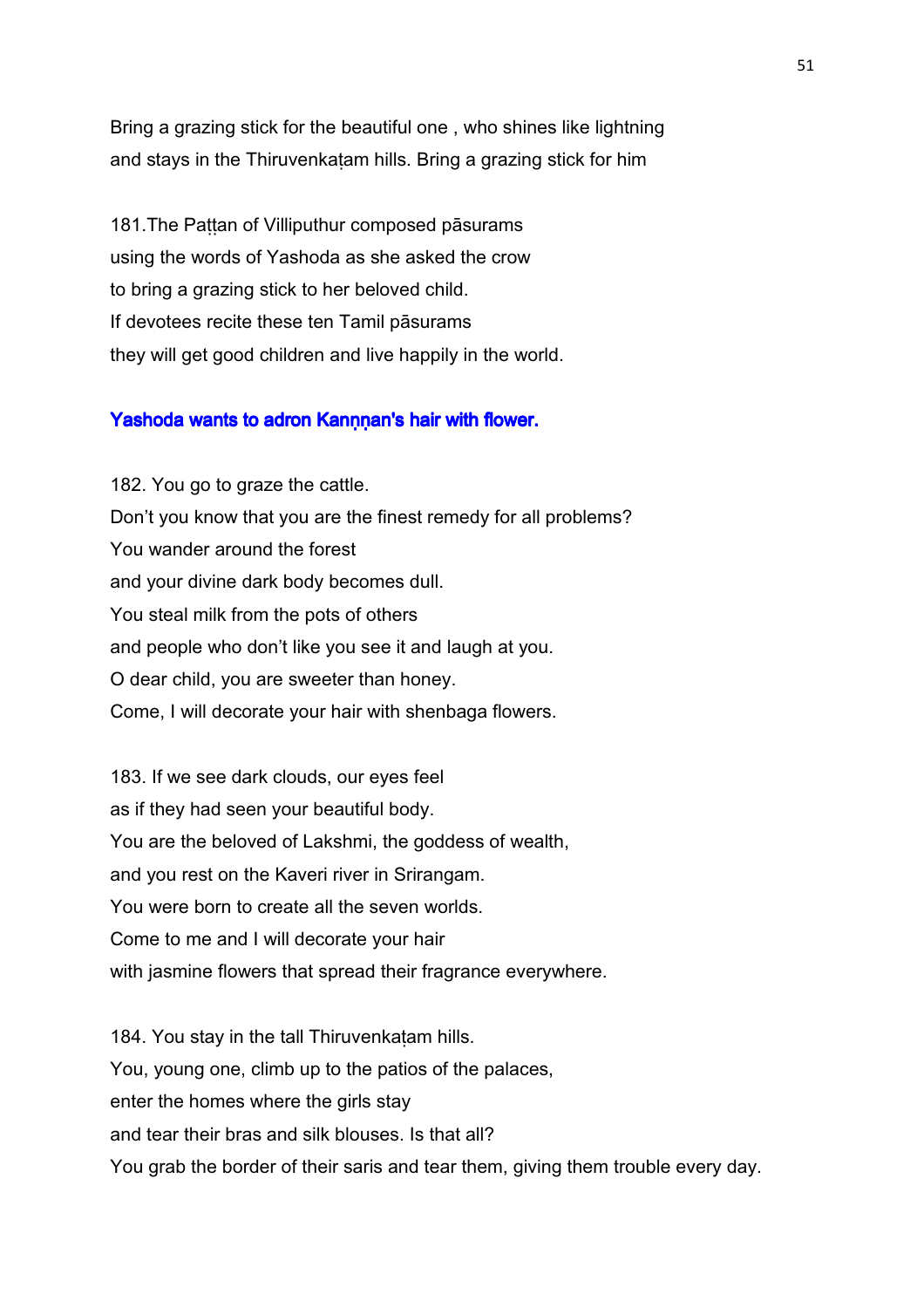Bring a grazing stick for the beautiful one , who shines like lightning
and stays in the Thiruvenkaṭam hills. Bring a grazing stick for him

181.The Paṭṭan of Villiputhur composed pāsurams
using the words of Yashoda as she asked the crow
to bring a grazing stick to her beloved child.
If devotees recite these ten Tamil pāsurams
they will get good children and live happily in the world.

### Yashoda wants to adron Kaṇṇan's hair with flower.

182. You go to graze the cattle.
Don't you know that you are the finest remedy for all problems?
You wander around the forest
and your divine dark body becomes dull.
You steal milk from the pots of others
and people who don't like you see it and laugh at you.
O dear child, you are sweeter than honey.
Come, I will decorate your hair with shenbaga flowers.

183. If we see dark clouds, our eyes feel
as if they had seen your beautiful body.
You are the beloved of Lakshmi, the goddess of wealth,
and you rest on the Kaveri river in Srirangam.
You were born to create all the seven worlds.
Come to me and I will decorate your hair
with jasmine flowers that spread their fragrance everywhere.

184. You stay in the tall Thiruvenkaṭam hills.
You, young one, climb up to the patios of the palaces,
enter the homes where the girls stay
and tear their bras and silk blouses. Is that all?
You grab the border of their saris and tear them, giving them trouble every day.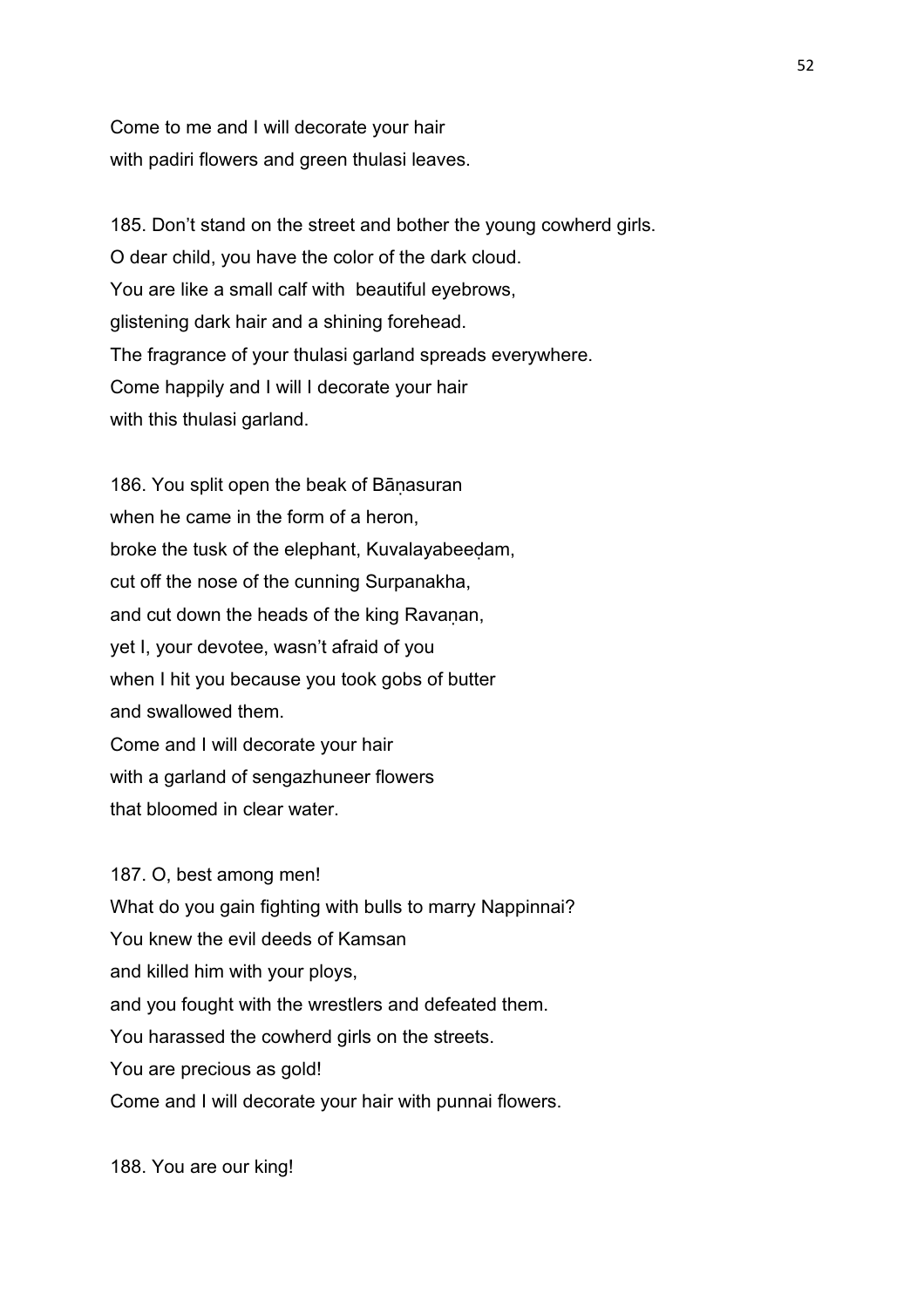Come to me and I will decorate your hair
with padiri flowers and green thulasi leaves.

185. Don't stand on the street and bother the young cowherd girls.
O dear child, you have the color of the dark cloud.
You are like a small calf with beautiful eyebrows,
glistening dark hair and a shining forehead.
The fragrance of your thulasi garland spreads everywhere.
Come happily and I will I decorate your hair
with this thulasi garland.

186. You split open the beak of Bāṇasuran
when he came in the form of a heron,
broke the tusk of the elephant, Kuvalayabeeḍam,
cut off the nose of the cunning Surpanakha,
and cut down the heads of the king Ravaṇan,
yet I, your devotee, wasn't afraid of you
when I hit you because you took gobs of butter
and swallowed them.
Come and I will decorate your hair
with a garland of sengazhuneer flowers
that bloomed in clear water.

187. O, best among men!
What do you gain fighting with bulls to marry Nappinnai?
You knew the evil deeds of Kamsan
and killed him with your ploys,
and you fought with the wrestlers and defeated them.
You harassed the cowherd girls on the streets.
You are precious as gold!
Come and I will decorate your hair with punnai flowers.

188. You are our king!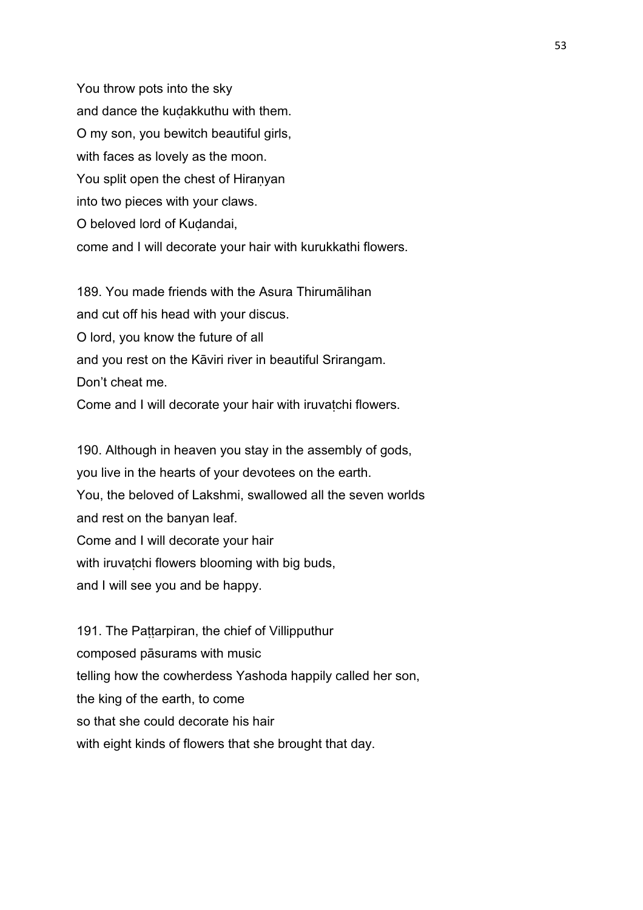You throw pots into the sky
and dance the kuḍakkuthu with them.
O my son, you bewitch beautiful girls,
with faces as lovely as the moon.
You split open the chest of Hiraṇyan
into two pieces with your claws.
O beloved lord of Kuḍandai,
come and I will decorate your hair with kurukkathi flowers.

189. You made friends with the Asura Thirumālihan
and cut off his head with your discus.
O lord, you know the future of all
and you rest on the Kāviri river in beautiful Srirangam.
Don't cheat me.
Come and I will decorate your hair with iruvaṭchi flowers.

190. Although in heaven you stay in the assembly of gods,
you live in the hearts of your devotees on the earth.
You, the beloved of Lakshmi, swallowed all the seven worlds
and rest on the banyan leaf.
Come and I will decorate your hair
with iruvaṭchi flowers blooming with big buds,
and I will see you and be happy.

191. The Paṭṭarpiran, the chief of Villipputhur
composed pāsurams with music
telling how the cowherdess Yashoda happily called her son,
the king of the earth, to come
so that she could decorate his hair
with eight kinds of flowers that she brought that day.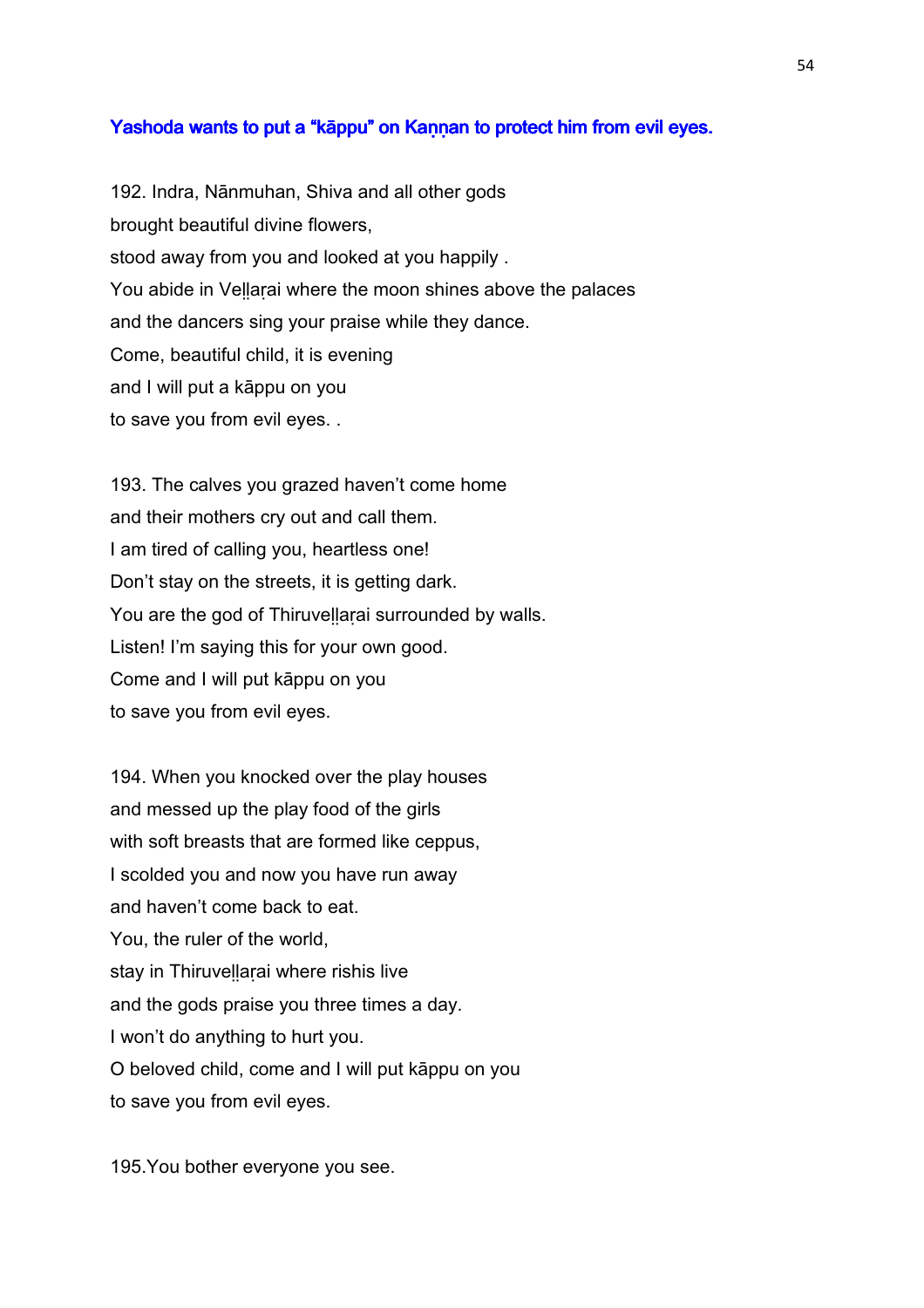### Yashoda wants to put a "kāppu" on Kaṇṇan to protect him from evil eyes.

192. Indra, Nānmuhan, Shiva and all other gods
brought beautiful divine flowers,
stood away from you and looked at you happily .
You abide in Veḷḷaṛai where the moon shines above the palaces
and the dancers sing your praise while they dance.
Come, beautiful child, it is evening
and I will put a kāppu on you
to save you from evil eyes. .

193. The calves you grazed haven't come home
and their mothers cry out and call them.
I am tired of calling you, heartless one!
Don't stay on the streets, it is getting dark.
You are the god of Thiruveḷḷaṛai surrounded by walls.
Listen! I'm saying this for your own good.
Come and I will put kāppu on you
to save you from evil eyes.

194. When you knocked over the play houses
and messed up the play food of the girls
with soft breasts that are formed like ceppus,
I scolded you and now you have run away
and haven't come back to eat.
You, the ruler of the world,
stay in Thiruveḷḷaṛai where rishis live
and the gods praise you three times a day.
I won't do anything to hurt you.
O beloved child, come and I will put kāppu on you
to save you from evil eyes.

195.You bother everyone you see.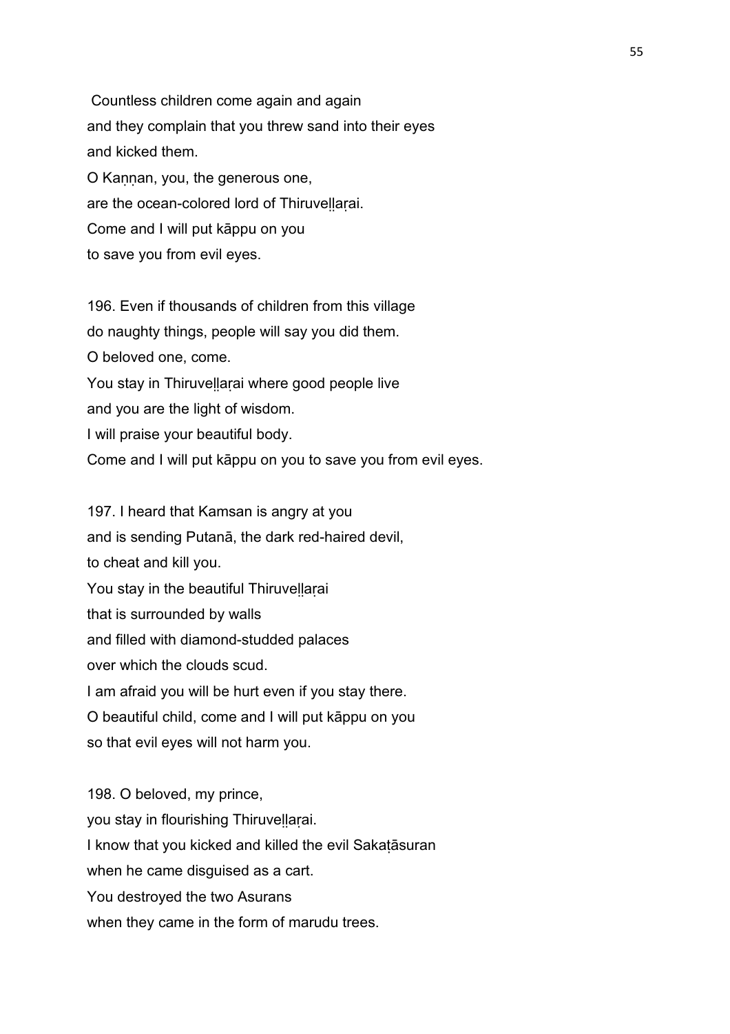Countless children come again and again
and they complain that you threw sand into their eyes
and kicked them.
O Kaṇṇan, you, the generous one,
are the ocean-colored lord of Thiruveḷḷaṛai.
Come and I will put kāppu on you
to save you from evil eyes.

196. Even if thousands of children from this village
do naughty things, people will say you did them.
O beloved one, come.
You stay in Thiruveḷḷaṛai where good people live
and you are the light of wisdom.
I will praise your beautiful body.
Come and I will put kāppu on you to save you from evil eyes.

197. I heard that Kamsan is angry at you
and is sending Putanā, the dark red-haired devil,
to cheat and kill you.
You stay in the beautiful Thiruveḷḷaṛai
that is surrounded by walls
and filled with diamond-studded palaces
over which the clouds scud.
I am afraid you will be hurt even if you stay there.
O beautiful child, come and I will put kāppu on you
so that evil eyes will not harm you.

198. O beloved, my prince,
you stay in flourishing Thiruveḷḷaṛai.
I know that you kicked and killed the evil Sakaṭāsuran
when he came disguised as a cart.
You destroyed the two Asurans
when they came in the form of marudu trees.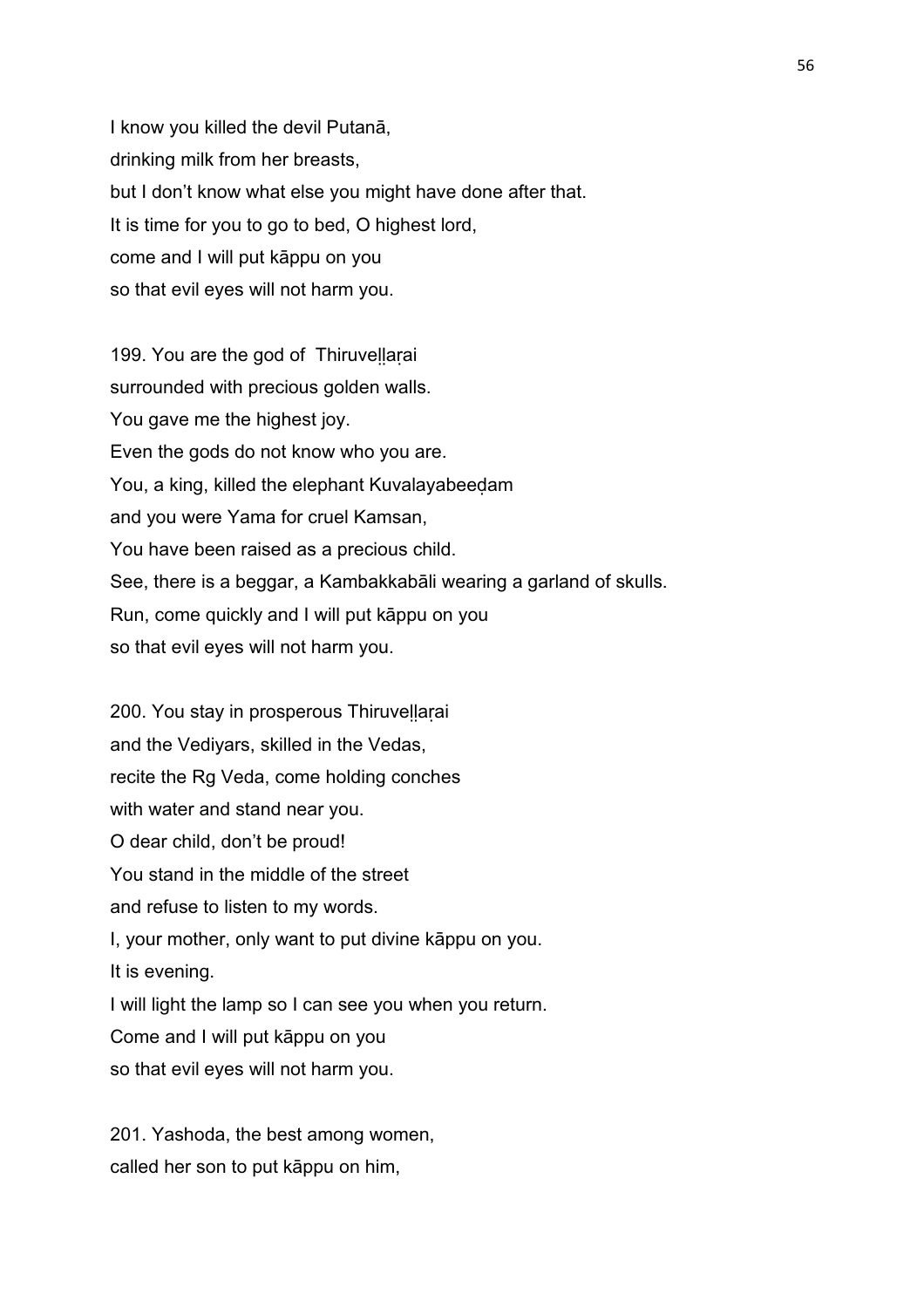I know you killed the devil Putanā,
drinking milk from her breasts,
but I don't know what else you might have done after that.
It is time for you to go to bed, O highest lord,
come and I will put kāppu on you
so that evil eyes will not harm you.

199. You are the god of Thiruveḷḷaṛai
surrounded with precious golden walls.
You gave me the highest joy.
Even the gods do not know who you are.
You, a king, killed the elephant Kuvalayabeeḍam
and you were Yama for cruel Kamsan,
You have been raised as a precious child.
See, there is a beggar, a Kambakkabāli wearing a garland of skulls.
Run, come quickly and I will put kāppu on you
so that evil eyes will not harm you.

200. You stay in prosperous Thiruveḷḷaṛai
and the Vediyars, skilled in the Vedas,
recite the Rg Veda, come holding conches
with water and stand near you.
O dear child, don't be proud!
You stand in the middle of the street
and refuse to listen to my words.
I, your mother, only want to put divine kāppu on you.
It is evening.
I will light the lamp so I can see you when you return.
Come and I will put kāppu on you
so that evil eyes will not harm you.

201. Yashoda, the best among women,
called her son to put kāppu on him,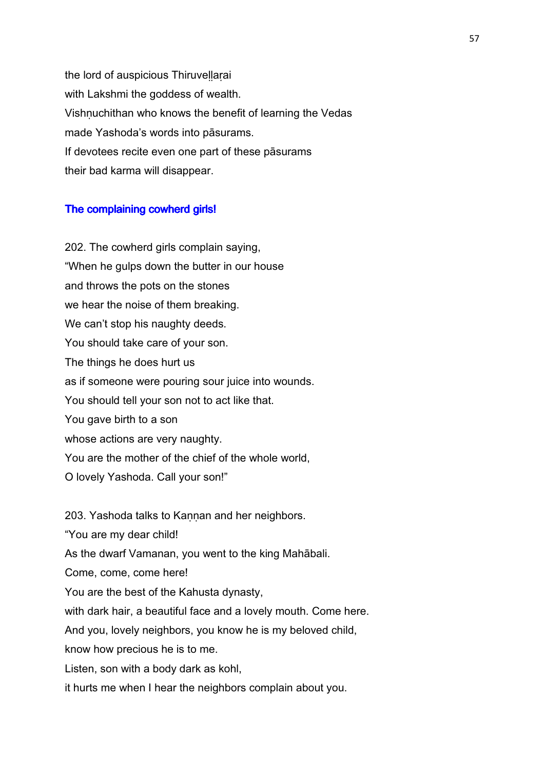the lord of auspicious Thiruveḷḷaṛai
with Lakshmi the goddess of wealth.
Vishṇuchithan who knows the benefit of learning the Vedas
made Yashoda's words into pāsurams.
If devotees recite even one part of these pāsurams
their bad karma will disappear.

### The complaining cowherd girls!

202. The cowherd girls complain saying,
"When he gulps down the butter in our house
and throws the pots on the stones
we hear the noise of them breaking.
We can't stop his naughty deeds.
You should take care of your son.
The things he does hurt us
as if someone were pouring sour juice into wounds.
You should tell your son not to act like that.
You gave birth to a son
whose actions are very naughty.
You are the mother of the chief of the whole world,
O lovely Yashoda. Call your son!"

203. Yashoda talks to Kaṇṇan and her neighbors.
"You are my dear child!
As the dwarf Vamanan, you went to the king Mahābali.
Come, come, come here!
You are the best of the Kahusta dynasty,
with dark hair, a beautiful face and a lovely mouth. Come here.
And you, lovely neighbors, you know he is my beloved child,
know how precious he is to me.
Listen, son with a body dark as kohl,
it hurts me when I hear the neighbors complain about you.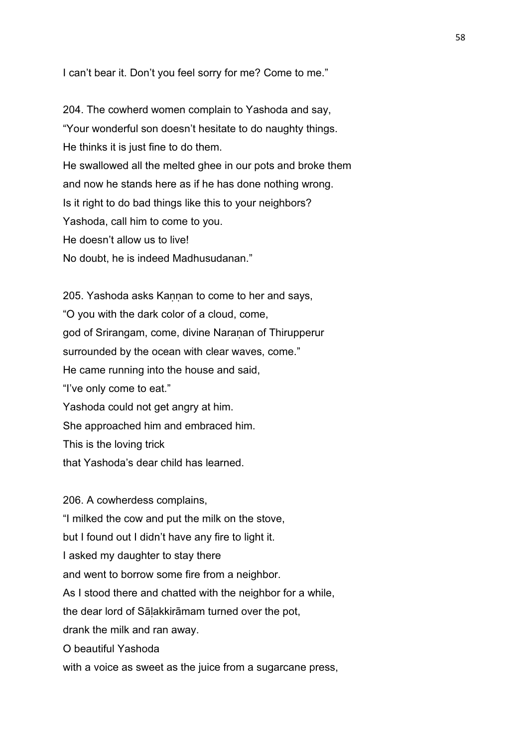I can't bear it. Don't you feel sorry for me? Come to me."

204. The cowherd women complain to Yashoda and say,
"Your wonderful son doesn't hesitate to do naughty things.
He thinks it is just fine to do them.
He swallowed all the melted ghee in our pots and broke them
and now he stands here as if he has done nothing wrong.
Is it right to do bad things like this to your neighbors?
Yashoda, call him to come to you.
He doesn't allow us to live!
No doubt, he is indeed Madhusudanan."

205. Yashoda asks Kaṇṇan to come to her and says,
"O you with the dark color of a cloud, come,
god of Srirangam, come, divine Naraṇan of Thirupperur
surrounded by the ocean with clear waves, come."
He came running into the house and said,
"I've only come to eat."
Yashoda could not get angry at him.
She approached him and embraced him.
This is the loving trick
that Yashoda's dear child has learned.

206. A cowherdess complains,
"I milked the cow and put the milk on the stove,
but I found out I didn't have any fire to light it.
I asked my daughter to stay there
and went to borrow some fire from a neighbor.
As I stood there and chatted with the neighbor for a while,
the dear lord of Sāḷakkirāmam turned over the pot,
drank the milk and ran away.
O beautiful Yashoda
with a voice as sweet as the juice from a sugarcane press,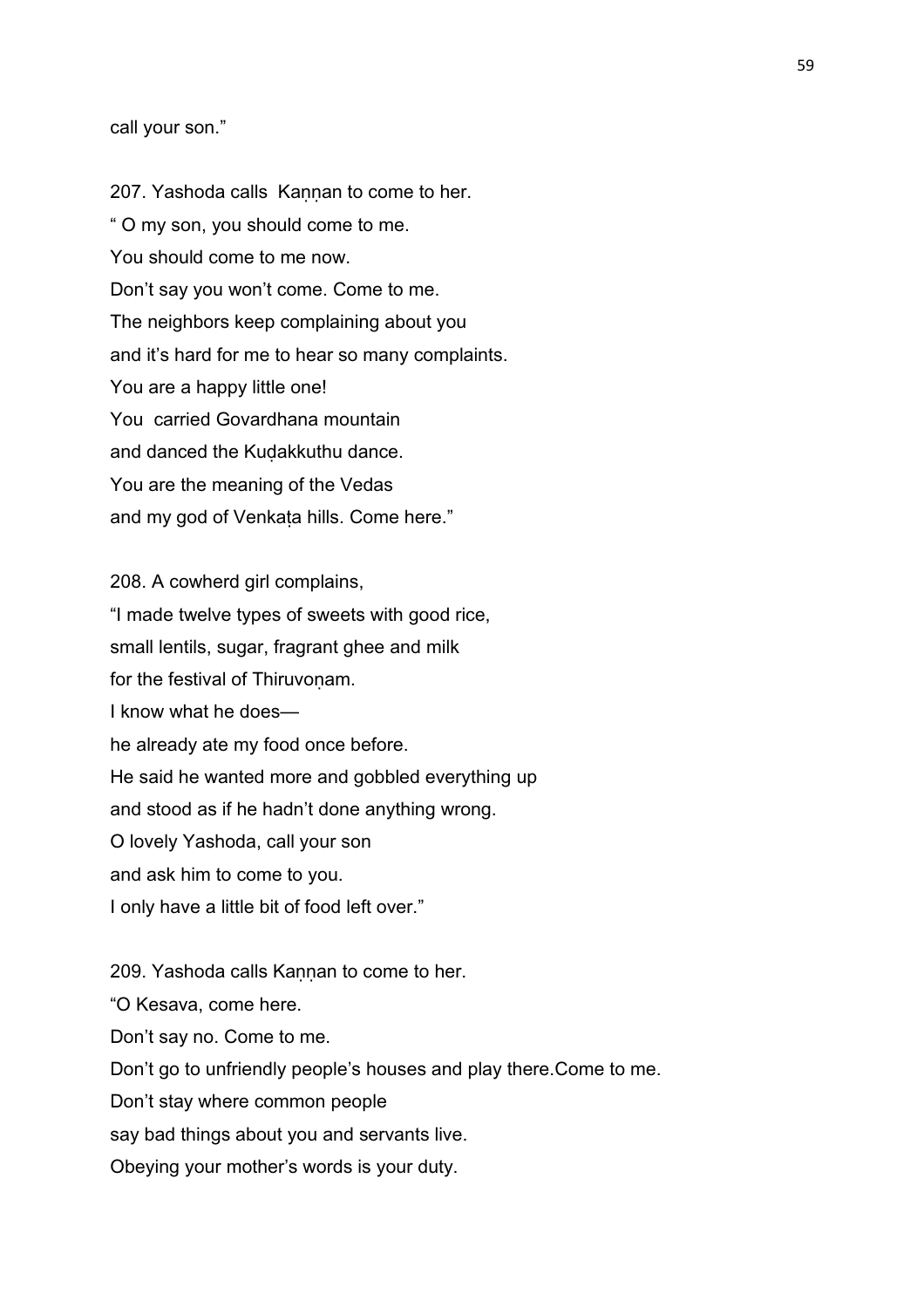call your son."

207. Yashoda calls Kaṇṇan to come to her.
" O my son, you should come to me.
You should come to me now.
Don't say you won't come. Come to me.
The neighbors keep complaining about you
and it's hard for me to hear so many complaints.
You are a happy little one!
You carried Govardhana mountain
and danced the Kuḍakkuthu dance.
You are the meaning of the Vedas
and my god of Venkaṭa hills. Come here."

208. A cowherd girl complains,
"I made twelve types of sweets with good rice,
small lentils, sugar, fragrant ghee and milk
for the festival of Thiruvoṇam.
I know what he does—
he already ate my food once before.
He said he wanted more and gobbled everything up
and stood as if he hadn't done anything wrong.
O lovely Yashoda, call your son
and ask him to come to you.
I only have a little bit of food left over."

209. Yashoda calls Kaṇṇan to come to her.
"O Kesava, come here.
Don't say no. Come to me.
Don't go to unfriendly people's houses and play there.Come to me.
Don't stay where common people
say bad things about you and servants live.
Obeying your mother's words is your duty.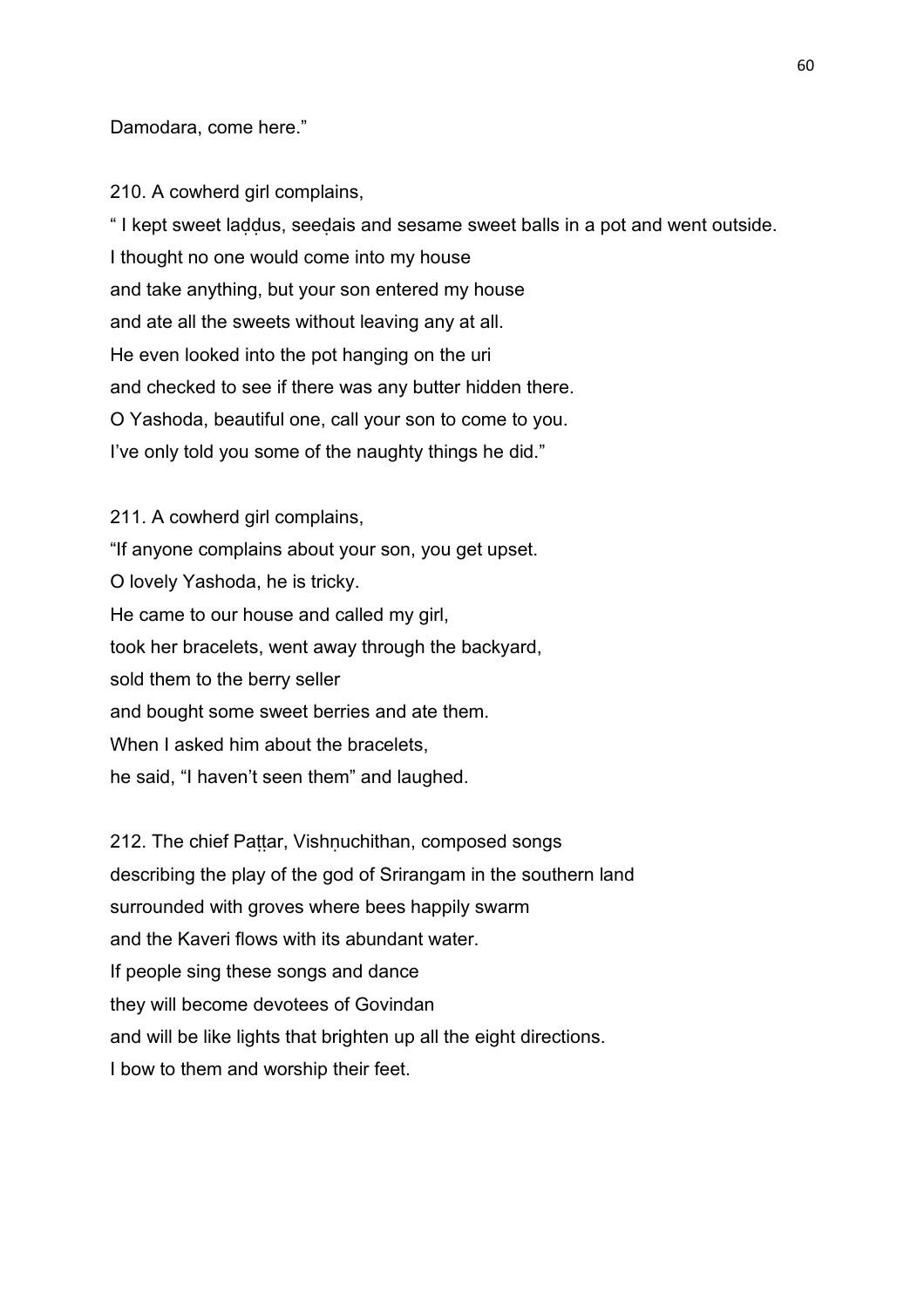Damodara, come here."

210. A cowherd girl complains,

" I kept sweet laḍḍus, seeḍais and sesame sweet balls in a pot and went outside.
I thought no one would come into my house
and take anything, but your son entered my house
and ate all the sweets without leaving any at all.
He even looked into the pot hanging on the uri
and checked to see if there was any butter hidden there.
O Yashoda, beautiful one, call your son to come to you.
I've only told you some of the naughty things he did."

211. A cowherd girl complains,

"If anyone complains about your son, you get upset.
O lovely Yashoda, he is tricky.
He came to our house and called my girl,
took her bracelets, went away through the backyard,
sold them to the berry seller
and bought some sweet berries and ate them.
When I asked him about the bracelets,
he said, "I haven't seen them" and laughed.

212. The chief Paṭṭar, Vishṇuchithan, composed songs
describing the play of the god of Srirangam in the southern land
surrounded with groves where bees happily swarm
and the Kaveri flows with its abundant water.
If people sing these songs and dance
they will become devotees of Govindan
and will be like lights that brighten up all the eight directions.
I bow to them and worship their feet.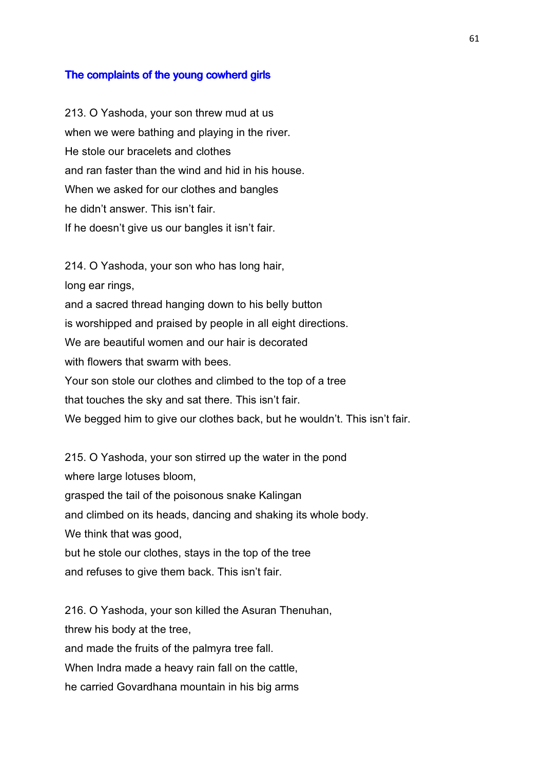### The complaints of the young cowherd girls

213. O Yashoda, your son threw mud at us
when we were bathing and playing in the river.
He stole our bracelets and clothes
and ran faster than the wind and hid in his house.
When we asked for our clothes and bangles
he didn't answer. This isn't fair.
If he doesn't give us our bangles it isn't fair.

214. O Yashoda, your son who has long hair,
long ear rings,
and a sacred thread hanging down to his belly button
is worshipped and praised by people in all eight directions.
We are beautiful women and our hair is decorated
with flowers that swarm with bees.
Your son stole our clothes and climbed to the top of a tree
that touches the sky and sat there. This isn't fair.
We begged him to give our clothes back, but he wouldn't. This isn't fair.

215. O Yashoda, your son stirred up the water in the pond
where large lotuses bloom,
grasped the tail of the poisonous snake Kalingan
and climbed on its heads, dancing and shaking its whole body.
We think that was good,
but he stole our clothes, stays in the top of the tree
and refuses to give them back. This isn't fair.

216. O Yashoda, your son killed the Asuran Thenuhan,
threw his body at the tree,
and made the fruits of the palmyra tree fall.
When Indra made a heavy rain fall on the cattle,
he carried Govardhana mountain in his big arms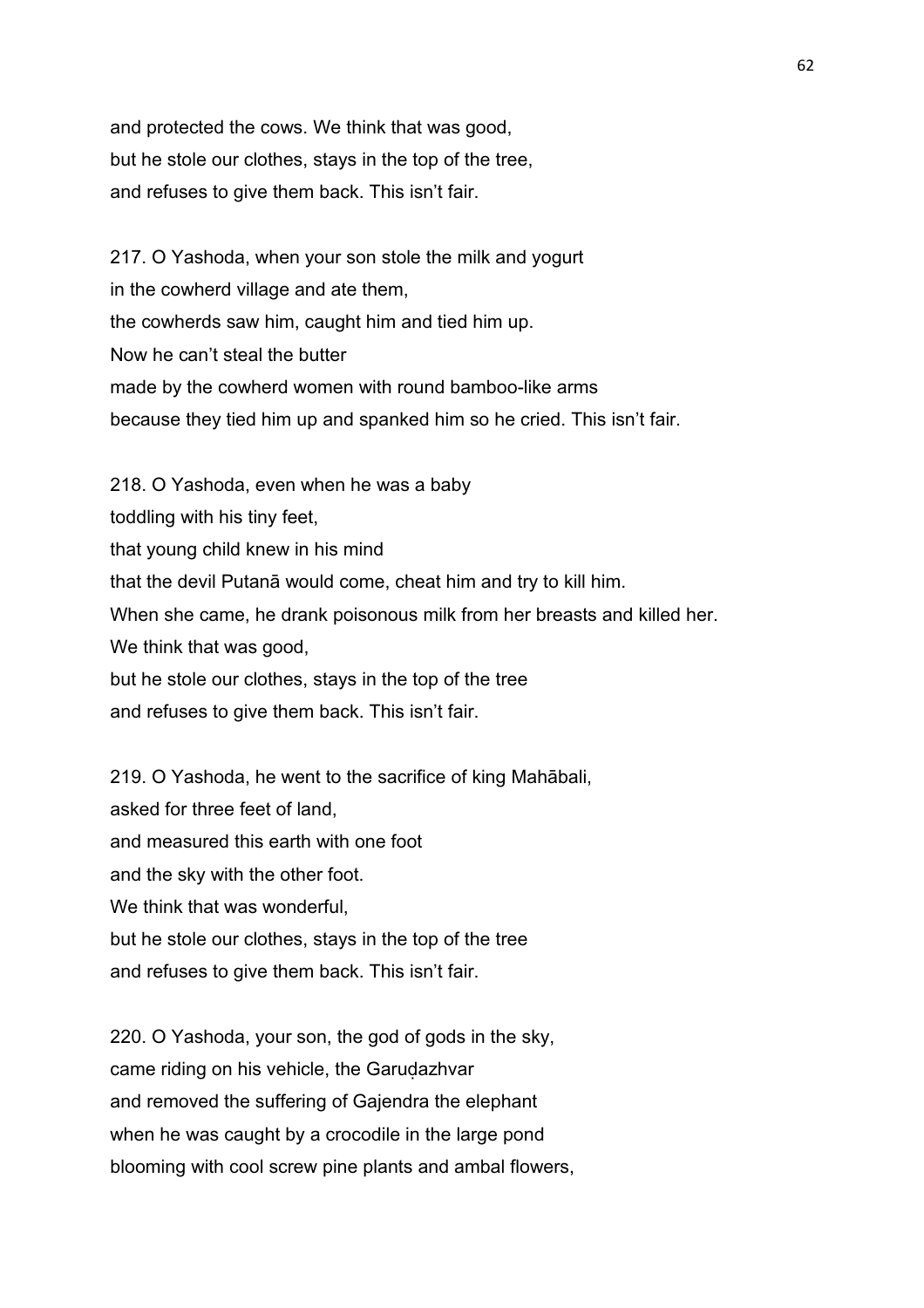and protected the cows. We think that was good,  
but he stole our clothes, stays in the top of the tree,  
and refuses to give them back. This isn't fair.

217. O Yashoda, when your son stole the milk and yogurt  
in the cowherd village and ate them,  
the cowherds saw him, caught him and tied him up.  
Now he can't steal the butter  
made by the cowherd women with round bamboo-like arms  
because they tied him up and spanked him so he cried. This isn't fair.

218. O Yashoda, even when he was a baby  
toddling with his tiny feet,  
that young child knew in his mind  
that the devil Putanā would come, cheat him and try to kill him.  
When she came, he drank poisonous milk from her breasts and killed her.  
We think that was good,  
but he stole our clothes, stays in the top of the tree  
and refuses to give them back. This isn't fair.

219. O Yashoda, he went to the sacrifice of king Mahābali,  
asked for three feet of land,  
and measured this earth with one foot  
and the sky with the other foot.  
We think that was wonderful,  
but he stole our clothes, stays in the top of the tree  
and refuses to give them back. This isn't fair.

220. O Yashoda, your son, the god of gods in the sky,  
came riding on his vehicle, the Garuḍazhvar  
and removed the suffering of Gajendra the elephant  
when he was caught by a crocodile in the large pond  
blooming with cool screw pine plants and ambal flowers,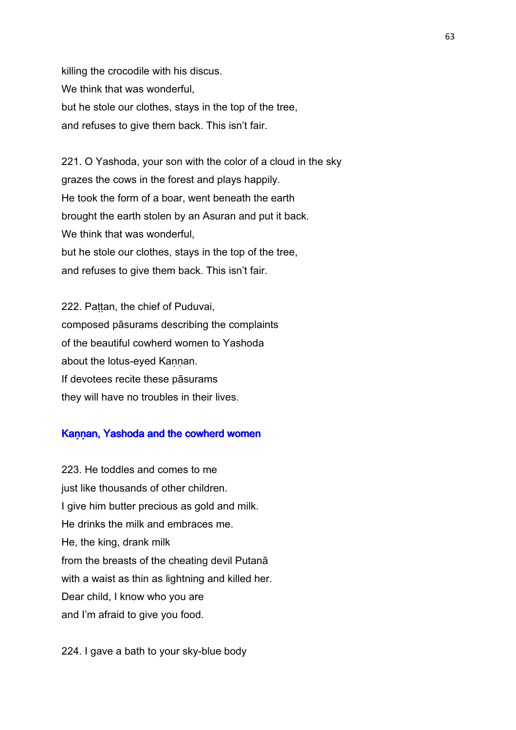killing the crocodile with his discus.
We think that was wonderful,
but he stole our clothes, stays in the top of the tree,
and refuses to give them back. This isn't fair.

221. O Yashoda, your son with the color of a cloud in the sky
grazes the cows in the forest and plays happily.
He took the form of a boar, went beneath the earth
brought the earth stolen by an Asuran and put it back.
We think that was wonderful,
but he stole our clothes, stays in the top of the tree,
and refuses to give them back. This isn't fair.

222. Paṭṭan, the chief of Puduvai,
composed pāsurams describing the complaints
of the beautiful cowherd women to Yashoda
about the lotus-eyed Kaṇṇan.
If devotees recite these pāsurams
they will have no troubles in their lives.

### Kaṇṇan, Yashoda and the cowherd women

223. He toddles and comes to me
just like thousands of other children.
I give him butter precious as gold and milk.
He drinks the milk and embraces me.
He, the king, drank milk
from the breasts of the cheating devil Putanā
with a waist as thin as lightning and killed her.
Dear child, I know who you are
and I'm afraid to give you food.

224. I gave a bath to your sky-blue body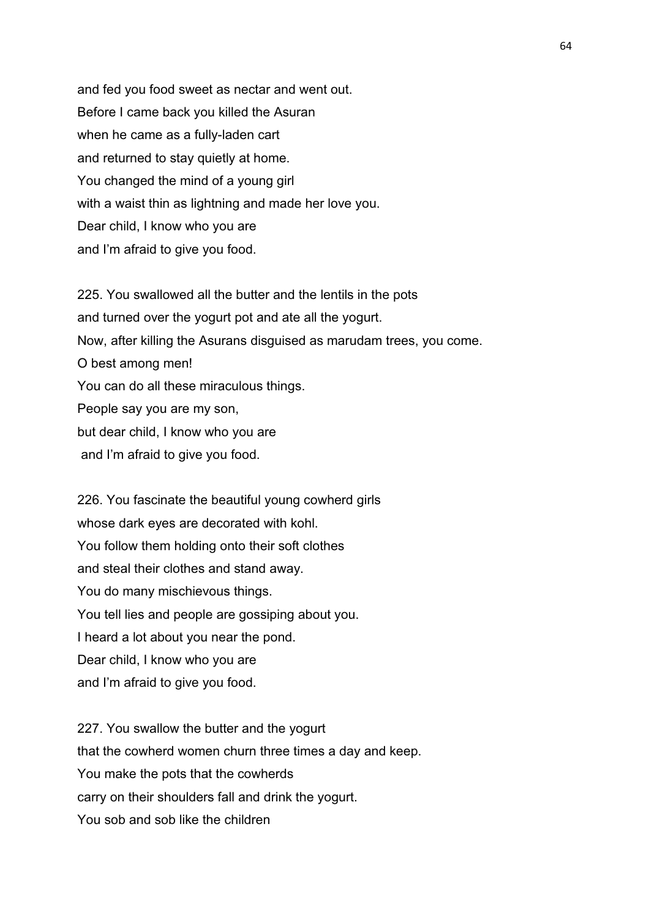and fed you food sweet as nectar and went out.
Before I came back you killed the Asuran
when he came as a fully-laden cart
and returned to stay quietly at home.
You changed the mind of a young girl
with a waist thin as lightning and made her love you.
Dear child, I know who you are
and I'm afraid to give you food.

225. You swallowed all the butter and the lentils in the pots
and turned over the yogurt pot and ate all the yogurt.
Now, after killing the Asurans disguised as marudam trees, you come.
O best among men!
You can do all these miraculous things.
People say you are my son,
but dear child, I know who you are
and I'm afraid to give you food.

226. You fascinate the beautiful young cowherd girls
whose dark eyes are decorated with kohl.
You follow them holding onto their soft clothes
and steal their clothes and stand away.
You do many mischievous things.
You tell lies and people are gossiping about you.
I heard a lot about you near the pond.
Dear child, I know who you are
and I'm afraid to give you food.

227. You swallow the butter and the yogurt
that the cowherd women churn three times a day and keep.
You make the pots that the cowherds
carry on their shoulders fall and drink the yogurt.
You sob and sob like the children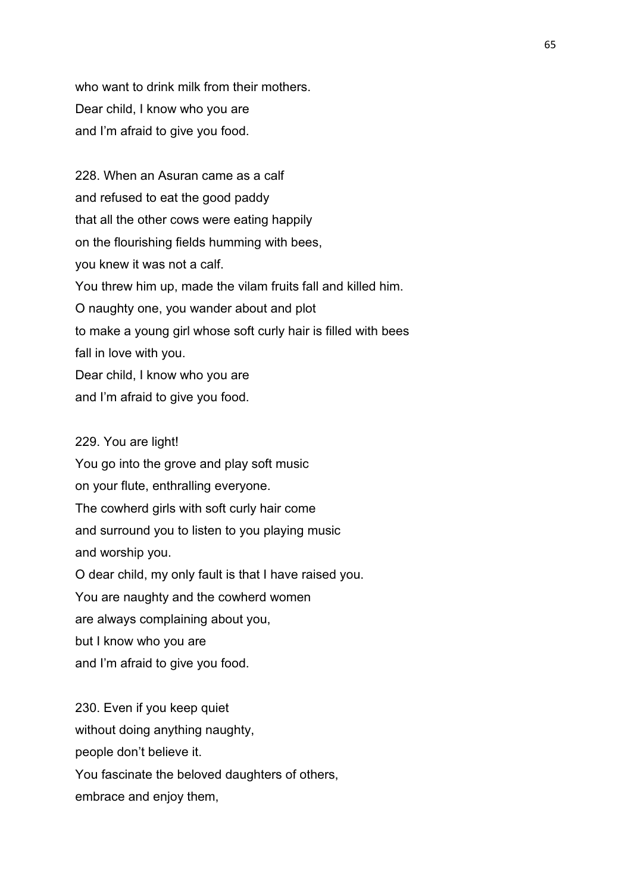who want to drink milk from their mothers.
Dear child, I know who you are
and I'm afraid to give you food.

228. When an Asuran came as a calf
and refused to eat the good paddy
that all the other cows were eating happily
on the flourishing fields humming with bees,
you knew it was not a calf.
You threw him up, made the vilam fruits fall and killed him.
O naughty one, you wander about and plot
to make a young girl whose soft curly hair is filled with bees
fall in love with you.
Dear child, I know who you are
and I'm afraid to give you food.

229. You are light!
You go into the grove and play soft music
on your flute, enthralling everyone.
The cowherd girls with soft curly hair come
and surround you to listen to you playing music
and worship you.
O dear child, my only fault is that I have raised you.
You are naughty and the cowherd women
are always complaining about you,
but I know who you are
and I'm afraid to give you food.

230. Even if you keep quiet
without doing anything naughty,
people don't believe it.
You fascinate the beloved daughters of others,
embrace and enjoy them,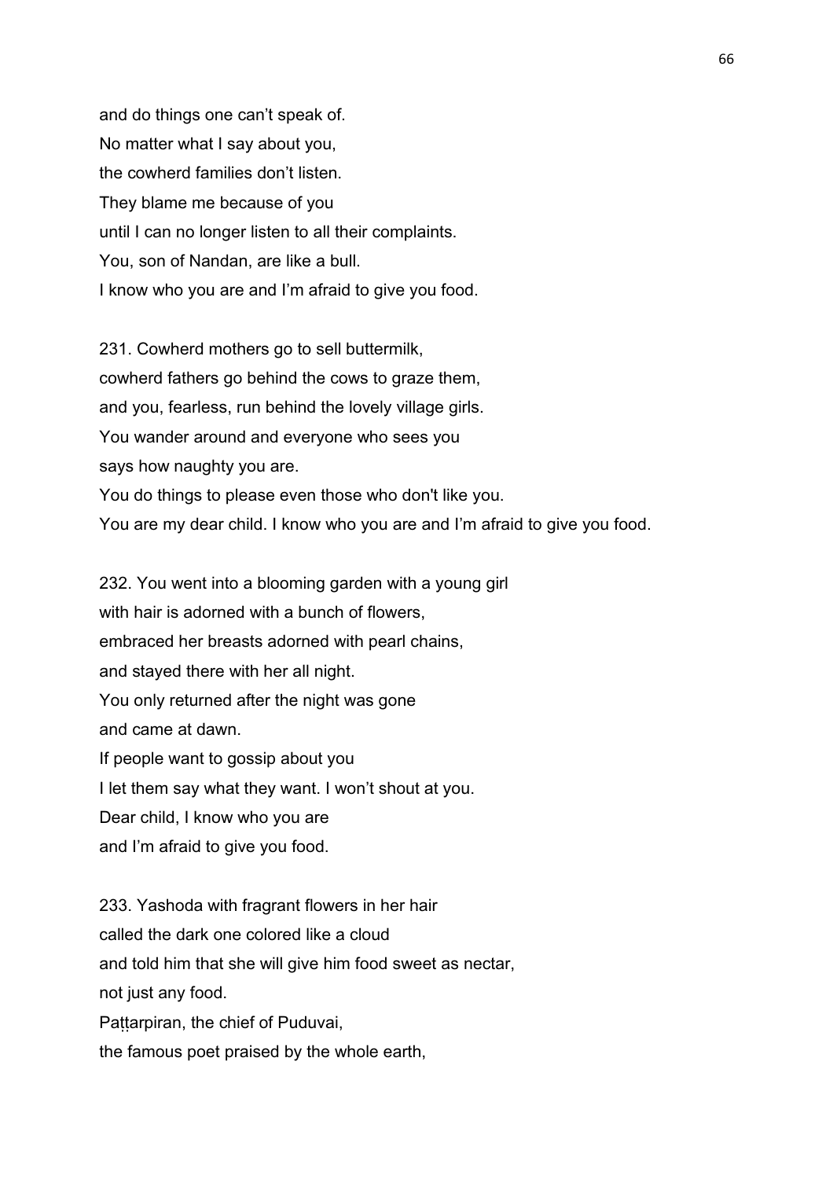and do things one can't speak of.
No matter what I say about you,
the cowherd families don't listen.
They blame me because of you
until I can no longer listen to all their complaints.
You, son of Nandan, are like a bull.
I know who you are and I'm afraid to give you food.

231. Cowherd mothers go to sell buttermilk,
cowherd fathers go behind the cows to graze them,
and you, fearless, run behind the lovely village girls.
You wander around and everyone who sees you
says how naughty you are.
You do things to please even those who don't like you.
You are my dear child. I know who you are and I'm afraid to give you food.

232. You went into a blooming garden with a young girl
with hair is adorned with a bunch of flowers,
embraced her breasts adorned with pearl chains,
and stayed there with her all night.
You only returned after the night was gone
and came at dawn.
If people want to gossip about you
I let them say what they want. I won't shout at you.
Dear child, I know who you are
and I'm afraid to give you food.

233. Yashoda with fragrant flowers in her hair
called the dark one colored like a cloud
and told him that she will give him food sweet as nectar,
not just any food.
Paṭṭarpiran, the chief of Puduvai,
the famous poet praised by the whole earth,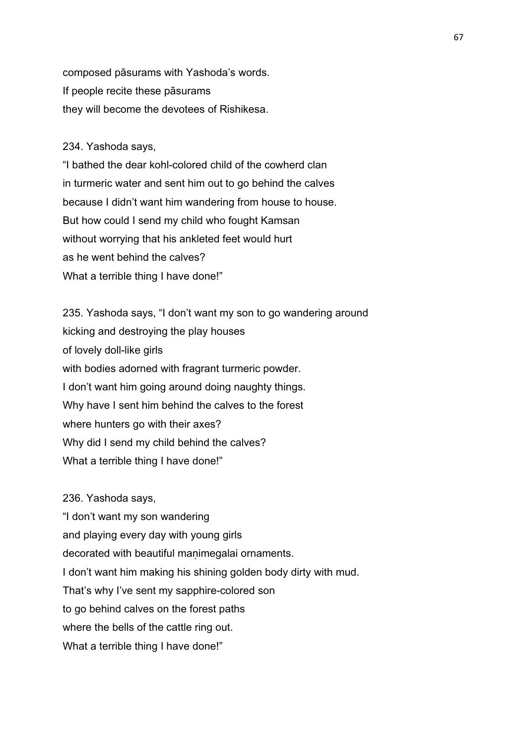composed pāsurams with Yashoda's words.
If people recite these pāsurams
they will become the devotees of Rishikesa.

234. Yashoda says,
"I bathed the dear kohl-colored child of the cowherd clan
in turmeric water and sent him out to go behind the calves
because I didn't want him wandering from house to house.
But how could I send my child who fought Kamsan
without worrying that his ankleted feet would hurt
as he went behind the calves?
What a terrible thing I have done!"

235. Yashoda says, "I don't want my son to go wandering around
kicking and destroying the play houses
of lovely doll-like girls
with bodies adorned with fragrant turmeric powder.
I don't want him going around doing naughty things.
Why have I sent him behind the calves to the forest
where hunters go with their axes?
Why did I send my child behind the calves?
What a terrible thing I have done!"

236. Yashoda says,
"I don't want my son wandering
and playing every day with young girls
decorated with beautiful maṇimegalai ornaments.
I don't want him making his shining golden body dirty with mud.
That's why I've sent my sapphire-colored son
to go behind calves on the forest paths
where the bells of the cattle ring out.
What a terrible thing I have done!"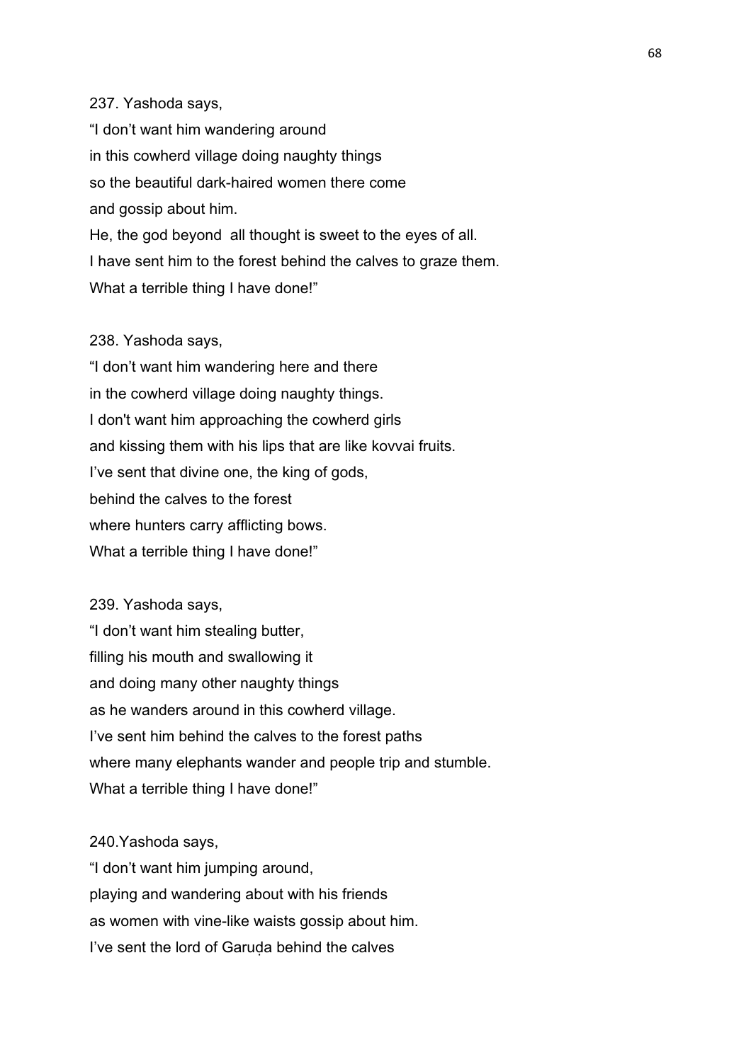237. Yashoda says,

"I don't want him wandering around
in this cowherd village doing naughty things
so the beautiful dark-haired women there come
and gossip about him.
He, the god beyond all thought is sweet to the eyes of all.
I have sent him to the forest behind the calves to graze them.
What a terrible thing I have done!"

238. Yashoda says,

"I don't want him wandering here and there
in the cowherd village doing naughty things.
I don't want him approaching the cowherd girls
and kissing them with his lips that are like kovvai fruits.
I've sent that divine one, the king of gods,
behind the calves to the forest
where hunters carry afflicting bows.
What a terrible thing I have done!"

239. Yashoda says,

"I don't want him stealing butter,
filling his mouth and swallowing it
and doing many other naughty things
as he wanders around in this cowherd village.
I've sent him behind the calves to the forest paths
where many elephants wander and people trip and stumble.
What a terrible thing I have done!"

240.Yashoda says,

"I don't want him jumping around,
playing and wandering about with his friends
as women with vine-like waists gossip about him.
I've sent the lord of Garuḍa behind the calves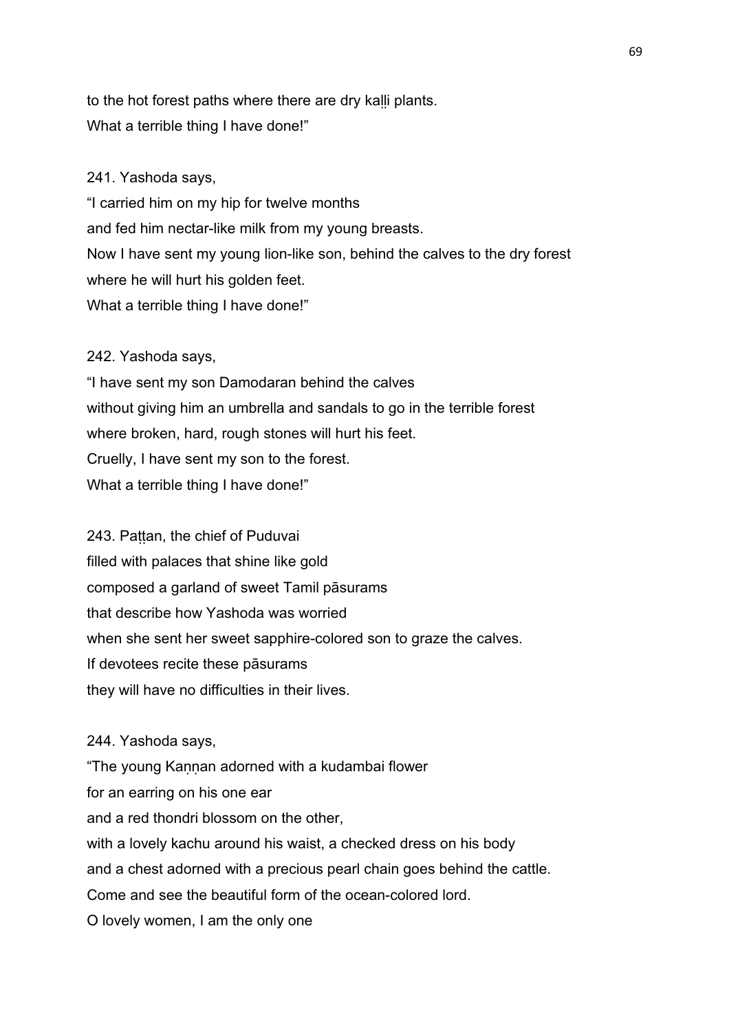to the hot forest paths where there are dry kaḷḷi plants.
What a terrible thing I have done!"

241. Yashoda says,
"I carried him on my hip for twelve months
and fed him nectar-like milk from my young breasts.
Now I have sent my young lion-like son, behind the calves to the dry forest
where he will hurt his golden feet.
What a terrible thing I have done!"

242. Yashoda says,
"I have sent my son Damodaran behind the calves
without giving him an umbrella and sandals to go in the terrible forest
where broken, hard, rough stones will hurt his feet.
Cruelly, I have sent my son to the forest.
What a terrible thing I have done!"

243. Paṭṭan, the chief of Puduvai
filled with palaces that shine like gold
composed a garland of sweet Tamil pāsurams
that describe how Yashoda was worried
when she sent her sweet sapphire-colored son to graze the calves.
If devotees recite these pāsurams
they will have no difficulties in their lives.

244. Yashoda says,
"The young Kaṇṇan adorned with a kudambai flower
for an earring on his one ear
and a red thondri blossom on the other,
with a lovely kachu around his waist, a checked dress on his body
and a chest adorned with a precious pearl chain goes behind the cattle.
Come and see the beautiful form of the ocean-colored lord.
O lovely women, I am the only one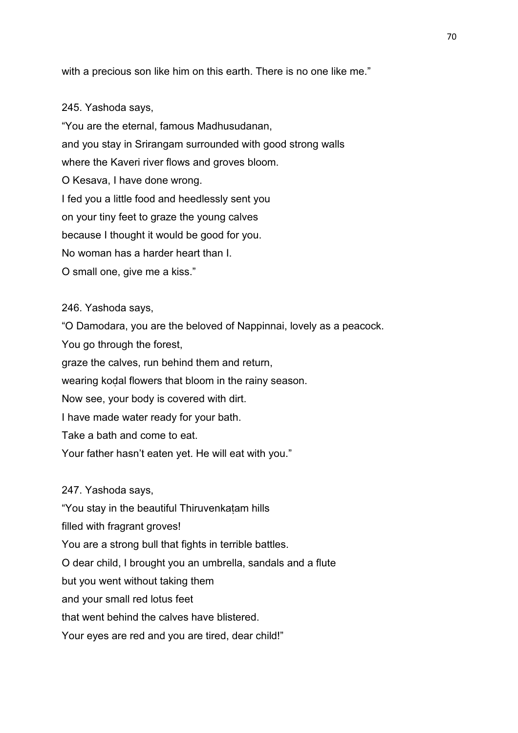with a precious son like him on this earth. There is no one like me."

245. Yashoda says,

"You are the eternal, famous Madhusudanan,
and you stay in Srirangam surrounded with good strong walls
where the Kaveri river flows and groves bloom.
O Kesava, I have done wrong.
I fed you a little food and heedlessly sent you
on your tiny feet to graze the young calves
because I thought it would be good for you.
No woman has a harder heart than I.
O small one, give me a kiss."

246. Yashoda says,

"O Damodara, you are the beloved of Nappinnai, lovely as a peacock.
You go through the forest,
graze the calves, run behind them and return,
wearing koḍal flowers that bloom in the rainy season.
Now see, your body is covered with dirt.
I have made water ready for your bath.
Take a bath and come to eat.
Your father hasn't eaten yet. He will eat with you."

247. Yashoda says,

"You stay in the beautiful Thiruvenkaṭam hills
filled with fragrant groves!
You are a strong bull that fights in terrible battles.
O dear child, I brought you an umbrella, sandals and a flute
but you went without taking them
and your small red lotus feet
that went behind the calves have blistered.
Your eyes are red and you are tired, dear child!"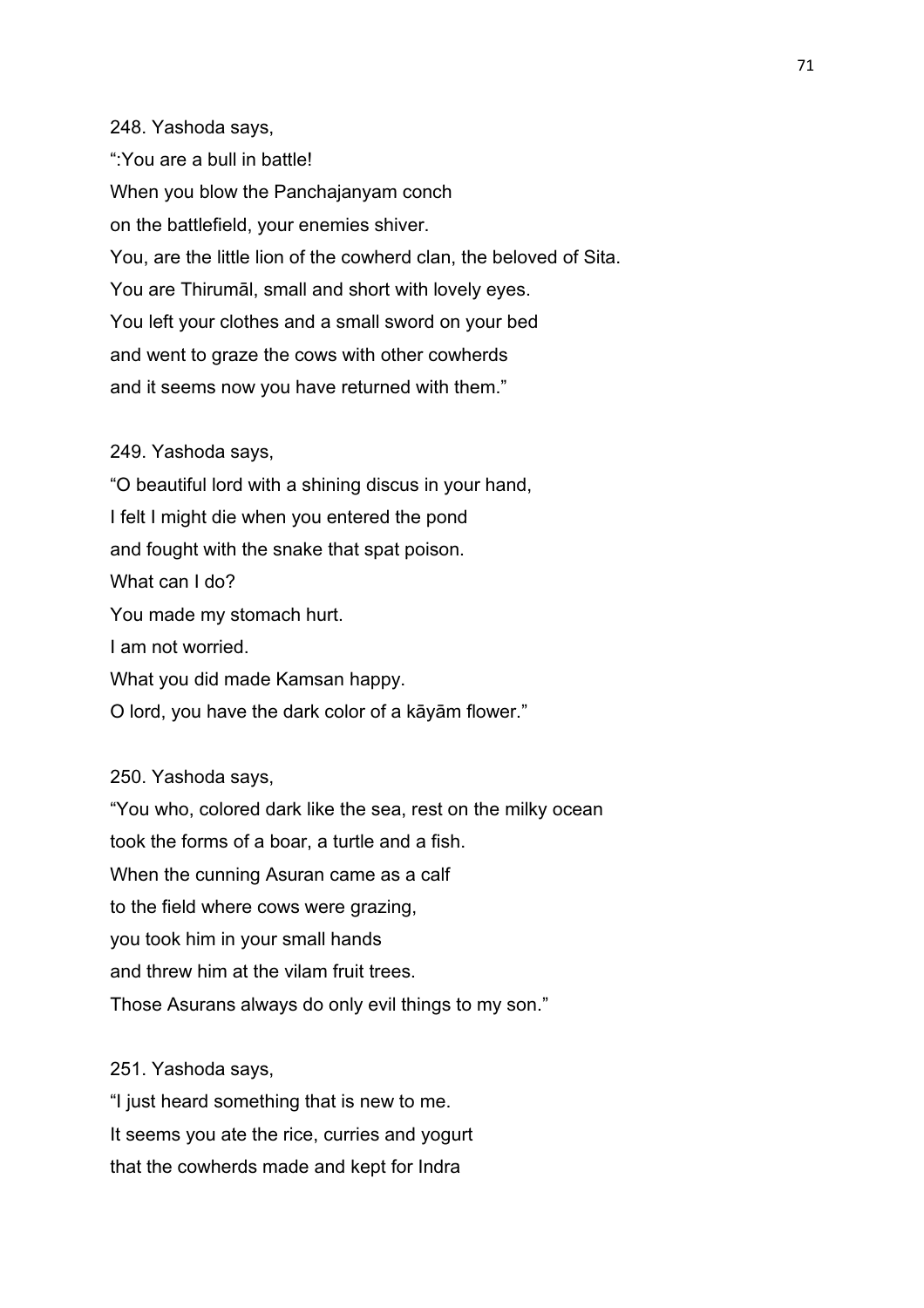248. Yashoda says,

“:You are a bull in battle!
When you blow the Panchajanyam conch
on the battlefield, your enemies shiver.
You, are the little lion of the cowherd clan, the beloved of Sita.
You are Thirumāl, small and short with lovely eyes.
You left your clothes and a small sword on your bed
and went to graze the cows with other cowherds
and it seems now you have returned with them.”

249. Yashoda says,

“O beautiful lord with a shining discus in your hand,
I felt I might die when you entered the pond
and fought with the snake that spat poison.
What can I do?
You made my stomach hurt.
I am not worried.
What you did made Kamsan happy.
O lord, you have the dark color of a kāyām flower.”

250. Yashoda says,

“You who, colored dark like the sea, rest on the milky ocean
took the forms of a boar, a turtle and a fish.
When the cunning Asuran came as a calf
to the field where cows were grazing,
you took him in your small hands
and threw him at the vilam fruit trees.
Those Asurans always do only evil things to my son.”

251. Yashoda says,

“I just heard something that is new to me.
It seems you ate the rice, curries and yogurt
that the cowherds made and kept for Indra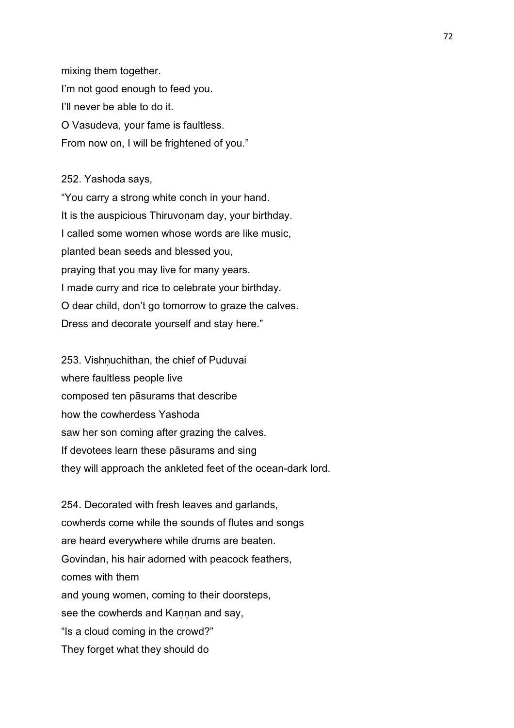mixing them together.
I'm not good enough to feed you.
I'll never be able to do it.
O Vasudeva, your fame is faultless.
From now on, I will be frightened of you."

252. Yashoda says,
"You carry a strong white conch in your hand.
It is the auspicious Thiruvoṇam day, your birthday.
I called some women whose words are like music,
planted bean seeds and blessed you,
praying that you may live for many years.
I made curry and rice to celebrate your birthday.
O dear child, don't go tomorrow to graze the calves.
Dress and decorate yourself and stay here."

253. Vishṇuchithan, the chief of Puduvai
where faultless people live
composed ten pāsurams that describe
how the cowherdess Yashoda
saw her son coming after grazing the calves.
If devotees learn these pāsurams and sing
they will approach the ankleted feet of the ocean-dark lord.

254. Decorated with fresh leaves and garlands,
cowherds come while the sounds of flutes and songs
are heard everywhere while drums are beaten.
Govindan, his hair adorned with peacock feathers,
comes with them
and young women, coming to their doorsteps,
see the cowherds and Kaṇṇan and say,
"Is a cloud coming in the crowd?"
They forget what they should do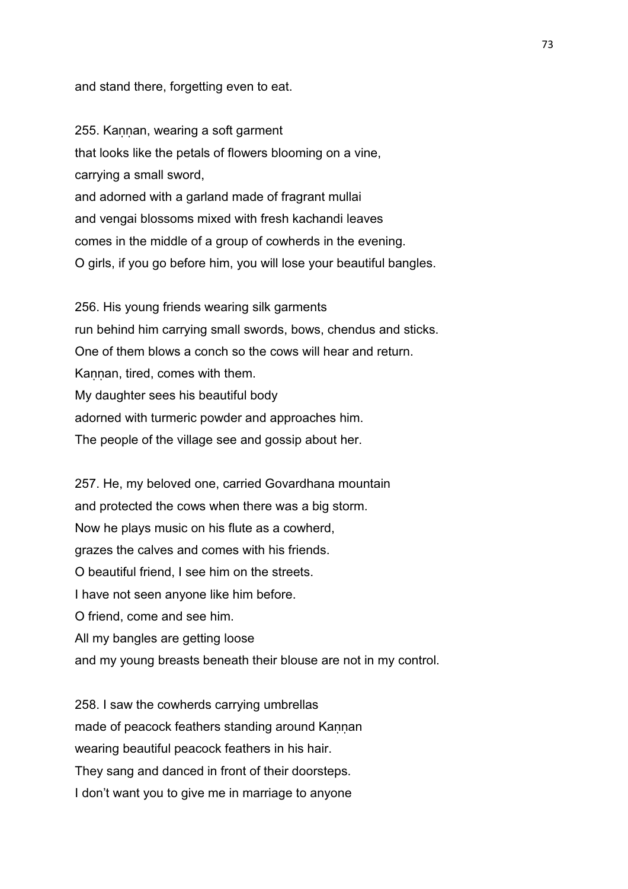and stand there, forgetting even to eat.

255. Kaṇṇan, wearing a soft garment
that looks like the petals of flowers blooming on a vine,
carrying a small sword,
and adorned with a garland made of fragrant mullai
and vengai blossoms mixed with fresh kachandi leaves
comes in the middle of a group of cowherds in the evening.
O girls, if you go before him, you will lose your beautiful bangles.

256. His young friends wearing silk garments
run behind him carrying small swords, bows, chendus and sticks.
One of them blows a conch so the cows will hear and return.
Kaṇṇan, tired, comes with them.
My daughter sees his beautiful body
adorned with turmeric powder and approaches him.
The people of the village see and gossip about her.

257. He, my beloved one, carried Govardhana mountain
and protected the cows when there was a big storm.
Now he plays music on his flute as a cowherd,
grazes the calves and comes with his friends.
O beautiful friend, I see him on the streets.
I have not seen anyone like him before.
O friend, come and see him.
All my bangles are getting loose
and my young breasts beneath their blouse are not in my control.

258. I saw the cowherds carrying umbrellas
made of peacock feathers standing around Kaṇṇan
wearing beautiful peacock feathers in his hair.
They sang and danced in front of their doorsteps.
I don't want you to give me in marriage to anyone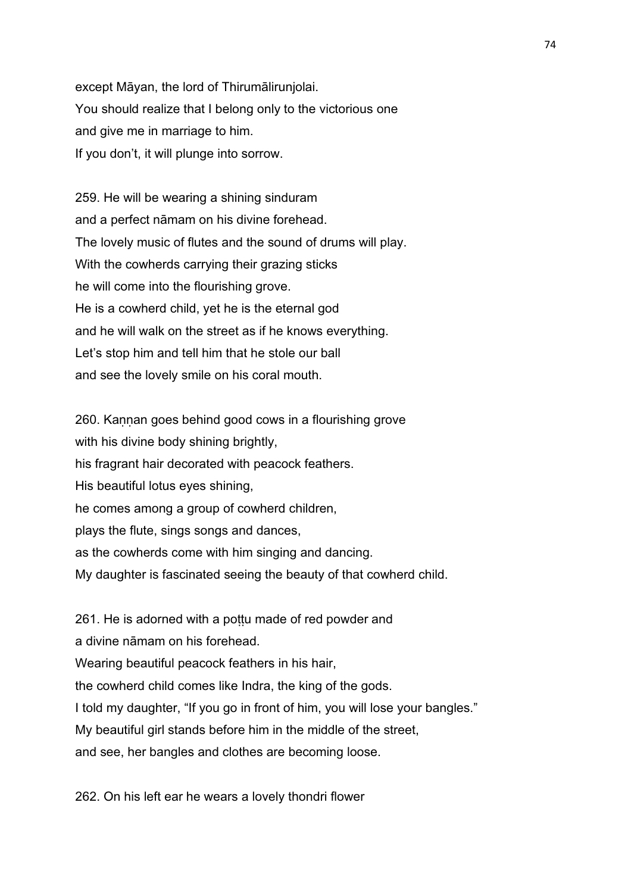except Māyan, the lord of Thirumālirunjolai.
You should realize that I belong only to the victorious one
and give me in marriage to him.
If you don't, it will plunge into sorrow.

259. He will be wearing a shining sinduram
and a perfect nāmam on his divine forehead.
The lovely music of flutes and the sound of drums will play.
With the cowherds carrying their grazing sticks
he will come into the flourishing grove.
He is a cowherd child, yet he is the eternal god
and he will walk on the street as if he knows everything.
Let's stop him and tell him that he stole our ball
and see the lovely smile on his coral mouth.

260. Kaṇṇan goes behind good cows in a flourishing grove
with his divine body shining brightly,
his fragrant hair decorated with peacock feathers.
His beautiful lotus eyes shining,
he comes among a group of cowherd children,
plays the flute, sings songs and dances,
as the cowherds come with him singing and dancing.
My daughter is fascinated seeing the beauty of that cowherd child.

261. He is adorned with a poṭṭu made of red powder and
a divine nāmam on his forehead.
Wearing beautiful peacock feathers in his hair,
the cowherd child comes like Indra, the king of the gods.
I told my daughter, "If you go in front of him, you will lose your bangles."
My beautiful girl stands before him in the middle of the street,
and see, her bangles and clothes are becoming loose.

262. On his left ear he wears a lovely thondri flower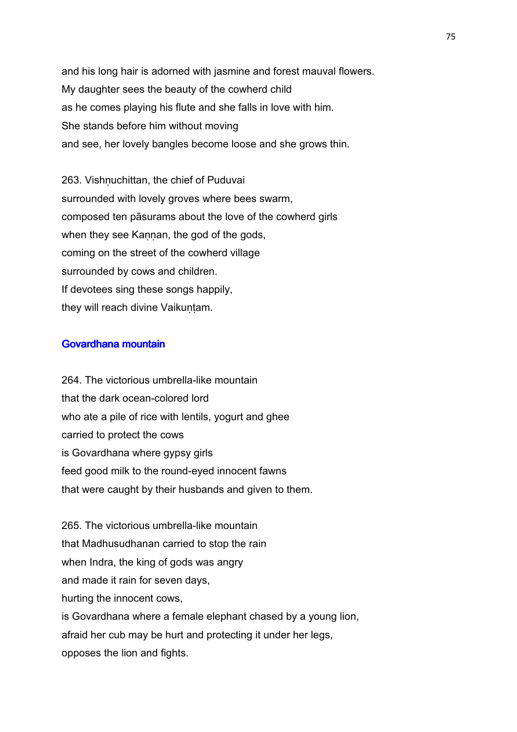and his long hair is adorned with jasmine and forest mauval flowers.
My daughter sees the beauty of the cowherd child
as he comes playing his flute and she falls in love with him.
She stands before him without moving
and see, her lovely bangles become loose and she grows thin.

263. Vishṇuchittan, the chief of Puduvai
surrounded with lovely groves where bees swarm,
composed ten pāsurams about the love of the cowherd girls
when they see Kaṇṇan, the god of the gods,
coming on the street of the cowherd village
surrounded by cows and children.
If devotees sing these songs happily,
they will reach divine Vaikuṇṭam.

## Govardhana mountain

264. The victorious umbrella-like mountain
that the dark ocean-colored lord
who ate a pile of rice with lentils, yogurt and ghee
carried to protect the cows
is Govardhana where gypsy girls
feed good milk to the round-eyed innocent fawns
that were caught by their husbands and given to them.

265. The victorious umbrella-like mountain
that Madhusudhanan carried to stop the rain
when Indra, the king of gods was angry
and made it rain for seven days,
hurting the innocent cows,
is Govardhana where a female elephant chased by a young lion,
afraid her cub may be hurt and protecting it under her legs,
opposes the lion and fights.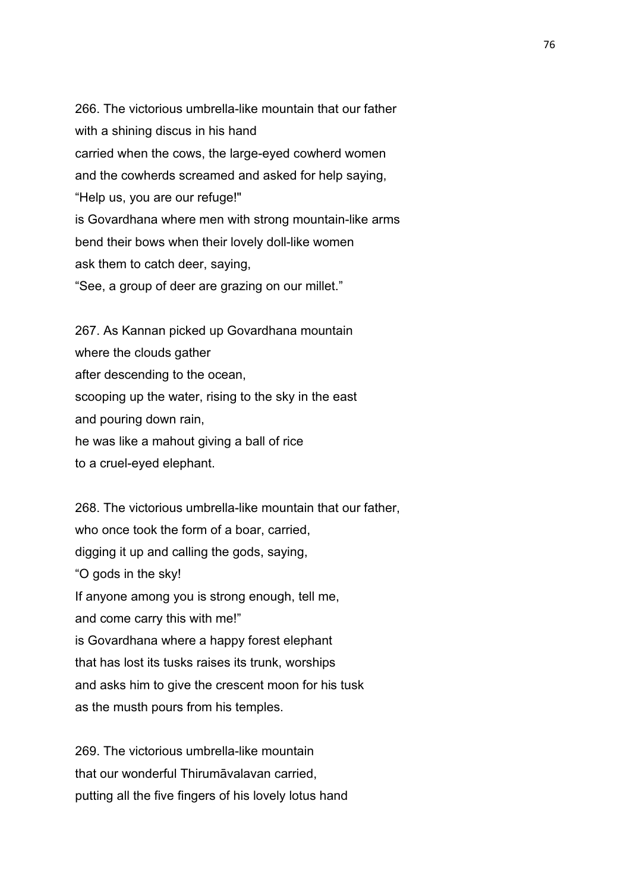266. The victorious umbrella-like mountain that our father
with a shining discus in his hand
carried when the cows, the large-eyed cowherd women
and the cowherds screamed and asked for help saying,
“Help us, you are our refuge!"
is Govardhana where men with strong mountain-like arms
bend their bows when their lovely doll-like women
ask them to catch deer, saying,
“See, a group of deer are grazing on our millet.”

267. As Kannan picked up Govardhana mountain
where the clouds gather
after descending to the ocean,
scooping up the water, rising to the sky in the east
and pouring down rain,
he was like a mahout giving a ball of rice
to a cruel-eyed elephant.

268. The victorious umbrella-like mountain that our father,
who once took the form of a boar, carried,
digging it up and calling the gods, saying,
“O gods in the sky!
If anyone among you is strong enough, tell me,
and come carry this with me!”
is Govardhana where a happy forest elephant
that has lost its tusks raises its trunk, worships
and asks him to give the crescent moon for his tusk
as the musth pours from his temples.

269. The victorious umbrella-like mountain
that our wonderful Thirumāvalavan carried,
putting all the five fingers of his lovely lotus hand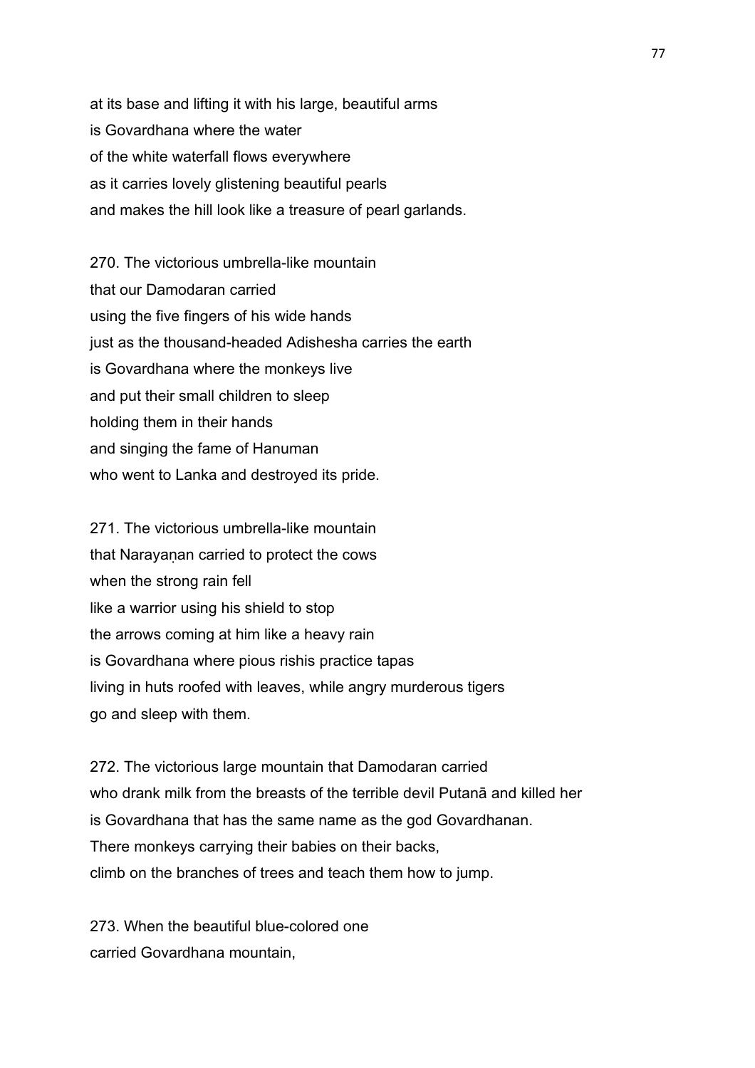at its base and lifting it with his large, beautiful arms
is Govardhana where the water
of the white waterfall flows everywhere
as it carries lovely glistening beautiful pearls
and makes the hill look like a treasure of pearl garlands.

270. The victorious umbrella-like mountain
that our Damodaran carried
using the five fingers of his wide hands
just as the thousand-headed Adishesha carries the earth
is Govardhana where the monkeys live
and put their small children to sleep
holding them in their hands
and singing the fame of Hanuman
who went to Lanka and destroyed its pride.

271. The victorious umbrella-like mountain
that Narayaṇan carried to protect the cows
when the strong rain fell
like a warrior using his shield to stop
the arrows coming at him like a heavy rain
is Govardhana where pious rishis practice tapas
living in huts roofed with leaves, while angry murderous tigers
go and sleep with them.

272. The victorious large mountain that Damodaran carried
who drank milk from the breasts of the terrible devil Putanā and killed her
is Govardhana that has the same name as the god Govardhanan.
There monkeys carrying their babies on their backs,
climb on the branches of trees and teach them how to jump.

273. When the beautiful blue-colored one
carried Govardhana mountain,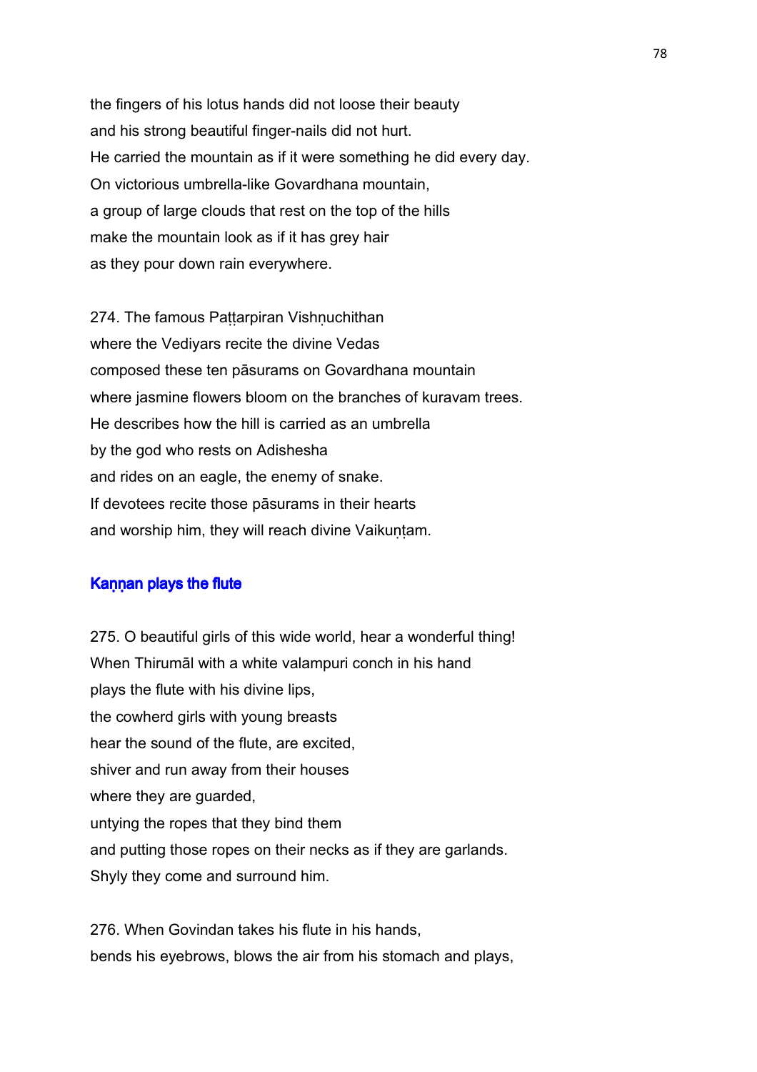the fingers of his lotus hands did not loose their beauty
and his strong beautiful finger-nails did not hurt.
He carried the mountain as if it were something he did every day.
On victorious umbrella-like Govardhana mountain,
a group of large clouds that rest on the top of the hills
make the mountain look as if it has grey hair
as they pour down rain everywhere.

274. The famous Paṭṭarpiran Vishṇuchithan
where the Vediyars recite the divine Vedas
composed these ten pāsurams on Govardhana mountain
where jasmine flowers bloom on the branches of kuravam trees.
He describes how the hill is carried as an umbrella
by the god who rests on Adishesha
and rides on an eagle, the enemy of snake.
If devotees recite those pāsurams in their hearts
and worship him, they will reach divine Vaikuṇṭam.

## Kaṇṇan plays the flute

275. O beautiful girls of this wide world, hear a wonderful thing!
When Thirumāl with a white valampuri conch in his hand
plays the flute with his divine lips,
the cowherd girls with young breasts
hear the sound of the flute, are excited,
shiver and run away from their houses
where they are guarded,
untying the ropes that they bind them
and putting those ropes on their necks as if they are garlands.
Shyly they come and surround him.

276. When Govindan takes his flute in his hands,
bends his eyebrows, blows the air from his stomach and plays,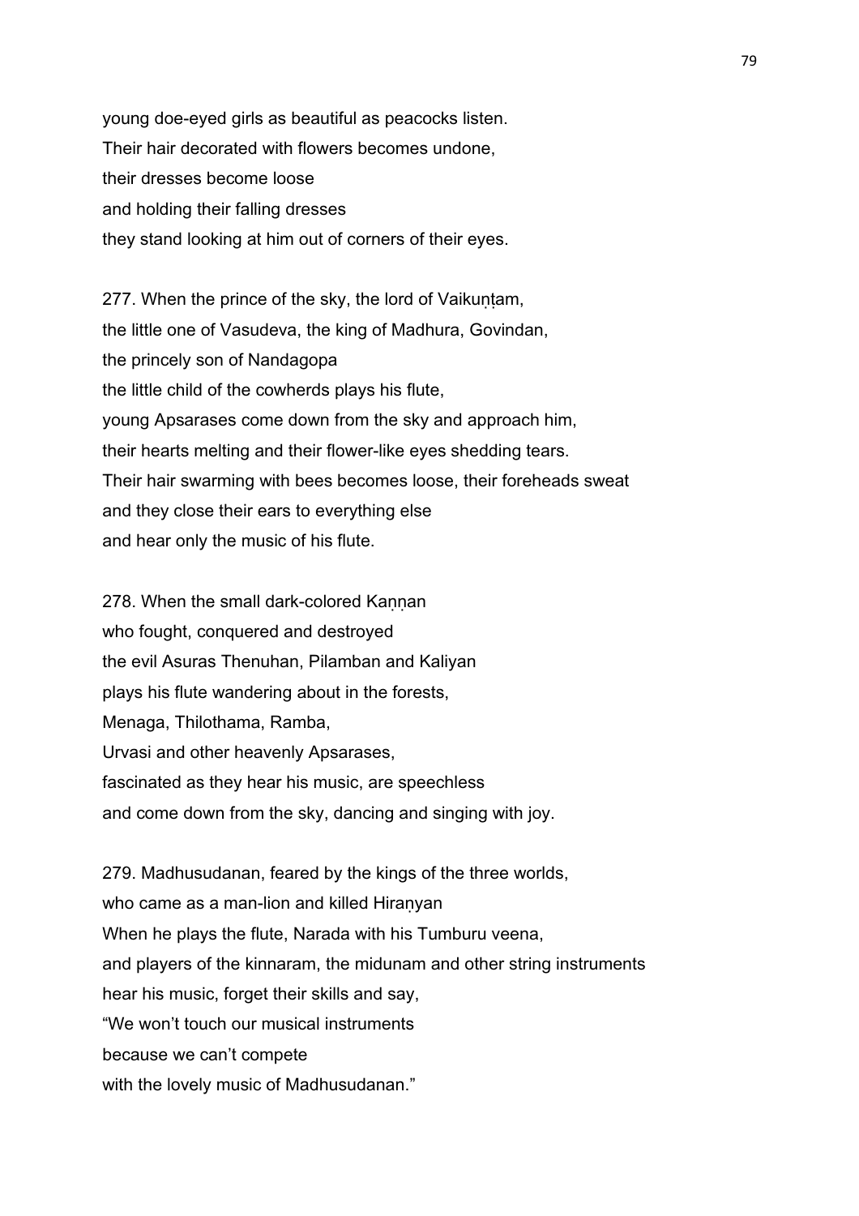young doe-eyed girls as beautiful as peacocks listen.
Their hair decorated with flowers becomes undone,
their dresses become loose
and holding their falling dresses
they stand looking at him out of corners of their eyes.

277. When the prince of the sky, the lord of Vaikuṇṭam,
the little one of Vasudeva, the king of Madhura, Govindan,
the princely son of Nandagopa
the little child of the cowherds plays his flute,
young Apsarases come down from the sky and approach him,
their hearts melting and their flower-like eyes shedding tears.
Their hair swarming with bees becomes loose, their foreheads sweat
and they close their ears to everything else
and hear only the music of his flute.

278. When the small dark-colored Kaṇṇan
who fought, conquered and destroyed
the evil Asuras Thenuhan, Pilamban and Kaliyan
plays his flute wandering about in the forests,
Menaga, Thilothama, Ramba,
Urvasi and other heavenly Apsarases,
fascinated as they hear his music, are speechless
and come down from the sky, dancing and singing with joy.

279. Madhusudanan, feared by the kings of the three worlds,
who came as a man-lion and killed Hiraṇyan
When he plays the flute, Narada with his Tumburu veena,
and players of the kinnaram, the midunam and other string instruments
hear his music, forget their skills and say,
“We won’t touch our musical instruments
because we can’t compete
with the lovely music of Madhusudanan.”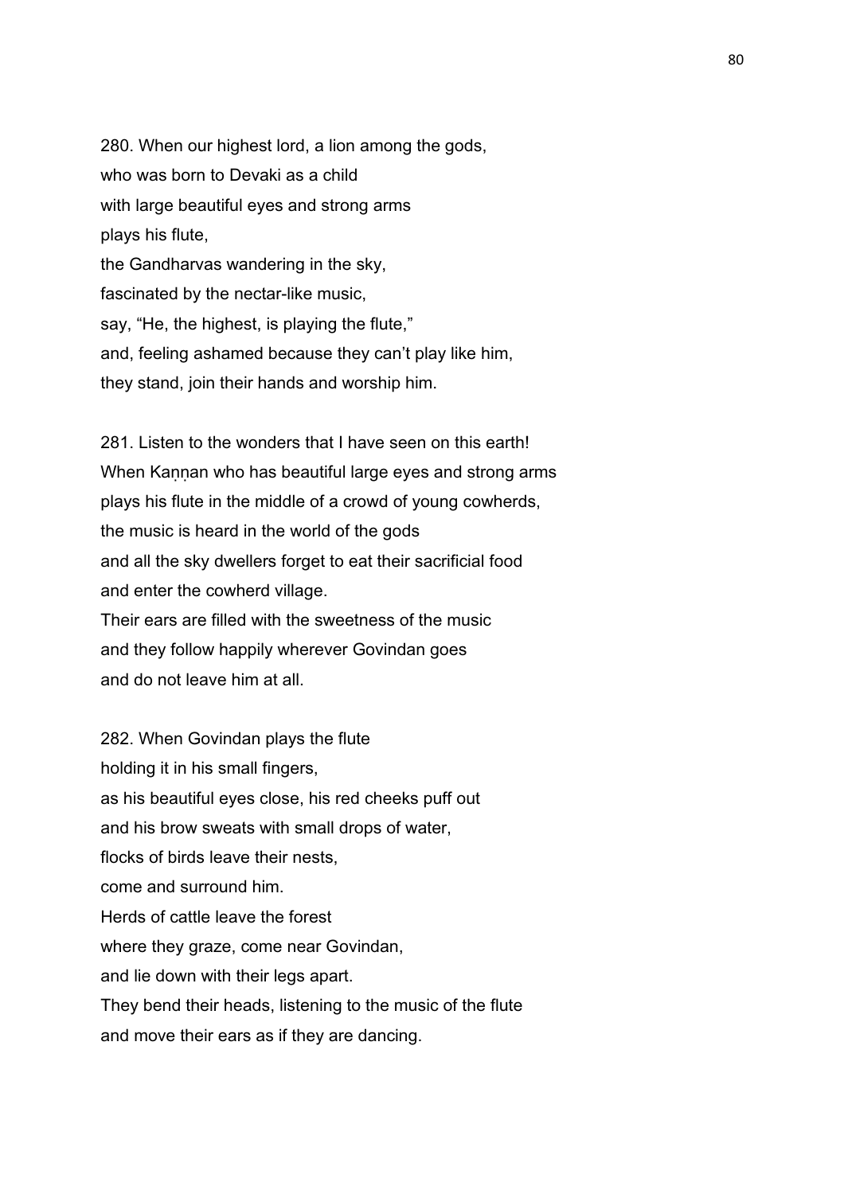280. When our highest lord, a lion among the gods,
who was born to Devaki as a child
with large beautiful eyes and strong arms
plays his flute,
the Gandharvas wandering in the sky,
fascinated by the nectar-like music,
say, "He, the highest, is playing the flute,"
and, feeling ashamed because they can't play like him,
they stand, join their hands and worship him.

281. Listen to the wonders that I have seen on this earth!
When Kaṇṇan who has beautiful large eyes and strong arms
plays his flute in the middle of a crowd of young cowherds,
the music is heard in the world of the gods
and all the sky dwellers forget to eat their sacrificial food
and enter the cowherd village.
Their ears are filled with the sweetness of the music
and they follow happily wherever Govindan goes
and do not leave him at all.

282. When Govindan plays the flute
holding it in his small fingers,
as his beautiful eyes close, his red cheeks puff out
and his brow sweats with small drops of water,
flocks of birds leave their nests,
come and surround him.
Herds of cattle leave the forest
where they graze, come near Govindan,
and lie down with their legs apart.
They bend their heads, listening to the music of the flute
and move their ears as if they are dancing.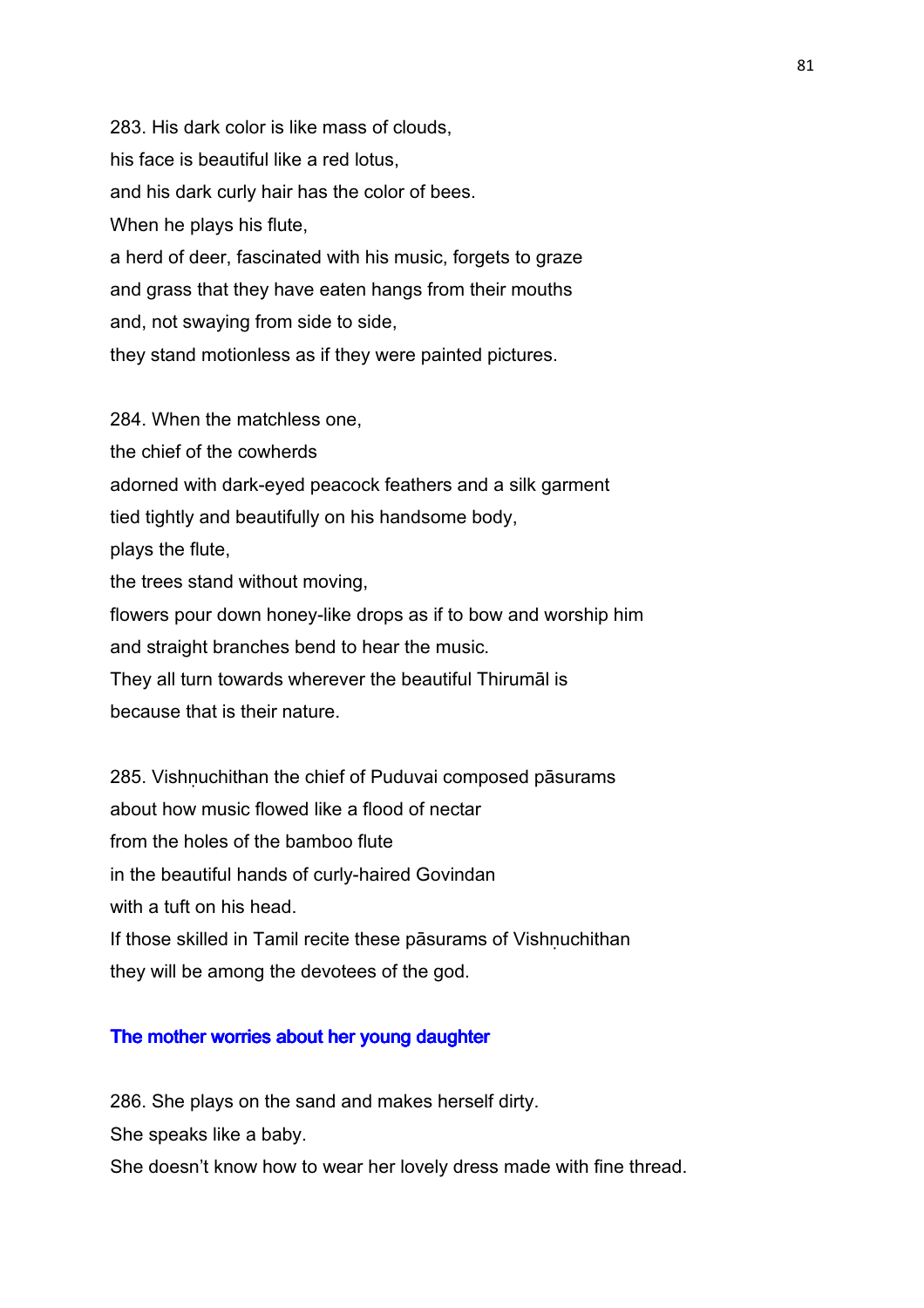283. His dark color is like mass of clouds,
his face is beautiful like a red lotus,
and his dark curly hair has the color of bees.
When he plays his flute,
a herd of deer, fascinated with his music, forgets to graze
and grass that they have eaten hangs from their mouths
and, not swaying from side to side,
they stand motionless as if they were painted pictures.

284. When the matchless one,
the chief of the cowherds
adorned with dark-eyed peacock feathers and a silk garment
tied tightly and beautifully on his handsome body,
plays the flute,
the trees stand without moving,
flowers pour down honey-like drops as if to bow and worship him
and straight branches bend to hear the music.
They all turn towards wherever the beautiful Thirumāl is
because that is their nature.

285. Vishṇuchithan the chief of Puduvai composed pāsurams
about how music flowed like a flood of nectar
from the holes of the bamboo flute
in the beautiful hands of curly-haired Govindan
with a tuft on his head.
If those skilled in Tamil recite these pāsurams of Vishṇuchithan
they will be among the devotees of the god.

### The mother worries about her young daughter

286. She plays on the sand and makes herself dirty.
She speaks like a baby.
She doesn't know how to wear her lovely dress made with fine thread.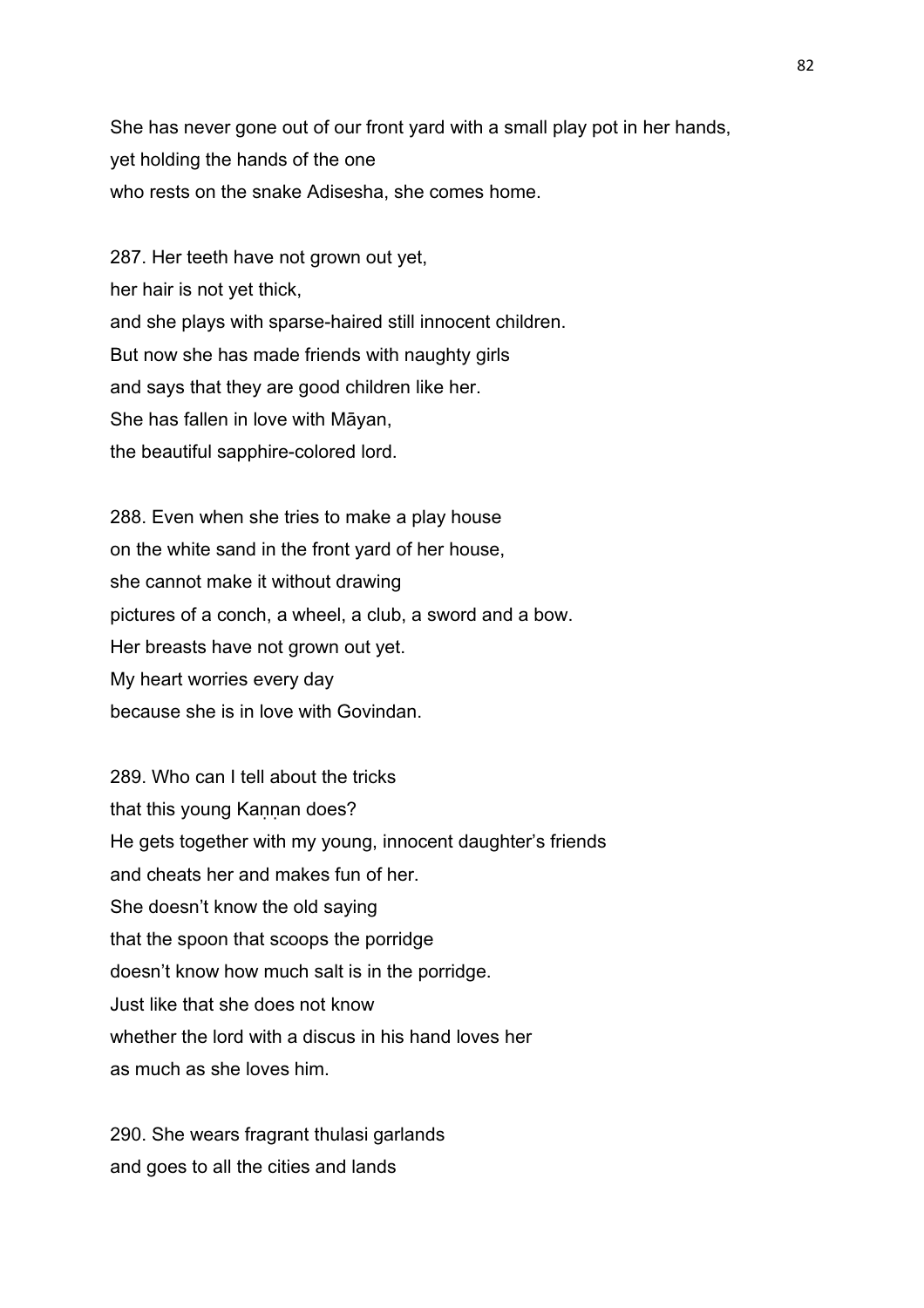She has never gone out of our front yard with a small play pot in her hands,
yet holding the hands of the one
who rests on the snake Adisesha, she comes home.

287. Her teeth have not grown out yet,
her hair is not yet thick,
and she plays with sparse-haired still innocent children.
But now she has made friends with naughty girls
and says that they are good children like her.
She has fallen in love with Māyan,
the beautiful sapphire-colored lord.

288. Even when she tries to make a play house
on the white sand in the front yard of her house,
she cannot make it without drawing
pictures of a conch, a wheel, a club, a sword and a bow.
Her breasts have not grown out yet.
My heart worries every day
because she is in love with Govindan.

289. Who can I tell about the tricks
that this young Kaṇṇan does?
He gets together with my young, innocent daughter's friends
and cheats her and makes fun of her.
She doesn't know the old saying
that the spoon that scoops the porridge
doesn't know how much salt is in the porridge.
Just like that she does not know
whether the lord with a discus in his hand loves her
as much as she loves him.

290. She wears fragrant thulasi garlands
and goes to all the cities and lands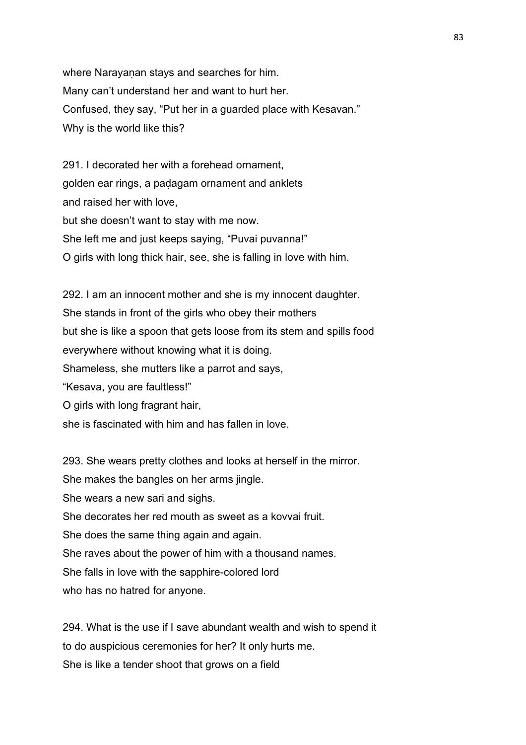where Narayaṇan stays and searches for him.
Many can't understand her and want to hurt her.
Confused, they say, "Put her in a guarded place with Kesavan."
Why is the world like this?

291. I decorated her with a forehead ornament,
golden ear rings, a paḍagam ornament and anklets
and raised her with love,
but she doesn't want to stay with me now.
She left me and just keeps saying, "Puvai puvanna!"
O girls with long thick hair, see, she is falling in love with him.

292. I am an innocent mother and she is my innocent daughter.
She stands in front of the girls who obey their mothers
but she is like a spoon that gets loose from its stem and spills food
everywhere without knowing what it is doing.
Shameless, she mutters like a parrot and says,
"Kesava, you are faultless!"
O girls with long fragrant hair,
she is fascinated with him and has fallen in love.

293. She wears pretty clothes and looks at herself in the mirror.
She makes the bangles on her arms jingle.
She wears a new sari and sighs.
She decorates her red mouth as sweet as a kovvai fruit.
She does the same thing again and again.
She raves about the power of him with a thousand names.
She falls in love with the sapphire-colored lord
who has no hatred for anyone.

294. What is the use if I save abundant wealth and wish to spend it
to do auspicious ceremonies for her? It only hurts me.
She is like a tender shoot that grows on a field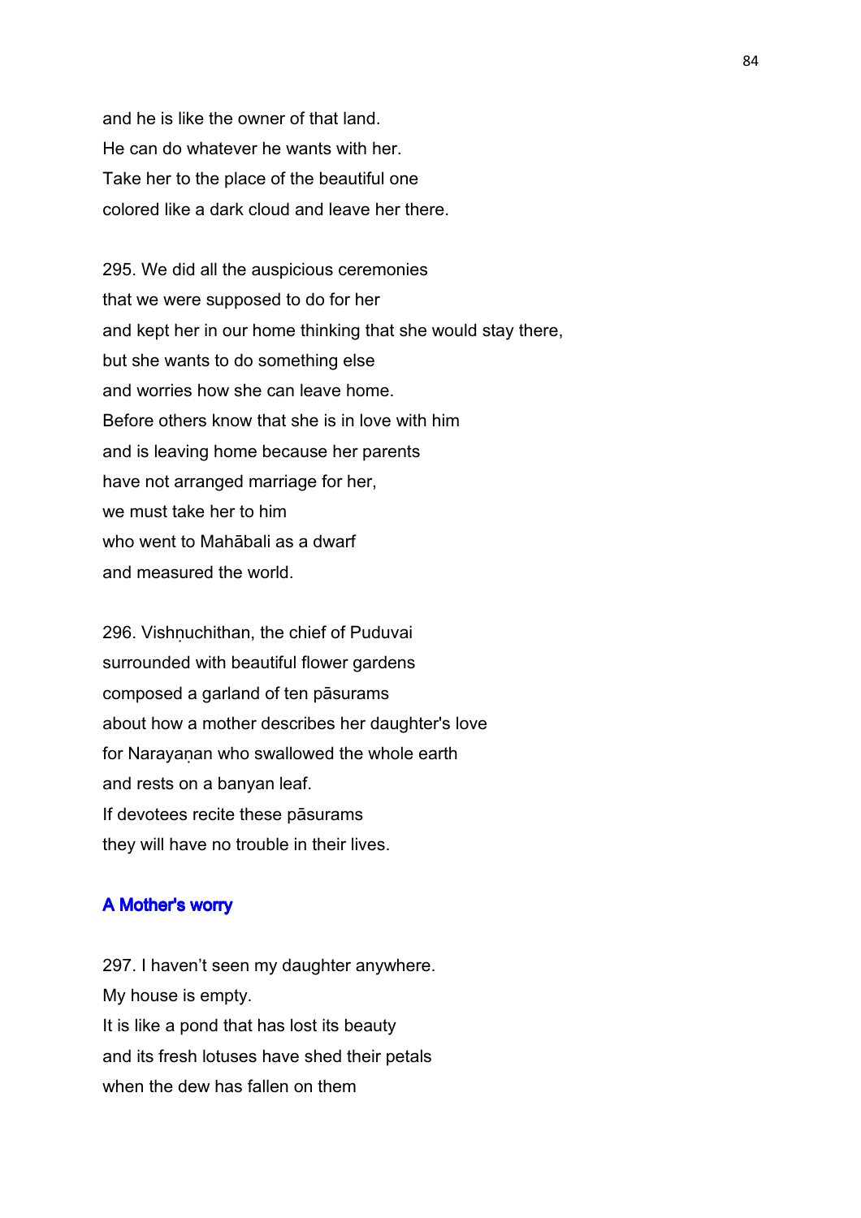and he is like the owner of that land.
He can do whatever he wants with her.
Take her to the place of the beautiful one
colored like a dark cloud and leave her there.

295. We did all the auspicious ceremonies
that we were supposed to do for her
and kept her in our home thinking that she would stay there,
but she wants to do something else
and worries how she can leave home.
Before others know that she is in love with him
and is leaving home because her parents
have not arranged marriage for her,
we must take her to him
who went to Mahābali as a dwarf
and measured the world.

296. Vishṇuchithan, the chief of Puduvai
surrounded with beautiful flower gardens
composed a garland of ten pāsurams
about how a mother describes her daughter's love
for Narayaṇan who swallowed the whole earth
and rests on a banyan leaf.
If devotees recite these pāsurams
they will have no trouble in their lives.

## A Mother's worry

297. I haven't seen my daughter anywhere.
My house is empty.
It is like a pond that has lost its beauty
and its fresh lotuses have shed their petals
when the dew has fallen on them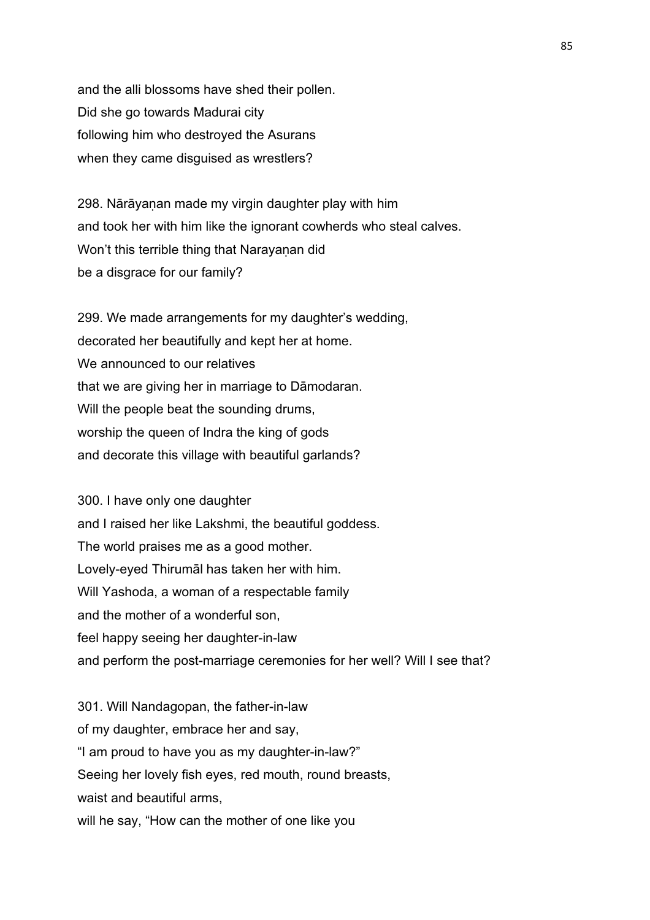and the alli blossoms have shed their pollen.
Did she go towards Madurai city
following him who destroyed the Asurans
when they came disguised as wrestlers?

298. Nārāyaṇan made my virgin daughter play with him
and took her with him like the ignorant cowherds who steal calves.
Won't this terrible thing that Narayaṇan did
be a disgrace for our family?

299. We made arrangements for my daughter's wedding,
decorated her beautifully and kept her at home.
We announced to our relatives
that we are giving her in marriage to Dāmodaran.
Will the people beat the sounding drums,
worship the queen of Indra the king of gods
and decorate this village with beautiful garlands?

300. I have only one daughter
and I raised her like Lakshmi, the beautiful goddess.
The world praises me as a good mother.
Lovely-eyed Thirumāl has taken her with him.
Will Yashoda, a woman of a respectable family
and the mother of a wonderful son,
feel happy seeing her daughter-in-law
and perform the post-marriage ceremonies for her well? Will I see that?

301. Will Nandagopan, the father-in-law
of my daughter, embrace her and say,
"I am proud to have you as my daughter-in-law?"
Seeing her lovely fish eyes, red mouth, round breasts,
waist and beautiful arms,
will he say, "How can the mother of one like you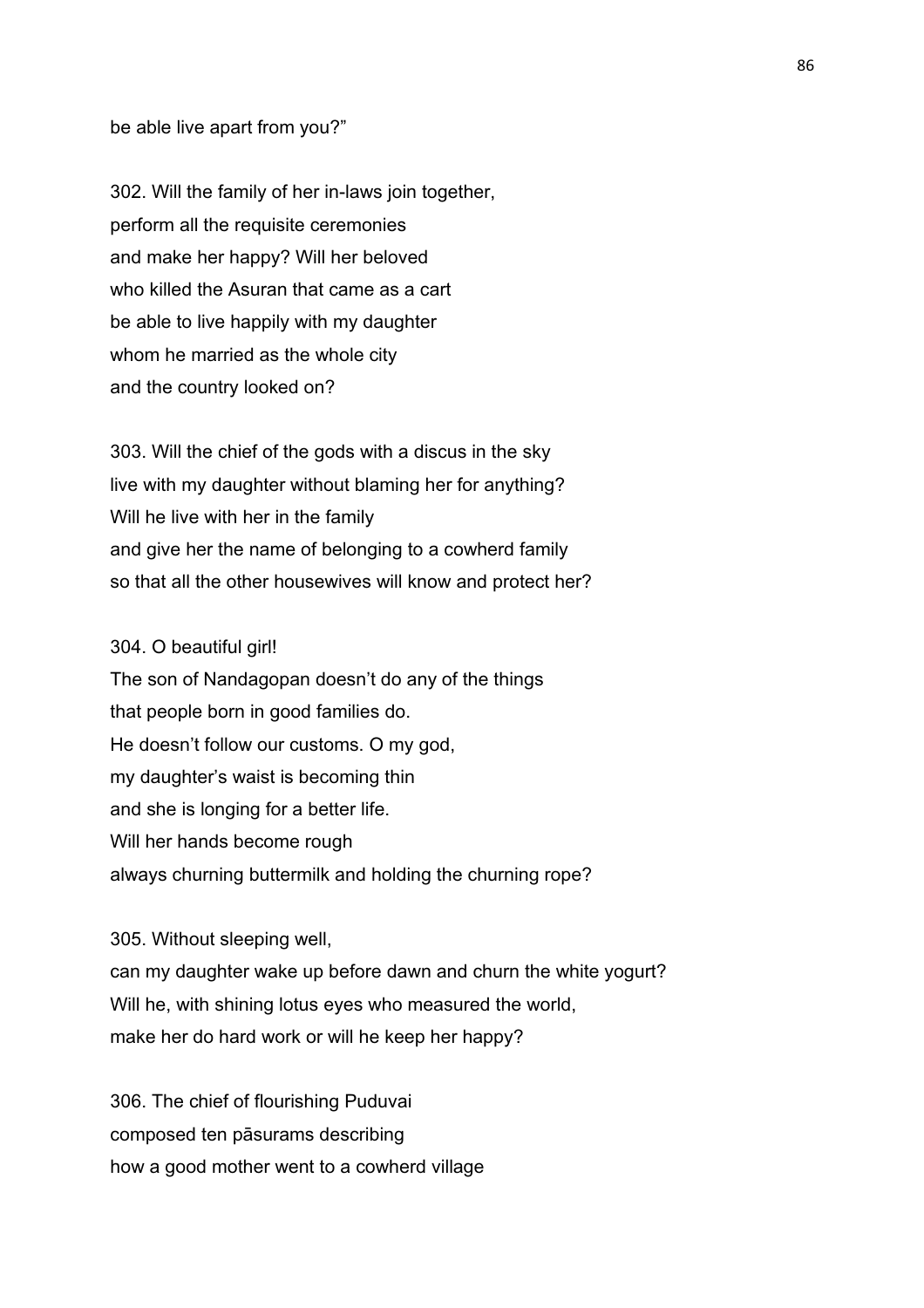be able live apart from you?”

302. Will the family of her in-laws join together,
perform all the requisite ceremonies
and make her happy? Will her beloved
who killed the Asuran that came as a cart
be able to live happily with my daughter
whom he married as the whole city
and the country looked on?

303. Will the chief of the gods with a discus in the sky
live with my daughter without blaming her for anything?
Will he live with her in the family
and give her the name of belonging to a cowherd family
so that all the other housewives will know and protect her?

304. O beautiful girl!
The son of Nandagopan doesn’t do any of the things
that people born in good families do.
He doesn’t follow our customs. O my god,
my daughter’s waist is becoming thin
and she is longing for a better life.
Will her hands become rough
always churning buttermilk and holding the churning rope?

305. Without sleeping well,
can my daughter wake up before dawn and churn the white yogurt?
Will he, with shining lotus eyes who measured the world,
make her do hard work or will he keep her happy?

306. The chief of flourishing Puduvai
composed ten pāsurams describing
how a good mother went to a cowherd village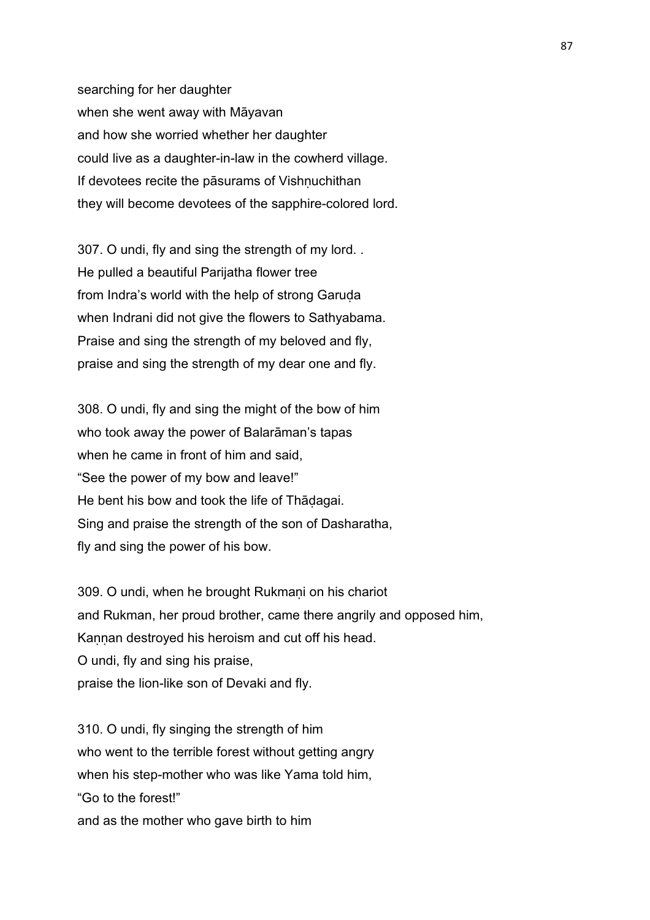searching for her daughter
when she went away with Māyavan
and how she worried whether her daughter
could live as a daughter-in-law in the cowherd village.
If devotees recite the pāsurams of Vishṇuchithan
they will become devotees of the sapphire-colored lord.

307. O undi, fly and sing the strength of my lord. .
He pulled a beautiful Parijatha flower tree
from Indra's world with the help of strong Garuḍa
when Indrani did not give the flowers to Sathyabama.
Praise and sing the strength of my beloved and fly,
praise and sing the strength of my dear one and fly.

308. O undi, fly and sing the might of the bow of him
who took away the power of Balarāman's tapas
when he came in front of him and said,
"See the power of my bow and leave!"
He bent his bow and took the life of Thāḍagai.
Sing and praise the strength of the son of Dasharatha,
fly and sing the power of his bow.

309. O undi, when he brought Rukmaṇi on his chariot
and Rukman, her proud brother, came there angrily and opposed him,
Kaṇṇan destroyed his heroism and cut off his head.
O undi, fly and sing his praise,
praise the lion-like son of Devaki and fly.

310. O undi, fly singing the strength of him
who went to the terrible forest without getting angry
when his step-mother who was like Yama told him,
"Go to the forest!"
and as the mother who gave birth to him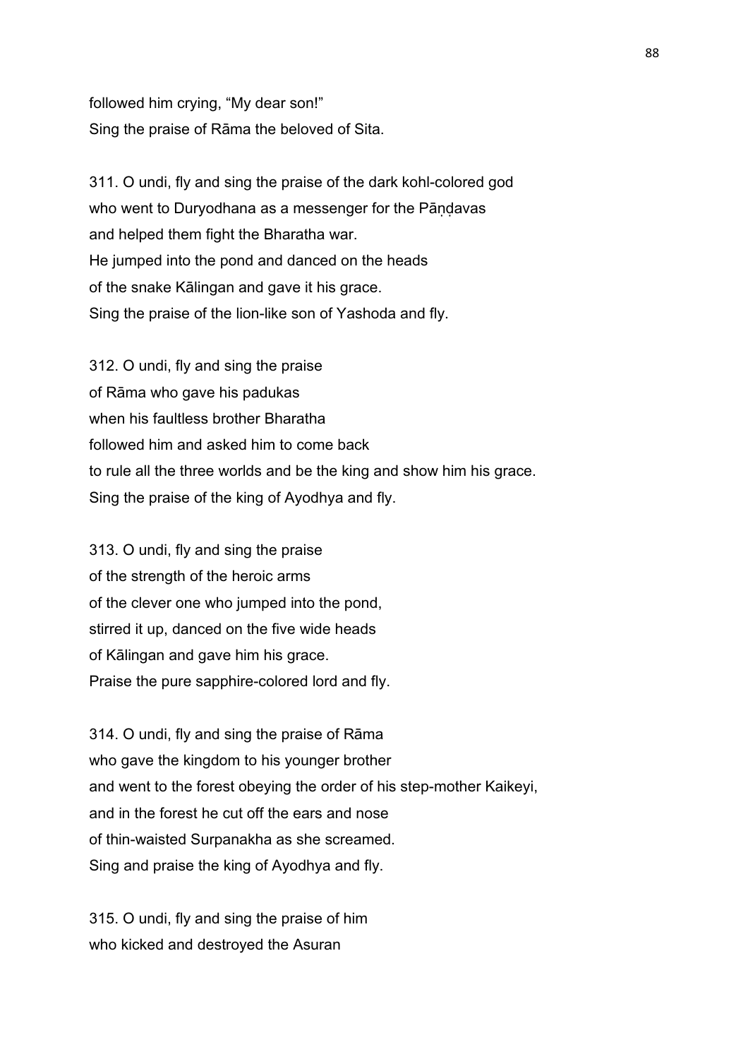followed him crying, “My dear son!”
Sing the praise of Rāma the beloved of Sita.

311. O undi, fly and sing the praise of the dark kohl-colored god
who went to Duryodhana as a messenger for the Pāṇḍavas
and helped them fight the Bharatha war.
He jumped into the pond and danced on the heads
of the snake Kālingan and gave it his grace.
Sing the praise of the lion-like son of Yashoda and fly.

312. O undi, fly and sing the praise
of Rāma who gave his padukas
when his faultless brother Bharatha
followed him and asked him to come back
to rule all the three worlds and be the king and show him his grace.
Sing the praise of the king of Ayodhya and fly.

313. O undi, fly and sing the praise
of the strength of the heroic arms
of the clever one who jumped into the pond,
stirred it up, danced on the five wide heads
of Kālingan and gave him his grace.
Praise the pure sapphire-colored lord and fly.

314. O undi, fly and sing the praise of Rāma
who gave the kingdom to his younger brother
and went to the forest obeying the order of his step-mother Kaikeyi,
and in the forest he cut off the ears and nose
of thin-waisted Surpanakha as she screamed.
Sing and praise the king of Ayodhya and fly.

315. O undi, fly and sing the praise of him
who kicked and destroyed the Asuran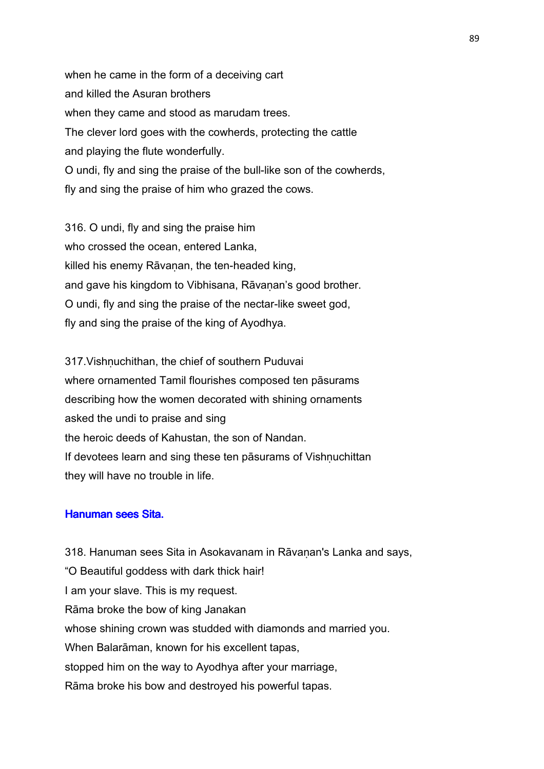when he came in the form of a deceiving cart
and killed the Asuran brothers
when they came and stood as marudam trees.
The clever lord goes with the cowherds, protecting the cattle
and playing the flute wonderfully.
O undi, fly and sing the praise of the bull-like son of the cowherds,
fly and sing the praise of him who grazed the cows.

316. O undi, fly and sing the praise him
who crossed the ocean, entered Lanka,
killed his enemy Rāvaṇan, the ten-headed king,
and gave his kingdom to Vibhisana, Rāvaṇan's good brother.
O undi, fly and sing the praise of the nectar-like sweet god,
fly and sing the praise of the king of Ayodhya.

317.Vishṇuchithan, the chief of southern Puduvai
where ornamented Tamil flourishes composed ten pāsurams
describing how the women decorated with shining ornaments
asked the undi to praise and sing
the heroic deeds of Kahustan, the son of Nandan.
If devotees learn and sing these ten pāsurams of Vishṇuchittan
they will have no trouble in life.

### Hanuman sees Sita.

318. Hanuman sees Sita in Asokavanam in Rāvaṇan's Lanka and says,
"O Beautiful goddess with dark thick hair!
I am your slave. This is my request.
Rāma broke the bow of king Janakan
whose shining crown was studded with diamonds and married you.
When Balarāman, known for his excellent tapas,
stopped him on the way to Ayodhya after your marriage,
Rāma broke his bow and destroyed his powerful tapas.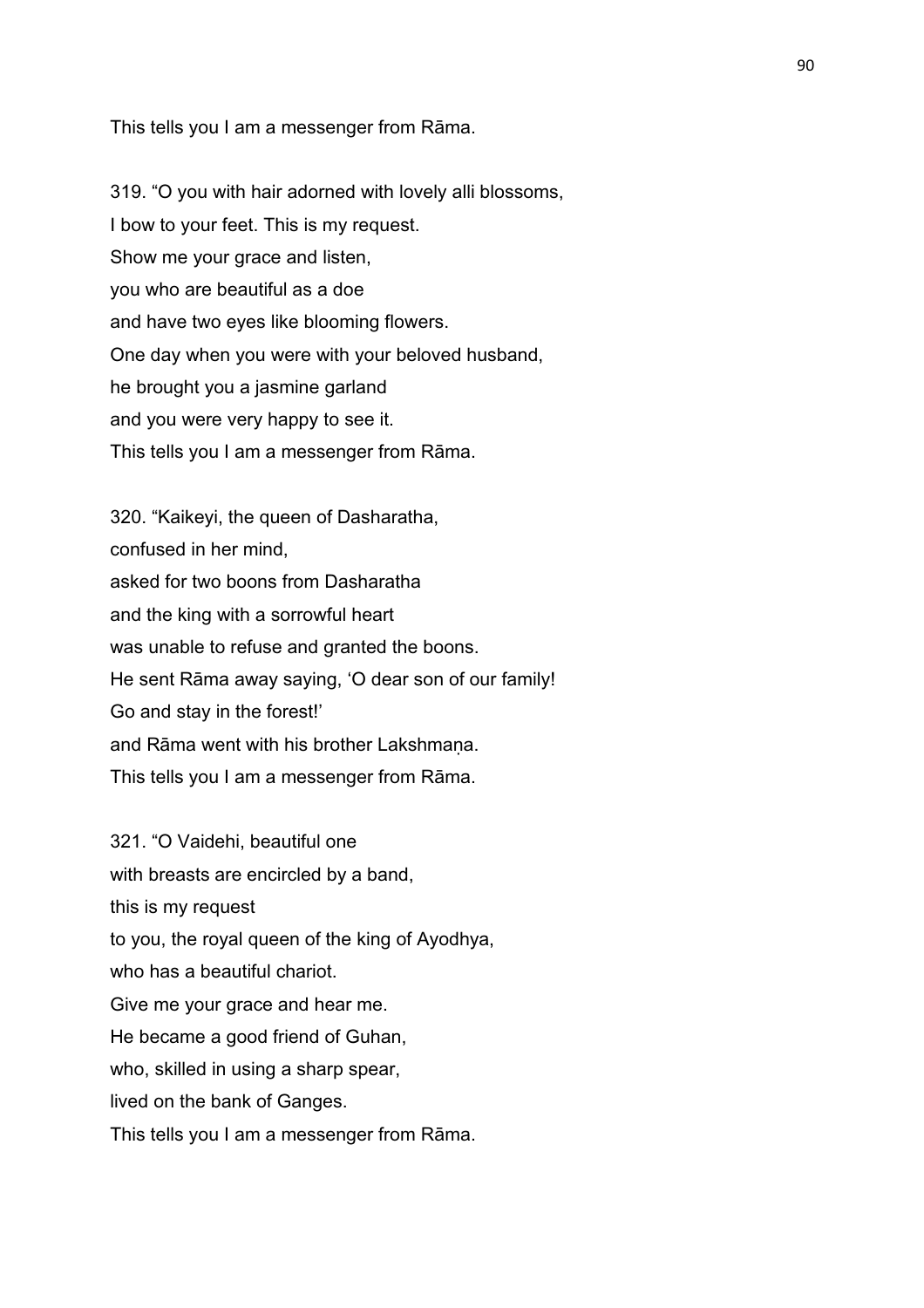This tells you I am a messenger from Rāma.

319. “O you with hair adorned with lovely alli blossoms,
I bow to your feet. This is my request.
Show me your grace and listen,
you who are beautiful as a doe
and have two eyes like blooming flowers.
One day when you were with your beloved husband,
he brought you a jasmine garland
and you were very happy to see it.
This tells you I am a messenger from Rāma.

320. “Kaikeyi, the queen of Dasharatha,
confused in her mind,
asked for two boons from Dasharatha
and the king with a sorrowful heart
was unable to refuse and granted the boons.
He sent Rāma away saying, ‘O dear son of our family!
Go and stay in the forest!’
and Rāma went with his brother Lakshmaṇa.
This tells you I am a messenger from Rāma.

321. “O Vaidehi, beautiful one
with breasts are encircled by a band,
this is my request
to you, the royal queen of the king of Ayodhya,
who has a beautiful chariot.
Give me your grace and hear me.
He became a good friend of Guhan,
who, skilled in using a sharp spear,
lived on the bank of Ganges.
This tells you I am a messenger from Rāma.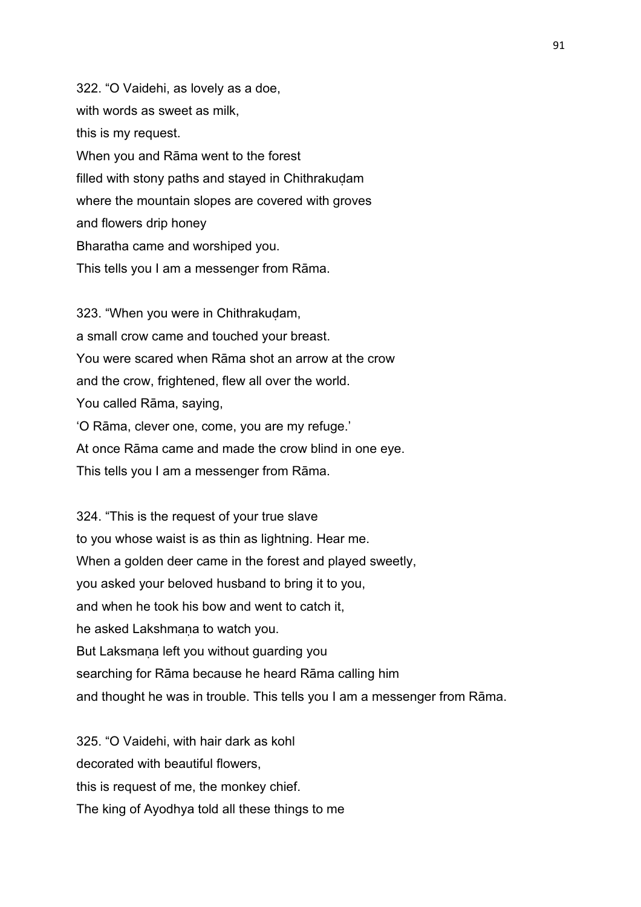322. “O Vaidehi, as lovely as a doe,
with words as sweet as milk,
this is my request.
When you and Rāma went to the forest
filled with stony paths and stayed in Chithrakuḍam
where the mountain slopes are covered with groves
and flowers drip honey
Bharatha came and worshiped you.
This tells you I am a messenger from Rāma.

323. “When you were in Chithrakuḍam,
a small crow came and touched your breast.
You were scared when Rāma shot an arrow at the crow
and the crow, frightened, flew all over the world.
You called Rāma, saying,
‘O Rāma, clever one, come, you are my refuge.’
At once Rāma came and made the crow blind in one eye.
This tells you I am a messenger from Rāma.

324. “This is the request of your true slave
to you whose waist is as thin as lightning. Hear me.
When a golden deer came in the forest and played sweetly,
you asked your beloved husband to bring it to you,
and when he took his bow and went to catch it,
he asked Lakshmaṇa to watch you.
But Laksmaṇa left you without guarding you
searching for Rāma because he heard Rāma calling him
and thought he was in trouble. This tells you I am a messenger from Rāma.

325. “O Vaidehi, with hair dark as kohl
decorated with beautiful flowers,
this is request of me, the monkey chief.
The king of Ayodhya told all these things to me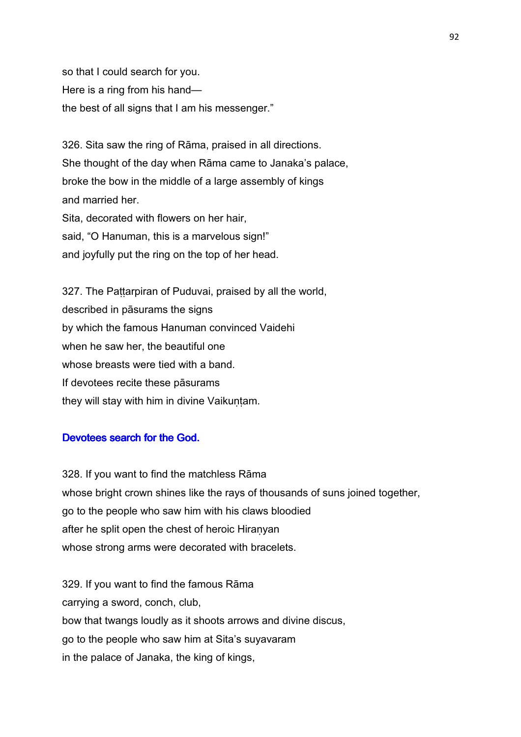so that I could search for you.
Here is a ring from his hand—
the best of all signs that I am his messenger."

326. Sita saw the ring of Rāma, praised in all directions.
She thought of the day when Rāma came to Janaka's palace,
broke the bow in the middle of a large assembly of kings
and married her.
Sita, decorated with flowers on her hair,
said, "O Hanuman, this is a marvelous sign!"
and joyfully put the ring on the top of her head.

327. The Paṭṭarpiran of Puduvai, praised by all the world,
described in pāsurams the signs
by which the famous Hanuman convinced Vaidehi
when he saw her, the beautiful one
whose breasts were tied with a band.
If devotees recite these pāsurams
they will stay with him in divine Vaikuṇṭam.

### Devotees search for the God.

328. If you want to find the matchless Rāma
whose bright crown shines like the rays of thousands of suns joined together,
go to the people who saw him with his claws bloodied
after he split open the chest of heroic Hiraṇyan
whose strong arms were decorated with bracelets.

329. If you want to find the famous Rāma
carrying a sword, conch, club,
bow that twangs loudly as it shoots arrows and divine discus,
go to the people who saw him at Sita's suyavaram
in the palace of Janaka, the king of kings,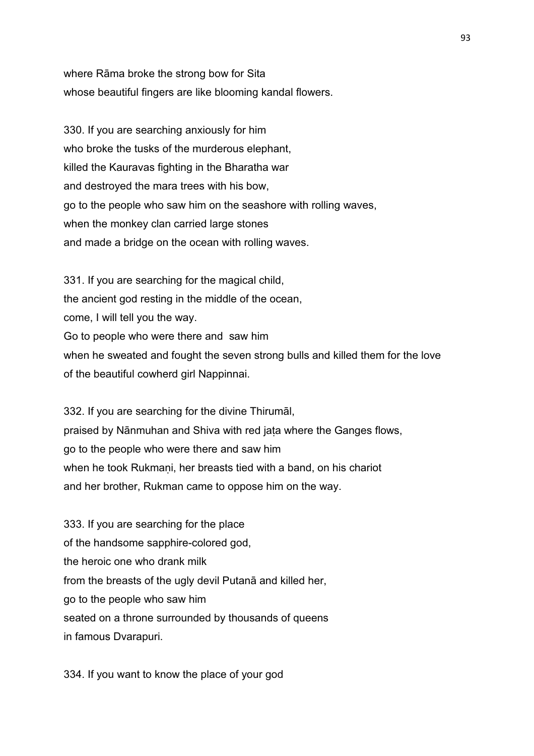where Rāma broke the strong bow for Sita
whose beautiful fingers are like blooming kandal flowers.

330. If you are searching anxiously for him
who broke the tusks of the murderous elephant,
killed the Kauravas fighting in the Bharatha war
and destroyed the mara trees with his bow,
go to the people who saw him on the seashore with rolling waves,
when the monkey clan carried large stones
and made a bridge on the ocean with rolling waves.

331. If you are searching for the magical child,
the ancient god resting in the middle of the ocean,
come, I will tell you the way.
Go to people who were there and saw him
when he sweated and fought the seven strong bulls and killed them for the love
of the beautiful cowherd girl Nappinnai.

332. If you are searching for the divine Thirumāl,
praised by Nānmuhan and Shiva with red jaṭa where the Ganges flows,
go to the people who were there and saw him
when he took Rukmaṇi, her breasts tied with a band, on his chariot
and her brother, Rukman came to oppose him on the way.

333. If you are searching for the place
of the handsome sapphire-colored god,
the heroic one who drank milk
from the breasts of the ugly devil Putanā and killed her,
go to the people who saw him
seated on a throne surrounded by thousands of queens
in famous Dvarapuri.

334. If you want to know the place of your god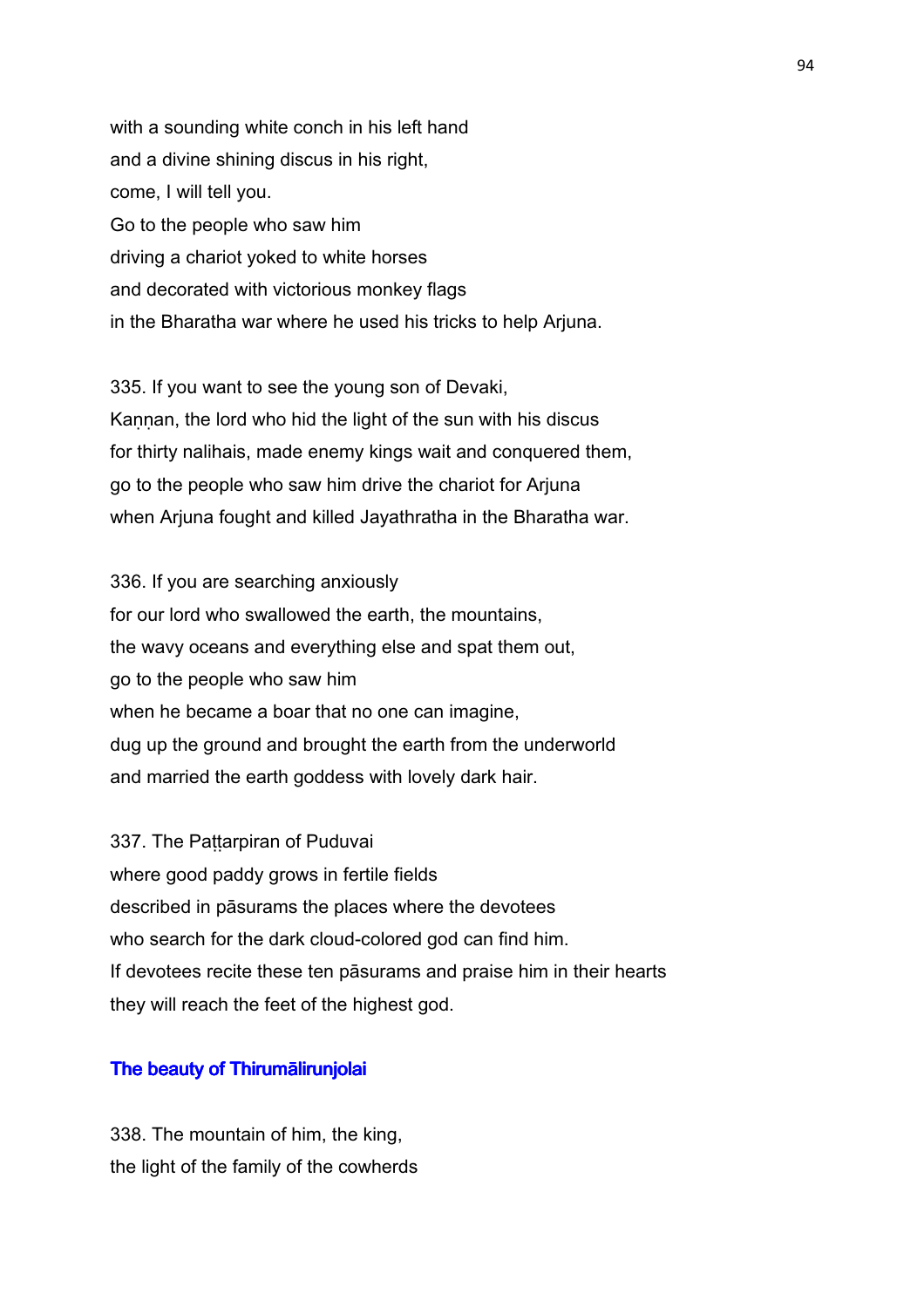with a sounding white conch in his left hand
and a divine shining discus in his right,
come, I will tell you.
Go to the people who saw him
driving a chariot yoked to white horses
and decorated with victorious monkey flags
in the Bharatha war where he used his tricks to help Arjuna.

335. If you want to see the young son of Devaki,
Kaṇṇan, the lord who hid the light of the sun with his discus
for thirty nalihais, made enemy kings wait and conquered them,
go to the people who saw him drive the chariot for Arjuna
when Arjuna fought and killed Jayathratha in the Bharatha war.

336. If you are searching anxiously
for our lord who swallowed the earth, the mountains,
the wavy oceans and everything else and spat them out,
go to the people who saw him
when he became a boar that no one can imagine,
dug up the ground and brought the earth from the underworld
and married the earth goddess with lovely dark hair.

337. The Paṭṭarpiran of Puduvai
where good paddy grows in fertile fields
described in pāsurams the places where the devotees
who search for the dark cloud-colored god can find him.
If devotees recite these ten pāsurams and praise him in their hearts
they will reach the feet of the highest god.

## The beauty of Thirumālirunjolai

338. The mountain of him, the king,
the light of the family of the cowherds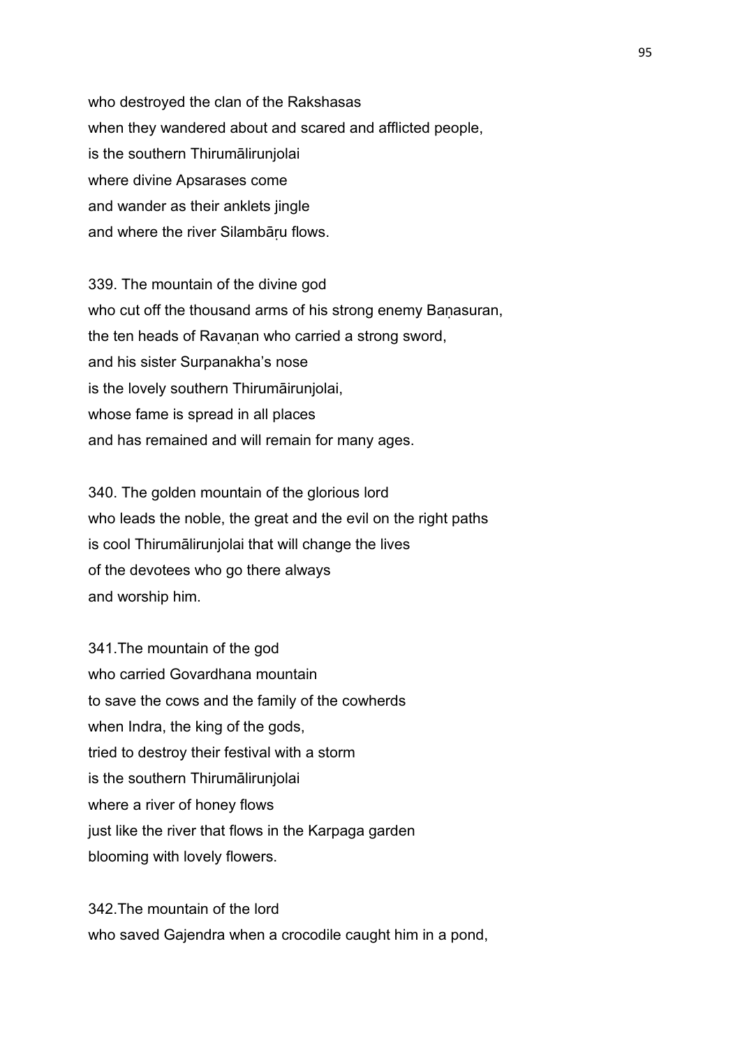who destroyed the clan of the Rakshasas
when they wandered about and scared and afflicted people,
is the southern Thirumālirunjolai
where divine Apsarases come
and wander as their anklets jingle
and where the river Silambāṛu flows.

339. The mountain of the divine god
who cut off the thousand arms of his strong enemy Baṇasuran,
the ten heads of Ravaṇan who carried a strong sword,
and his sister Surpanakha's nose
is the lovely southern Thirumāirunjolai,
whose fame is spread in all places
and has remained and will remain for many ages.

340. The golden mountain of the glorious lord
who leads the noble, the great and the evil on the right paths
is cool Thirumālirunjolai that will change the lives
of the devotees who go there always
and worship him.

341.The mountain of the god
who carried Govardhana mountain
to save the cows and the family of the cowherds
when Indra, the king of the gods,
tried to destroy their festival with a storm
is the southern Thirumālirunjolai
where a river of honey flows
just like the river that flows in the Karpaga garden
blooming with lovely flowers.

342.The mountain of the lord
who saved Gajendra when a crocodile caught him in a pond,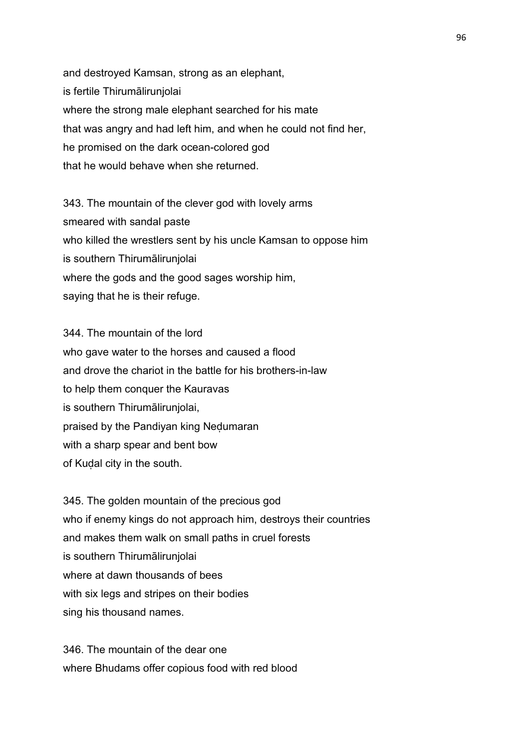and destroyed Kamsan, strong as an elephant,
is fertile Thirumālirunjolai
where the strong male elephant searched for his mate
that was angry and had left him, and when he could not find her,
he promised on the dark ocean-colored god
that he would behave when she returned.

343. The mountain of the clever god with lovely arms
smeared with sandal paste
who killed the wrestlers sent by his uncle Kamsan to oppose him
is southern Thirumālirunjolai
where the gods and the good sages worship him,
saying that he is their refuge.

344. The mountain of the lord
who gave water to the horses and caused a flood
and drove the chariot in the battle for his brothers-in-law
to help them conquer the Kauravas
is southern Thirumālirunjolai,
praised by the Pandiyan king Neḍumaran
with a sharp spear and bent bow
of Kuḍal city in the south.

345. The golden mountain of the precious god
who if enemy kings do not approach him, destroys their countries
and makes them walk on small paths in cruel forests
is southern Thirumālirunjolai
where at dawn thousands of bees
with six legs and stripes on their bodies
sing his thousand names.

346. The mountain of the dear one
where Bhudams offer copious food with red blood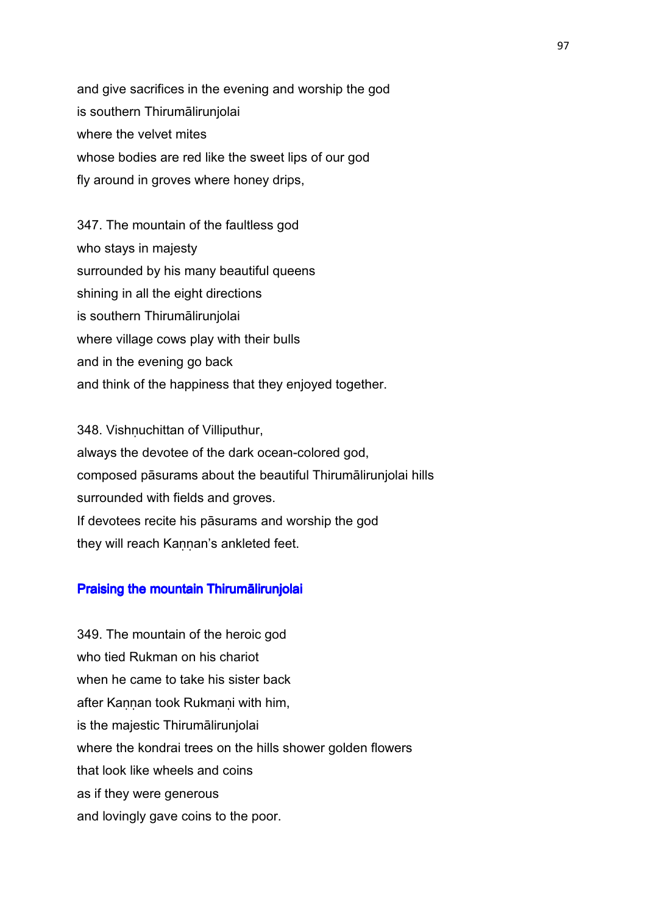and give sacrifices in the evening and worship the god
is southern Thirumālirunjolai
where the velvet mites
whose bodies are red like the sweet lips of our god
fly around in groves where honey drips,

347. The mountain of the faultless god
who stays in majesty
surrounded by his many beautiful queens
shining in all the eight directions
is southern Thirumālirunjolai
where village cows play with their bulls
and in the evening go back
and think of the happiness that they enjoyed together.

348. Vishṇuchittan of Villiputhur,
always the devotee of the dark ocean-colored god,
composed pāsurams about the beautiful Thirumālirunjolai hills
surrounded with fields and groves.
If devotees recite his pāsurams and worship the god
they will reach Kaṇṇan's ankleted feet.

### Praising the mountain Thirumālirunjolai

349. The mountain of the heroic god
who tied Rukman on his chariot
when he came to take his sister back
after Kaṇṇan took Rukmaṇi with him,
is the majestic Thirumālirunjolai
where the kondrai trees on the hills shower golden flowers
that look like wheels and coins
as if they were generous
and lovingly gave coins to the poor.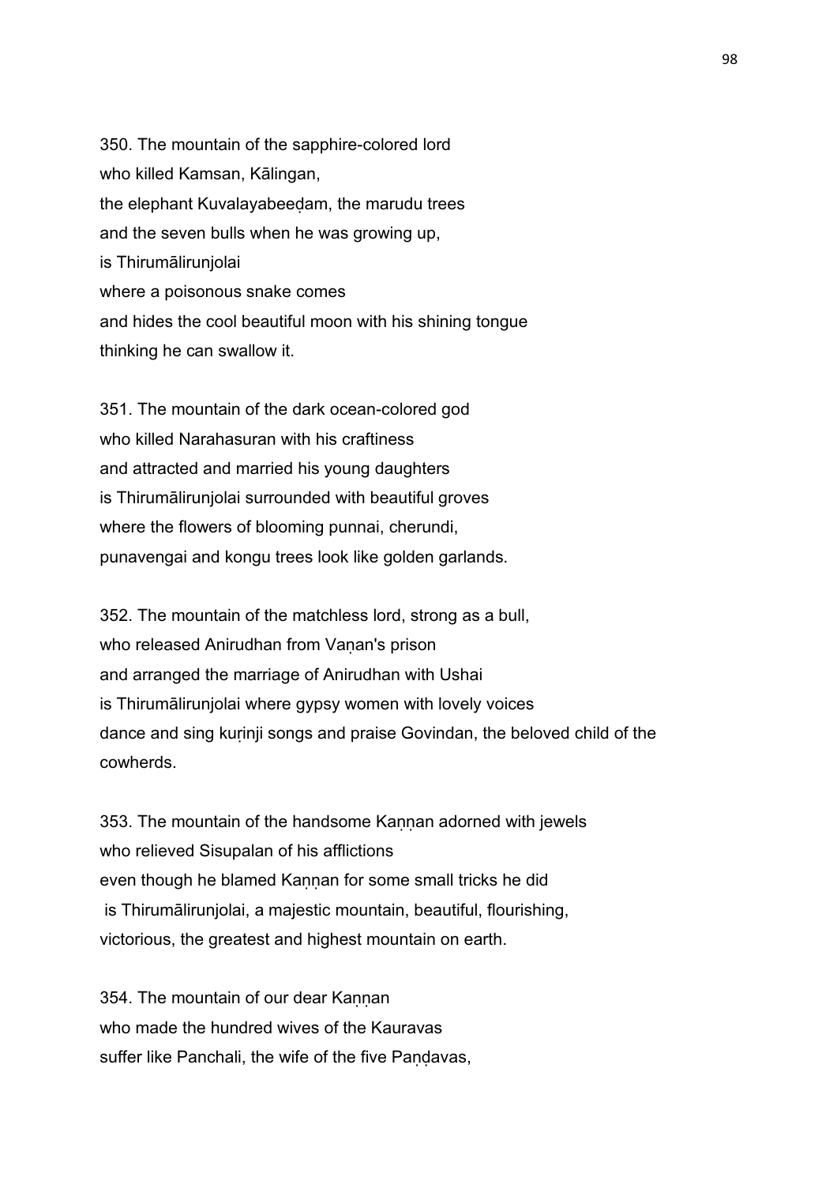350. The mountain of the sapphire-colored lord
who killed Kamsan, Kālingan,
the elephant Kuvalayabeeḍam, the marudu trees
and the seven bulls when he was growing up,
is Thirumālirunjolai
where a poisonous snake comes
and hides the cool beautiful moon with his shining tongue
thinking he can swallow it.

351. The mountain of the dark ocean-colored god
who killed Narahasuran with his craftiness
and attracted and married his young daughters
is Thirumālirunjolai surrounded with beautiful groves
where the flowers of blooming punnai, cherundi,
punavengai and kongu trees look like golden garlands.

352. The mountain of the matchless lord, strong as a bull,
who released Anirudhan from Vaṇan's prison
and arranged the marriage of Anirudhan with Ushai
is Thirumālirunjolai where gypsy women with lovely voices
dance and sing kuṛinji songs and praise Govindan, the beloved child of the cowherds.

353. The mountain of the handsome Kaṇṇan adorned with jewels
who relieved Sisupalan of his afflictions
even though he blamed Kaṇṇan for some small tricks he did
is Thirumālirunjolai, a majestic mountain, beautiful, flourishing,
victorious, the greatest and highest mountain on earth.

354. The mountain of our dear Kaṇṇan
who made the hundred wives of the Kauravas
suffer like Panchali, the wife of the five Paṇḍavas,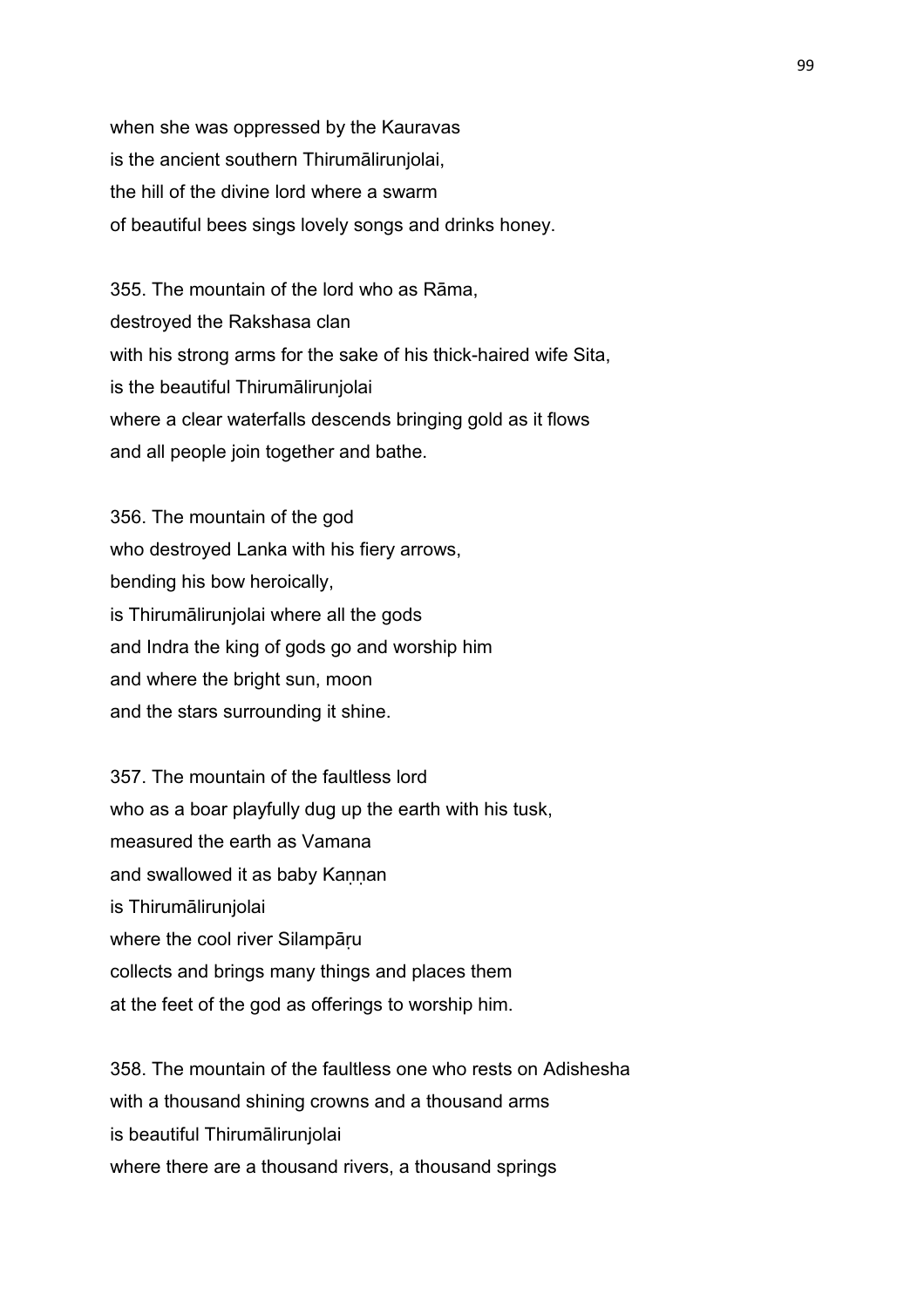when she was oppressed by the Kauravas
is the ancient southern Thirumālirunjolai,
the hill of the divine lord where a swarm
of beautiful bees sings lovely songs and drinks honey.

355. The mountain of the lord who as Rāma,
destroyed the Rakshasa clan
with his strong arms for the sake of his thick-haired wife Sita,
is the beautiful Thirumālirunjolai
where a clear waterfalls descends bringing gold as it flows
and all people join together and bathe.

356. The mountain of the god
who destroyed Lanka with his fiery arrows,
bending his bow heroically,
is Thirumālirunjolai where all the gods
and Indra the king of gods go and worship him
and where the bright sun, moon
and the stars surrounding it shine.

357. The mountain of the faultless lord
who as a boar playfully dug up the earth with his tusk,
measured the earth as Vamana
and swallowed it as baby Kaṇṇan
is Thirumālirunjolai
where the cool river Silampāṛu
collects and brings many things and places them
at the feet of the god as offerings to worship him.

358. The mountain of the faultless one who rests on Adishesha
with a thousand shining crowns and a thousand arms
is beautiful Thirumālirunjolai
where there are a thousand rivers, a thousand springs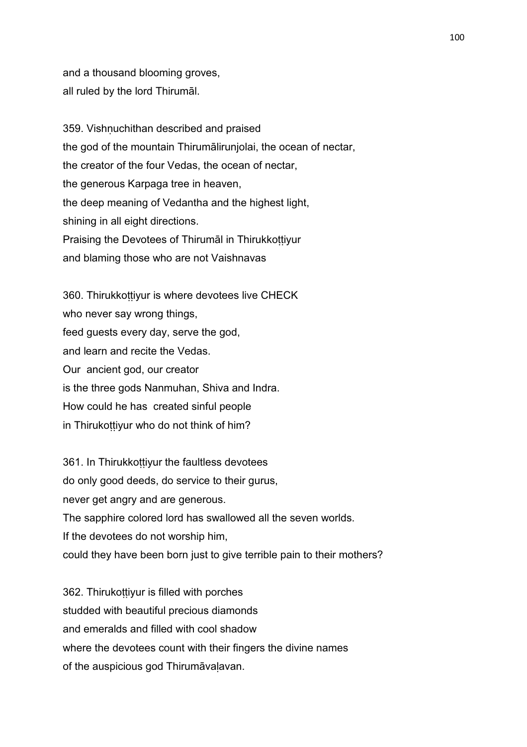and a thousand blooming groves,
all ruled by the lord Thirumāl.

359. Vishṇuchithan described and praised
the god of the mountain Thirumālirunjolai, the ocean of nectar,
the creator of the four Vedas, the ocean of nectar,
the generous Karpaga tree in heaven,
the deep meaning of Vedantha and the highest light,
shining in all eight directions.
Praising the Devotees of Thirumāl in Thirukkoṭṭiyur
and blaming those who are not Vaishnavas

360. Thirukkoṭṭiyur is where devotees live CHECK
who never say wrong things,
feed guests every day, serve the god,
and learn and recite the Vedas.
Our  ancient god, our creator
is the three gods Nanmuhan, Shiva and Indra.
How could he has  created sinful people
in Thirukoṭṭiyur who do not think of him?

361. In Thirukkoṭṭiyur the faultless devotees
do only good deeds, do service to their gurus,
never get angry and are generous.
The sapphire colored lord has swallowed all the seven worlds.
If the devotees do not worship him,
could they have been born just to give terrible pain to their mothers?

362. Thirukoṭṭiyur is filled with porches
studded with beautiful precious diamonds
and emeralds and filled with cool shadow
where the devotees count with their fingers the divine names
of the auspicious god Thirumāvaḷavan.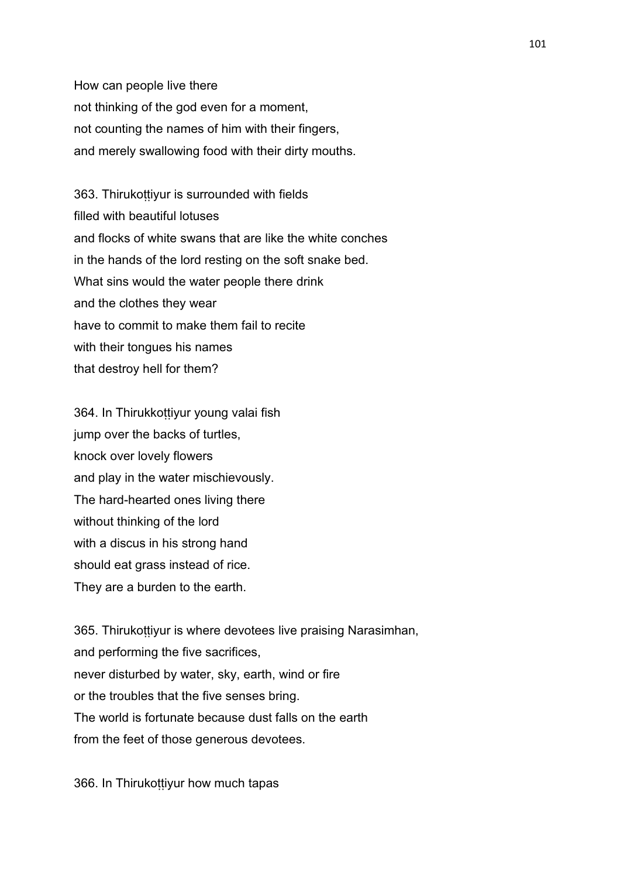How can people live there
not thinking of the god even for a moment,
not counting the names of him with their fingers,
and merely swallowing food with their dirty mouths.

363. Thirukoṭṭiyur is surrounded with fields
filled with beautiful lotuses
and flocks of white swans that are like the white conches
in the hands of the lord resting on the soft snake bed.
What sins would the water people there drink
and the clothes they wear
have to commit to make them fail to recite
with their tongues his names
that destroy hell for them?

364. In Thirukkoṭṭiyur young valai fish
jump over the backs of turtles,
knock over lovely flowers
and play in the water mischievously.
The hard-hearted ones living there
without thinking of the lord
with a discus in his strong hand
should eat grass instead of rice.
They are a burden to the earth.

365. Thirukoṭṭiyur is where devotees live praising Narasimhan,
and performing the five sacrifices,
never disturbed by water, sky, earth, wind or fire
or the troubles that the five senses bring.
The world is fortunate because dust falls on the earth
from the feet of those generous devotees.

366. In Thirukoṭṭiyur how much tapas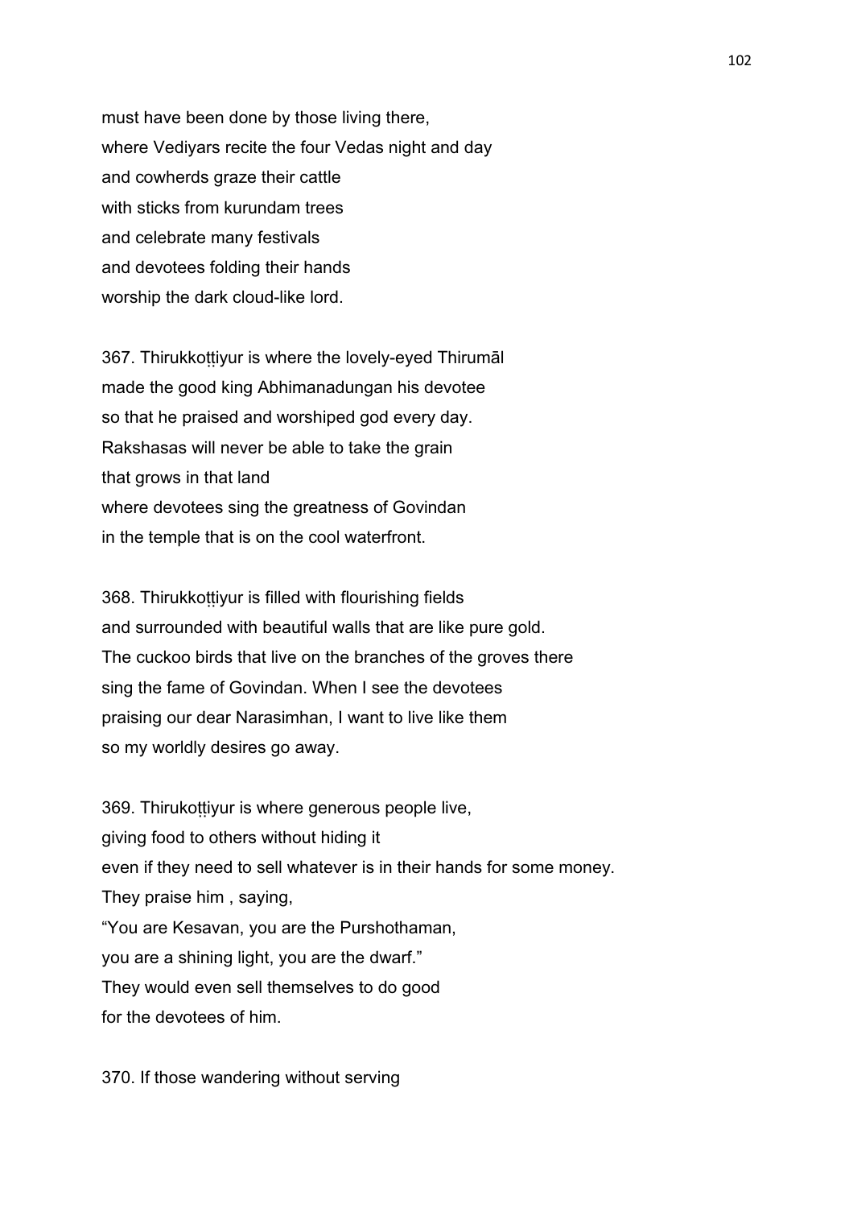must have been done by those living there,
where Vediyars recite the four Vedas night and day
and cowherds graze their cattle
with sticks from kurundam trees
and celebrate many festivals
and devotees folding their hands
worship the dark cloud-like lord.

367. Thirukkoṭṭiyur is where the lovely-eyed Thirumāl
made the good king Abhimanadungan his devotee
so that he praised and worshiped god every day.
Rakshasas will never be able to take the grain
that grows in that land
where devotees sing the greatness of Govindan
in the temple that is on the cool waterfront.

368. Thirukkoṭṭiyur is filled with flourishing fields
and surrounded with beautiful walls that are like pure gold.
The cuckoo birds that live on the branches of the groves there
sing the fame of Govindan. When I see the devotees
praising our dear Narasimhan, I want to live like them
so my worldly desires go away.

369. Thirukoṭṭiyur is where generous people live,
giving food to others without hiding it
even if they need to sell whatever is in their hands for some money.
They praise him , saying,
"You are Kesavan, you are the Purshothaman,
you are a shining light, you are the dwarf."
They would even sell themselves to do good
for the devotees of him.

370. If those wandering without serving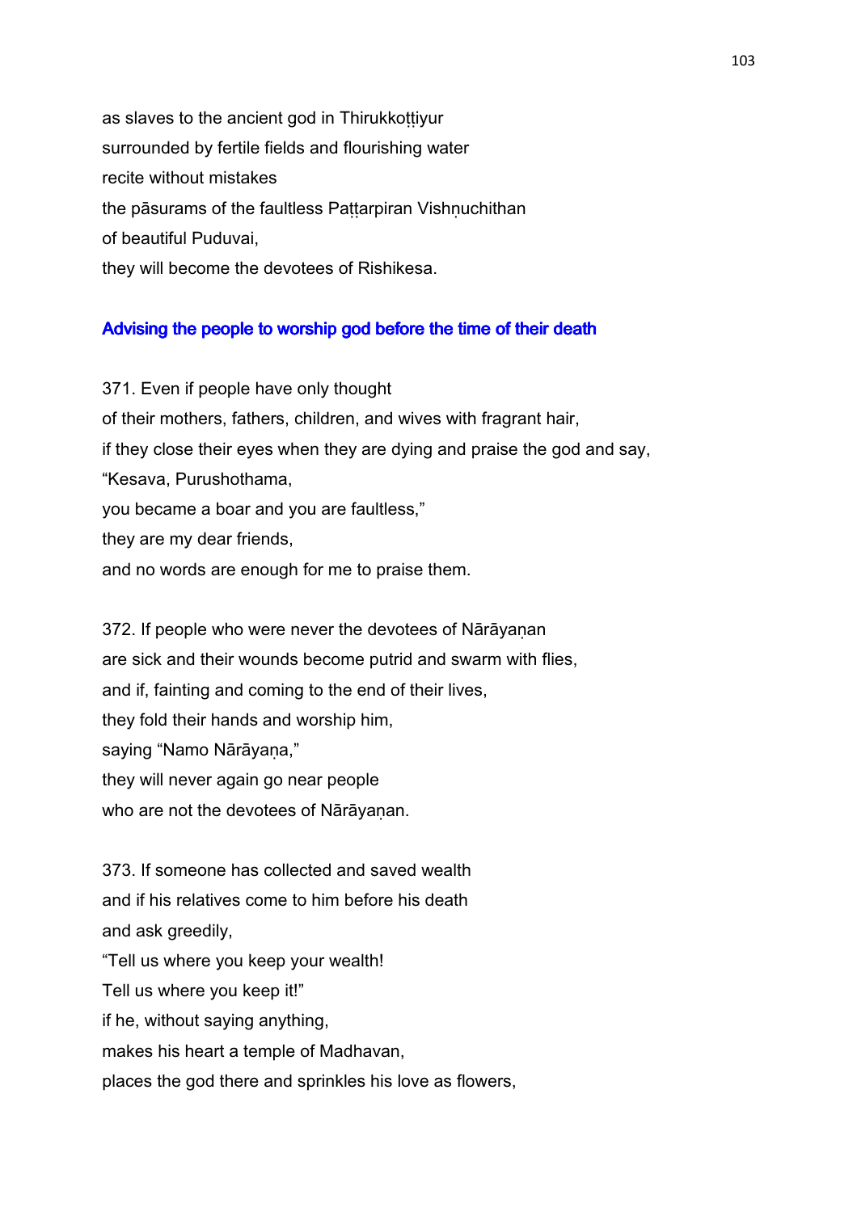as slaves to the ancient god in Thirukkoṭṭiyur
surrounded by fertile fields and flourishing water
recite without mistakes
the pāsurams of the faultless Paṭṭarpiran Vishṇuchithan
of beautiful Puduvai,
they will become the devotees of Rishikesa.

## Advising the people to worship god before the time of their death

371. Even if people have only thought
of their mothers, fathers, children, and wives with fragrant hair,
if they close their eyes when they are dying and praise the god and say,
“Kesava, Purushothama,
you became a boar and you are faultless,”
they are my dear friends,
and no words are enough for me to praise them.

372. If people who were never the devotees of Nārāyaṇan
are sick and their wounds become putrid and swarm with flies,
and if, fainting and coming to the end of their lives,
they fold their hands and worship him,
saying “Namo Nārāyaṇa,”
they will never again go near people
who are not the devotees of Nārāyaṇan.

373. If someone has collected and saved wealth
and if his relatives come to him before his death
and ask greedily,
“Tell us where you keep your wealth!
Tell us where you keep it!”
if he, without saying anything,
makes his heart a temple of Madhavan,
places the god there and sprinkles his love as flowers,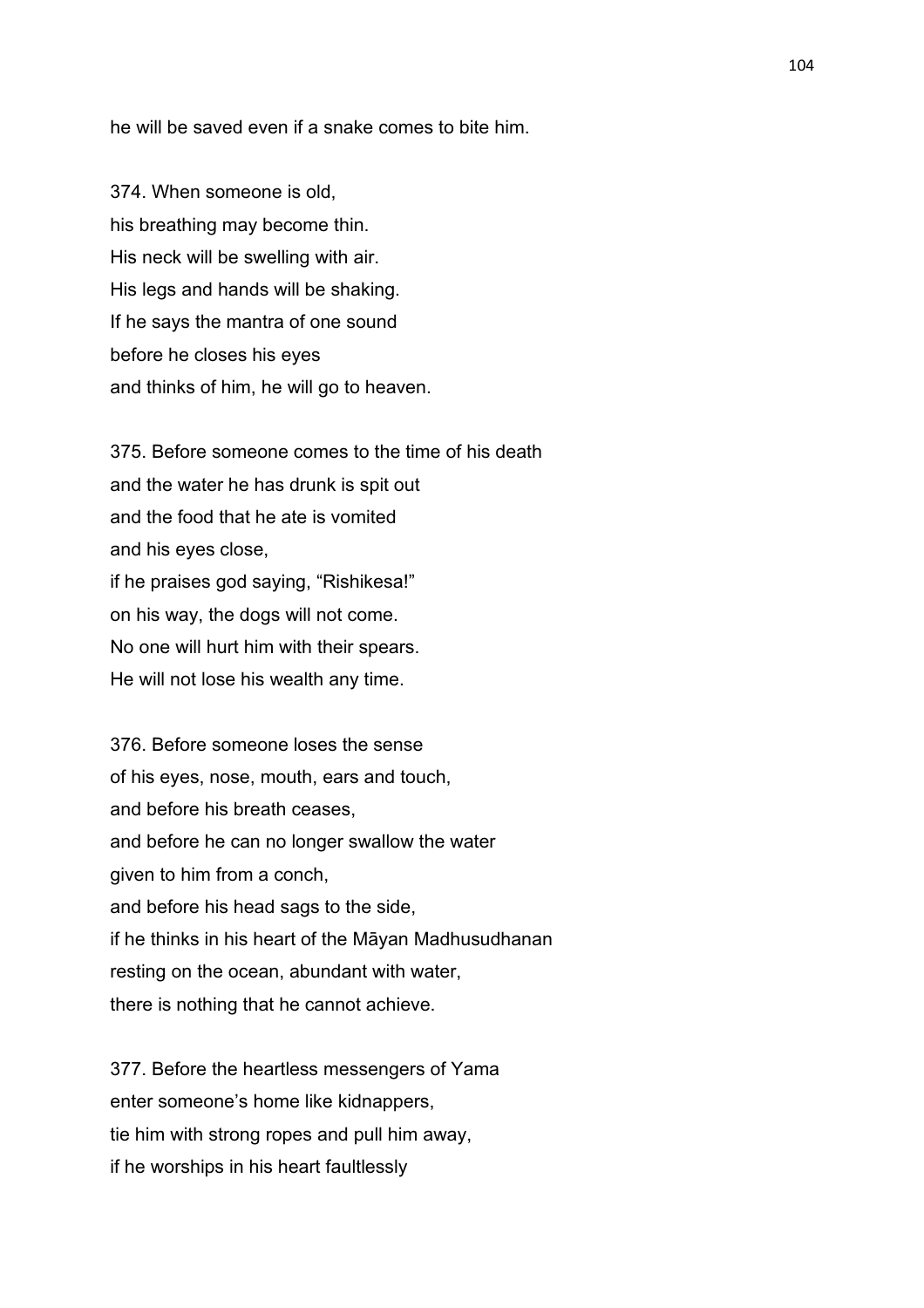he will be saved even if a snake comes to bite him.

374. When someone is old,
his breathing may become thin.
His neck will be swelling with air.
His legs and hands will be shaking.
If he says the mantra of one sound
before he closes his eyes
and thinks of him, he will go to heaven.

375. Before someone comes to the time of his death
and the water he has drunk is spit out
and the food that he ate is vomited
and his eyes close,
if he praises god saying, “Rishikesa!”
on his way, the dogs will not come.
No one will hurt him with their spears.
He will not lose his wealth any time.

376. Before someone loses the sense
of his eyes, nose, mouth, ears and touch,
and before his breath ceases,
and before he can no longer swallow the water
given to him from a conch,
and before his head sags to the side,
if he thinks in his heart of the Māyan Madhusudhanan
resting on the ocean, abundant with water,
there is nothing that he cannot achieve.

377. Before the heartless messengers of Yama
enter someone’s home like kidnappers,
tie him with strong ropes and pull him away,
if he worships in his heart faultlessly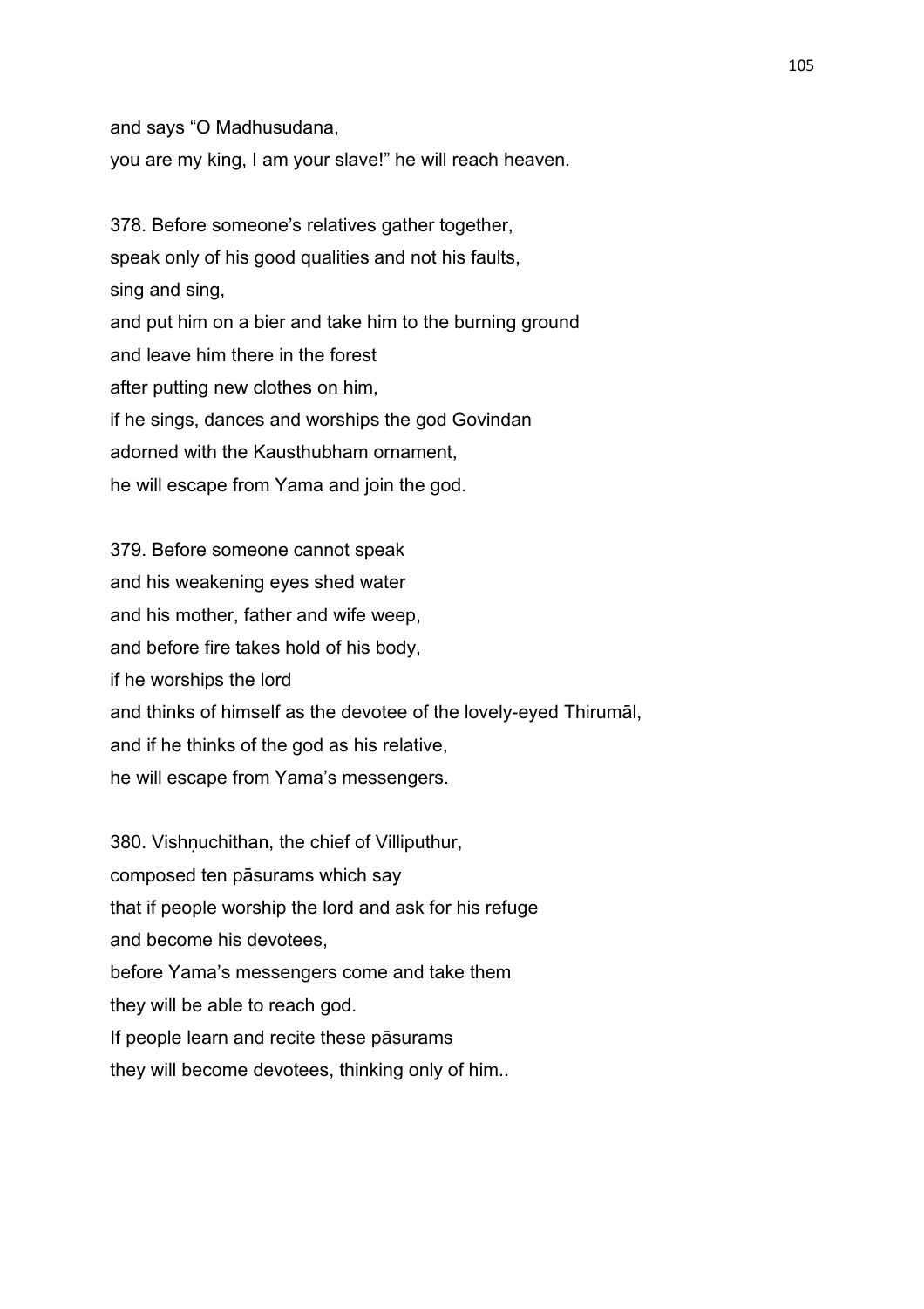and says “O Madhusudana,
you are my king, I am your slave!” he will reach heaven.

378. Before someone’s relatives gather together,
speak only of his good qualities and not his faults,
sing and sing,
and put him on a bier and take him to the burning ground
and leave him there in the forest
after putting new clothes on him,
if he sings, dances and worships the god Govindan
adorned with the Kausthubham ornament,
he will escape from Yama and join the god.

379. Before someone cannot speak
and his weakening eyes shed water
and his mother, father and wife weep,
and before fire takes hold of his body,
if he worships the lord
and thinks of himself as the devotee of the lovely-eyed Thirumāl,
and if he thinks of the god as his relative,
he will escape from Yama’s messengers.

380. Vishṇuchithan, the chief of Villiputhur,
composed ten pāsurams which say
that if people worship the lord and ask for his refuge
and become his devotees,
before Yama’s messengers come and take them
they will be able to reach god.
If people learn and recite these pāsurams
they will become devotees, thinking only of him..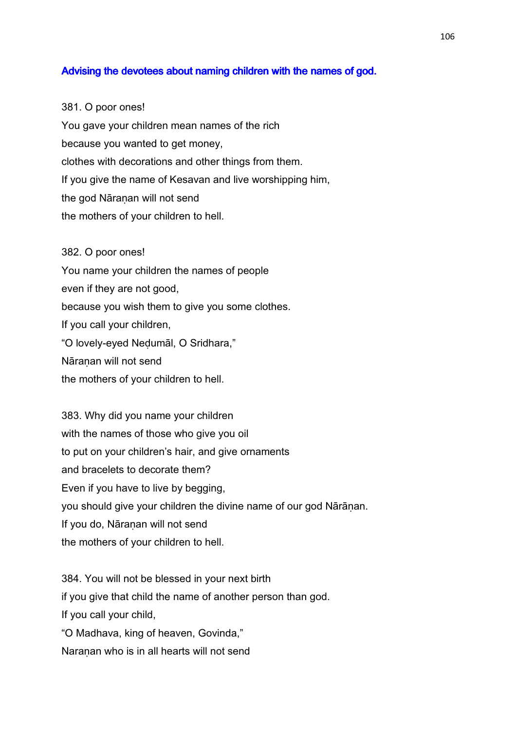### Advising the devotees about naming children with the names of god.

381. O poor ones!
You gave your children mean names of the rich
because you wanted to get money,
clothes with decorations and other things from them.
If you give the name of Kesavan and live worshipping him,
the god Nāraṇan will not send
the mothers of your children to hell.

382. O poor ones!
You name your children the names of people
even if they are not good,
because you wish them to give you some clothes.
If you call your children,
"O lovely-eyed Neḍumāl, O Sridhara,"
Nāraṇan will not send
the mothers of your children to hell.

383. Why did you name your children
with the names of those who give you oil
to put on your children's hair, and give ornaments
and bracelets to decorate them?
Even if you have to live by begging,
you should give your children the divine name of our god Nārāṇan.
If you do, Nāraṇan will not send
the mothers of your children to hell.

384. You will not be blessed in your next birth
if you give that child the name of another person than god.
If you call your child,
"O Madhava, king of heaven, Govinda,"
Naraṇan who is in all hearts will not send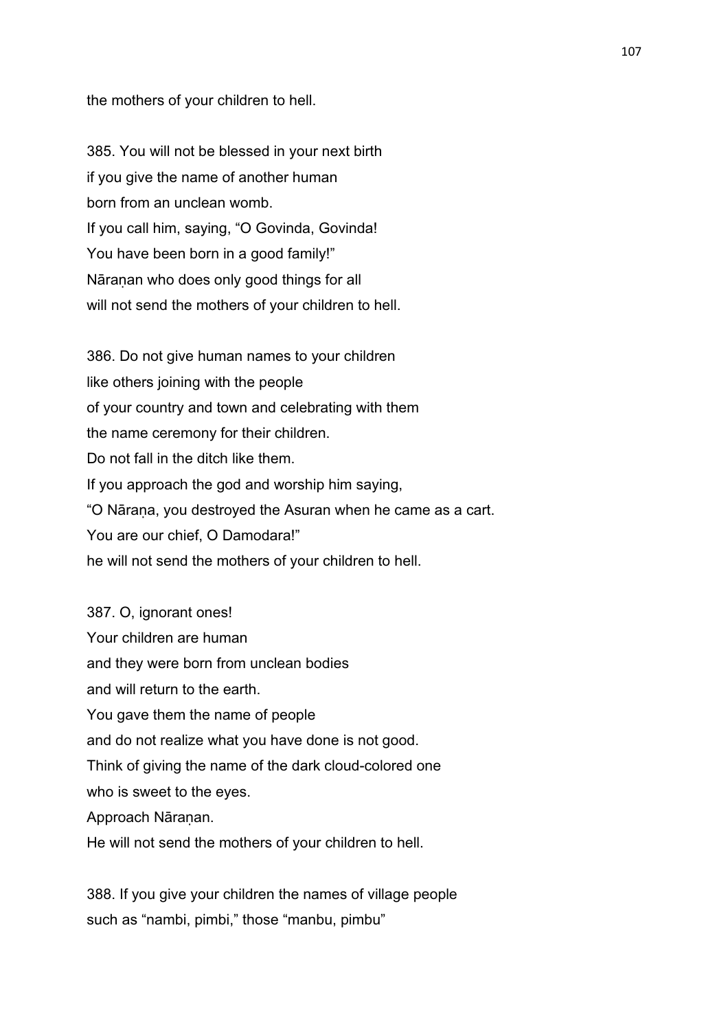the mothers of your children to hell.

385. You will not be blessed in your next birth
if you give the name of another human
born from an unclean womb.
If you call him, saying, “O Govinda, Govinda!
You have been born in a good family!”
Nāraṇan who does only good things for all
will not send the mothers of your children to hell.

386. Do not give human names to your children
like others joining with the people
of your country and town and celebrating with them
the name ceremony for their children.
Do not fall in the ditch like them.
If you approach the god and worship him saying,
“O Nāraṇa, you destroyed the Asuran when he came as a cart.
You are our chief, O Damodara!”
he will not send the mothers of your children to hell.

387. O, ignorant ones!
Your children are human
and they were born from unclean bodies
and will return to the earth.
You gave them the name of people
and do not realize what you have done is not good.
Think of giving the name of the dark cloud-colored one
who is sweet to the eyes.
Approach Nāraṇan.
He will not send the mothers of your children to hell.

388. If you give your children the names of village people
such as “nambi, pimbi,” those “manbu, pimbu”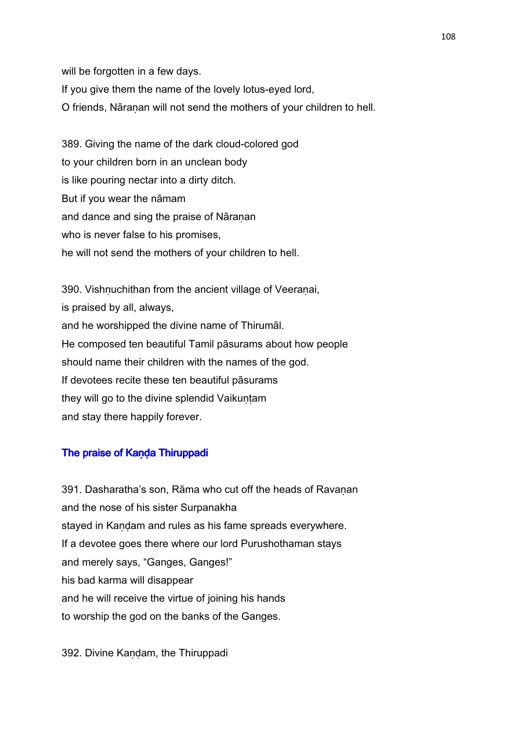will be forgotten in a few days.
If you give them the name of the lovely lotus-eyed lord,
O friends, Nāraṇan will not send the mothers of your children to hell.

389. Giving the name of the dark cloud-colored god
to your children born in an unclean body
is like pouring nectar into a dirty ditch.
But if you wear the nāmam
and dance and sing the praise of Nāraṇan
who is never false to his promises,
he will not send the mothers of your children to hell.

390. Vishṇuchithan from the ancient village of Veeraṇai,
is praised by all, always,
and he worshipped the divine name of Thirumāl.
He composed ten beautiful Tamil pāsurams about how people
should name their children with the names of the god.
If devotees recite these ten beautiful pāsurams
they will go to the divine splendid Vaikuṇṭam
and stay there happily forever.

### The praise of Kaṇḍa Thiruppadi

391. Dasharatha's son, Rāma who cut off the heads of Ravaṇan
and the nose of his sister Surpanakha
stayed in Kaṇḍam and rules as his fame spreads everywhere.
If a devotee goes there where our lord Purushothaman stays
and merely says, "Ganges, Ganges!"
his bad karma will disappear
and he will receive the virtue of joining his hands
to worship the god on the banks of the Ganges.

392. Divine Kaṇḍam, the Thiruppadi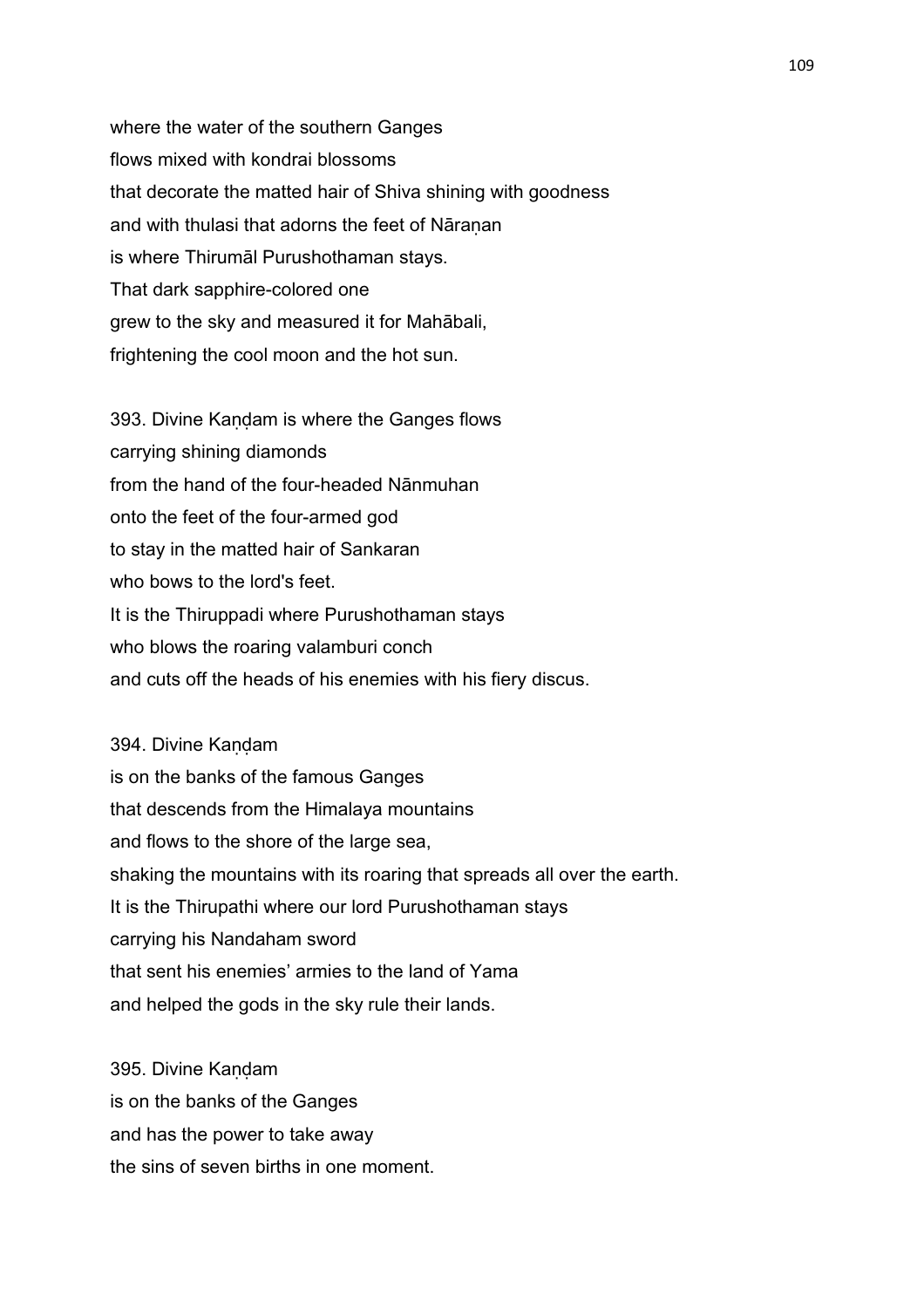where the water of the southern Ganges
flows mixed with kondrai blossoms
that decorate the matted hair of Shiva shining with goodness
and with thulasi that adorns the feet of Nāraṇan
is where Thirumāl Purushothaman stays.
That dark sapphire-colored one
grew to the sky and measured it for Mahābali,
frightening the cool moon and the hot sun.

393. Divine Kaṇḍam is where the Ganges flows
carrying shining diamonds
from the hand of the four-headed Nānmuhan
onto the feet of the four-armed god
to stay in the matted hair of Sankaran
who bows to the lord's feet.
It is the Thiruppadi where Purushothaman stays
who blows the roaring valamburi conch
and cuts off the heads of his enemies with his fiery discus.

394. Divine Kaṇḍam
is on the banks of the famous Ganges
that descends from the Himalaya mountains
and flows to the shore of the large sea,
shaking the mountains with its roaring that spreads all over the earth.
It is the Thirupathi where our lord Purushothaman stays
carrying his Nandaham sword
that sent his enemies' armies to the land of Yama
and helped the gods in the sky rule their lands.

395. Divine Kaṇḍam
is on the banks of the Ganges
and has the power to take away
the sins of seven births in one moment.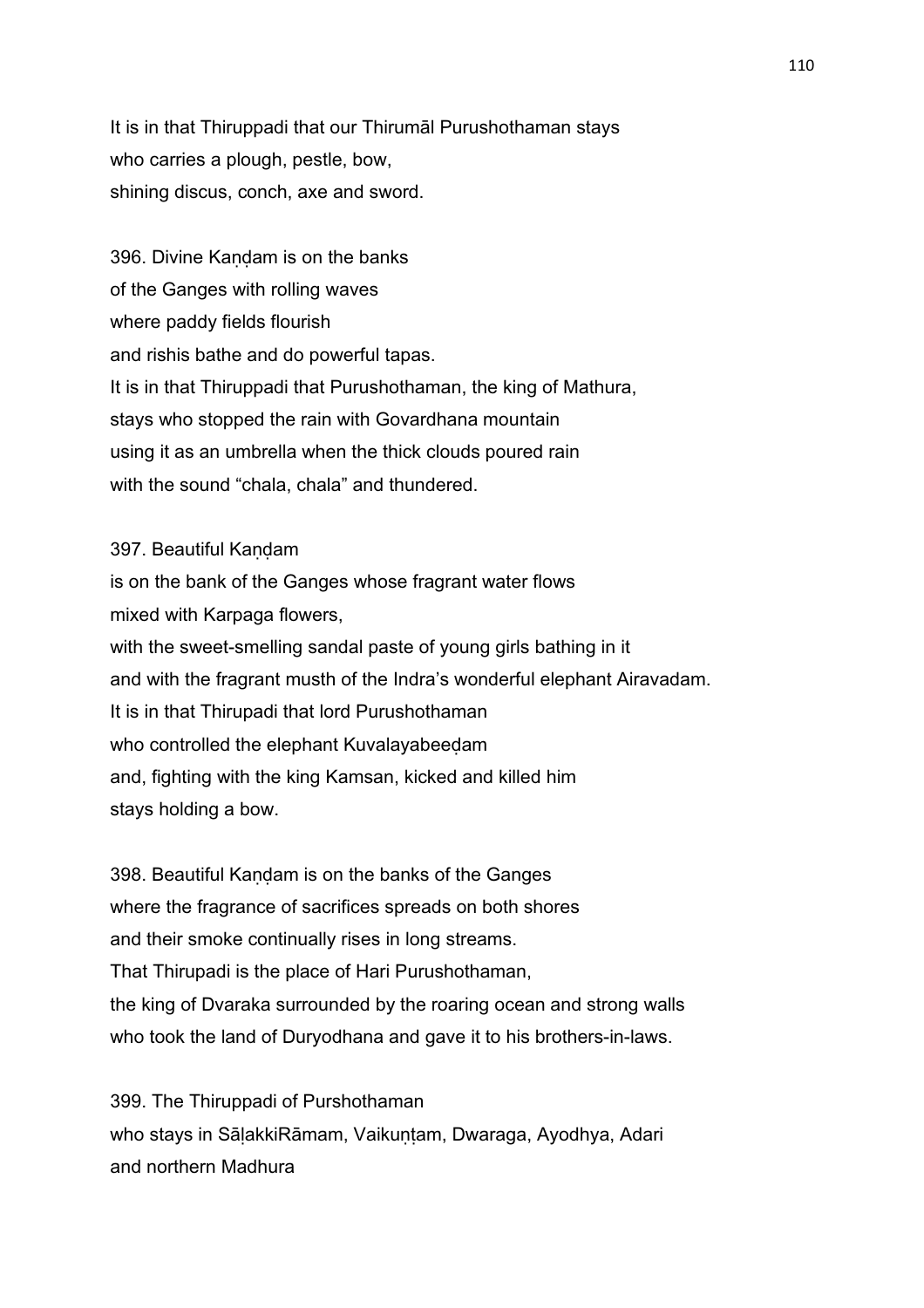It is in that Thiruppadi that our Thirumāl Purushothaman stays
who carries a plough, pestle, bow,
shining discus, conch, axe and sword.

396. Divine Kaṇḍam is on the banks
of the Ganges with rolling waves
where paddy fields flourish
and rishis bathe and do powerful tapas.
It is in that Thiruppadi that Purushothaman, the king of Mathura,
stays who stopped the rain with Govardhana mountain
using it as an umbrella when the thick clouds poured rain
with the sound “chala, chala” and thundered.

397. Beautiful Kaṇḍam
is on the bank of the Ganges whose fragrant water flows
mixed with Karpaga flowers,
with the sweet-smelling sandal paste of young girls bathing in it
and with the fragrant musth of the Indra’s wonderful elephant Airavadam.
It is in that Thirupadi that lord Purushothaman
who controlled the elephant Kuvalayabeeḍam
and, fighting with the king Kamsan, kicked and killed him
stays holding a bow.

398. Beautiful Kaṇḍam is on the banks of the Ganges
where the fragrance of sacrifices spreads on both shores
and their smoke continually rises in long streams.
That Thirupadi is the place of Hari Purushothaman,
the king of Dvaraka surrounded by the roaring ocean and strong walls
who took the land of Duryodhana and gave it to his brothers-in-laws.

399. The Thiruppadi of Purshothaman
who stays in SāḷakkiRāmam, Vaikuṇṭam, Dwaraga, Ayodhya, Adari
and northern Madhura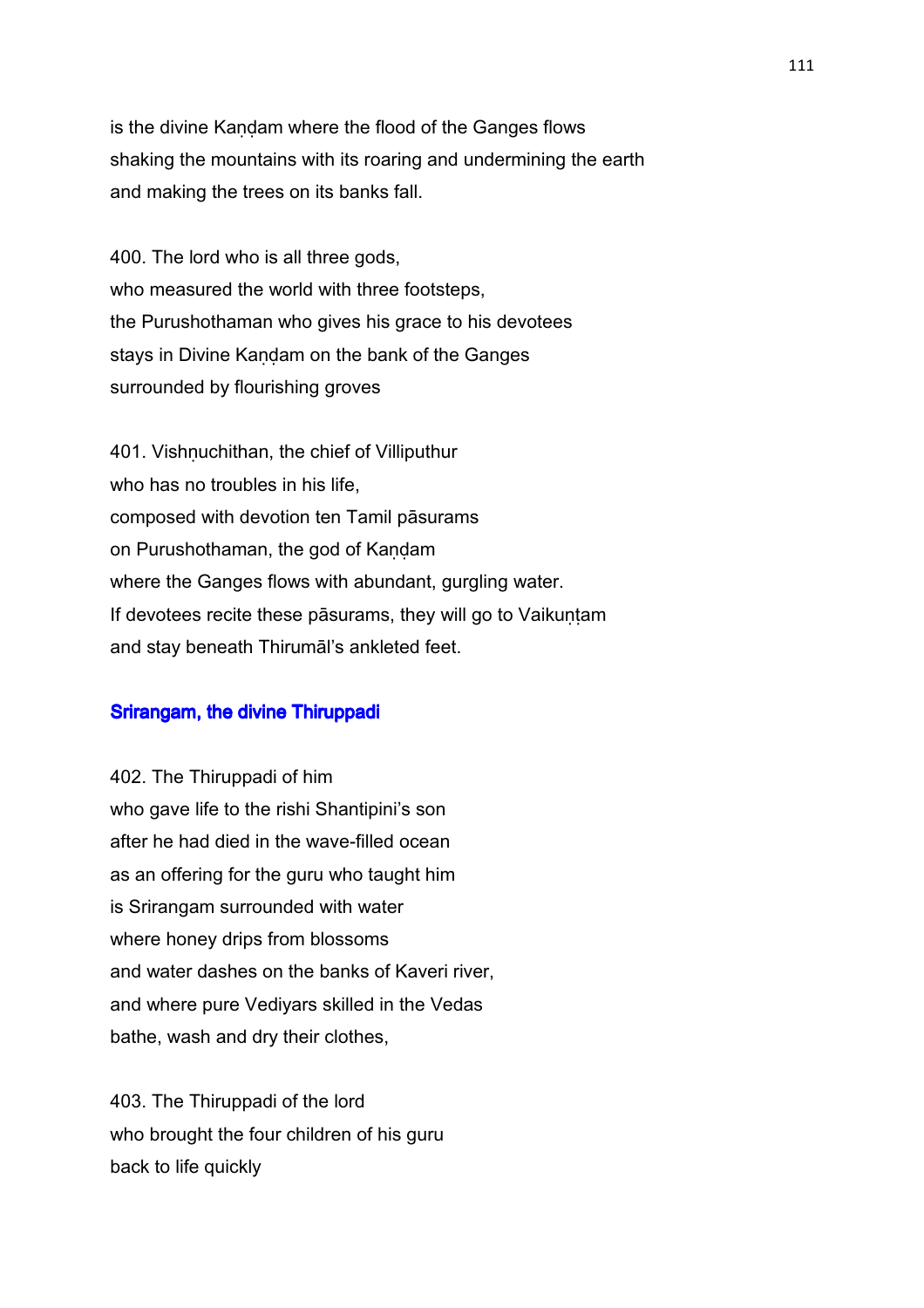is the divine Kaṇḍam where the flood of the Ganges flows
shaking the mountains with its roaring and undermining the earth
and making the trees on its banks fall.

400. The lord who is all three gods,
who measured the world with three footsteps,
the Purushothaman who gives his grace to his devotees
stays in Divine Kaṇḍam on the bank of the Ganges
surrounded by flourishing groves

401. Vishṇuchithan, the chief of Villiputhur
who has no troubles in his life,
composed with devotion ten Tamil pāsurams
on Purushothaman, the god of Kaṇḍam
where the Ganges flows with abundant, gurgling water.
If devotees recite these pāsurams, they will go to Vaikuṇṭam
and stay beneath Thirumāl's ankleted feet.

## Srirangam, the divine Thiruppadi

402. The Thiruppadi of him
who gave life to the rishi Shantipini's son
after he had died in the wave-filled ocean
as an offering for the guru who taught him
is Srirangam surrounded with water
where honey drips from blossoms
and water dashes on the banks of Kaveri river,
and where pure Vediyars skilled in the Vedas
bathe, wash and dry their clothes,

403. The Thiruppadi of the lord
who brought the four children of his guru
back to life quickly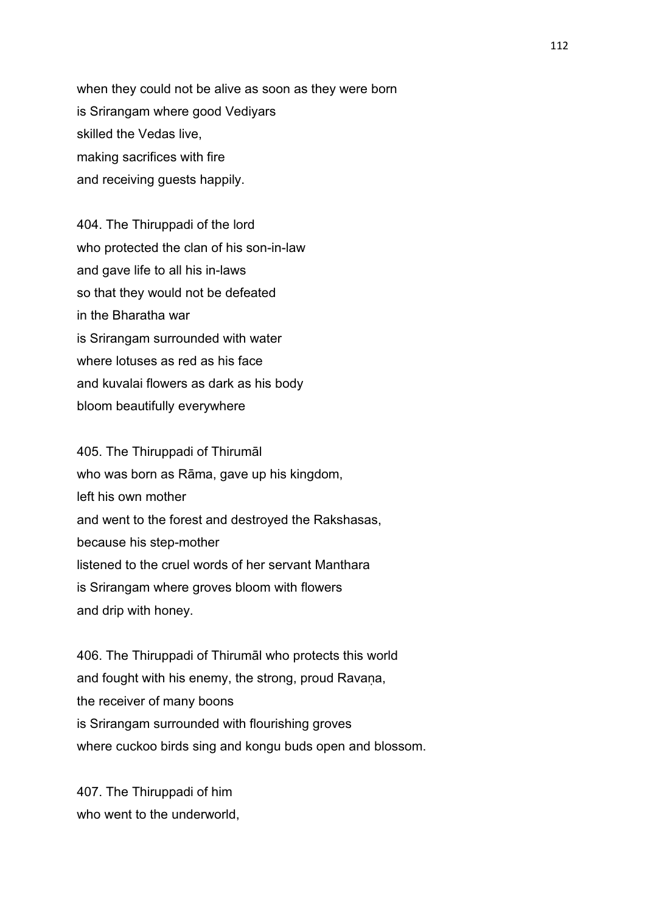when they could not be alive as soon as they were born
is Srirangam where good Vediyars
skilled the Vedas live,
making sacrifices with fire
and receiving guests happily.

404. The Thiruppadi of the lord
who protected the clan of his son-in-law
and gave life to all his in-laws
so that they would not be defeated
in the Bharatha war
is Srirangam surrounded with water
where lotuses as red as his face
and kuvalai flowers as dark as his body
bloom beautifully everywhere

405. The Thiruppadi of Thirumāl
who was born as Rāma, gave up his kingdom,
left his own mother
and went to the forest and destroyed the Rakshasas,
because his step-mother
listened to the cruel words of her servant Manthara
is Srirangam where groves bloom with flowers
and drip with honey.

406. The Thiruppadi of Thirumāl who protects this world
and fought with his enemy, the strong, proud Ravaṇa,
the receiver of many boons
is Srirangam surrounded with flourishing groves
where cuckoo birds sing and kongu buds open and blossom.

407. The Thiruppadi of him
who went to the underworld,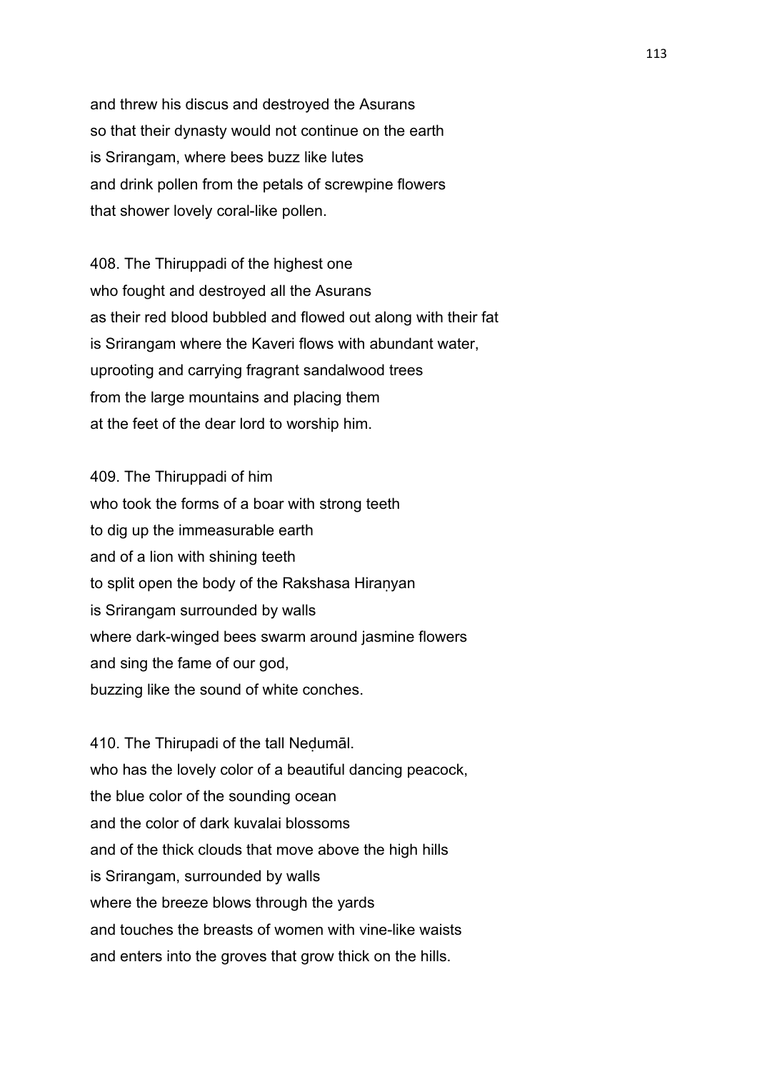and threw his discus and destroyed the Asurans
so that their dynasty would not continue on the earth
is Srirangam, where bees buzz like lutes
and drink pollen from the petals of screwpine flowers
that shower lovely coral-like pollen.

408. The Thiruppadi of the highest one
who fought and destroyed all the Asurans
as their red blood bubbled and flowed out along with their fat
is Srirangam where the Kaveri flows with abundant water,
uprooting and carrying fragrant sandalwood trees
from the large mountains and placing them
at the feet of the dear lord to worship him.

409. The Thiruppadi of him
who took the forms of a boar with strong teeth
to dig up the immeasurable earth
and of a lion with shining teeth
to split open the body of the Rakshasa Hiraṇyan
is Srirangam surrounded by walls
where dark-winged bees swarm around jasmine flowers
and sing the fame of our god,
buzzing like the sound of white conches.

410. The Thirupadi of the tall Neḍumāl.
who has the lovely color of a beautiful dancing peacock,
the blue color of the sounding ocean
and the color of dark kuvalai blossoms
and of the thick clouds that move above the high hills
is Srirangam, surrounded by walls
where the breeze blows through the yards
and touches the breasts of women with vine-like waists
and enters into the groves that grow thick on the hills.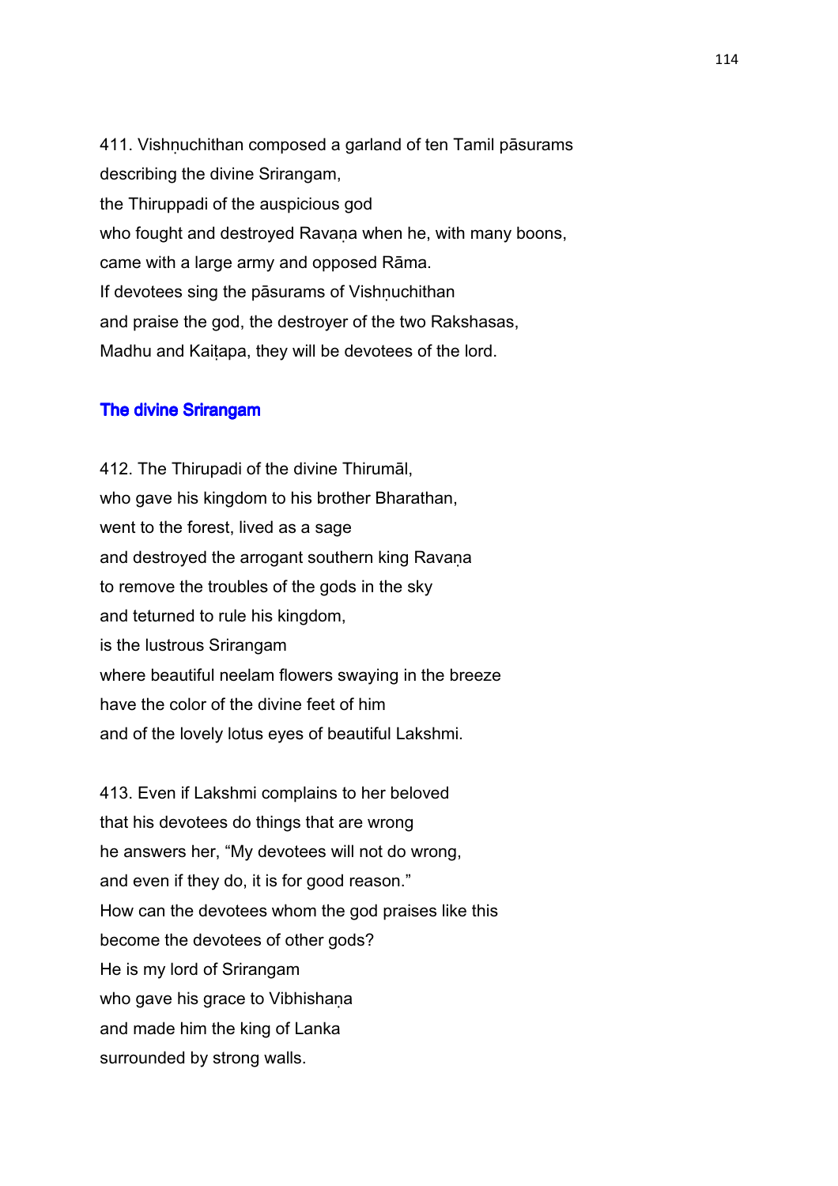411. Vishṇuchithan composed a garland of ten Tamil pāsurams
describing the divine Srirangam,
the Thiruppadi of the auspicious god
who fought and destroyed Ravaṇa when he, with many boons,
came with a large army and opposed Rāma.
If devotees sing the pāsurams of Vishṇuchithan
and praise the god, the destroyer of the two Rakshasas,
Madhu and Kaiṭapa, they will be devotees of the lord.

### The divine Srirangam

412. The Thirupadi of the divine Thirumāl,
who gave his kingdom to his brother Bharathan,
went to the forest, lived as a sage
and destroyed the arrogant southern king Ravaṇa
to remove the troubles of the gods in the sky
and teturned to rule his kingdom,
is the lustrous Srirangam
where beautiful neelam flowers swaying in the breeze
have the color of the divine feet of him
and of the lovely lotus eyes of beautiful Lakshmi.

413. Even if Lakshmi complains to her beloved
that his devotees do things that are wrong
he answers her, “My devotees will not do wrong,
and even if they do, it is for good reason.”
How can the devotees whom the god praises like this
become the devotees of other gods?
He is my lord of Srirangam
who gave his grace to Vibhishaṇa
and made him the king of Lanka
surrounded by strong walls.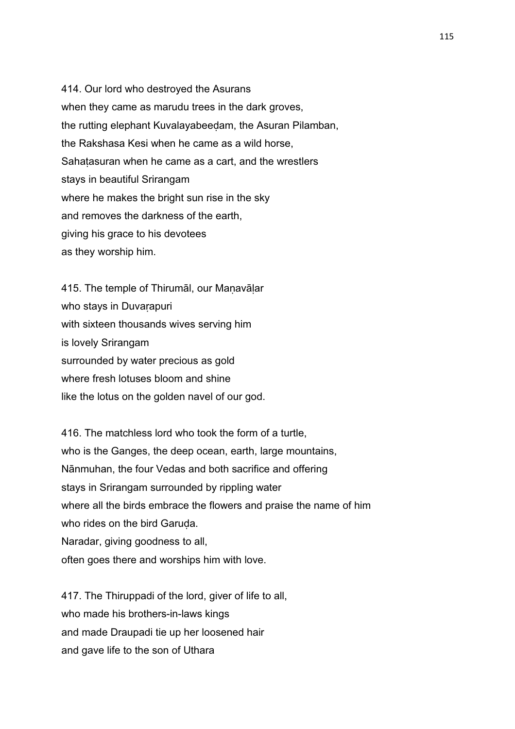414. Our lord who destroyed the Asurans
when they came as marudu trees in the dark groves,
the rutting elephant Kuvalayabeeḍam, the Asuran Pilamban,
the Rakshasa Kesi when he came as a wild horse,
Sahaṭasuran when he came as a cart, and the wrestlers
stays in beautiful Srirangam
where he makes the bright sun rise in the sky
and removes the darkness of the earth,
giving his grace to his devotees
as they worship him.

415. The temple of Thirumāl, our Maṇavāḷar
who stays in Duvaṛapuri
with sixteen thousands wives serving him
is lovely Srirangam
surrounded by water precious as gold
where fresh lotuses bloom and shine
like the lotus on the golden navel of our god.

416. The matchless lord who took the form of a turtle,
who is the Ganges, the deep ocean, earth, large mountains,
Nānmuhan, the four Vedas and both sacrifice and offering
stays in Srirangam surrounded by rippling water
where all the birds embrace the flowers and praise the name of him
who rides on the bird Garuḍa.
Naradar, giving goodness to all,
often goes there and worships him with love.

417. The Thiruppadi of the lord, giver of life to all,
who made his brothers-in-laws kings
and made Draupadi tie up her loosened hair
and gave life to the son of Uthara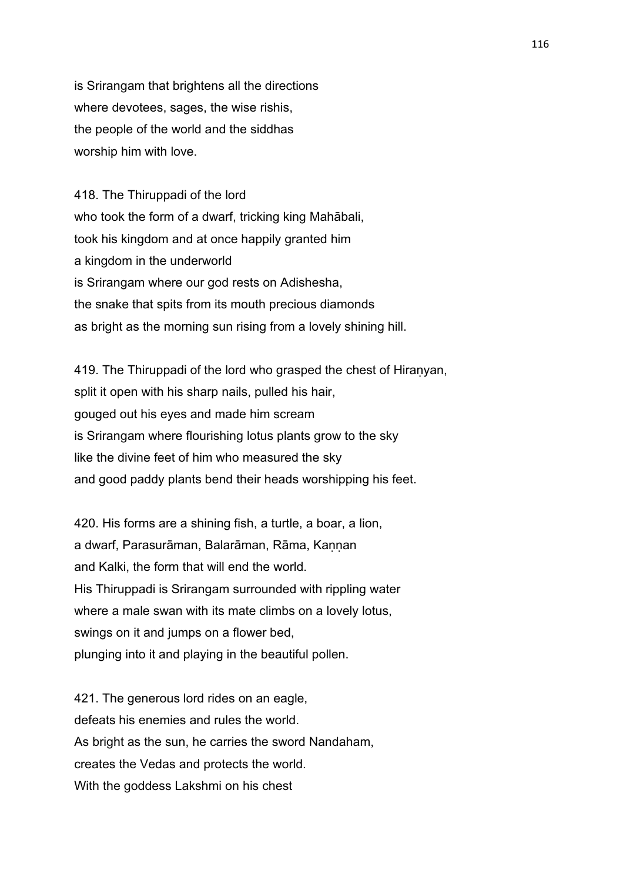is Srirangam that brightens all the directions
where devotees, sages, the wise rishis,
the people of the world and the siddhas
worship him with love.

418. The Thiruppadi of the lord
who took the form of a dwarf, tricking king Mahābali,
took his kingdom and at once happily granted him
a kingdom in the underworld
is Srirangam where our god rests on Adishesha,
the snake that spits from its mouth precious diamonds
as bright as the morning sun rising from a lovely shining hill.

419. The Thiruppadi of the lord who grasped the chest of Hiraṇyan,
split it open with his sharp nails, pulled his hair,
gouged out his eyes and made him scream
is Srirangam where flourishing lotus plants grow to the sky
like the divine feet of him who measured the sky
and good paddy plants bend their heads worshipping his feet.

420. His forms are a shining fish, a turtle, a boar, a lion,
a dwarf, Parasurāman, Balarāman, Rāma, Kaṇṇan
and Kalki, the form that will end the world.
His Thiruppadi is Srirangam surrounded with rippling water
where a male swan with its mate climbs on a lovely lotus,
swings on it and jumps on a flower bed,
plunging into it and playing in the beautiful pollen.

421. The generous lord rides on an eagle,
defeats his enemies and rules the world.
As bright as the sun, he carries the sword Nandaham,
creates the Vedas and protects the world.
With the goddess Lakshmi on his chest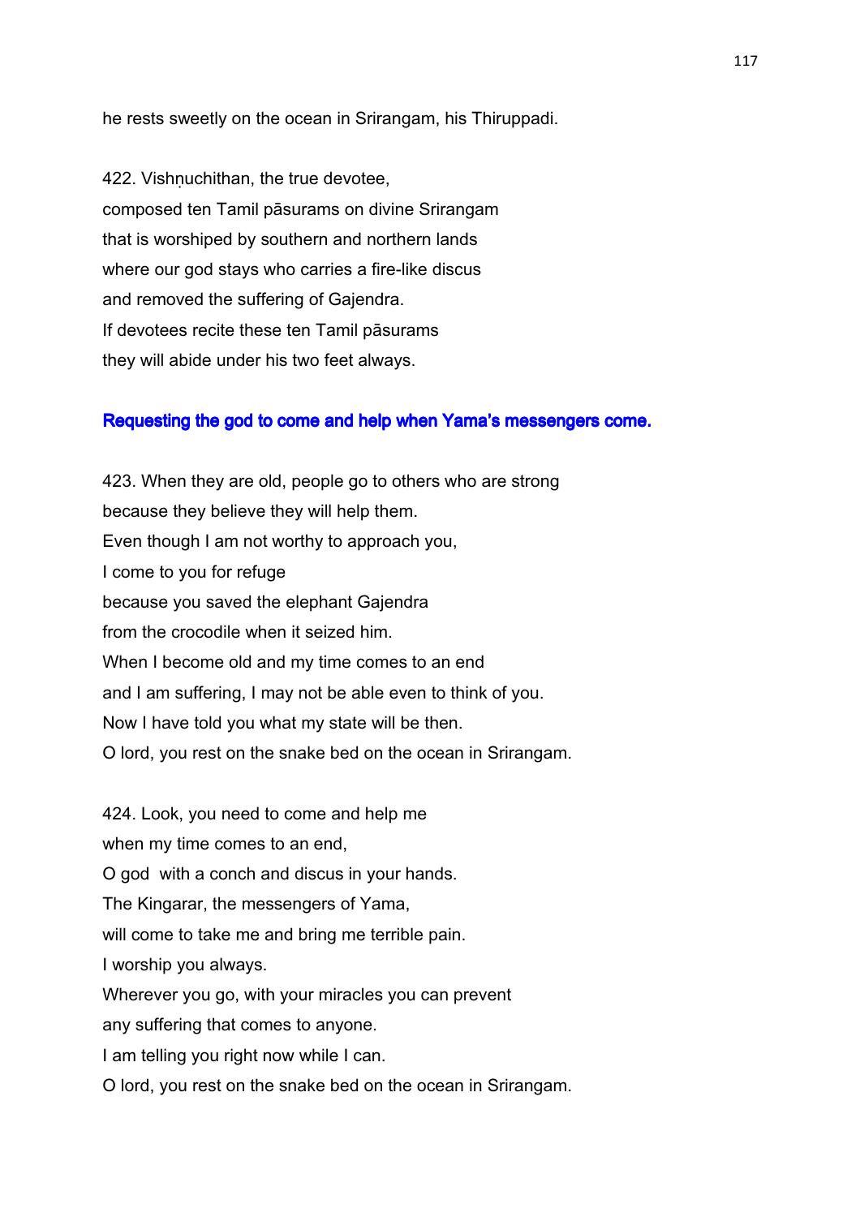he rests sweetly on the ocean in Srirangam, his Thiruppadi.

422. Vishṇuchithan, the true devotee,
composed ten Tamil pāsurams on divine Srirangam
that is worshiped by southern and northern lands
where our god stays who carries a fire-like discus
and removed the suffering of Gajendra.
If devotees recite these ten Tamil pāsurams
they will abide under his two feet always.

### Requesting the god to come and help when Yama's messengers come.

423. When they are old, people go to others who are strong
because they believe they will help them.
Even though I am not worthy to approach you,
I come to you for refuge
because you saved the elephant Gajendra
from the crocodile when it seized him.
When I become old and my time comes to an end
and I am suffering, I may not be able even to think of you.
Now I have told you what my state will be then.
O lord, you rest on the snake bed on the ocean in Srirangam.

424. Look, you need to come and help me
when my time comes to an end,
O god with a conch and discus in your hands.
The Kingarar, the messengers of Yama,
will come to take me and bring me terrible pain.
I worship you always.
Wherever you go, with your miracles you can prevent
any suffering that comes to anyone.
I am telling you right now while I can.
O lord, you rest on the snake bed on the ocean in Srirangam.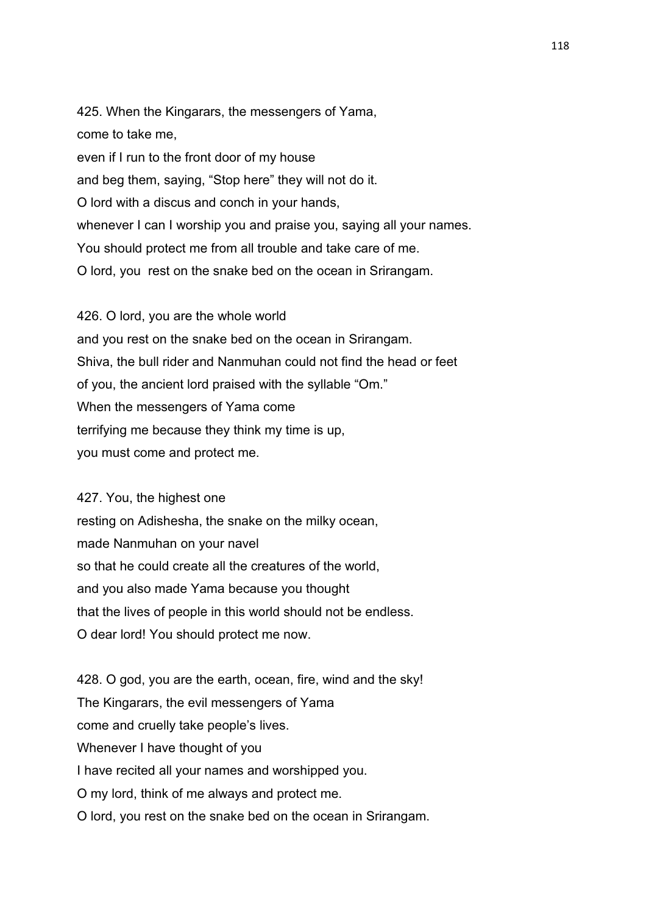425. When the Kingarars, the messengers of Yama,
come to take me,
even if I run to the front door of my house
and beg them, saying, “Stop here” they will not do it.
O lord with a discus and conch in your hands,
whenever I can I worship you and praise you, saying all your names.
You should protect me from all trouble and take care of me.
O lord, you rest on the snake bed on the ocean in Srirangam.

426. O lord, you are the whole world
and you rest on the snake bed on the ocean in Srirangam.
Shiva, the bull rider and Nanmuhan could not find the head or feet
of you, the ancient lord praised with the syllable “Om.”
When the messengers of Yama come
terrifying me because they think my time is up,
you must come and protect me.

427. You, the highest one
resting on Adishesha, the snake on the milky ocean,
made Nanmuhan on your navel
so that he could create all the creatures of the world,
and you also made Yama because you thought
that the lives of people in this world should not be endless.
O dear lord! You should protect me now.

428. O god, you are the earth, ocean, fire, wind and the sky!
The Kingarars, the evil messengers of Yama
come and cruelly take people’s lives.
Whenever I have thought of you
I have recited all your names and worshipped you.
O my lord, think of me always and protect me.
O lord, you rest on the snake bed on the ocean in Srirangam.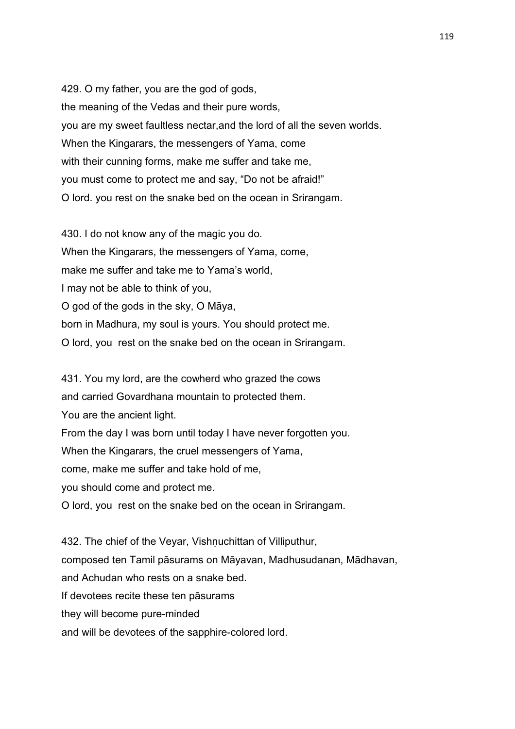429. O my father, you are the god of gods,
the meaning of the Vedas and their pure words,
you are my sweet faultless nectar,and the lord of all the seven worlds.
When the Kingarars, the messengers of Yama, come
with their cunning forms, make me suffer and take me,
you must come to protect me and say, “Do not be afraid!”
O lord. you rest on the snake bed on the ocean in Srirangam.

430. I do not know any of the magic you do.
When the Kingarars, the messengers of Yama, come,
make me suffer and take me to Yama’s world,
I may not be able to think of you,
O god of the gods in the sky, O Māya,
born in Madhura, my soul is yours. You should protect me.
O lord, you rest on the snake bed on the ocean in Srirangam.

431. You my lord, are the cowherd who grazed the cows
and carried Govardhana mountain to protected them.
You are the ancient light.
From the day I was born until today I have never forgotten you.
When the Kingarars, the cruel messengers of Yama,
come, make me suffer and take hold of me,
you should come and protect me.
O lord, you rest on the snake bed on the ocean in Srirangam.

432. The chief of the Veyar, Vishṇuchittan of Villiputhur,
composed ten Tamil pāsurams on Māyavan, Madhusudanan, Mādhavan,
and Achudan who rests on a snake bed.
If devotees recite these ten pāsurams
they will become pure-minded
and will be devotees of the sapphire-colored lord.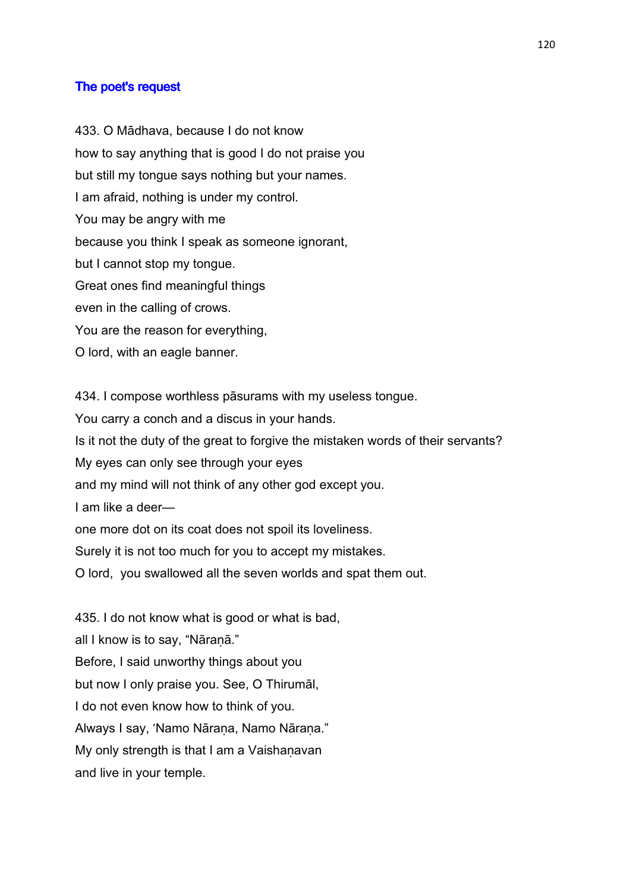## The poet's request

433. O Mādhava, because I do not know
how to say anything that is good I do not praise you
but still my tongue says nothing but your names.
I am afraid, nothing is under my control.
You may be angry with me
because you think I speak as someone ignorant,
but I cannot stop my tongue.
Great ones find meaningful things
even in the calling of crows.
You are the reason for everything,
O lord, with an eagle banner.

434. I compose worthless pāsurams with my useless tongue.
You carry a conch and a discus in your hands.
Is it not the duty of the great to forgive the mistaken words of their servants?
My eyes can only see through your eyes
and my mind will not think of any other god except you.
I am like a deer—
one more dot on its coat does not spoil its loveliness.
Surely it is not too much for you to accept my mistakes.
O lord,  you swallowed all the seven worlds and spat them out.

435. I do not know what is good or what is bad,
all I know is to say, "Nāraṇā."
Before, I said unworthy things about you
but now I only praise you. See, O Thirumāl,
I do not even know how to think of you.
Always I say, 'Namo Nāraṇa, Namo Nāraṇa."
My only strength is that I am a Vaishaṇavan
and live in your temple.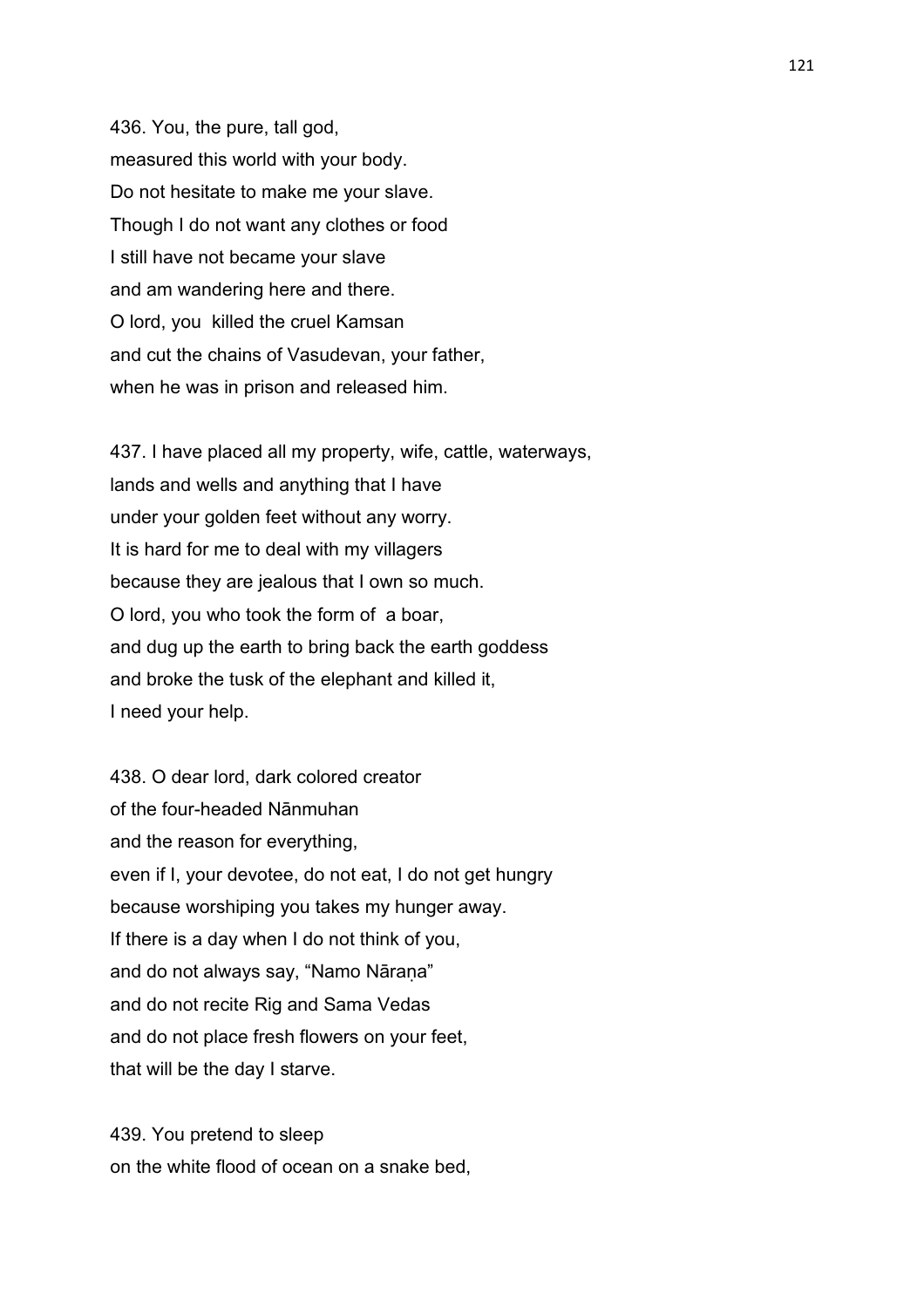436. You, the pure, tall god,
measured this world with your body.
Do not hesitate to make me your slave.
Though I do not want any clothes or food
I still have not became your slave
and am wandering here and there.
O lord, you killed the cruel Kamsan
and cut the chains of Vasudevan, your father,
when he was in prison and released him.

437. I have placed all my property, wife, cattle, waterways,
lands and wells and anything that I have
under your golden feet without any worry.
It is hard for me to deal with my villagers
because they are jealous that I own so much.
O lord, you who took the form of a boar,
and dug up the earth to bring back the earth goddess
and broke the tusk of the elephant and killed it,
I need your help.

438. O dear lord, dark colored creator
of the four-headed Nānmuhan
and the reason for everything,
even if I, your devotee, do not eat, I do not get hungry
because worshiping you takes my hunger away.
If there is a day when I do not think of you,
and do not always say, "Namo Nāraṇa"
and do not recite Rig and Sama Vedas
and do not place fresh flowers on your feet,
that will be the day I starve.

439. You pretend to sleep
on the white flood of ocean on a snake bed,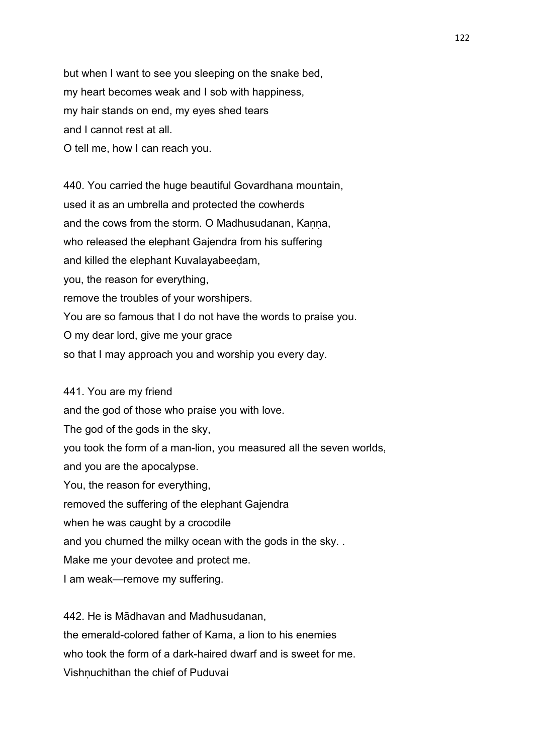but when I want to see you sleeping on the snake bed,
my heart becomes weak and I sob with happiness,
my hair stands on end, my eyes shed tears
and I cannot rest at all.
O tell me, how I can reach you.

440. You carried the huge beautiful Govardhana mountain,
used it as an umbrella and protected the cowherds
and the cows from the storm. O Madhusudanan, Kaṇṇa,
who released the elephant Gajendra from his suffering
and killed the elephant Kuvalayabeeḍam,
you, the reason for everything,
remove the troubles of your worshipers.
You are so famous that I do not have the words to praise you.
O my dear lord, give me your grace
so that I may approach you and worship you every day.

441. You are my friend
and the god of those who praise you with love.
The god of the gods in the sky,
you took the form of a man-lion, you measured all the seven worlds,
and you are the apocalypse.
You, the reason for everything,
removed the suffering of the elephant Gajendra
when he was caught by a crocodile
and you churned the milky ocean with the gods in the sky. .
Make me your devotee and protect me.
I am weak—remove my suffering.

442. He is Mādhavan and Madhusudanan,
the emerald-colored father of Kama, a lion to his enemies
who took the form of a dark-haired dwarf and is sweet for me.
Vishṇuchithan the chief of Puduvai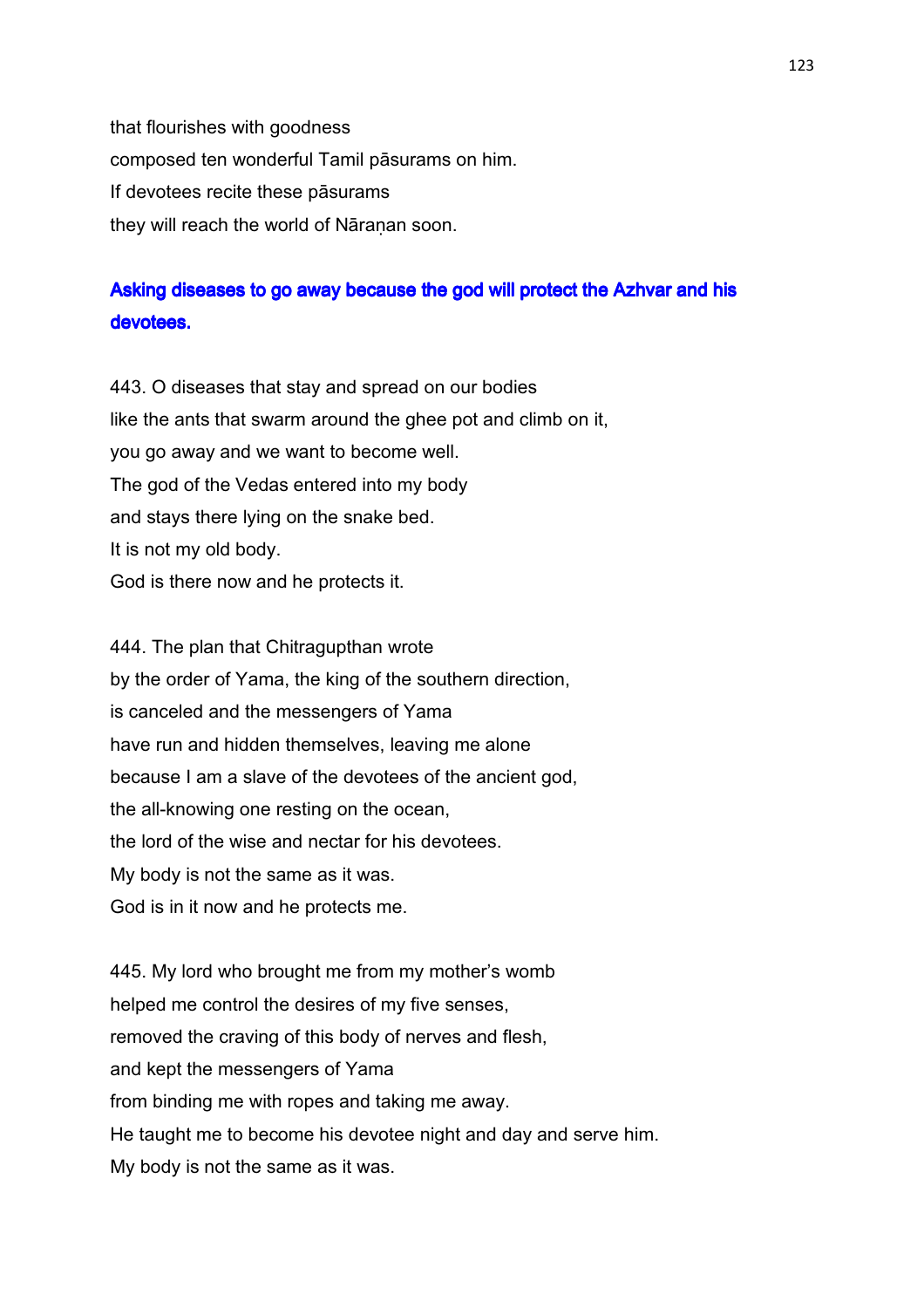that flourishes with goodness
composed ten wonderful Tamil pāsurams on him.
If devotees recite these pāsurams
they will reach the world of Nāraṇan soon.

### Asking diseases to go away because the god will protect the Azhvar and his devotees.

443. O diseases that stay and spread on our bodies
like the ants that swarm around the ghee pot and climb on it,
you go away and we want to become well.
The god of the Vedas entered into my body
and stays there lying on the snake bed.
It is not my old body.
God is there now and he protects it.

444. The plan that Chitragupthan wrote
by the order of Yama, the king of the southern direction,
is canceled and the messengers of Yama
have run and hidden themselves, leaving me alone
because I am a slave of the devotees of the ancient god,
the all-knowing one resting on the ocean,
the lord of the wise and nectar for his devotees.
My body is not the same as it was.
God is in it now and he protects me.

445. My lord who brought me from my mother's womb
helped me control the desires of my five senses,
removed the craving of this body of nerves and flesh,
and kept the messengers of Yama
from binding me with ropes and taking me away.
He taught me to become his devotee night and day and serve him.
My body is not the same as it was.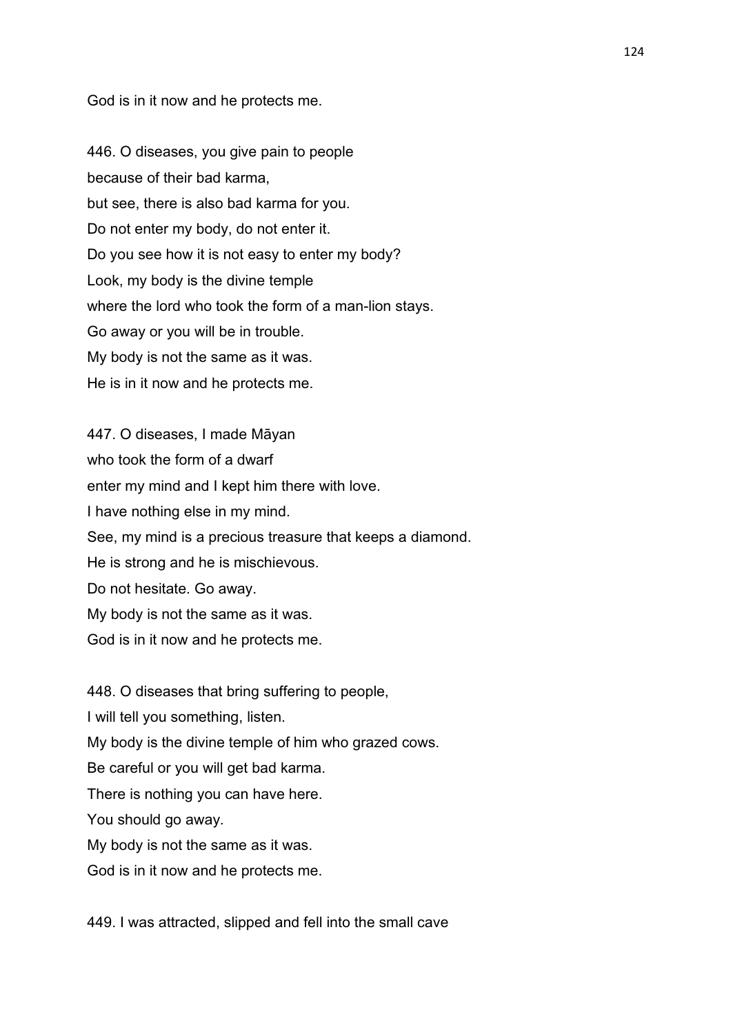God is in it now and he protects me.

446. O diseases, you give pain to people
because of their bad karma,
but see, there is also bad karma for you.
Do not enter my body, do not enter it.
Do you see how it is not easy to enter my body?
Look, my body is the divine temple
where the lord who took the form of a man-lion stays.
Go away or you will be in trouble.
My body is not the same as it was.
He is in it now and he protects me.

447. O diseases, I made Māyan
who took the form of a dwarf
enter my mind and I kept him there with love.
I have nothing else in my mind.
See, my mind is a precious treasure that keeps a diamond.
He is strong and he is mischievous.
Do not hesitate. Go away.
My body is not the same as it was.
God is in it now and he protects me.

448. O diseases that bring suffering to people,
I will tell you something, listen.
My body is the divine temple of him who grazed cows.
Be careful or you will get bad karma.
There is nothing you can have here.
You should go away.
My body is not the same as it was.
God is in it now and he protects me.

449. I was attracted, slipped and fell into the small cave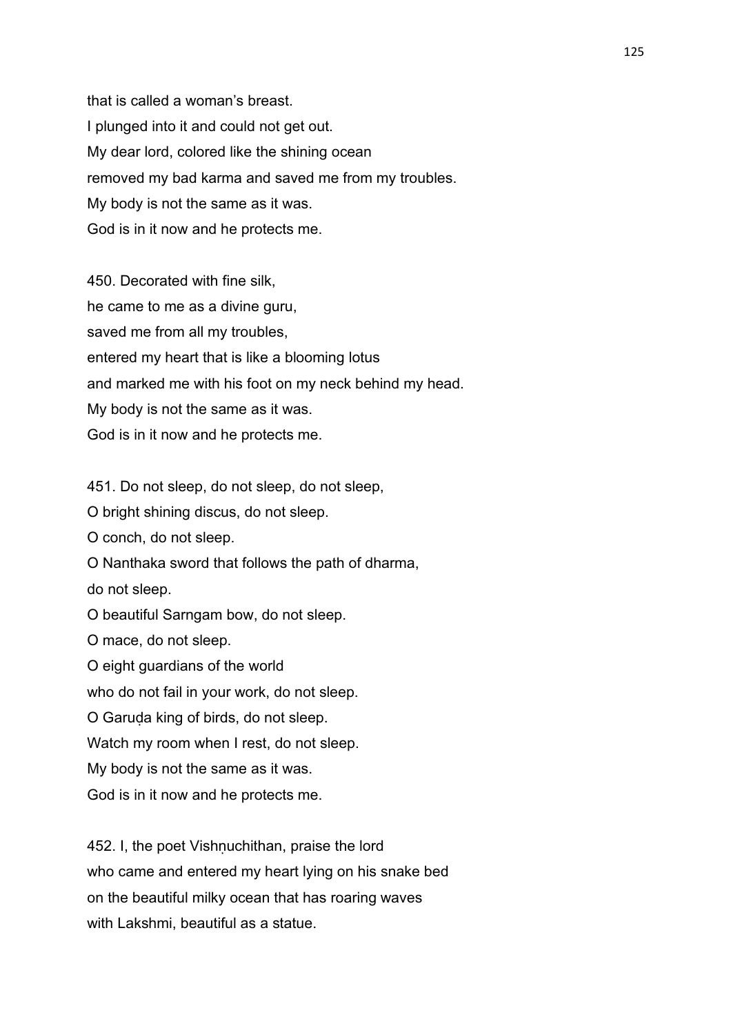that is called a woman's breast.
I plunged into it and could not get out.
My dear lord, colored like the shining ocean
removed my bad karma and saved me from my troubles.
My body is not the same as it was.
God is in it now and he protects me.

450. Decorated with fine silk,
he came to me as a divine guru,
saved me from all my troubles,
entered my heart that is like a blooming lotus
and marked me with his foot on my neck behind my head.
My body is not the same as it was.
God is in it now and he protects me.

451. Do not sleep, do not sleep, do not sleep,
O bright shining discus, do not sleep.
O conch, do not sleep.
O Nanthaka sword that follows the path of dharma,
do not sleep.
O beautiful Sarngam bow, do not sleep.
O mace, do not sleep.
O eight guardians of the world
who do not fail in your work, do not sleep.
O Garuḍa king of birds, do not sleep.
Watch my room when I rest, do not sleep.
My body is not the same as it was.
God is in it now and he protects me.

452. I, the poet Vishṇuchithan, praise the lord
who came and entered my heart lying on his snake bed
on the beautiful milky ocean that has roaring waves
with Lakshmi, beautiful as a statue.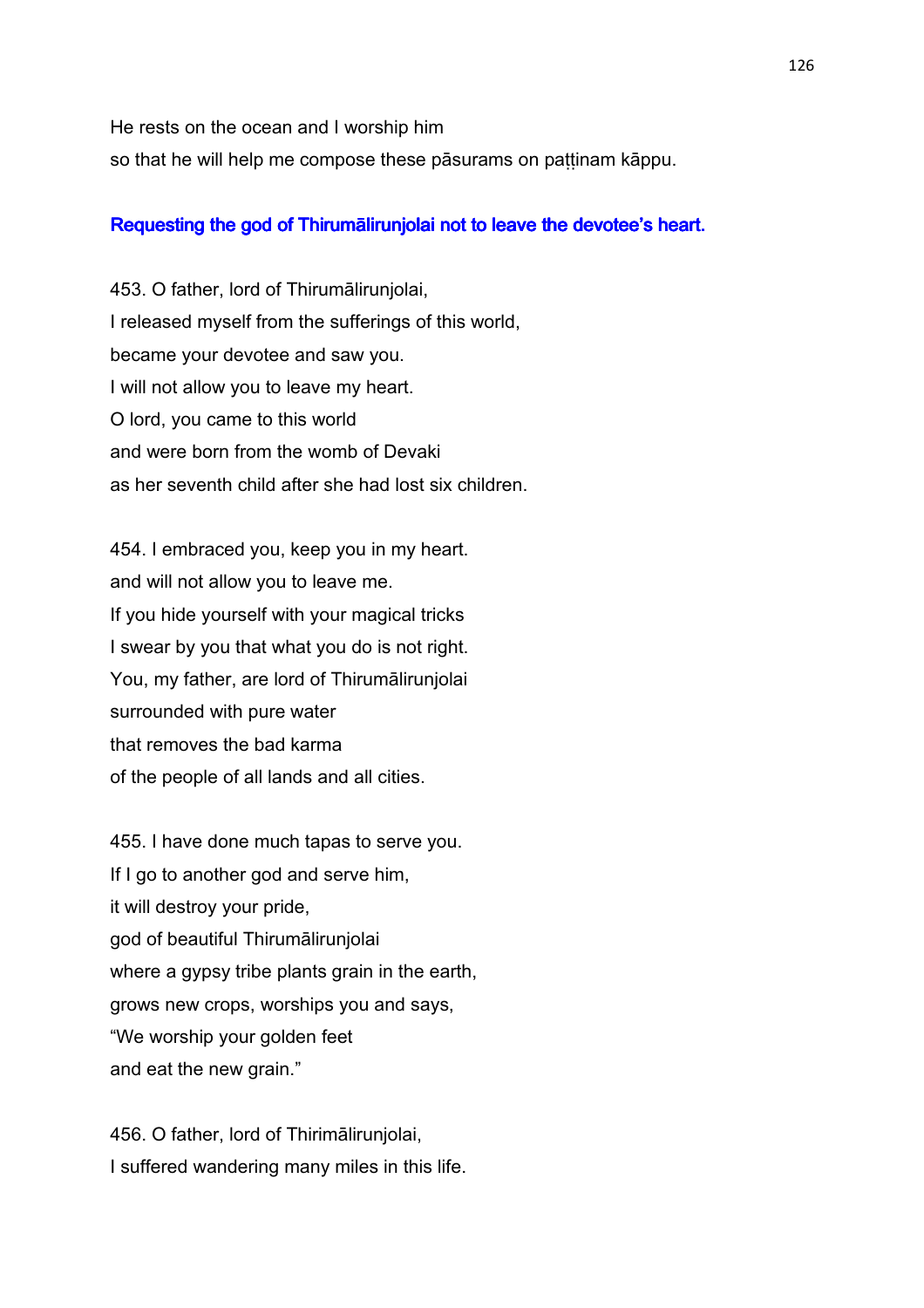He rests on the ocean and I worship him
so that he will help me compose these pāsurams on paṭṭinam kāppu.

### Requesting the god of Thirumālirunjolai not to leave the devotee's heart.

453. O father, lord of Thirumālirunjolai,
I released myself from the sufferings of this world,
became your devotee and saw you.
I will not allow you to leave my heart.
O lord, you came to this world
and were born from the womb of Devaki
as her seventh child after she had lost six children.

454. I embraced you, keep you in my heart.
and will not allow you to leave me.
If you hide yourself with your magical tricks
I swear by you that what you do is not right.
You, my father, are lord of Thirumālirunjolai
surrounded with pure water
that removes the bad karma
of the people of all lands and all cities.

455. I have done much tapas to serve you.
If I go to another god and serve him,
it will destroy your pride,
god of beautiful Thirumālirunjolai
where a gypsy tribe plants grain in the earth,
grows new crops, worships you and says,
"We worship your golden feet
and eat the new grain."

456. O father, lord of Thirimālirunjolai,
I suffered wandering many miles in this life.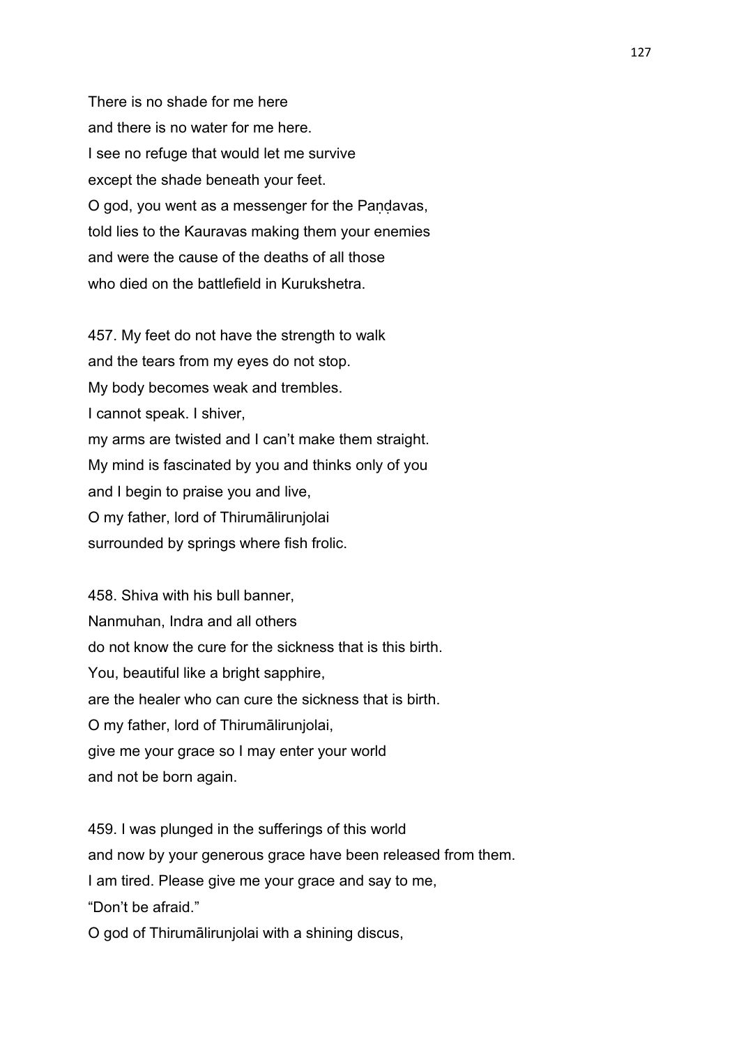There is no shade for me here
and there is no water for me here.
I see no refuge that would let me survive
except the shade beneath your feet.
O god, you went as a messenger for the Paṇḍavas,
told lies to the Kauravas making them your enemies
and were the cause of the deaths of all those
who died on the battlefield in Kurukshetra.

457. My feet do not have the strength to walk
and the tears from my eyes do not stop.
My body becomes weak and trembles.
I cannot speak. I shiver,
my arms are twisted and I can't make them straight.
My mind is fascinated by you and thinks only of you
and I begin to praise you and live,
O my father, lord of Thirumālirunjolai
surrounded by springs where fish frolic.

458. Shiva with his bull banner,
Nanmuhan, Indra and all others
do not know the cure for the sickness that is this birth.
You, beautiful like a bright sapphire,
are the healer who can cure the sickness that is birth.
O my father, lord of Thirumālirunjolai,
give me your grace so I may enter your world
and not be born again.

459. I was plunged in the sufferings of this world
and now by your generous grace have been released from them.
I am tired. Please give me your grace and say to me,
"Don't be afraid."
O god of Thirumālirunjolai with a shining discus,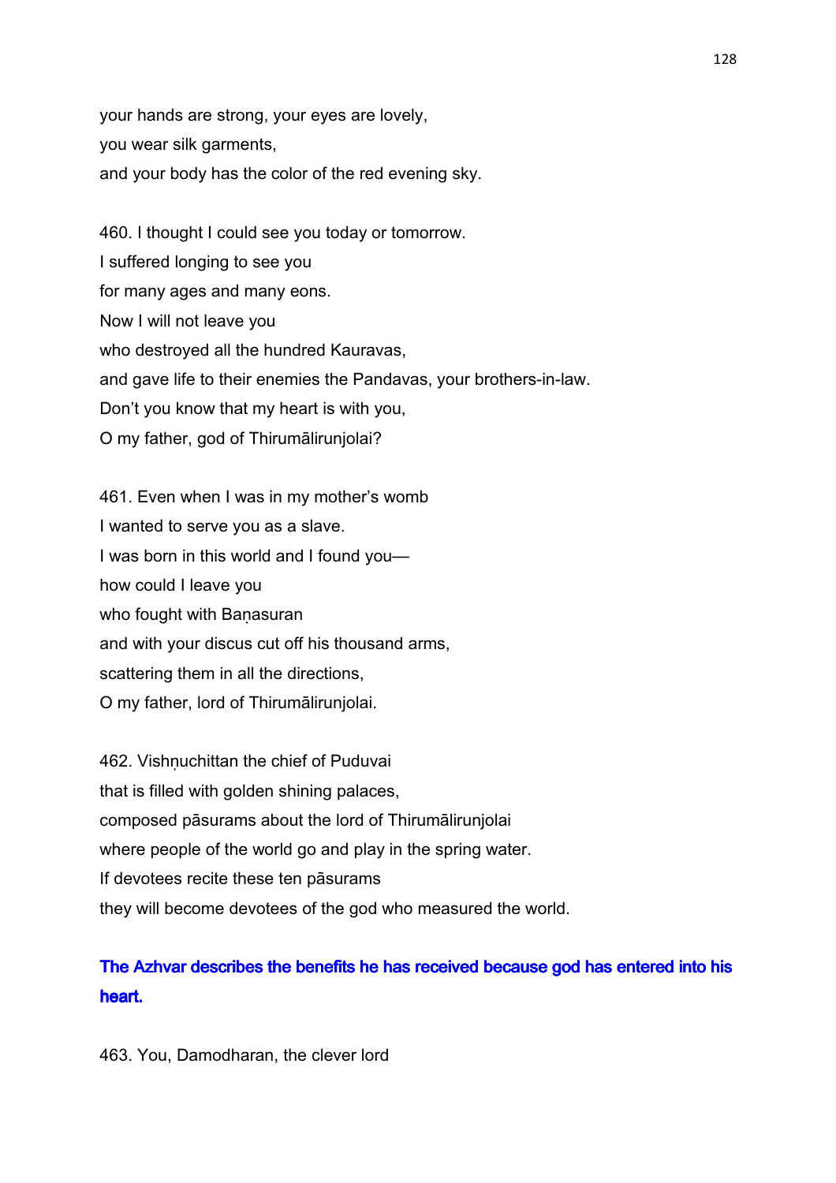your hands are strong, your eyes are lovely,  
you wear silk garments,  
and your body has the color of the red evening sky.

460. I thought I could see you today or tomorrow.  
I suffered longing to see you  
for many ages and many eons.  
Now I will not leave you  
who destroyed all the hundred Kauravas,  
and gave life to their enemies the Pandavas, your brothers-in-law.  
Don't you know that my heart is with you,  
O my father, god of Thirumālirunjolai?

461. Even when I was in my mother's womb  
I wanted to serve you as a slave.  
I was born in this world and I found you—  
how could I leave you  
who fought with Baṇasuran  
and with your discus cut off his thousand arms,  
scattering them in all the directions,  
O my father, lord of Thirumālirunjolai.

462. Vishṇuchittan the chief of Puduvai  
that is filled with golden shining palaces,  
composed pāsurams about the lord of Thirumālirunjolai  
where people of the world go and play in the spring water.  
If devotees recite these ten pāsurams  
they will become devotees of the god who measured the world.

**The Azhvar describes the benefits he has received because god has entered into his heart.**

463. You, Damodharan, the clever lord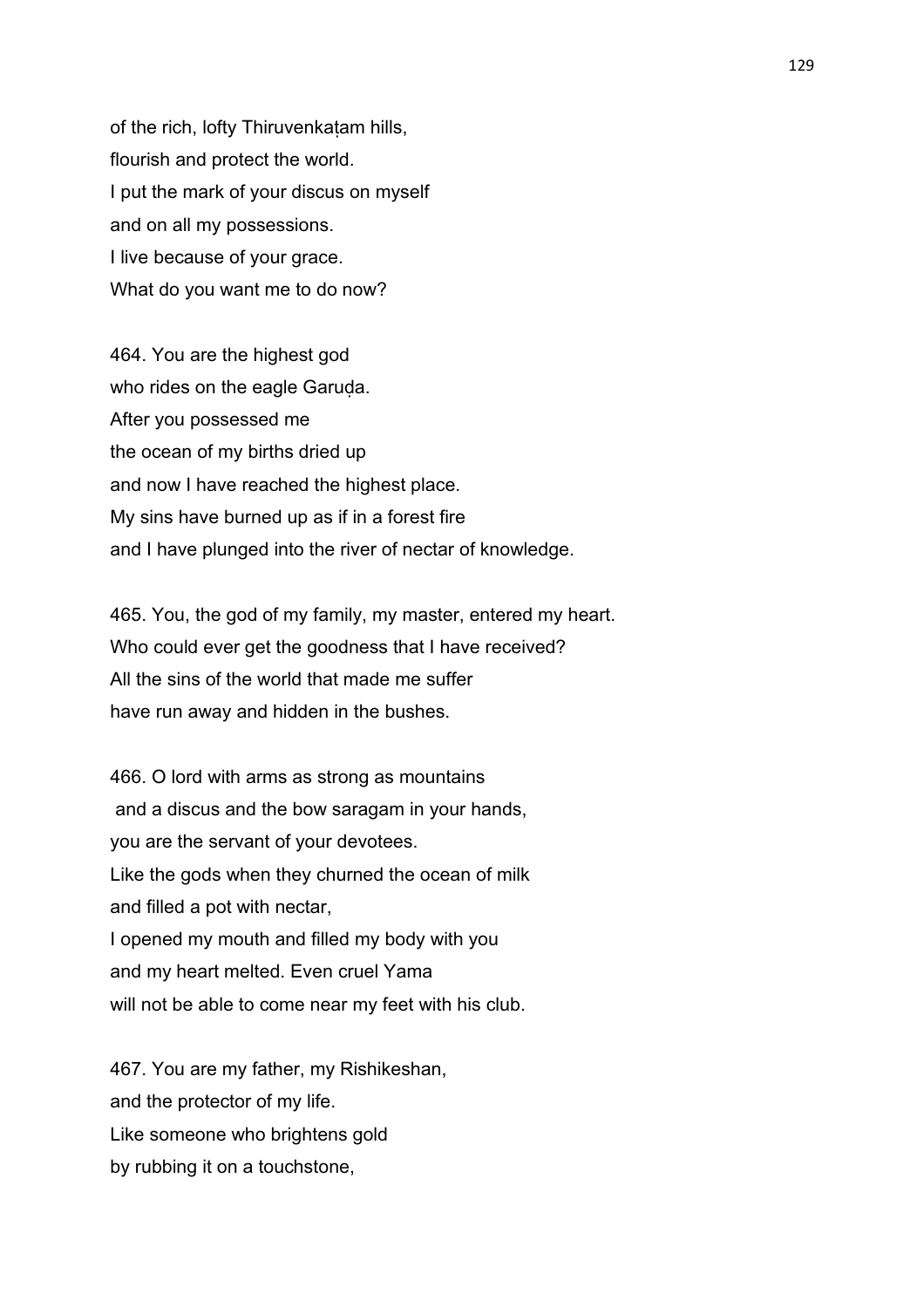of the rich, lofty Thiruvenkaṭam hills,
flourish and protect the world.
I put the mark of your discus on myself
and on all my possessions.
I live because of your grace.
What do you want me to do now?

464. You are the highest god
who rides on the eagle Garuḍa.
After you possessed me
the ocean of my births dried up
and now I have reached the highest place.
My sins have burned up as if in a forest fire
and I have plunged into the river of nectar of knowledge.

465. You, the god of my family, my master, entered my heart.
Who could ever get the goodness that I have received?
All the sins of the world that made me suffer
have run away and hidden in the bushes.

466. O lord with arms as strong as mountains
and a discus and the bow saragam in your hands,
you are the servant of your devotees.
Like the gods when they churned the ocean of milk
and filled a pot with nectar,
I opened my mouth and filled my body with you
and my heart melted. Even cruel Yama
will not be able to come near my feet with his club.

467. You are my father, my Rishikeshan,
and the protector of my life.
Like someone who brightens gold
by rubbing it on a touchstone,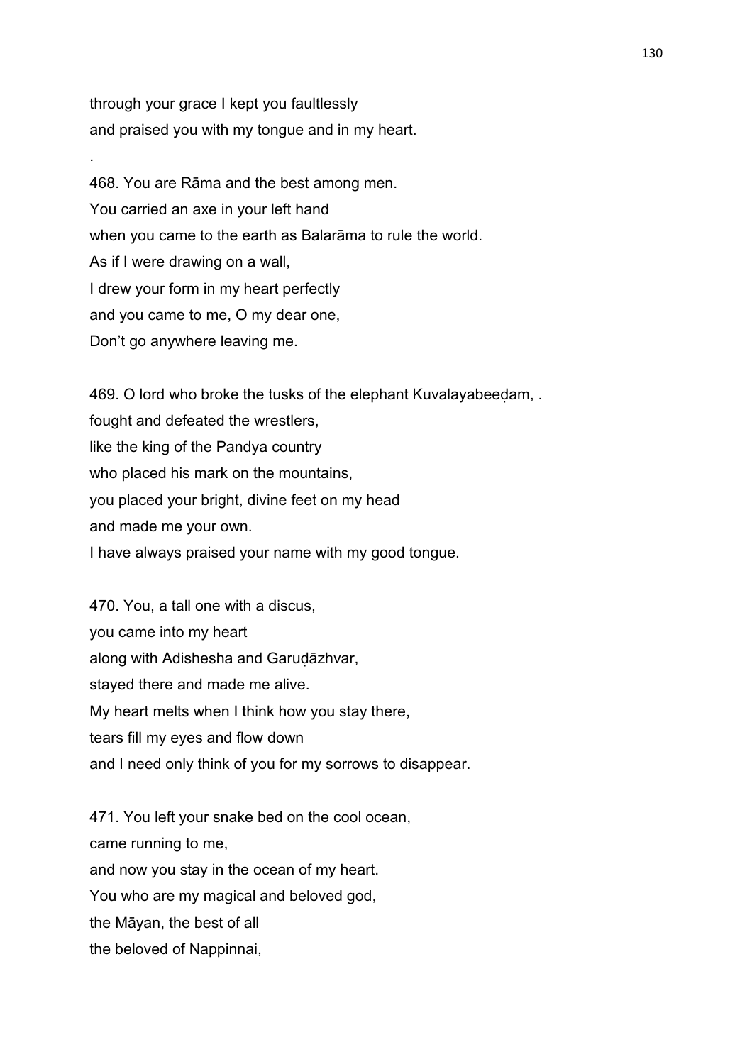through your grace I kept you faultlessly
and praised you with my tongue and in my heart.

.

468. You are Rāma and the best among men.
You carried an axe in your left hand
when you came to the earth as Balarāma to rule the world.
As if I were drawing on a wall,
I drew your form in my heart perfectly
and you came to me, O my dear one,
Don't go anywhere leaving me.

469. O lord who broke the tusks of the elephant Kuvalayabeeḍam, .
fought and defeated the wrestlers,
like the king of the Pandya country
who placed his mark on the mountains,
you placed your bright, divine feet on my head
and made me your own.
I have always praised your name with my good tongue.

470. You, a tall one with a discus,
you came into my heart
along with Adishesha and Garuḍāzhvar,
stayed there and made me alive.
My heart melts when I think how you stay there,
tears fill my eyes and flow down
and I need only think of you for my sorrows to disappear.

471. You left your snake bed on the cool ocean,
came running to me,
and now you stay in the ocean of my heart.
You who are my magical and beloved god,
the Māyan, the best of all
the beloved of Nappinnai,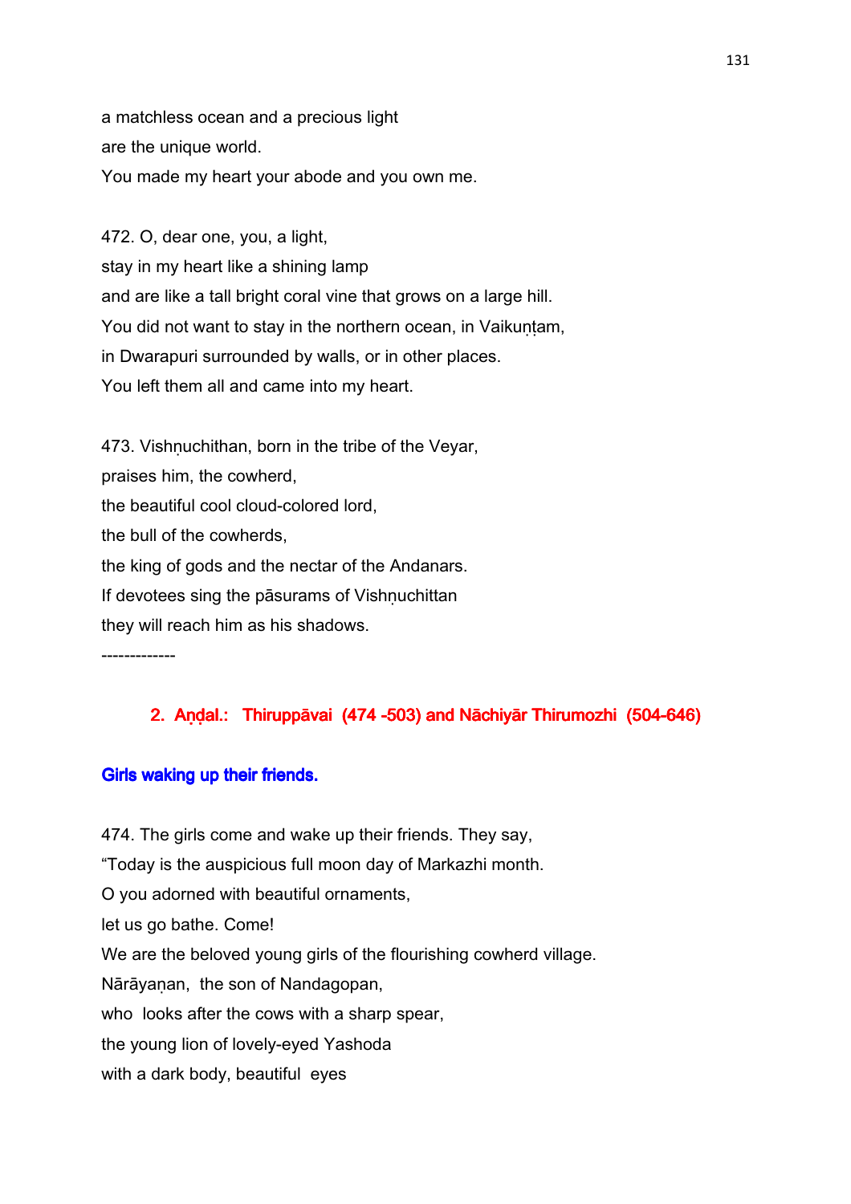a matchless ocean and a precious light
are the unique world.
You made my heart your abode and you own me.

472. O, dear one, you, a light,
stay in my heart like a shining lamp
and are like a tall bright coral vine that grows on a large hill.
You did not want to stay in the northern ocean, in Vaikuṇṭam,
in Dwarapuri surrounded by walls, or in other places.
You left them all and came into my heart.

473. Vishṇuchithan, born in the tribe of the Veyar,
praises him, the cowherd,
the beautiful cool cloud-colored lord,
the bull of the cowherds,
the king of gods and the nectar of the Andanars.
If devotees sing the pāsurams of Vishṇuchittan
they will reach him as his shadows.

-------------

## 2. Aṇḍal.: Thiruppāvai (474 -503) and Nāchiyār Thirumozhi (504-646)

### Girls waking up their friends.

474. The girls come and wake up their friends. They say,
“Today is the auspicious full moon day of Markazhi month.
O you adorned with beautiful ornaments,
let us go bathe. Come!
We are the beloved young girls of the flourishing cowherd village.
Nārāyaṇan, the son of Nandagopan,
who looks after the cows with a sharp spear,
the young lion of lovely-eyed Yashoda
with a dark body, beautiful eyes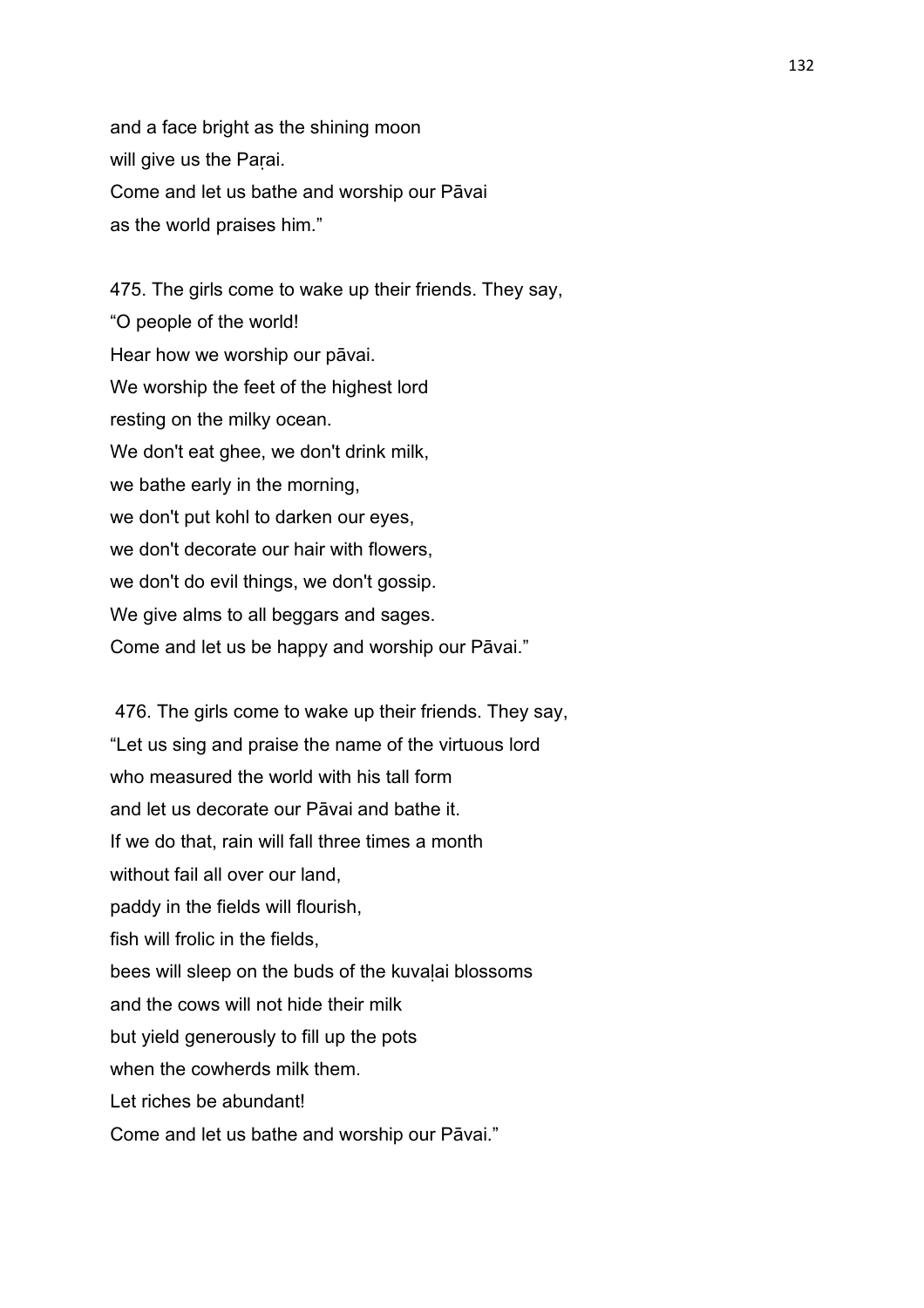and a face bright as the shining moon
will give us the Paṛai.
Come and let us bathe and worship our Pāvai
as the world praises him.”

475. The girls come to wake up their friends. They say,
“O people of the world!
Hear how we worship our pāvai.
We worship the feet of the highest lord
resting on the milky ocean.
We don't eat ghee, we don't drink milk,
we bathe early in the morning,
we don't put kohl to darken our eyes,
we don't decorate our hair with flowers,
we don't do evil things, we don't gossip.
We give alms to all beggars and sages.
Come and let us be happy and worship our Pāvai.”

476. The girls come to wake up their friends. They say,
“Let us sing and praise the name of the virtuous lord
who measured the world with his tall form
and let us decorate our Pāvai and bathe it.
If we do that, rain will fall three times a month
without fail all over our land,
paddy in the fields will flourish,
fish will frolic in the fields,
bees will sleep on the buds of the kuvaḷai blossoms
and the cows will not hide their milk
but yield generously to fill up the pots
when the cowherds milk them.
Let riches be abundant!
Come and let us bathe and worship our Pāvai.”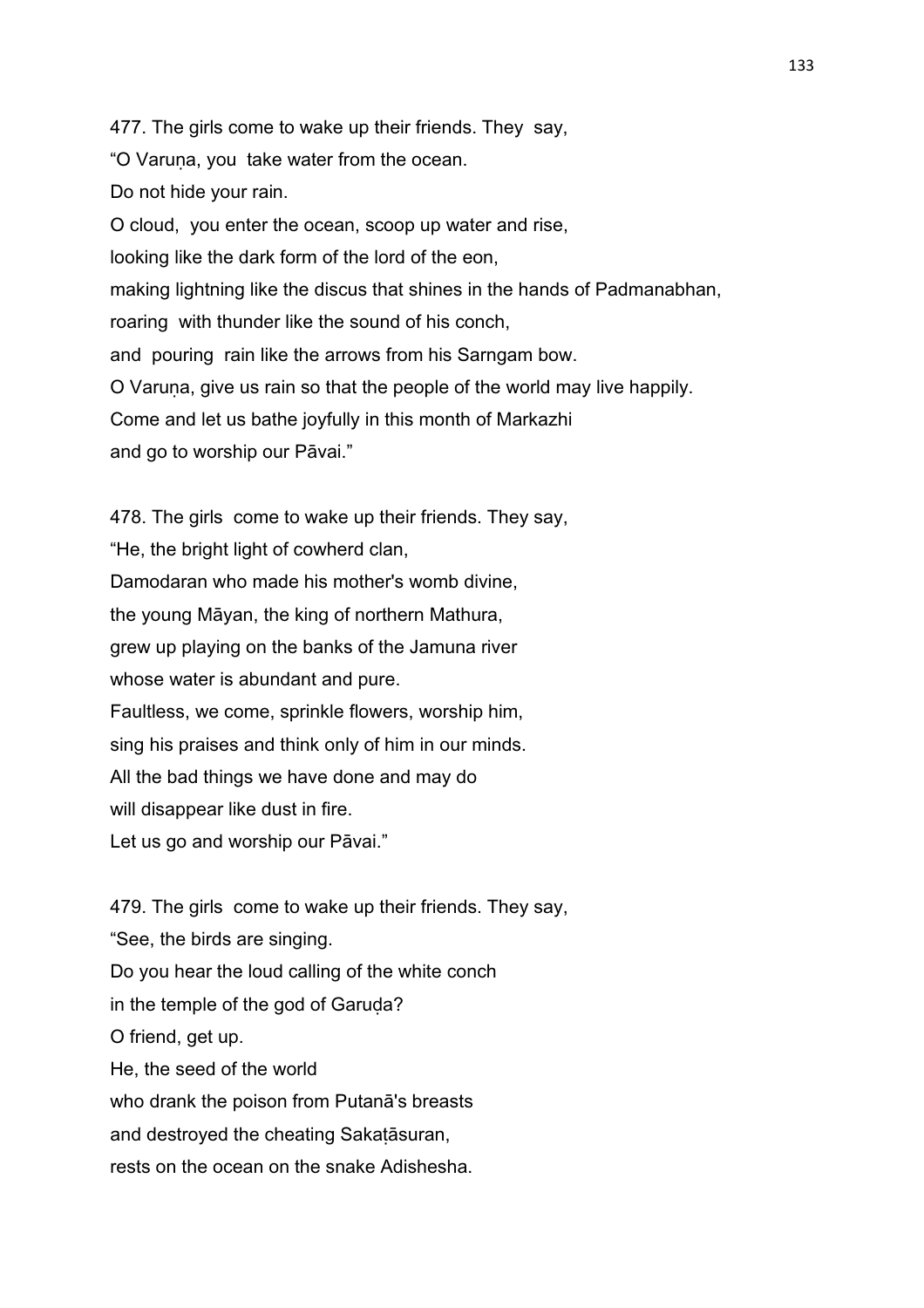477. The girls come to wake up their friends. They say,
"O Varuṇa, you take water from the ocean.
Do not hide your rain.
O cloud, you enter the ocean, scoop up water and rise,
looking like the dark form of the lord of the eon,
making lightning like the discus that shines in the hands of Padmanabhan,
roaring with thunder like the sound of his conch,
and pouring rain like the arrows from his Sarngam bow.
O Varuṇa, give us rain so that the people of the world may live happily.
Come and let us bathe joyfully in this month of Markazhi
and go to worship our Pāvai."

478. The girls come to wake up their friends. They say,
"He, the bright light of cowherd clan,
Damodaran who made his mother's womb divine,
the young Māyan, the king of northern Mathura,
grew up playing on the banks of the Jamuna river
whose water is abundant and pure.
Faultless, we come, sprinkle flowers, worship him,
sing his praises and think only of him in our minds.
All the bad things we have done and may do
will disappear like dust in fire.
Let us go and worship our Pāvai."

479. The girls come to wake up their friends. They say,
"See, the birds are singing.
Do you hear the loud calling of the white conch
in the temple of the god of Garuḍa?
O friend, get up.
He, the seed of the world
who drank the poison from Putanā's breasts
and destroyed the cheating Sakaṭāsuran,
rests on the ocean on the snake Adishesha.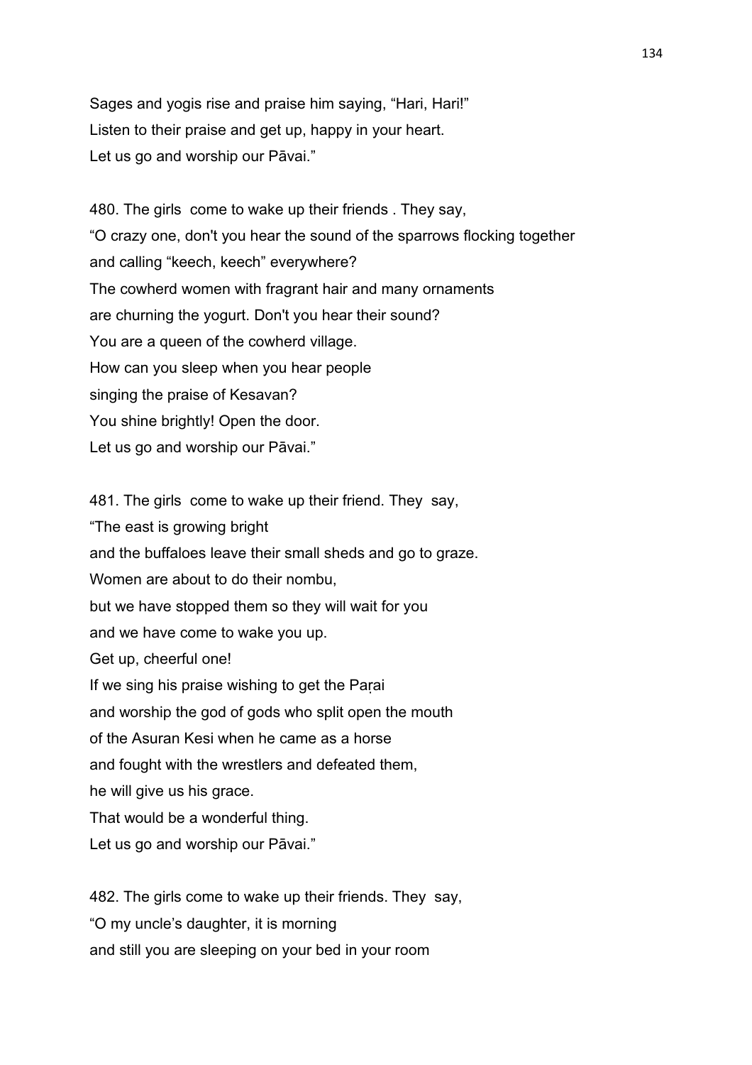Sages and yogis rise and praise him saying, “Hari, Hari!”
Listen to their praise and get up, happy in your heart.
Let us go and worship our Pāvai.”

480. The girls come to wake up their friends . They say,
“O crazy one, don't you hear the sound of the sparrows flocking together
and calling “keech, keech” everywhere?
The cowherd women with fragrant hair and many ornaments
are churning the yogurt. Don't you hear their sound?
You are a queen of the cowherd village.
How can you sleep when you hear people
singing the praise of Kesavan?
You shine brightly! Open the door.
Let us go and worship our Pāvai.”

481. The girls come to wake up their friend. They say,
“The east is growing bright
and the buffaloes leave their small sheds and go to graze.
Women are about to do their nombu,
but we have stopped them so they will wait for you
and we have come to wake you up.
Get up, cheerful one!
If we sing his praise wishing to get the Paṛai
and worship the god of gods who split open the mouth
of the Asuran Kesi when he came as a horse
and fought with the wrestlers and defeated them,
he will give us his grace.
That would be a wonderful thing.
Let us go and worship our Pāvai.”

482. The girls come to wake up their friends. They say,
“O my uncle’s daughter, it is morning
and still you are sleeping on your bed in your room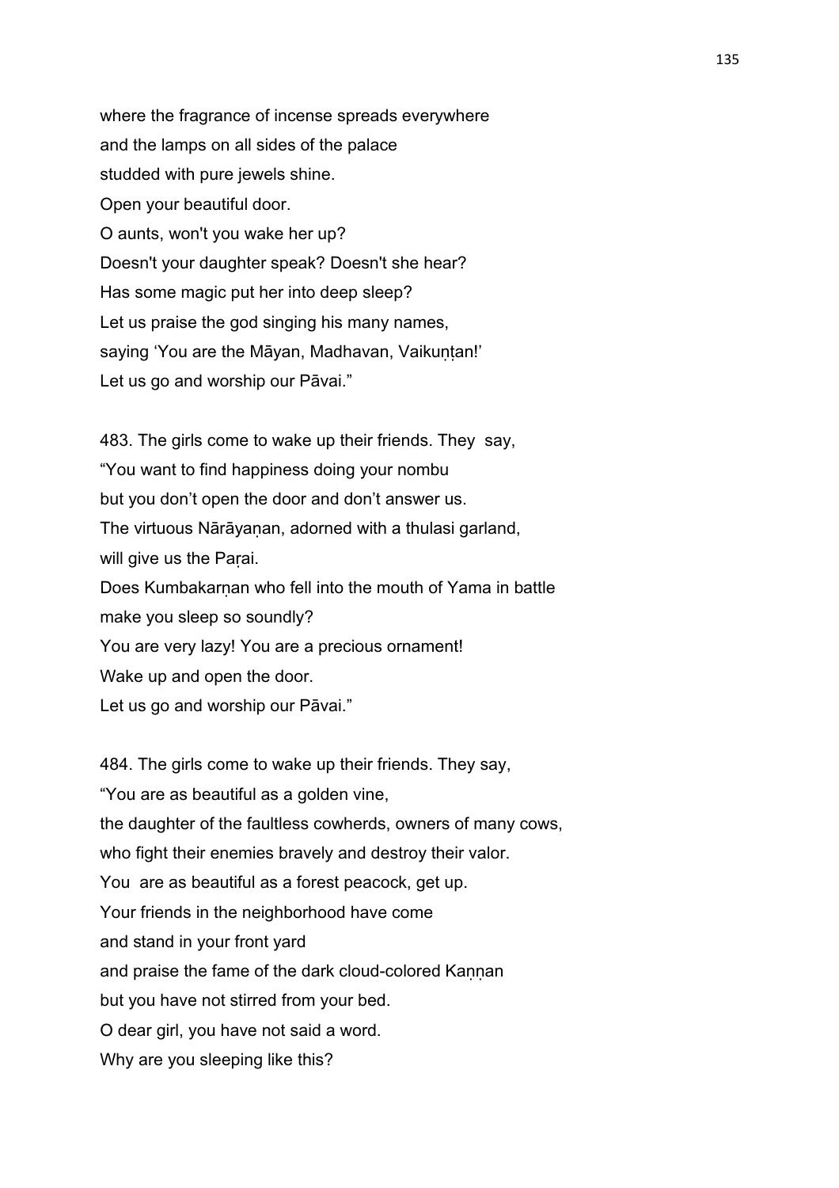where the fragrance of incense spreads everywhere
and the lamps on all sides of the palace
studded with pure jewels shine.
Open your beautiful door.
O aunts, won't you wake her up?
Doesn't your daughter speak? Doesn't she hear?
Has some magic put her into deep sleep?
Let us praise the god singing his many names,
saying 'You are the Māyan, Madhavan, Vaikuṇṭan!'
Let us go and worship our Pāvai."

483. The girls come to wake up their friends. They say,
"You want to find happiness doing your nombu
but you don't open the door and don't answer us.
The virtuous Nārāyaṇan, adorned with a thulasi garland,
will give us the Paṛai.
Does Kumbakarṇan who fell into the mouth of Yama in battle
make you sleep so soundly?
You are very lazy! You are a precious ornament!
Wake up and open the door.
Let us go and worship our Pāvai."

484. The girls come to wake up their friends. They say,
"You are as beautiful as a golden vine,
the daughter of the faultless cowherds, owners of many cows,
who fight their enemies bravely and destroy their valor.
You are as beautiful as a forest peacock, get up.
Your friends in the neighborhood have come
and stand in your front yard
and praise the fame of the dark cloud-colored Kaṇṇan
but you have not stirred from your bed.
O dear girl, you have not said a word.
Why are you sleeping like this?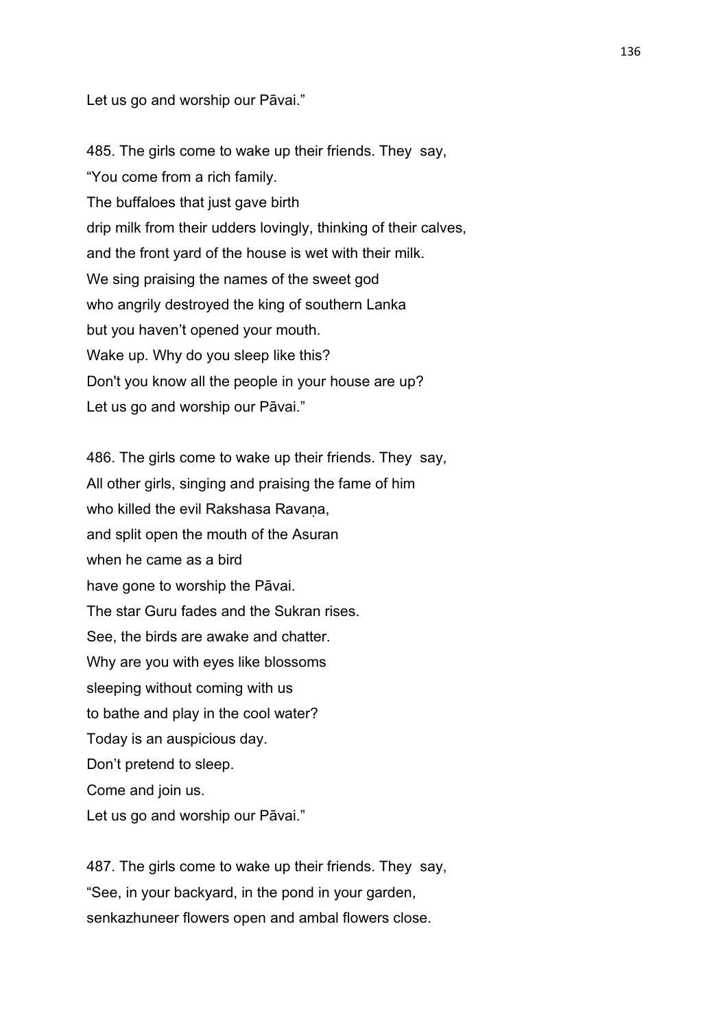Let us go and worship our Pāvai."

485. The girls come to wake up their friends. They say,
"You come from a rich family.
The buffaloes that just gave birth
drip milk from their udders lovingly, thinking of their calves,
and the front yard of the house is wet with their milk.
We sing praising the names of the sweet god
who angrily destroyed the king of southern Lanka
but you haven't opened your mouth.
Wake up. Why do you sleep like this?
Don't you know all the people in your house are up?
Let us go and worship our Pāvai."

486. The girls come to wake up their friends. They say,
All other girls, singing and praising the fame of him
who killed the evil Rakshasa Ravaṇa,
and split open the mouth of the Asuran
when he came as a bird
have gone to worship the Pāvai.
The star Guru fades and the Sukran rises.
See, the birds are awake and chatter.
Why are you with eyes like blossoms
sleeping without coming with us
to bathe and play in the cool water?
Today is an auspicious day.
Don't pretend to sleep.
Come and join us.
Let us go and worship our Pāvai."

487. The girls come to wake up their friends. They say,
"See, in your backyard, in the pond in your garden,
senkazhuneer flowers open and ambal flowers close.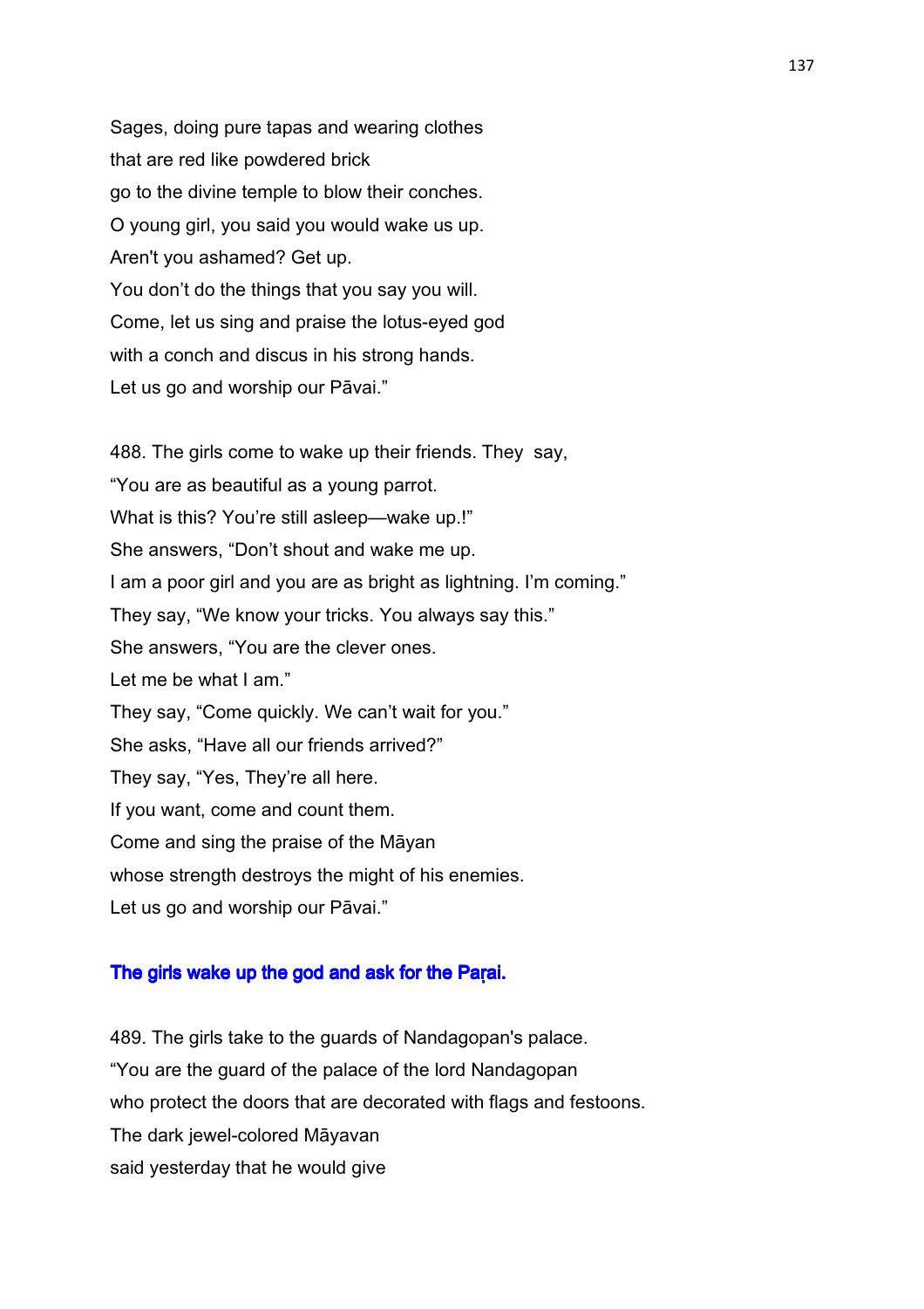Sages, doing pure tapas and wearing clothes
that are red like powdered brick
go to the divine temple to blow their conches.
O young girl, you said you would wake us up.
Aren't you ashamed? Get up.
You don't do the things that you say you will.
Come, let us sing and praise the lotus-eyed god
with a conch and discus in his strong hands.
Let us go and worship our Pāvai."

488. The girls come to wake up their friends. They say,
"You are as beautiful as a young parrot.
What is this? You're still asleep—wake up.!"
She answers, "Don't shout and wake me up.
I am a poor girl and you are as bright as lightning. I'm coming."
They say, "We know your tricks. You always say this."
She answers, "You are the clever ones.
Let me be what I am."
They say, "Come quickly. We can't wait for you."
She asks, "Have all our friends arrived?"
They say, "Yes, They're all here.
If you want, come and count them.
Come and sing the praise of the Māyan
whose strength destroys the might of his enemies.
Let us go and worship our Pāvai."

### The girls wake up the god and ask for the Paṛai.

489. The girls take to the guards of Nandagopan's palace.
"You are the guard of the palace of the lord Nandagopan
who protect the doors that are decorated with flags and festoons.
The dark jewel-colored Māyavan
said yesterday that he would give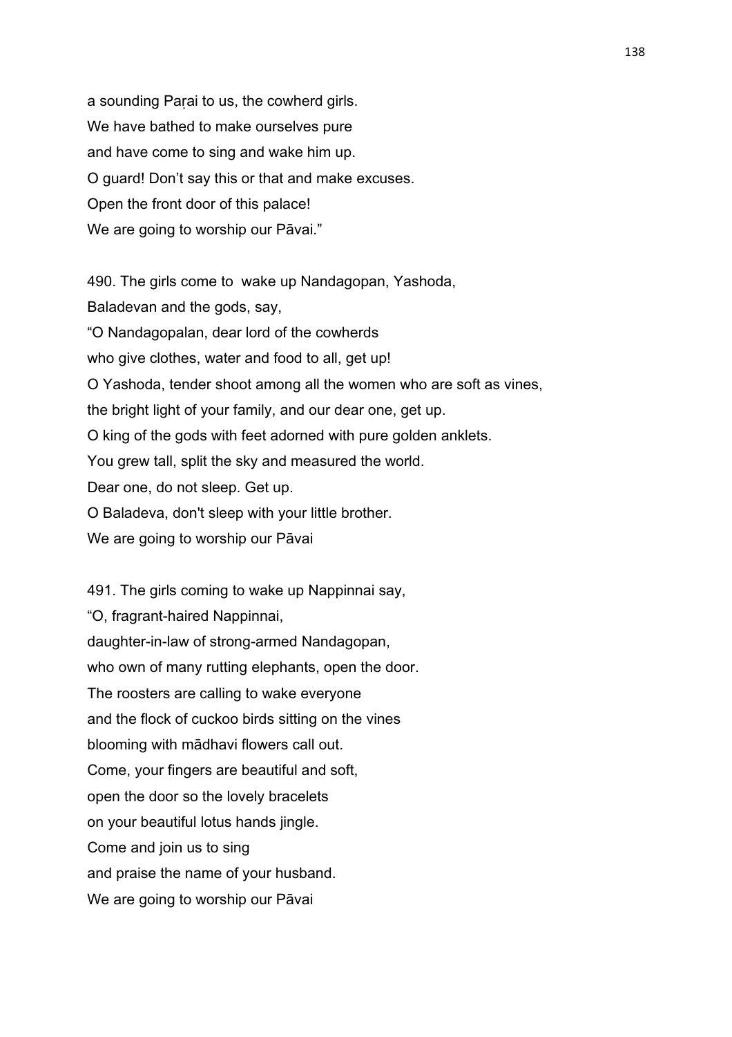a sounding Paṛai to us, the cowherd girls.
We have bathed to make ourselves pure
and have come to sing and wake him up.
O guard! Don't say this or that and make excuses.
Open the front door of this palace!
We are going to worship our Pāvai."

490. The girls come to wake up Nandagopan, Yashoda,
Baladevan and the gods, say,
"O Nandagopalan, dear lord of the cowherds
who give clothes, water and food to all, get up!
O Yashoda, tender shoot among all the women who are soft as vines,
the bright light of your family, and our dear one, get up.
O king of the gods with feet adorned with pure golden anklets.
You grew tall, split the sky and measured the world.
Dear one, do not sleep. Get up.
O Baladeva, don't sleep with your little brother.
We are going to worship our Pāvai

491. The girls coming to wake up Nappinnai say,
"O, fragrant-haired Nappinnai,
daughter-in-law of strong-armed Nandagopan,
who own of many rutting elephants, open the door.
The roosters are calling to wake everyone
and the flock of cuckoo birds sitting on the vines
blooming with mādhavi flowers call out.
Come, your fingers are beautiful and soft,
open the door so the lovely bracelets
on your beautiful lotus hands jingle.
Come and join us to sing
and praise the name of your husband.
We are going to worship our Pāvai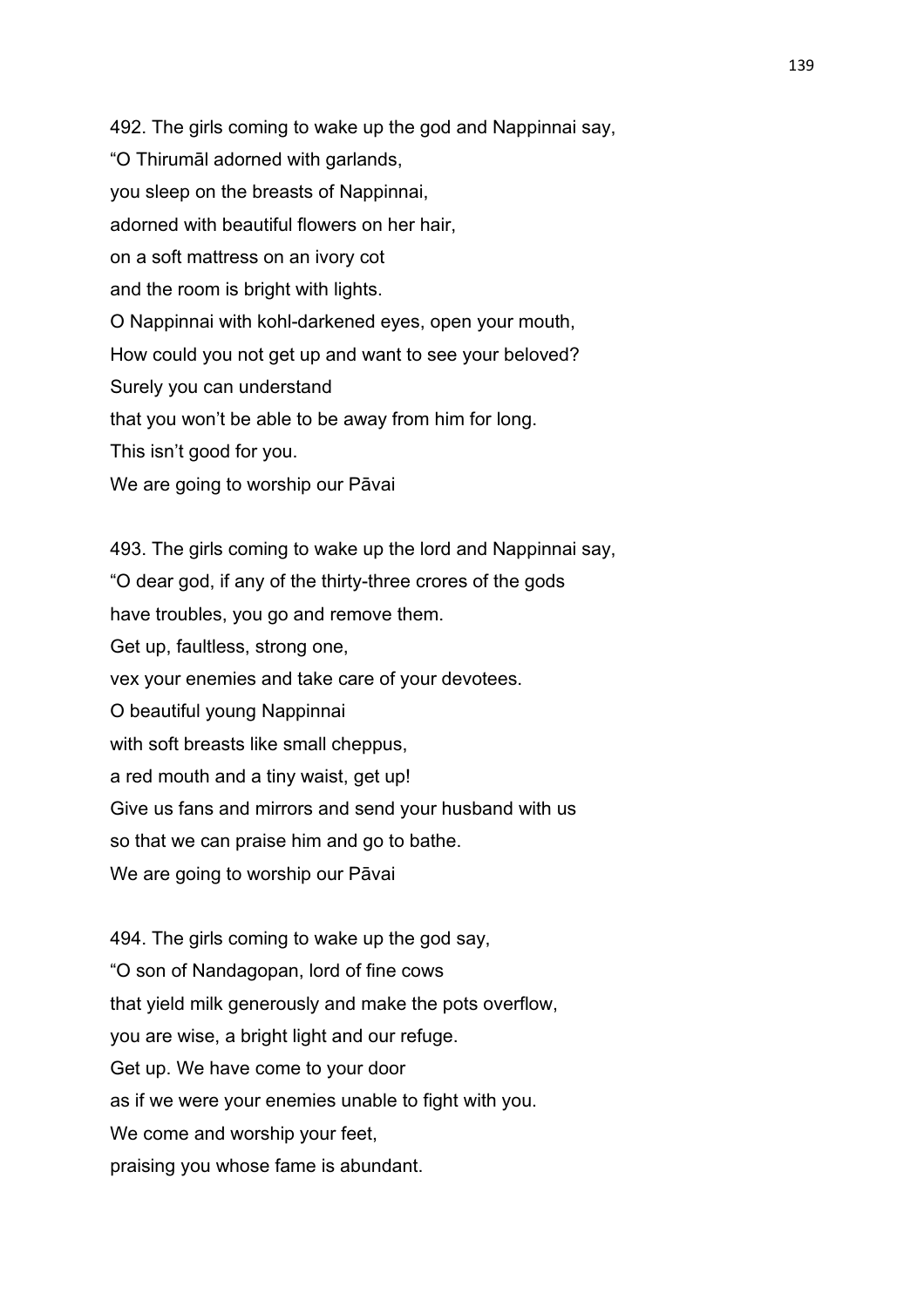492. The girls coming to wake up the god and Nappinnai say,
“O Thirumāl adorned with garlands,
you sleep on the breasts of Nappinnai,
adorned with beautiful flowers on her hair,
on a soft mattress on an ivory cot
and the room is bright with lights.
O Nappinnai with kohl-darkened eyes, open your mouth,
How could you not get up and want to see your beloved?
Surely you can understand
that you won’t be able to be away from him for long.
This isn’t good for you.
We are going to worship our Pāvai

493. The girls coming to wake up the lord and Nappinnai say,
“O dear god, if any of the thirty-three crores of the gods
have troubles, you go and remove them.
Get up, faultless, strong one,
vex your enemies and take care of your devotees.
O beautiful young Nappinnai
with soft breasts like small cheppus,
a red mouth and a tiny waist, get up!
Give us fans and mirrors and send your husband with us
so that we can praise him and go to bathe.
We are going to worship our Pāvai

494. The girls coming to wake up the god say,
“O son of Nandagopan, lord of fine cows
that yield milk generously and make the pots overflow,
you are wise, a bright light and our refuge.
Get up. We have come to your door
as if we were your enemies unable to fight with you.
We come and worship your feet,
praising you whose fame is abundant.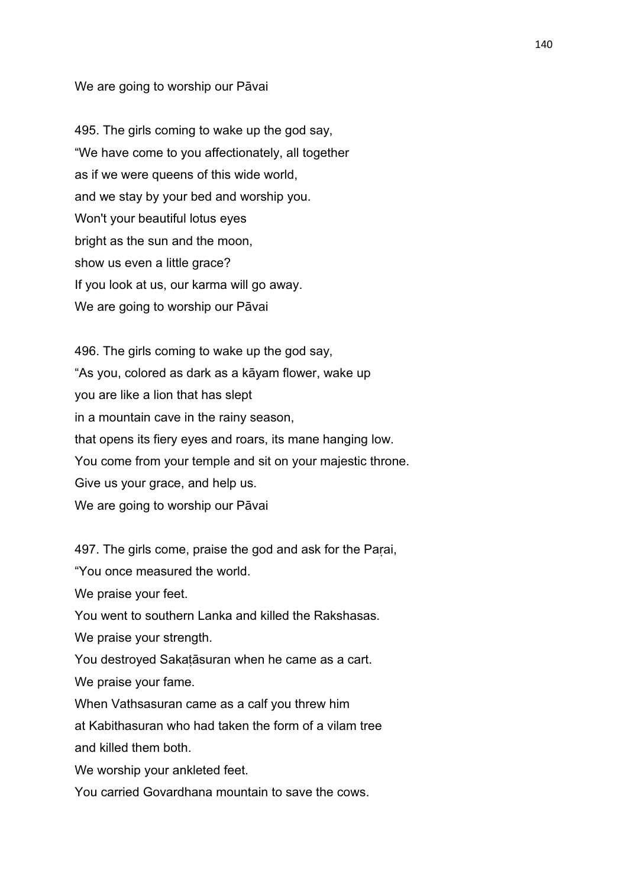We are going to worship our Pāvai

495. The girls coming to wake up the god say,
“We have come to you affectionately, all together
as if we were queens of this wide world,
and we stay by your bed and worship you.
Won't your beautiful lotus eyes
bright as the sun and the moon,
show us even a little grace?
If you look at us, our karma will go away.
We are going to worship our Pāvai

496. The girls coming to wake up the god say,
“As you, colored as dark as a kāyam flower, wake up
you are like a lion that has slept
in a mountain cave in the rainy season,
that opens its fiery eyes and roars, its mane hanging low.
You come from your temple and sit on your majestic throne.
Give us your grace, and help us.
We are going to worship our Pāvai

497. The girls come, praise the god and ask for the Paṛai,
“You once measured the world.
We praise your feet.
You went to southern Lanka and killed the Rakshasas.
We praise your strength.
You destroyed Sakaṭāsuran when he came as a cart.
We praise your fame.
When Vathsasuran came as a calf you threw him
at Kabithasuran who had taken the form of a vilam tree
and killed them both.
We worship your ankleted feet.
You carried Govardhana mountain to save the cows.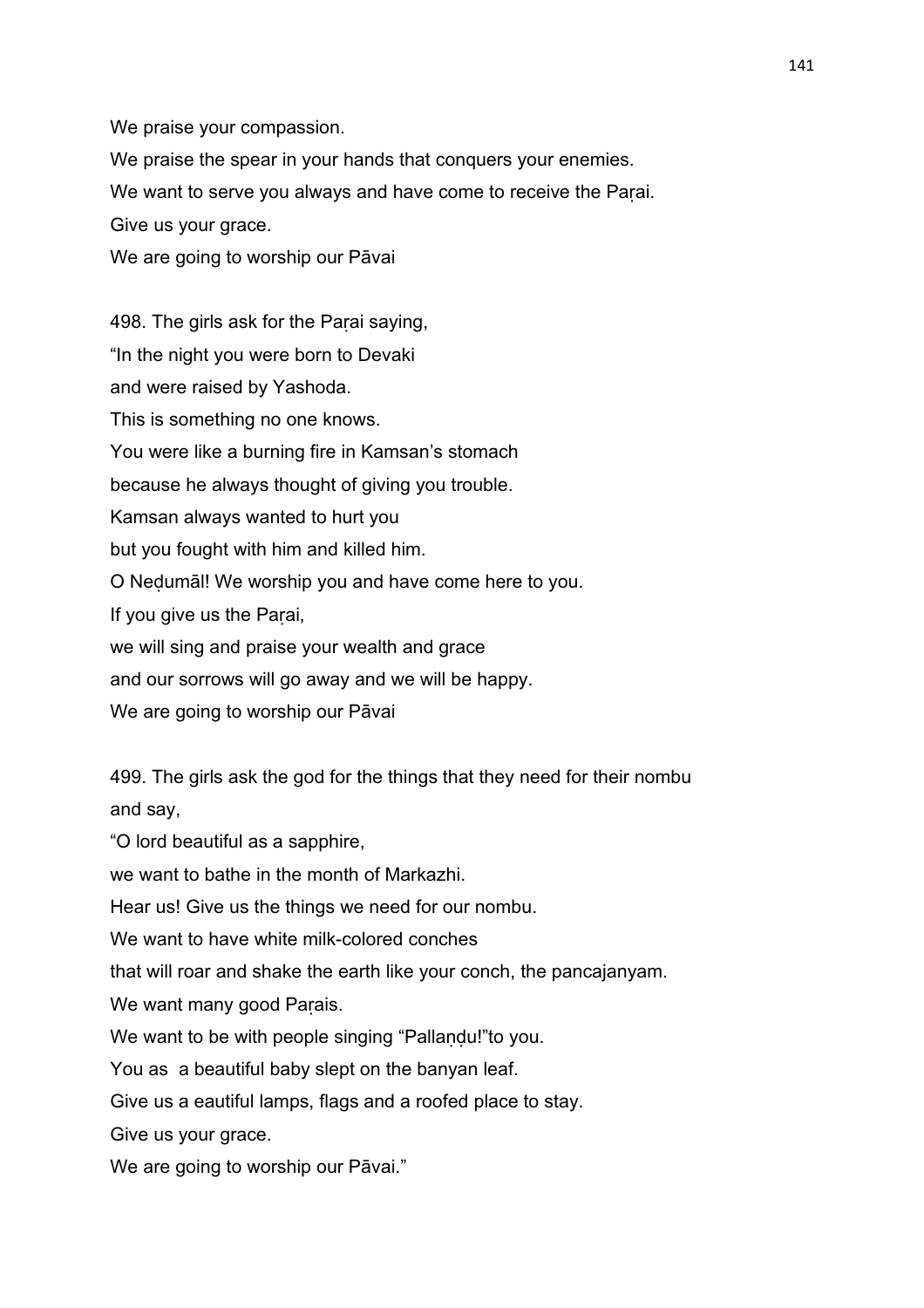We praise your compassion.

We praise the spear in your hands that conquers your enemies.

We want to serve you always and have come to receive the Paṛai.

Give us your grace.

We are going to worship our Pāvai

498. The girls ask for the Paṛai saying,

“In the night you were born to Devaki

and were raised by Yashoda.

This is something no one knows.

You were like a burning fire in Kamsan’s stomach

because he always thought of giving you trouble.

Kamsan always wanted to hurt you

but you fought with him and killed him.

O Neḍumāl! We worship you and have come here to you.

If you give us the Paṛai,

we will sing and praise your wealth and grace

and our sorrows will go away and we will be happy.

We are going to worship our Pāvai

499. The girls ask the god for the things that they need for their nombu and say,

“O lord beautiful as a sapphire,

we want to bathe in the month of Markazhi.

Hear us! Give us the things we need for our nombu.

We want to have white milk-colored conches

that will roar and shake the earth like your conch, the pancajanyam.

We want many good Paṛais.

We want to be with people singing “Pallaṇḍu!”to you.

You as  a beautiful baby slept on the banyan leaf.

Give us a eautiful lamps, flags and a roofed place to stay.

Give us your grace.

We are going to worship our Pāvai.”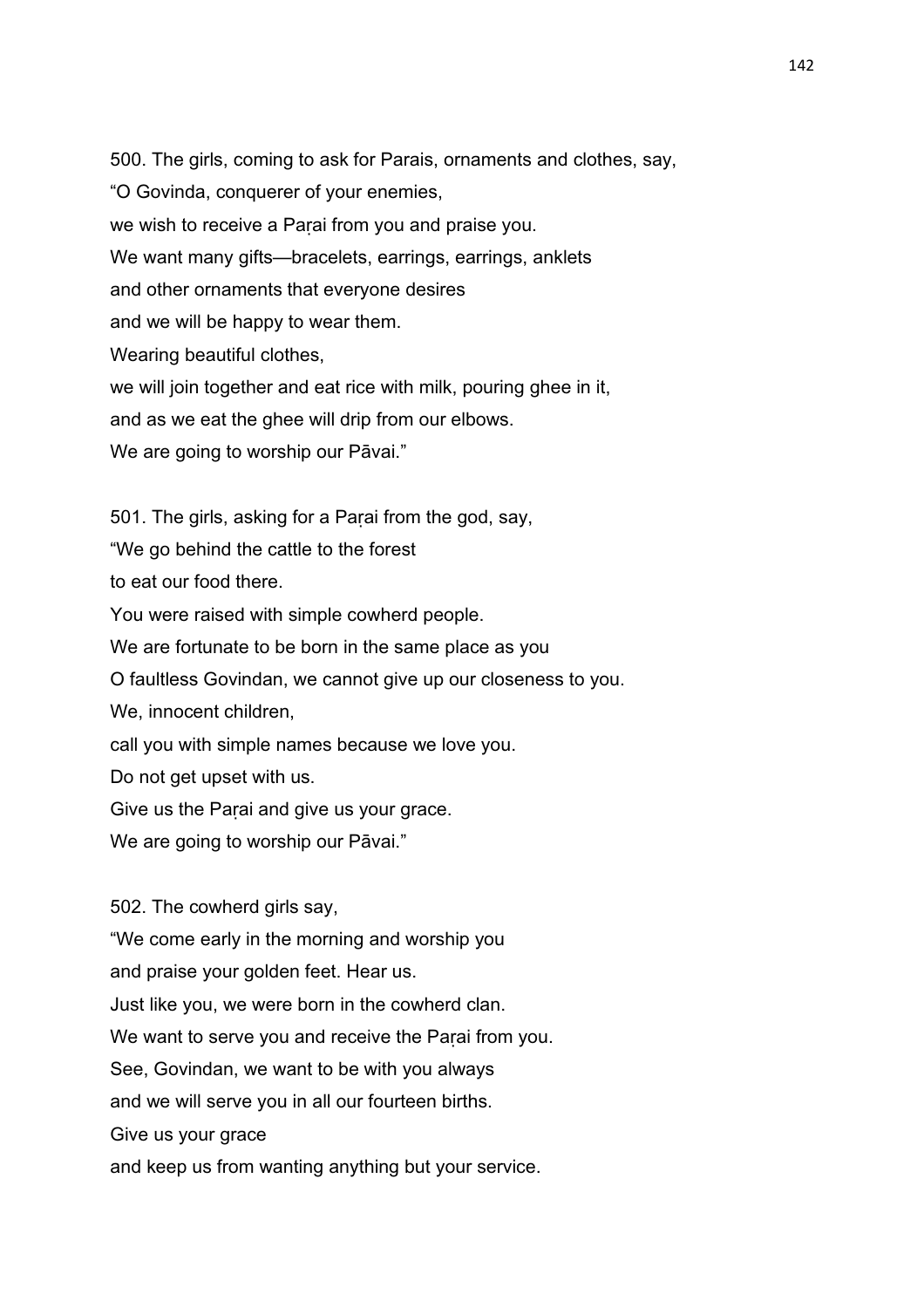500. The girls, coming to ask for Parais, ornaments and clothes, say,
“O Govinda, conquerer of your enemies,
we wish to receive a Paṛai from you and praise you.
We want many gifts—bracelets, earrings, earrings, anklets
and other ornaments that everyone desires
and we will be happy to wear them.
Wearing beautiful clothes,
we will join together and eat rice with milk, pouring ghee in it,
and as we eat the ghee will drip from our elbows.
We are going to worship our Pāvai.”

501. The girls, asking for a Paṛai from the god, say,
“We go behind the cattle to the forest
to eat our food there.
You were raised with simple cowherd people.
We are fortunate to be born in the same place as you
O faultless Govindan, we cannot give up our closeness to you.
We, innocent children,
call you with simple names because we love you.
Do not get upset with us.
Give us the Paṛai and give us your grace.
We are going to worship our Pāvai.”

502. The cowherd girls say,
“We come early in the morning and worship you
and praise your golden feet. Hear us.
Just like you, we were born in the cowherd clan.
We want to serve you and receive the Paṛai from you.
See, Govindan, we want to be with you always
and we will serve you in all our fourteen births.
Give us your grace
and keep us from wanting anything but your service.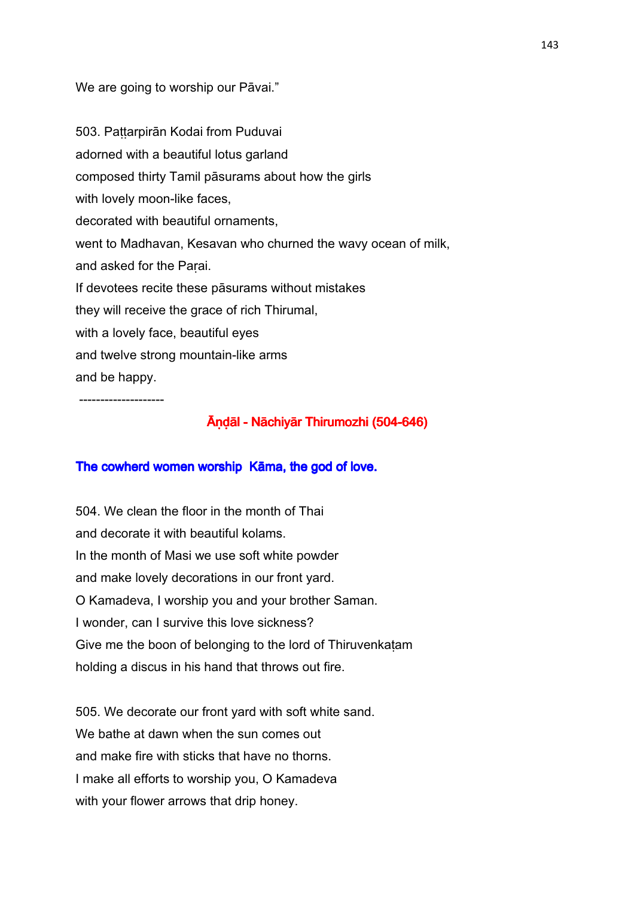We are going to worship our Pāvai."

503. Paṭṭarpirān Kodai from Puduvai
adorned with a beautiful lotus garland
composed thirty Tamil pāsurams about how the girls
with lovely moon-like faces,
decorated with beautiful ornaments,
went to Madhavan, Kesavan who churned the wavy ocean of milk,
and asked for the Paṛai.
If devotees recite these pāsurams without mistakes
they will receive the grace of rich Thirumal,
with a lovely face, beautiful eyes
and twelve strong mountain-like arms
and be happy.

--------------------

## Āṇḍāl - Nāchiyār Thirumozhi (504-646)

### The cowherd women worship Kāma, the god of love.

504. We clean the floor in the month of Thai
and decorate it with beautiful kolams.
In the month of Masi we use soft white powder
and make lovely decorations in our front yard.
O Kamadeva, I worship you and your brother Saman.
I wonder, can I survive this love sickness?
Give me the boon of belonging to the lord of Thiruvenkaṭam
holding a discus in his hand that throws out fire.

505. We decorate our front yard with soft white sand.
We bathe at dawn when the sun comes out
and make fire with sticks that have no thorns.
I make all efforts to worship you, O Kamadeva
with your flower arrows that drip honey.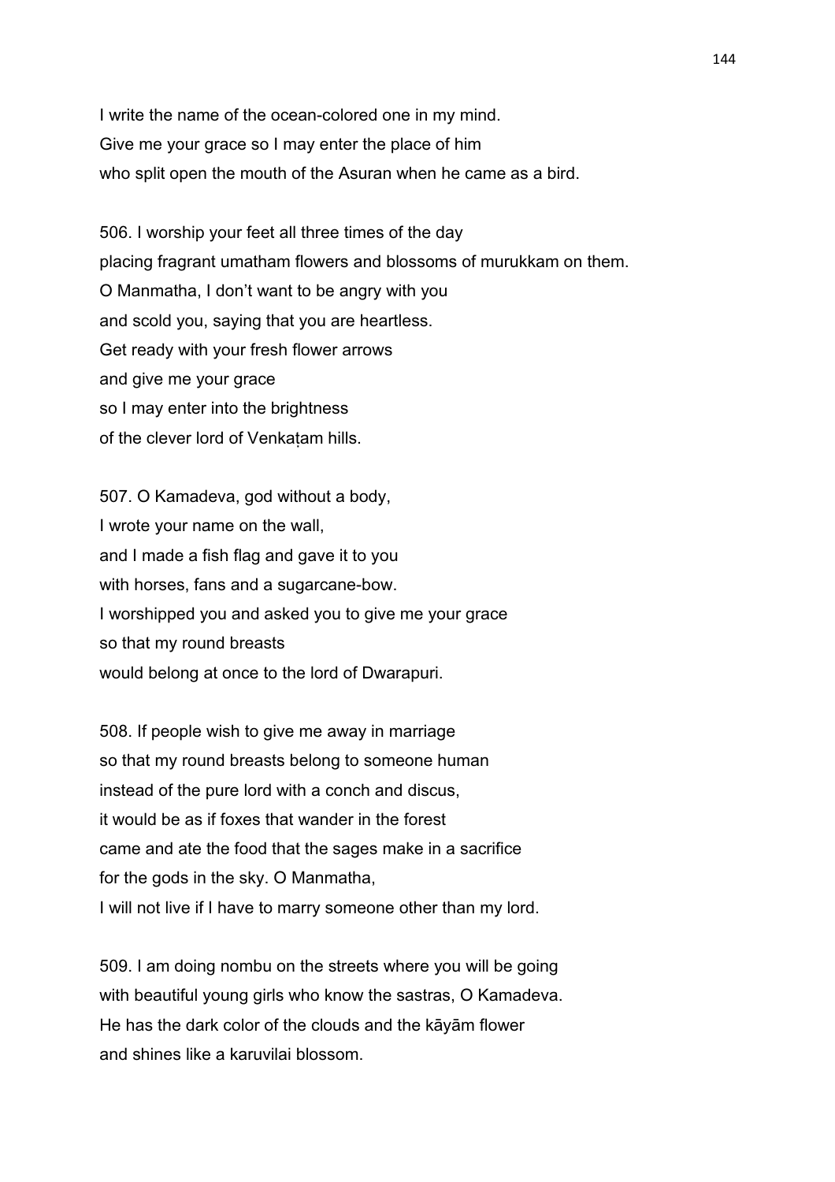I write the name of the ocean-colored one in my mind.
Give me your grace so I may enter the place of him
who split open the mouth of the Asuran when he came as a bird.

506. I worship your feet all three times of the day
placing fragrant umatham flowers and blossoms of murukkam on them.
O Manmatha, I don't want to be angry with you
and scold you, saying that you are heartless.
Get ready with your fresh flower arrows
and give me your grace
so I may enter into the brightness
of the clever lord of Venkaṭam hills.

507. O Kamadeva, god without a body,
I wrote your name on the wall,
and I made a fish flag and gave it to you
with horses, fans and a sugarcane-bow.
I worshipped you and asked you to give me your grace
so that my round breasts
would belong at once to the lord of Dwarapuri.

508. If people wish to give me away in marriage
so that my round breasts belong to someone human
instead of the pure lord with a conch and discus,
it would be as if foxes that wander in the forest
came and ate the food that the sages make in a sacrifice
for the gods in the sky. O Manmatha,
I will not live if I have to marry someone other than my lord.

509. I am doing nombu on the streets where you will be going
with beautiful young girls who know the sastras, O Kamadeva.
He has the dark color of the clouds and the kāyām flower
and shines like a karuvilai blossom.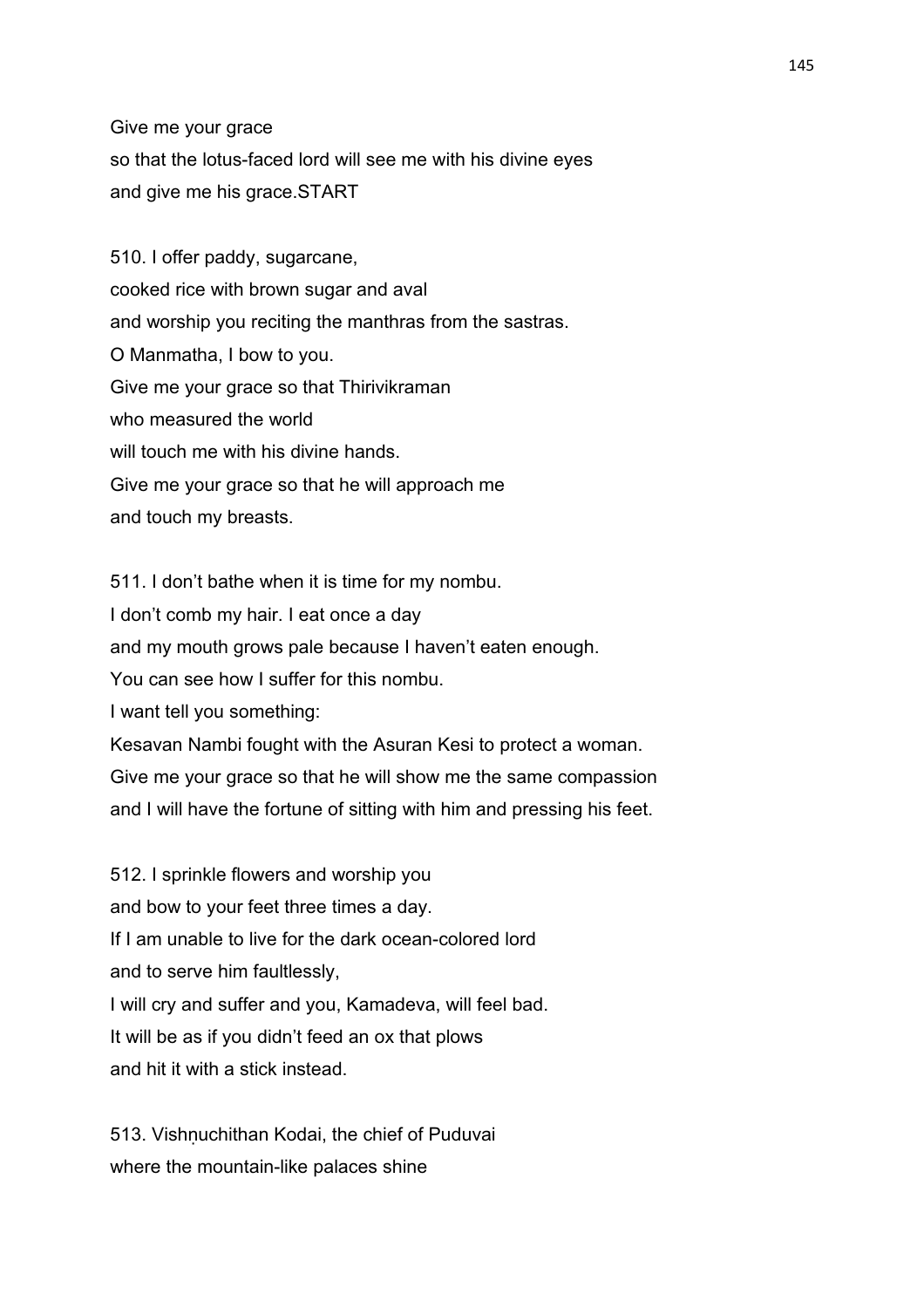Give me your grace
so that the lotus-faced lord will see me with his divine eyes
and give me his grace.START

510. I offer paddy, sugarcane,
cooked rice with brown sugar and aval
and worship you reciting the manthras from the sastras.
O Manmatha, I bow to you.
Give me your grace so that Thirivikraman
who measured the world
will touch me with his divine hands.
Give me your grace so that he will approach me
and touch my breasts.

511. I don't bathe when it is time for my nombu.
I don't comb my hair. I eat once a day
and my mouth grows pale because I haven't eaten enough.
You can see how I suffer for this nombu.
I want tell you something:
Kesavan Nambi fought with the Asuran Kesi to protect a woman.
Give me your grace so that he will show me the same compassion
and I will have the fortune of sitting with him and pressing his feet.

512. I sprinkle flowers and worship you
and bow to your feet three times a day.
If I am unable to live for the dark ocean-colored lord
and to serve him faultlessly,
I will cry and suffer and you, Kamadeva, will feel bad.
It will be as if you didn't feed an ox that plows
and hit it with a stick instead.

513. Vishṇuchithan Kodai, the chief of Puduvai
where the mountain-like palaces shine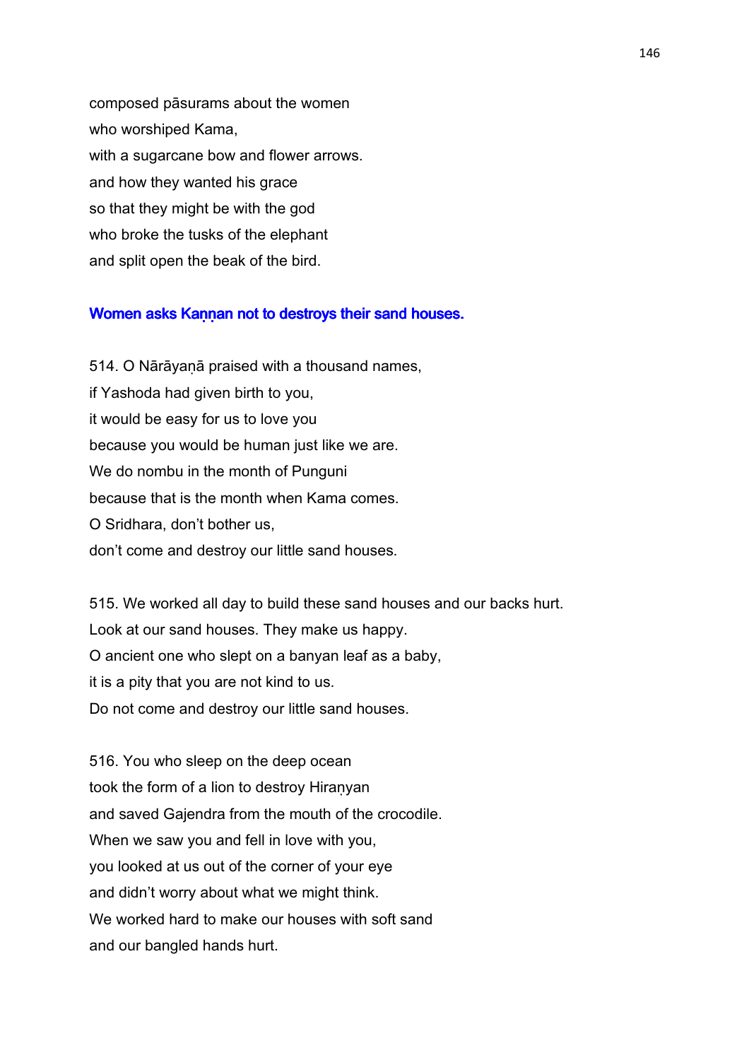composed pāsurams about the women
who worshiped Kama,
with a sugarcane bow and flower arrows.
and how they wanted his grace
so that they might be with the god
who broke the tusks of the elephant
and split open the beak of the bird.

### Women asks Kaṇṇan not to destroys their sand houses.

514. O Nārāyaṇā praised with a thousand names,
if Yashoda had given birth to you,
it would be easy for us to love you
because you would be human just like we are.
We do nombu in the month of Punguni
because that is the month when Kama comes.
O Sridhara, don't bother us,
don't come and destroy our little sand houses.

515. We worked all day to build these sand houses and our backs hurt.
Look at our sand houses. They make us happy.
O ancient one who slept on a banyan leaf as a baby,
it is a pity that you are not kind to us.
Do not come and destroy our little sand houses.

516. You who sleep on the deep ocean
took the form of a lion to destroy Hiraṇyan
and saved Gajendra from the mouth of the crocodile.
When we saw you and fell in love with you,
you looked at us out of the corner of your eye
and didn't worry about what we might think.
We worked hard to make our houses with soft sand
and our bangled hands hurt.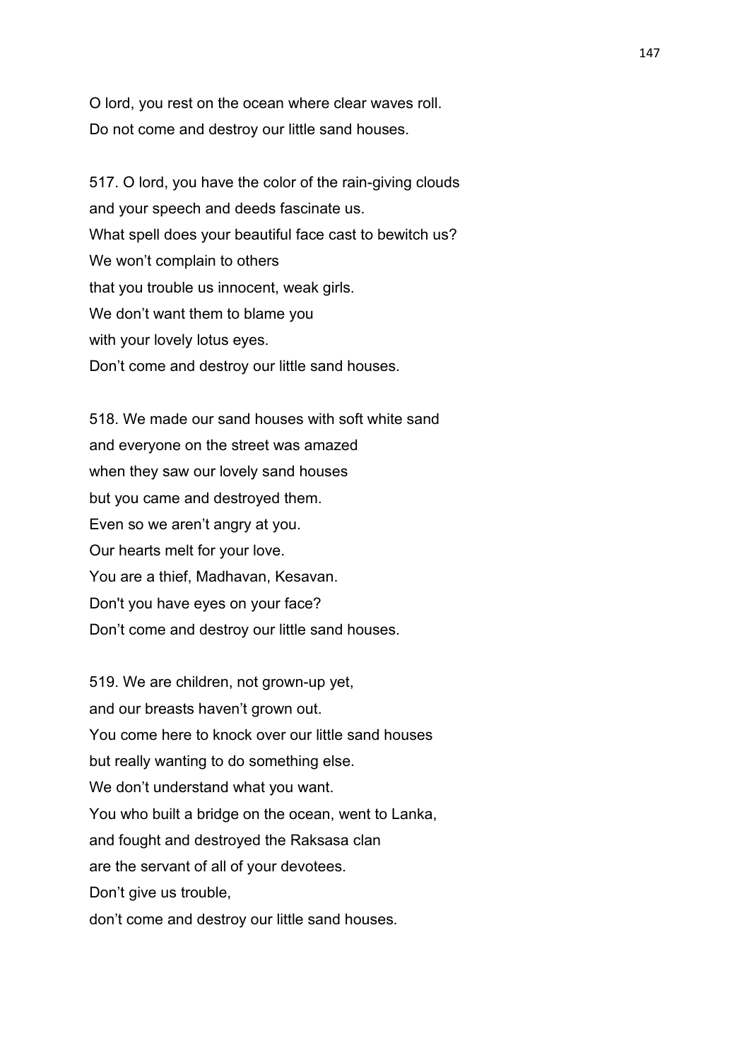O lord, you rest on the ocean where clear waves roll.
Do not come and destroy our little sand houses.

517. O lord, you have the color of the rain-giving clouds
and your speech and deeds fascinate us.
What spell does your beautiful face cast to bewitch us?
We won't complain to others
that you trouble us innocent, weak girls.
We don't want them to blame you
with your lovely lotus eyes.
Don't come and destroy our little sand houses.

518. We made our sand houses with soft white sand
and everyone on the street was amazed
when they saw our lovely sand houses
but you came and destroyed them.
Even so we aren't angry at you.
Our hearts melt for your love.
You are a thief, Madhavan, Kesavan.
Don't you have eyes on your face?
Don't come and destroy our little sand houses.

519. We are children, not grown-up yet,
and our breasts haven't grown out.
You come here to knock over our little sand houses
but really wanting to do something else.
We don't understand what you want.
You who built a bridge on the ocean, went to Lanka,
and fought and destroyed the Raksasa clan
are the servant of all of your devotees.
Don't give us trouble,
don't come and destroy our little sand houses.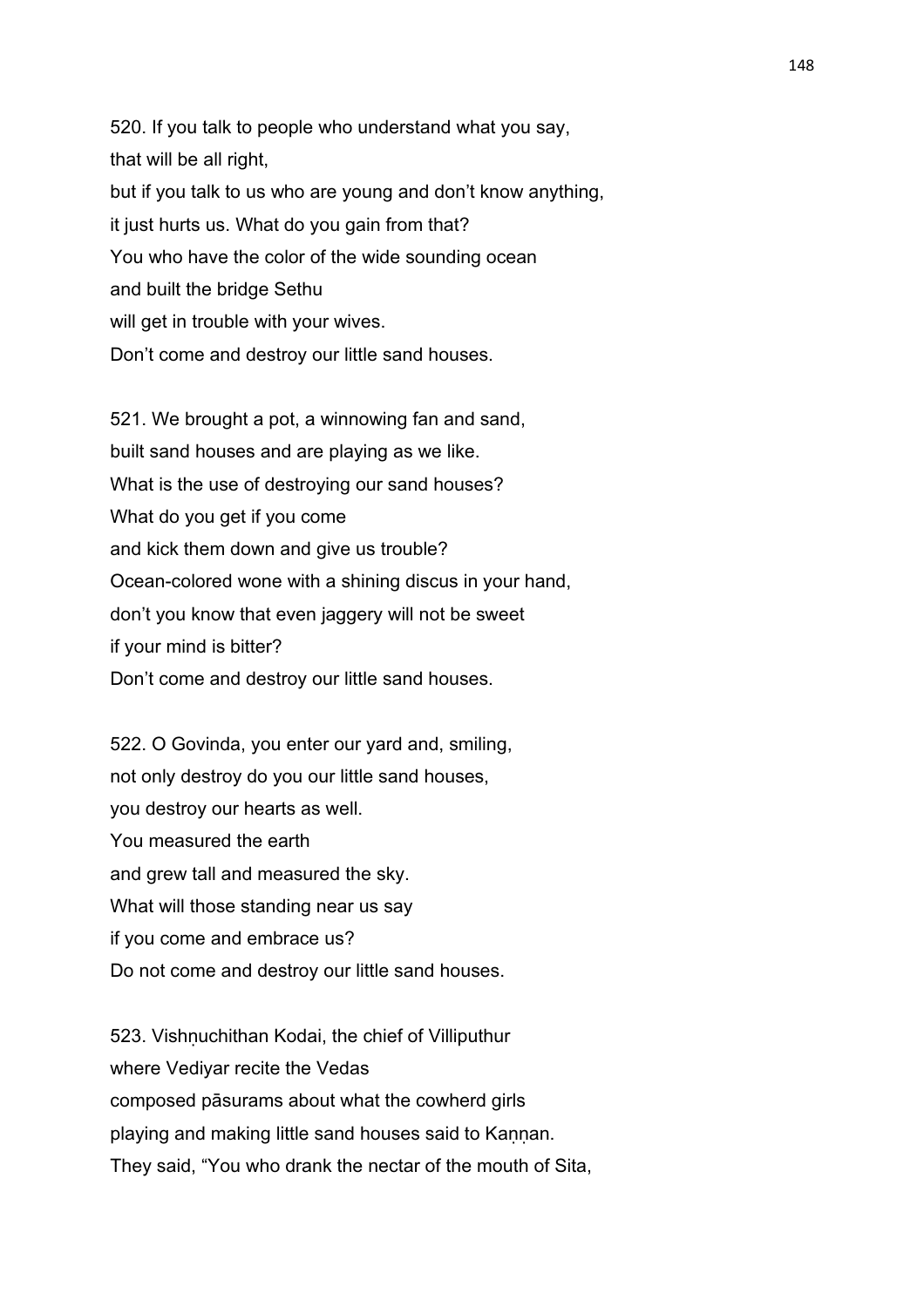520. If you talk to people who understand what you say,
that will be all right,
but if you talk to us who are young and don't know anything,
it just hurts us. What do you gain from that?
You who have the color of the wide sounding ocean
and built the bridge Sethu
will get in trouble with your wives.
Don't come and destroy our little sand houses.

521. We brought a pot, a winnowing fan and sand,
built sand houses and are playing as we like.
What is the use of destroying our sand houses?
What do you get if you come
and kick them down and give us trouble?
Ocean-colored wone with a shining discus in your hand,
don't you know that even jaggery will not be sweet
if your mind is bitter?
Don't come and destroy our little sand houses.

522. O Govinda, you enter our yard and, smiling,
not only destroy do you our little sand houses,
you destroy our hearts as well.
You measured the earth
and grew tall and measured the sky.
What will those standing near us say
if you come and embrace us?
Do not come and destroy our little sand houses.

523. Vishṇuchithan Kodai, the chief of Villiputhur
where Vediyar recite the Vedas
composed pāsurams about what the cowherd girls
playing and making little sand houses said to Kaṇṇan.
They said, "You who drank the nectar of the mouth of Sita,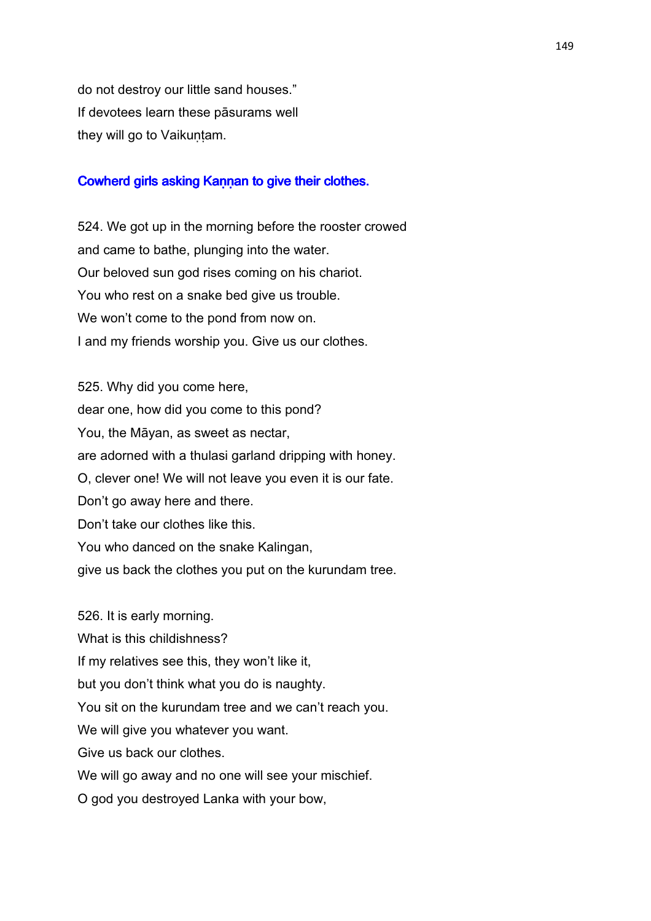do not destroy our little sand houses."
If devotees learn these pāsurams well
they will go to Vaikuṇṭam.

### Cowherd girls asking Kaṇṇan to give their clothes.

524. We got up in the morning before the rooster crowed
and came to bathe, plunging into the water.
Our beloved sun god rises coming on his chariot.
You who rest on a snake bed give us trouble.
We won't come to the pond from now on.
I and my friends worship you. Give us our clothes.

525. Why did you come here,
dear one, how did you come to this pond?
You, the Māyan, as sweet as nectar,
are adorned with a thulasi garland dripping with honey.
O, clever one! We will not leave you even it is our fate.
Don't go away here and there.
Don't take our clothes like this.
You who danced on the snake Kalingan,
give us back the clothes you put on the kurundam tree.

526. It is early morning.
What is this childishness?
If my relatives see this, they won't like it,
but you don't think what you do is naughty.
You sit on the kurundam tree and we can't reach you.
We will give you whatever you want.
Give us back our clothes.
We will go away and no one will see your mischief.
O god you destroyed Lanka with your bow,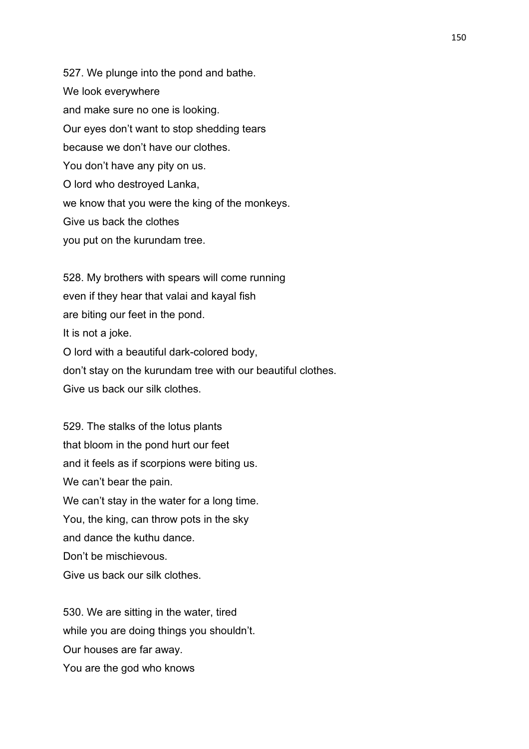527. We plunge into the pond and bathe.
We look everywhere
and make sure no one is looking.
Our eyes don't want to stop shedding tears
because we don't have our clothes.
You don't have any pity on us.
O lord who destroyed Lanka,
we know that you were the king of the monkeys.
Give us back the clothes
you put on the kurundam tree.

528. My brothers with spears will come running
even if they hear that valai and kayal fish
are biting our feet in the pond.
It is not a joke.
O lord with a beautiful dark-colored body,
don't stay on the kurundam tree with our beautiful clothes.
Give us back our silk clothes.

529. The stalks of the lotus plants
that bloom in the pond hurt our feet
and it feels as if scorpions were biting us.
We can't bear the pain.
We can't stay in the water for a long time.
You, the king, can throw pots in the sky
and dance the kuthu dance.
Don't be mischievous.
Give us back our silk clothes.

530. We are sitting in the water, tired
while you are doing things you shouldn't.
Our houses are far away.
You are the god who knows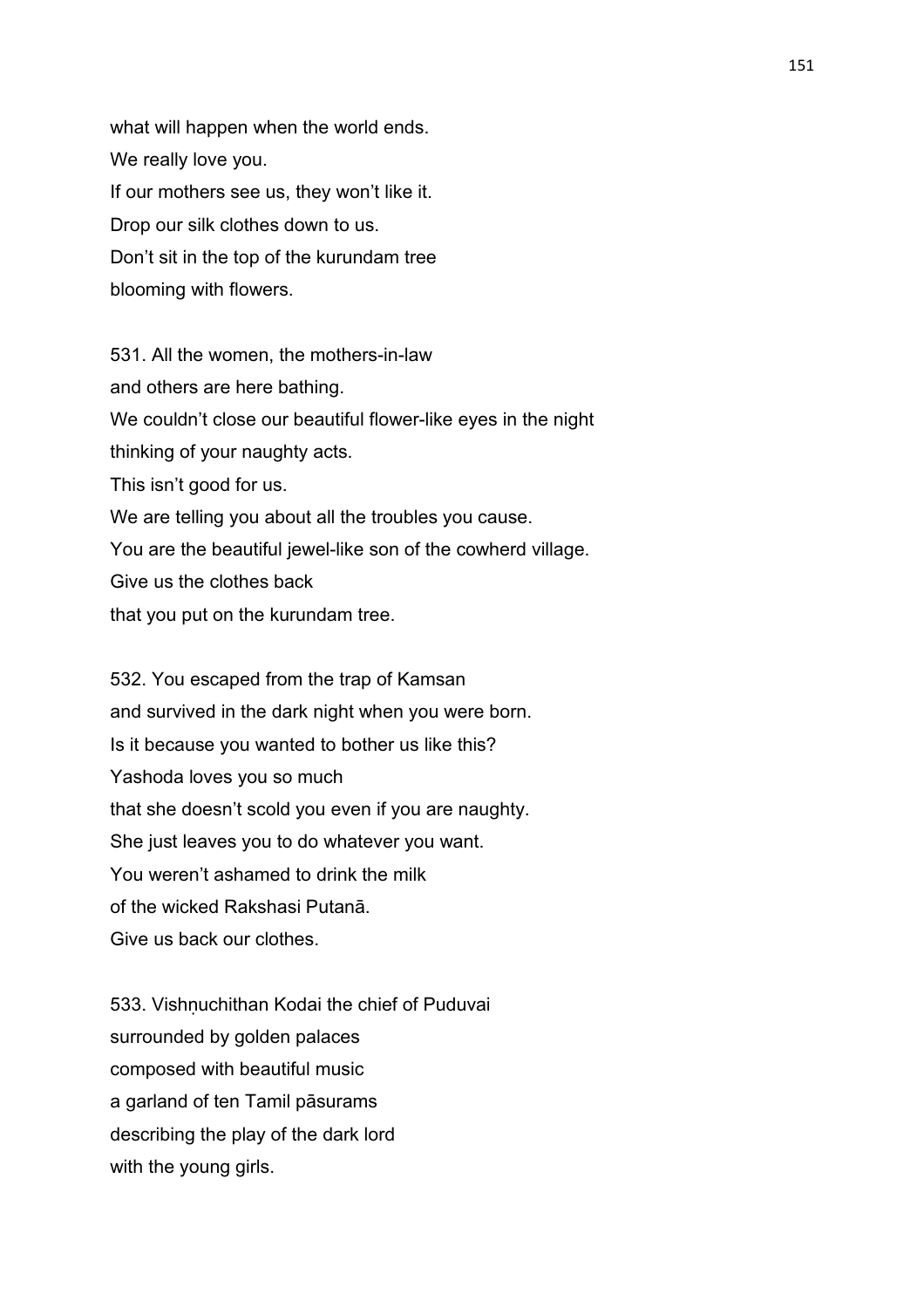what will happen when the world ends.
We really love you.
If our mothers see us, they won't like it.
Drop our silk clothes down to us.
Don't sit in the top of the kurundam tree
blooming with flowers.

531. All the women, the mothers-in-law
and others are here bathing.
We couldn't close our beautiful flower-like eyes in the night
thinking of your naughty acts.
This isn't good for us.
We are telling you about all the troubles you cause.
You are the beautiful jewel-like son of the cowherd village.
Give us the clothes back
that you put on the kurundam tree.

532. You escaped from the trap of Kamsan
and survived in the dark night when you were born.
Is it because you wanted to bother us like this?
Yashoda loves you so much
that she doesn't scold you even if you are naughty.
She just leaves you to do whatever you want.
You weren't ashamed to drink the milk
of the wicked Rakshasi Putanā.
Give us back our clothes.

533. Vishṇuchithan Kodai the chief of Puduvai
surrounded by golden palaces
composed with beautiful music
a garland of ten Tamil pāsurams
describing the play of the dark lord
with the young girls.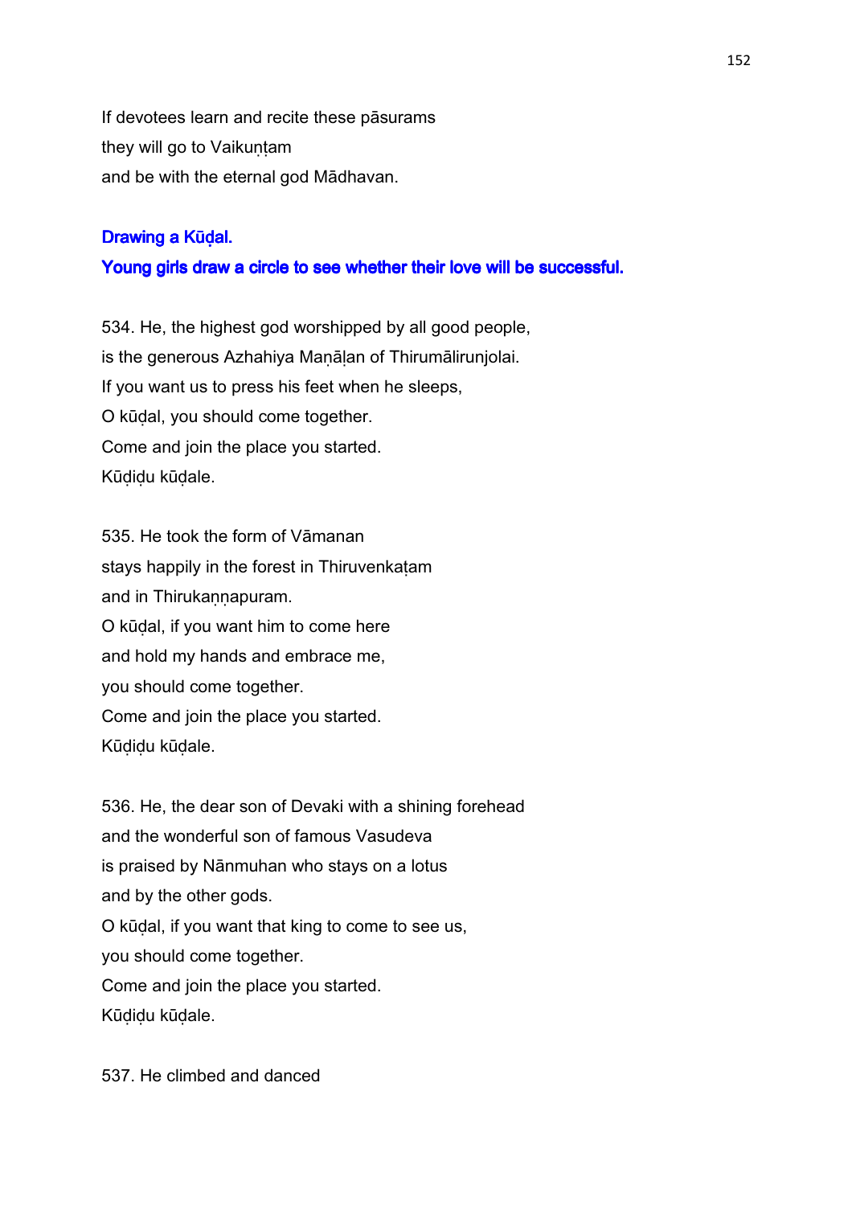If devotees learn and recite these pāsurams
they will go to Vaikuṇṭam
and be with the eternal god Mādhavan.

### Drawing a Kūḍal.

### Young girls draw a circle to see whether their love will be successful.

534. He, the highest god worshipped by all good people,
is the generous Azhahiya Maṇāḷan of Thirumālirunjolai.
If you want us to press his feet when he sleeps,
O kūḍal, you should come together.
Come and join the place you started.
Kūḍiḍu kūḍale.

535. He took the form of Vāmanan
stays happily in the forest in Thiruvenkaṭam
and in Thirukaṇṇapuram.
O kūḍal, if you want him to come here
and hold my hands and embrace me,
you should come together.
Come and join the place you started.
Kūḍiḍu kūḍale.

536. He, the dear son of Devaki with a shining forehead
and the wonderful son of famous Vasudeva
is praised by Nānmuhan who stays on a lotus
and by the other gods.
O kūḍal, if you want that king to come to see us,
you should come together.
Come and join the place you started.
Kūḍiḍu kūḍale.

537. He climbed and danced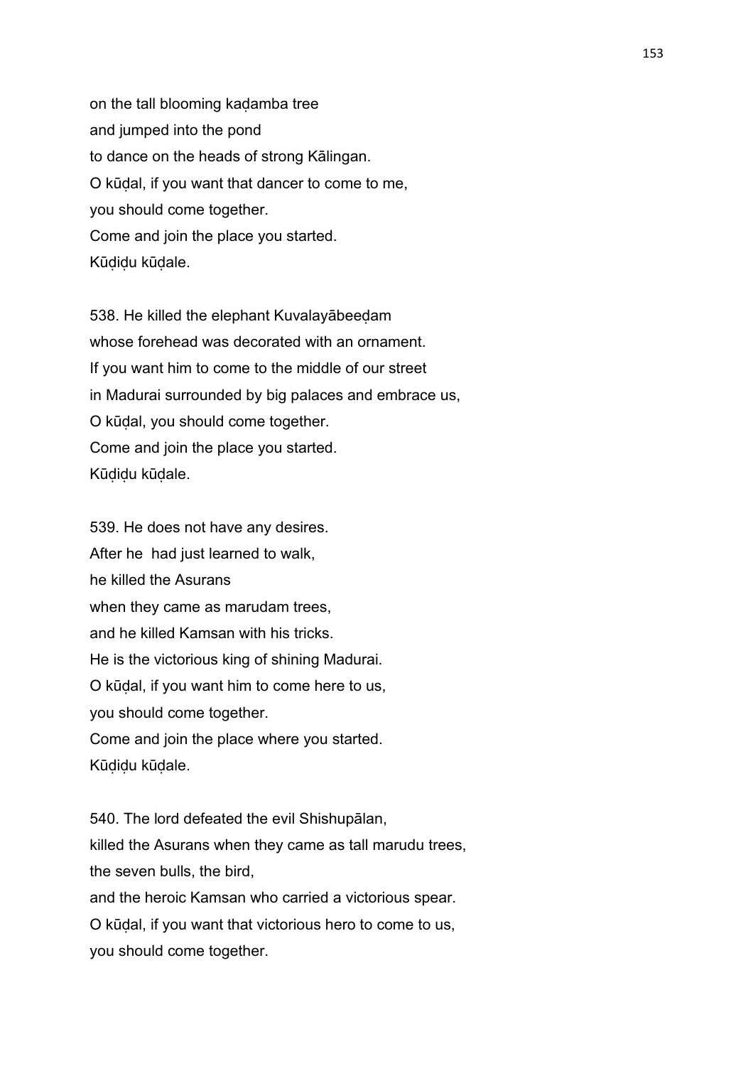on the tall blooming kaḍamba tree
and jumped into the pond
to dance on the heads of strong Kālingan.
O kūḍal, if you want that dancer to come to me,
you should come together.
Come and join the place you started.
Kūḍiḍu kūḍale.

538. He killed the elephant Kuvalayābeeḍam
whose forehead was decorated with an ornament.
If you want him to come to the middle of our street
in Madurai surrounded by big palaces and embrace us,
O kūḍal, you should come together.
Come and join the place you started.
Kūḍiḍu kūḍale.

539. He does not have any desires.
After he had just learned to walk,
he killed the Asurans
when they came as marudam trees,
and he killed Kamsan with his tricks.
He is the victorious king of shining Madurai.
O kūḍal, if you want him to come here to us,
you should come together.
Come and join the place where you started.
Kūḍiḍu kūḍale.

540. The lord defeated the evil Shishupālan,
killed the Asurans when they came as tall marudu trees,
the seven bulls, the bird,
and the heroic Kamsan who carried a victorious spear.
O kūḍal, if you want that victorious hero to come to us,
you should come together.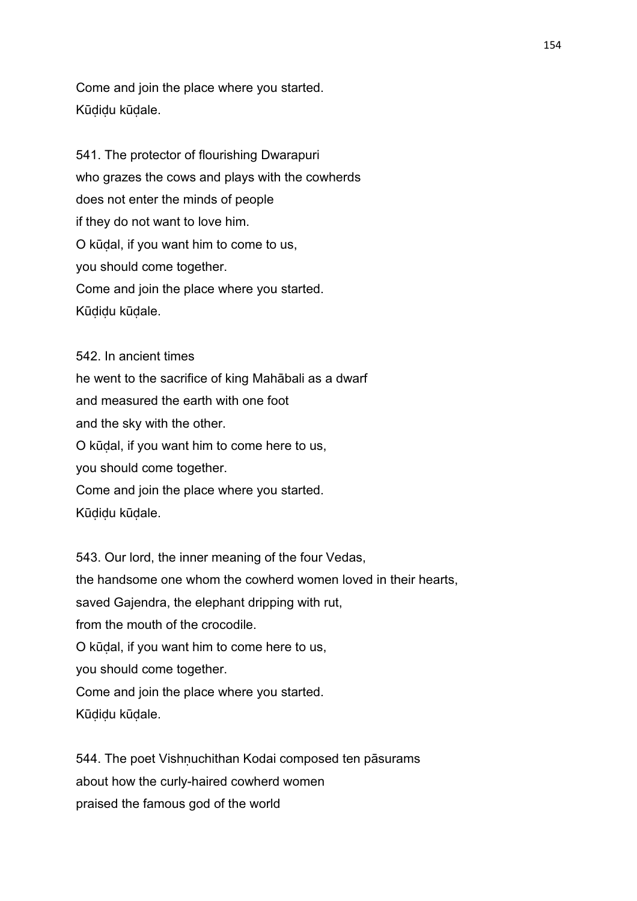Come and join the place where you started.
Kūḍiḍu kūḍale.

541. The protector of flourishing Dwarapuri
who grazes the cows and plays with the cowherds
does not enter the minds of people
if they do not want to love him.
O kūḍal, if you want him to come to us,
you should come together.
Come and join the place where you started.
Kūḍiḍu kūḍale.

542. In ancient times
he went to the sacrifice of king Mahābali as a dwarf
and measured the earth with one foot
and the sky with the other.
O kūḍal, if you want him to come here to us,
you should come together.
Come and join the place where you started.
Kūḍiḍu kūḍale.

543. Our lord, the inner meaning of the four Vedas,
the handsome one whom the cowherd women loved in their hearts,
saved Gajendra, the elephant dripping with rut,
from the mouth of the crocodile.
O kūḍal, if you want him to come here to us,
you should come together.
Come and join the place where you started.
Kūḍiḍu kūḍale.

544. The poet Vishṇuchithan Kodai composed ten pāsurams
about how the curly-haired cowherd women
praised the famous god of the world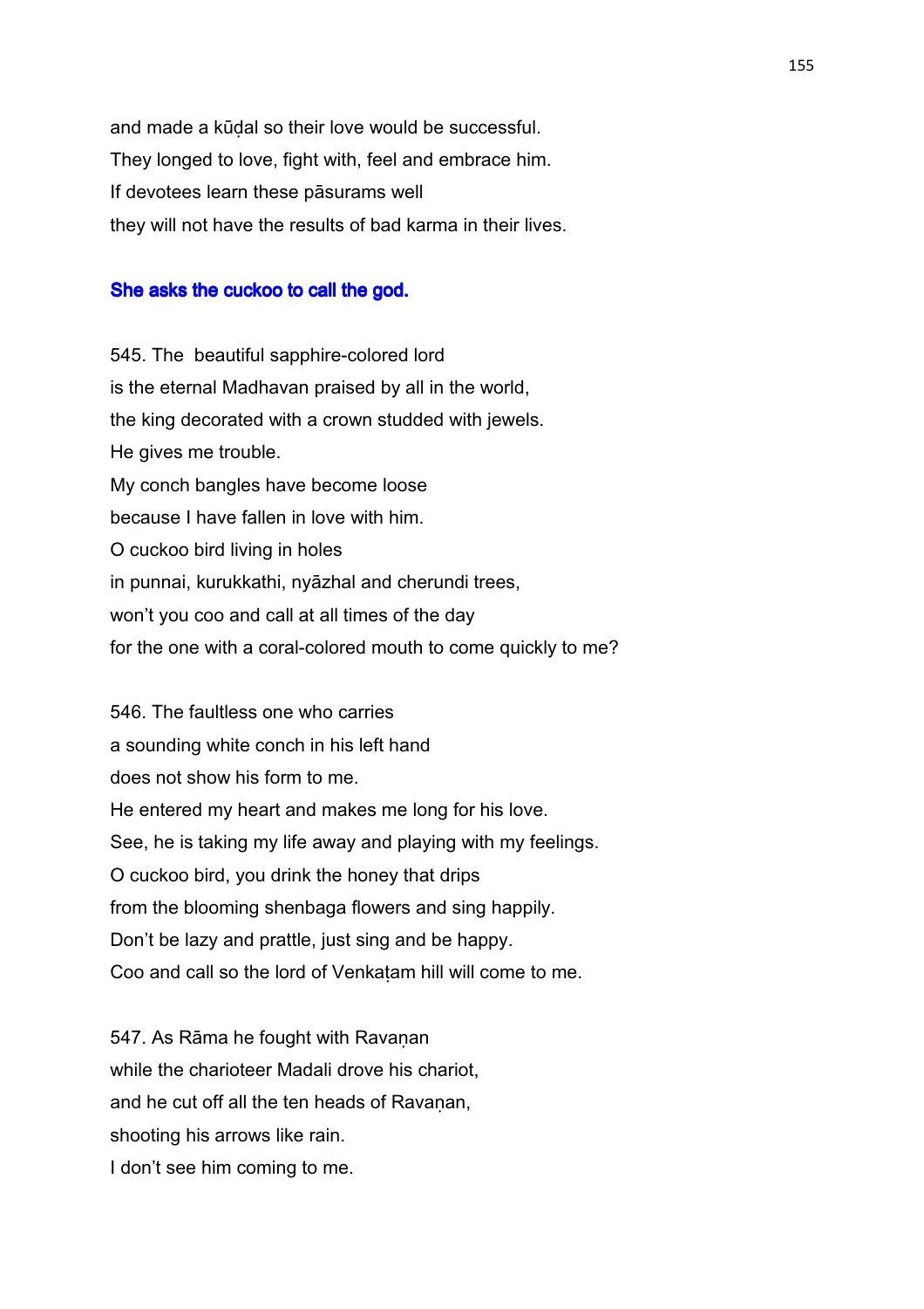and made a kūḍal so their love would be successful.
They longed to love, fight with, feel and embrace him.
If devotees learn these pāsurams well
they will not have the results of bad karma in their lives.

### She asks the cuckoo to call the god.

545. The beautiful sapphire-colored lord
is the eternal Madhavan praised by all in the world,
the king decorated with a crown studded with jewels.
He gives me trouble.
My conch bangles have become loose
because I have fallen in love with him.
O cuckoo bird living in holes
in punnai, kurukkathi, nyāzhal and cherundi trees,
won't you coo and call at all times of the day
for the one with a coral-colored mouth to come quickly to me?

546. The faultless one who carries
a sounding white conch in his left hand
does not show his form to me.
He entered my heart and makes me long for his love.
See, he is taking my life away and playing with my feelings.
O cuckoo bird, you drink the honey that drips
from the blooming shenbaga flowers and sing happily.
Don't be lazy and prattle, just sing and be happy.
Coo and call so the lord of Venkaṭam hill will come to me.

547. As Rāma he fought with Ravaṇan
while the charioteer Madali drove his chariot,
and he cut off all the ten heads of Ravaṇan,
shooting his arrows like rain.
I don't see him coming to me.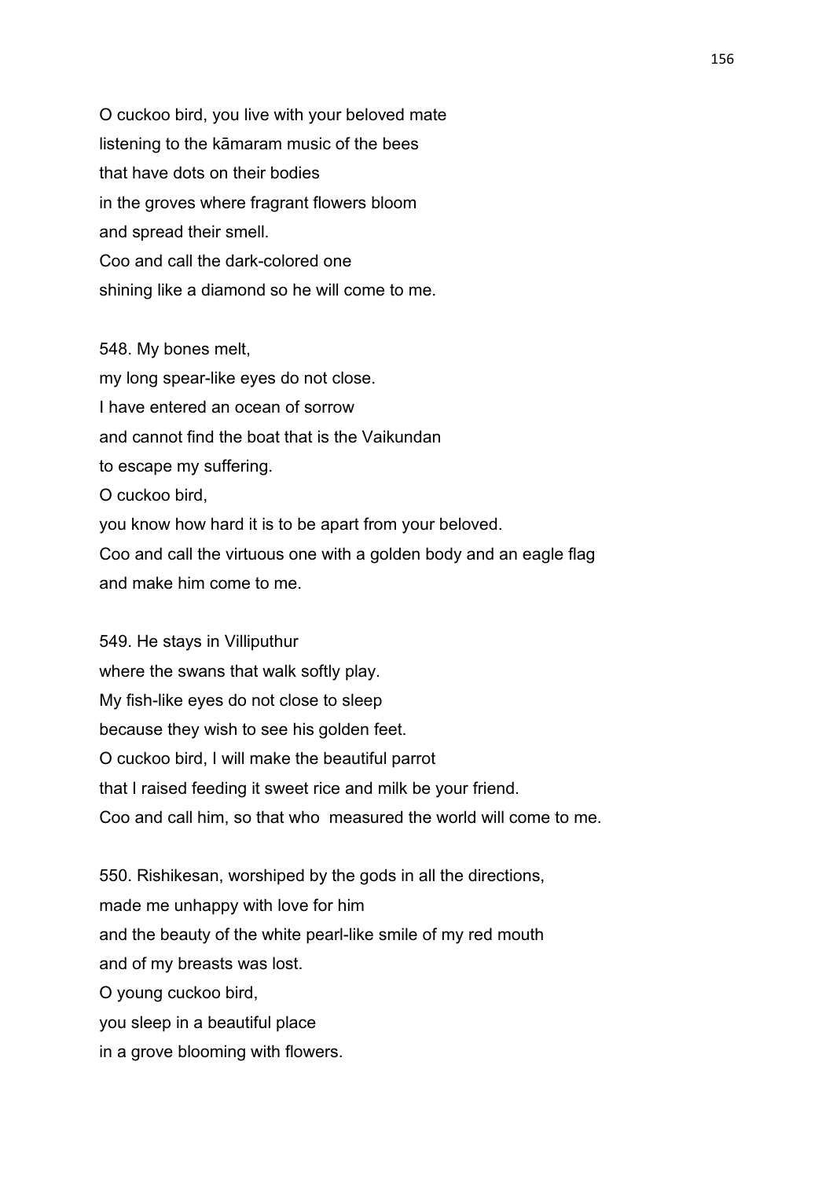O cuckoo bird, you live with your beloved mate
listening to the kāmaram music of the bees
that have dots on their bodies
in the groves where fragrant flowers bloom
and spread their smell.
Coo and call the dark-colored one
shining like a diamond so he will come to me.

548. My bones melt,
my long spear-like eyes do not close.
I have entered an ocean of sorrow
and cannot find the boat that is the Vaikundan
to escape my suffering.
O cuckoo bird,
you know how hard it is to be apart from your beloved.
Coo and call the virtuous one with a golden body and an eagle flag
and make him come to me.

549. He stays in Villiputhur
where the swans that walk softly play.
My fish-like eyes do not close to sleep
because they wish to see his golden feet.
O cuckoo bird, I will make the beautiful parrot
that I raised feeding it sweet rice and milk be your friend.
Coo and call him, so that who  measured the world will come to me.

550. Rishikesan, worshiped by the gods in all the directions,
made me unhappy with love for him
and the beauty of the white pearl-like smile of my red mouth
and of my breasts was lost.
O young cuckoo bird,
you sleep in a beautiful place
in a grove blooming with flowers.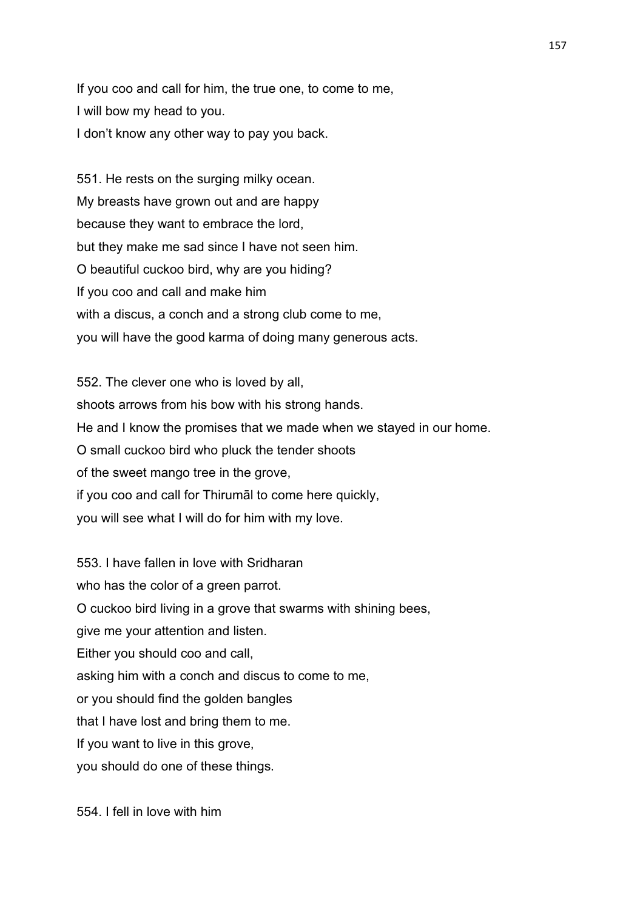If you coo and call for him, the true one, to come to me,
I will bow my head to you.
I don't know any other way to pay you back.

551. He rests on the surging milky ocean.
My breasts have grown out and are happy
because they want to embrace the lord,
but they make me sad since I have not seen him.
O beautiful cuckoo bird, why are you hiding?
If you coo and call and make him
with a discus, a conch and a strong club come to me,
you will have the good karma of doing many generous acts.

552. The clever one who is loved by all,
shoots arrows from his bow with his strong hands.
He and I know the promises that we made when we stayed in our home.
O small cuckoo bird who pluck the tender shoots
of the sweet mango tree in the grove,
if you coo and call for Thirumāl to come here quickly,
you will see what I will do for him with my love.

553. I have fallen in love with Sridharan
who has the color of a green parrot.
O cuckoo bird living in a grove that swarms with shining bees,
give me your attention and listen.
Either you should coo and call,
asking him with a conch and discus to come to me,
or you should find the golden bangles
that I have lost and bring them to me.
If you want to live in this grove,
you should do one of these things.

554. I fell in love with him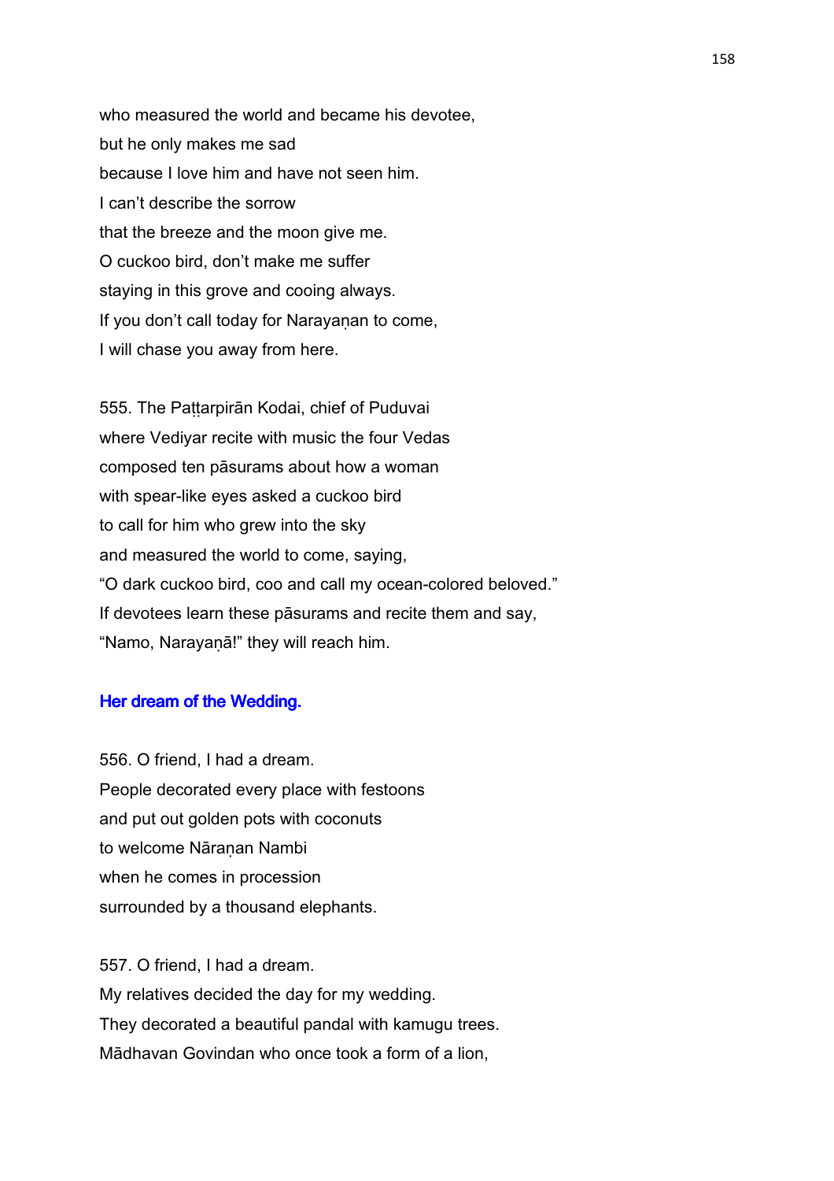who measured the world and became his devotee,
but he only makes me sad
because I love him and have not seen him.
I can't describe the sorrow
that the breeze and the moon give me.
O cuckoo bird, don't make me suffer
staying in this grove and cooing always.
If you don't call today for Narayaṇan to come,
I will chase you away from here.

555. The Paṭṭarpirān Kodai, chief of Puduvai
where Vediyar recite with music the four Vedas
composed ten pāsurams about how a woman
with spear-like eyes asked a cuckoo bird
to call for him who grew into the sky
and measured the world to come, saying,
"O dark cuckoo bird, coo and call my ocean-colored beloved."
If devotees learn these pāsurams and recite them and say,
"Namo, Narayaṇā!" they will reach him.

### Her dream of the Wedding.

556. O friend, I had a dream.
People decorated every place with festoons
and put out golden pots with coconuts
to welcome Nāraṇan Nambi
when he comes in procession
surrounded by a thousand elephants.

557. O friend, I had a dream.
My relatives decided the day for my wedding.
They decorated a beautiful pandal with kamugu trees.
Mādhavan Govindan who once took a form of a lion,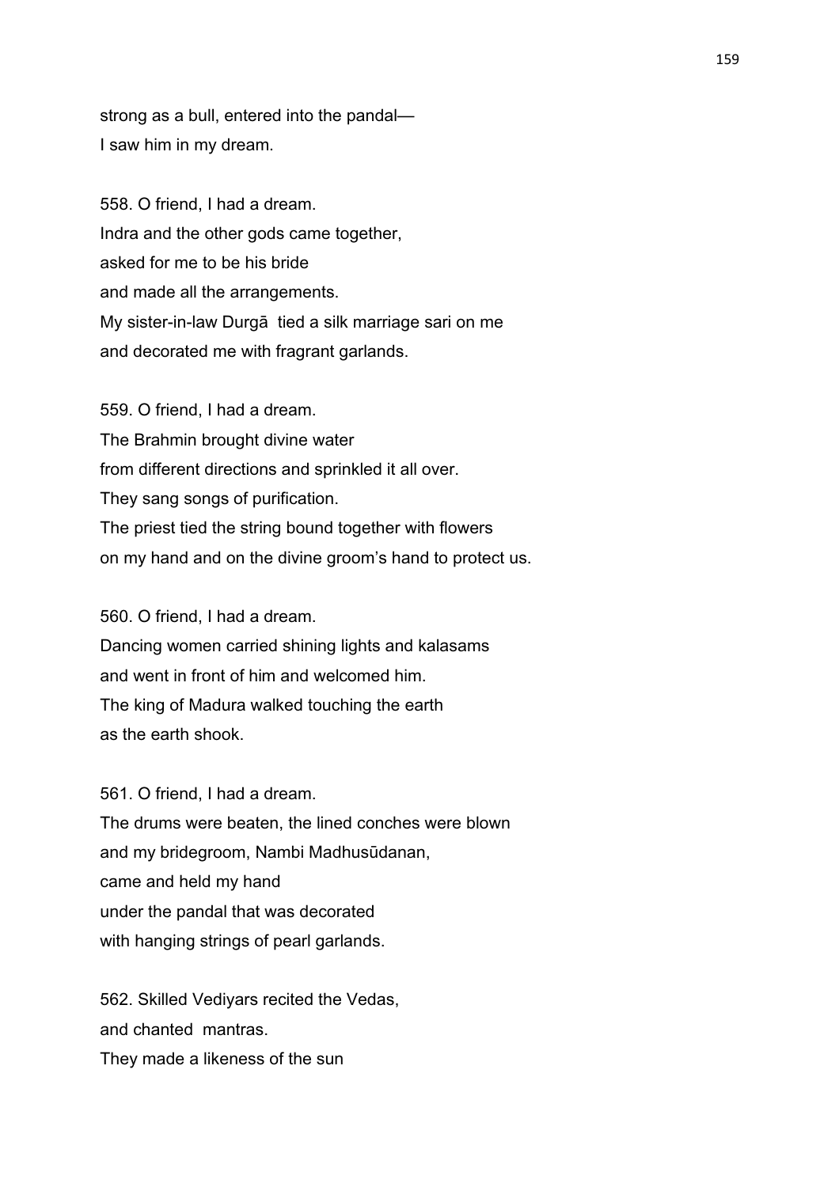strong as a bull, entered into the pandal—
I saw him in my dream.

558. O friend, I had a dream.
Indra and the other gods came together,
asked for me to be his bride
and made all the arrangements.
My sister-in-law Durgā  tied a silk marriage sari on me
and decorated me with fragrant garlands.

559. O friend, I had a dream.
The Brahmin brought divine water
from different directions and sprinkled it all over.
They sang songs of purification.
The priest tied the string bound together with flowers
on my hand and on the divine groom's hand to protect us.

560. O friend, I had a dream.
Dancing women carried shining lights and kalasams
and went in front of him and welcomed him.
The king of Madura walked touching the earth
as the earth shook.

561. O friend, I had a dream.
The drums were beaten, the lined conches were blown
and my bridegroom, Nambi Madhusūdanan,
came and held my hand
under the pandal that was decorated
with hanging strings of pearl garlands.

562. Skilled Vediyars recited the Vedas,
and chanted  mantras.
They made a likeness of the sun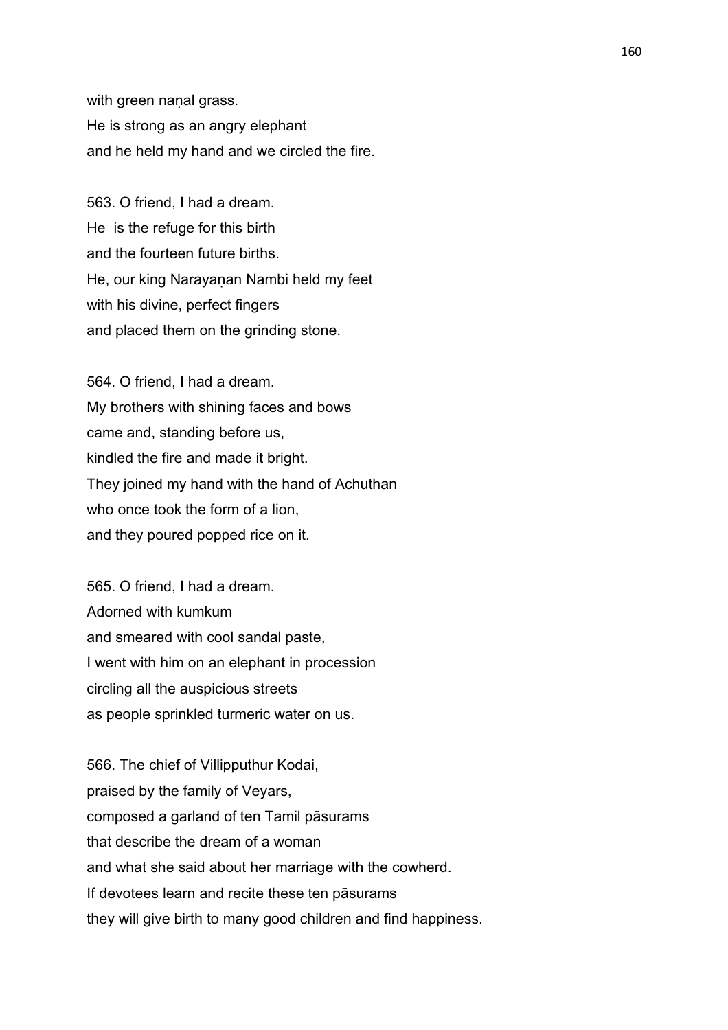with green naṇal grass.
He is strong as an angry elephant
and he held my hand and we circled the fire.

563. O friend, I had a dream.
He  is the refuge for this birth
and the fourteen future births.
He, our king Narayaṇan Nambi held my feet
with his divine, perfect fingers
and placed them on the grinding stone.

564. O friend, I had a dream.
My brothers with shining faces and bows
came and, standing before us,
kindled the fire and made it bright.
They joined my hand with the hand of Achuthan
who once took the form of a lion,
and they poured popped rice on it.

565. O friend, I had a dream.
Adorned with kumkum
and smeared with cool sandal paste,
I went with him on an elephant in procession
circling all the auspicious streets
as people sprinkled turmeric water on us.

566. The chief of Villipputhur Kodai,
praised by the family of Veyars,
composed a garland of ten Tamil pāsurams
that describe the dream of a woman
and what she said about her marriage with the cowherd.
If devotees learn and recite these ten pāsurams
they will give birth to many good children and find happiness.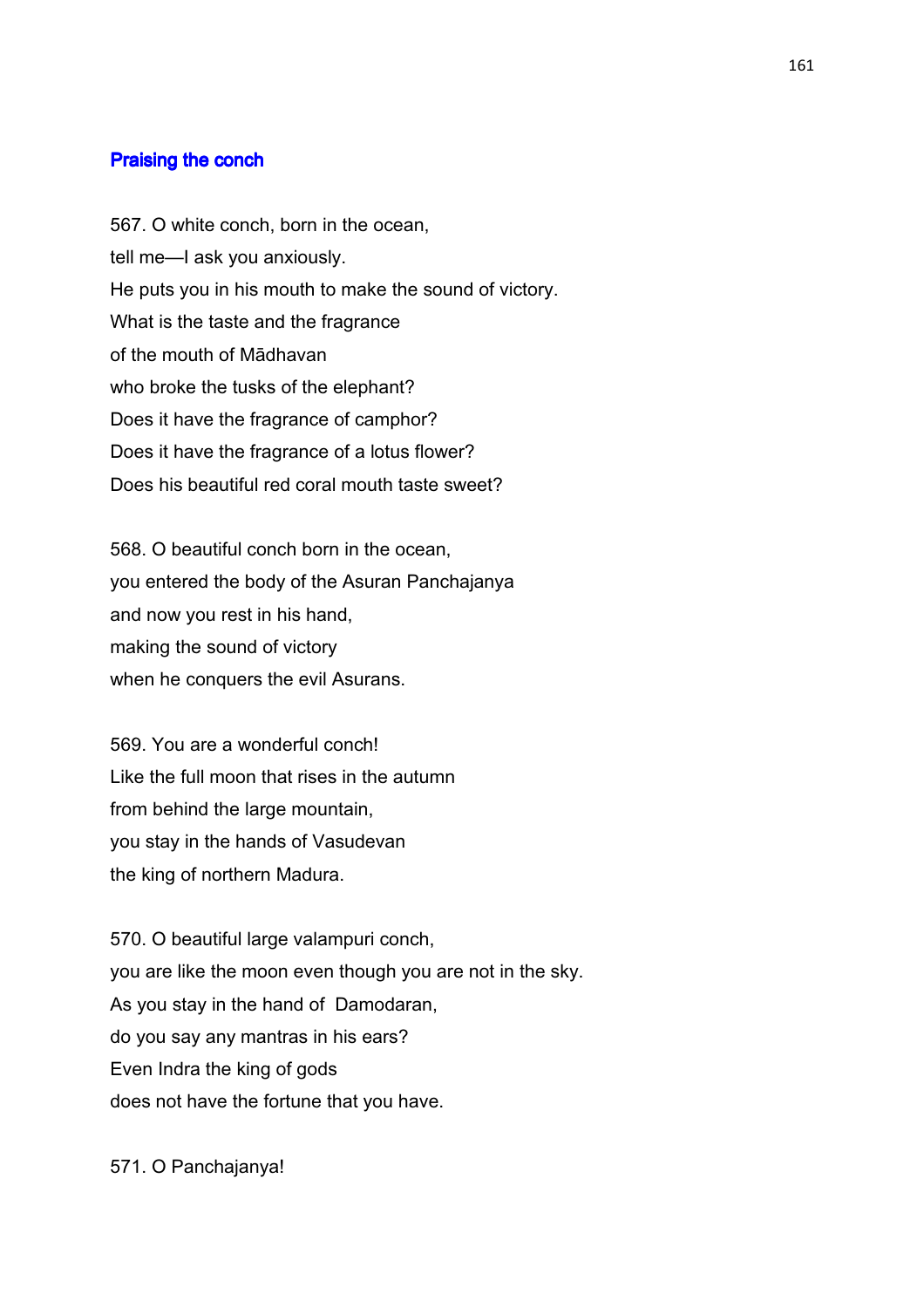## Praising the conch

567. O white conch, born in the ocean,
tell me—I ask you anxiously.
He puts you in his mouth to make the sound of victory.
What is the taste and the fragrance
of the mouth of Mādhavan
who broke the tusks of the elephant?
Does it have the fragrance of camphor?
Does it have the fragrance of a lotus flower?
Does his beautiful red coral mouth taste sweet?

568. O beautiful conch born in the ocean,
you entered the body of the Asuran Panchajanya
and now you rest in his hand,
making the sound of victory
when he conquers the evil Asurans.

569. You are a wonderful conch!
Like the full moon that rises in the autumn
from behind the large mountain,
you stay in the hands of Vasudevan
the king of northern Madura.

570. O beautiful large valampuri conch,
you are like the moon even though you are not in the sky.
As you stay in the hand of Damodaran,
do you say any mantras in his ears?
Even Indra the king of gods
does not have the fortune that you have.

571. O Panchajanya!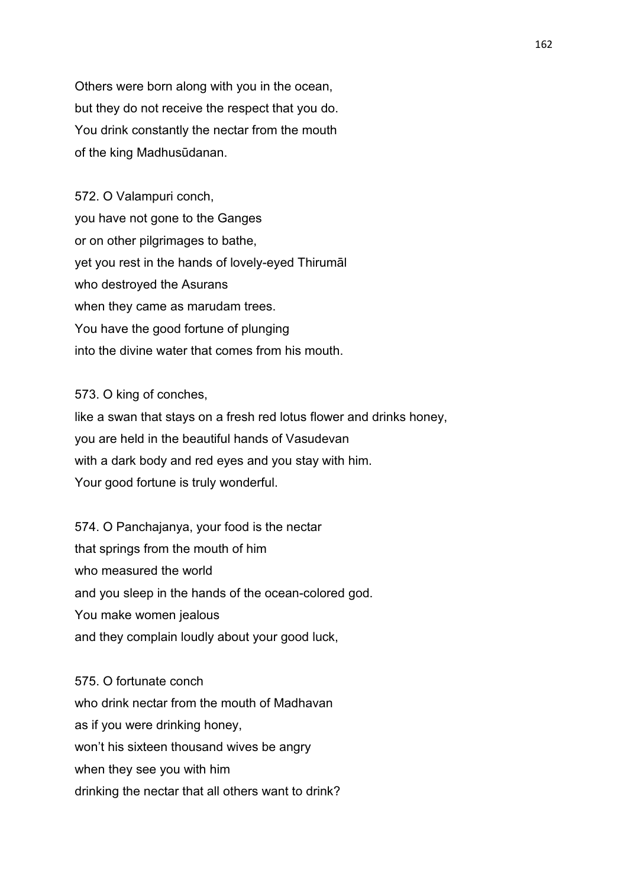Others were born along with you in the ocean,
but they do not receive the respect that you do.
You drink constantly the nectar from the mouth
of the king Madhusūdanan.

572. O Valampuri conch,
you have not gone to the Ganges
or on other pilgrimages to bathe,
yet you rest in the hands of lovely-eyed Thirumāl
who destroyed the Asurans
when they came as marudam trees.
You have the good fortune of plunging
into the divine water that comes from his mouth.

573. O king of conches,
like a swan that stays on a fresh red lotus flower and drinks honey,
you are held in the beautiful hands of Vasudevan
with a dark body and red eyes and you stay with him.
Your good fortune is truly wonderful.

574. O Panchajanya, your food is the nectar
that springs from the mouth of him
who measured the world
and you sleep in the hands of the ocean-colored god.
You make women jealous
and they complain loudly about your good luck,

575. O fortunate conch
who drink nectar from the mouth of Madhavan
as if you were drinking honey,
won't his sixteen thousand wives be angry
when they see you with him
drinking the nectar that all others want to drink?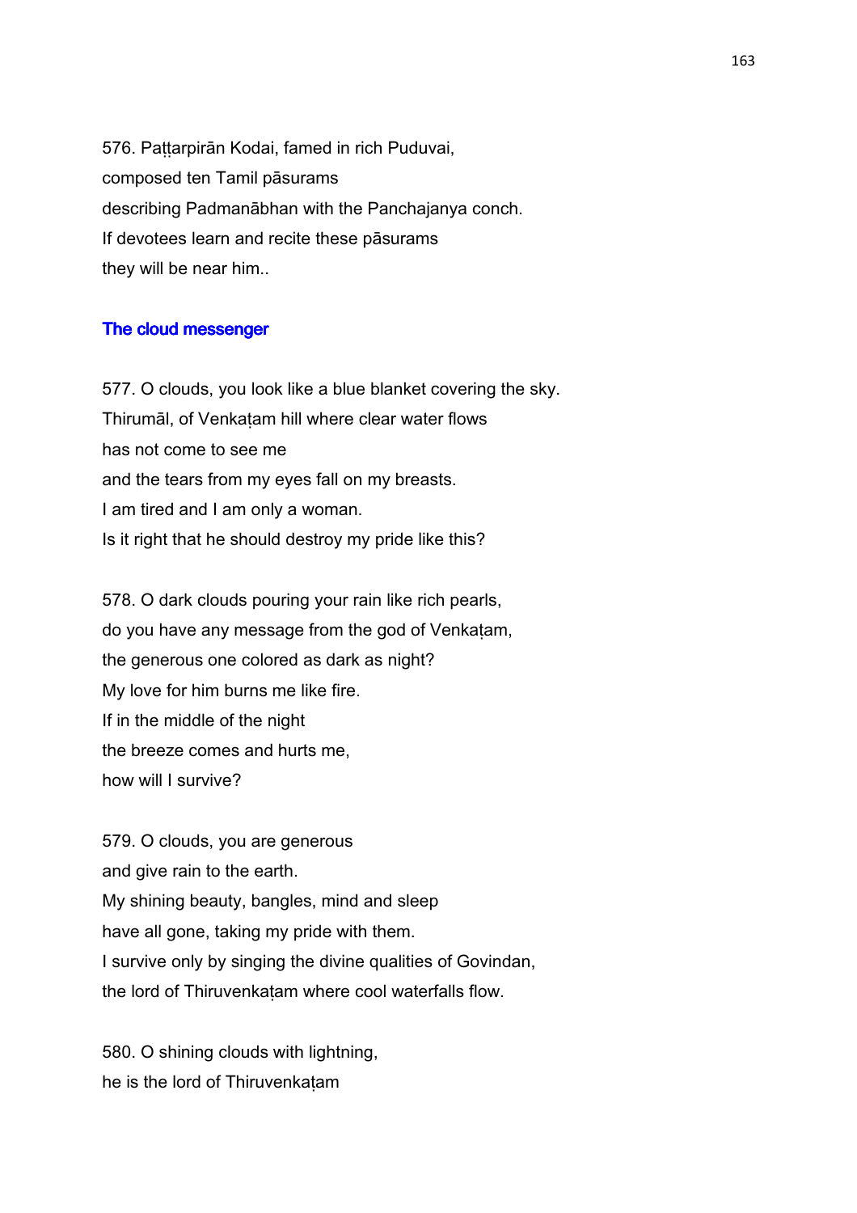576. Paṭṭarpirān Kodai, famed in rich Puduvai,
composed ten Tamil pāsurams
describing Padmanābhan with the Panchajanya conch.
If devotees learn and recite these pāsurams
they will be near him..

## The cloud messenger

577. O clouds, you look like a blue blanket covering the sky.
Thirumāl, of Venkaṭam hill where clear water flows
has not come to see me
and the tears from my eyes fall on my breasts.
I am tired and I am only a woman.
Is it right that he should destroy my pride like this?

578. O dark clouds pouring your rain like rich pearls,
do you have any message from the god of Venkaṭam,
the generous one colored as dark as night?
My love for him burns me like fire.
If in the middle of the night
the breeze comes and hurts me,
how will I survive?

579. O clouds, you are generous
and give rain to the earth.
My shining beauty, bangles, mind and sleep
have all gone, taking my pride with them.
I survive only by singing the divine qualities of Govindan,
the lord of Thiruvenkaṭam where cool waterfalls flow.

580. O shining clouds with lightning,
he is the lord of Thiruvenkaṭam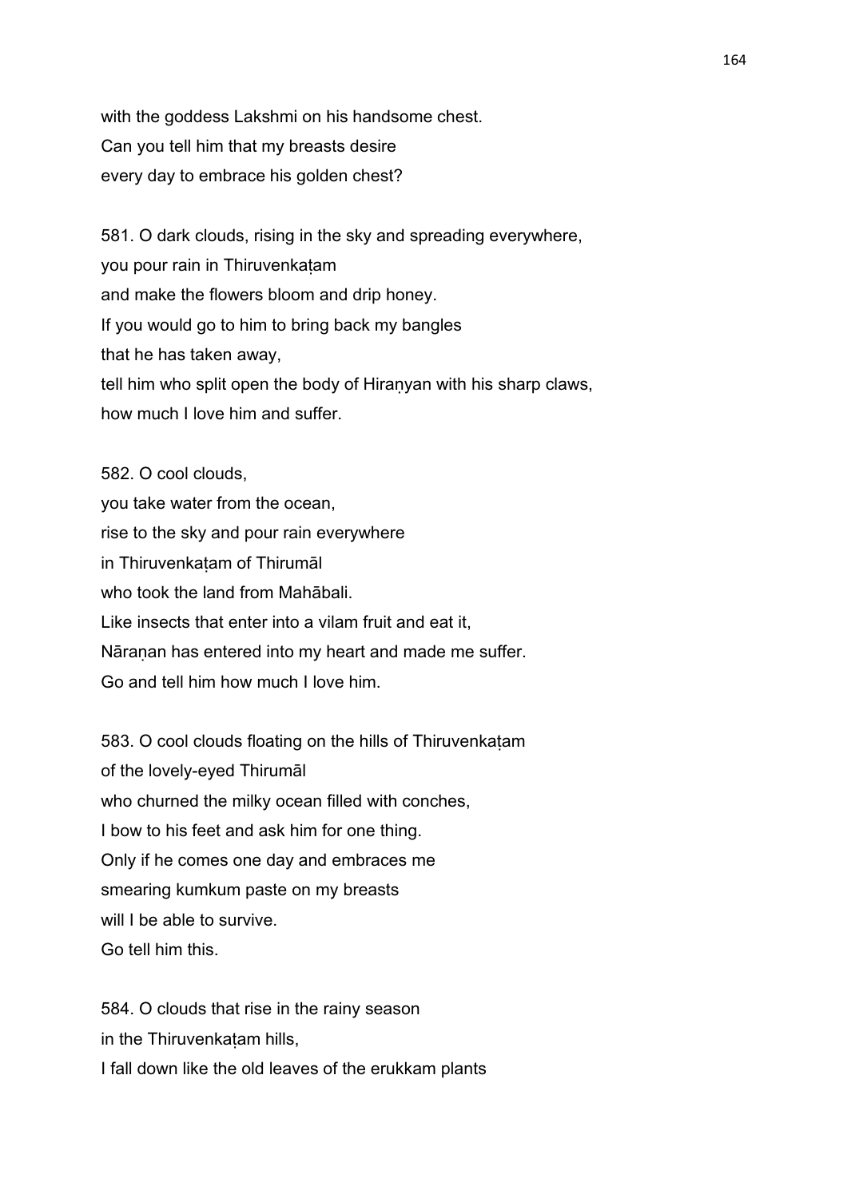with the goddess Lakshmi on his handsome chest.
Can you tell him that my breasts desire
every day to embrace his golden chest?

581. O dark clouds, rising in the sky and spreading everywhere,
you pour rain in Thiruvenkaṭam
and make the flowers bloom and drip honey.
If you would go to him to bring back my bangles
that he has taken away,
tell him who split open the body of Hiraṇyan with his sharp claws,
how much I love him and suffer.

582. O cool clouds,
you take water from the ocean,
rise to the sky and pour rain everywhere
in Thiruvenkaṭam of Thirumāl
who took the land from Mahābali.
Like insects that enter into a vilam fruit and eat it,
Nāraṇan has entered into my heart and made me suffer.
Go and tell him how much I love him.

583. O cool clouds floating on the hills of Thiruvenkaṭam
of the lovely-eyed Thirumāl
who churned the milky ocean filled with conches,
I bow to his feet and ask him for one thing.
Only if he comes one day and embraces me
smearing kumkum paste on my breasts
will I be able to survive.
Go tell him this.

584. O clouds that rise in the rainy season
in the Thiruvenkaṭam hills,
I fall down like the old leaves of the erukkam plants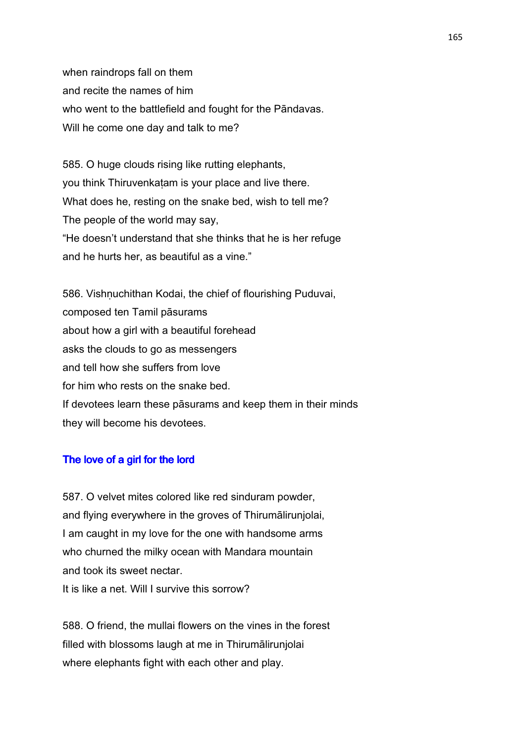when raindrops fall on them
and recite the names of him
who went to the battlefield and fought for the Pāndavas.
Will he come one day and talk to me?

585. O huge clouds rising like rutting elephants,
you think Thiruvenkaṭam is your place and live there.
What does he, resting on the snake bed, wish to tell me?
The people of the world may say,
“He doesn’t understand that she thinks that he is her refuge
and he hurts her, as beautiful as a vine.”

586. Vishṇuchithan Kodai, the chief of flourishing Puduvai,
composed ten Tamil pāsurams
about how a girl with a beautiful forehead
asks the clouds to go as messengers
and tell how she suffers from love
for him who rests on the snake bed.
If devotees learn these pāsurams and keep them in their minds
they will become his devotees.

## The love of a girl for the lord

587. O velvet mites colored like red sinduram powder,
and flying everywhere in the groves of Thirumālirunjolai,
I am caught in my love for the one with handsome arms
who churned the milky ocean with Mandara mountain
and took its sweet nectar.
It is like a net. Will I survive this sorrow?

588. O friend, the mullai flowers on the vines in the forest
filled with blossoms laugh at me in Thirumālirunjolai
where elephants fight with each other and play.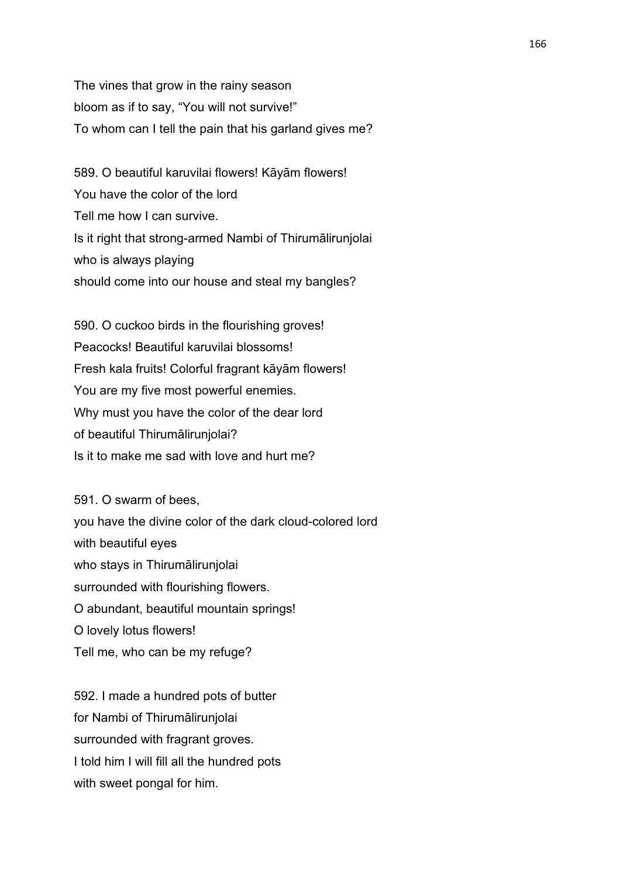The vines that grow in the rainy season
bloom as if to say, “You will not survive!”
To whom can I tell the pain that his garland gives me?

589. O beautiful karuvilai flowers! Kāyām flowers!
You have the color of the lord
Tell me how I can survive.
Is it right that strong-armed Nambi of Thirumālirunjolai
who is always playing
should come into our house and steal my bangles?

590. O cuckoo birds in the flourishing groves!
Peacocks! Beautiful karuvilai blossoms!
Fresh kala fruits! Colorful fragrant kāyām flowers!
You are my five most powerful enemies.
Why must you have the color of the dear lord
of beautiful Thirumālirunjolai?
Is it to make me sad with love and hurt me?

591. O swarm of bees,
you have the divine color of the dark cloud-colored lord
with beautiful eyes
who stays in Thirumālirunjolai
surrounded with flourishing flowers.
O abundant, beautiful mountain springs!
O lovely lotus flowers!
Tell me, who can be my refuge?

592. I made a hundred pots of butter
for Nambi of Thirumālirunjolai
surrounded with fragrant groves.
I told him I will fill all the hundred pots
with sweet pongal for him.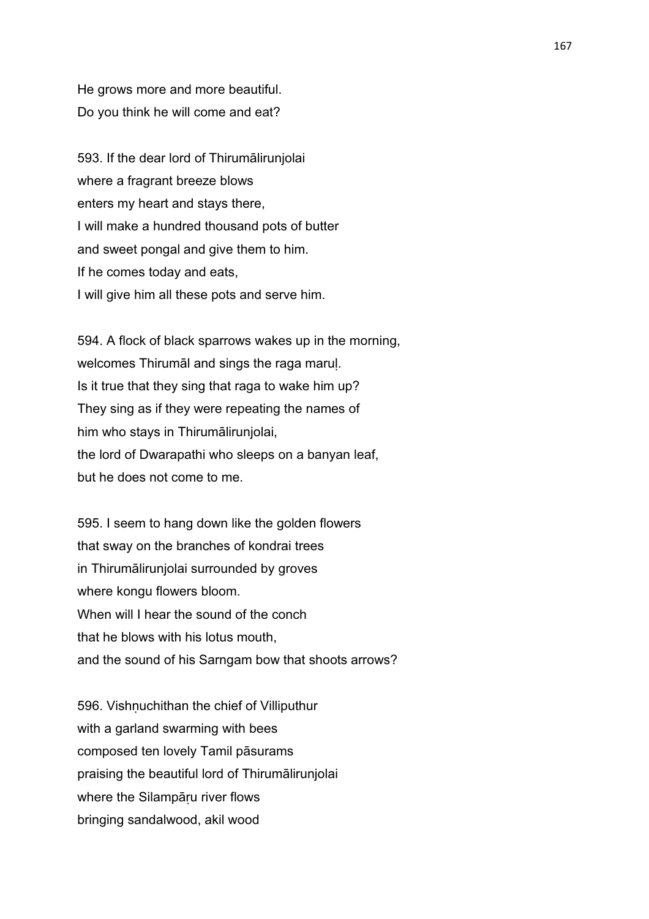He grows more and more beautiful.
Do you think he will come and eat?

593. If the dear lord of Thirumālirunjolai
where a fragrant breeze blows
enters my heart and stays there,
I will make a hundred thousand pots of butter
and sweet pongal and give them to him.
If he comes today and eats,
I will give him all these pots and serve him.

594. A flock of black sparrows wakes up in the morning,
welcomes Thirumāl and sings the raga maruḷ.
Is it true that they sing that raga to wake him up?
They sing as if they were repeating the names of
him who stays in Thirumālirunjolai,
the lord of Dwarapathi who sleeps on a banyan leaf,
but he does not come to me.

595. I seem to hang down like the golden flowers
that sway on the branches of kondrai trees
in Thirumālirunjolai surrounded by groves
where kongu flowers bloom.
When will I hear the sound of the conch
that he blows with his lotus mouth,
and the sound of his Sarngam bow that shoots arrows?

596. Vishṇuchithan the chief of Villiputhur
with a garland swarming with bees
composed ten lovely Tamil pāsurams
praising the beautiful lord of Thirumālirunjolai
where the Silampāṛu river flows
bringing sandalwood, akil wood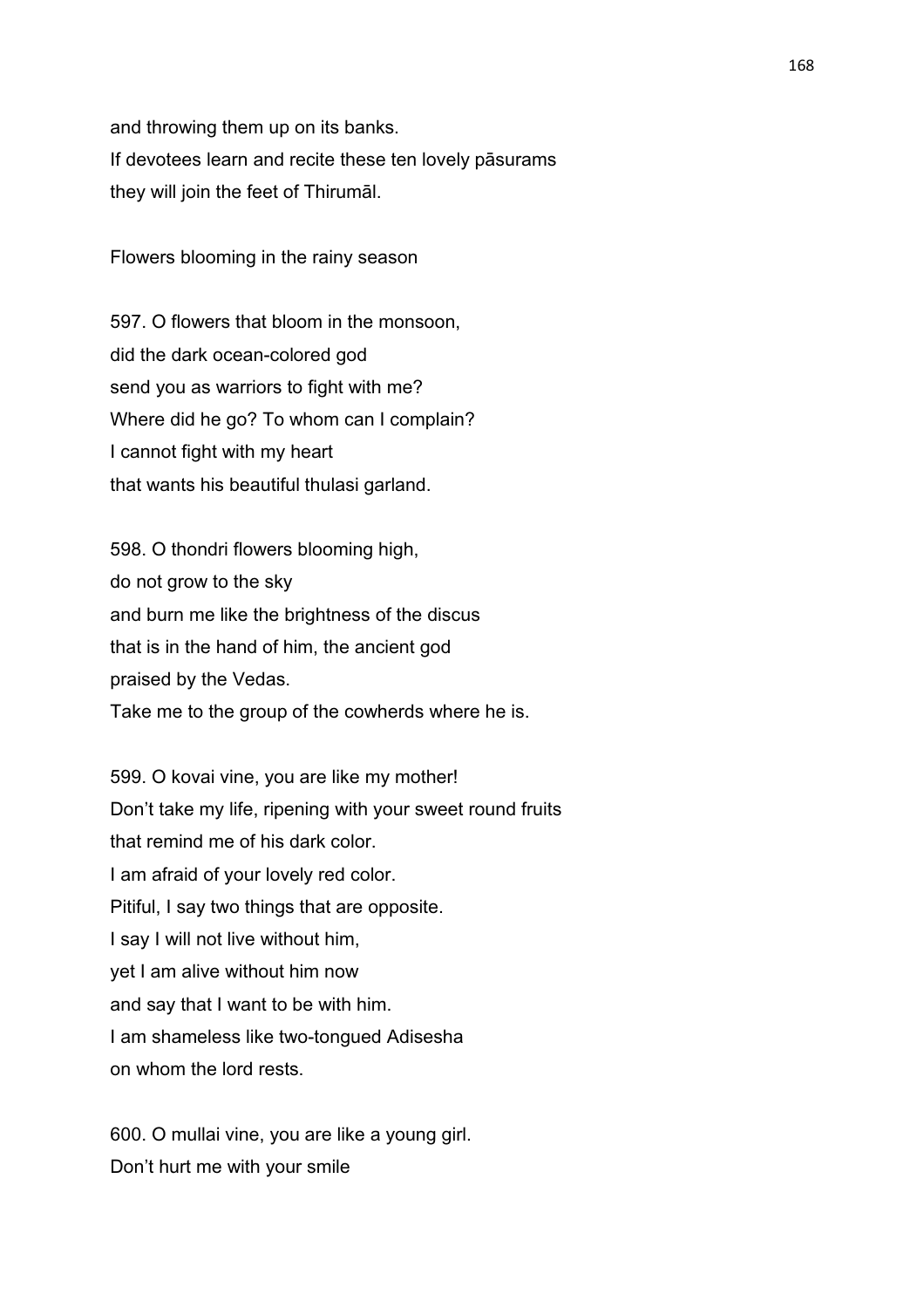and throwing them up on its banks.
If devotees learn and recite these ten lovely pāsurams
they will join the feet of Thirumāl.

Flowers blooming in the rainy season

597. O flowers that bloom in the monsoon,
did the dark ocean-colored god
send you as warriors to fight with me?
Where did he go? To whom can I complain?
I cannot fight with my heart
that wants his beautiful thulasi garland.

598. O thondri flowers blooming high,
do not grow to the sky
and burn me like the brightness of the discus
that is in the hand of him, the ancient god
praised by the Vedas.
Take me to the group of the cowherds where he is.

599. O kovai vine, you are like my mother!
Don't take my life, ripening with your sweet round fruits
that remind me of his dark color.
I am afraid of your lovely red color.
Pitiful, I say two things that are opposite.
I say I will not live without him,
yet I am alive without him now
and say that I want to be with him.
I am shameless like two-tongued Adisesha
on whom the lord rests.

600. O mullai vine, you are like a young girl.
Don't hurt me with your smile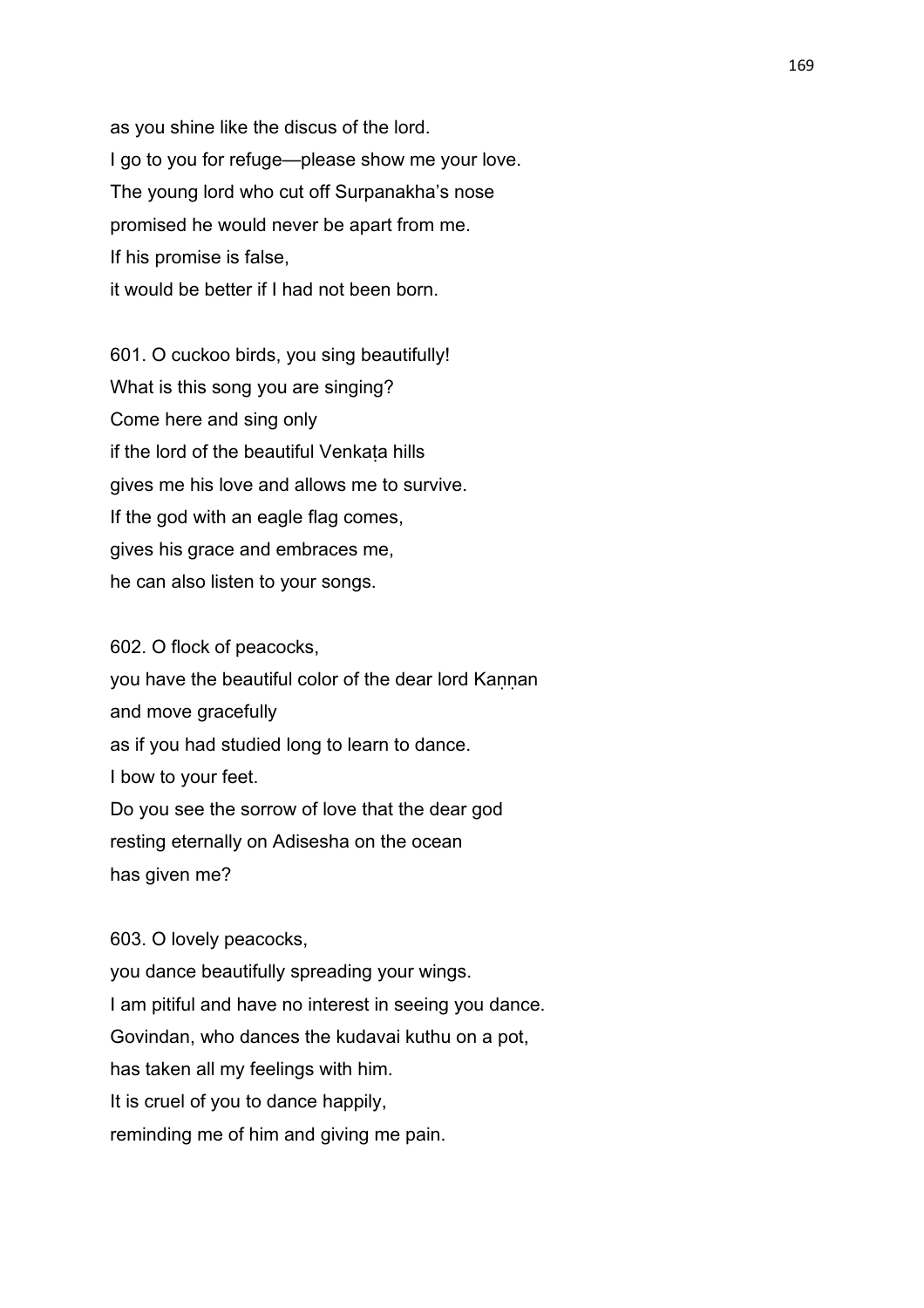as you shine like the discus of the lord.
I go to you for refuge—please show me your love.
The young lord who cut off Surpanakha's nose
promised he would never be apart from me.
If his promise is false,
it would be better if I had not been born.

601. O cuckoo birds, you sing beautifully!
What is this song you are singing?
Come here and sing only
if the lord of the beautiful Venkaṭa hills
gives me his love and allows me to survive.
If the god with an eagle flag comes,
gives his grace and embraces me,
he can also listen to your songs.

602. O flock of peacocks,
you have the beautiful color of the dear lord Kaṇṇan
and move gracefully
as if you had studied long to learn to dance.
I bow to your feet.
Do you see the sorrow of love that the dear god
resting eternally on Adisesha on the ocean
has given me?

603. O lovely peacocks,
you dance beautifully spreading your wings.
I am pitiful and have no interest in seeing you dance.
Govindan, who dances the kudavai kuthu on a pot,
has taken all my feelings with him.
It is cruel of you to dance happily,
reminding me of him and giving me pain.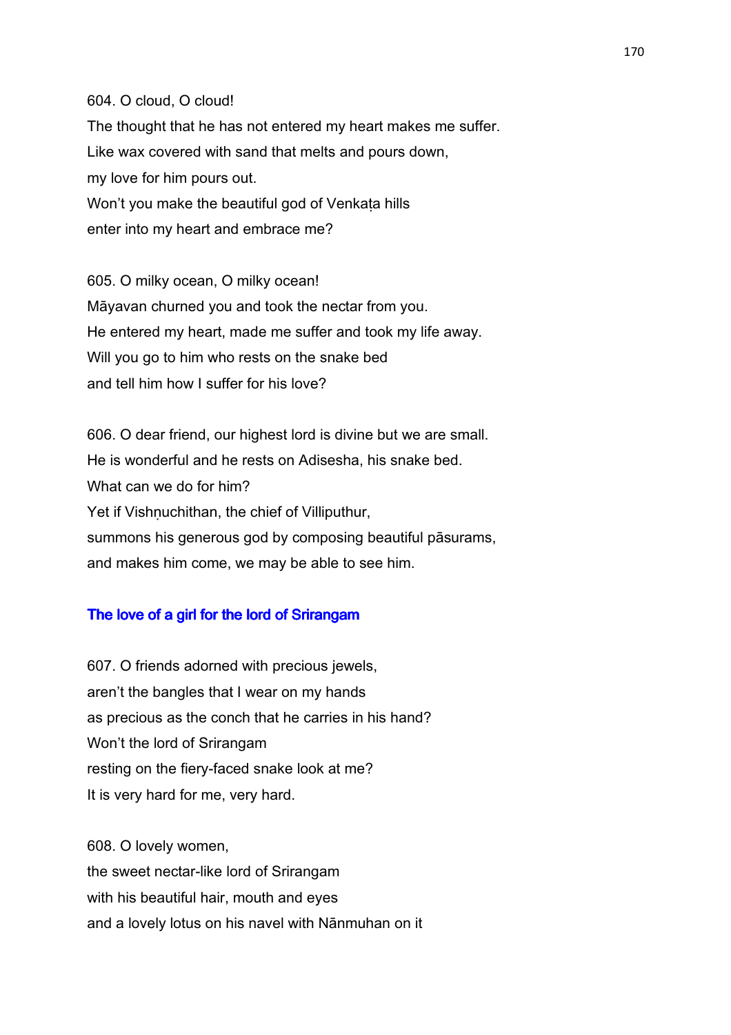604. O cloud, O cloud!
The thought that he has not entered my heart makes me suffer.
Like wax covered with sand that melts and pours down,
my love for him pours out.
Won't you make the beautiful god of Venkaṭa hills
enter into my heart and embrace me?

605. O milky ocean, O milky ocean!
Māyavan churned you and took the nectar from you.
He entered my heart, made me suffer and took my life away.
Will you go to him who rests on the snake bed
and tell him how I suffer for his love?

606. O dear friend, our highest lord is divine but we are small.
He is wonderful and he rests on Adisesha, his snake bed.
What can we do for him?
Yet if Vishṇuchithan, the chief of Villiputhur,
summons his generous god by composing beautiful pāsurams,
and makes him come, we may be able to see him.

## The love of a girl for the lord of Srirangam

607. O friends adorned with precious jewels,
aren't the bangles that I wear on my hands
as precious as the conch that he carries in his hand?
Won't the lord of Srirangam
resting on the fiery-faced snake look at me?
It is very hard for me, very hard.

608. O lovely women,
the sweet nectar-like lord of Srirangam
with his beautiful hair, mouth and eyes
and a lovely lotus on his navel with Nānmuhan on it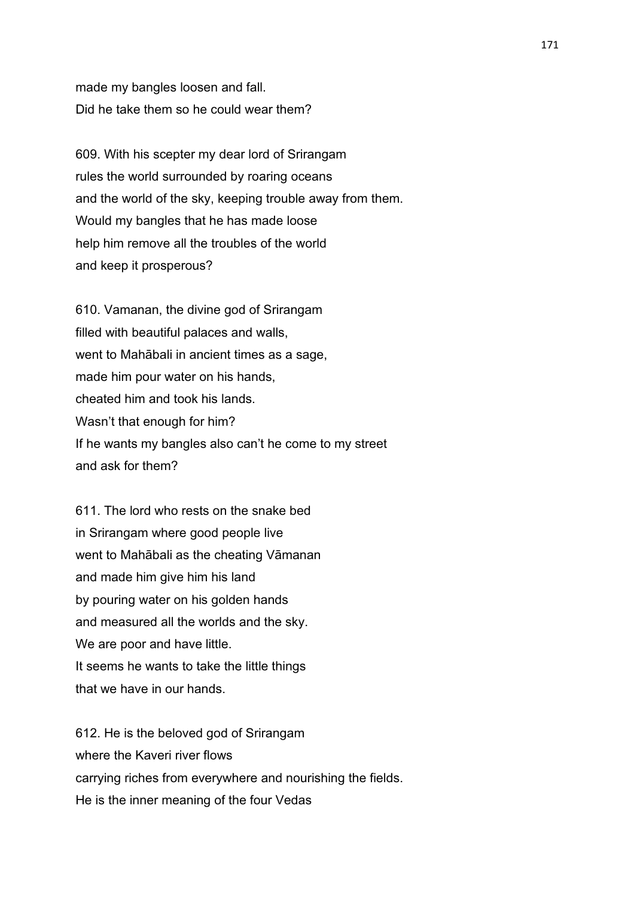made my bangles loosen and fall.
Did he take them so he could wear them?

609. With his scepter my dear lord of Srirangam
rules the world surrounded by roaring oceans
and the world of the sky, keeping trouble away from them.
Would my bangles that he has made loose
help him remove all the troubles of the world
and keep it prosperous?

610. Vamanan, the divine god of Srirangam
filled with beautiful palaces and walls,
went to Mahābali in ancient times as a sage,
made him pour water on his hands,
cheated him and took his lands.
Wasn't that enough for him?
If he wants my bangles also can't he come to my street
and ask for them?

611. The lord who rests on the snake bed
in Srirangam where good people live
went to Mahābali as the cheating Vāmanan
and made him give him his land
by pouring water on his golden hands
and measured all the worlds and the sky.
We are poor and have little.
It seems he wants to take the little things
that we have in our hands.

612. He is the beloved god of Srirangam
where the Kaveri river flows
carrying riches from everywhere and nourishing the fields.
He is the inner meaning of the four Vedas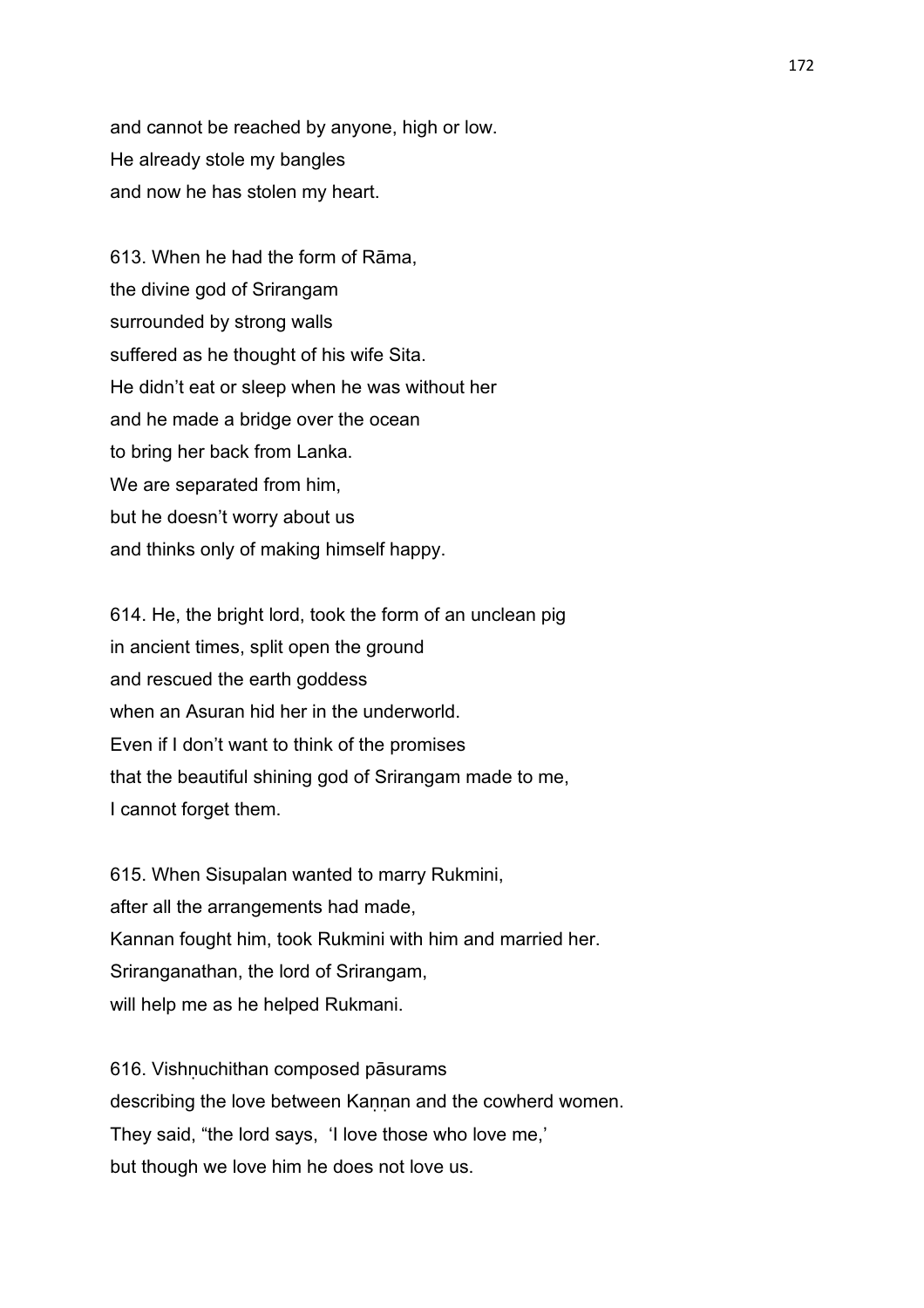and cannot be reached by anyone, high or low.
He already stole my bangles
and now he has stolen my heart.

613. When he had the form of Rāma,
the divine god of Srirangam
surrounded by strong walls
suffered as he thought of his wife Sita.
He didn't eat or sleep when he was without her
and he made a bridge over the ocean
to bring her back from Lanka.
We are separated from him,
but he doesn't worry about us
and thinks only of making himself happy.

614. He, the bright lord, took the form of an unclean pig
in ancient times, split open the ground
and rescued the earth goddess
when an Asuran hid her in the underworld.
Even if I don't want to think of the promises
that the beautiful shining god of Srirangam made to me,
I cannot forget them.

615. When Sisupalan wanted to marry Rukmini,
after all the arrangements had made,
Kannan fought him, took Rukmini with him and married her.
Sriranganathan, the lord of Srirangam,
will help me as he helped Rukmani.

616. Vishṇuchithan composed pāsurams
describing the love between Kaṇṇan and the cowherd women.
They said, "the lord says, 'I love those who love me,'
but though we love him he does not love us.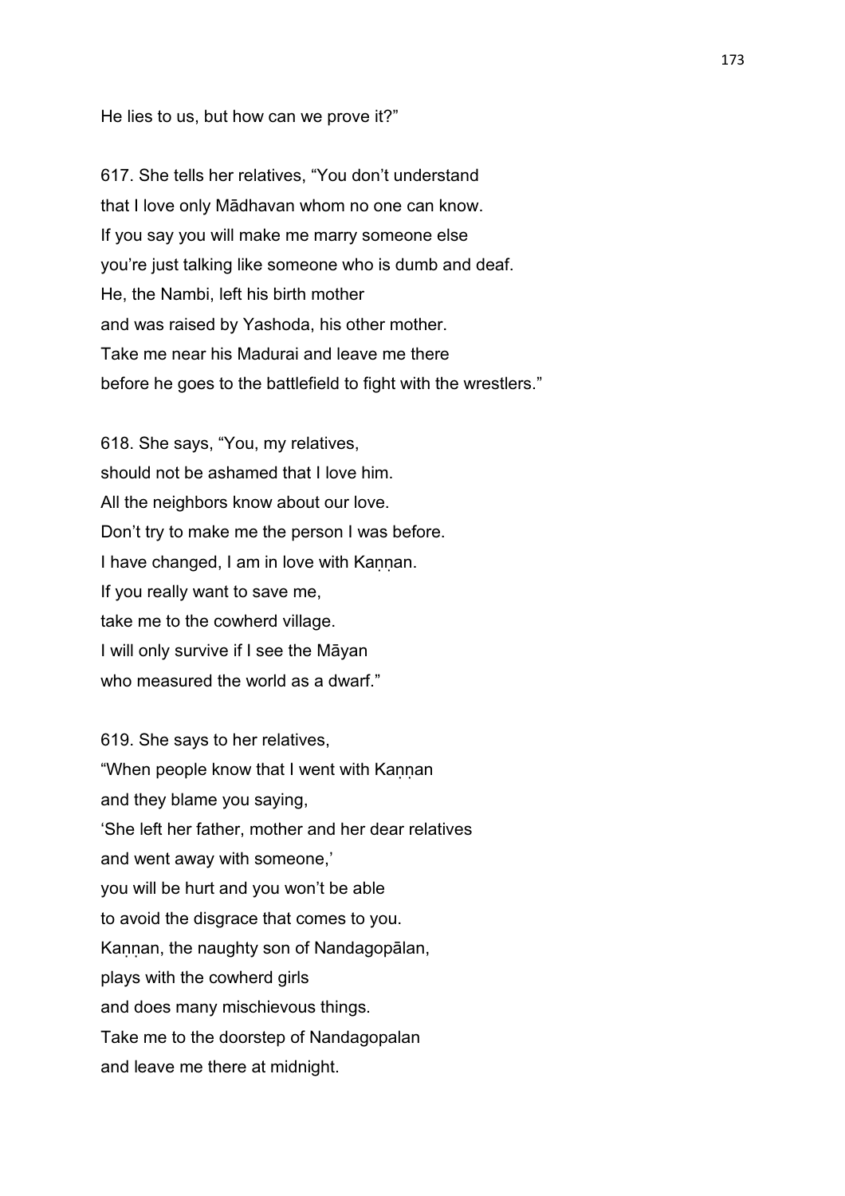He lies to us, but how can we prove it?”

617. She tells her relatives, “You don’t understand
that I love only Mādhavan whom no one can know.
If you say you will make me marry someone else
you’re just talking like someone who is dumb and deaf.
He, the Nambi, left his birth mother
and was raised by Yashoda, his other mother.
Take me near his Madurai and leave me there
before he goes to the battlefield to fight with the wrestlers.”

618. She says, “You, my relatives,
should not be ashamed that I love him.
All the neighbors know about our love.
Don’t try to make me the person I was before.
I have changed, I am in love with Kaṇṇan.
If you really want to save me,
take me to the cowherd village.
I will only survive if I see the Māyan
who measured the world as a dwarf.”

619. She says to her relatives,
“When people know that I went with Kaṇṇan
and they blame you saying,
‘She left her father, mother and her dear relatives
and went away with someone,’
you will be hurt and you won’t be able
to avoid the disgrace that comes to you.
Kaṇṇan, the naughty son of Nandagopālan,
plays with the cowherd girls
and does many mischievous things.
Take me to the doorstep of Nandagopalan
and leave me there at midnight.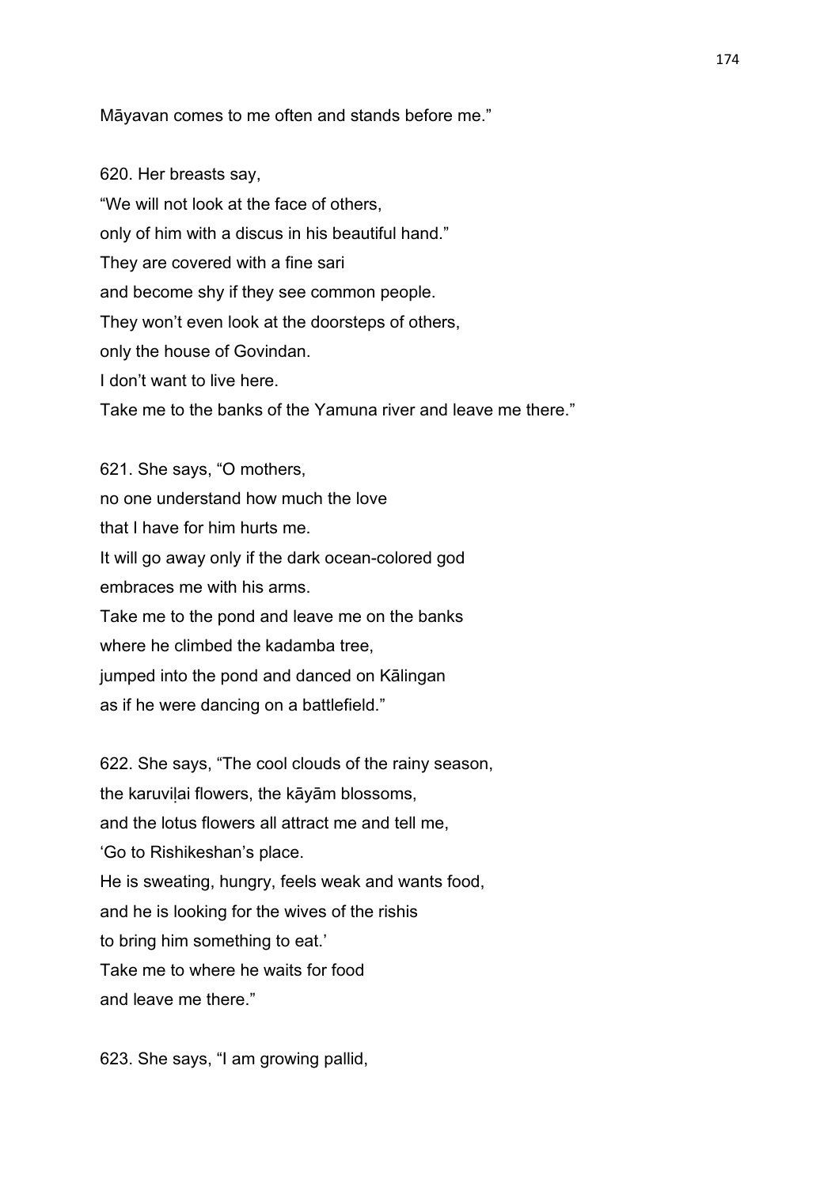Māyavan comes to me often and stands before me."

620. Her breasts say,
"We will not look at the face of others,
only of him with a discus in his beautiful hand."
They are covered with a fine sari
and become shy if they see common people.
They won't even look at the doorsteps of others,
only the house of Govindan.
I don't want to live here.
Take me to the banks of the Yamuna river and leave me there."

621. She says, "O mothers,
no one understand how much the love
that I have for him hurts me.
It will go away only if the dark ocean-colored god
embraces me with his arms.
Take me to the pond and leave me on the banks
where he climbed the kadamba tree,
jumped into the pond and danced on Kālingan
as if he were dancing on a battlefield."

622. She says, "The cool clouds of the rainy season,
the karuviḷai flowers, the kāyām blossoms,
and the lotus flowers all attract me and tell me,
'Go to Rishikeshan's place.
He is sweating, hungry, feels weak and wants food,
and he is looking for the wives of the rishis
to bring him something to eat.'
Take me to where he waits for food
and leave me there."

623. She says, "I am growing pallid,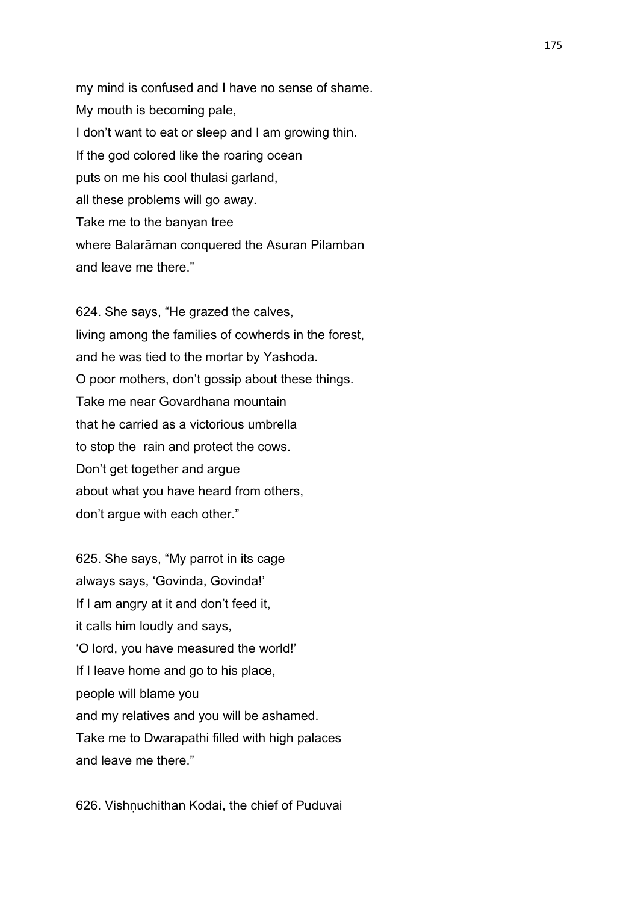my mind is confused and I have no sense of shame.
My mouth is becoming pale,
I don't want to eat or sleep and I am growing thin.
If the god colored like the roaring ocean
puts on me his cool thulasi garland,
all these problems will go away.
Take me to the banyan tree
where Balarāman conquered the Asuran Pilamban
and leave me there."

624. She says, "He grazed the calves,
living among the families of cowherds in the forest,
and he was tied to the mortar by Yashoda.
O poor mothers, don't gossip about these things.
Take me near Govardhana mountain
that he carried as a victorious umbrella
to stop the rain and protect the cows.
Don't get together and argue
about what you have heard from others,
don't argue with each other."

625. She says, "My parrot in its cage
always says, 'Govinda, Govinda!'
If I am angry at it and don't feed it,
it calls him loudly and says,
'O lord, you have measured the world!'
If I leave home and go to his place,
people will blame you
and my relatives and you will be ashamed.
Take me to Dwarapathi filled with high palaces
and leave me there."

626. Vishṇuchithan Kodai, the chief of Puduvai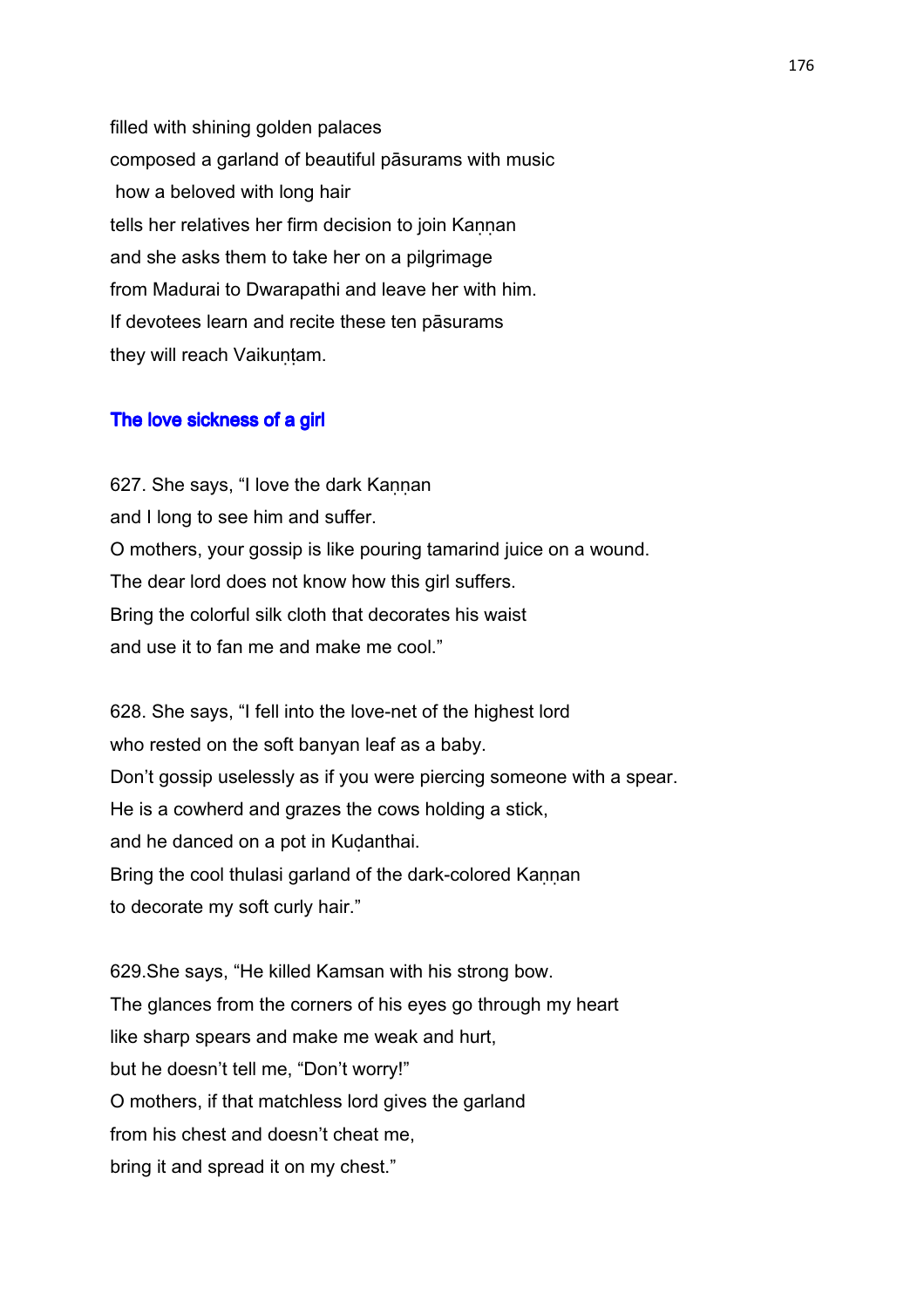filled with shining golden palaces
composed a garland of beautiful pāsurams with music
how a beloved with long hair
tells her relatives her firm decision to join Kaṇṇan
and she asks them to take her on a pilgrimage
from Madurai to Dwarapathi and leave her with him.
If devotees learn and recite these ten pāsurams
they will reach Vaikuṇṭam.

## The love sickness of a girl

627. She says, "I love the dark Kaṇṇan
and I long to see him and suffer.
O mothers, your gossip is like pouring tamarind juice on a wound.
The dear lord does not know how this girl suffers.
Bring the colorful silk cloth that decorates his waist
and use it to fan me and make me cool."

628. She says, "I fell into the love-net of the highest lord
who rested on the soft banyan leaf as a baby.
Don't gossip uselessly as if you were piercing someone with a spear.
He is a cowherd and grazes the cows holding a stick,
and he danced on a pot in Kuḍanthai.
Bring the cool thulasi garland of the dark-colored Kaṇṇan
to decorate my soft curly hair."

629. She says, "He killed Kamsan with his strong bow.
The glances from the corners of his eyes go through my heart
like sharp spears and make me weak and hurt,
but he doesn't tell me, "Don't worry!"
O mothers, if that matchless lord gives the garland
from his chest and doesn't cheat me,
bring it and spread it on my chest."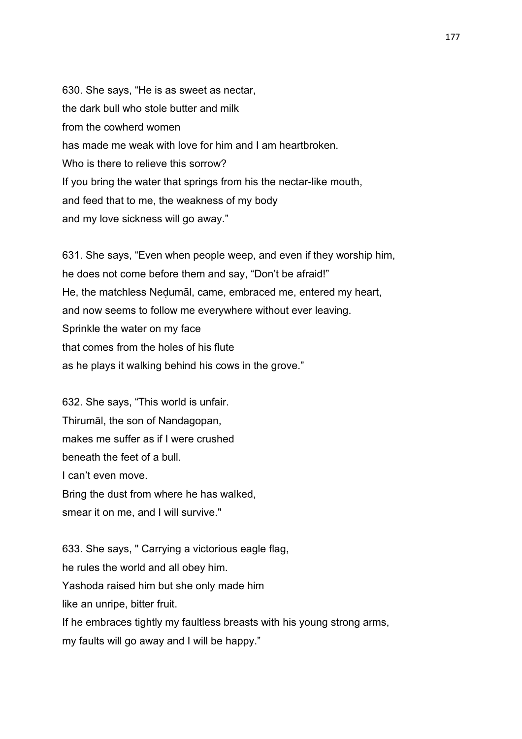630. She says, “He is as sweet as nectar,
the dark bull who stole butter and milk
from the cowherd women
has made me weak with love for him and I am heartbroken.
Who is there to relieve this sorrow?
If you bring the water that springs from his the nectar-like mouth,
and feed that to me, the weakness of my body
and my love sickness will go away.”

631. She says, “Even when people weep, and even if they worship him,
he does not come before them and say, “Don’t be afraid!”
He, the matchless Neḍumāl, came, embraced me, entered my heart,
and now seems to follow me everywhere without ever leaving.
Sprinkle the water on my face
that comes from the holes of his flute
as he plays it walking behind his cows in the grove.”

632. She says, “This world is unfair.
Thirumāl, the son of Nandagopan,
makes me suffer as if I were crushed
beneath the feet of a bull.
I can’t even move.
Bring the dust from where he has walked,
smear it on me, and I will survive."

633. She says, " Carrying a victorious eagle flag,
he rules the world and all obey him.
Yashoda raised him but she only made him
like an unripe, bitter fruit.
If he embraces tightly my faultless breasts with his young strong arms,
my faults will go away and I will be happy.”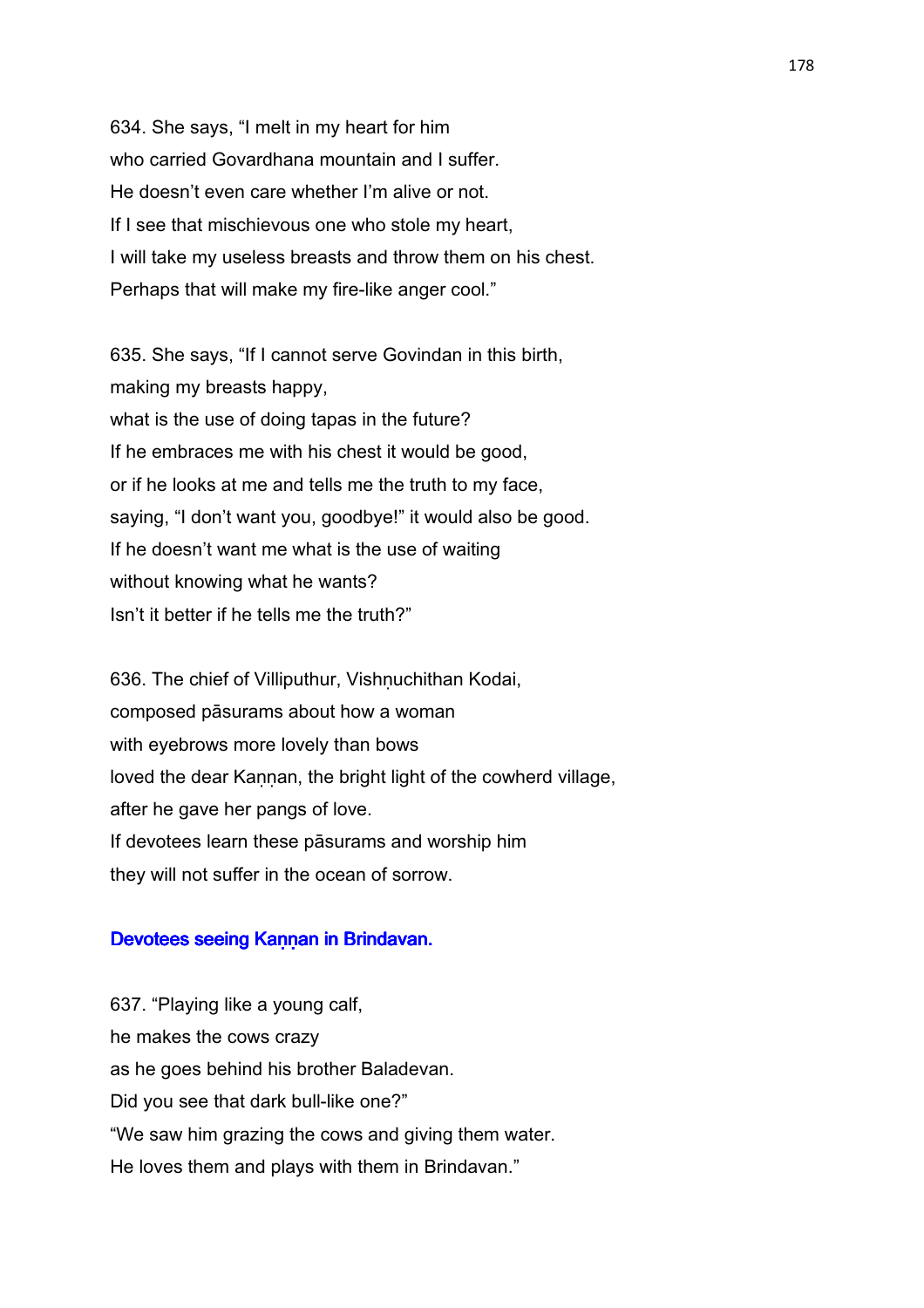634. She says, "I melt in my heart for him
who carried Govardhana mountain and I suffer.
He doesn't even care whether I'm alive or not.
If I see that mischievous one who stole my heart,
I will take my useless breasts and throw them on his chest.
Perhaps that will make my fire-like anger cool."

635. She says, "If I cannot serve Govindan in this birth,
making my breasts happy,
what is the use of doing tapas in the future?
If he embraces me with his chest it would be good,
or if he looks at me and tells me the truth to my face,
saying, "I don't want you, goodbye!" it would also be good.
If he doesn't want me what is the use of waiting
without knowing what he wants?
Isn't it better if he tells me the truth?"

636. The chief of Villiputhur, Vishṇuchithan Kodai,
composed pāsurams about how a woman
with eyebrows more lovely than bows
loved the dear Kaṇṇan, the bright light of the cowherd village,
after he gave her pangs of love.
If devotees learn these pāsurams and worship him
they will not suffer in the ocean of sorrow.

### Devotees seeing Kaṇṇan in Brindavan.

637. "Playing like a young calf,
he makes the cows crazy
as he goes behind his brother Baladevan.
Did you see that dark bull-like one?"
"We saw him grazing the cows and giving them water.
He loves them and plays with them in Brindavan."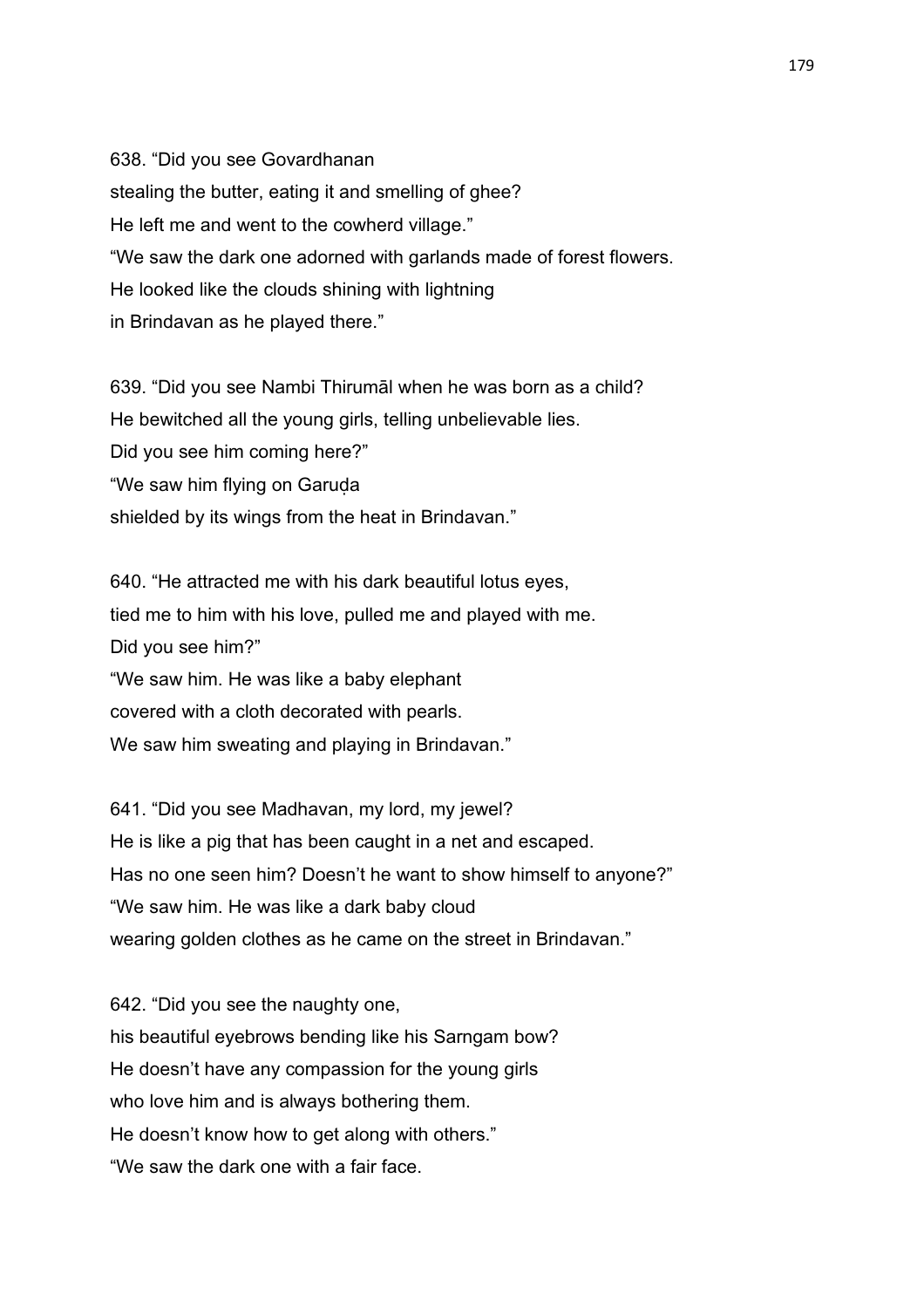638. “Did you see Govardhanan
stealing the butter, eating it and smelling of ghee?
He left me and went to the cowherd village.”
“We saw the dark one adorned with garlands made of forest flowers.
He looked like the clouds shining with lightning
in Brindavan as he played there.”

639. “Did you see Nambi Thirumāl when he was born as a child?
He bewitched all the young girls, telling unbelievable lies.
Did you see him coming here?”
“We saw him flying on Garuḍa
shielded by its wings from the heat in Brindavan.”

640. “He attracted me with his dark beautiful lotus eyes,
tied me to him with his love, pulled me and played with me.
Did you see him?”
“We saw him. He was like a baby elephant
covered with a cloth decorated with pearls.
We saw him sweating and playing in Brindavan.”

641. “Did you see Madhavan, my lord, my jewel?
He is like a pig that has been caught in a net and escaped.
Has no one seen him? Doesn’t he want to show himself to anyone?”
“We saw him. He was like a dark baby cloud
wearing golden clothes as he came on the street in Brindavan.”

642. “Did you see the naughty one,
his beautiful eyebrows bending like his Sarngam bow?
He doesn’t have any compassion for the young girls
who love him and is always bothering them.
He doesn’t know how to get along with others.”
“We saw the dark one with a fair face.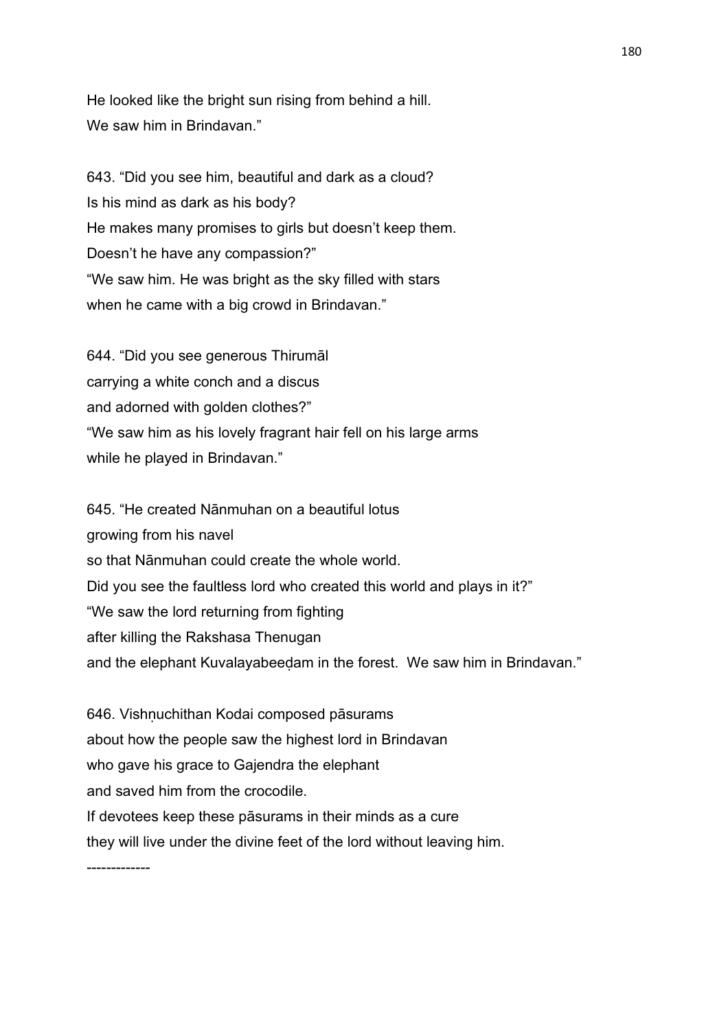He looked like the bright sun rising from behind a hill.
We saw him in Brindavan."

643. "Did you see him, beautiful and dark as a cloud?
Is his mind as dark as his body?
He makes many promises to girls but doesn't keep them.
Doesn't he have any compassion?"
"We saw him. He was bright as the sky filled with stars
when he came with a big crowd in Brindavan."

644. "Did you see generous Thirumāl
carrying a white conch and a discus
and adorned with golden clothes?"
"We saw him as his lovely fragrant hair fell on his large arms
while he played in Brindavan."

645. "He created Nānmuhan on a beautiful lotus
growing from his navel
so that Nānmuhan could create the whole world.
Did you see the faultless lord who created this world and plays in it?"
"We saw the lord returning from fighting
after killing the Rakshasa Thenugan
and the elephant Kuvalayabeeḍam in the forest. We saw him in Brindavan."

646. Vishṇuchithan Kodai composed pāsurams
about how the people saw the highest lord in Brindavan
who gave his grace to Gajendra the elephant
and saved him from the crocodile.
If devotees keep these pāsurams in their minds as a cure
they will live under the divine feet of the lord without leaving him.

------------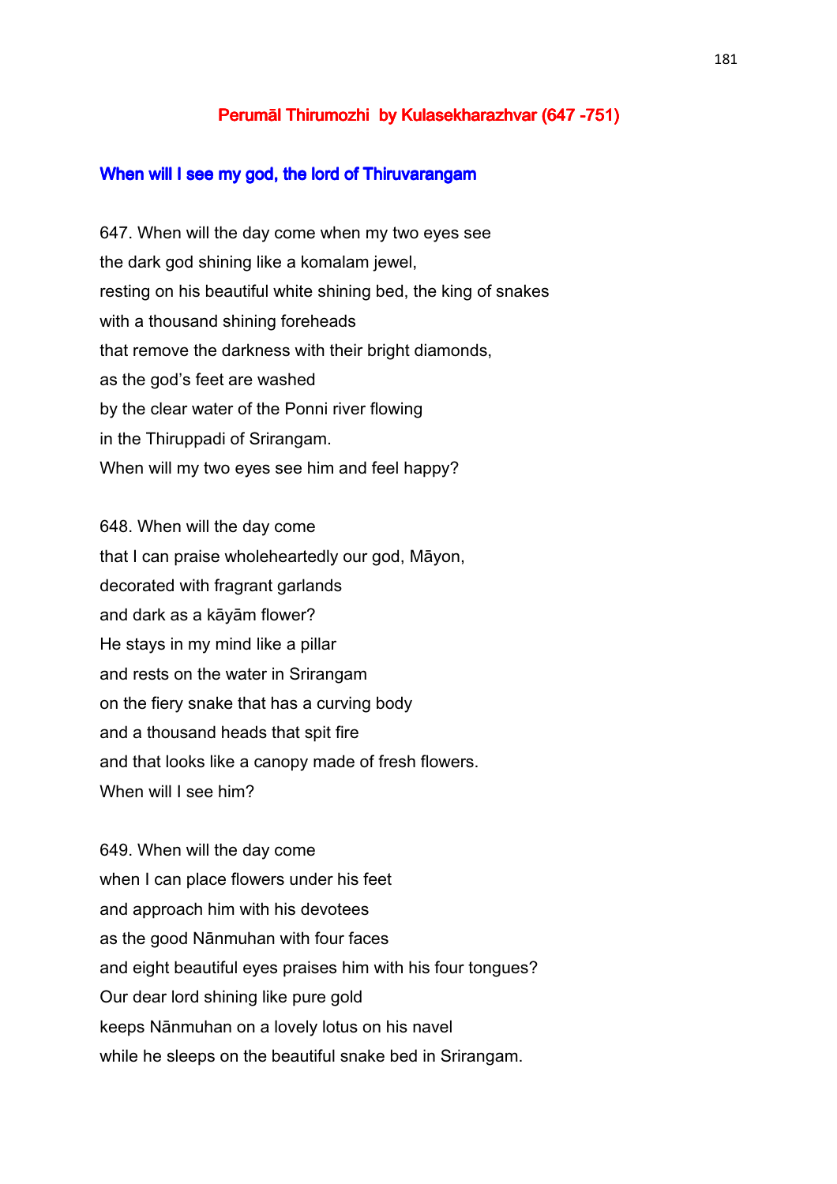# Perumāl Thirumozhi by Kulasekharazhvar (647 -751)

## When will I see my god, the lord of Thiruvarangam

647. When will the day come when my two eyes see
the dark god shining like a komalam jewel,
resting on his beautiful white shining bed, the king of snakes
with a thousand shining foreheads
that remove the darkness with their bright diamonds,
as the god's feet are washed
by the clear water of the Ponni river flowing
in the Thiruppadi of Srirangam.
When will my two eyes see him and feel happy?

648. When will the day come
that I can praise wholeheartedly our god, Māyon,
decorated with fragrant garlands
and dark as a kāyām flower?
He stays in my mind like a pillar
and rests on the water in Srirangam
on the fiery snake that has a curving body
and a thousand heads that spit fire
and that looks like a canopy made of fresh flowers.
When will I see him?

649. When will the day come
when I can place flowers under his feet
and approach him with his devotees
as the good Nānmuhan with four faces
and eight beautiful eyes praises him with his four tongues?
Our dear lord shining like pure gold
keeps Nānmuhan on a lovely lotus on his navel
while he sleeps on the beautiful snake bed in Srirangam.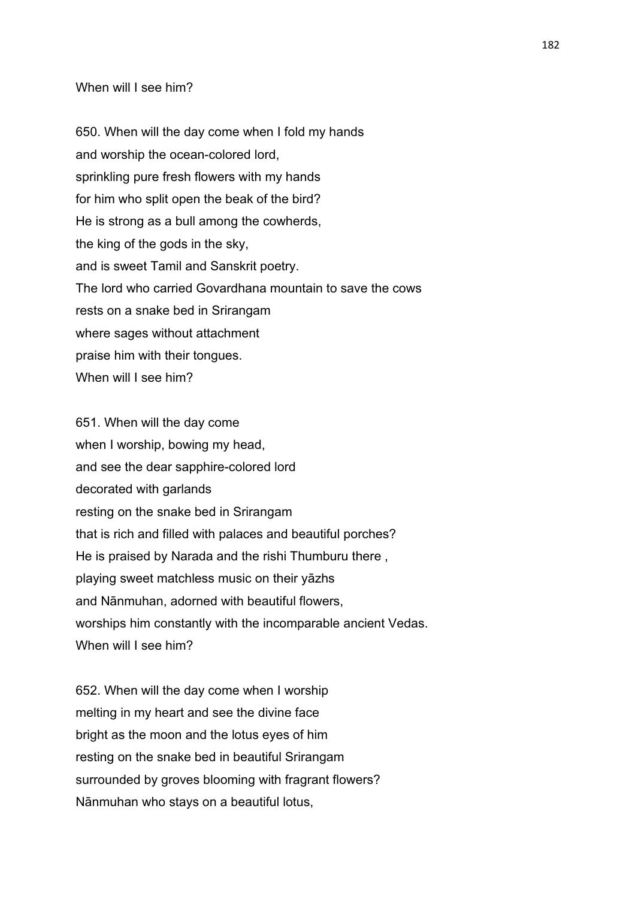When will I see him?

650. When will the day come when I fold my hands
and worship the ocean-colored lord,
sprinkling pure fresh flowers with my hands
for him who split open the beak of the bird?
He is strong as a bull among the cowherds,
the king of the gods in the sky,
and is sweet Tamil and Sanskrit poetry.
The lord who carried Govardhana mountain to save the cows
rests on a snake bed in Srirangam
where sages without attachment
praise him with their tongues.
When will I see him?

651. When will the day come
when I worship, bowing my head,
and see the dear sapphire-colored lord
decorated with garlands
resting on the snake bed in Srirangam
that is rich and filled with palaces and beautiful porches?
He is praised by Narada and the rishi Thumburu there ,
playing sweet matchless music on their yāzhs
and Nānmuhan, adorned with beautiful flowers,
worships him constantly with the incomparable ancient Vedas.
When will I see him?

652. When will the day come when I worship
melting in my heart and see the divine face
bright as the moon and the lotus eyes of him
resting on the snake bed in beautiful Srirangam
surrounded by groves blooming with fragrant flowers?
Nānmuhan who stays on a beautiful lotus,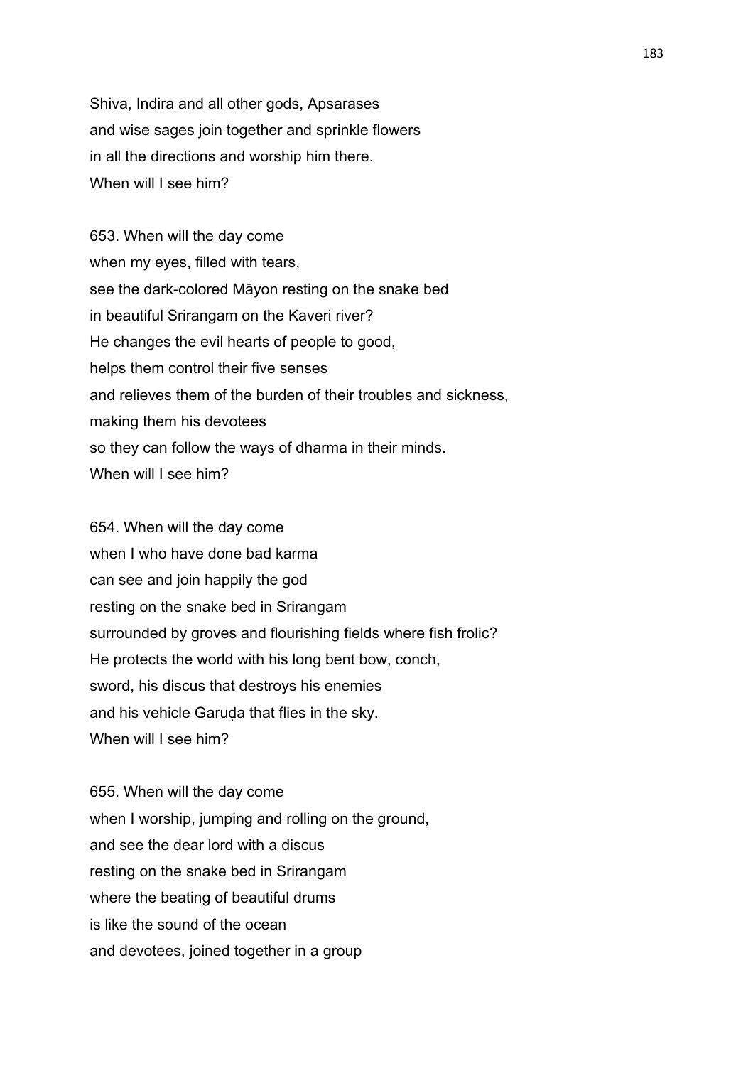Shiva, Indira and all other gods, Apsarases
and wise sages join together and sprinkle flowers
in all the directions and worship him there.
When will I see him?

653. When will the day come
when my eyes, filled with tears,
see the dark-colored Māyon resting on the snake bed
in beautiful Srirangam on the Kaveri river?
He changes the evil hearts of people to good,
helps them control their five senses
and relieves them of the burden of their troubles and sickness,
making them his devotees
so they can follow the ways of dharma in their minds.
When will I see him?

654. When will the day come
when I who have done bad karma
can see and join happily the god
resting on the snake bed in Srirangam
surrounded by groves and flourishing fields where fish frolic?
He protects the world with his long bent bow, conch,
sword, his discus that destroys his enemies
and his vehicle Garuḍa that flies in the sky.
When will I see him?

655. When will the day come
when I worship, jumping and rolling on the ground,
and see the dear lord with a discus
resting on the snake bed in Srirangam
where the beating of beautiful drums
is like the sound of the ocean
and devotees, joined together in a group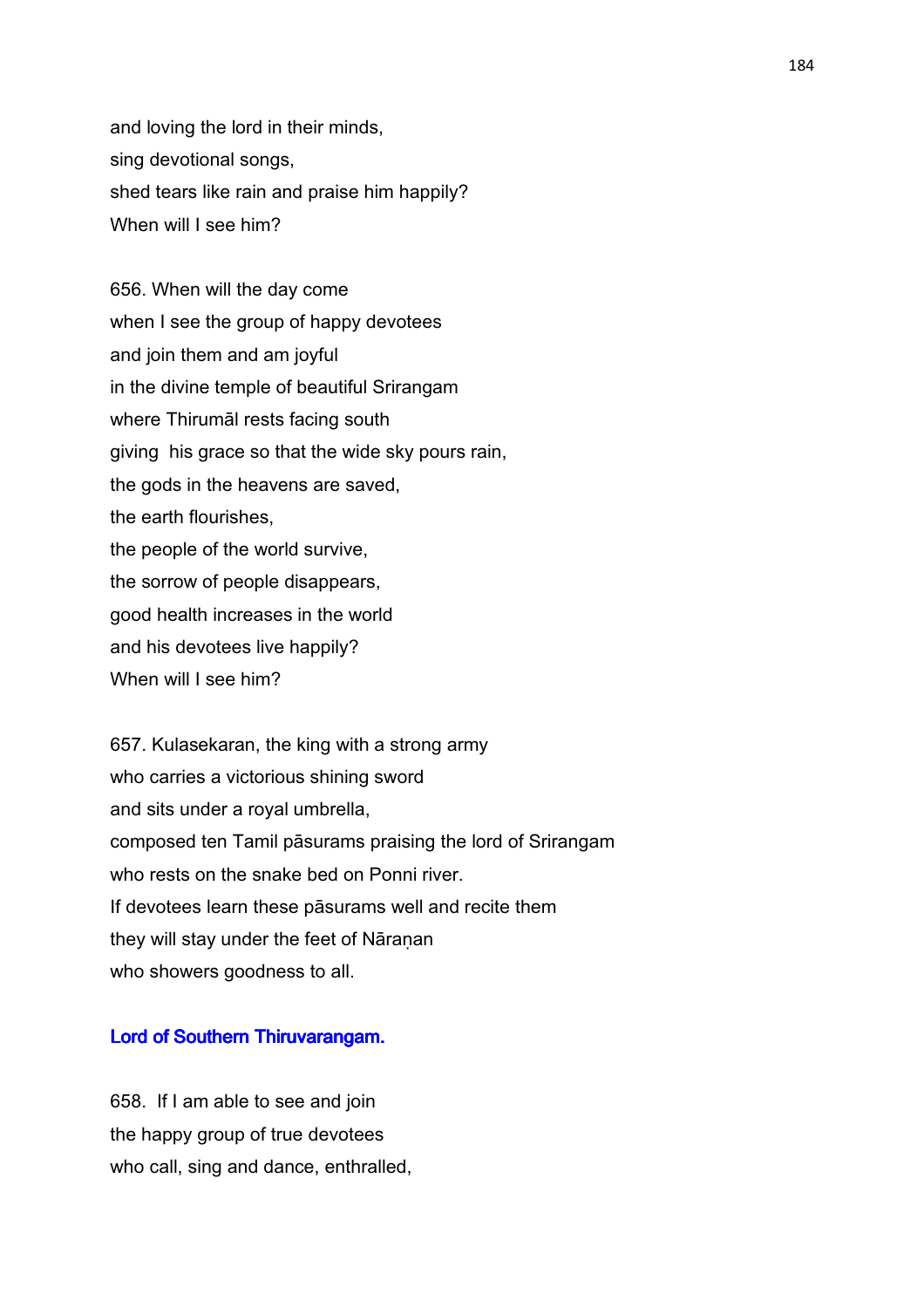and loving the lord in their minds,
sing devotional songs,
shed tears like rain and praise him happily?
When will I see him?

656. When will the day come
when I see the group of happy devotees
and join them and am joyful
in the divine temple of beautiful Srirangam
where Thirumāl rests facing south
giving his grace so that the wide sky pours rain,
the gods in the heavens are saved,
the earth flourishes,
the people of the world survive,
the sorrow of people disappears,
good health increases in the world
and his devotees live happily?
When will I see him?

657. Kulasekaran, the king with a strong army
who carries a victorious shining sword
and sits under a royal umbrella,
composed ten Tamil pāsurams praising the lord of Srirangam
who rests on the snake bed on Ponni river.
If devotees learn these pāsurams well and recite them
they will stay under the feet of Nāraṇan
who showers goodness to all.

## Lord of Southern Thiruvarangam.

658. If I am able to see and join
the happy group of true devotees
who call, sing and dance, enthralled,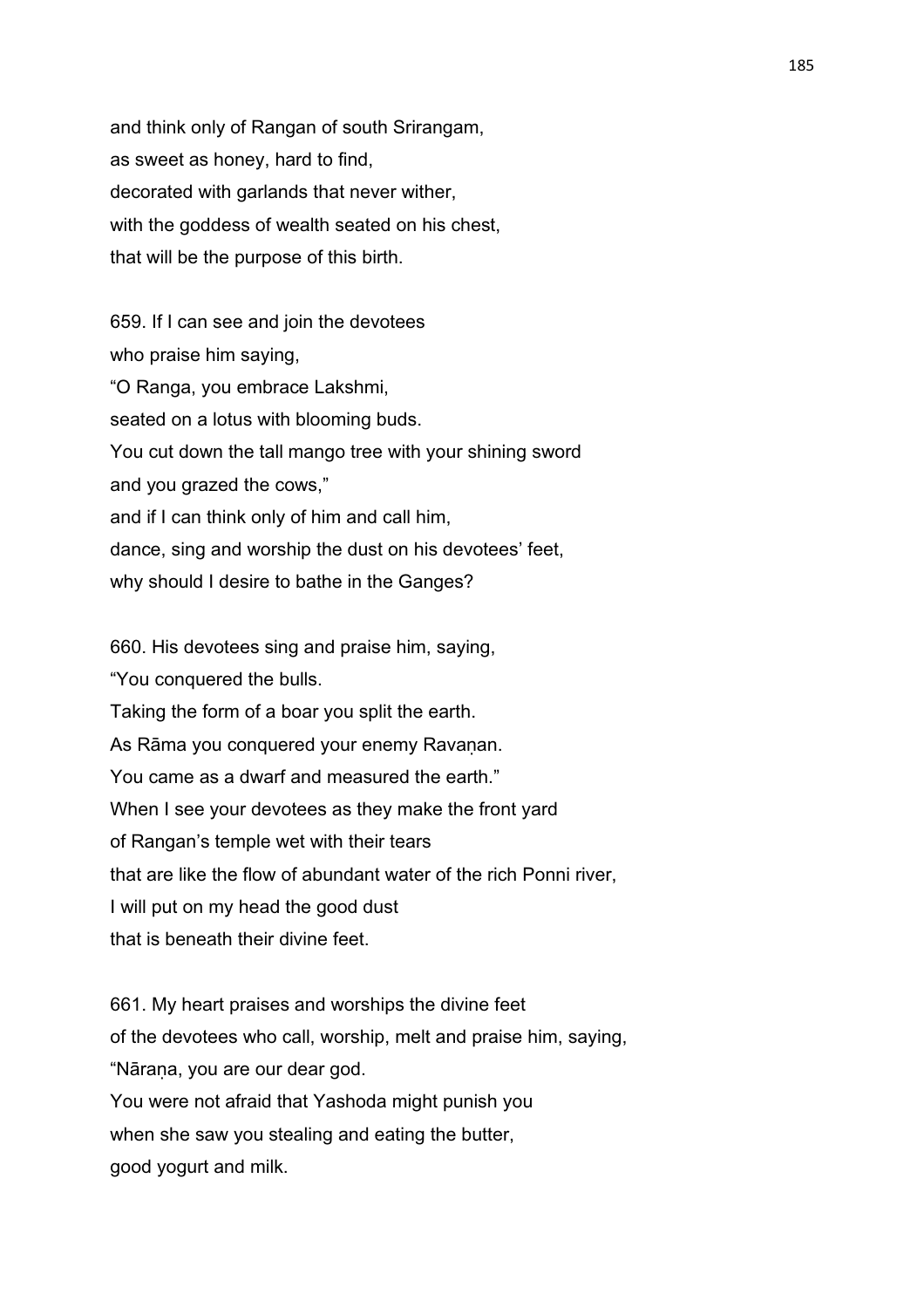and think only of Rangan of south Srirangam,
as sweet as honey, hard to find,
decorated with garlands that never wither,
with the goddess of wealth seated on his chest,
that will be the purpose of this birth.

659. If I can see and join the devotees
who praise him saying,
“O Ranga, you embrace Lakshmi,
seated on a lotus with blooming buds.
You cut down the tall mango tree with your shining sword
and you grazed the cows,”
and if I can think only of him and call him,
dance, sing and worship the dust on his devotees’ feet,
why should I desire to bathe in the Ganges?

660. His devotees sing and praise him, saying,
“You conquered the bulls.
Taking the form of a boar you split the earth.
As Rāma you conquered your enemy Ravaṇan.
You came as a dwarf and measured the earth.”
When I see your devotees as they make the front yard
of Rangan’s temple wet with their tears
that are like the flow of abundant water of the rich Ponni river,
I will put on my head the good dust
that is beneath their divine feet.

661. My heart praises and worships the divine feet
of the devotees who call, worship, melt and praise him, saying,
“Nāraṇa, you are our dear god.
You were not afraid that Yashoda might punish you
when she saw you stealing and eating the butter,
good yogurt and milk.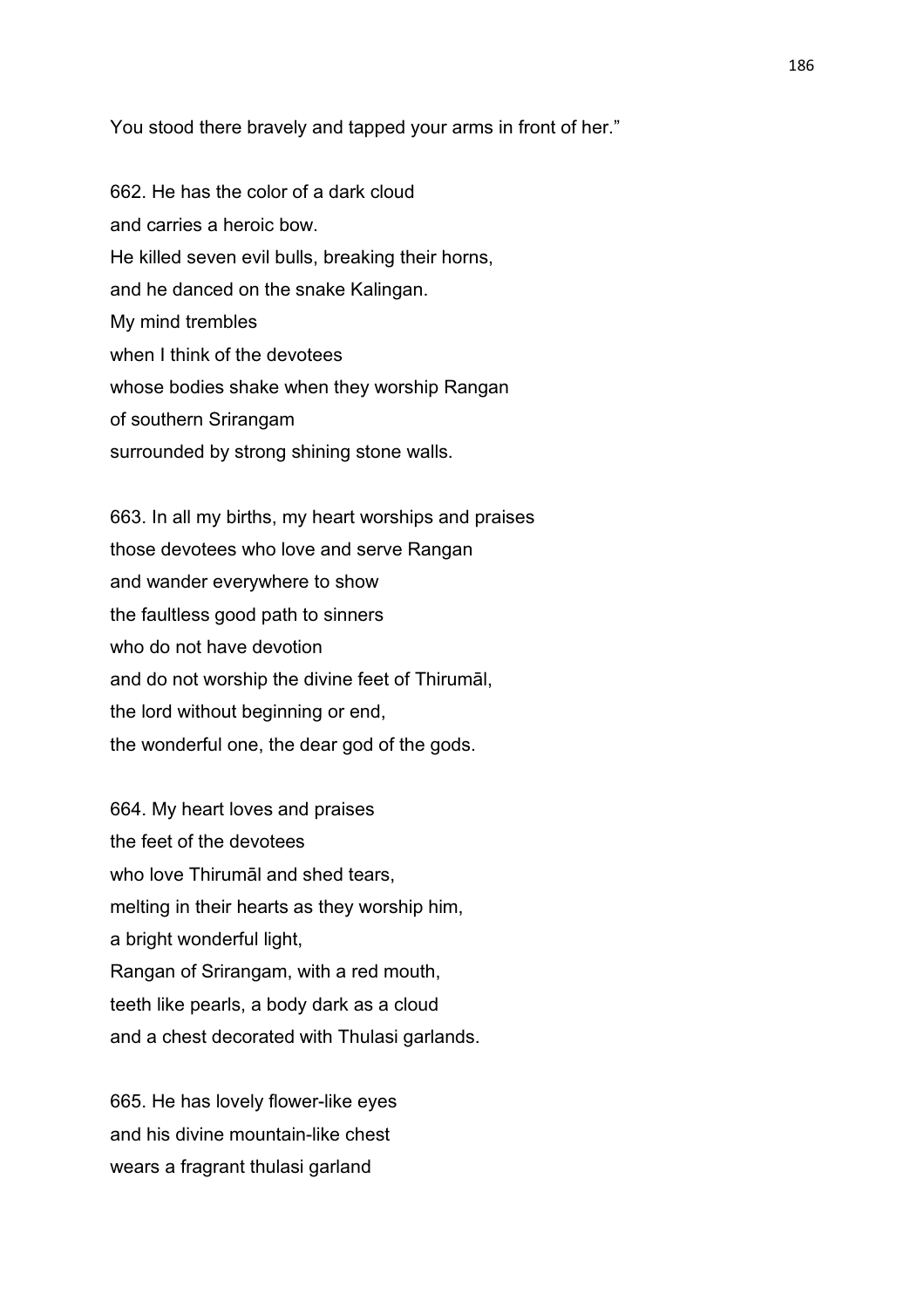You stood there bravely and tapped your arms in front of her."

662. He has the color of a dark cloud
and carries a heroic bow.
He killed seven evil bulls, breaking their horns,
and he danced on the snake Kalingan.
My mind trembles
when I think of the devotees
whose bodies shake when they worship Rangan
of southern Srirangam
surrounded by strong shining stone walls.

663. In all my births, my heart worships and praises
those devotees who love and serve Rangan
and wander everywhere to show
the faultless good path to sinners
who do not have devotion
and do not worship the divine feet of Thirumāl,
the lord without beginning or end,
the wonderful one, the dear god of the gods.

664. My heart loves and praises
the feet of the devotees
who love Thirumāl and shed tears,
melting in their hearts as they worship him,
a bright wonderful light,
Rangan of Srirangam, with a red mouth,
teeth like pearls, a body dark as a cloud
and a chest decorated with Thulasi garlands.

665. He has lovely flower-like eyes
and his divine mountain-like chest
wears a fragrant thulasi garland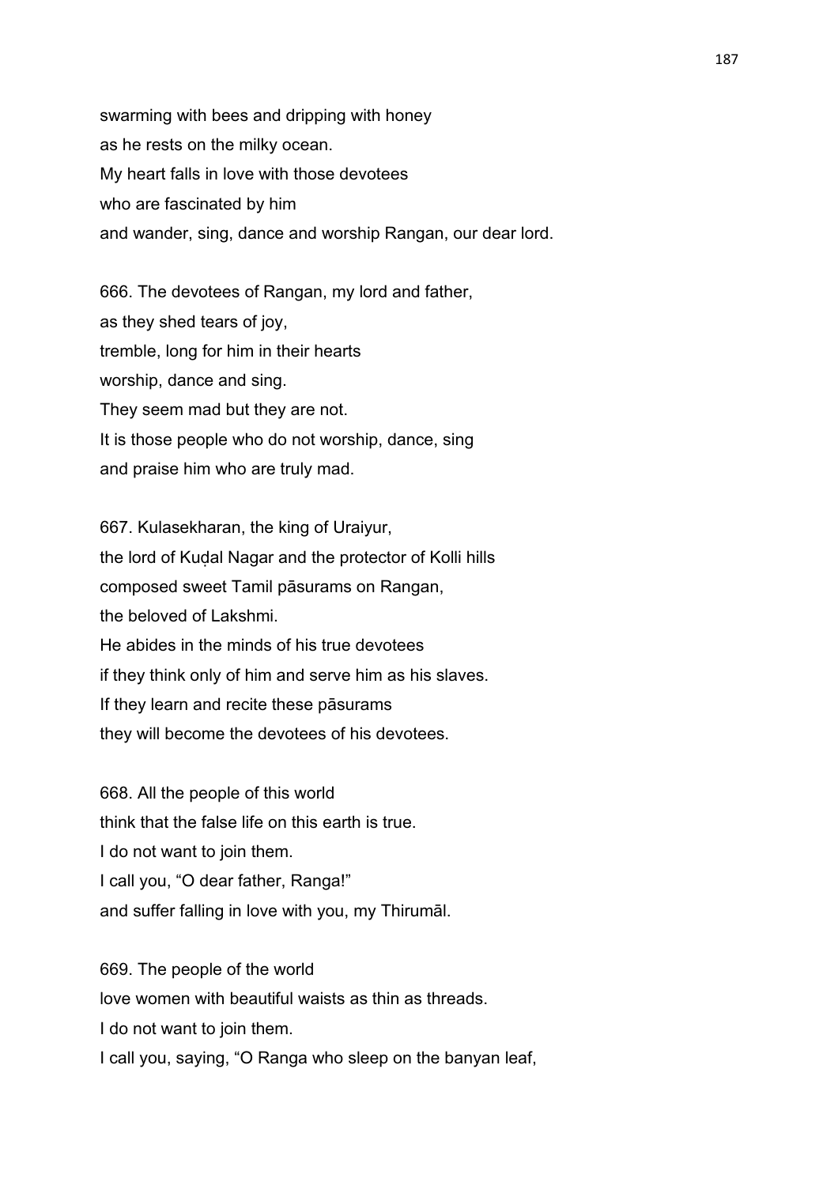swarming with bees and dripping with honey
as he rests on the milky ocean.
My heart falls in love with those devotees
who are fascinated by him
and wander, sing, dance and worship Rangan, our dear lord.

666. The devotees of Rangan, my lord and father,
as they shed tears of joy,
tremble, long for him in their hearts
worship, dance and sing.
They seem mad but they are not.
It is those people who do not worship, dance, sing
and praise him who are truly mad.

667. Kulasekharan, the king of Uraiyur,
the lord of Kuḍal Nagar and the protector of Kolli hills
composed sweet Tamil pāsurams on Rangan,
the beloved of Lakshmi.
He abides in the minds of his true devotees
if they think only of him and serve him as his slaves.
If they learn and recite these pāsurams
they will become the devotees of his devotees.

668. All the people of this world
think that the false life on this earth is true.
I do not want to join them.
I call you, "O dear father, Ranga!"
and suffer falling in love with you, my Thirumāl.

669. The people of the world
love women with beautiful waists as thin as threads.
I do not want to join them.
I call you, saying, "O Ranga who sleep on the banyan leaf,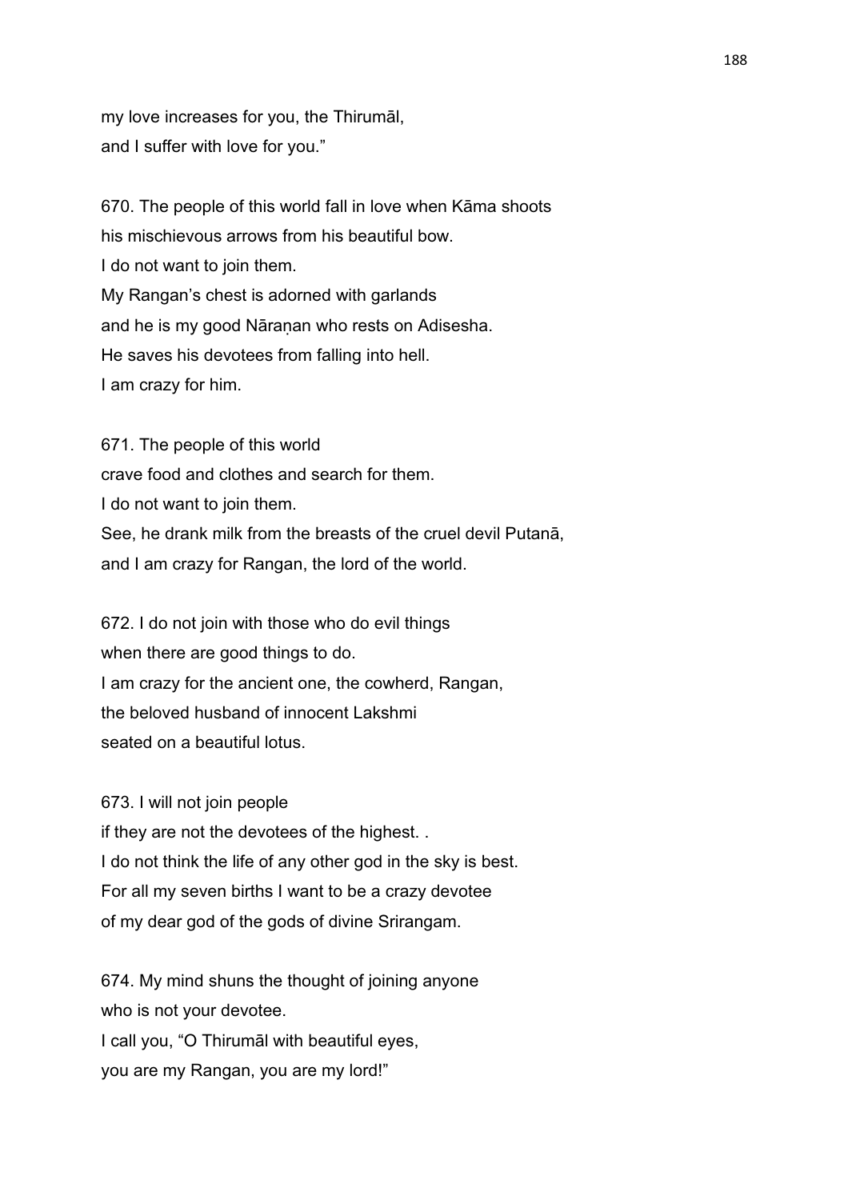my love increases for you, the Thirumāl,
and I suffer with love for you."

670. The people of this world fall in love when Kāma shoots
his mischievous arrows from his beautiful bow.
I do not want to join them.
My Rangan's chest is adorned with garlands
and he is my good Nāraṇan who rests on Adisesha.
He saves his devotees from falling into hell.
I am crazy for him.

671. The people of this world
crave food and clothes and search for them.
I do not want to join them.
See, he drank milk from the breasts of the cruel devil Putanā,
and I am crazy for Rangan, the lord of the world.

672. I do not join with those who do evil things
when there are good things to do.
I am crazy for the ancient one, the cowherd, Rangan,
the beloved husband of innocent Lakshmi
seated on a beautiful lotus.

673. I will not join people
if they are not the devotees of the highest. .
I do not think the life of any other god in the sky is best.
For all my seven births I want to be a crazy devotee
of my dear god of the gods of divine Srirangam.

674. My mind shuns the thought of joining anyone
who is not your devotee.
I call you, "O Thirumāl with beautiful eyes,
you are my Rangan, you are my lord!"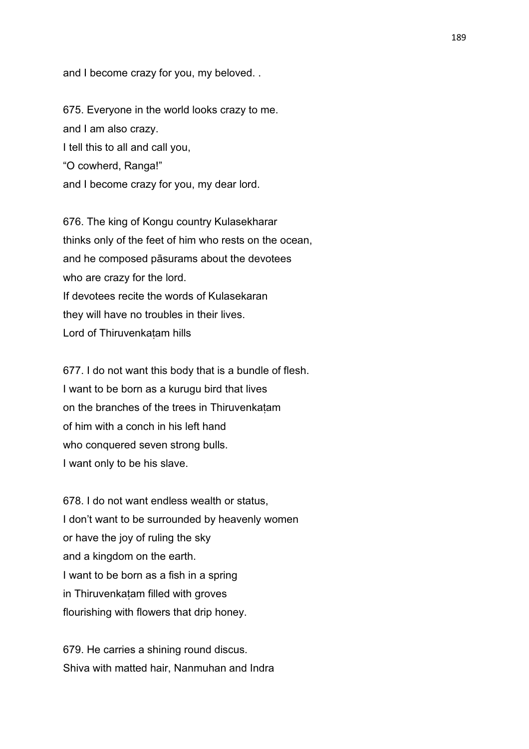and I become crazy for you, my beloved. .

675. Everyone in the world looks crazy to me.
and I am also crazy.
I tell this to all and call you,
“O cowherd, Ranga!”
and I become crazy for you, my dear lord.

676. The king of Kongu country Kulasekharar
thinks only of the feet of him who rests on the ocean,
and he composed pāsurams about the devotees
who are crazy for the lord.
If devotees recite the words of Kulasekaran
they will have no troubles in their lives.
Lord of Thiruvenkaṭam hills

677. I do not want this body that is a bundle of flesh.
I want to be born as a kurugu bird that lives
on the branches of the trees in Thiruvenkaṭam
of him with a conch in his left hand
who conquered seven strong bulls.
I want only to be his slave.

678. I do not want endless wealth or status,
I don’t want to be surrounded by heavenly women
or have the joy of ruling the sky
and a kingdom on the earth.
I want to be born as a fish in a spring
in Thiruvenkaṭam filled with groves
flourishing with flowers that drip honey.

679. He carries a shining round discus.
Shiva with matted hair, Nanmuhan and Indra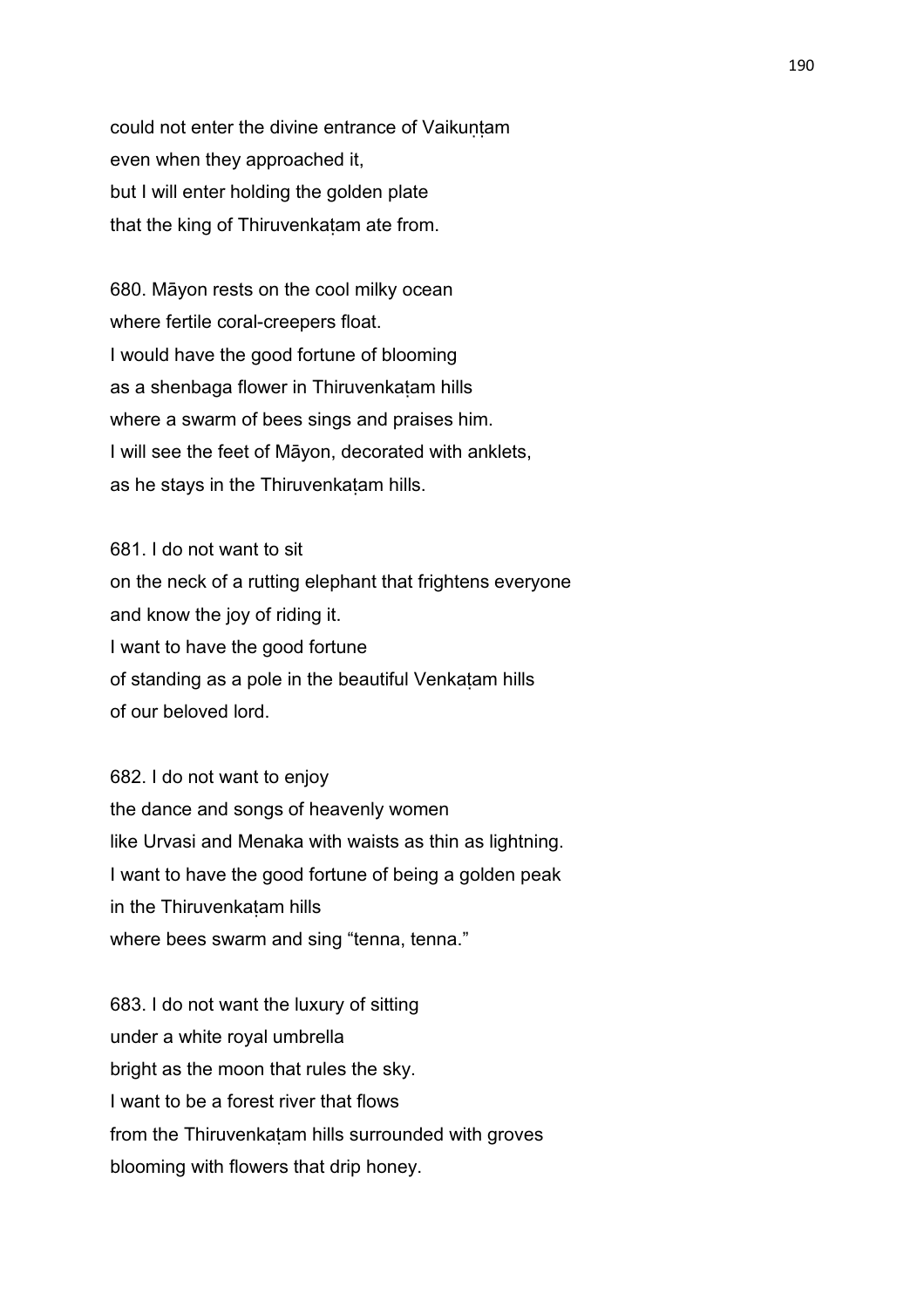could not enter the divine entrance of Vaikuṇṭam
even when they approached it,
but I will enter holding the golden plate
that the king of Thiruvenkaṭam ate from.

680. Māyon rests on the cool milky ocean
where fertile coral-creepers float.
I would have the good fortune of blooming
as a shenbaga flower in Thiruvenkaṭam hills
where a swarm of bees sings and praises him.
I will see the feet of Māyon, decorated with anklets,
as he stays in the Thiruvenkaṭam hills.

681. I do not want to sit
on the neck of a rutting elephant that frightens everyone
and know the joy of riding it.
I want to have the good fortune
of standing as a pole in the beautiful Venkaṭam hills
of our beloved lord.

682. I do not want to enjoy
the dance and songs of heavenly women
like Urvasi and Menaka with waists as thin as lightning.
I want to have the good fortune of being a golden peak
in the Thiruvenkaṭam hills
where bees swarm and sing "tenna, tenna."

683. I do not want the luxury of sitting
under a white royal umbrella
bright as the moon that rules the sky.
I want to be a forest river that flows
from the Thiruvenkaṭam hills surrounded with groves
blooming with flowers that drip honey.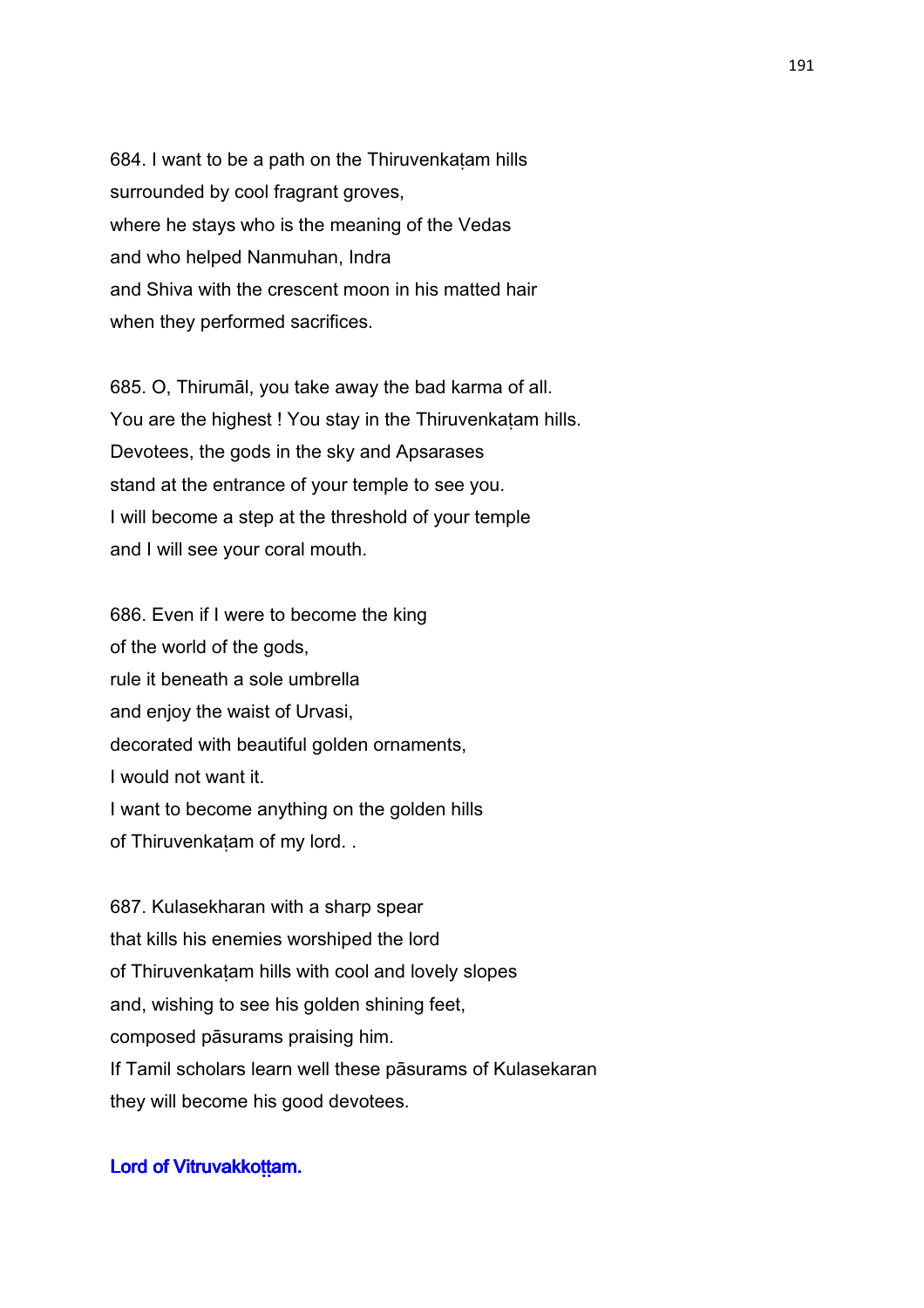684. I want to be a path on the Thiruvenkaṭam hills
surrounded by cool fragrant groves,
where he stays who is the meaning of the Vedas
and who helped Nanmuhan, Indra
and Shiva with the crescent moon in his matted hair
when they performed sacrifices.

685. O, Thirumāl, you take away the bad karma of all.
You are the highest ! You stay in the Thiruvenkaṭam hills.
Devotees, the gods in the sky and Apsarases
stand at the entrance of your temple to see you.
I will become a step at the threshold of your temple
and I will see your coral mouth.

686. Even if I were to become the king
of the world of the gods,
rule it beneath a sole umbrella
and enjoy the waist of Urvasi,
decorated with beautiful golden ornaments,
I would not want it.
I want to become anything on the golden hills
of Thiruvenkaṭam of my lord. .

687. Kulasekharan with a sharp spear
that kills his enemies worshiped the lord
of Thiruvenkaṭam hills with cool and lovely slopes
and, wishing to see his golden shining feet,
composed pāsurams praising him.
If Tamil scholars learn well these pāsurams of Kulasekaran
they will become his good devotees.

**Lord of Vitruvakkoṯṯam.**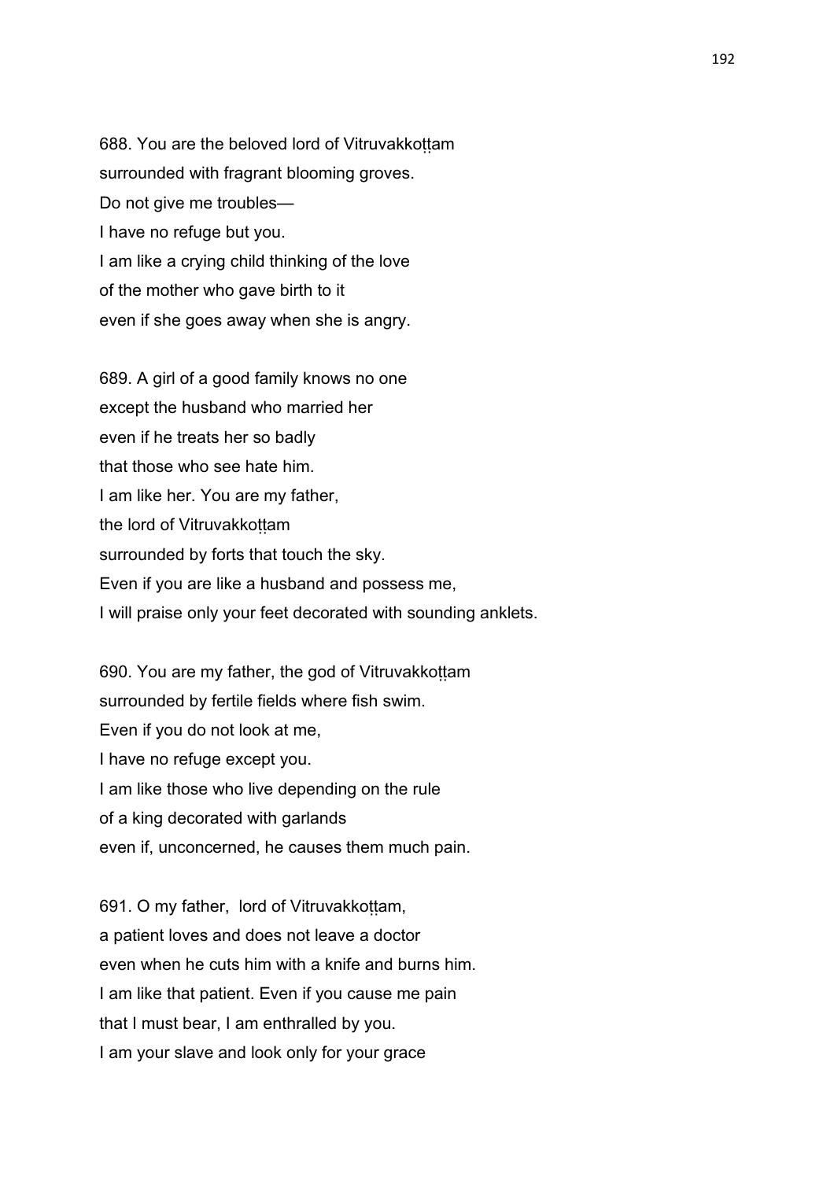688. You are the beloved lord of Vitruvakkoṭṭam
surrounded with fragrant blooming groves.
Do not give me troubles—
I have no refuge but you.
I am like a crying child thinking of the love
of the mother who gave birth to it
even if she goes away when she is angry.

689. A girl of a good family knows no one
except the husband who married her
even if he treats her so badly
that those who see hate him.
I am like her. You are my father,
the lord of Vitruvakkoṭṭam
surrounded by forts that touch the sky.
Even if you are like a husband and possess me,
I will praise only your feet decorated with sounding anklets.

690. You are my father, the god of Vitruvakkoṭṭam
surrounded by fertile fields where fish swim.
Even if you do not look at me,
I have no refuge except you.
I am like those who live depending on the rule
of a king decorated with garlands
even if, unconcerned, he causes them much pain.

691. O my father, lord of Vitruvakkoṭṭam,
a patient loves and does not leave a doctor
even when he cuts him with a knife and burns him.
I am like that patient. Even if you cause me pain
that I must bear, I am enthralled by you.
I am your slave and look only for your grace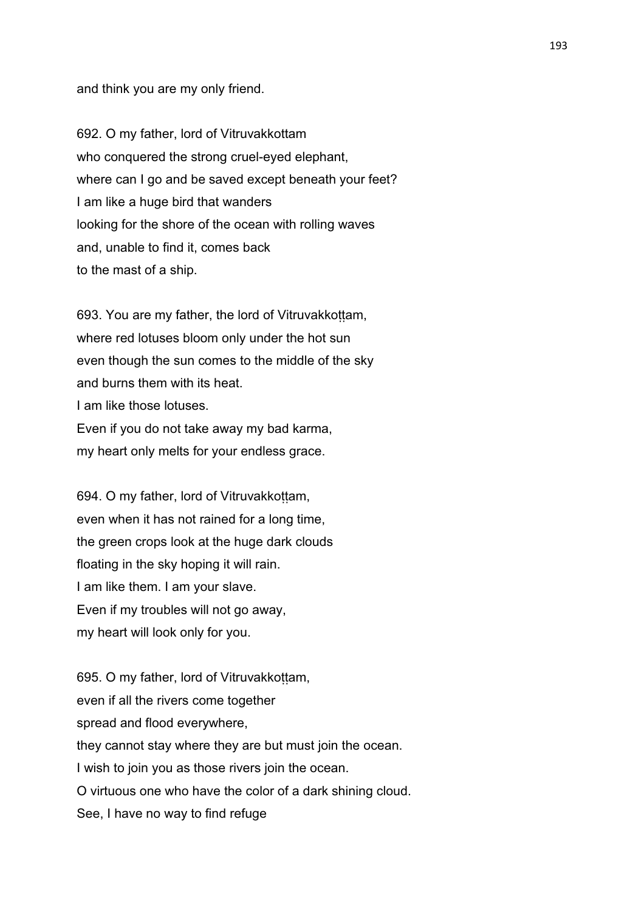and think you are my only friend.

692. O my father, lord of Vitruvakkottam
who conquered the strong cruel-eyed elephant,
where can I go and be saved except beneath your feet?
I am like a huge bird that wanders
looking for the shore of the ocean with rolling waves
and, unable to find it, comes back
to the mast of a ship.

693. You are my father, the lord of Vitruvakkoṭṭam,
where red lotuses bloom only under the hot sun
even though the sun comes to the middle of the sky
and burns them with its heat.
I am like those lotuses.
Even if you do not take away my bad karma,
my heart only melts for your endless grace.

694. O my father, lord of Vitruvakkoṭṭam,
even when it has not rained for a long time,
the green crops look at the huge dark clouds
floating in the sky hoping it will rain.
I am like them. I am your slave.
Even if my troubles will not go away,
my heart will look only for you.

695. O my father, lord of Vitruvakkoṭṭam,
even if all the rivers come together
spread and flood everywhere,
they cannot stay where they are but must join the ocean.
I wish to join you as those rivers join the ocean.
O virtuous one who have the color of a dark shining cloud.
See, I have no way to find refuge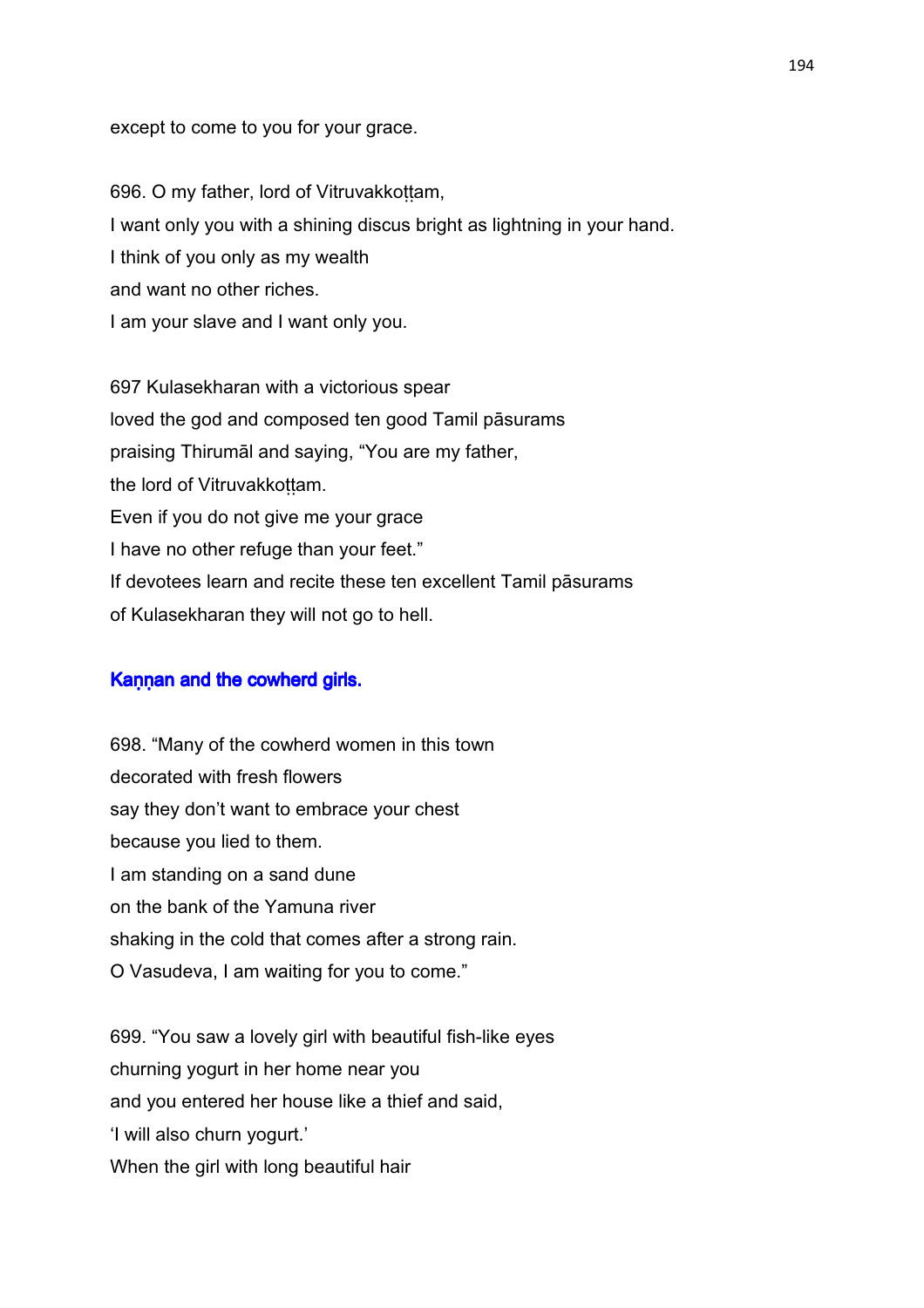except to come to you for your grace.

696. O my father, lord of Vitruvakkoṭṭam,
I want only you with a shining discus bright as lightning in your hand.
I think of you only as my wealth
and want no other riches.
I am your slave and I want only you.

697 Kulasekharan with a victorious spear
loved the god and composed ten good Tamil pāsurams
praising Thirumāl and saying, "You are my father,
the lord of Vitruvakkoṭṭam.
Even if you do not give me your grace
I have no other refuge than your feet."
If devotees learn and recite these ten excellent Tamil pāsurams
of Kulasekharan they will not go to hell.

### Kaṇṇan and the cowherd girls.

698. "Many of the cowherd women in this town
decorated with fresh flowers
say they don't want to embrace your chest
because you lied to them.
I am standing on a sand dune
on the bank of the Yamuna river
shaking in the cold that comes after a strong rain.
O Vasudeva, I am waiting for you to come."

699. "You saw a lovely girl with beautiful fish-like eyes
churning yogurt in her home near you
and you entered her house like a thief and said,
'I will also churn yogurt.'
When the girl with long beautiful hair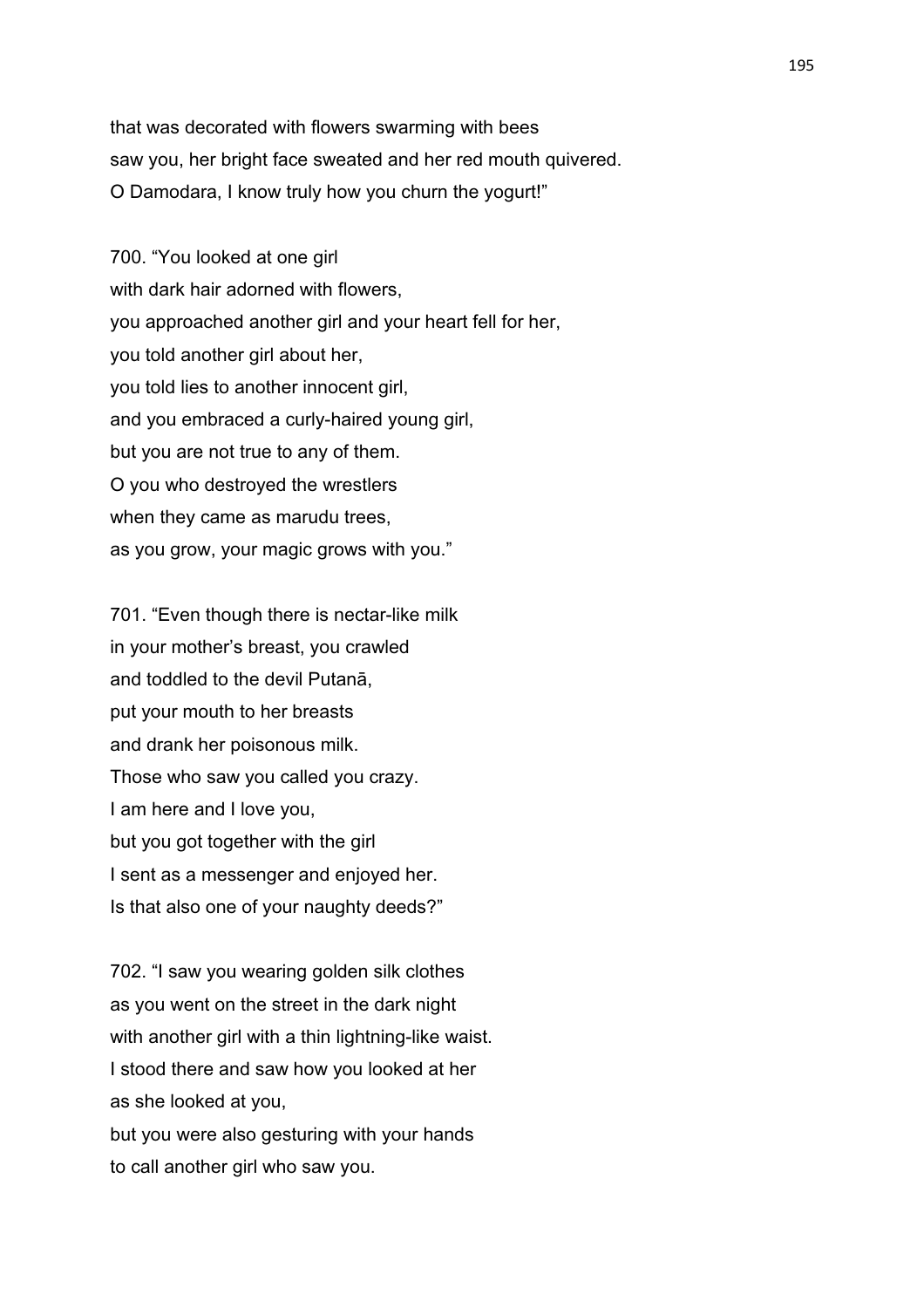that was decorated with flowers swarming with bees
saw you, her bright face sweated and her red mouth quivered.
O Damodara, I know truly how you churn the yogurt!"

700. "You looked at one girl
with dark hair adorned with flowers,
you approached another girl and your heart fell for her,
you told another girl about her,
you told lies to another innocent girl,
and you embraced a curly-haired young girl,
but you are not true to any of them.
O you who destroyed the wrestlers
when they came as marudu trees,
as you grow, your magic grows with you."

701. "Even though there is nectar-like milk
in your mother's breast, you crawled
and toddled to the devil Putanā,
put your mouth to her breasts
and drank her poisonous milk.
Those who saw you called you crazy.
I am here and I love you,
but you got together with the girl
I sent as a messenger and enjoyed her.
Is that also one of your naughty deeds?"

702. "I saw you wearing golden silk clothes
as you went on the street in the dark night
with another girl with a thin lightning-like waist.
I stood there and saw how you looked at her
as she looked at you,
but you were also gesturing with your hands
to call another girl who saw you.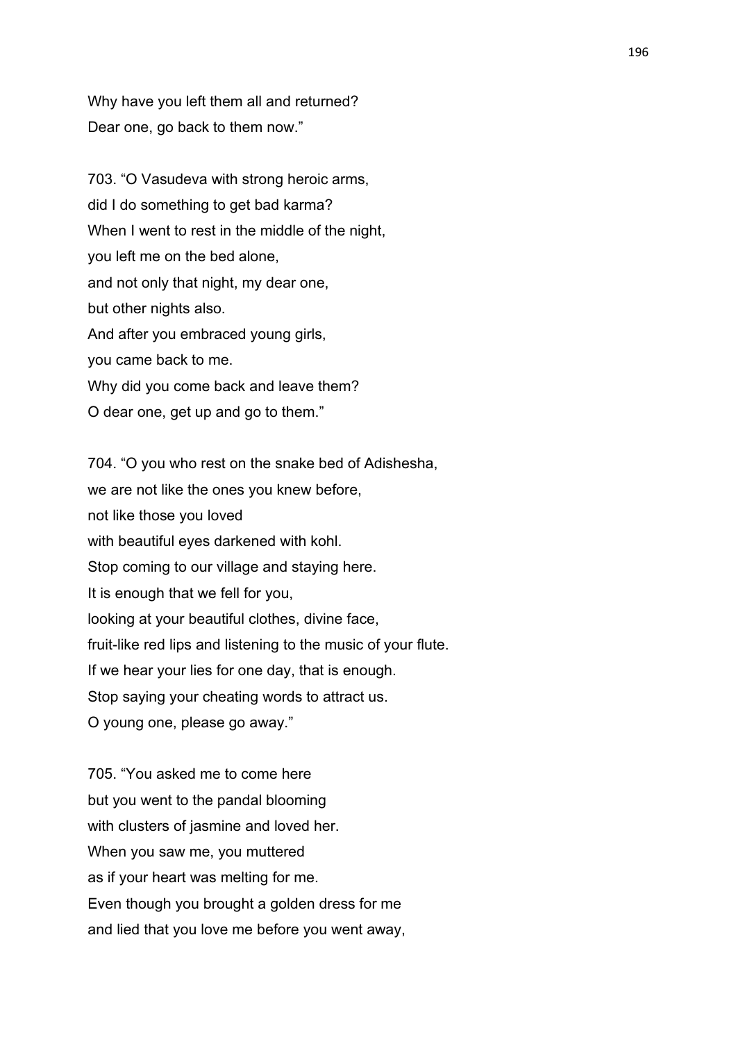Why have you left them all and returned?
Dear one, go back to them now."

703. "O Vasudeva with strong heroic arms,
did I do something to get bad karma?
When I went to rest in the middle of the night,
you left me on the bed alone,
and not only that night, my dear one,
but other nights also.
And after you embraced young girls,
you came back to me.
Why did you come back and leave them?
O dear one, get up and go to them."

704. "O you who rest on the snake bed of Adishesha,
we are not like the ones you knew before,
not like those you loved
with beautiful eyes darkened with kohl.
Stop coming to our village and staying here.
It is enough that we fell for you,
looking at your beautiful clothes, divine face,
fruit-like red lips and listening to the music of your flute.
If we hear your lies for one day, that is enough.
Stop saying your cheating words to attract us.
O young one, please go away."

705. "You asked me to come here
but you went to the pandal blooming
with clusters of jasmine and loved her.
When you saw me, you muttered
as if your heart was melting for me.
Even though you brought a golden dress for me
and lied that you love me before you went away,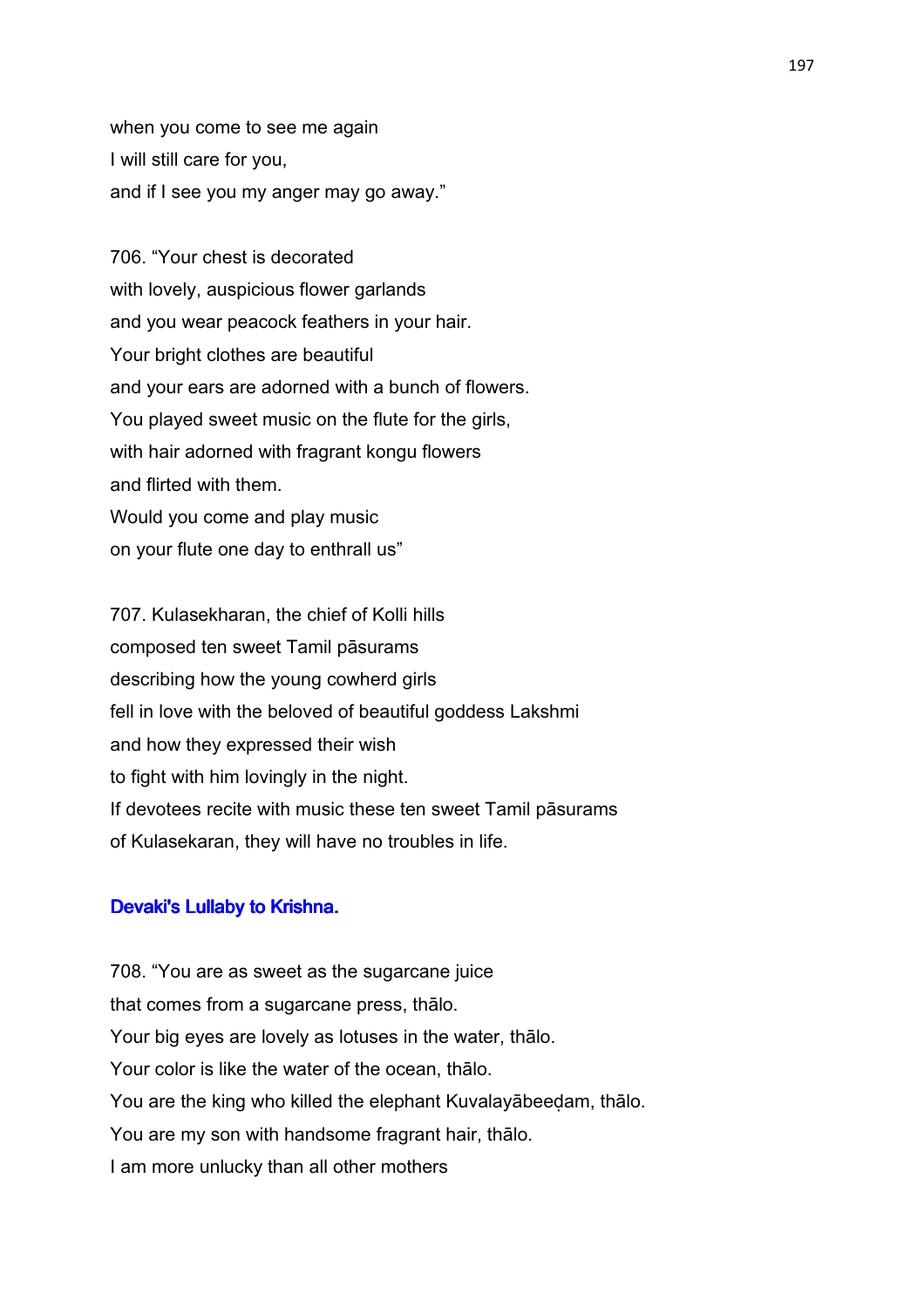when you come to see me again
I will still care for you,
and if I see you my anger may go away."

706. "Your chest is decorated
with lovely, auspicious flower garlands
and you wear peacock feathers in your hair.
Your bright clothes are beautiful
and your ears are adorned with a bunch of flowers.
You played sweet music on the flute for the girls,
with hair adorned with fragrant kongu flowers
and flirted with them.
Would you come and play music
on your flute one day to enthrall us"

707. Kulasekharan, the chief of Kolli hills
composed ten sweet Tamil pāsurams
describing how the young cowherd girls
fell in love with the beloved of beautiful goddess Lakshmi
and how they expressed their wish
to fight with him lovingly in the night.
If devotees recite with music these ten sweet Tamil pāsurams
of Kulasekaran, they will have no troubles in life.

### Devaki's Lullaby to Krishna.

708. "You are as sweet as the sugarcane juice
that comes from a sugarcane press, thālo.
Your big eyes are lovely as lotuses in the water, thālo.
Your color is like the water of the ocean, thālo.
You are the king who killed the elephant Kuvalayābeeḍam, thālo.
You are my son with handsome fragrant hair, thālo.
I am more unlucky than all other mothers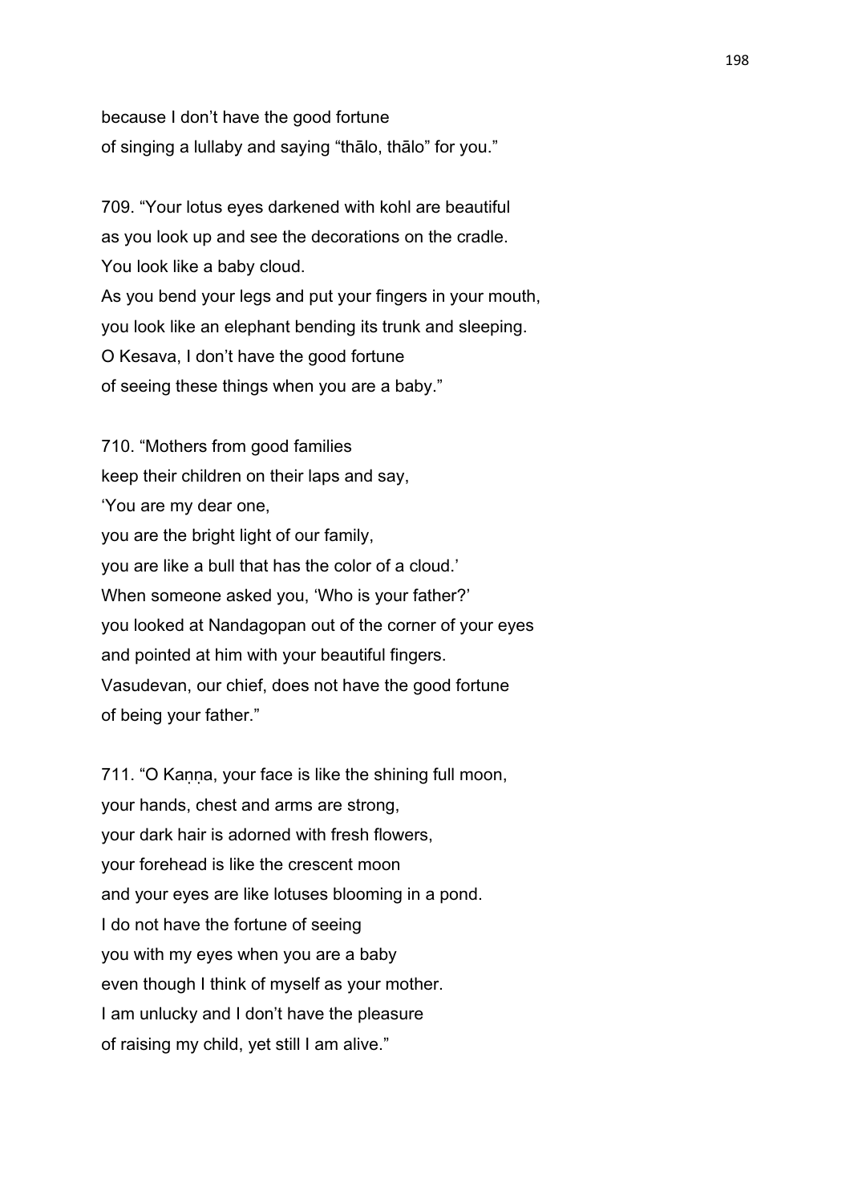because I don't have the good fortune
of singing a lullaby and saying "thālo, thālo" for you."

709. "Your lotus eyes darkened with kohl are beautiful
as you look up and see the decorations on the cradle.
You look like a baby cloud.
As you bend your legs and put your fingers in your mouth,
you look like an elephant bending its trunk and sleeping.
O Kesava, I don't have the good fortune
of seeing these things when you are a baby."

710. "Mothers from good families
keep their children on their laps and say,
'You are my dear one,
you are the bright light of our family,
you are like a bull that has the color of a cloud.'
When someone asked you, 'Who is your father?'
you looked at Nandagopan out of the corner of your eyes
and pointed at him with your beautiful fingers.
Vasudevan, our chief, does not have the good fortune
of being your father."

711. "O Kaṇṇa, your face is like the shining full moon,
your hands, chest and arms are strong,
your dark hair is adorned with fresh flowers,
your forehead is like the crescent moon
and your eyes are like lotuses blooming in a pond.
I do not have the fortune of seeing
you with my eyes when you are a baby
even though I think of myself as your mother.
I am unlucky and I don't have the pleasure
of raising my child, yet still I am alive."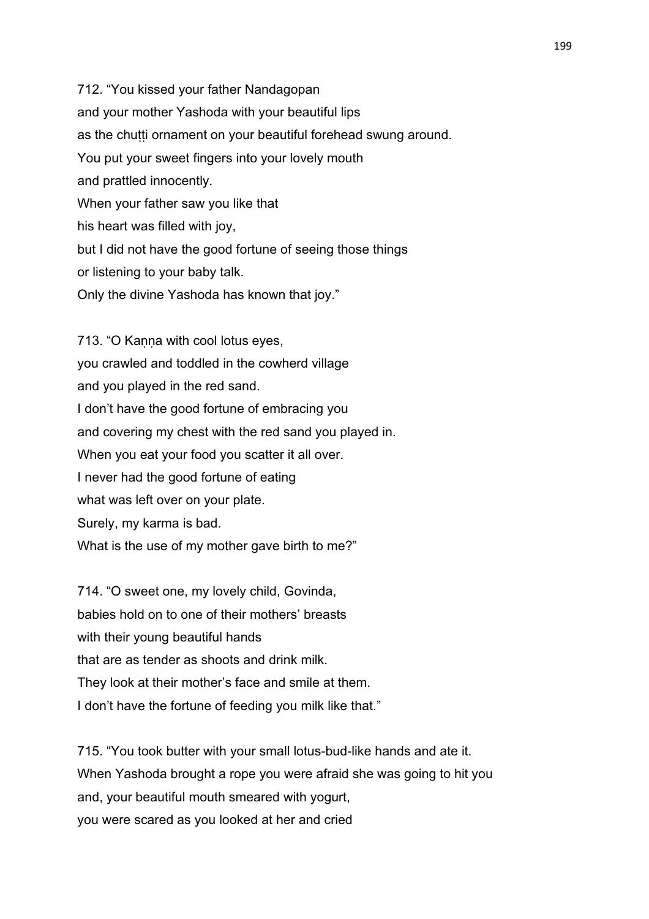712. “You kissed your father Nandagopan
and your mother Yashoda with your beautiful lips
as the chuṭṭi ornament on your beautiful forehead swung around.
You put your sweet fingers into your lovely mouth
and prattled innocently.
When your father saw you like that
his heart was filled with joy,
but I did not have the good fortune of seeing those things
or listening to your baby talk.
Only the divine Yashoda has known that joy.”

713. “O Kaṇṇa with cool lotus eyes,
you crawled and toddled in the cowherd village
and you played in the red sand.
I don’t have the good fortune of embracing you
and covering my chest with the red sand you played in.
When you eat your food you scatter it all over.
I never had the good fortune of eating
what was left over on your plate.
Surely, my karma is bad.
What is the use of my mother gave birth to me?”

714. “O sweet one, my lovely child, Govinda,
babies hold on to one of their mothers’ breasts
with their young beautiful hands
that are as tender as shoots and drink milk.
They look at their mother’s face and smile at them.
I don’t have the fortune of feeding you milk like that.”

715. “You took butter with your small lotus-bud-like hands and ate it.
When Yashoda brought a rope you were afraid she was going to hit you
and, your beautiful mouth smeared with yogurt,
you were scared as you looked at her and cried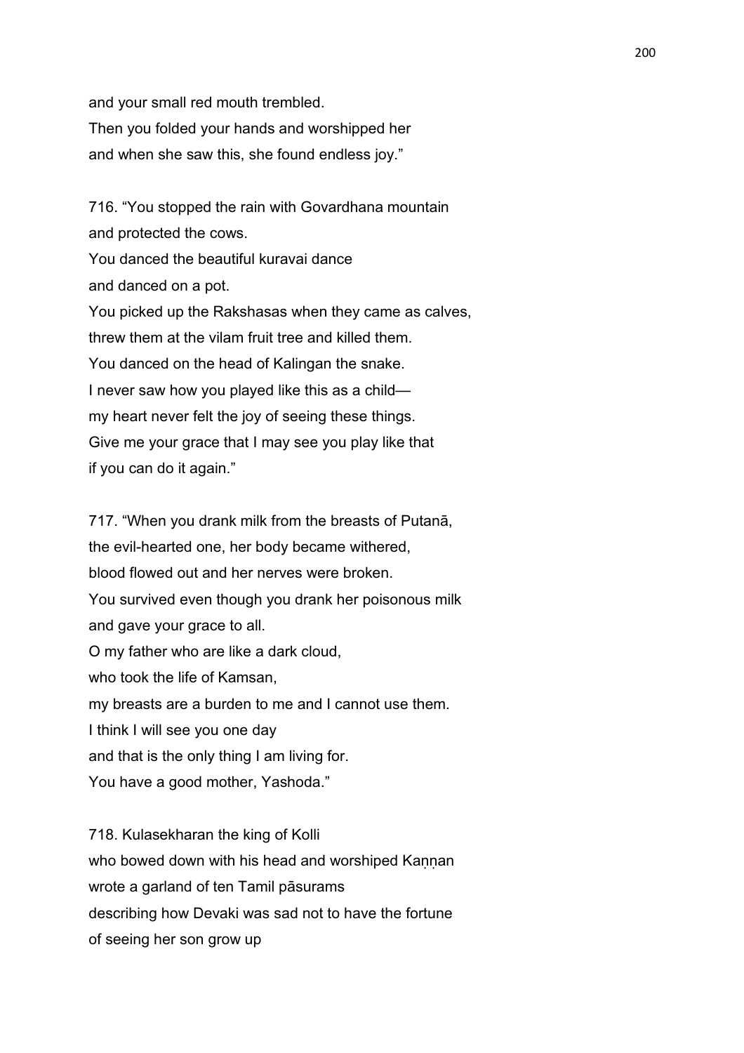and your small red mouth trembled.
Then you folded your hands and worshipped her
and when she saw this, she found endless joy."

716. "You stopped the rain with Govardhana mountain
and protected the cows.
You danced the beautiful kuravai dance
and danced on a pot.
You picked up the Rakshasas when they came as calves,
threw them at the vilam fruit tree and killed them.
You danced on the head of Kalingan the snake.
I never saw how you played like this as a child—
my heart never felt the joy of seeing these things.
Give me your grace that I may see you play like that
if you can do it again."

717. "When you drank milk from the breasts of Putanā,
the evil-hearted one, her body became withered,
blood flowed out and her nerves were broken.
You survived even though you drank her poisonous milk
and gave your grace to all.
O my father who are like a dark cloud,
who took the life of Kamsan,
my breasts are a burden to me and I cannot use them.
I think I will see you one day
and that is the only thing I am living for.
You have a good mother, Yashoda."

718. Kulasekharan the king of Kolli
who bowed down with his head and worshiped Kaṇṇan
wrote a garland of ten Tamil pāsurams
describing how Devaki was sad not to have the fortune
of seeing her son grow up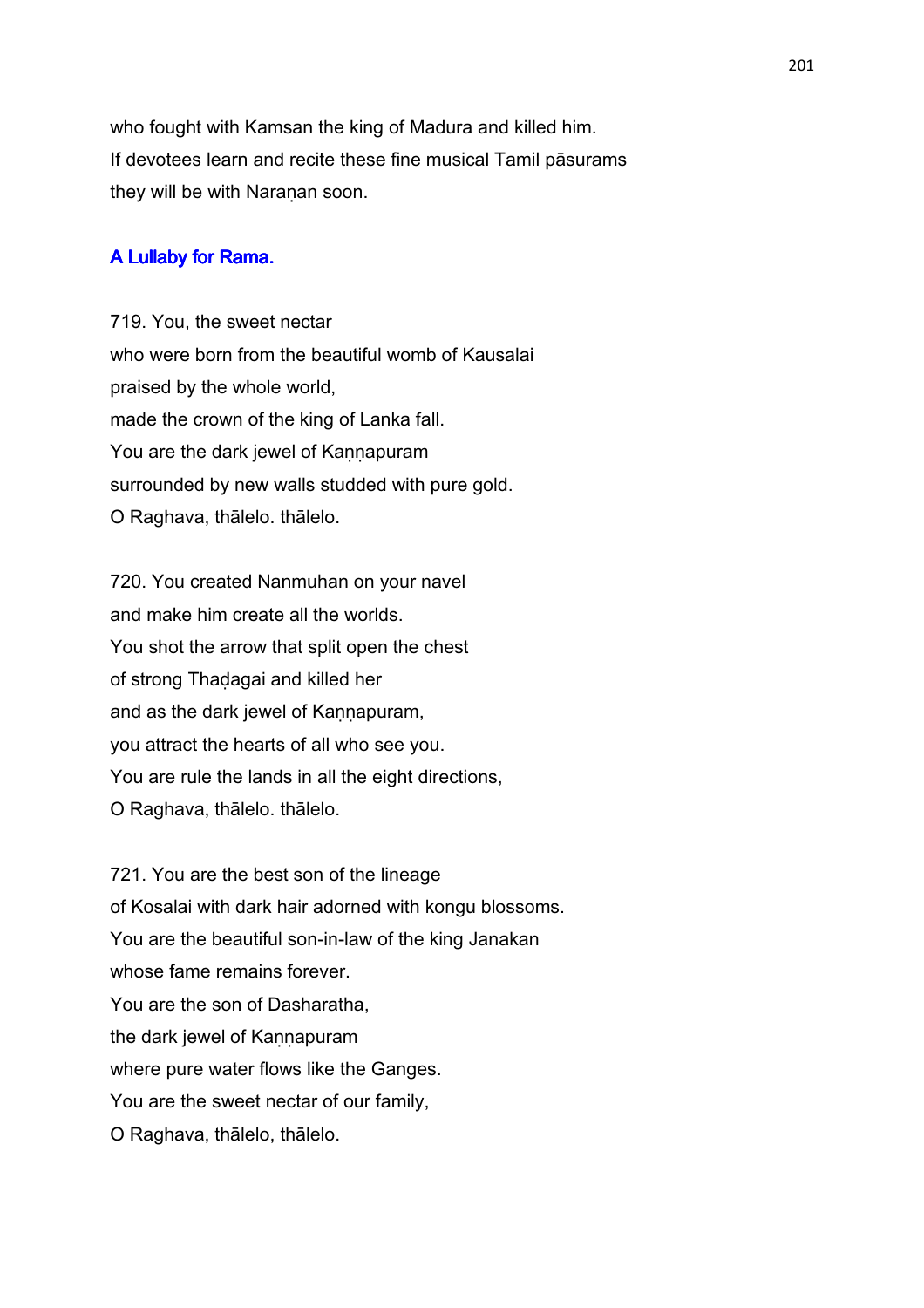who fought with Kamsan the king of Madura and killed him.
If devotees learn and recite these fine musical Tamil pāsurams
they will be with Naraṇan soon.

### A Lullaby for Rama.

719. You, the sweet nectar
who were born from the beautiful womb of Kausalai
praised by the whole world,
made the crown of the king of Lanka fall.
You are the dark jewel of Kaṇṇapuram
surrounded by new walls studded with pure gold.
O Raghava, thālelo. thālelo.

720. You created Nanmuhan on your navel
and make him create all the worlds.
You shot the arrow that split open the chest
of strong Thaḍagai and killed her
and as the dark jewel of Kaṇṇapuram,
you attract the hearts of all who see you.
You are rule the lands in all the eight directions,
O Raghava, thālelo. thālelo.

721. You are the best son of the lineage
of Kosalai with dark hair adorned with kongu blossoms.
You are the beautiful son-in-law of the king Janakan
whose fame remains forever.
You are the son of Dasharatha,
the dark jewel of Kaṇṇapuram
where pure water flows like the Ganges.
You are the sweet nectar of our family,
O Raghava, thālelo, thālelo.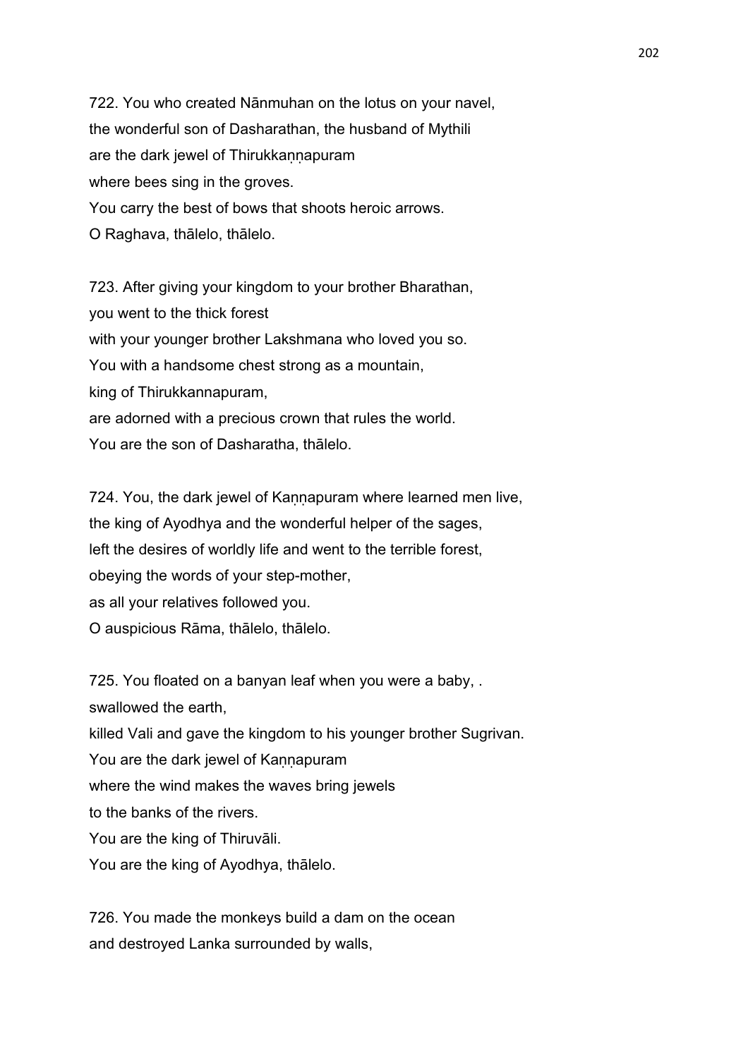722. You who created Nānmuhan on the lotus on your navel,
the wonderful son of Dasharathan, the husband of Mythili
are the dark jewel of Thirukkaṇṇapuram
where bees sing in the groves.
You carry the best of bows that shoots heroic arrows.
O Raghava, thālelo, thālelo.

723. After giving your kingdom to your brother Bharathan,
you went to the thick forest
with your younger brother Lakshmana who loved you so.
You with a handsome chest strong as a mountain,
king of Thirukkannapuram,
are adorned with a precious crown that rules the world.
You are the son of Dasharatha, thālelo.

724. You, the dark jewel of Kaṇṇapuram where learned men live,
the king of Ayodhya and the wonderful helper of the sages,
left the desires of worldly life and went to the terrible forest,
obeying the words of your step-mother,
as all your relatives followed you.
O auspicious Rāma, thālelo, thālelo.

725. You floated on a banyan leaf when you were a baby, .
swallowed the earth,
killed Vali and gave the kingdom to his younger brother Sugrivan.
You are the dark jewel of Kaṇṇapuram
where the wind makes the waves bring jewels
to the banks of the rivers.
You are the king of Thiruvāli.
You are the king of Ayodhya, thālelo.

726. You made the monkeys build a dam on the ocean
and destroyed Lanka surrounded by walls,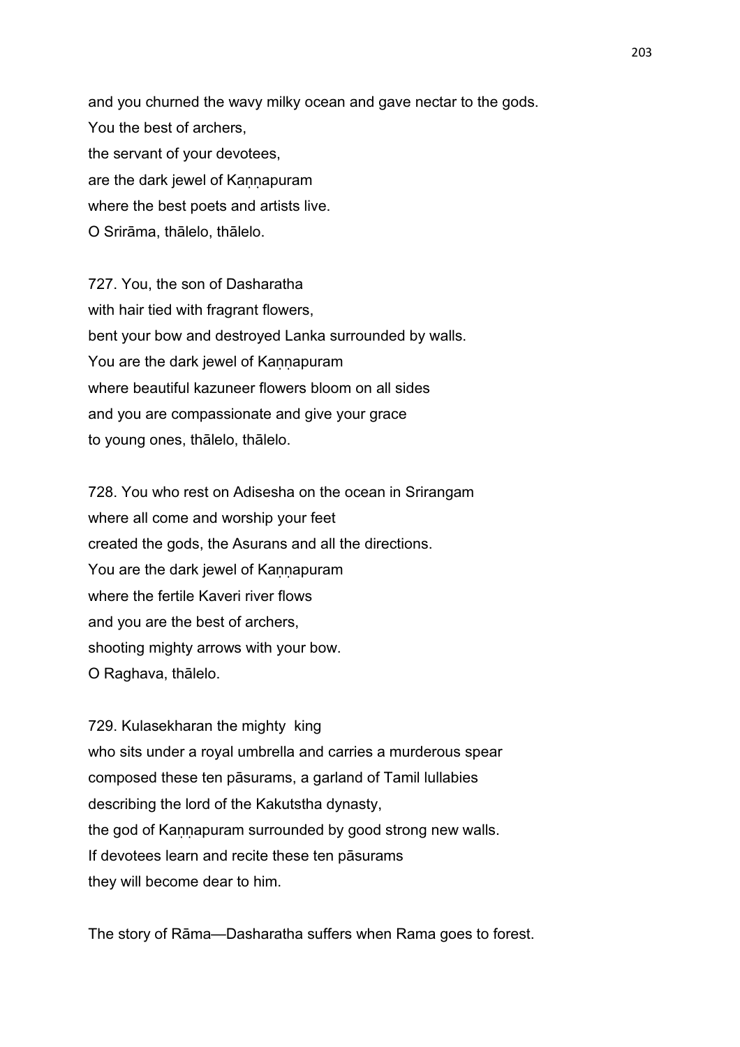and you churned the wavy milky ocean and gave nectar to the gods.
You the best of archers,
the servant of your devotees,
are the dark jewel of Kaṇṇapuram
where the best poets and artists live.
O Srirāma, thālelo, thālelo.

727. You, the son of Dasharatha
with hair tied with fragrant flowers,
bent your bow and destroyed Lanka surrounded by walls.
You are the dark jewel of Kaṇṇapuram
where beautiful kazuneer flowers bloom on all sides
and you are compassionate and give your grace
to young ones, thālelo, thālelo.

728. You who rest on Adisesha on the ocean in Srirangam
where all come and worship your feet
created the gods, the Asurans and all the directions.
You are the dark jewel of Kaṇṇapuram
where the fertile Kaveri river flows
and you are the best of archers,
shooting mighty arrows with your bow.
O Raghava, thālelo.

729. Kulasekharan the mighty king
who sits under a royal umbrella and carries a murderous spear
composed these ten pāsurams, a garland of Tamil lullabies
describing the lord of the Kakutstha dynasty,
the god of Kaṇṇapuram surrounded by good strong new walls.
If devotees learn and recite these ten pāsurams
they will become dear to him.

The story of Rāma—Dasharatha suffers when Rama goes to forest.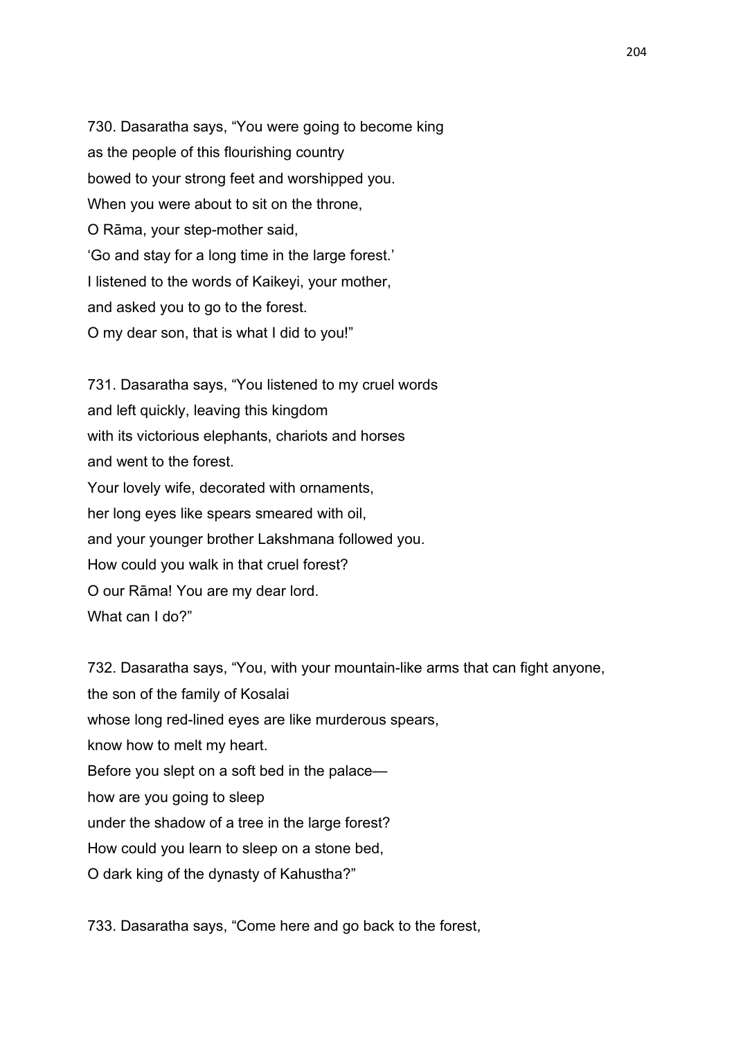730. Dasaratha says, “You were going to become king
as the people of this flourishing country
bowed to your strong feet and worshipped you.
When you were about to sit on the throne,
O Rāma, your step-mother said,
‘Go and stay for a long time in the large forest.’
I listened to the words of Kaikeyi, your mother,
and asked you to go to the forest.
O my dear son, that is what I did to you!”

731. Dasaratha says, “You listened to my cruel words
and left quickly, leaving this kingdom
with its victorious elephants, chariots and horses
and went to the forest.
Your lovely wife, decorated with ornaments,
her long eyes like spears smeared with oil,
and your younger brother Lakshmana followed you.
How could you walk in that cruel forest?
O our Rāma! You are my dear lord.
What can I do?”

732. Dasaratha says, “You, with your mountain-like arms that can fight anyone,
the son of the family of Kosalai
whose long red-lined eyes are like murderous spears,
know how to melt my heart.
Before you slept on a soft bed in the palace—
how are you going to sleep
under the shadow of a tree in the large forest?
How could you learn to sleep on a stone bed,
O dark king of the dynasty of Kahustha?”

733. Dasaratha says, “Come here and go back to the forest,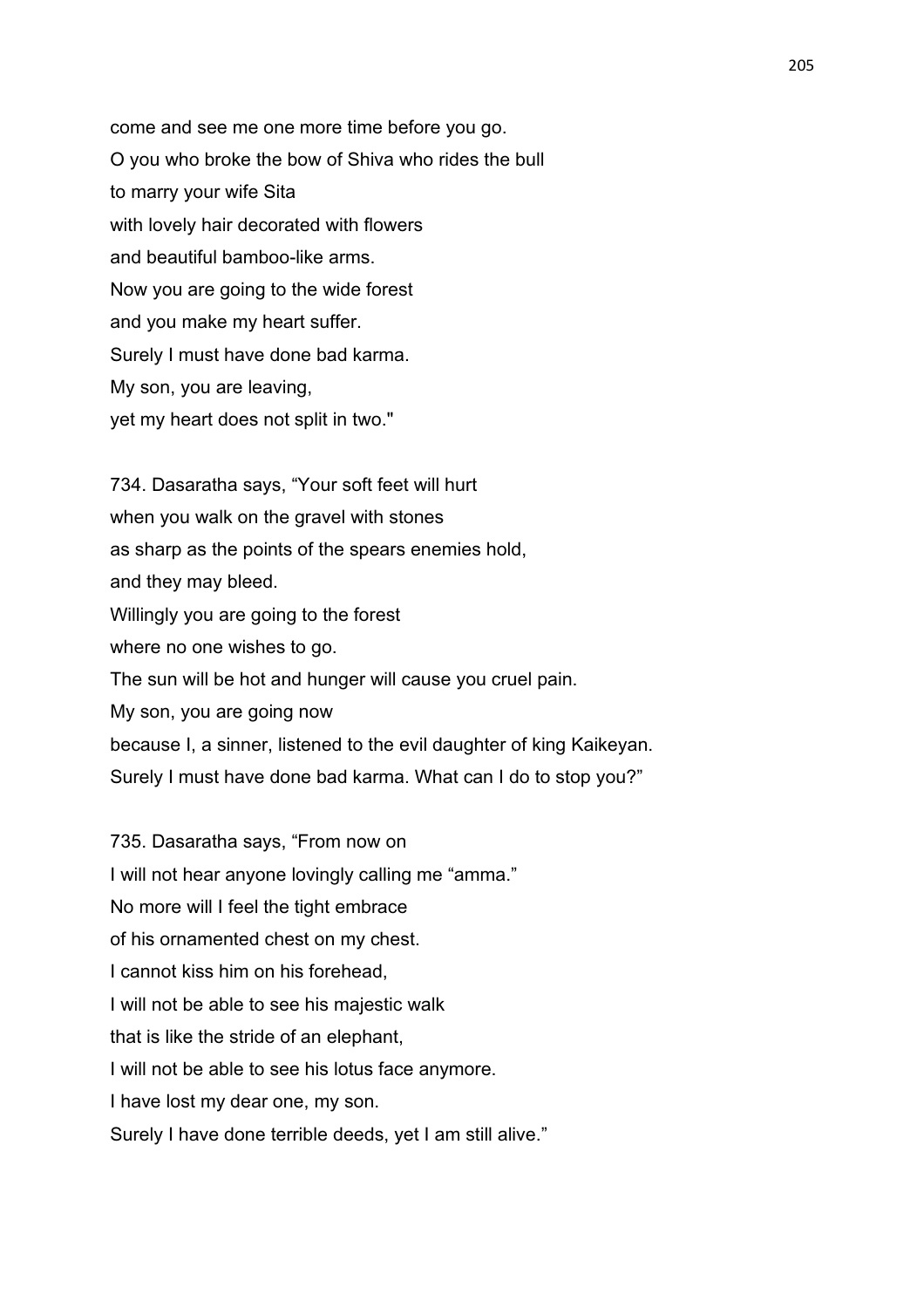come and see me one more time before you go.
O you who broke the bow of Shiva who rides the bull
to marry your wife Sita
with lovely hair decorated with flowers
and beautiful bamboo-like arms.
Now you are going to the wide forest
and you make my heart suffer.
Surely I must have done bad karma.
My son, you are leaving,
yet my heart does not split in two."

734. Dasaratha says, "Your soft feet will hurt
when you walk on the gravel with stones
as sharp as the points of the spears enemies hold,
and they may bleed.
Willingly you are going to the forest
where no one wishes to go.
The sun will be hot and hunger will cause you cruel pain.
My son, you are going now
because I, a sinner, listened to the evil daughter of king Kaikeyan.
Surely I must have done bad karma. What can I do to stop you?"

735. Dasaratha says, "From now on
I will not hear anyone lovingly calling me "amma."
No more will I feel the tight embrace
of his ornamented chest on my chest.
I cannot kiss him on his forehead,
I will not be able to see his majestic walk
that is like the stride of an elephant,
I will not be able to see his lotus face anymore.
I have lost my dear one, my son.
Surely I have done terrible deeds, yet I am still alive."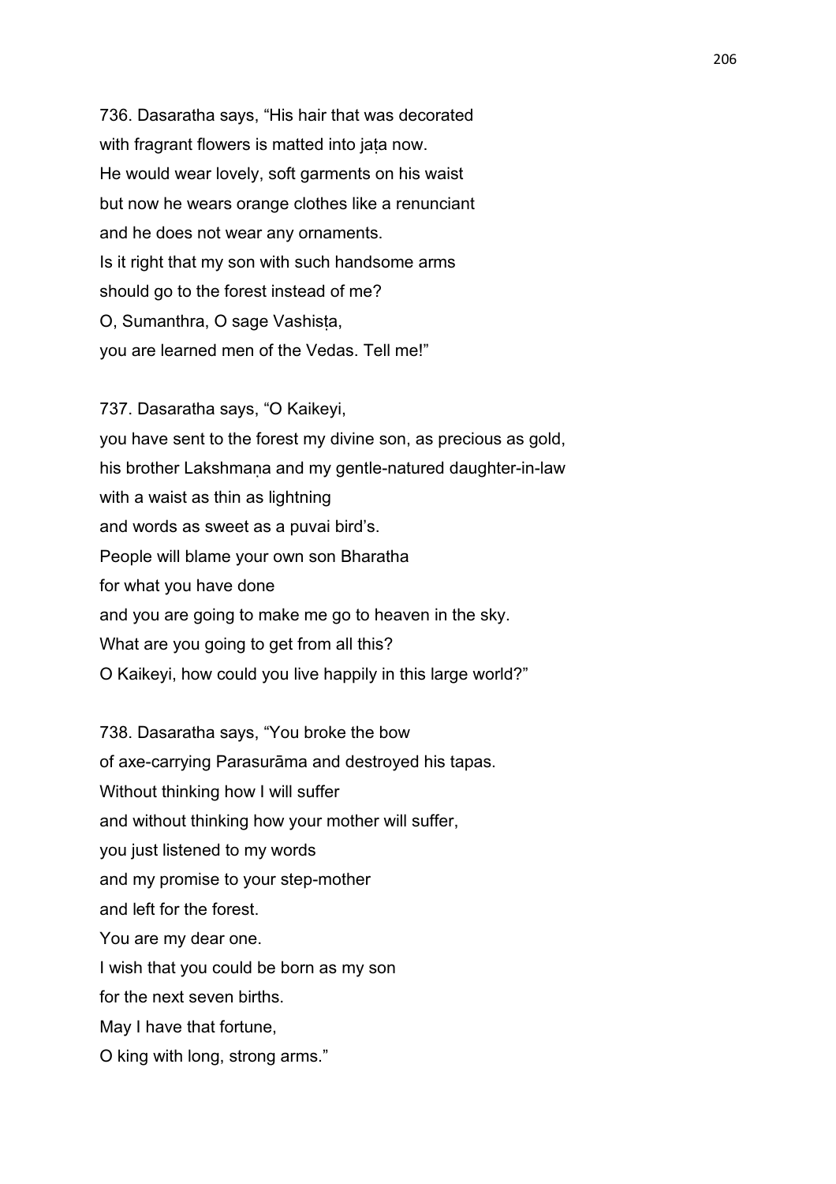736. Dasaratha says, “His hair that was decorated
with fragrant flowers is matted into jaṭa now.
He would wear lovely, soft garments on his waist
but now he wears orange clothes like a renunciant
and he does not wear any ornaments.
Is it right that my son with such handsome arms
should go to the forest instead of me?
O, Sumanthra, O sage Vashisṭa,
you are learned men of the Vedas. Tell me!”

737. Dasaratha says, “O Kaikeyi,
you have sent to the forest my divine son, as precious as gold,
his brother Lakshmaṇa and my gentle-natured daughter-in-law
with a waist as thin as lightning
and words as sweet as a puvai bird’s.
People will blame your own son Bharatha
for what you have done
and you are going to make me go to heaven in the sky.
What are you going to get from all this?
O Kaikeyi, how could you live happily in this large world?”

738. Dasaratha says, “You broke the bow
of axe-carrying Parasurāma and destroyed his tapas.
Without thinking how I will suffer
and without thinking how your mother will suffer,
you just listened to my words
and my promise to your step-mother
and left for the forest.
You are my dear one.
I wish that you could be born as my son
for the next seven births.
May I have that fortune,
O king with long, strong arms.”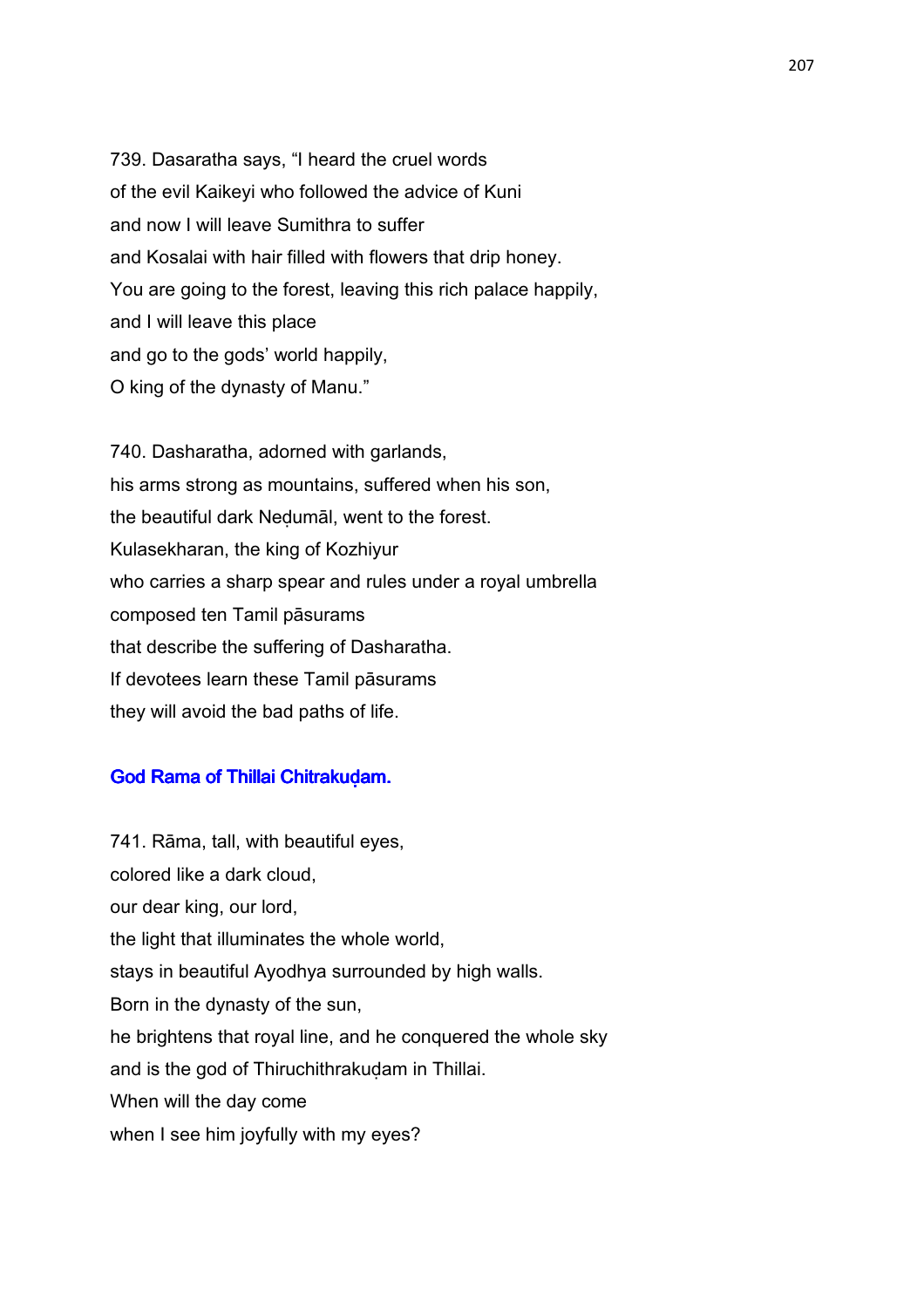739. Dasaratha says, “I heard the cruel words
of the evil Kaikeyi who followed the advice of Kuni
and now I will leave Sumithra to suffer
and Kosalai with hair filled with flowers that drip honey.
You are going to the forest, leaving this rich palace happily,
and I will leave this place
and go to the gods’ world happily,
O king of the dynasty of Manu.”

740. Dasharatha, adorned with garlands,
his arms strong as mountains, suffered when his son,
the beautiful dark Neḍumāl, went to the forest.
Kulasekharan, the king of Kozhiyur
who carries a sharp spear and rules under a royal umbrella
composed ten Tamil pāsurams
that describe the suffering of Dasharatha.
If devotees learn these Tamil pāsurams
they will avoid the bad paths of life.

### God Rama of Thillai Chitrakuḍam.

741. Rāma, tall, with beautiful eyes,
colored like a dark cloud,
our dear king, our lord,
the light that illuminates the whole world,
stays in beautiful Ayodhya surrounded by high walls.
Born in the dynasty of the sun,
he brightens that royal line, and he conquered the whole sky
and is the god of Thiruchithrakuḍam in Thillai.
When will the day come
when I see him joyfully with my eyes?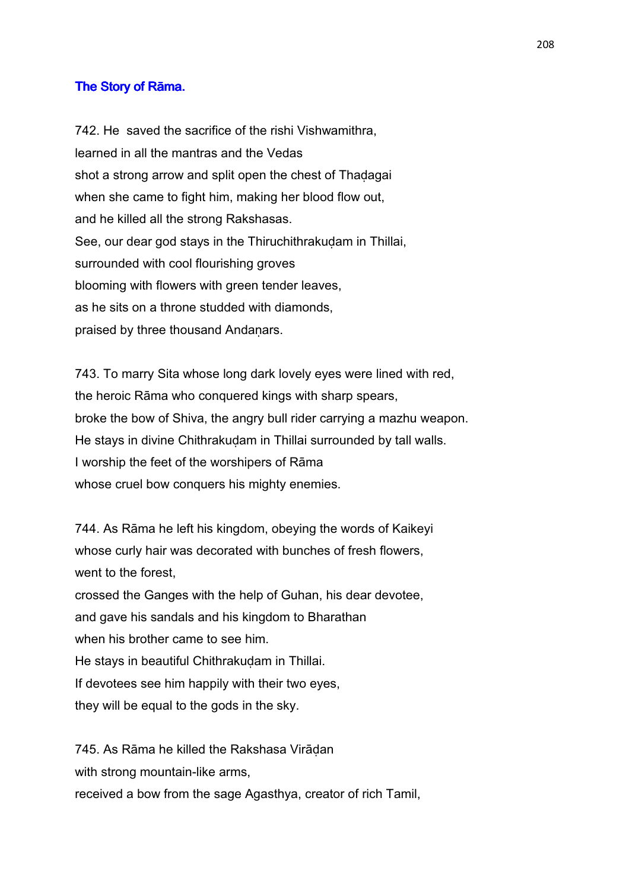### The Story of Rāma.

742. He saved the sacrifice of the rishi Vishwamithra,
learned in all the mantras and the Vedas
shot a strong arrow and split open the chest of Thaḍagai
when she came to fight him, making her blood flow out,
and he killed all the strong Rakshasas.
See, our dear god stays in the Thiruchithrakuḍam in Thillai,
surrounded with cool flourishing groves
blooming with flowers with green tender leaves,
as he sits on a throne studded with diamonds,
praised by three thousand Andaṇars.

743. To marry Sita whose long dark lovely eyes were lined with red,
the heroic Rāma who conquered kings with sharp spears,
broke the bow of Shiva, the angry bull rider carrying a mazhu weapon.
He stays in divine Chithrakuḍam in Thillai surrounded by tall walls.
I worship the feet of the worshipers of Rāma
whose cruel bow conquers his mighty enemies.

744. As Rāma he left his kingdom, obeying the words of Kaikeyi
whose curly hair was decorated with bunches of fresh flowers,
went to the forest,
crossed the Ganges with the help of Guhan, his dear devotee,
and gave his sandals and his kingdom to Bharathan
when his brother came to see him.
He stays in beautiful Chithrakuḍam in Thillai.
If devotees see him happily with their two eyes,
they will be equal to the gods in the sky.

745. As Rāma he killed the Rakshasa Virāḍan
with strong mountain-like arms,
received a bow from the sage Agasthya, creator of rich Tamil,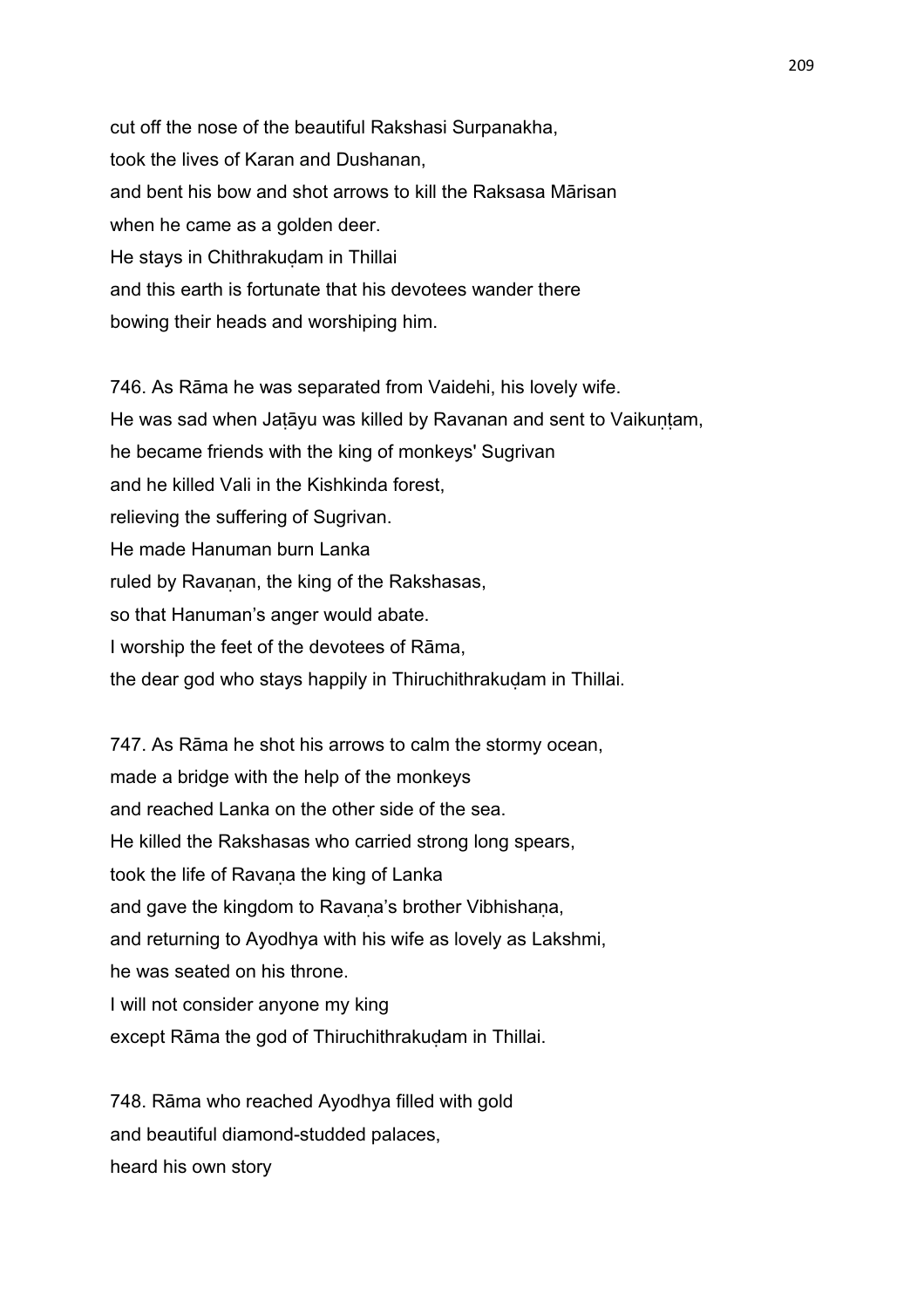cut off the nose of the beautiful Rakshasi Surpanakha,
took the lives of Karan and Dushanan,
and bent his bow and shot arrows to kill the Raksasa Mārisan
when he came as a golden deer.
He stays in Chithrakuḍam in Thillai
and this earth is fortunate that his devotees wander there
bowing their heads and worshiping him.

746. As Rāma he was separated from Vaidehi, his lovely wife.
He was sad when Jaṭāyu was killed by Ravanan and sent to Vaikuṇṭam,
he became friends with the king of monkeys' Sugrivan
and he killed Vali in the Kishkinda forest,
relieving the suffering of Sugrivan.
He made Hanuman burn Lanka
ruled by Ravaṇan, the king of the Rakshasas,
so that Hanuman's anger would abate.
I worship the feet of the devotees of Rāma,
the dear god who stays happily in Thiruchithrakuḍam in Thillai.

747. As Rāma he shot his arrows to calm the stormy ocean,
made a bridge with the help of the monkeys
and reached Lanka on the other side of the sea.
He killed the Rakshasas who carried strong long spears,
took the life of Ravaṇa the king of Lanka
and gave the kingdom to Ravaṇa's brother Vibhishaṇa,
and returning to Ayodhya with his wife as lovely as Lakshmi,
he was seated on his throne.
I will not consider anyone my king
except Rāma the god of Thiruchithrakuḍam in Thillai.

748. Rāma who reached Ayodhya filled with gold
and beautiful diamond-studded palaces,
heard his own story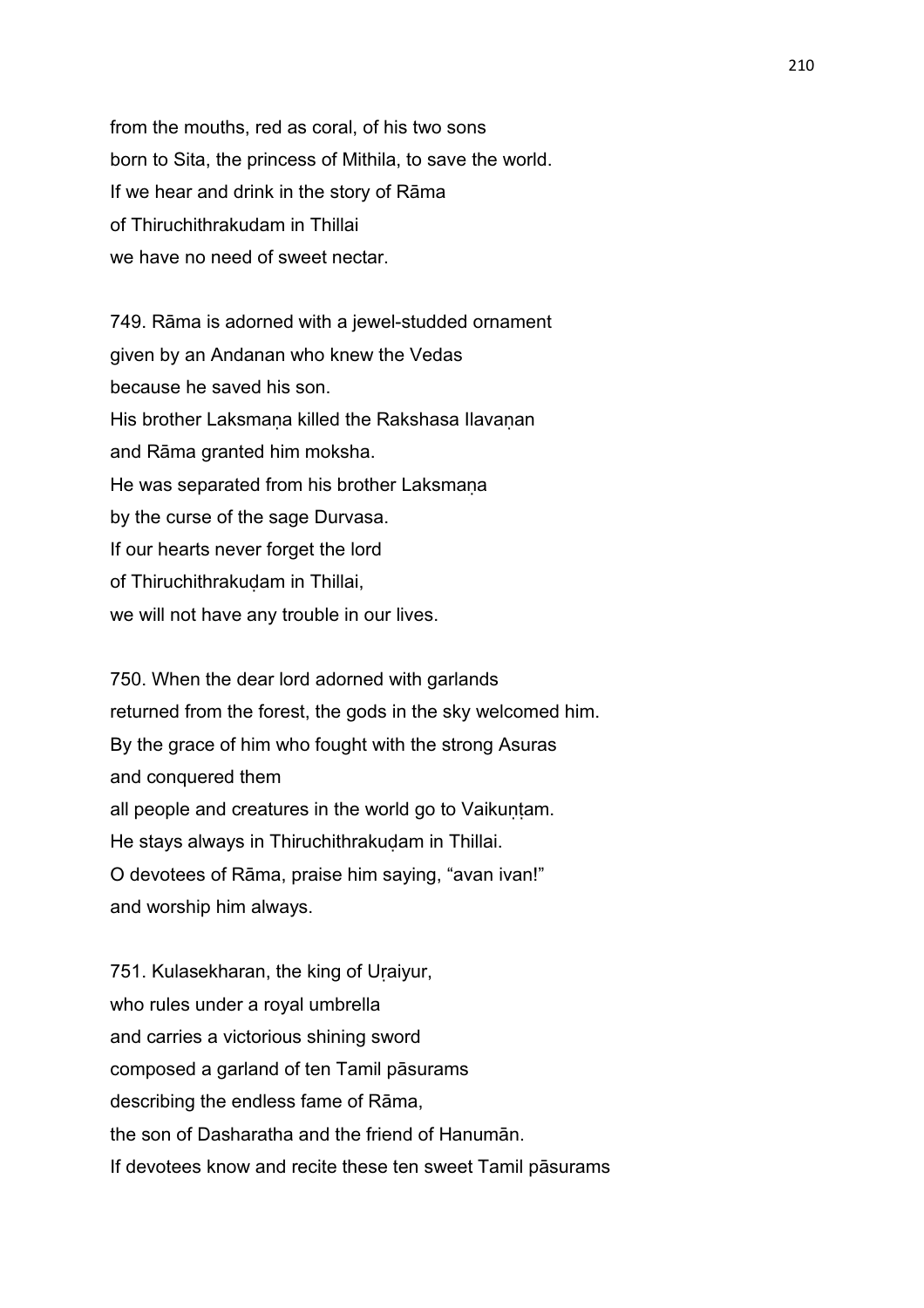from the mouths, red as coral, of his two sons
born to Sita, the princess of Mithila, to save the world.
If we hear and drink in the story of Rāma
of Thiruchithrakudam in Thillai
we have no need of sweet nectar.

749. Rāma is adorned with a jewel-studded ornament
given by an Andanan who knew the Vedas
because he saved his son.
His brother Laksmaṇa killed the Rakshasa Ilavaṇan
and Rāma granted him moksha.
He was separated from his brother Laksmaṇa
by the curse of the sage Durvasa.
If our hearts never forget the lord
of Thiruchithrakuḍam in Thillai,
we will not have any trouble in our lives.

750. When the dear lord adorned with garlands
returned from the forest, the gods in the sky welcomed him.
By the grace of him who fought with the strong Asuras
and conquered them
all people and creatures in the world go to Vaikuṇṭam.
He stays always in Thiruchithrakuḍam in Thillai.
O devotees of Rāma, praise him saying, “avan ivan!”
and worship him always.

751. Kulasekharan, the king of Uṛaiyur,
who rules under a royal umbrella
and carries a victorious shining sword
composed a garland of ten Tamil pāsurams
describing the endless fame of Rāma,
the son of Dasharatha and the friend of Hanumān.
If devotees know and recite these ten sweet Tamil pāsurams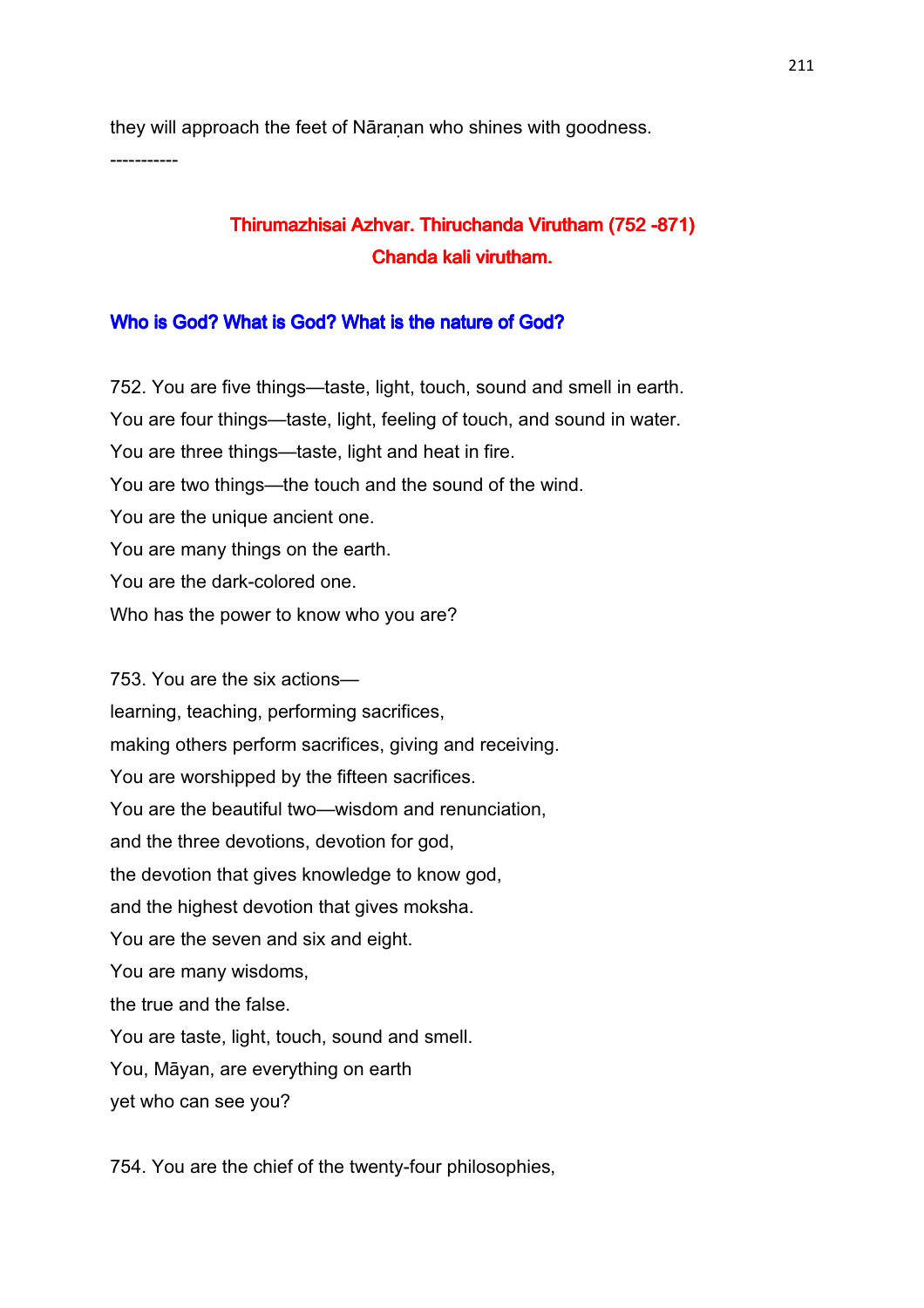they will approach the feet of Nāraṇan who shines with goodness.

-----------

## Thirumazhisai Azhvar. Thiruchanda Virutham (752 -871)
## Chanda kali virutham.

### Who is God? What is God? What is the nature of God?

752. You are five things—taste, light, touch, sound and smell in earth.
You are four things—taste, light, feeling of touch, and sound in water.
You are three things—taste, light and heat in fire.
You are two things—the touch and the sound of the wind.
You are the unique ancient one.
You are many things on the earth.
You are the dark-colored one.
Who has the power to know who you are?

753. You are the six actions—
learning, teaching, performing sacrifices,
making others perform sacrifices, giving and receiving.
You are worshipped by the fifteen sacrifices.
You are the beautiful two—wisdom and renunciation,
and the three devotions, devotion for god,
the devotion that gives knowledge to know god,
and the highest devotion that gives moksha.
You are the seven and six and eight.
You are many wisdoms,
the true and the false.
You are taste, light, touch, sound and smell.
You, Māyan, are everything on earth
yet who can see you?

754. You are the chief of the twenty-four philosophies,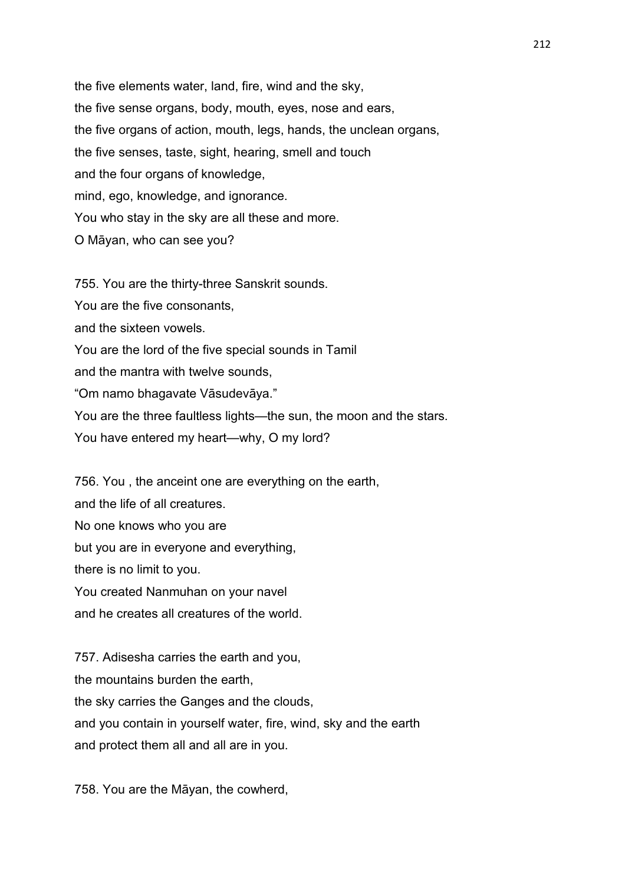the five elements water, land, fire, wind and the sky,
the five sense organs, body, mouth, eyes, nose and ears,
the five organs of action, mouth, legs, hands, the unclean organs,
the five senses, taste, sight, hearing, smell and touch
and the four organs of knowledge,
mind, ego, knowledge, and ignorance.
You who stay in the sky are all these and more.
O Māyan, who can see you?

755. You are the thirty-three Sanskrit sounds.
You are the five consonants,
and the sixteen vowels.
You are the lord of the five special sounds in Tamil
and the mantra with twelve sounds,
“Om namo bhagavate Vāsudevāya.”
You are the three faultless lights—the sun, the moon and the stars.
You have entered my heart—why, O my lord?

756. You , the anceint one are everything on the earth,
and the life of all creatures.
No one knows who you are
but you are in everyone and everything,
there is no limit to you.
You created Nanmuhan on your navel
and he creates all creatures of the world.

757. Adisesha carries the earth and you,
the mountains burden the earth,
the sky carries the Ganges and the clouds,
and you contain in yourself water, fire, wind, sky and the earth
and protect them all and all are in you.

758. You are the Māyan, the cowherd,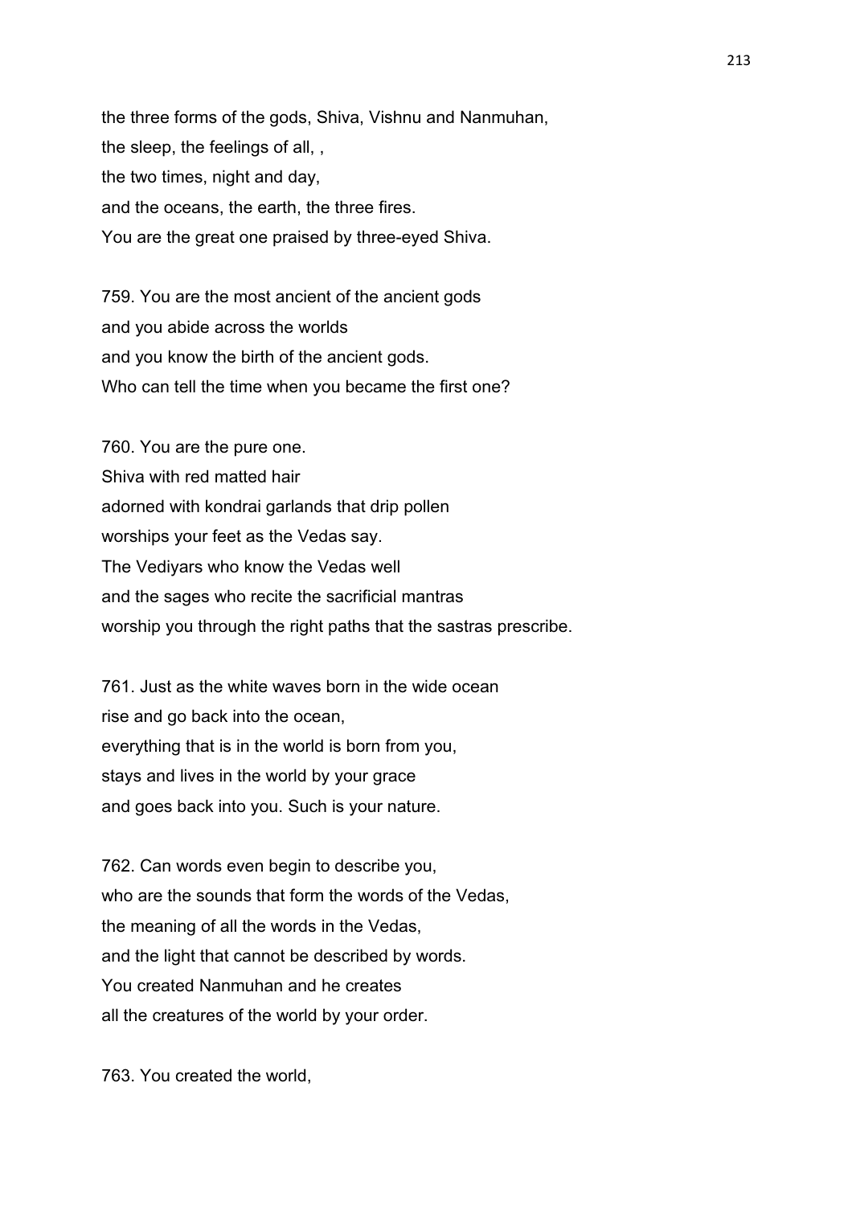the three forms of the gods, Shiva, Vishnu and Nanmuhan,
the sleep, the feelings of all, ,
the two times, night and day,
and the oceans, the earth, the three fires.
You are the great one praised by three-eyed Shiva.

759. You are the most ancient of the ancient gods
and you abide across the worlds
and you know the birth of the ancient gods.
Who can tell the time when you became the first one?

760. You are the pure one.
Shiva with red matted hair
adorned with kondrai garlands that drip pollen
worships your feet as the Vedas say.
The Vediyars who know the Vedas well
and the sages who recite the sacrificial mantras
worship you through the right paths that the sastras prescribe.

761. Just as the white waves born in the wide ocean
rise and go back into the ocean,
everything that is in the world is born from you,
stays and lives in the world by your grace
and goes back into you. Such is your nature.

762. Can words even begin to describe you,
who are the sounds that form the words of the Vedas,
the meaning of all the words in the Vedas,
and the light that cannot be described by words.
You created Nanmuhan and he creates
all the creatures of the world by your order.

763. You created the world,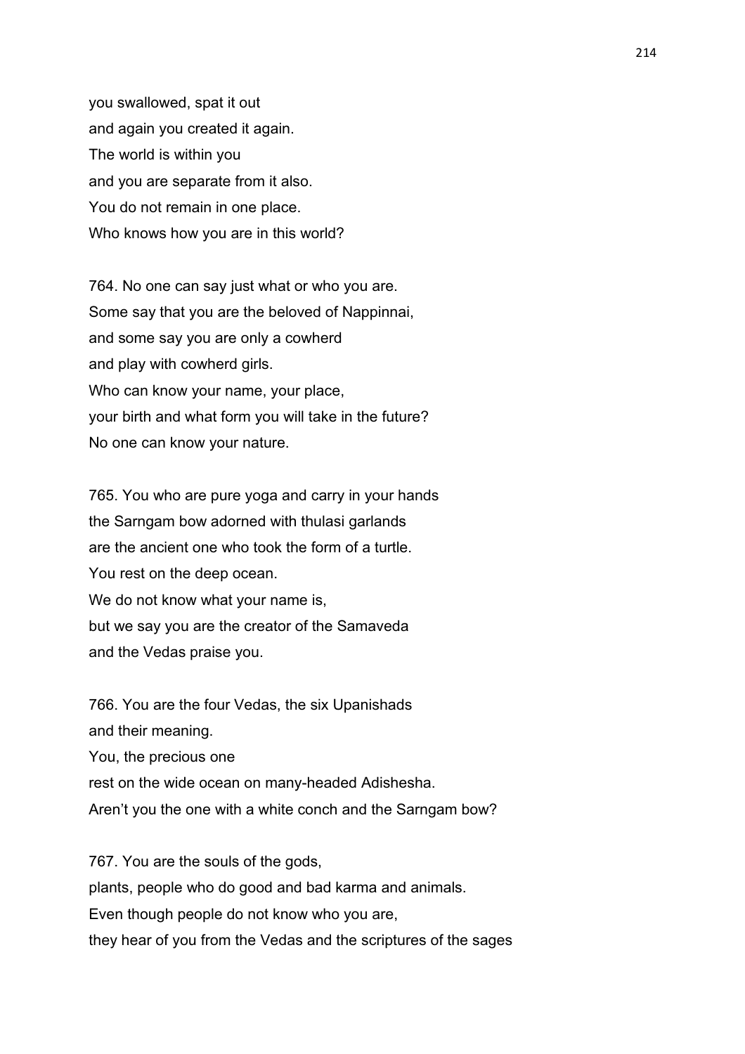you swallowed, spat it out
and again you created it again.
The world is within you
and you are separate from it also.
You do not remain in one place.
Who knows how you are in this world?

764. No one can say just what or who you are.
Some say that you are the beloved of Nappinnai,
and some say you are only a cowherd
and play with cowherd girls.
Who can know your name, your place,
your birth and what form you will take in the future?
No one can know your nature.

765. You who are pure yoga and carry in your hands
the Sarngam bow adorned with thulasi garlands
are the ancient one who took the form of a turtle.
You rest on the deep ocean.
We do not know what your name is,
but we say you are the creator of the Samaveda
and the Vedas praise you.

766. You are the four Vedas, the six Upanishads
and their meaning.
You, the precious one
rest on the wide ocean on many-headed Adishesha.
Aren't you the one with a white conch and the Sarngam bow?

767. You are the souls of the gods,
plants, people who do good and bad karma and animals.
Even though people do not know who you are,
they hear of you from the Vedas and the scriptures of the sages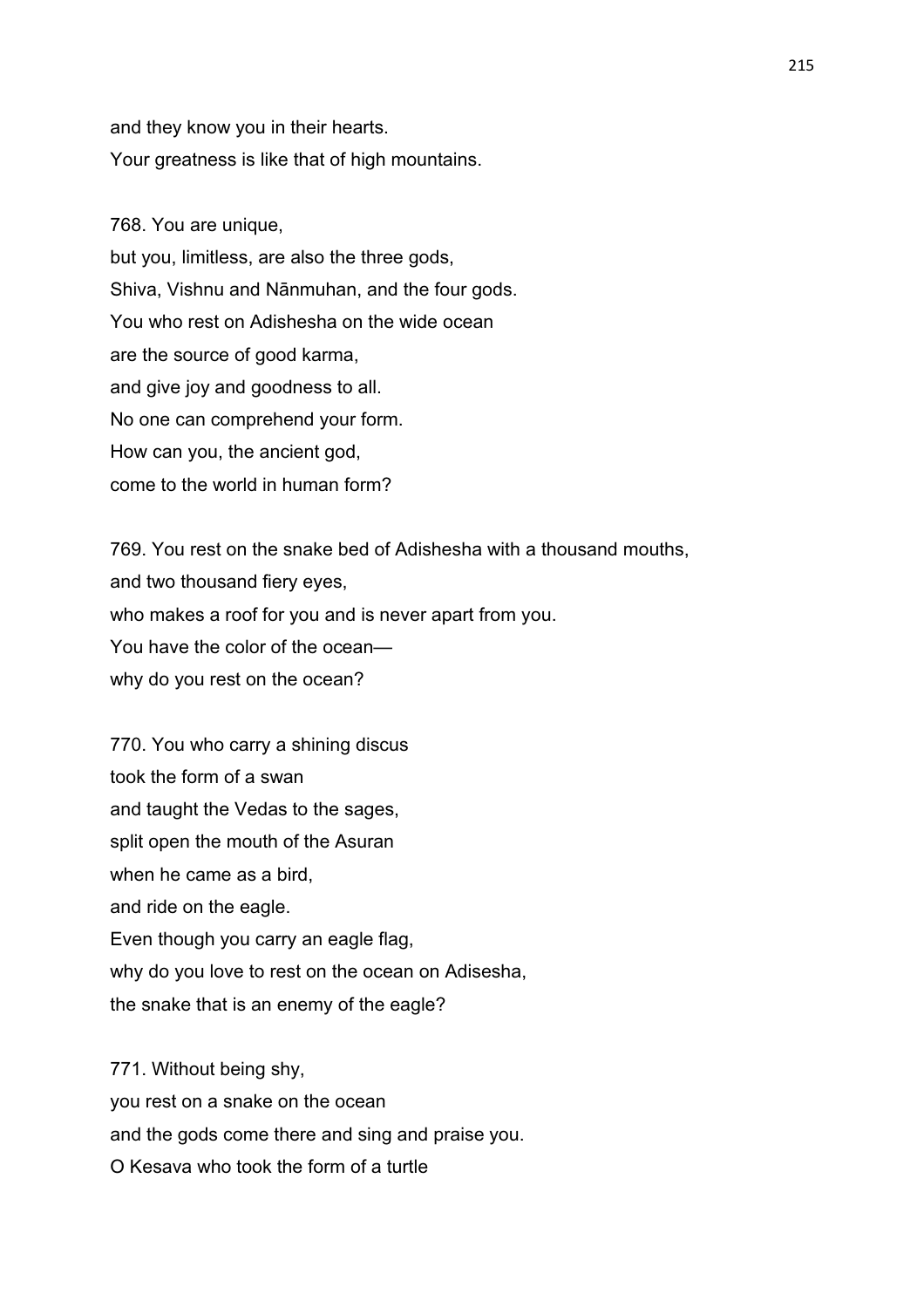and they know you in their hearts.
Your greatness is like that of high mountains.

768. You are unique,
but you, limitless, are also the three gods,
Shiva, Vishnu and Nānmuhan, and the four gods.
You who rest on Adishesha on the wide ocean
are the source of good karma,
and give joy and goodness to all.
No one can comprehend your form.
How can you, the ancient god,
come to the world in human form?

769. You rest on the snake bed of Adishesha with a thousand mouths,
and two thousand fiery eyes,
who makes a roof for you and is never apart from you.
You have the color of the ocean—
why do you rest on the ocean?

770. You who carry a shining discus
took the form of a swan
and taught the Vedas to the sages,
split open the mouth of the Asuran
when he came as a bird,
and ride on the eagle.
Even though you carry an eagle flag,
why do you love to rest on the ocean on Adisesha,
the snake that is an enemy of the eagle?

771. Without being shy,
you rest on a snake on the ocean
and the gods come there and sing and praise you.
O Kesava who took the form of a turtle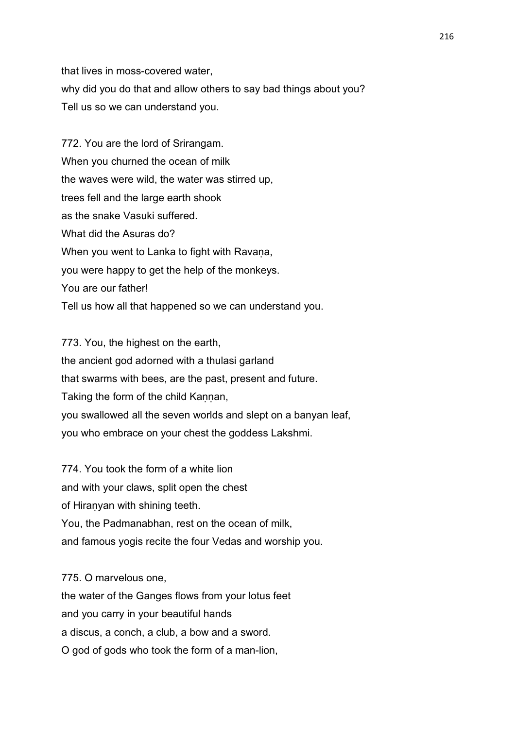that lives in moss-covered water,
why did you do that and allow others to say bad things about you?
Tell us so we can understand you.

772. You are the lord of Srirangam.
When you churned the ocean of milk
the waves were wild, the water was stirred up,
trees fell and the large earth shook
as the snake Vasuki suffered.
What did the Asuras do?
When you went to Lanka to fight with Ravaṇa,
you were happy to get the help of the monkeys.
You are our father!
Tell us how all that happened so we can understand you.

773. You, the highest on the earth,
the ancient god adorned with a thulasi garland
that swarms with bees, are the past, present and future.
Taking the form of the child Kaṇṇan,
you swallowed all the seven worlds and slept on a banyan leaf,
you who embrace on your chest the goddess Lakshmi.

774. You took the form of a white lion
and with your claws, split open the chest
of Hiraṇyan with shining teeth.
You, the Padmanabhan, rest on the ocean of milk,
and famous yogis recite the four Vedas and worship you.

775. O marvelous one,
the water of the Ganges flows from your lotus feet
and you carry in your beautiful hands
a discus, a conch, a club, a bow and a sword.
O god of gods who took the form of a man-lion,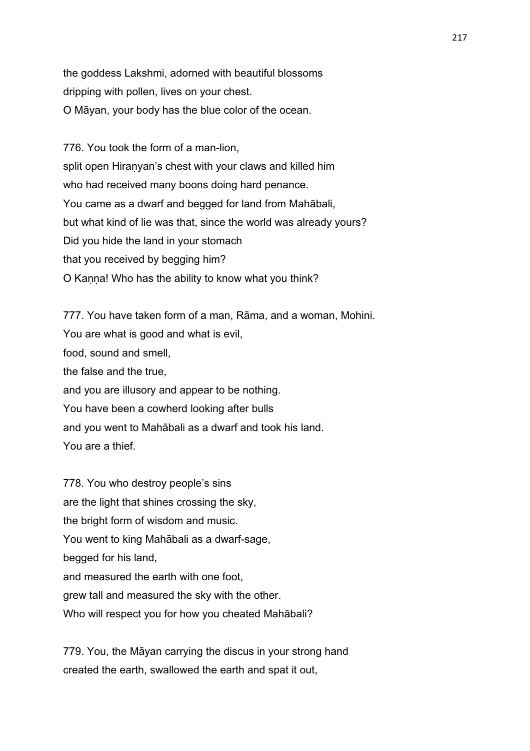the goddess Lakshmi, adorned with beautiful blossoms
dripping with pollen, lives on your chest.
O Māyan, your body has the blue color of the ocean.

776. You took the form of a man-lion,
split open Hiraṇyan's chest with your claws and killed him
who had received many boons doing hard penance.
You came as a dwarf and begged for land from Mahābali,
but what kind of lie was that, since the world was already yours?
Did you hide the land in your stomach
that you received by begging him?
O Kaṇṇa! Who has the ability to know what you think?

777. You have taken form of a man, Rāma, and a woman, Mohini.
You are what is good and what is evil,
food, sound and smell,
the false and the true,
and you are illusory and appear to be nothing.
You have been a cowherd looking after bulls
and you went to Mahābali as a dwarf and took his land.
You are a thief.

778. You who destroy people's sins
are the light that shines crossing the sky,
the bright form of wisdom and music.
You went to king Mahābali as a dwarf-sage,
begged for his land,
and measured the earth with one foot,
grew tall and measured the sky with the other.
Who will respect you for how you cheated Mahābali?

779. You, the Māyan carrying the discus in your strong hand
created the earth, swallowed the earth and spat it out,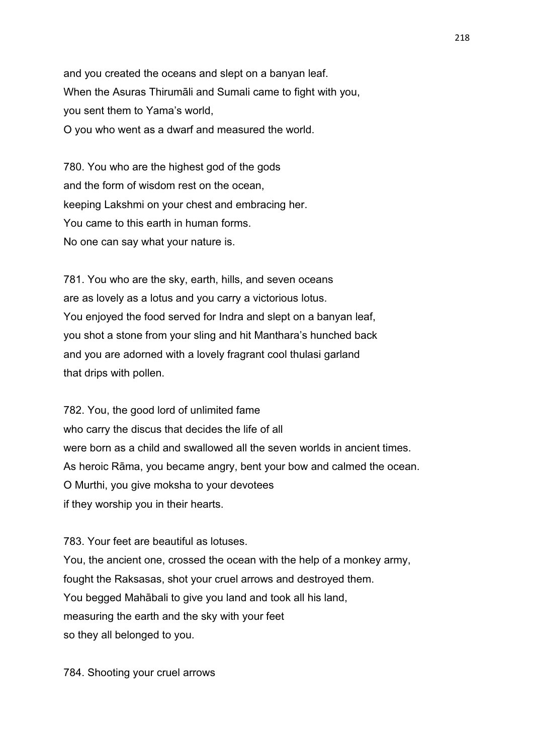and you created the oceans and slept on a banyan leaf.
When the Asuras Thirumāli and Sumali came to fight with you,
you sent them to Yama's world,
O you who went as a dwarf and measured the world.

780. You who are the highest god of the gods
and the form of wisdom rest on the ocean,
keeping Lakshmi on your chest and embracing her.
You came to this earth in human forms.
No one can say what your nature is.

781. You who are the sky, earth, hills, and seven oceans
are as lovely as a lotus and you carry a victorious lotus.
You enjoyed the food served for Indra and slept on a banyan leaf,
you shot a stone from your sling and hit Manthara's hunched back
and you are adorned with a lovely fragrant cool thulasi garland
that drips with pollen.

782. You, the good lord of unlimited fame
who carry the discus that decides the life of all
were born as a child and swallowed all the seven worlds in ancient times.
As heroic Rāma, you became angry, bent your bow and calmed the ocean.
O Murthi, you give moksha to your devotees
if they worship you in their hearts.

783. Your feet are beautiful as lotuses.
You, the ancient one, crossed the ocean with the help of a monkey army,
fought the Raksasas, shot your cruel arrows and destroyed them.
You begged Mahābali to give you land and took all his land,
measuring the earth and the sky with your feet
so they all belonged to you.

784. Shooting your cruel arrows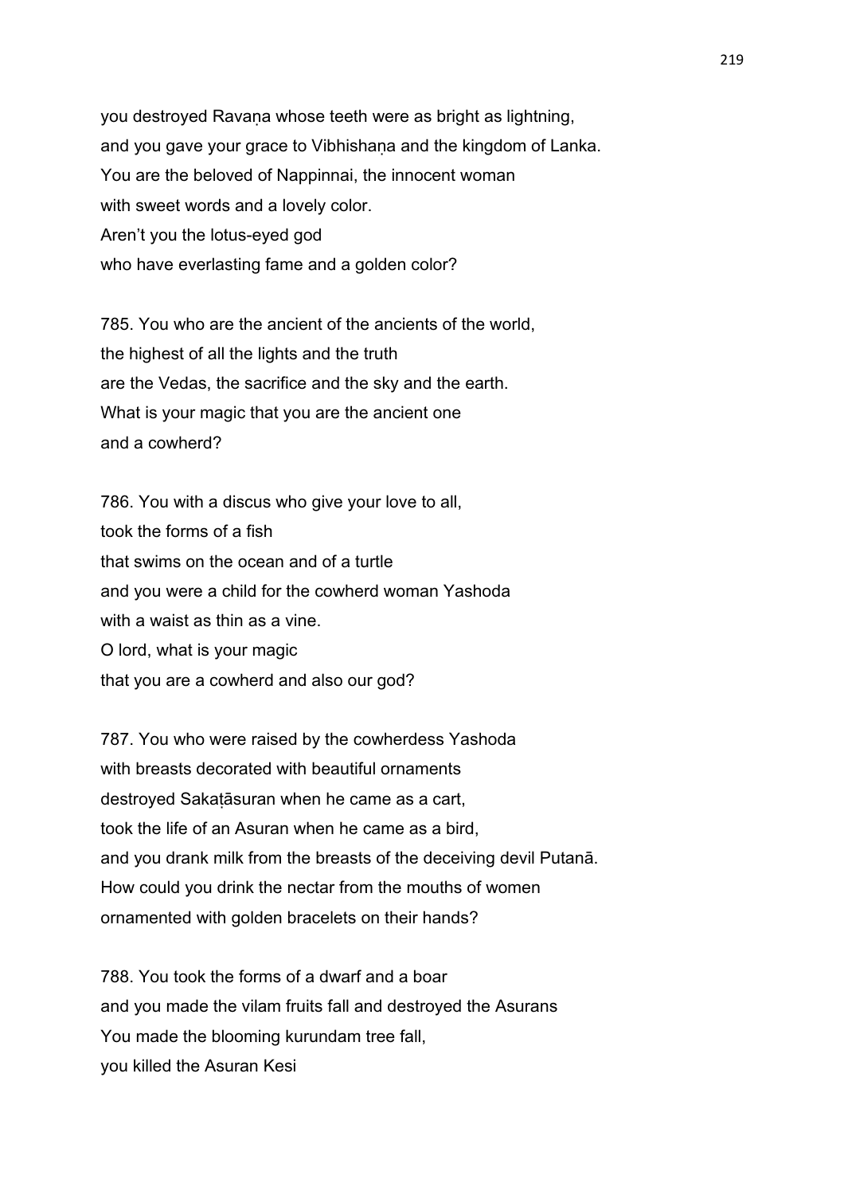you destroyed Ravaṇa whose teeth were as bright as lightning,
and you gave your grace to Vibhishaṇa and the kingdom of Lanka.
You are the beloved of Nappinnai, the innocent woman
with sweet words and a lovely color.
Aren't you the lotus-eyed god
who have everlasting fame and a golden color?

785. You who are the ancient of the ancients of the world,
the highest of all the lights and the truth
are the Vedas, the sacrifice and the sky and the earth.
What is your magic that you are the ancient one
and a cowherd?

786. You with a discus who give your love to all,
took the forms of a fish
that swims on the ocean and of a turtle
and you were a child for the cowherd woman Yashoda
with a waist as thin as a vine.
O lord, what is your magic
that you are a cowherd and also our god?

787. You who were raised by the cowherdess Yashoda
with breasts decorated with beautiful ornaments
destroyed Sakaṭāsuran when he came as a cart,
took the life of an Asuran when he came as a bird,
and you drank milk from the breasts of the deceiving devil Putanā.
How could you drink the nectar from the mouths of women
ornamented with golden bracelets on their hands?

788. You took the forms of a dwarf and a boar
and you made the vilam fruits fall and destroyed the Asurans
You made the blooming kurundam tree fall,
you killed the Asuran Kesi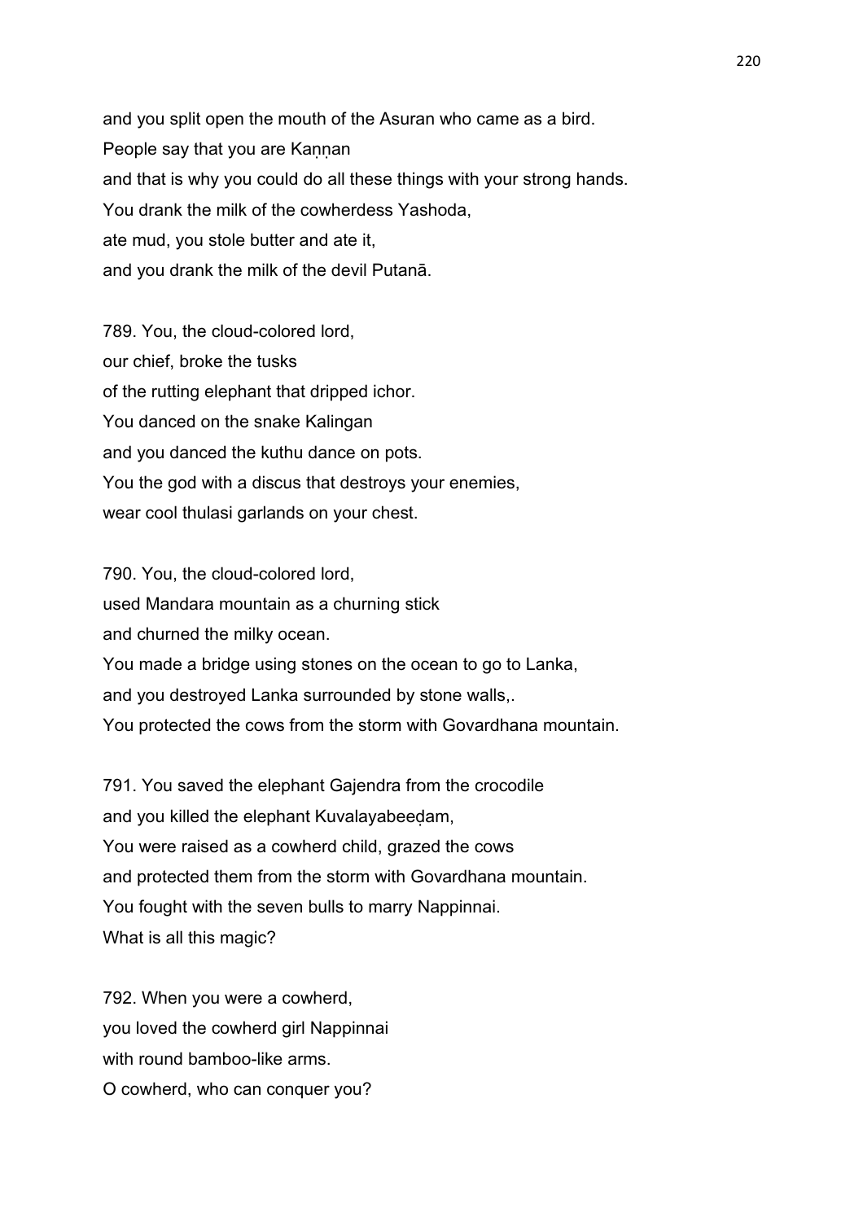and you split open the mouth of the Asuran who came as a bird.
People say that you are Kaṇṇan
and that is why you could do all these things with your strong hands.
You drank the milk of the cowherdess Yashoda,
ate mud, you stole butter and ate it,
and you drank the milk of the devil Putanā.

789. You, the cloud-colored lord,
our chief, broke the tusks
of the rutting elephant that dripped ichor.
You danced on the snake Kalingan
and you danced the kuthu dance on pots.
You the god with a discus that destroys your enemies,
wear cool thulasi garlands on your chest.

790. You, the cloud-colored lord,
used Mandara mountain as a churning stick
and churned the milky ocean.
You made a bridge using stones on the ocean to go to Lanka,
and you destroyed Lanka surrounded by stone walls,.
You protected the cows from the storm with Govardhana mountain.

791. You saved the elephant Gajendra from the crocodile
and you killed the elephant Kuvalayabeeḍam,
You were raised as a cowherd child, grazed the cows
and protected them from the storm with Govardhana mountain.
You fought with the seven bulls to marry Nappinnai.
What is all this magic?

792. When you were a cowherd,
you loved the cowherd girl Nappinnai
with round bamboo-like arms.
O cowherd, who can conquer you?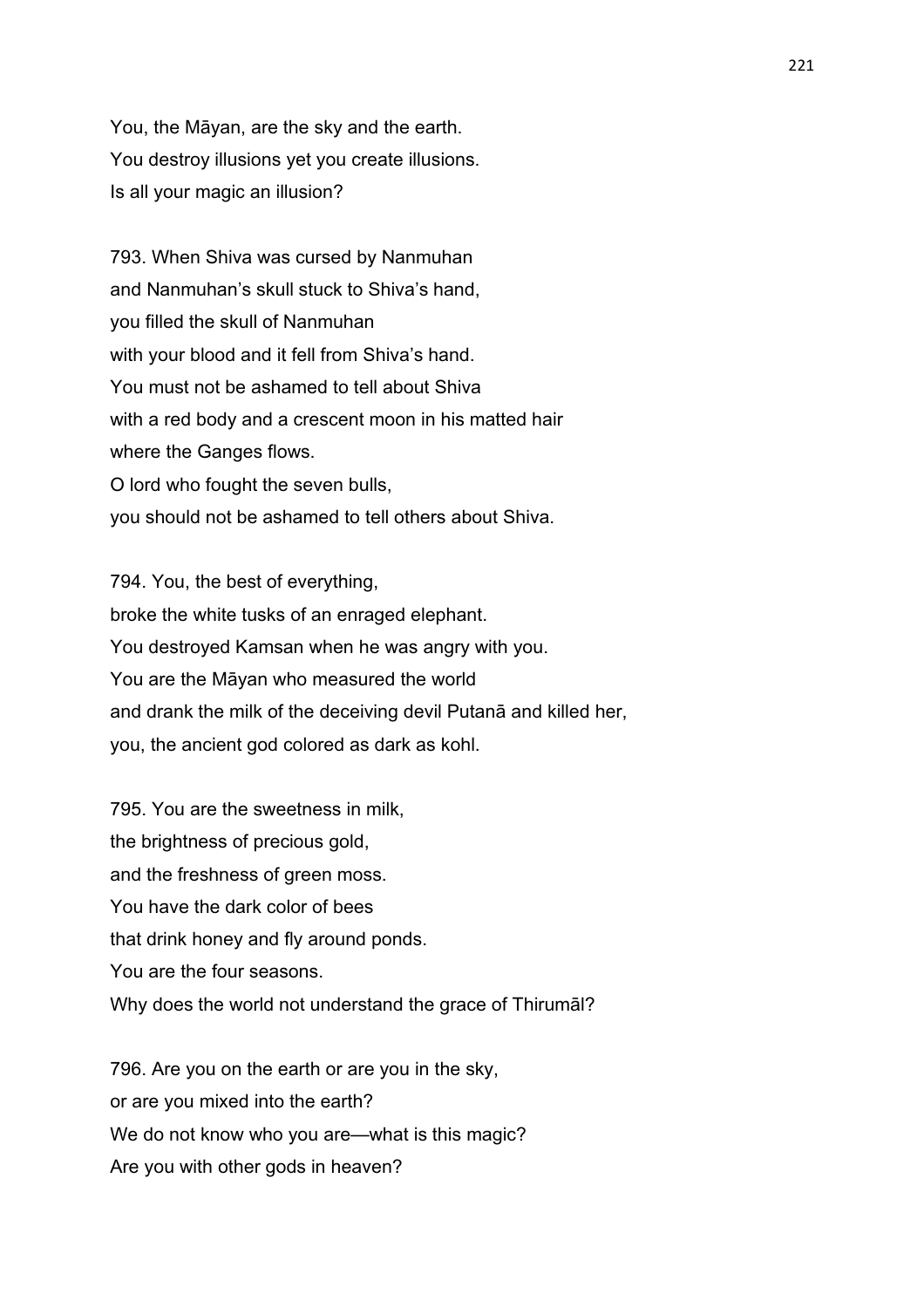You, the Māyan, are the sky and the earth.
You destroy illusions yet you create illusions.
Is all your magic an illusion?

793. When Shiva was cursed by Nanmuhan
and Nanmuhan's skull stuck to Shiva's hand,
you filled the skull of Nanmuhan
with your blood and it fell from Shiva's hand.
You must not be ashamed to tell about Shiva
with a red body and a crescent moon in his matted hair
where the Ganges flows.
O lord who fought the seven bulls,
you should not be ashamed to tell others about Shiva.

794. You, the best of everything,
broke the white tusks of an enraged elephant.
You destroyed Kamsan when he was angry with you.
You are the Māyan who measured the world
and drank the milk of the deceiving devil Putanā and killed her,
you, the ancient god colored as dark as kohl.

795. You are the sweetness in milk,
the brightness of precious gold,
and the freshness of green moss.
You have the dark color of bees
that drink honey and fly around ponds.
You are the four seasons.
Why does the world not understand the grace of Thirumāl?

796. Are you on the earth or are you in the sky,
or are you mixed into the earth?
We do not know who you are—what is this magic?
Are you with other gods in heaven?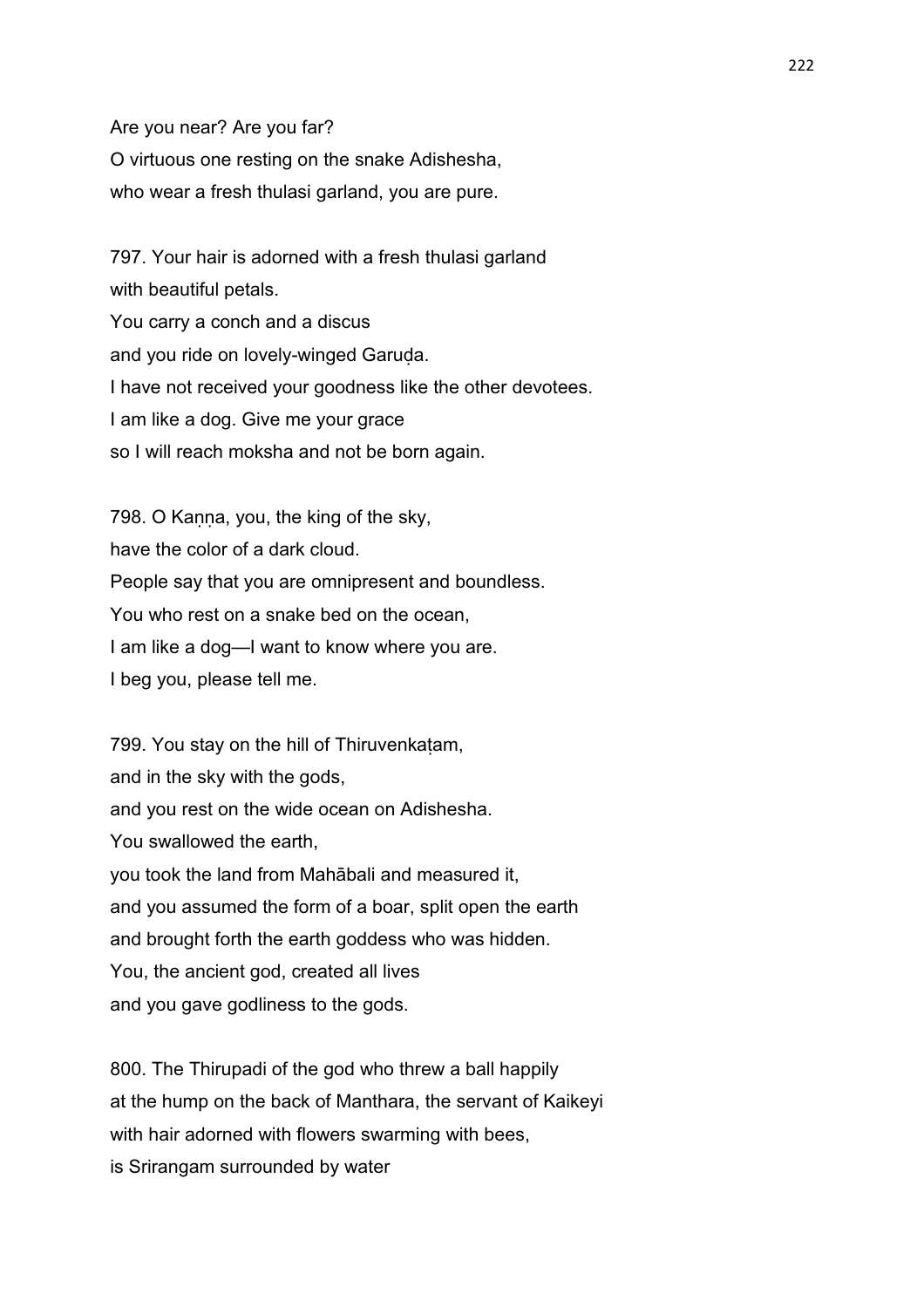Are you near? Are you far?
O virtuous one resting on the snake Adishesha,
who wear a fresh thulasi garland, you are pure.

797. Your hair is adorned with a fresh thulasi garland
with beautiful petals.
You carry a conch and a discus
and you ride on lovely-winged Garuḍa.
I have not received your goodness like the other devotees.
I am like a dog. Give me your grace
so I will reach moksha and not be born again.

798. O Kaṇṇa, you, the king of the sky,
have the color of a dark cloud.
People say that you are omnipresent and boundless.
You who rest on a snake bed on the ocean,
I am like a dog—I want to know where you are.
I beg you, please tell me.

799. You stay on the hill of Thiruvenkaṭam,
and in the sky with the gods,
and you rest on the wide ocean on Adishesha.
You swallowed the earth,
you took the land from Mahābali and measured it,
and you assumed the form of a boar, split open the earth
and brought forth the earth goddess who was hidden.
You, the ancient god, created all lives
and you gave godliness to the gods.

800. The Thirupadi of the god who threw a ball happily
at the hump on the back of Manthara, the servant of Kaikeyi
with hair adorned with flowers swarming with bees,
is Srirangam surrounded by water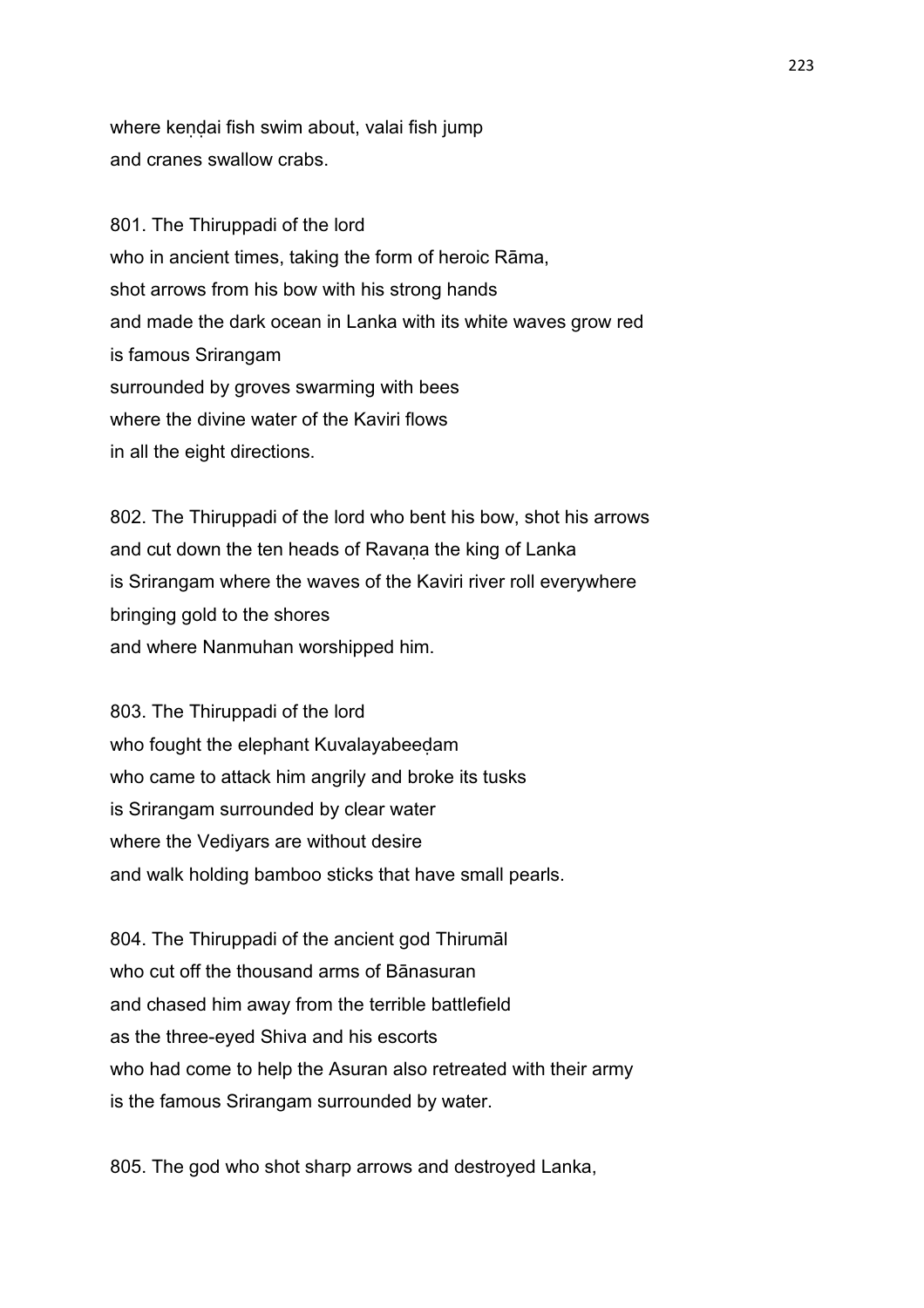where keṇḍai fish swim about, valai fish jump
and cranes swallow crabs.

801. The Thiruppadi of the lord
who in ancient times, taking the form of heroic Rāma,
shot arrows from his bow with his strong hands
and made the dark ocean in Lanka with its white waves grow red
is famous Srirangam
surrounded by groves swarming with bees
where the divine water of the Kaviri flows
in all the eight directions.

802. The Thiruppadi of the lord who bent his bow, shot his arrows
and cut down the ten heads of Ravaṇa the king of Lanka
is Srirangam where the waves of the Kaviri river roll everywhere
bringing gold to the shores
and where Nanmuhan worshipped him.

803. The Thiruppadi of the lord
who fought the elephant Kuvalayabeeḍam
who came to attack him angrily and broke its tusks
is Srirangam surrounded by clear water
where the Vediyars are without desire
and walk holding bamboo sticks that have small pearls.

804. The Thiruppadi of the ancient god Thirumāl
who cut off the thousand arms of Bānasuran
and chased him away from the terrible battlefield
as the three-eyed Shiva and his escorts
who had come to help the Asuran also retreated with their army
is the famous Srirangam surrounded by water.

805. The god who shot sharp arrows and destroyed Lanka,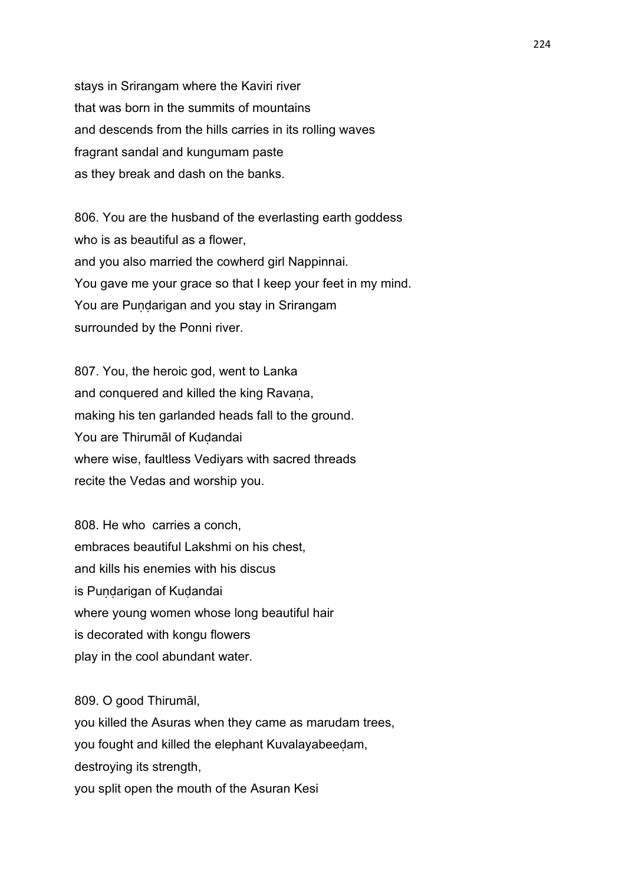stays in Srirangam where the Kaviri river
that was born in the summits of mountains
and descends from the hills carries in its rolling waves
fragrant sandal and kungumam paste
as they break and dash on the banks.

806. You are the husband of the everlasting earth goddess
who is as beautiful as a flower,
and you also married the cowherd girl Nappinnai.
You gave me your grace so that I keep your feet in my mind.
You are Puṇḍarigan and you stay in Srirangam
surrounded by the Ponni river.

807. You, the heroic god, went to Lanka
and conquered and killed the king Ravaṇa,
making his ten garlanded heads fall to the ground.
You are Thirumāl of Kuḍandai
where wise, faultless Vediyars with sacred threads
recite the Vedas and worship you.

808. He who  carries a conch,
embraces beautiful Lakshmi on his chest,
and kills his enemies with his discus
is Puṇḍarigan of Kuḍandai
where young women whose long beautiful hair
is decorated with kongu flowers
play in the cool abundant water.

809. O good Thirumāl,
you killed the Asuras when they came as marudam trees,
you fought and killed the elephant Kuvalayabeeḍam,
destroying its strength,
you split open the mouth of the Asuran Kesi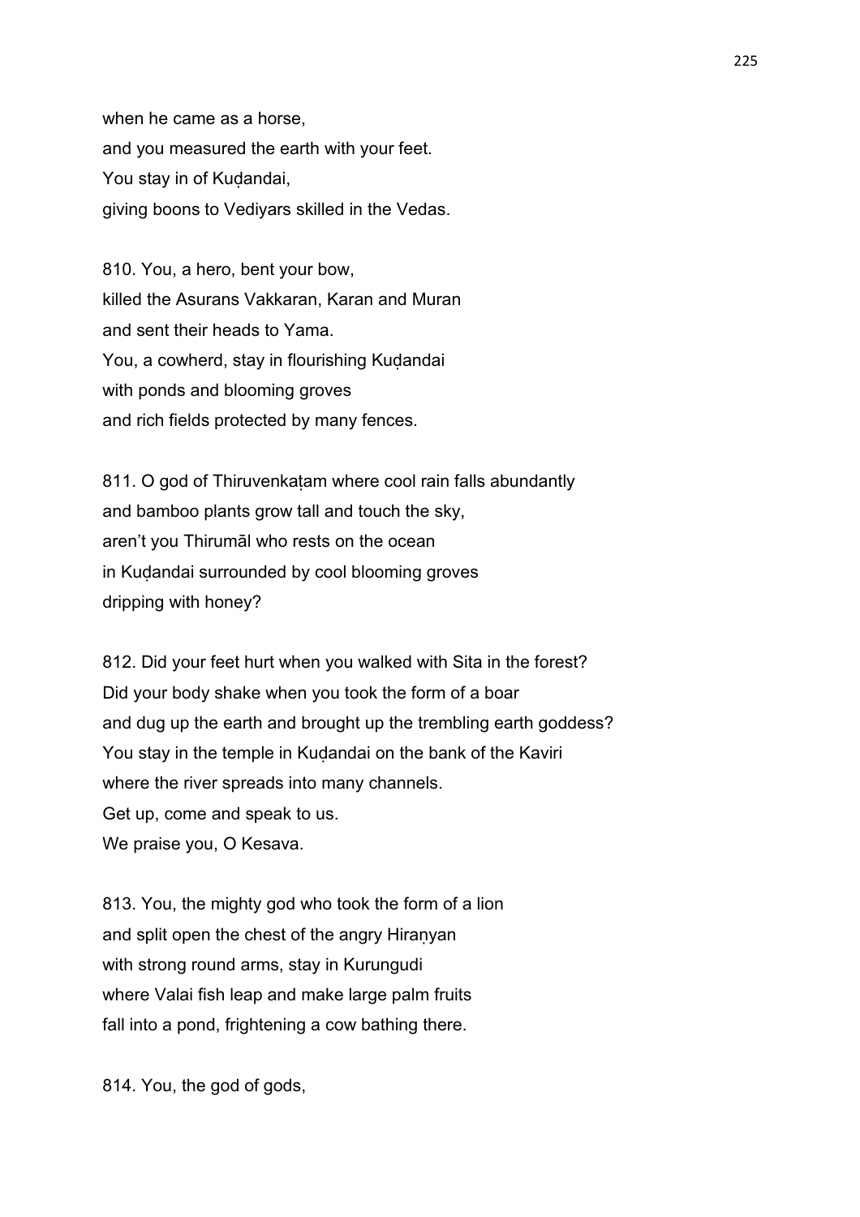when he came as a horse,
and you measured the earth with your feet.
You stay in of Kuḍandai,
giving boons to Vediyars skilled in the Vedas.

810. You, a hero, bent your bow,
killed the Asurans Vakkaran, Karan and Muran
and sent their heads to Yama.
You, a cowherd, stay in flourishing Kuḍandai
with ponds and blooming groves
and rich fields protected by many fences.

811. O god of Thiruvenkaṭam where cool rain falls abundantly
and bamboo plants grow tall and touch the sky,
aren't you Thirumāl who rests on the ocean
in Kuḍandai surrounded by cool blooming groves
dripping with honey?

812. Did your feet hurt when you walked with Sita in the forest?
Did your body shake when you took the form of a boar
and dug up the earth and brought up the trembling earth goddess?
You stay in the temple in Kuḍandai on the bank of the Kaviri
where the river spreads into many channels.
Get up, come and speak to us.
We praise you, O Kesava.

813. You, the mighty god who took the form of a lion
and split open the chest of the angry Hiraṇyan
with strong round arms, stay in Kurungudi
where Valai fish leap and make large palm fruits
fall into a pond, frightening a cow bathing there.

814. You, the god of gods,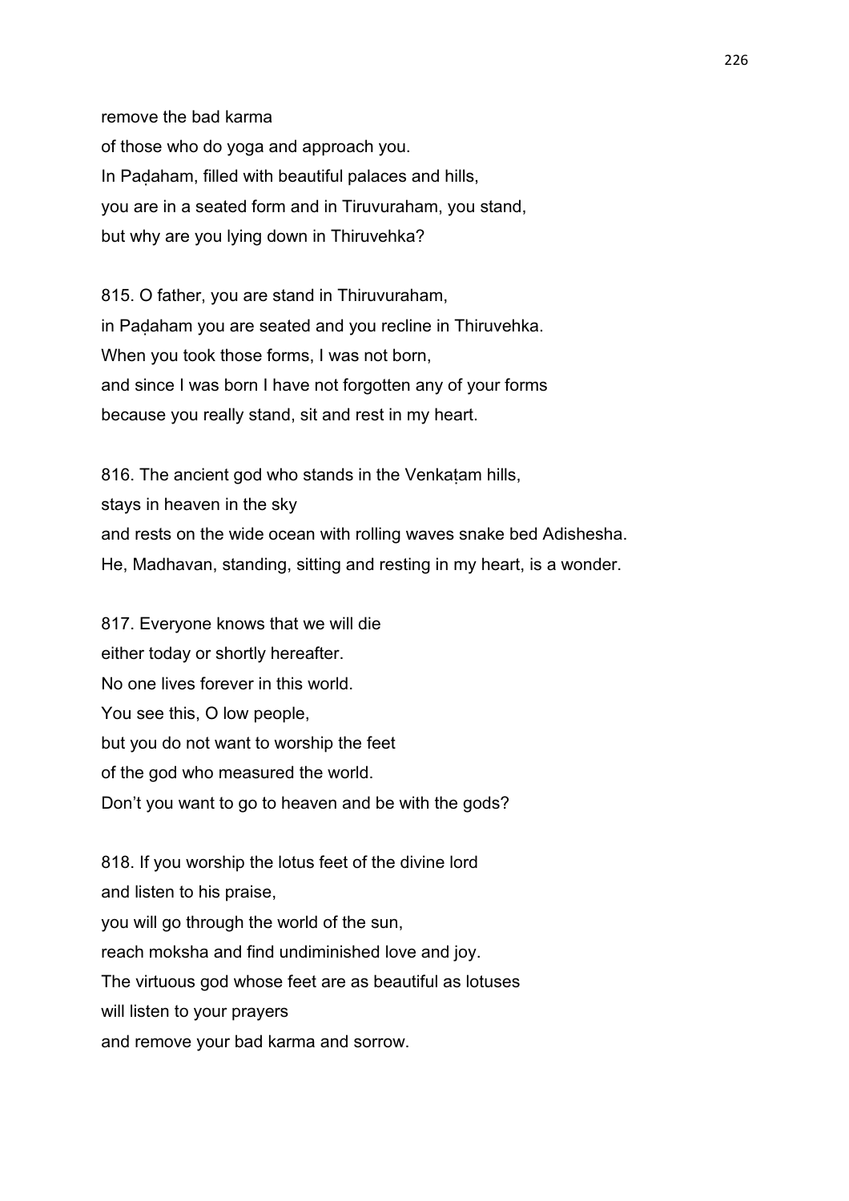remove the bad karma
of those who do yoga and approach you.
In Paḍaham, filled with beautiful palaces and hills,
you are in a seated form and in Tiruvuraham, you stand,
but why are you lying down in Thiruvehka?

815. O father, you are stand in Thiruvuraham,
in Paḍaham you are seated and you recline in Thiruvehka.
When you took those forms, I was not born,
and since I was born I have not forgotten any of your forms
because you really stand, sit and rest in my heart.

816. The ancient god who stands in the Venkaṭam hills,
stays in heaven in the sky
and rests on the wide ocean with rolling waves snake bed Adishesha.
He, Madhavan, standing, sitting and resting in my heart, is a wonder.

817. Everyone knows that we will die
either today or shortly hereafter.
No one lives forever in this world.
You see this, O low people,
but you do not want to worship the feet
of the god who measured the world.
Don't you want to go to heaven and be with the gods?

818. If you worship the lotus feet of the divine lord
and listen to his praise,
you will go through the world of the sun,
reach moksha and find undiminished love and joy.
The virtuous god whose feet are as beautiful as lotuses
will listen to your prayers
and remove your bad karma and sorrow.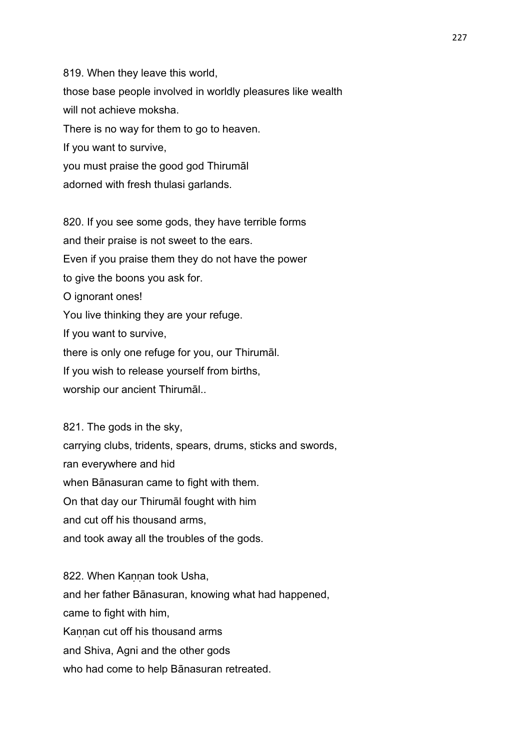819. When they leave this world,
those base people involved in worldly pleasures like wealth
will not achieve moksha.
There is no way for them to go to heaven.
If you want to survive,
you must praise the good god Thirumāl
adorned with fresh thulasi garlands.

820. If you see some gods, they have terrible forms
and their praise is not sweet to the ears.
Even if you praise them they do not have the power
to give the boons you ask for.
O ignorant ones!
You live thinking they are your refuge.
If you want to survive,
there is only one refuge for you, our Thirumāl.
If you wish to release yourself from births,
worship our ancient Thirumāl..

821. The gods in the sky,
carrying clubs, tridents, spears, drums, sticks and swords,
ran everywhere and hid
when Bānasuran came to fight with them.
On that day our Thirumāl fought with him
and cut off his thousand arms,
and took away all the troubles of the gods.

822. When Kaṇṇan took Usha,
and her father Bānasuran, knowing what had happened,
came to fight with him,
Kaṇṇan cut off his thousand arms
and Shiva, Agni and the other gods
who had come to help Bānasuran retreated.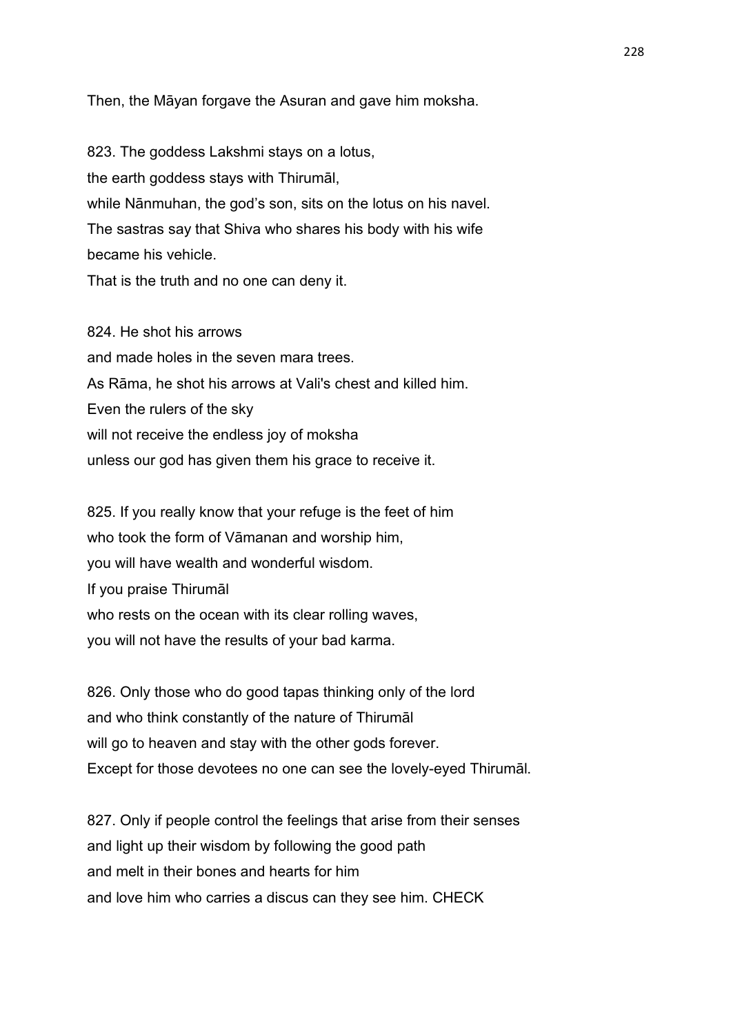Then, the Māyan forgave the Asuran and gave him moksha.

823. The goddess Lakshmi stays on a lotus,
the earth goddess stays with Thirumāl,
while Nānmuhan, the god's son, sits on the lotus on his navel.
The sastras say that Shiva who shares his body with his wife
became his vehicle.
That is the truth and no one can deny it.

824. He shot his arrows
and made holes in the seven mara trees.
As Rāma, he shot his arrows at Vali's chest and killed him.
Even the rulers of the sky
will not receive the endless joy of moksha
unless our god has given them his grace to receive it.

825. If you really know that your refuge is the feet of him
who took the form of Vāmanan and worship him,
you will have wealth and wonderful wisdom.
If you praise Thirumāl
who rests on the ocean with its clear rolling waves,
you will not have the results of your bad karma.

826. Only those who do good tapas thinking only of the lord
and who think constantly of the nature of Thirumāl
will go to heaven and stay with the other gods forever.
Except for those devotees no one can see the lovely-eyed Thirumāl.

827. Only if people control the feelings that arise from their senses
and light up their wisdom by following the good path
and melt in their bones and hearts for him
and love him who carries a discus can they see him. CHECK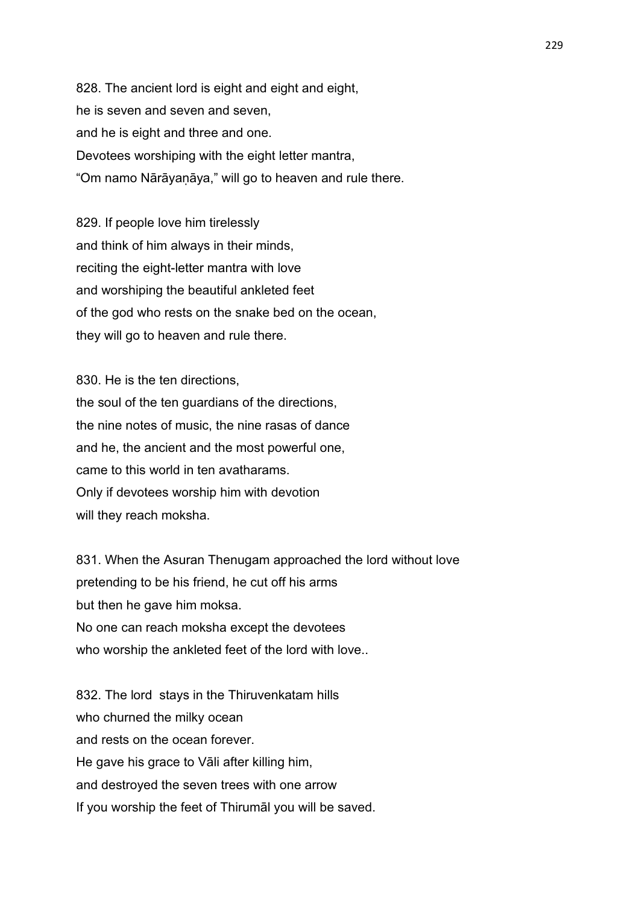828. The ancient lord is eight and eight and eight,
he is seven and seven and seven,
and he is eight and three and one.
Devotees worshiping with the eight letter mantra,
“Om namo Nārāyaṇāya,” will go to heaven and rule there.

829. If people love him tirelessly
and think of him always in their minds,
reciting the eight-letter mantra with love
and worshiping the beautiful ankleted feet
of the god who rests on the snake bed on the ocean,
they will go to heaven and rule there.

830. He is the ten directions,
the soul of the ten guardians of the directions,
the nine notes of music, the nine rasas of dance
and he, the ancient and the most powerful one,
came to this world in ten avatharams.
Only if devotees worship him with devotion
will they reach moksha.

831. When the Asuran Thenugam approached the lord without love
pretending to be his friend, he cut off his arms
but then he gave him moksa.
No one can reach moksha except the devotees
who worship the ankleted feet of the lord with love..

832. The lord  stays in the Thiruvenkatam hills
who churned the milky ocean
and rests on the ocean forever.
He gave his grace to Vāli after killing him,
and destroyed the seven trees with one arrow
If you worship the feet of Thirumāl you will be saved.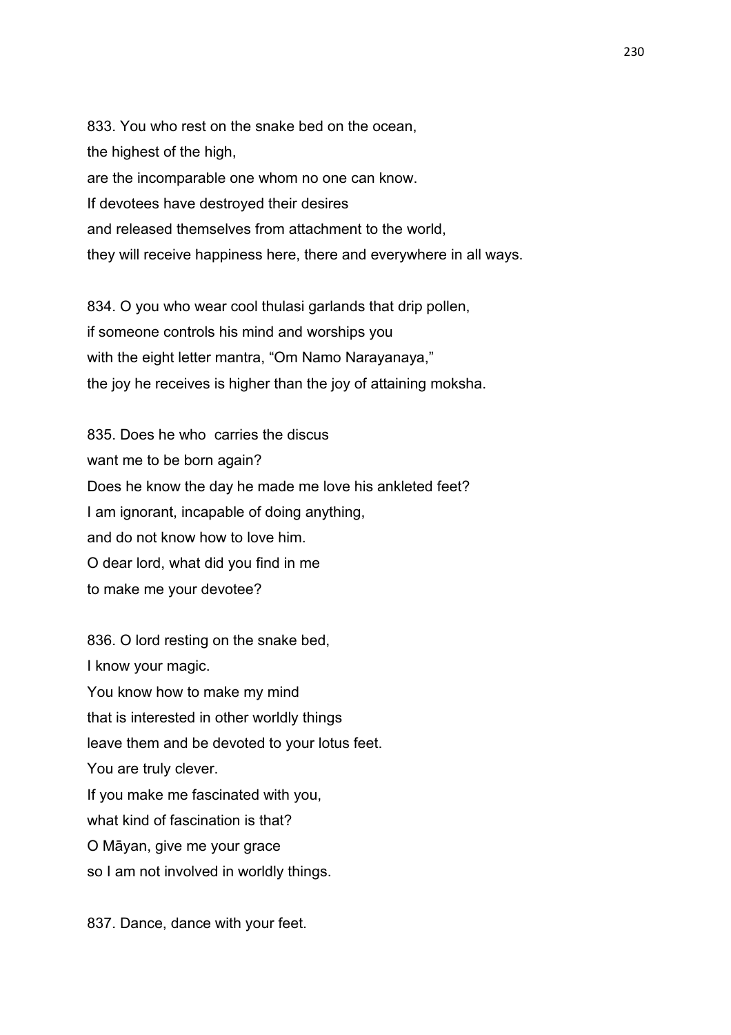833. You who rest on the snake bed on the ocean,
the highest of the high,
are the incomparable one whom no one can know.
If devotees have destroyed their desires
and released themselves from attachment to the world,
they will receive happiness here, there and everywhere in all ways.

834. O you who wear cool thulasi garlands that drip pollen,
if someone controls his mind and worships you
with the eight letter mantra, “Om Namo Narayanaya,”
the joy he receives is higher than the joy of attaining moksha.

835. Does he who carries the discus
want me to be born again?
Does he know the day he made me love his ankleted feet?
I am ignorant, incapable of doing anything,
and do not know how to love him.
O dear lord, what did you find in me
to make me your devotee?

836. O lord resting on the snake bed,
I know your magic.
You know how to make my mind
that is interested in other worldly things
leave them and be devoted to your lotus feet.
You are truly clever.
If you make me fascinated with you,
what kind of fascination is that?
O Māyan, give me your grace
so I am not involved in worldly things.

837. Dance, dance with your feet.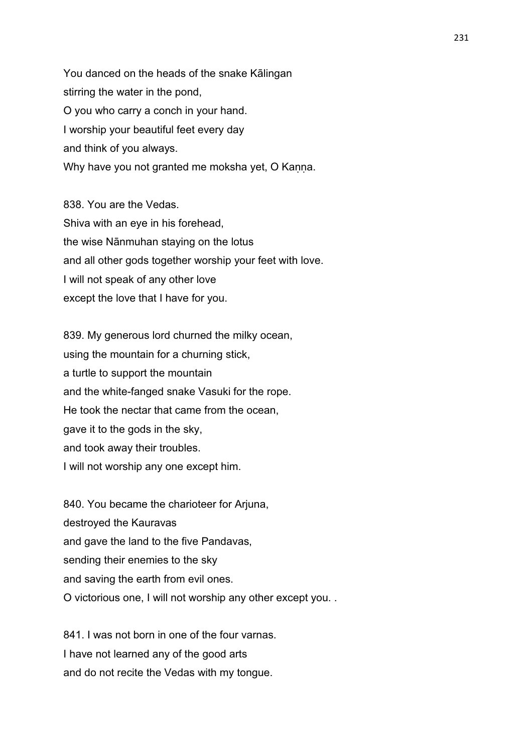You danced on the heads of the snake Kālingan
stirring the water in the pond,
O you who carry a conch in your hand.
I worship your beautiful feet every day
and think of you always.
Why have you not granted me moksha yet, O Kaṇṇa.

838. You are the Vedas.
Shiva with an eye in his forehead,
the wise Nānmuhan staying on the lotus
and all other gods together worship your feet with love.
I will not speak of any other love
except the love that I have for you.

839. My generous lord churned the milky ocean,
using the mountain for a churning stick,
a turtle to support the mountain
and the white-fanged snake Vasuki for the rope.
He took the nectar that came from the ocean,
gave it to the gods in the sky,
and took away their troubles.
I will not worship any one except him.

840. You became the charioteer for Arjuna,
destroyed the Kauravas
and gave the land to the five Pandavas,
sending their enemies to the sky
and saving the earth from evil ones.
O victorious one, I will not worship any other except you. .

841. I was not born in one of the four varnas.
I have not learned any of the good arts
and do not recite the Vedas with my tongue.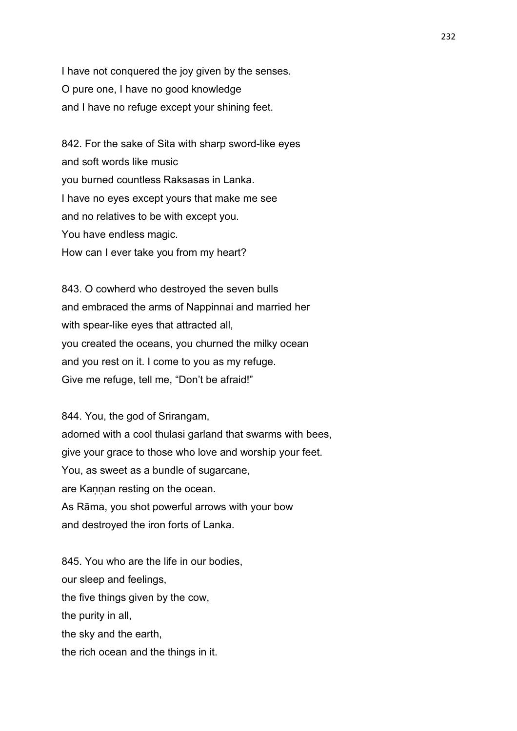I have not conquered the joy given by the senses.
O pure one, I have no good knowledge
and I have no refuge except your shining feet.

842. For the sake of Sita with sharp sword-like eyes
and soft words like music
you burned countless Raksasas in Lanka.
I have no eyes except yours that make me see
and no relatives to be with except you.
You have endless magic.
How can I ever take you from my heart?

843. O cowherd who destroyed the seven bulls
and embraced the arms of Nappinnai and married her
with spear-like eyes that attracted all,
you created the oceans, you churned the milky ocean
and you rest on it. I come to you as my refuge.
Give me refuge, tell me, “Don’t be afraid!”

844. You, the god of Srirangam,
adorned with a cool thulasi garland that swarms with bees,
give your grace to those who love and worship your feet.
You, as sweet as a bundle of sugarcane,
are Kaṇṇan resting on the ocean.
As Rāma, you shot powerful arrows with your bow
and destroyed the iron forts of Lanka.

845. You who are the life in our bodies,
our sleep and feelings,
the five things given by the cow,
the purity in all,
the sky and the earth,
the rich ocean and the things in it.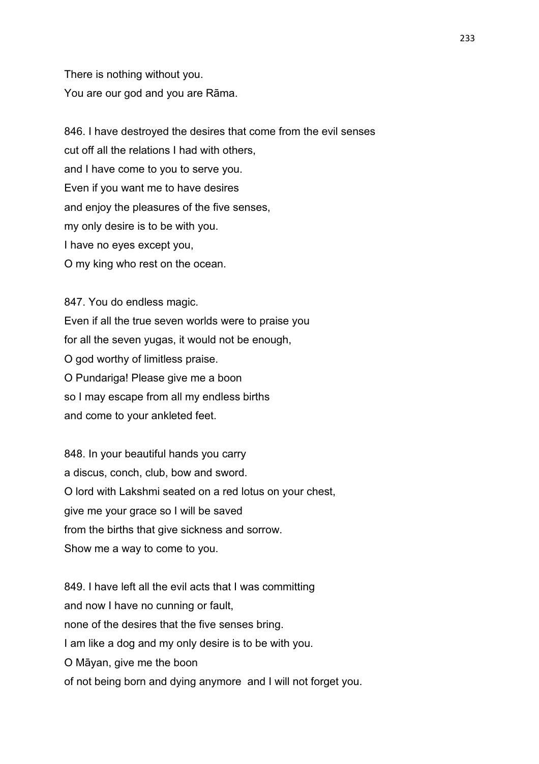There is nothing without you.
You are our god and you are Rāma.

846. I have destroyed the desires that come from the evil senses
cut off all the relations I had with others,
and I have come to you to serve you.
Even if you want me to have desires
and enjoy the pleasures of the five senses,
my only desire is to be with you.
I have no eyes except you,
O my king who rest on the ocean.

847. You do endless magic.
Even if all the true seven worlds were to praise you
for all the seven yugas, it would not be enough,
O god worthy of limitless praise.
O Pundariga! Please give me a boon
so I may escape from all my endless births
and come to your ankleted feet.

848. In your beautiful hands you carry
a discus, conch, club, bow and sword.
O lord with Lakshmi seated on a red lotus on your chest,
give me your grace so I will be saved
from the births that give sickness and sorrow.
Show me a way to come to you.

849. I have left all the evil acts that I was committing
and now I have no cunning or fault,
none of the desires that the five senses bring.
I am like a dog and my only desire is to be with you.
O Māyan, give me the boon
of not being born and dying anymore  and I will not forget you.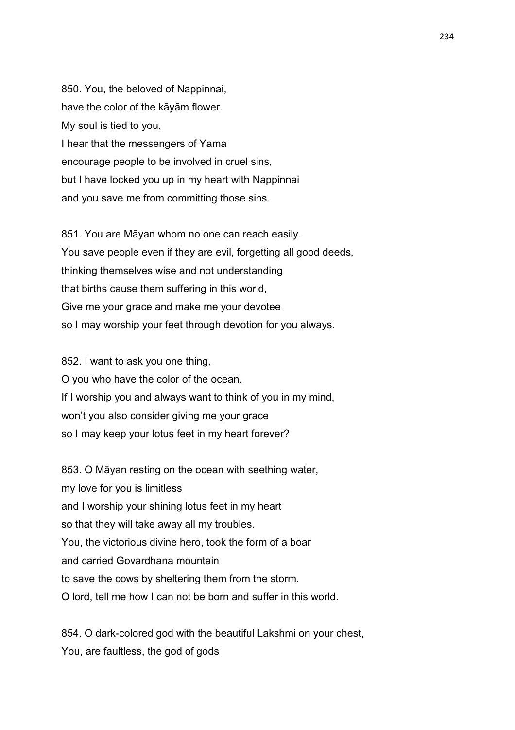850. You, the beloved of Nappinnai,
have the color of the kāyām flower.
My soul is tied to you.
I hear that the messengers of Yama
encourage people to be involved in cruel sins,
but I have locked you up in my heart with Nappinnai
and you save me from committing those sins.

851. You are Māyan whom no one can reach easily.
You save people even if they are evil, forgetting all good deeds,
thinking themselves wise and not understanding
that births cause them suffering in this world,
Give me your grace and make me your devotee
so I may worship your feet through devotion for you always.

852. I want to ask you one thing,
O you who have the color of the ocean.
If I worship you and always want to think of you in my mind,
won't you also consider giving me your grace
so I may keep your lotus feet in my heart forever?

853. O Māyan resting on the ocean with seething water,
my love for you is limitless
and I worship your shining lotus feet in my heart
so that they will take away all my troubles.
You, the victorious divine hero, took the form of a boar
and carried Govardhana mountain
to save the cows by sheltering them from the storm.
O lord, tell me how I can not be born and suffer in this world.

854. O dark-colored god with the beautiful Lakshmi on your chest,
You, are faultless, the god of gods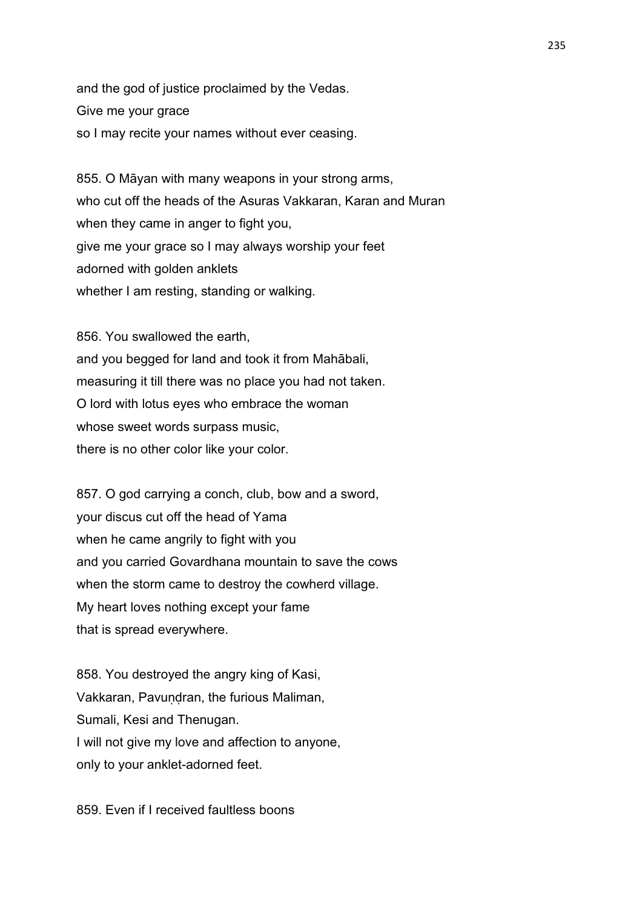and the god of justice proclaimed by the Vedas.
Give me your grace
so I may recite your names without ever ceasing.

855. O Māyan with many weapons in your strong arms,
who cut off the heads of the Asuras Vakkaran, Karan and Muran
when they came in anger to fight you,
give me your grace so I may always worship your feet
adorned with golden anklets
whether I am resting, standing or walking.

856. You swallowed the earth,
and you begged for land and took it from Mahābali,
measuring it till there was no place you had not taken.
O lord with lotus eyes who embrace the woman
whose sweet words surpass music,
there is no other color like your color.

857. O god carrying a conch, club, bow and a sword,
your discus cut off the head of Yama
when he came angrily to fight with you
and you carried Govardhana mountain to save the cows
when the storm came to destroy the cowherd village.
My heart loves nothing except your fame
that is spread everywhere.

858. You destroyed the angry king of Kasi,
Vakkaran, Pavuṇḍran, the furious Maliman,
Sumali, Kesi and Thenugan.
I will not give my love and affection to anyone,
only to your anklet-adorned feet.

859. Even if I received faultless boons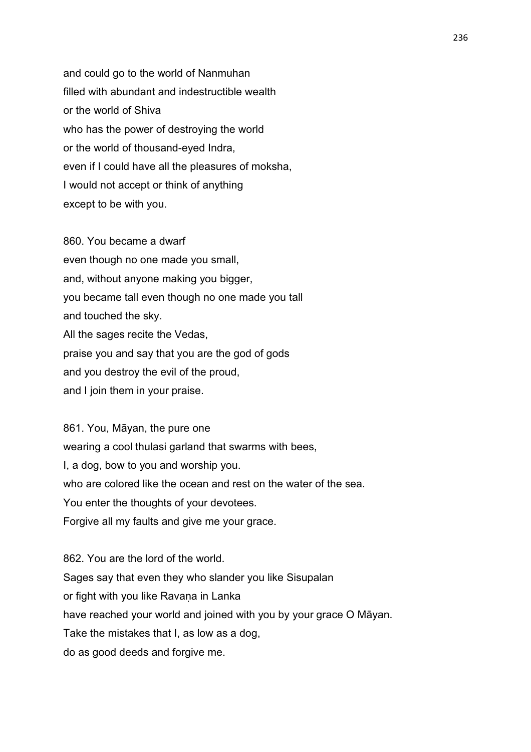and could go to the world of Nanmuhan
filled with abundant and indestructible wealth
or the world of Shiva
who has the power of destroying the world
or the world of thousand-eyed Indra,
even if I could have all the pleasures of moksha,
I would not accept or think of anything
except to be with you.

860. You became a dwarf
even though no one made you small,
and, without anyone making you bigger,
you became tall even though no one made you tall
and touched the sky.
All the sages recite the Vedas,
praise you and say that you are the god of gods
and you destroy the evil of the proud,
and I join them in your praise.

861. You, Māyan, the pure one
wearing a cool thulasi garland that swarms with bees,
I, a dog, bow to you and worship you.
who are colored like the ocean and rest on the water of the sea.
You enter the thoughts of your devotees.
Forgive all my faults and give me your grace.

862. You are the lord of the world.
Sages say that even they who slander you like Sisupalan
or fight with you like Ravaṇa in Lanka
have reached your world and joined with you by your grace O Māyan.
Take the mistakes that I, as low as a dog,
do as good deeds and forgive me.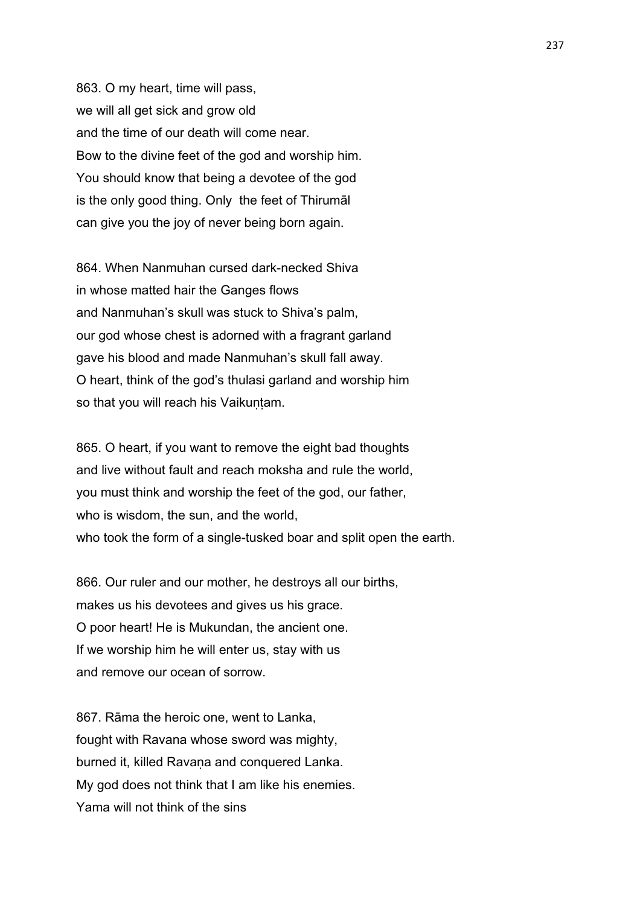863. O my heart, time will pass,
we will all get sick and grow old
and the time of our death will come near.
Bow to the divine feet of the god and worship him.
You should know that being a devotee of the god
is the only good thing. Only the feet of Thirumāl
can give you the joy of never being born again.

864. When Nanmuhan cursed dark-necked Shiva
in whose matted hair the Ganges flows
and Nanmuhan's skull was stuck to Shiva's palm,
our god whose chest is adorned with a fragrant garland
gave his blood and made Nanmuhan's skull fall away.
O heart, think of the god's thulasi garland and worship him
so that you will reach his Vaikuṇṭam.

865. O heart, if you want to remove the eight bad thoughts
and live without fault and reach moksha and rule the world,
you must think and worship the feet of the god, our father,
who is wisdom, the sun, and the world,
who took the form of a single-tusked boar and split open the earth.

866. Our ruler and our mother, he destroys all our births,
makes us his devotees and gives us his grace.
O poor heart! He is Mukundan, the ancient one.
If we worship him he will enter us, stay with us
and remove our ocean of sorrow.

867. Rāma the heroic one, went to Lanka,
fought with Ravana whose sword was mighty,
burned it, killed Ravaṇa and conquered Lanka.
My god does not think that I am like his enemies.
Yama will not think of the sins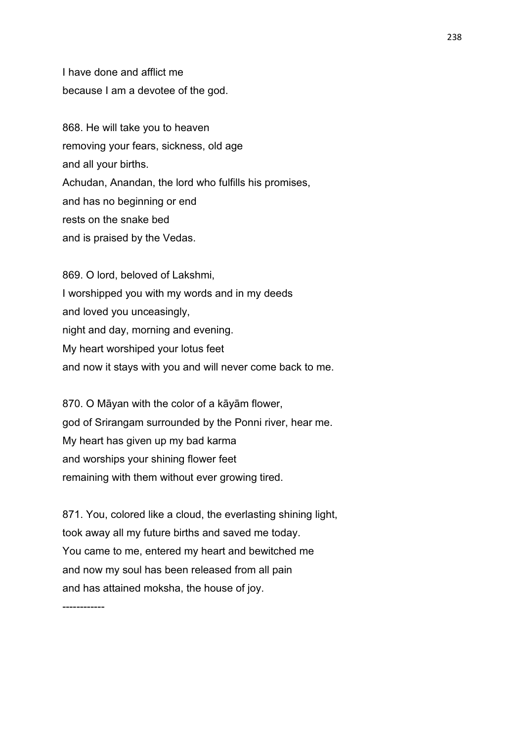I have done and afflict me
because I am a devotee of the god.

868. He will take you to heaven
removing your fears, sickness, old age
and all your births.
Achudan, Anandan, the lord who fulfills his promises,
and has no beginning or end
rests on the snake bed
and is praised by the Vedas.

869. O lord, beloved of Lakshmi,
I worshipped you with my words and in my deeds
and loved you unceasingly,
night and day, morning and evening.
My heart worshiped your lotus feet
and now it stays with you and will never come back to me.

870. O Māyan with the color of a kāyām flower,
god of Srirangam surrounded by the Ponni river, hear me.
My heart has given up my bad karma
and worships your shining flower feet
remaining with them without ever growing tired.

871. You, colored like a cloud, the everlasting shining light,
took away all my future births and saved me today.
You came to me, entered my heart and bewitched me
and now my soul has been released from all pain
and has attained moksha, the house of joy.

------------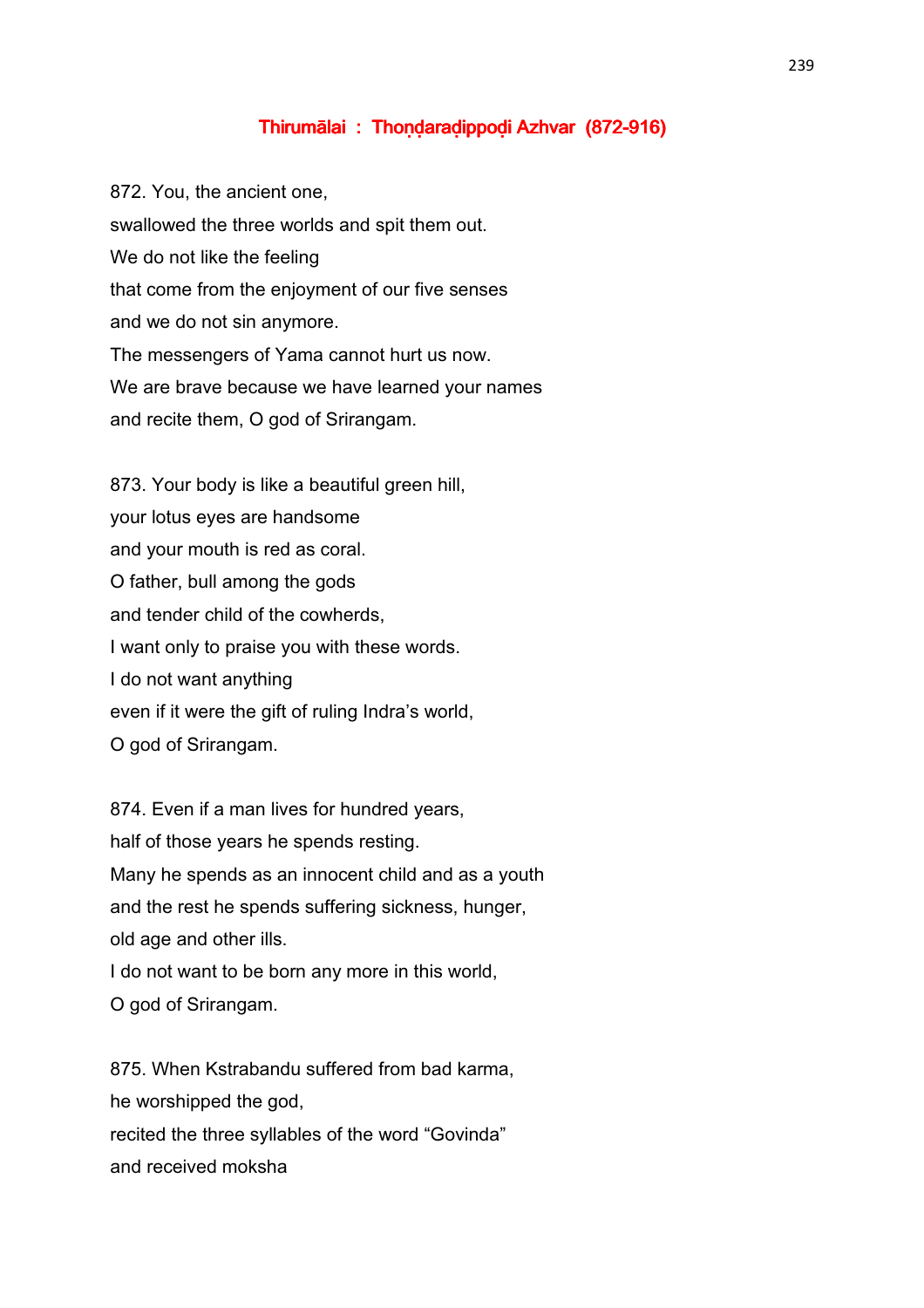## Thirumālai : Thoṇḍaraḍippoḍi Azhvar (872-916)

872. You, the ancient one,
swallowed the three worlds and spit them out.
We do not like the feeling
that come from the enjoyment of our five senses
and we do not sin anymore.
The messengers of Yama cannot hurt us now.
We are brave because we have learned your names
and recite them, O god of Srirangam.

873. Your body is like a beautiful green hill,
your lotus eyes are handsome
and your mouth is red as coral.
O father, bull among the gods
and tender child of the cowherds,
I want only to praise you with these words.
I do not want anything
even if it were the gift of ruling Indra's world,
O god of Srirangam.

874. Even if a man lives for hundred years,
half of those years he spends resting.
Many he spends as an innocent child and as a youth
and the rest he spends suffering sickness, hunger,
old age and other ills.
I do not want to be born any more in this world,
O god of Srirangam.

875. When Kstrabandu suffered from bad karma,
he worshipped the god,
recited the three syllables of the word "Govinda"
and received moksha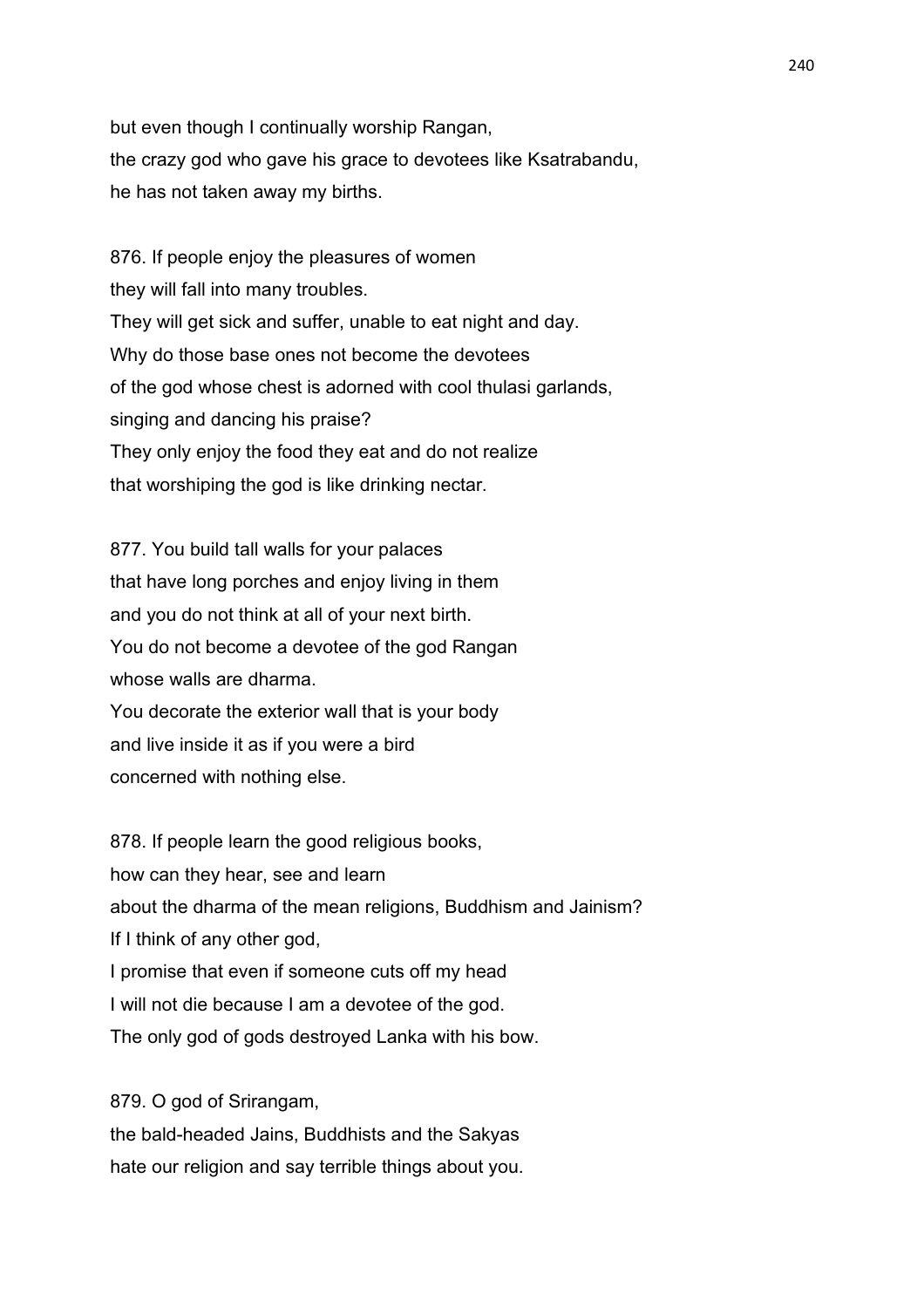but even though I continually worship Rangan,
the crazy god who gave his grace to devotees like Ksatrabandu,
he has not taken away my births.

876. If people enjoy the pleasures of women
they will fall into many troubles.
They will get sick and suffer, unable to eat night and day.
Why do those base ones not become the devotees
of the god whose chest is adorned with cool thulasi garlands,
singing and dancing his praise?
They only enjoy the food they eat and do not realize
that worshiping the god is like drinking nectar.

877. You build tall walls for your palaces
that have long porches and enjoy living in them
and you do not think at all of your next birth.
You do not become a devotee of the god Rangan
whose walls are dharma.
You decorate the exterior wall that is your body
and live inside it as if you were a bird
concerned with nothing else.

878. If people learn the good religious books,
how can they hear, see and learn
about the dharma of the mean religions, Buddhism and Jainism?
If I think of any other god,
I promise that even if someone cuts off my head
I will not die because I am a devotee of the god.
The only god of gods destroyed Lanka with his bow.

879. O god of Srirangam,
the bald-headed Jains, Buddhists and the Sakyas
hate our religion and say terrible things about you.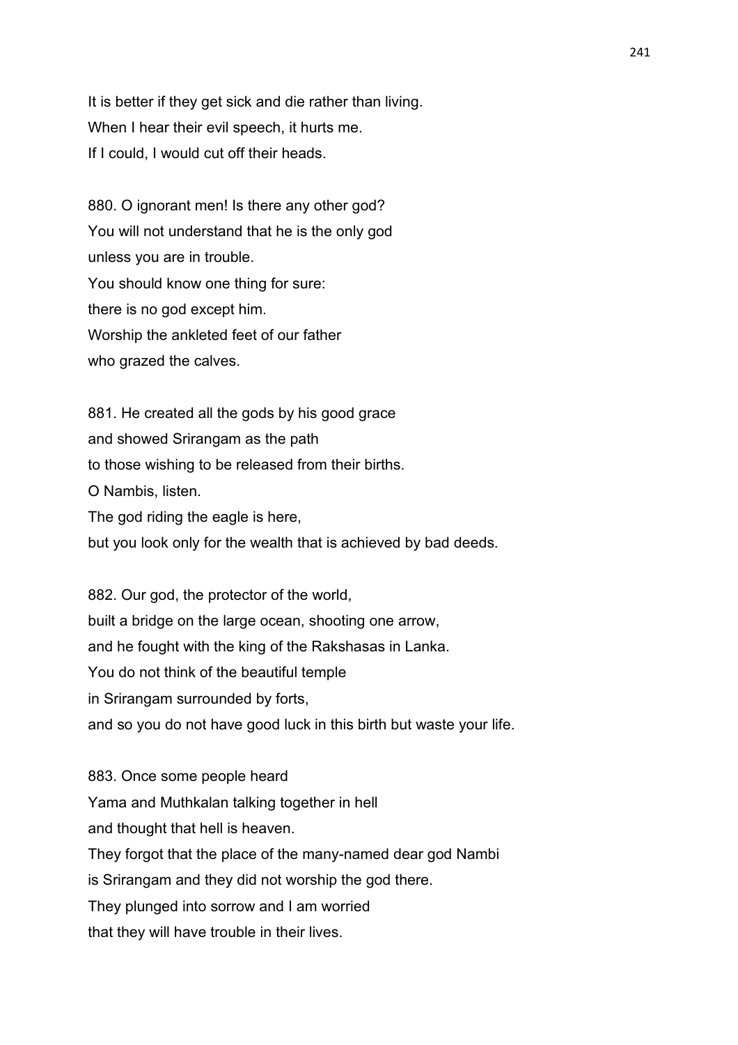It is better if they get sick and die rather than living.
When I hear their evil speech, it hurts me.
If I could, I would cut off their heads.

880. O ignorant men! Is there any other god?
You will not understand that he is the only god
unless you are in trouble.
You should know one thing for sure:
there is no god except him.
Worship the ankleted feet of our father
who grazed the calves.

881. He created all the gods by his good grace
and showed Srirangam as the path
to those wishing to be released from their births.
O Nambis, listen.
The god riding the eagle is here,
but you look only for the wealth that is achieved by bad deeds.

882. Our god, the protector of the world,
built a bridge on the large ocean, shooting one arrow,
and he fought with the king of the Rakshasas in Lanka.
You do not think of the beautiful temple
in Srirangam surrounded by forts,
and so you do not have good luck in this birth but waste your life.

883. Once some people heard
Yama and Muthkalan talking together in hell
and thought that hell is heaven.
They forgot that the place of the many-named dear god Nambi
is Srirangam and they did not worship the god there.
They plunged into sorrow and I am worried
that they will have trouble in their lives.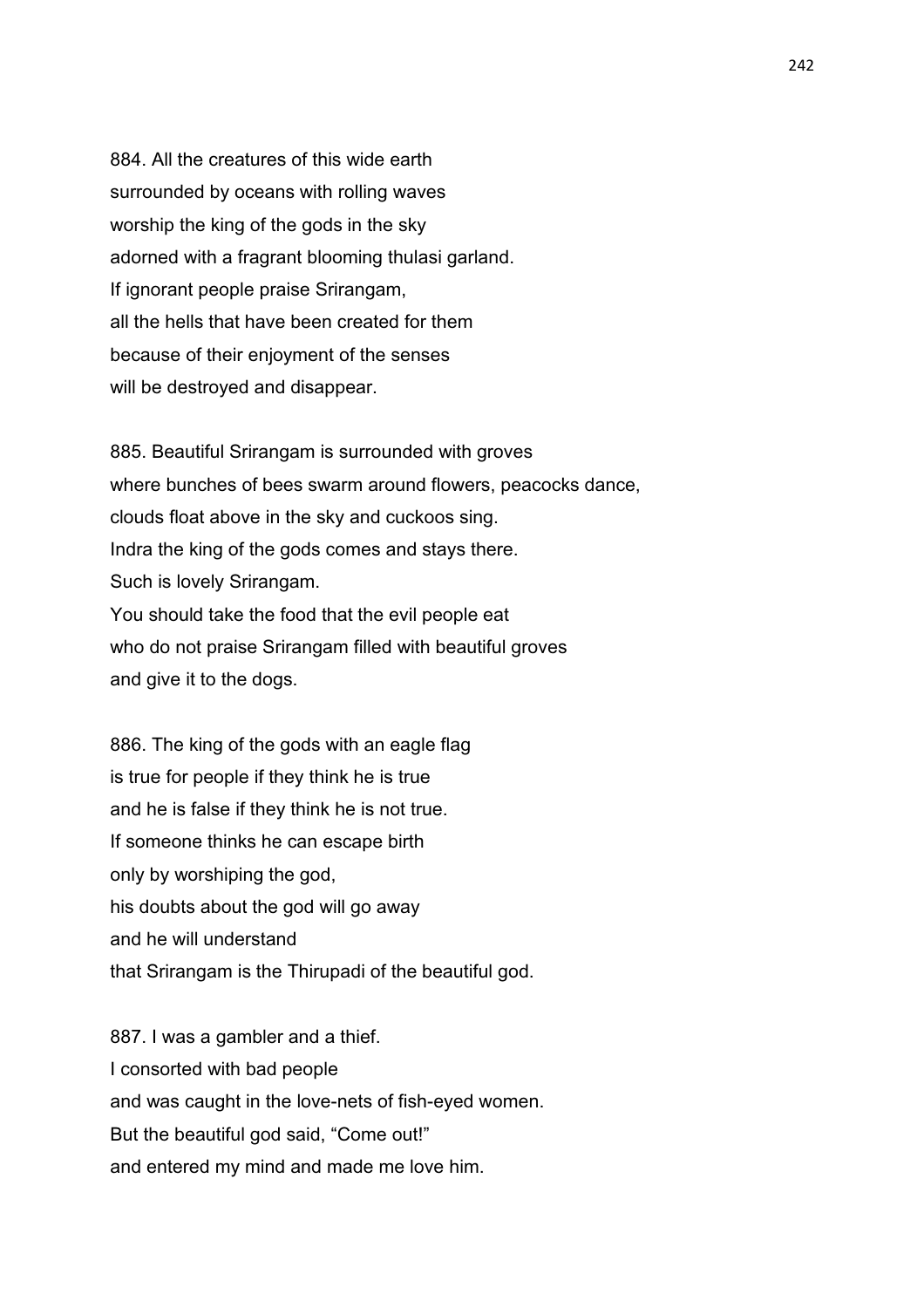884. All the creatures of this wide earth
surrounded by oceans with rolling waves
worship the king of the gods in the sky
adorned with a fragrant blooming thulasi garland.
If ignorant people praise Srirangam,
all the hells that have been created for them
because of their enjoyment of the senses
will be destroyed and disappear.

885. Beautiful Srirangam is surrounded with groves
where bunches of bees swarm around flowers, peacocks dance,
clouds float above in the sky and cuckoos sing.
Indra the king of the gods comes and stays there.
Such is lovely Srirangam.
You should take the food that the evil people eat
who do not praise Srirangam filled with beautiful groves
and give it to the dogs.

886. The king of the gods with an eagle flag
is true for people if they think he is true
and he is false if they think he is not true.
If someone thinks he can escape birth
only by worshiping the god,
his doubts about the god will go away
and he will understand
that Srirangam is the Thirupadi of the beautiful god.

887. I was a gambler and a thief.
I consorted with bad people
and was caught in the love-nets of fish-eyed women.
But the beautiful god said, “Come out!”
and entered my mind and made me love him.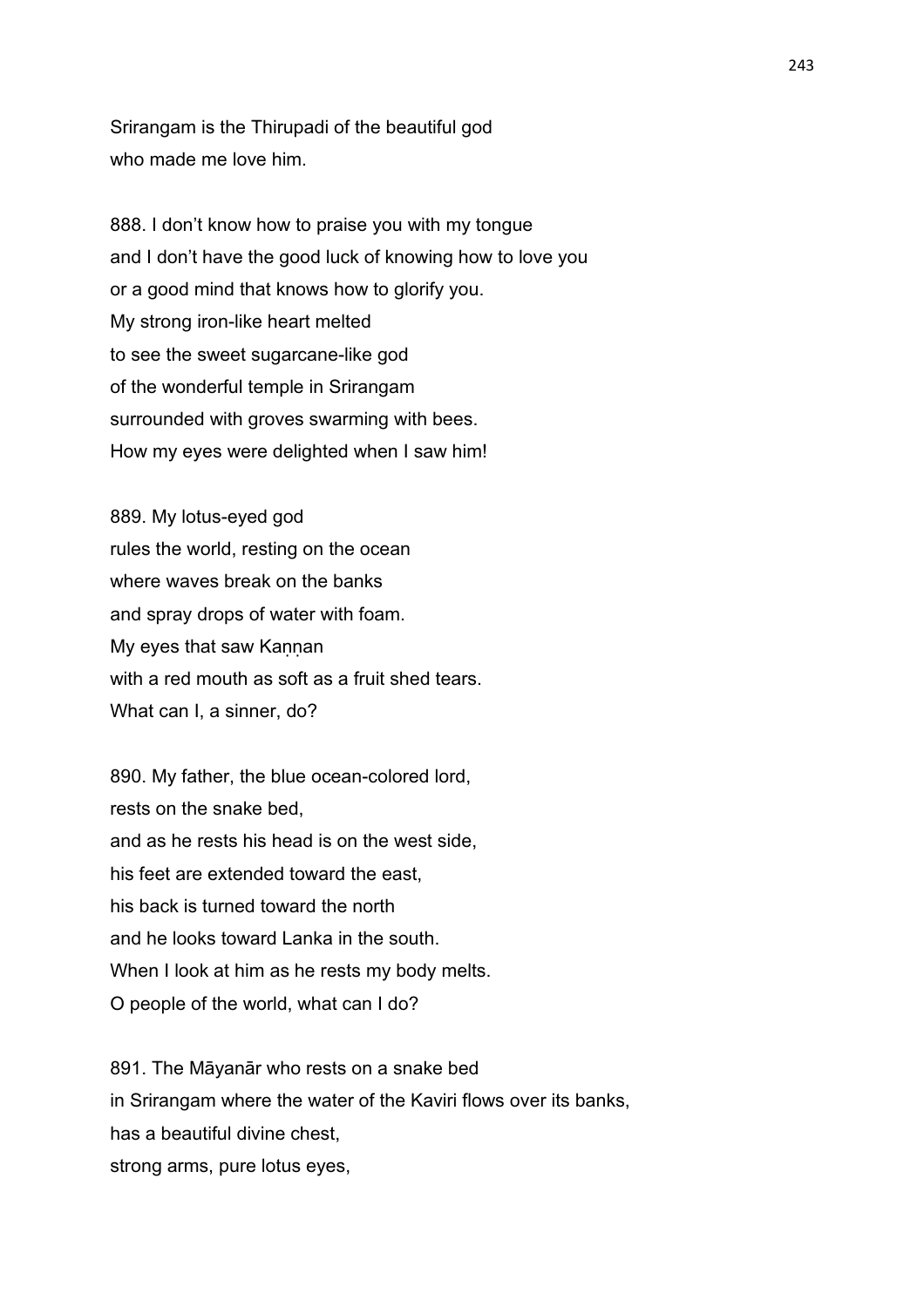Srirangam is the Thirupadi of the beautiful god
who made me love him.

888. I don't know how to praise you with my tongue
and I don't have the good luck of knowing how to love you
or a good mind that knows how to glorify you.
My strong iron-like heart melted
to see the sweet sugarcane-like god
of the wonderful temple in Srirangam
surrounded with groves swarming with bees.
How my eyes were delighted when I saw him!

889. My lotus-eyed god
rules the world, resting on the ocean
where waves break on the banks
and spray drops of water with foam.
My eyes that saw Kaṇṇan
with a red mouth as soft as a fruit shed tears.
What can I, a sinner, do?

890. My father, the blue ocean-colored lord,
rests on the snake bed,
and as he rests his head is on the west side,
his feet are extended toward the east,
his back is turned toward the north
and he looks toward Lanka in the south.
When I look at him as he rests my body melts.
O people of the world, what can I do?

891. The Māyanār who rests on a snake bed
in Srirangam where the water of the Kaviri flows over its banks,
has a beautiful divine chest,
strong arms, pure lotus eyes,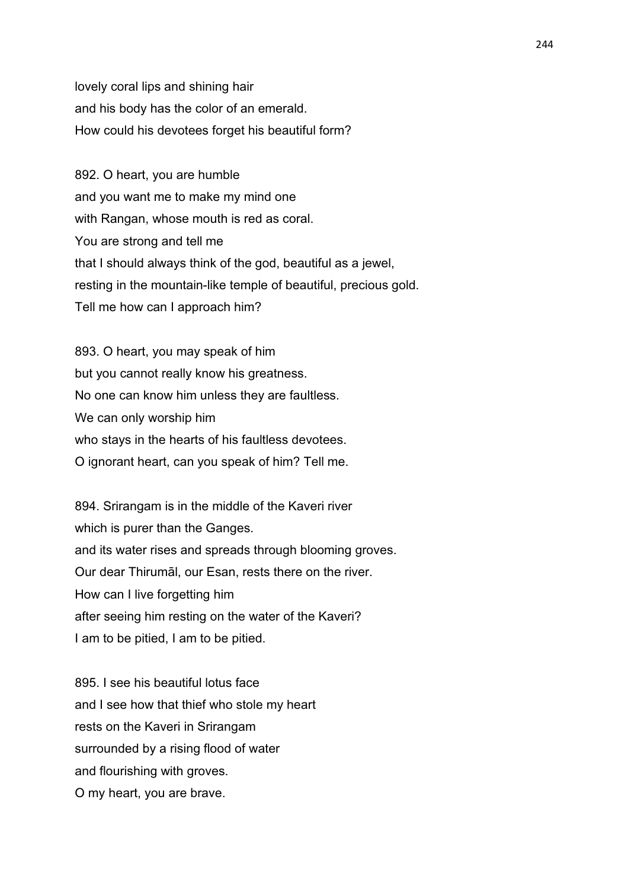lovely coral lips and shining hair
and his body has the color of an emerald.
How could his devotees forget his beautiful form?

892. O heart, you are humble
and you want me to make my mind one
with Rangan, whose mouth is red as coral.
You are strong and tell me
that I should always think of the god, beautiful as a jewel,
resting in the mountain-like temple of beautiful, precious gold.
Tell me how can I approach him?

893. O heart, you may speak of him
but you cannot really know his greatness.
No one can know him unless they are faultless.
We can only worship him
who stays in the hearts of his faultless devotees.
O ignorant heart, can you speak of him? Tell me.

894. Srirangam is in the middle of the Kaveri river
which is purer than the Ganges.
and its water rises and spreads through blooming groves.
Our dear Thirumāl, our Esan, rests there on the river.
How can I live forgetting him
after seeing him resting on the water of the Kaveri?
I am to be pitied, I am to be pitied.

895. I see his beautiful lotus face
and I see how that thief who stole my heart
rests on the Kaveri in Srirangam
surrounded by a rising flood of water
and flourishing with groves.
O my heart, you are brave.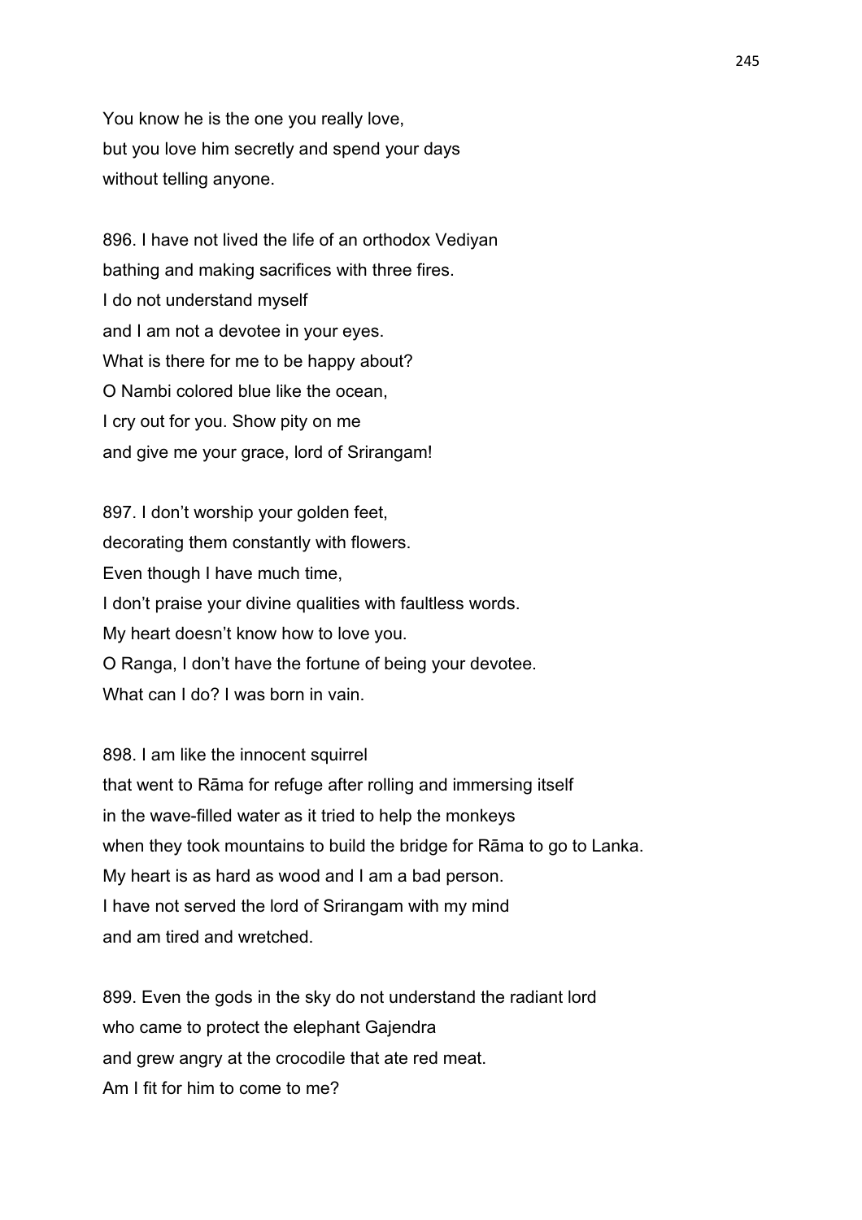You know he is the one you really love,
but you love him secretly and spend your days
without telling anyone.

896. I have not lived the life of an orthodox Vediyan
bathing and making sacrifices with three fires.
I do not understand myself
and I am not a devotee in your eyes.
What is there for me to be happy about?
O Nambi colored blue like the ocean,
I cry out for you. Show pity on me
and give me your grace, lord of Srirangam!

897. I don't worship your golden feet,
decorating them constantly with flowers.
Even though I have much time,
I don't praise your divine qualities with faultless words.
My heart doesn't know how to love you.
O Ranga, I don't have the fortune of being your devotee.
What can I do? I was born in vain.

898. I am like the innocent squirrel
that went to Rāma for refuge after rolling and immersing itself
in the wave-filled water as it tried to help the monkeys
when they took mountains to build the bridge for Rāma to go to Lanka.
My heart is as hard as wood and I am a bad person.
I have not served the lord of Srirangam with my mind
and am tired and wretched.

899. Even the gods in the sky do not understand the radiant lord
who came to protect the elephant Gajendra
and grew angry at the crocodile that ate red meat.
Am I fit for him to come to me?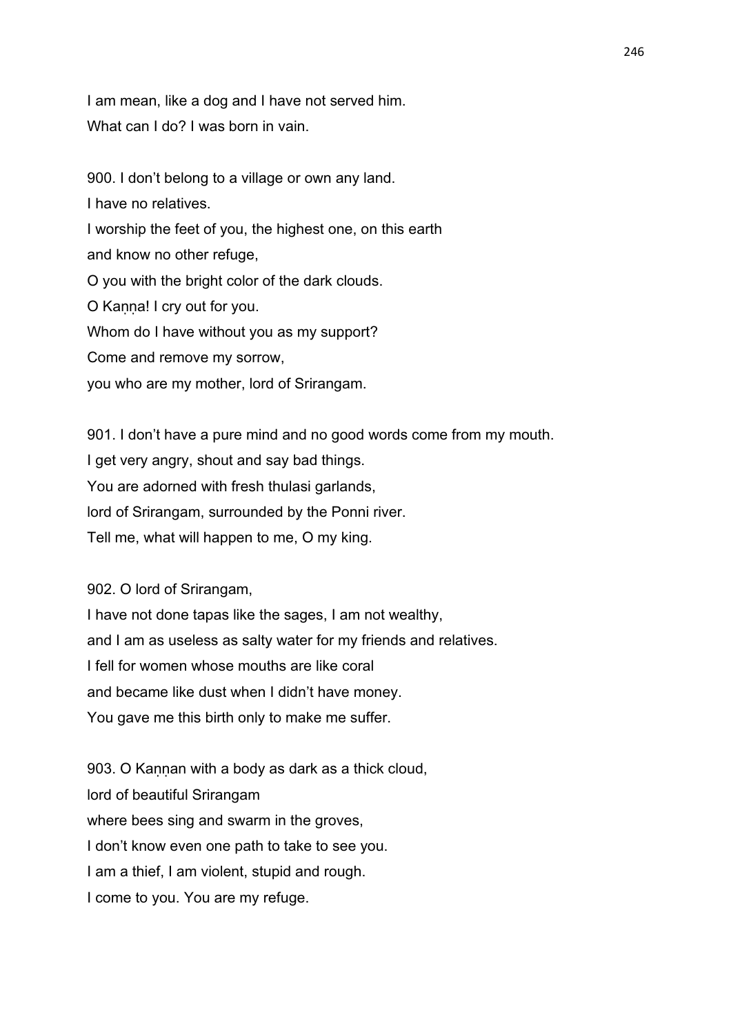I am mean, like a dog and I have not served him.
What can I do? I was born in vain.

900. I don't belong to a village or own any land.
I have no relatives.
I worship the feet of you, the highest one, on this earth
and know no other refuge,
O you with the bright color of the dark clouds.
O Kaṇṇa! I cry out for you.
Whom do I have without you as my support?
Come and remove my sorrow,
you who are my mother, lord of Srirangam.

901. I don't have a pure mind and no good words come from my mouth.
I get very angry, shout and say bad things.
You are adorned with fresh thulasi garlands,
lord of Srirangam, surrounded by the Ponni river.
Tell me, what will happen to me, O my king.

902. O lord of Srirangam,
I have not done tapas like the sages, I am not wealthy,
and I am as useless as salty water for my friends and relatives.
I fell for women whose mouths are like coral
and became like dust when I didn't have money.
You gave me this birth only to make me suffer.

903. O Kaṇṇan with a body as dark as a thick cloud,
lord of beautiful Srirangam
where bees sing and swarm in the groves,
I don't know even one path to take to see you.
I am a thief, I am violent, stupid and rough.
I come to you. You are my refuge.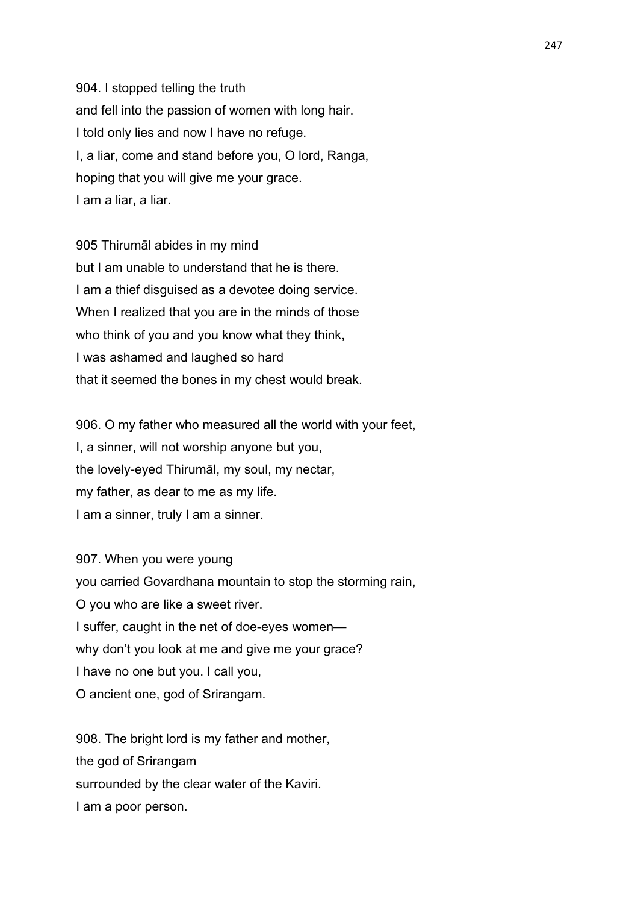904. I stopped telling the truth
and fell into the passion of women with long hair.
I told only lies and now I have no refuge.
I, a liar, come and stand before you, O lord, Ranga,
hoping that you will give me your grace.
I am a liar, a liar.

905 Thirumāl abides in my mind
but I am unable to understand that he is there.
I am a thief disguised as a devotee doing service.
When I realized that you are in the minds of those
who think of you and you know what they think,
I was ashamed and laughed so hard
that it seemed the bones in my chest would break.

906. O my father who measured all the world with your feet,
I, a sinner, will not worship anyone but you,
the lovely-eyed Thirumāl, my soul, my nectar,
my father, as dear to me as my life.
I am a sinner, truly I am a sinner.

907. When you were young
you carried Govardhana mountain to stop the storming rain,
O you who are like a sweet river.
I suffer, caught in the net of doe-eyes women—
why don't you look at me and give me your grace?
I have no one but you. I call you,
O ancient one, god of Srirangam.

908. The bright lord is my father and mother,
the god of Srirangam
surrounded by the clear water of the Kaviri.
I am a poor person.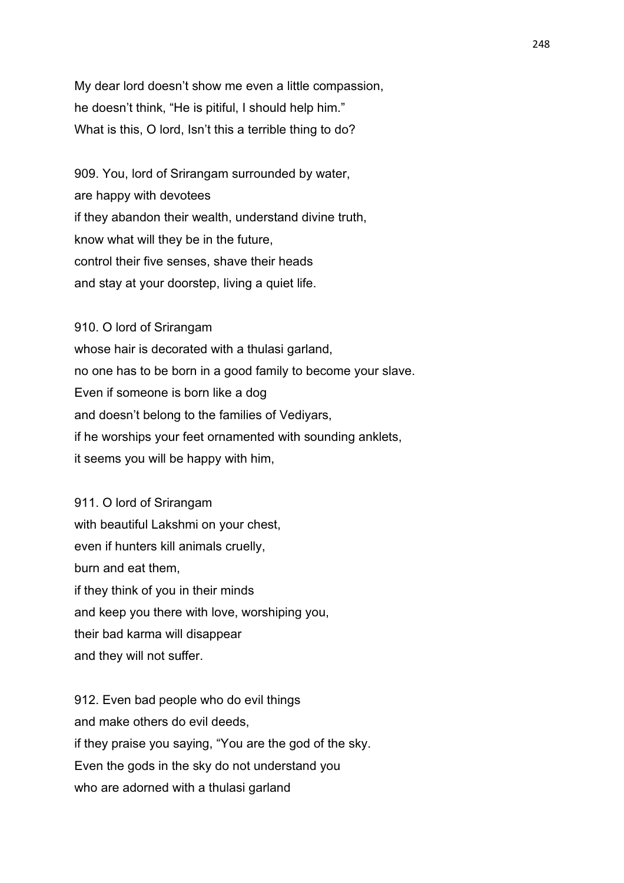My dear lord doesn't show me even a little compassion,
he doesn't think, "He is pitiful, I should help him."
What is this, O lord, Isn't this a terrible thing to do?

909. You, lord of Srirangam surrounded by water,
are happy with devotees
if they abandon their wealth, understand divine truth,
know what will they be in the future,
control their five senses, shave their heads
and stay at your doorstep, living a quiet life.

910. O lord of Srirangam
whose hair is decorated with a thulasi garland,
no one has to be born in a good family to become your slave.
Even if someone is born like a dog
and doesn't belong to the families of Vediyars,
if he worships your feet ornamented with sounding anklets,
it seems you will be happy with him,

911. O lord of Srirangam
with beautiful Lakshmi on your chest,
even if hunters kill animals cruelly,
burn and eat them,
if they think of you in their minds
and keep you there with love, worshiping you,
their bad karma will disappear
and they will not suffer.

912. Even bad people who do evil things
and make others do evil deeds,
if they praise you saying, "You are the god of the sky.
Even the gods in the sky do not understand you
who are adorned with a thulasi garland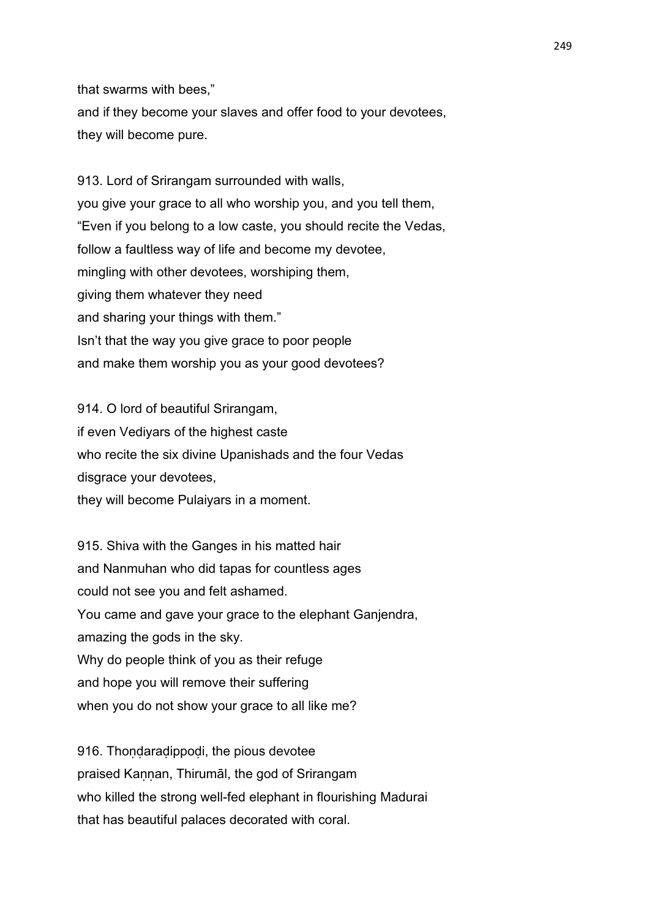that swarms with bees,"
and if they become your slaves and offer food to your devotees,
they will become pure.

913. Lord of Srirangam surrounded with walls,
you give your grace to all who worship you, and you tell them,
"Even if you belong to a low caste, you should recite the Vedas,
follow a faultless way of life and become my devotee,
mingling with other devotees, worshiping them,
giving them whatever they need
and sharing your things with them."
Isn't that the way you give grace to poor people
and make them worship you as your good devotees?

914. O lord of beautiful Srirangam,
if even Vediyars of the highest caste
who recite the six divine Upanishads and the four Vedas
disgrace your devotees,
they will become Pulaiyars in a moment.

915. Shiva with the Ganges in his matted hair
and Nanmuhan who did tapas for countless ages
could not see you and felt ashamed.
You came and gave your grace to the elephant Ganjendra,
amazing the gods in the sky.
Why do people think of you as their refuge
and hope you will remove their suffering
when you do not show your grace to all like me?

916. Thoṇḍaraḍippoḍi, the pious devotee
praised Kaṇṇan, Thirumāl, the god of Srirangam
who killed the strong well-fed elephant in flourishing Madurai
that has beautiful palaces decorated with coral.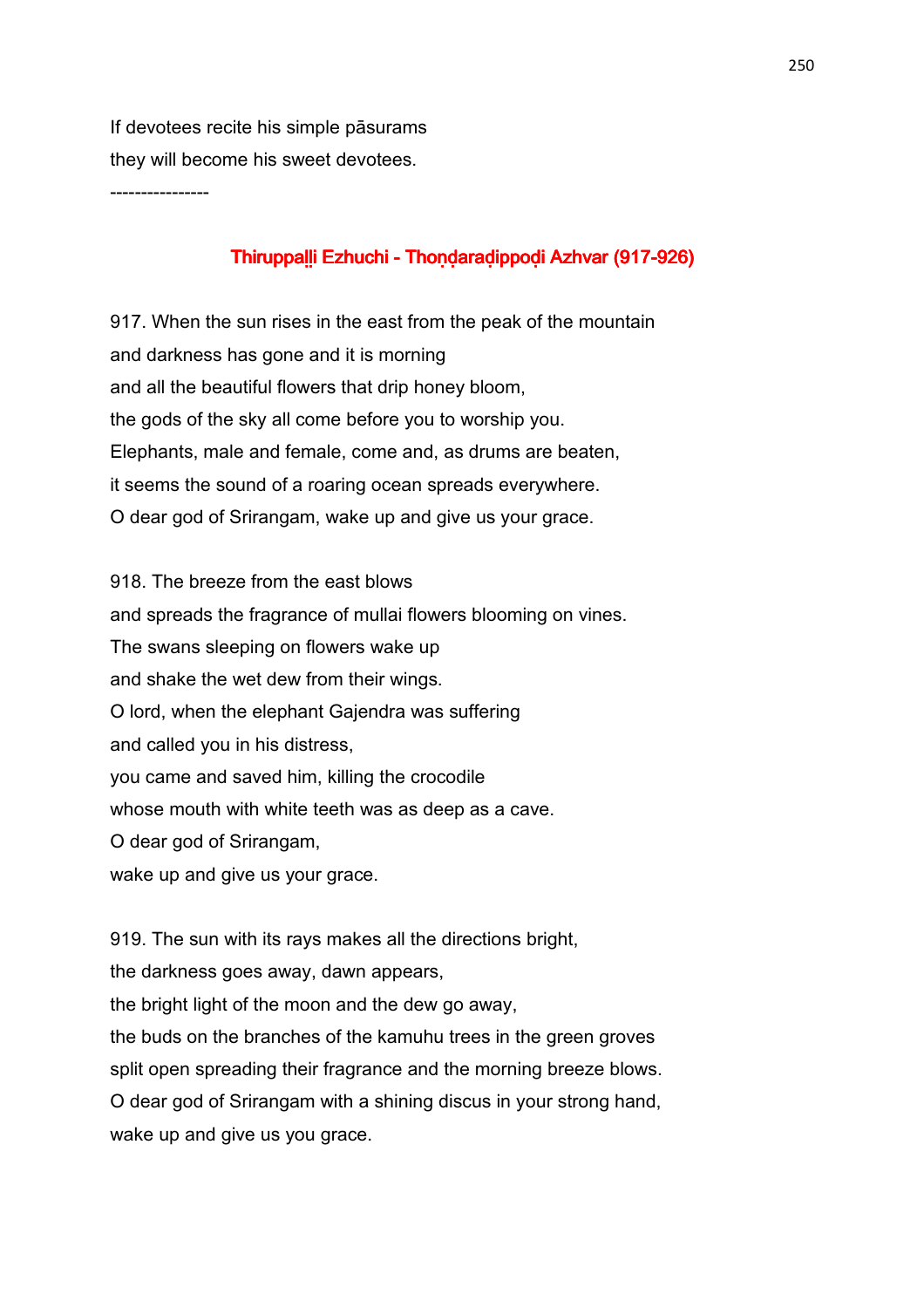If devotees recite his simple pāsurams
they will become his sweet devotees.

----------------

## Thiruppaḷḷi Ezhuchi - Thoṇḍaraḍippoḍi Azhvar (917-926)

917. When the sun rises in the east from the peak of the mountain
and darkness has gone and it is morning
and all the beautiful flowers that drip honey bloom,
the gods of the sky all come before you to worship you.
Elephants, male and female, come and, as drums are beaten,
it seems the sound of a roaring ocean spreads everywhere.
O dear god of Srirangam, wake up and give us your grace.

918. The breeze from the east blows
and spreads the fragrance of mullai flowers blooming on vines.
The swans sleeping on flowers wake up
and shake the wet dew from their wings.
O lord, when the elephant Gajendra was suffering
and called you in his distress,
you came and saved him, killing the crocodile
whose mouth with white teeth was deep as a cave.
O dear god of Srirangam,
wake up and give us your grace.

919. The sun with its rays makes all the directions bright,
the darkness goes away, dawn appears,
the bright light of the moon and the dew go away,
the buds on the branches of the kamuhu trees in the green groves
split open spreading their fragrance and the morning breeze blows.
O dear god of Srirangam with a shining discus in your strong hand,
wake up and give us you grace.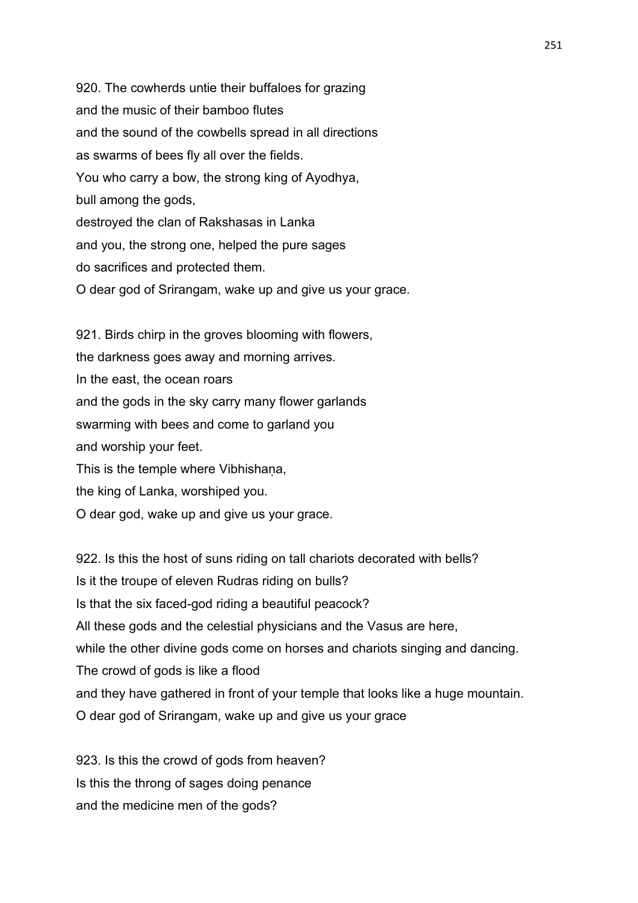920. The cowherds untie their buffaloes for grazing
and the music of their bamboo flutes
and the sound of the cowbells spread in all directions
as swarms of bees fly all over the fields.
You who carry a bow, the strong king of Ayodhya,
bull among the gods,
destroyed the clan of Rakshasas in Lanka
and you, the strong one, helped the pure sages
do sacrifices and protected them.
O dear god of Srirangam, wake up and give us your grace.

921. Birds chirp in the groves blooming with flowers,
the darkness goes away and morning arrives.
In the east, the ocean roars
and the gods in the sky carry many flower garlands
swarming with bees and come to garland you
and worship your feet.
This is the temple where Vibhishaṇa,
the king of Lanka, worshiped you.
O dear god, wake up and give us your grace.

922. Is this the host of suns riding on tall chariots decorated with bells?
Is it the troupe of eleven Rudras riding on bulls?
Is that the six faced-god riding a beautiful peacock?
All these gods and the celestial physicians and the Vasus are here,
while the other divine gods come on horses and chariots singing and dancing.
The crowd of gods is like a flood
and they have gathered in front of your temple that looks like a huge mountain.
O dear god of Srirangam, wake up and give us your grace

923. Is this the crowd of gods from heaven?
Is this the throng of sages doing penance
and the medicine men of the gods?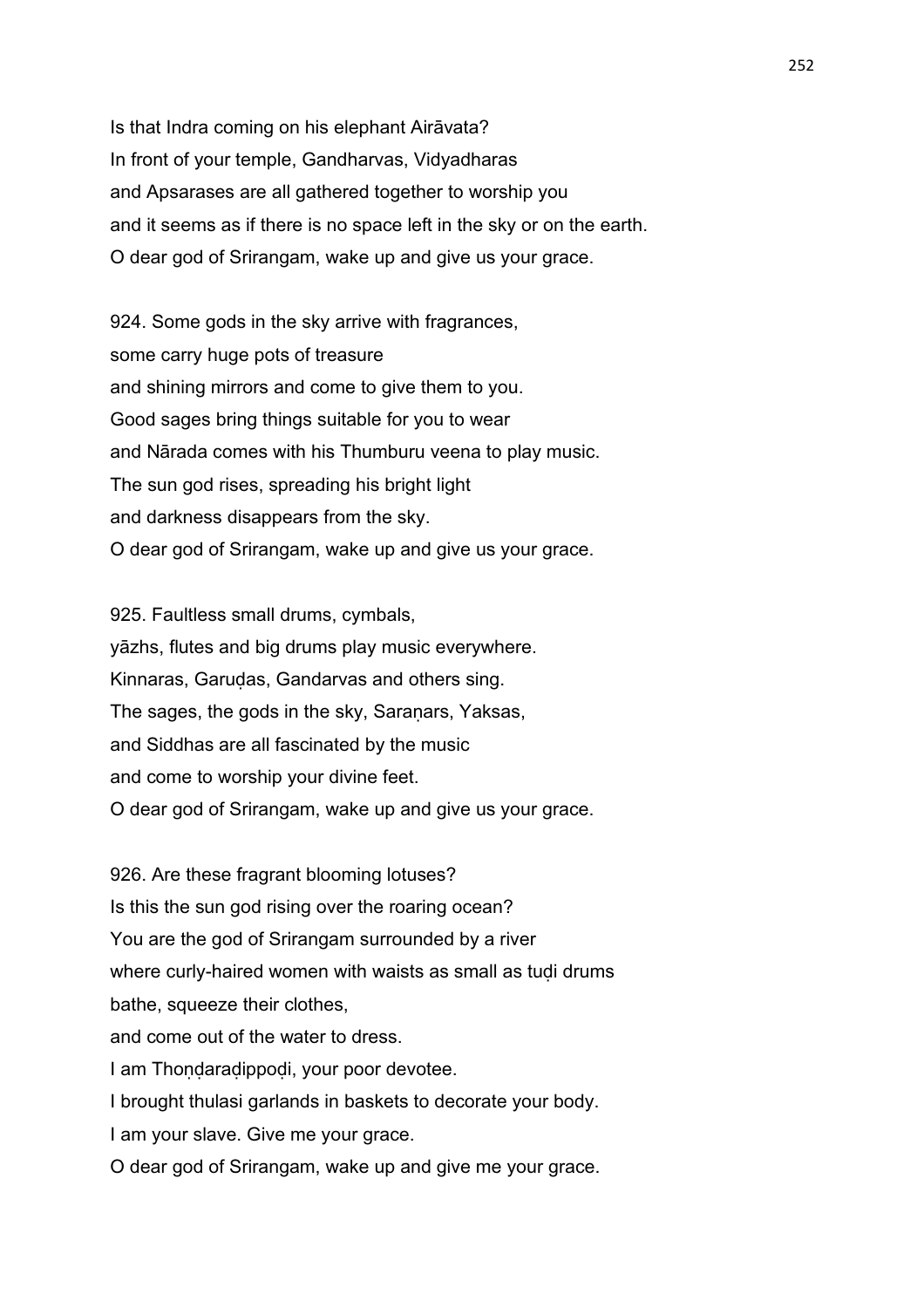Is that Indra coming on his elephant Airāvata?
In front of your temple, Gandharvas, Vidyadharas
and Apsarases are all gathered together to worship you
and it seems as if there is no space left in the sky or on the earth.
O dear god of Srirangam, wake up and give us your grace.

924. Some gods in the sky arrive with fragrances,
some carry huge pots of treasure
and shining mirrors and come to give them to you.
Good sages bring things suitable for you to wear
and Nārada comes with his Thumburu veena to play music.
The sun god rises, spreading his bright light
and darkness disappears from the sky.
O dear god of Srirangam, wake up and give us your grace.

925. Faultless small drums, cymbals,
yāzhs, flutes and big drums play music everywhere.
Kinnaras, Garuḍas, Gandarvas and others sing.
The sages, the gods in the sky, Saraṇars, Yaksas,
and Siddhas are all fascinated by the music
and come to worship your divine feet.
O dear god of Srirangam, wake up and give us your grace.

926. Are these fragrant blooming lotuses?
Is this the sun god rising over the roaring ocean?
You are the god of Srirangam surrounded by a river
where curly-haired women with waists as small as tuḍi drums
bathe, squeeze their clothes,
and come out of the water to dress.
I am Thoṇḍaraḍippoḍi, your poor devotee.
I brought thulasi garlands in baskets to decorate your body.
I am your slave. Give me your grace.
O dear god of Srirangam, wake up and give me your grace.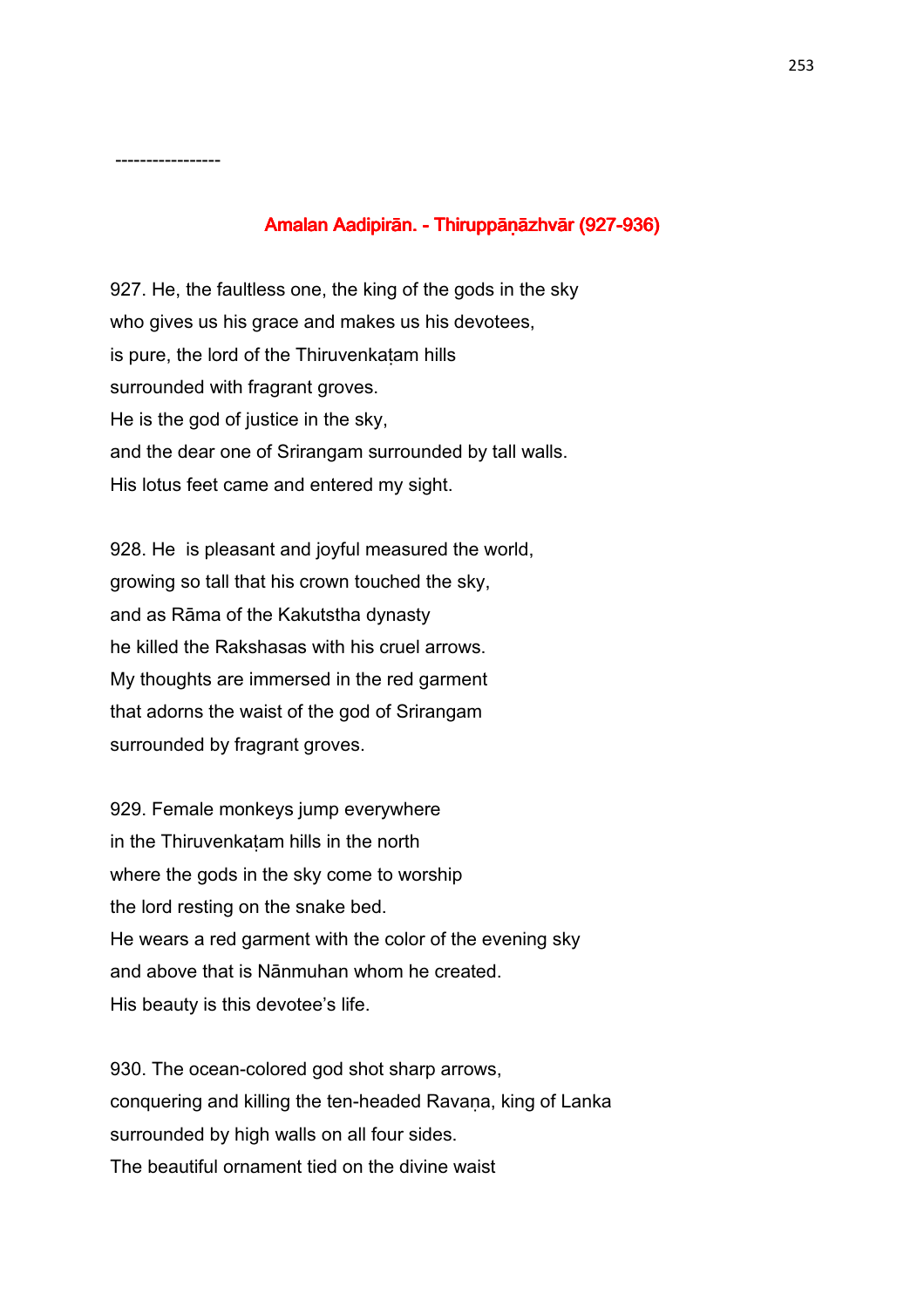-----------------

## Amalan Aadipirān. - Thiruppāṇāzhvār (927-936)

927. He, the faultless one, the king of the gods in the sky
who gives us his grace and makes us his devotees,
is pure, the lord of the Thiruvenkaṭam hills
surrounded with fragrant groves.
He is the god of justice in the sky,
and the dear one of Srirangam surrounded by tall walls.
His lotus feet came and entered my sight.

928. He is pleasant and joyful measured the world,
growing so tall that his crown touched the sky,
and as Rāma of the Kakutstha dynasty
he killed the Rakshasas with his cruel arrows.
My thoughts are immersed in the red garment
that adorns the waist of the god of Srirangam
surrounded by fragrant groves.

929. Female monkeys jump everywhere
in the Thiruvenkaṭam hills in the north
where the gods in the sky come to worship
the lord resting on the snake bed.
He wears a red garment with the color of the evening sky
and above that is Nānmuhan whom he created.
His beauty is this devotee's life.

930. The ocean-colored god shot sharp arrows,
conquering and killing the ten-headed Ravaṇa, king of Lanka
surrounded by high walls on all four sides.
The beautiful ornament tied on the divine waist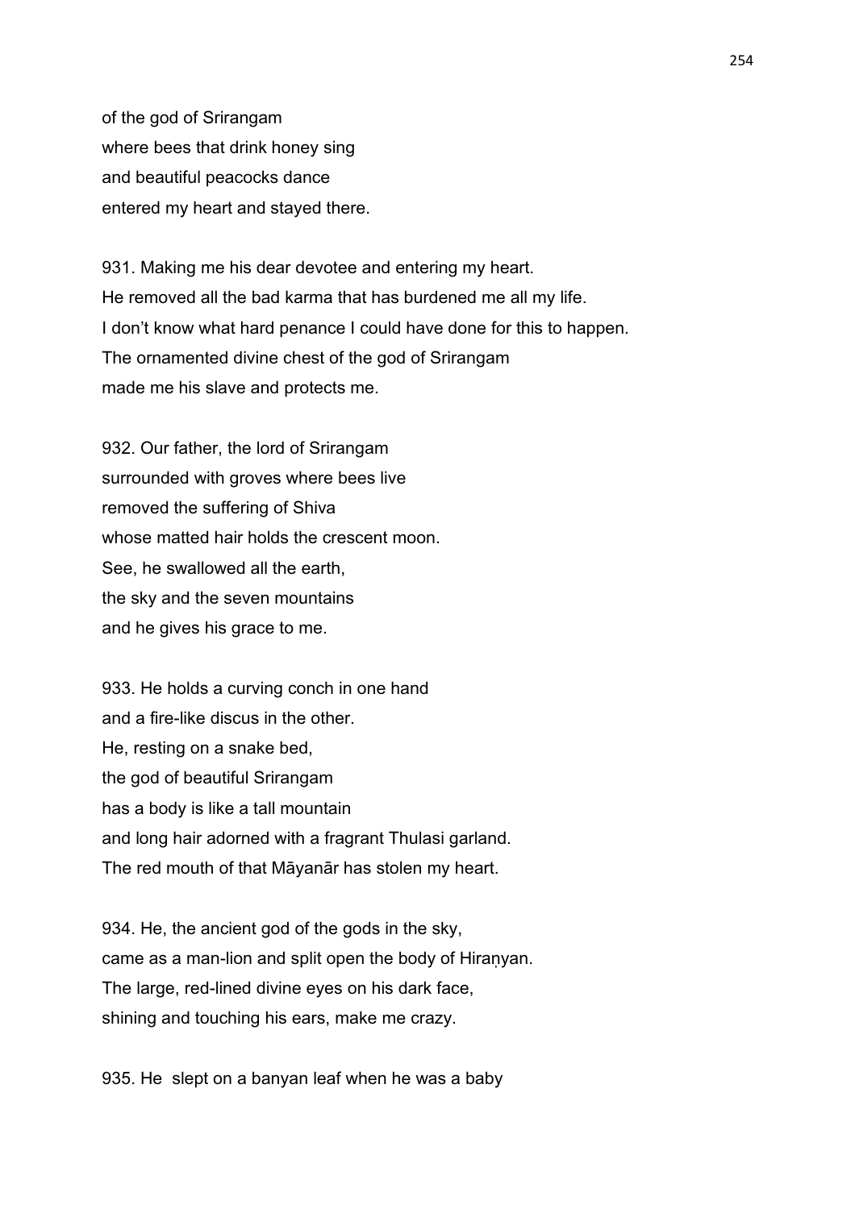of the god of Srirangam
where bees that drink honey sing
and beautiful peacocks dance
entered my heart and stayed there.

931. Making me his dear devotee and entering my heart.
He removed all the bad karma that has burdened me all my life.
I don't know what hard penance I could have done for this to happen.
The ornamented divine chest of the god of Srirangam
made me his slave and protects me.

932. Our father, the lord of Srirangam
surrounded with groves where bees live
removed the suffering of Shiva
whose matted hair holds the crescent moon.
See, he swallowed all the earth,
the sky and the seven mountains
and he gives his grace to me.

933. He holds a curving conch in one hand
and a fire-like discus in the other.
He, resting on a snake bed,
the god of beautiful Srirangam
has a body is like a tall mountain
and long hair adorned with a fragrant Thulasi garland.
The red mouth of that Māyanār has stolen my heart.

934. He, the ancient god of the gods in the sky,
came as a man-lion and split open the body of Hiraṇyan.
The large, red-lined divine eyes on his dark face,
shining and touching his ears, make me crazy.

935. He slept on a banyan leaf when he was a baby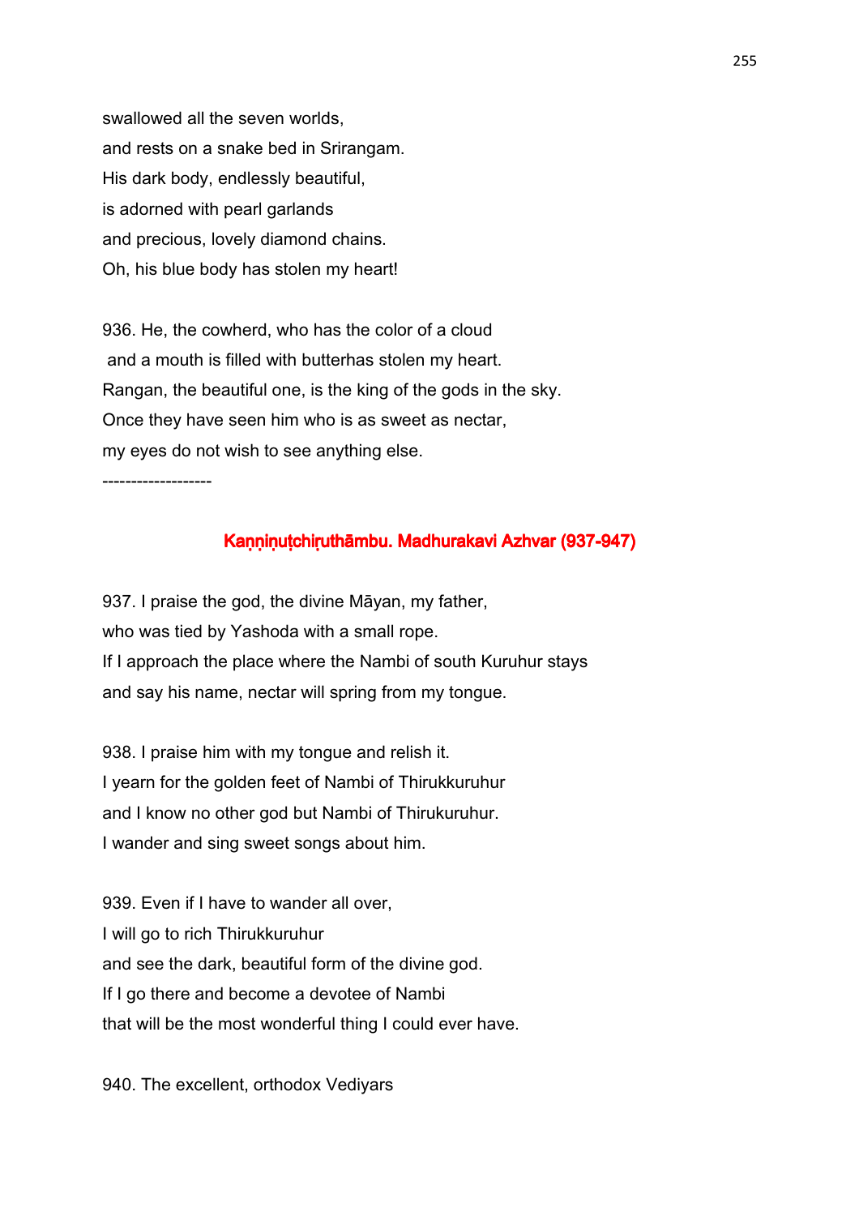swallowed all the seven worlds,
and rests on a snake bed in Srirangam.
His dark body, endlessly beautiful,
is adorned with pearl garlands
and precious, lovely diamond chains.
Oh, his blue body has stolen my heart!

936. He, the cowherd, who has the color of a cloud
and a mouth is filled with butterhas stolen my heart.
Rangan, the beautiful one, is the king of the gods in the sky.
Once they have seen him who is as sweet as nectar,
my eyes do not wish to see anything else.

-------------------

## Kaṇṇiṇuṭchiṛuthāmbu. Madhurakavi Azhvar (937-947)

937. I praise the god, the divine Māyan, my father,
who was tied by Yashoda with a small rope.
If I approach the place where the Nambi of south Kuruhur stays
and say his name, nectar will spring from my tongue.

938. I praise him with my tongue and relish it.
I yearn for the golden feet of Nambi of Thirukkuruhur
and I know no other god but Nambi of Thirukuruhur.
I wander and sing sweet songs about him.

939. Even if I have to wander all over,
I will go to rich Thirukkuruhur
and see the dark, beautiful form of the divine god.
If I go there and become a devotee of Nambi
that will be the most wonderful thing I could ever have.

940. The excellent, orthodox Vediyars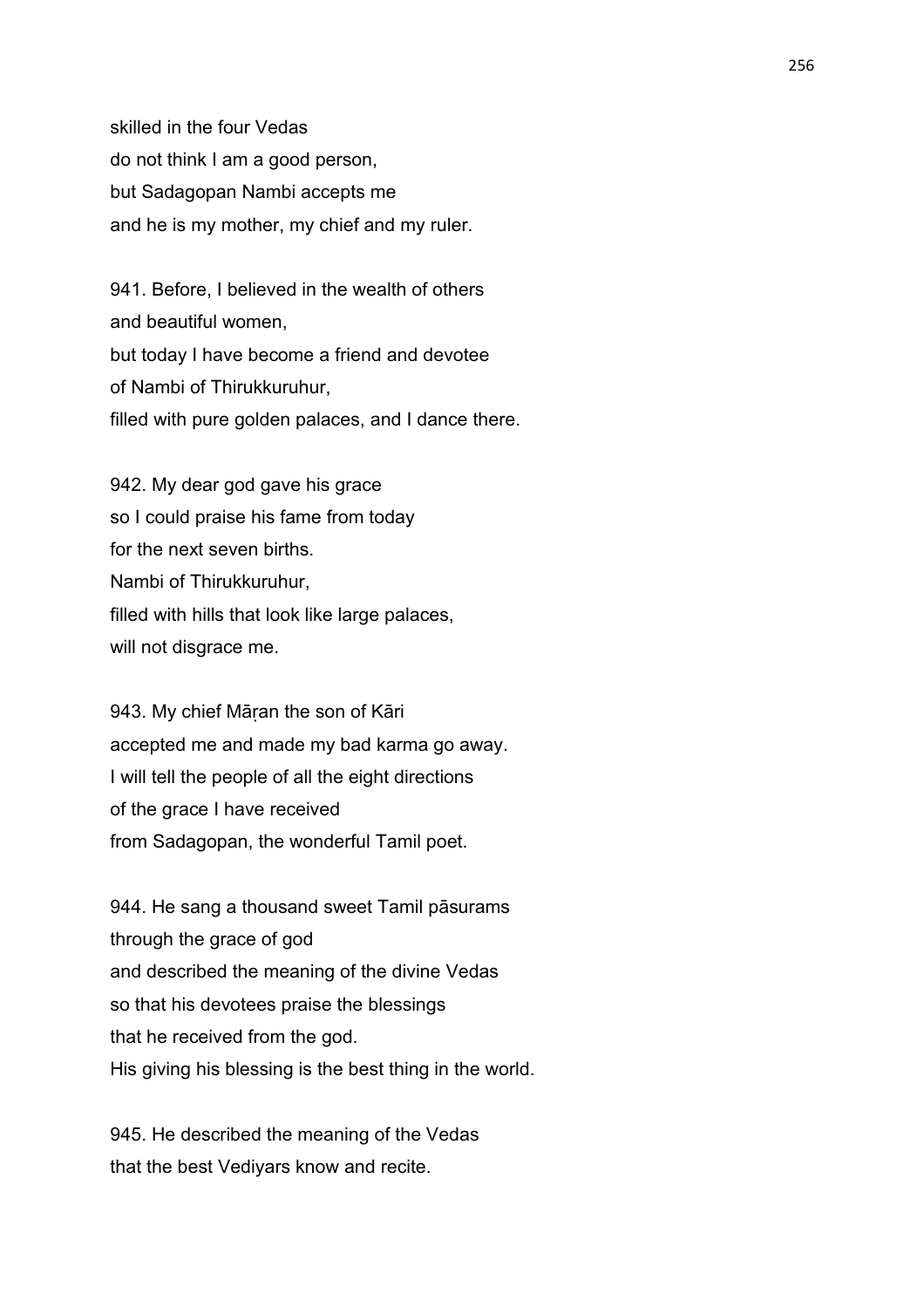skilled in the four Vedas
do not think I am a good person,
but Sadagopan Nambi accepts me
and he is my mother, my chief and my ruler.

941. Before, I believed in the wealth of others
and beautiful women,
but today I have become a friend and devotee
of Nambi of Thirukkuruhur,
filled with pure golden palaces, and I dance there.

942. My dear god gave his grace
so I could praise his fame from today
for the next seven births.
Nambi of Thirukkuruhur,
filled with hills that look like large palaces,
will not disgrace me.

943. My chief Māṛan the son of Kāri
accepted me and made my bad karma go away.
I will tell the people of all the eight directions
of the grace I have received
from Sadagopan, the wonderful Tamil poet.

944. He sang a thousand sweet Tamil pāsurams
through the grace of god
and described the meaning of the divine Vedas
so that his devotees praise the blessings
that he received from the god.
His giving his blessing is the best thing in the world.

945. He described the meaning of the Vedas
that the best Vediyars know and recite.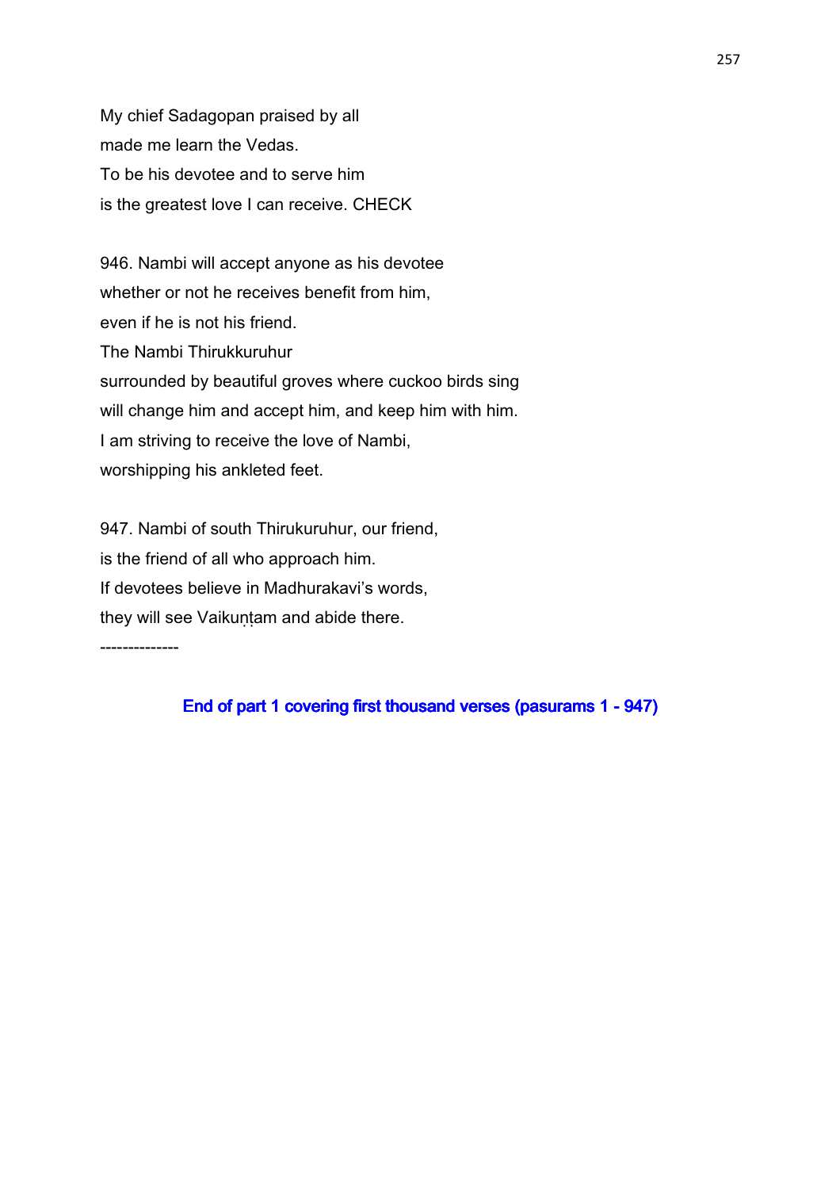My chief Sadagopan praised by all
made me learn the Vedas.
To be his devotee and to serve him
is the greatest love I can receive. CHECK

946. Nambi will accept anyone as his devotee
whether or not he receives benefit from him,
even if he is not his friend.
The Nambi Thirukkuruhur
surrounded by beautiful groves where cuckoo birds sing
will change him and accept him, and keep him with him.
I am striving to receive the love of Nambi,
worshipping his ankleted feet.

947. Nambi of south Thirukuruhur, our friend,
is the friend of all who approach him.
If devotees believe in Madhurakavi's words,
they will see Vaikuṇṭam and abide there.

--------------

**End of part 1 covering first thousand verses (pasurams 1 - 947)**